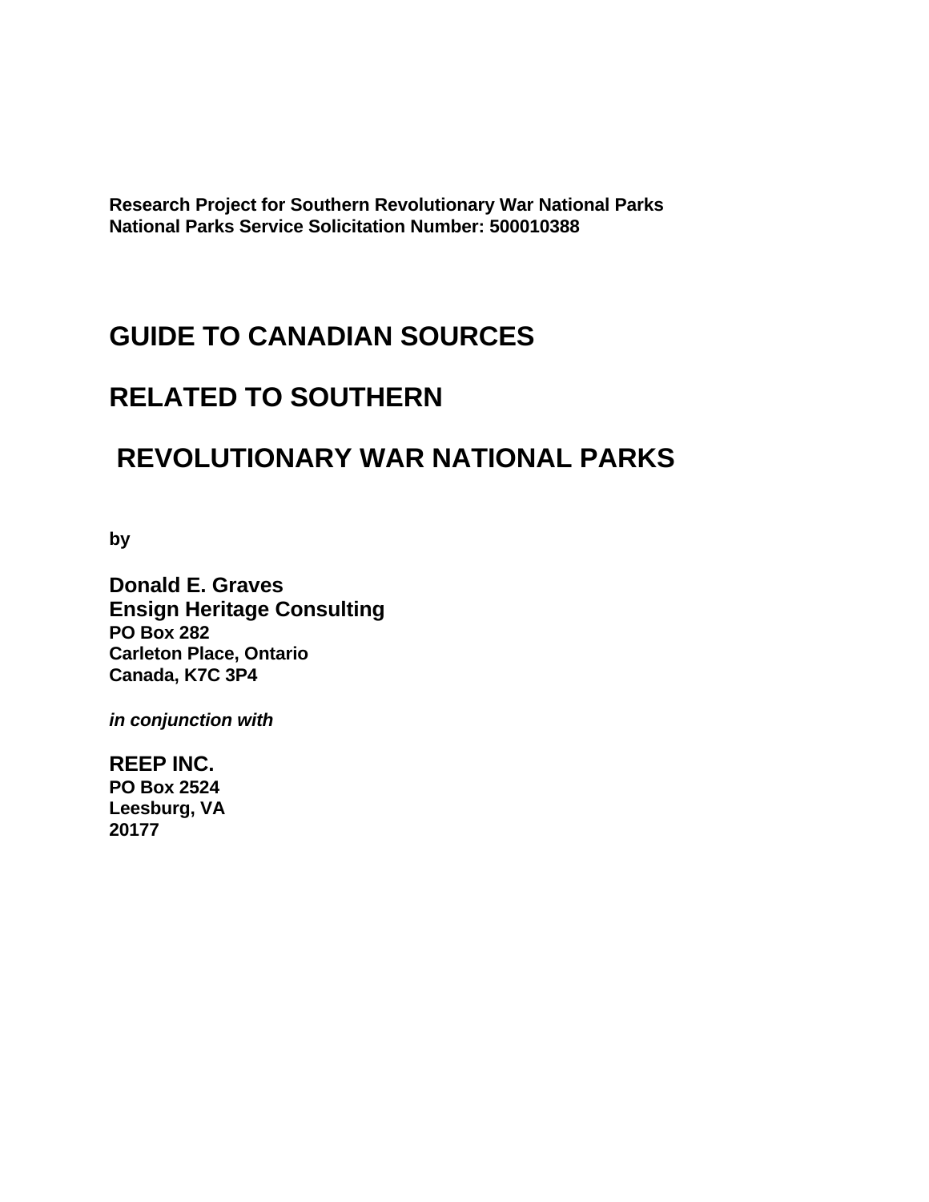**Research Project for Southern Revolutionary War National Parks**
**National Parks Service Solicitation Number: 500010388**

# GUIDE TO CANADIAN SOURCES RELATED TO SOUTHERN REVOLUTIONARY WAR NATIONAL PARKS

**by**

**Donald E. Graves**
**Ensign Heritage Consulting**
**PO Box 282**
**Carleton Place, Ontario**
**Canada, K7C 3P4**

***in conjunction with***

**REEP INC.**
**PO Box 2524**
**Leesburg, VA**
**20177**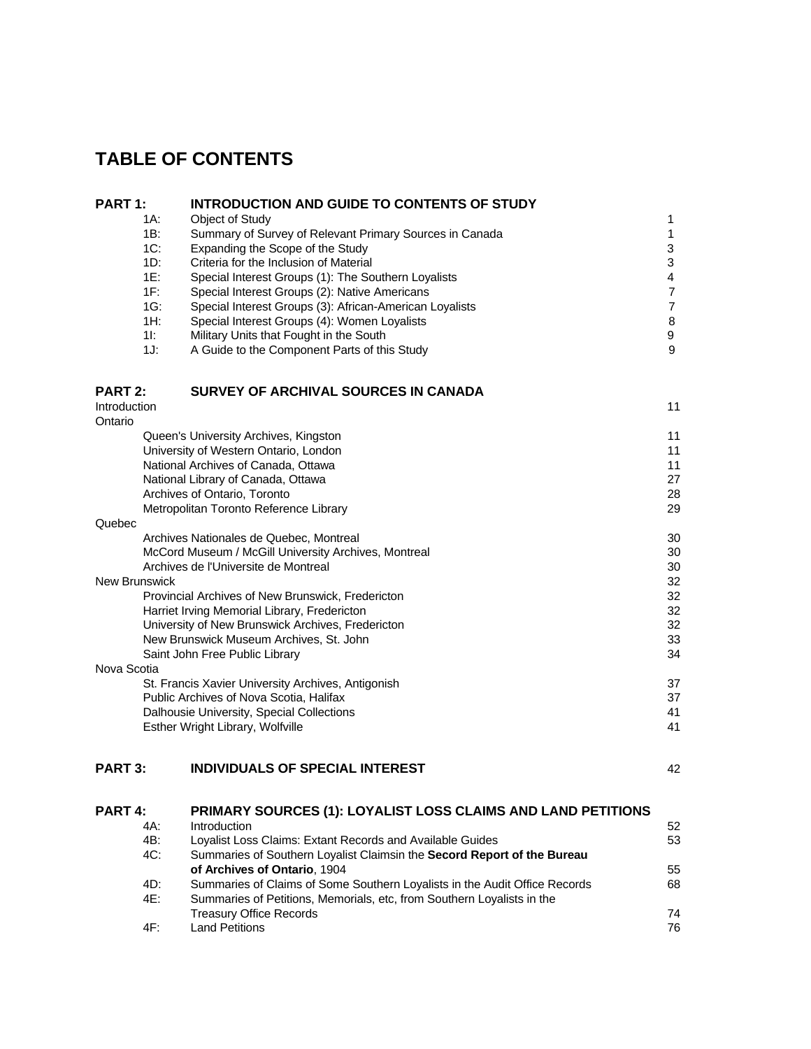# TABLE OF CONTENTS

| | | |
|---|---|---|
| **PART 1:** | **INTRODUCTION AND GUIDE TO CONTENTS OF STUDY** | |
| 1A: | Object of Study | 1 |
| 1B: | Summary of Survey of Relevant Primary Sources in Canada | 1 |
| 1C: | Expanding the Scope of the Study | 3 |
| 1D: | Criteria for the Inclusion of Material | 3 |
| 1E: | Special Interest Groups (1): The Southern Loyalists | 4 |
| 1F: | Special Interest Groups (2): Native Americans | 7 |
| 1G: | Special Interest Groups (3): African-American Loyalists | 7 |
| 1H: | Special Interest Groups (4): Women Loyalists | 8 |
| 1I: | Military Units that Fought in the South | 9 |
| 1J: | A Guide to the Component Parts of this Study | 9 |
| **PART 2:** | **SURVEY OF ARCHIVAL SOURCES IN CANADA** | |
| Introduction | | 11 |
| Ontario | | |
| | Queen's University Archives, Kingston | 11 |
| | University of Western Ontario, London | 11 |
| | National Archives of Canada, Ottawa | 11 |
| | National Library of Canada, Ottawa | 27 |
| | Archives of Ontario, Toronto | 28 |
| | Metropolitan Toronto Reference Library | 29 |
| Quebec | | |
| | Archives Nationales de Quebec, Montreal | 30 |
| | McCord Museum / McGill University Archives, Montreal | 30 |
| | Archives de l'Universite de Montreal | 30 |
| New Brunswick | | 32 |
| | Provincial Archives of New Brunswick, Fredericton | 32 |
| | Harriet Irving Memorial Library, Fredericton | 32 |
| | University of New Brunswick Archives, Fredericton | 32 |
| | New Brunswick Museum Archives, St. John | 33 |
| | Saint John Free Public Library | 34 |
| Nova Scotia | | |
| | St. Francis Xavier University Archives, Antigonish | 37 |
| | Public Archives of Nova Scotia, Halifax | 37 |
| | Dalhousie University, Special Collections | 41 |
| | Esther Wright Library, Wolfville | 41 |
| **PART 3:** | **INDIVIDUALS OF SPECIAL INTEREST** | 42 |
| **PART 4:** | **PRIMARY SOURCES (1): LOYALIST LOSS CLAIMS AND LAND PETITIONS** | |
| 4A: | Introduction | 52 |
| 4B: | Loyalist Loss Claims: Extant Records and Available Guides | 53 |
| 4C: | Summaries of Southern Loyalist Claimsin the **Secord Report of the Bureau of Archives of Ontario**, 1904 | 55 |
| 4D: | Summaries of Claims of Some Southern Loyalists in the Audit Office Records | 68 |
| 4E: | Summaries of Petitions, Memorials, etc, from Southern Loyalists in the Treasury Office Records | 74 |
| 4F: | Land Petitions | 76 |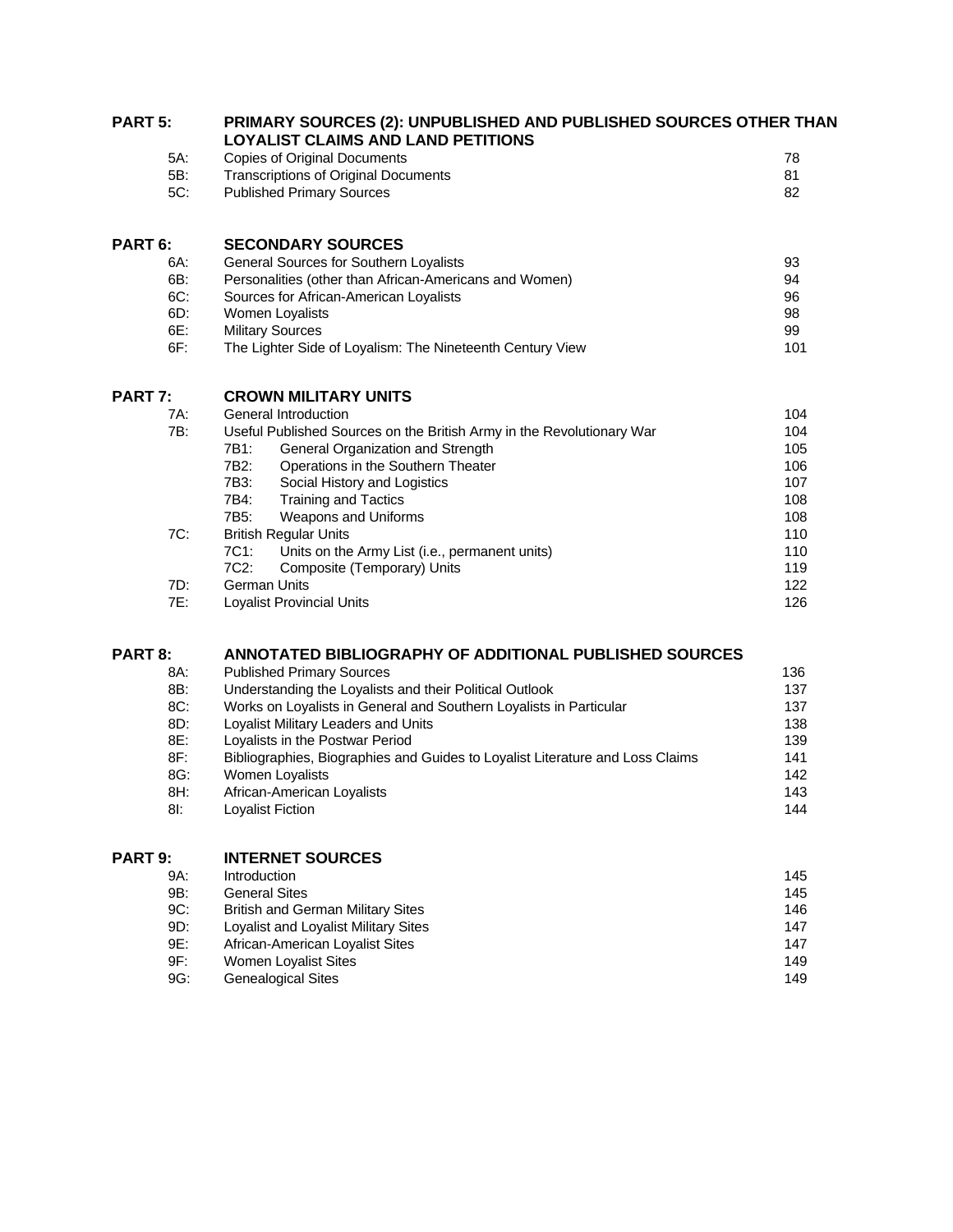| | | |
|---|---|---|
| **PART 5:** | **PRIMARY SOURCES (2): UNPUBLISHED AND PUBLISHED SOURCES OTHER THAN LOYALIST CLAIMS AND LAND PETITIONS** | |
| 5A: | Copies of Original Documents | 78 |
| 5B: | Transcriptions of Original Documents | 81 |
| 5C: | Published Primary Sources | 82 |
| | | |
| **PART 6:** | **SECONDARY SOURCES** | |
| 6A: | General Sources for Southern Loyalists | 93 |
| 6B: | Personalities (other than African-Americans and Women) | 94 |
| 6C: | Sources for African-American Loyalists | 96 |
| 6D: | Women Loyalists | 98 |
| 6E: | Military Sources | 99 |
| 6F: | The Lighter Side of Loyalism: The Nineteenth Century View | 101 |
| | | |
| **PART 7:** | **CROWN MILITARY UNITS** | |
| 7A: | General Introduction | 104 |
| 7B: | Useful Published Sources on the British Army in the Revolutionary War | 104 |
| | 7B1: General Organization and Strength | 105 |
| | 7B2: Operations in the Southern Theater | 106 |
| | 7B3: Social History and Logistics | 107 |
| | 7B4: Training and Tactics | 108 |
| | 7B5: Weapons and Uniforms | 108 |
| 7C: | British Regular Units | 110 |
| | 7C1: Units on the Army List (i.e., permanent units) | 110 |
| | 7C2: Composite (Temporary) Units | 119 |
| 7D: | German Units | 122 |
| 7E: | Loyalist Provincial Units | 126 |
| | | |
| **PART 8:** | **ANNOTATED BIBLIOGRAPHY OF ADDITIONAL PUBLISHED SOURCES** | |
| 8A: | Published Primary Sources | 136 |
| 8B: | Understanding the Loyalists and their Political Outlook | 137 |
| 8C: | Works on Loyalists in General and Southern Loyalists in Particular | 137 |
| 8D: | Loyalist Military Leaders and Units | 138 |
| 8E: | Loyalists in the Postwar Period | 139 |
| 8F: | Bibliographies, Biographies and Guides to Loyalist Literature and Loss Claims | 141 |
| 8G: | Women Loyalists | 142 |
| 8H: | African-American Loyalists | 143 |
| 8I: | Loyalist Fiction | 144 |
| | | |
| **PART 9:** | **INTERNET SOURCES** | |
| 9A: | Introduction | 145 |
| 9B: | General Sites | 145 |
| 9C: | British and German Military Sites | 146 |
| 9D: | Loyalist and Loyalist Military Sites | 147 |
| 9E: | African-American Loyalist Sites | 147 |
| 9F: | Women Loyalist Sites | 149 |
| 9G: | Genealogical Sites | 149 |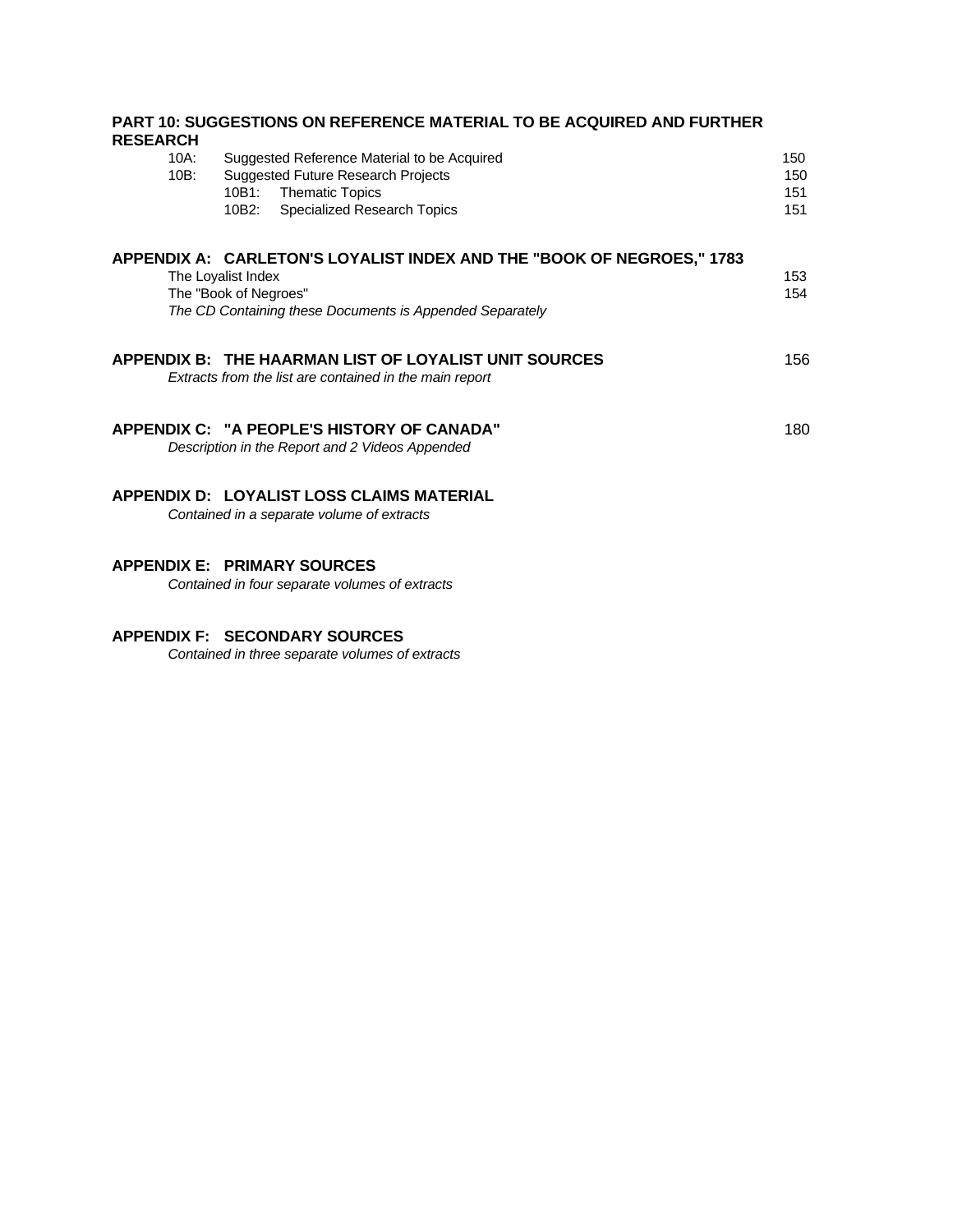**PART 10: SUGGESTIONS ON REFERENCE MATERIAL TO BE ACQUIRED AND FURTHER RESEARCH**

| | | |
|---|---|---|
| 10A: | Suggested Reference Material to be Acquired | 150 |
| 10B: | Suggested Future Research Projects | 150 |
| | 10B1: Thematic Topics | 151 |
| | 10B2: Specialized Research Topics | 151 |

**APPENDIX A: CARLETON'S LOYALIST INDEX AND THE "BOOK OF NEGROES," 1783**

| | |
|---|---|
| The Loyalist Index | 153 |
| The "Book of Negroes" | 154 |

*The CD Containing these Documents is Appended Separately*

**APPENDIX B: THE HAARMAN LIST OF LOYALIST UNIT SOURCES** 156

*Extracts from the list are contained in the main report*

**APPENDIX C: "A PEOPLE'S HISTORY OF CANADA"** 180

*Description in the Report and 2 Videos Appended*

**APPENDIX D: LOYALIST LOSS CLAIMS MATERIAL**

*Contained in a separate volume of extracts*

**APPENDIX E: PRIMARY SOURCES**

*Contained in four separate volumes of extracts*

**APPENDIX F: SECONDARY SOURCES**

*Contained in three separate volumes of extracts*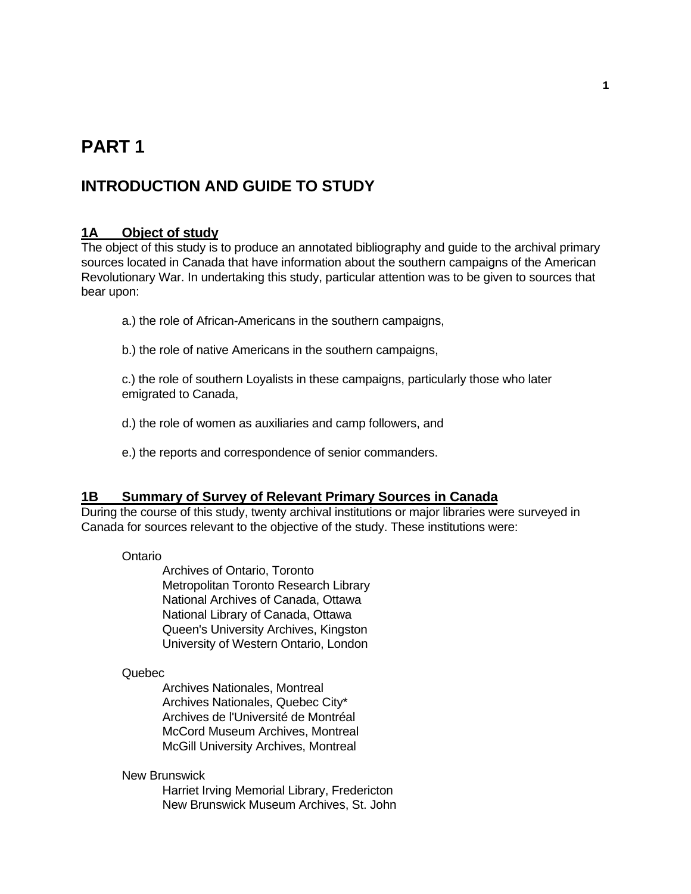# PART 1

## INTRODUCTION AND GUIDE TO STUDY

### 1A Object of study

The object of this study is to produce an annotated bibliography and guide to the archival primary sources located in Canada that have information about the southern campaigns of the American Revolutionary War. In undertaking this study, particular attention was to be given to sources that bear upon:

a.) the role of African-Americans in the southern campaigns,

b.) the role of native Americans in the southern campaigns,

c.) the role of southern Loyalists in these campaigns, particularly those who later emigrated to Canada,

d.) the role of women as auxiliaries and camp followers, and

e.) the reports and correspondence of senior commanders.

### 1B Summary of Survey of Relevant Primary Sources in Canada

During the course of this study, twenty archival institutions or major libraries were surveyed in Canada for sources relevant to the objective of the study. These institutions were:

Ontario
- Archives of Ontario, Toronto
- Metropolitan Toronto Research Library
- National Archives of Canada, Ottawa
- National Library of Canada, Ottawa
- Queen's University Archives, Kingston
- University of Western Ontario, London

Quebec
- Archives Nationales, Montreal
- Archives Nationales, Quebec City*
- Archives de l'Université de Montréal
- McCord Museum Archives, Montreal
- McGill University Archives, Montreal

New Brunswick
- Harriet Irving Memorial Library, Fredericton
- New Brunswick Museum Archives, St. John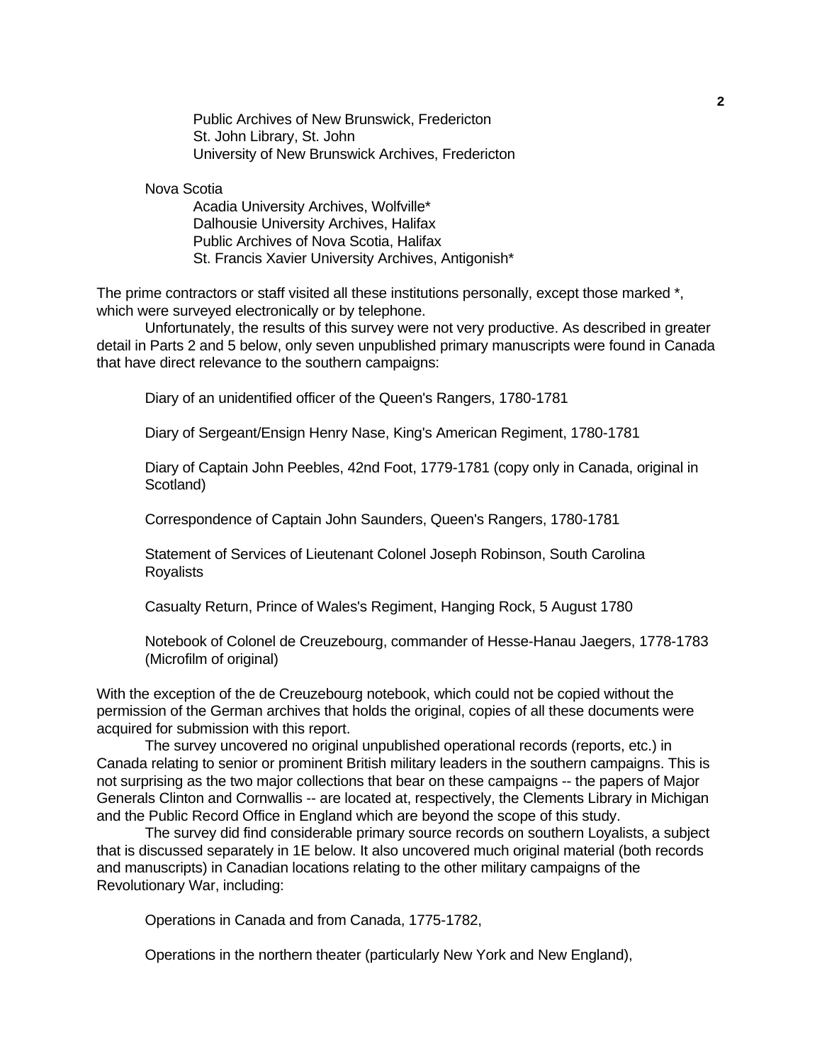Public Archives of New Brunswick, Fredericton
St. John Library, St. John
University of New Brunswick Archives, Fredericton

Nova Scotia
Acadia University Archives, Wolfville*
Dalhousie University Archives, Halifax
Public Archives of Nova Scotia, Halifax
St. Francis Xavier University Archives, Antigonish*

The prime contractors or staff visited all these institutions personally, except those marked *, which were surveyed electronically or by telephone.

Unfortunately, the results of this survey were not very productive. As described in greater detail in Parts 2 and 5 below, only seven unpublished primary manuscripts were found in Canada that have direct relevance to the southern campaigns:

Diary of an unidentified officer of the Queen's Rangers, 1780-1781

Diary of Sergeant/Ensign Henry Nase, King's American Regiment, 1780-1781

Diary of Captain John Peebles, 42nd Foot, 1779-1781 (copy only in Canada, original in Scotland)

Correspondence of Captain John Saunders, Queen's Rangers, 1780-1781

Statement of Services of Lieutenant Colonel Joseph Robinson, South Carolina Royalists

Casualty Return, Prince of Wales's Regiment, Hanging Rock, 5 August 1780

Notebook of Colonel de Creuzebourg, commander of Hesse-Hanau Jaegers, 1778-1783 (Microfilm of original)

With the exception of the de Creuzebourg notebook, which could not be copied without the permission of the German archives that holds the original, copies of all these documents were acquired for submission with this report.

The survey uncovered no original unpublished operational records (reports, etc.) in Canada relating to senior or prominent British military leaders in the southern campaigns. This is not surprising as the two major collections that bear on these campaigns -- the papers of Major Generals Clinton and Cornwallis -- are located at, respectively, the Clements Library in Michigan and the Public Record Office in England which are beyond the scope of this study.

The survey did find considerable primary source records on southern Loyalists, a subject that is discussed separately in 1E below. It also uncovered much original material (both records and manuscripts) in Canadian locations relating to the other military campaigns of the Revolutionary War, including:

Operations in Canada and from Canada, 1775-1782,

Operations in the northern theater (particularly New York and New England),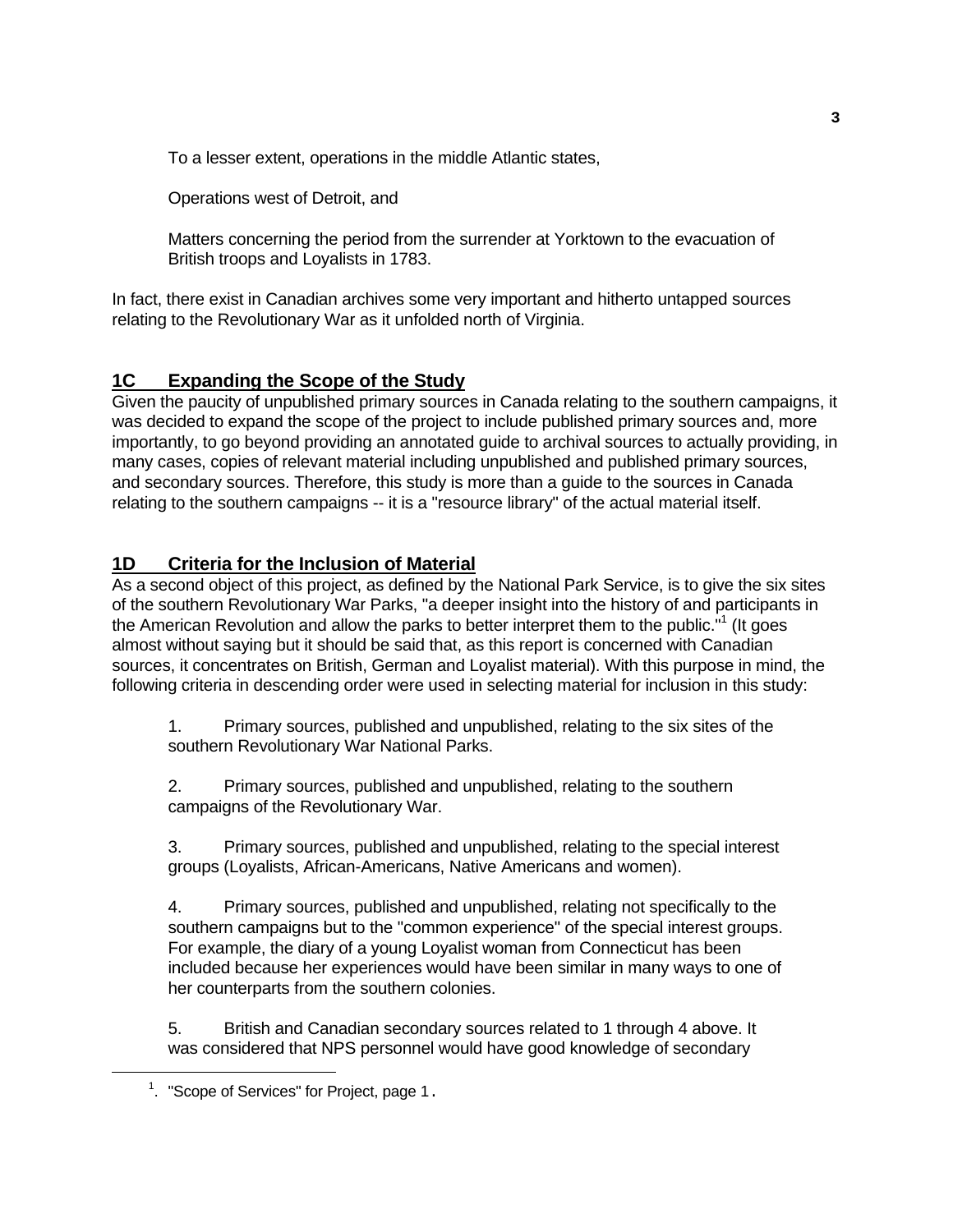To a lesser extent, operations in the middle Atlantic states,

Operations west of Detroit, and

Matters concerning the period from the surrender at Yorktown to the evacuation of British troops and Loyalists in 1783.

In fact, there exist in Canadian archives some very important and hitherto untapped sources relating to the Revolutionary War as it unfolded north of Virginia.

## 1C Expanding the Scope of the Study

Given the paucity of unpublished primary sources in Canada relating to the southern campaigns, it was decided to expand the scope of the project to include published primary sources and, more importantly, to go beyond providing an annotated guide to archival sources to actually providing, in many cases, copies of relevant material including unpublished and published primary sources, and secondary sources. Therefore, this study is more than a guide to the sources in Canada relating to the southern campaigns -- it is a "resource library" of the actual material itself.

## 1D Criteria for the Inclusion of Material

As a second object of this project, as defined by the National Park Service, is to give the six sites of the southern Revolutionary War Parks, "a deeper insight into the history of and participants in the American Revolution and allow the parks to better interpret them to the public."[1] (It goes almost without saying but it should be said that, as this report is concerned with Canadian sources, it concentrates on British, German and Loyalist material). With this purpose in mind, the following criteria in descending order were used in selecting material for inclusion in this study:

1. Primary sources, published and unpublished, relating to the six sites of the southern Revolutionary War National Parks.

2. Primary sources, published and unpublished, relating to the southern campaigns of the Revolutionary War.

3. Primary sources, published and unpublished, relating to the special interest groups (Loyalists, African-Americans, Native Americans and women).

4. Primary sources, published and unpublished, relating not specifically to the southern campaigns but to the "common experience" of the special interest groups. For example, the diary of a young Loyalist woman from Connecticut has been included because her experiences would have been similar in many ways to one of her counterparts from the southern colonies.

5. British and Canadian secondary sources related to 1 through 4 above. It was considered that NPS personnel would have good knowledge of secondary

---

[1]. "Scope of Services" for Project, page 1.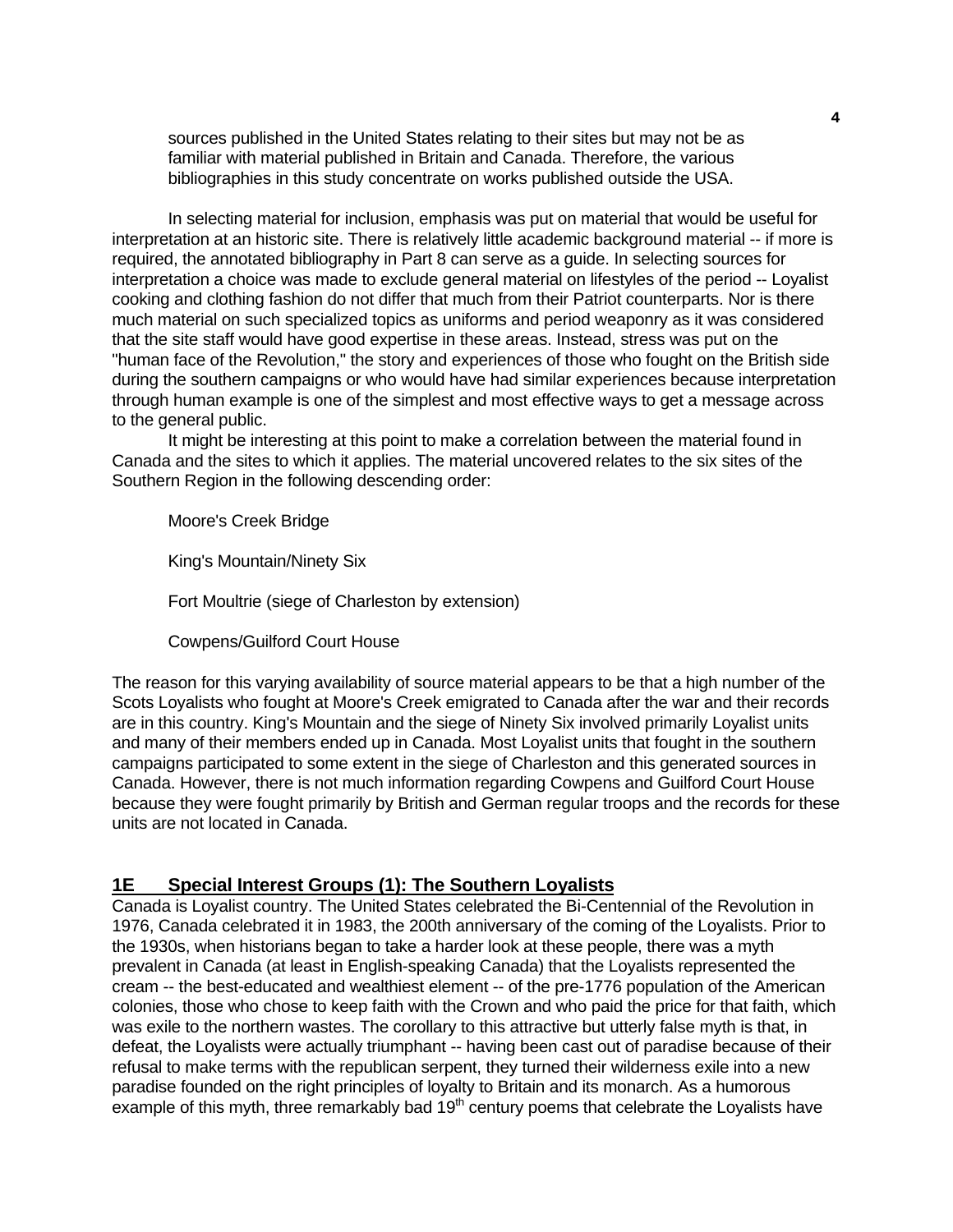sources published in the United States relating to their sites but may not be as familiar with material published in Britain and Canada. Therefore, the various bibliographies in this study concentrate on works published outside the USA.

In selecting material for inclusion, emphasis was put on material that would be useful for interpretation at an historic site. There is relatively little academic background material -- if more is required, the annotated bibliography in Part 8 can serve as a guide. In selecting sources for interpretation a choice was made to exclude general material on lifestyles of the period -- Loyalist cooking and clothing fashion do not differ that much from their Patriot counterparts. Nor is there much material on such specialized topics as uniforms and period weaponry as it was considered that the site staff would have good expertise in these areas. Instead, stress was put on the "human face of the Revolution," the story and experiences of those who fought on the British side during the southern campaigns or who would have had similar experiences because interpretation through human example is one of the simplest and most effective ways to get a message across to the general public.

It might be interesting at this point to make a correlation between the material found in Canada and the sites to which it applies. The material uncovered relates to the six sites of the Southern Region in the following descending order:

Moore's Creek Bridge

King's Mountain/Ninety Six

Fort Moultrie (siege of Charleston by extension)

Cowpens/Guilford Court House

The reason for this varying availability of source material appears to be that a high number of the Scots Loyalists who fought at Moore's Creek emigrated to Canada after the war and their records are in this country. King's Mountain and the siege of Ninety Six involved primarily Loyalist units and many of their members ended up in Canada. Most Loyalist units that fought in the southern campaigns participated to some extent in the siege of Charleston and this generated sources in Canada. However, there is not much information regarding Cowpens and Guilford Court House because they were fought primarily by British and German regular troops and the records for these units are not located in Canada.

## 1E Special Interest Groups (1): The Southern Loyalists

Canada is Loyalist country. The United States celebrated the Bi-Centennial of the Revolution in 1976, Canada celebrated it in 1983, the 200th anniversary of the coming of the Loyalists. Prior to the 1930s, when historians began to take a harder look at these people, there was a myth prevalent in Canada (at least in English-speaking Canada) that the Loyalists represented the cream -- the best-educated and wealthiest element -- of the pre-1776 population of the American colonies, those who chose to keep faith with the Crown and who paid the price for that faith, which was exile to the northern wastes. The corollary to this attractive but utterly false myth is that, in defeat, the Loyalists were actually triumphant -- having been cast out of paradise because of their refusal to make terms with the republican serpent, they turned their wilderness exile into a new paradise founded on the right principles of loyalty to Britain and its monarch. As a humorous example of this myth, three remarkably bad 19th century poems that celebrate the Loyalists have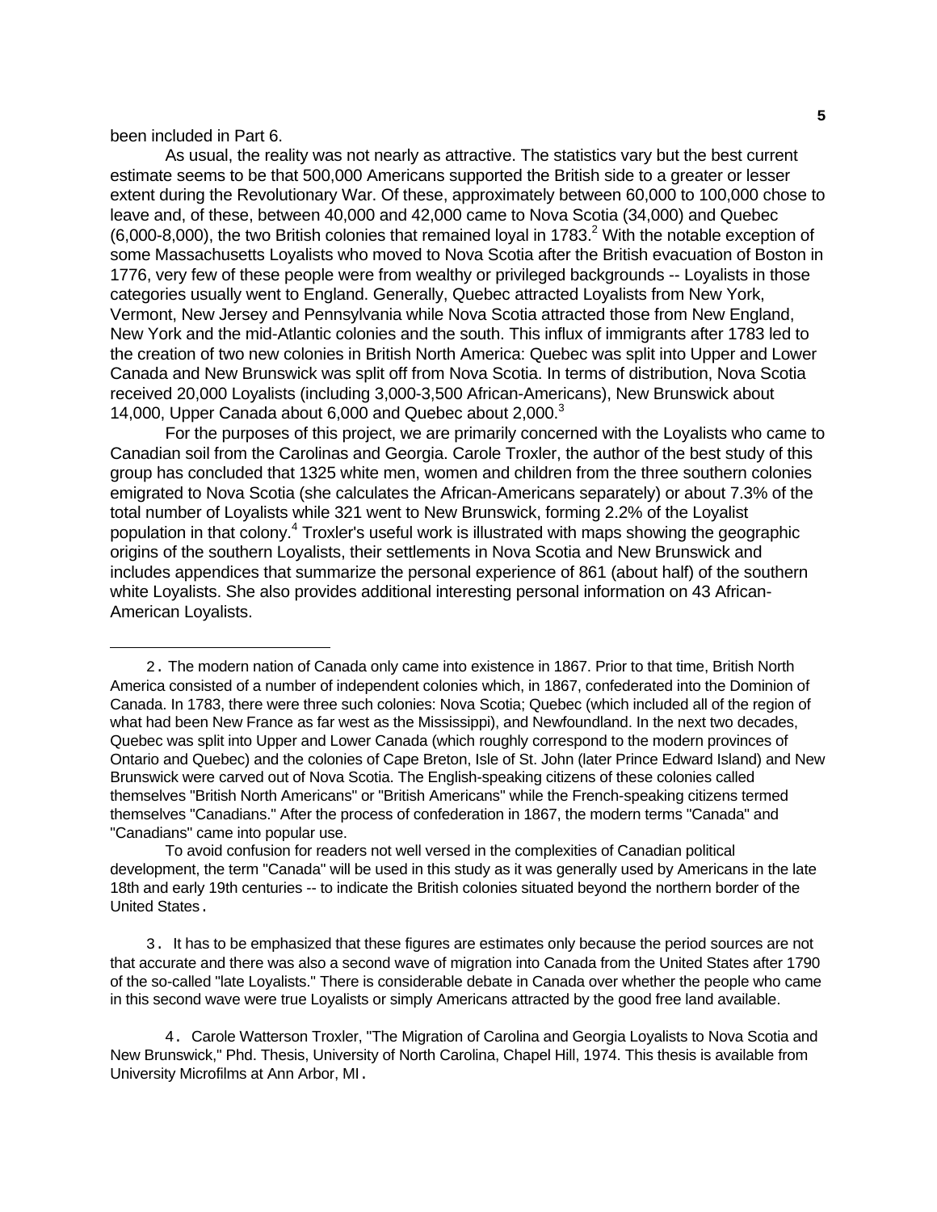been included in Part 6.

As usual, the reality was not nearly as attractive. The statistics vary but the best current estimate seems to be that 500,000 Americans supported the British side to a greater or lesser extent during the Revolutionary War. Of these, approximately between 60,000 to 100,000 chose to leave and, of these, between 40,000 and 42,000 came to Nova Scotia (34,000) and Quebec (6,000-8,000), the two British colonies that remained loyal in 1783.[2] With the notable exception of some Massachusetts Loyalists who moved to Nova Scotia after the British evacuation of Boston in 1776, very few of these people were from wealthy or privileged backgrounds -- Loyalists in those categories usually went to England. Generally, Quebec attracted Loyalists from New York, Vermont, New Jersey and Pennsylvania while Nova Scotia attracted those from New England, New York and the mid-Atlantic colonies and the south. This influx of immigrants after 1783 led to the creation of two new colonies in British North America: Quebec was split into Upper and Lower Canada and New Brunswick was split off from Nova Scotia. In terms of distribution, Nova Scotia received 20,000 Loyalists (including 3,000-3,500 African-Americans), New Brunswick about 14,000, Upper Canada about 6,000 and Quebec about 2,000.[3]

For the purposes of this project, we are primarily concerned with the Loyalists who came to Canadian soil from the Carolinas and Georgia. Carole Troxler, the author of the best study of this group has concluded that 1325 white men, women and children from the three southern colonies emigrated to Nova Scotia (she calculates the African-Americans separately) or about 7.3% of the total number of Loyalists while 321 went to New Brunswick, forming 2.2% of the Loyalist population in that colony.[4] Troxler's useful work is illustrated with maps showing the geographic origins of the southern Loyalists, their settlements in Nova Scotia and New Brunswick and includes appendices that summarize the personal experience of 861 (about half) of the southern white Loyalists. She also provides additional interesting personal information on 43 African-American Loyalists.

---

2. The modern nation of Canada only came into existence in 1867. Prior to that time, British North America consisted of a number of independent colonies which, in 1867, confederated into the Dominion of Canada. In 1783, there were three such colonies: Nova Scotia; Quebec (which included all of the region of what had been New France as far west as the Mississippi), and Newfoundland. In the next two decades, Quebec was split into Upper and Lower Canada (which roughly correspond to the modern provinces of Ontario and Quebec) and the colonies of Cape Breton, Isle of St. John (later Prince Edward Island) and New Brunswick were carved out of Nova Scotia. The English-speaking citizens of these colonies called themselves "British North Americans" or "British Americans" while the French-speaking citizens termed themselves "Canadians." After the process of confederation in 1867, the modern terms "Canada" and "Canadians" came into popular use.

To avoid confusion for readers not well versed in the complexities of Canadian political development, the term "Canada" will be used in this study as it was generally used by Americans in the late 18th and early 19th centuries -- to indicate the British colonies situated beyond the northern border of the United States.

3. It has to be emphasized that these figures are estimates only because the period sources are not that accurate and there was also a second wave of migration into Canada from the United States after 1790 of the so-called "late Loyalists." There is considerable debate in Canada over whether the people who came in this second wave were true Loyalists or simply Americans attracted by the good free land available.

4. Carole Watterson Troxler, "The Migration of Carolina and Georgia Loyalists to Nova Scotia and New Brunswick," Phd. Thesis, University of North Carolina, Chapel Hill, 1974. This thesis is available from University Microfilms at Ann Arbor, MI.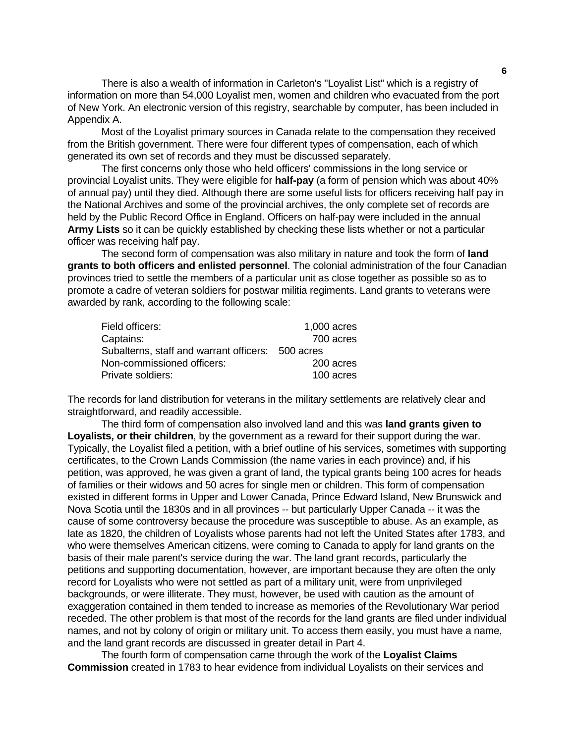There is also a wealth of information in Carleton's "Loyalist List" which is a registry of information on more than 54,000 Loyalist men, women and children who evacuated from the port of New York. An electronic version of this registry, searchable by computer, has been included in Appendix A.

Most of the Loyalist primary sources in Canada relate to the compensation they received from the British government. There were four different types of compensation, each of which generated its own set of records and they must be discussed separately.

The first concerns only those who held officers' commissions in the long service or provincial Loyalist units. They were eligible for **half-pay** (a form of pension which was about 40% of annual pay) until they died. Although there are some useful lists for officers receiving half pay in the National Archives and some of the provincial archives, the only complete set of records are held by the Public Record Office in England. Officers on half-pay were included in the annual **Army Lists** so it can be quickly established by checking these lists whether or not a particular officer was receiving half pay.

The second form of compensation was also military in nature and took the form of **land grants to both officers and enlisted personnel**. The colonial administration of the four Canadian provinces tried to settle the members of a particular unit as close together as possible so as to promote a cadre of veteran soldiers for postwar militia regiments. Land grants to veterans were awarded by rank, according to the following scale:

| | |
|---|---|
| Field officers: | 1,000 acres |
| Captains: | 700 acres |
| Subalterns, staff and warrant officers: | 500 acres |
| Non-commissioned officers: | 200 acres |
| Private soldiers: | 100 acres |

The records for land distribution for veterans in the military settlements are relatively clear and straightforward, and readily accessible.

The third form of compensation also involved land and this was **land grants given to Loyalists, or their children**, by the government as a reward for their support during the war. Typically, the Loyalist filed a petition, with a brief outline of his services, sometimes with supporting certificates, to the Crown Lands Commission (the name varies in each province) and, if his petition, was approved, he was given a grant of land, the typical grants being 100 acres for heads of families or their widows and 50 acres for single men or children. This form of compensation existed in different forms in Upper and Lower Canada, Prince Edward Island, New Brunswick and Nova Scotia until the 1830s and in all provinces -- but particularly Upper Canada -- it was the cause of some controversy because the procedure was susceptible to abuse. As an example, as late as 1820, the children of Loyalists whose parents had not left the United States after 1783, and who were themselves American citizens, were coming to Canada to apply for land grants on the basis of their male parent's service during the war. The land grant records, particularly the petitions and supporting documentation, however, are important because they are often the only record for Loyalists who were not settled as part of a military unit, were from unprivileged backgrounds, or were illiterate. They must, however, be used with caution as the amount of exaggeration contained in them tended to increase as memories of the Revolutionary War period receded. The other problem is that most of the records for the land grants are filed under individual names, and not by colony of origin or military unit. To access them easily, you must have a name, and the land grant records are discussed in greater detail in Part 4.

The fourth form of compensation came through the work of the **Loyalist Claims Commission** created in 1783 to hear evidence from individual Loyalists on their services and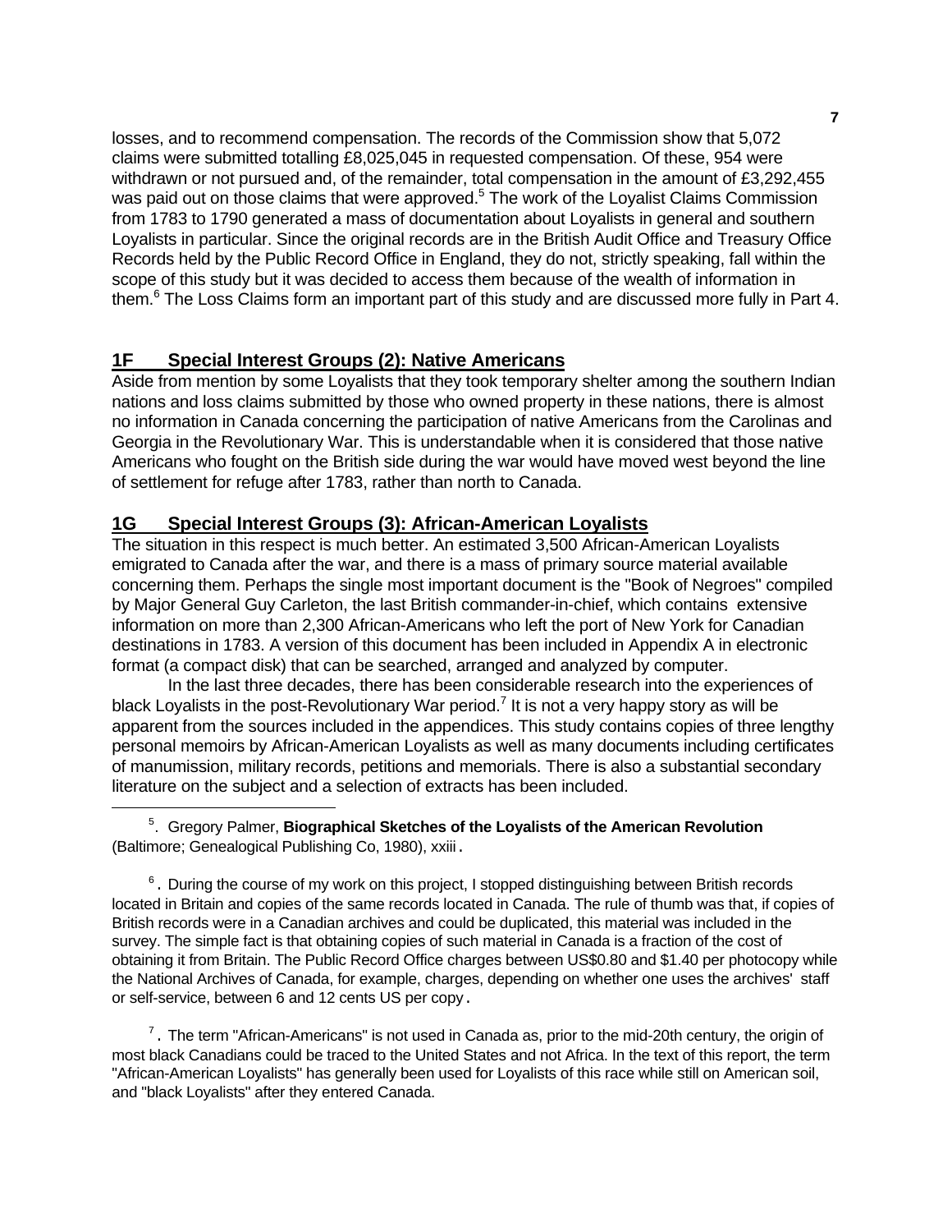losses, and to recommend compensation. The records of the Commission show that 5,072 claims were submitted totalling £8,025,045 in requested compensation. Of these, 954 were withdrawn or not pursued and, of the remainder, total compensation in the amount of £3,292,455 was paid out on those claims that were approved.[5] The work of the Loyalist Claims Commission from 1783 to 1790 generated a mass of documentation about Loyalists in general and southern Loyalists in particular. Since the original records are in the British Audit Office and Treasury Office Records held by the Public Record Office in England, they do not, strictly speaking, fall within the scope of this study but it was decided to access them because of the wealth of information in them.[6] The Loss Claims form an important part of this study and are discussed more fully in Part 4.

## 1F Special Interest Groups (2): Native Americans

Aside from mention by some Loyalists that they took temporary shelter among the southern Indian nations and loss claims submitted by those who owned property in these nations, there is almost no information in Canada concerning the participation of native Americans from the Carolinas and Georgia in the Revolutionary War. This is understandable when it is considered that those native Americans who fought on the British side during the war would have moved west beyond the line of settlement for refuge after 1783, rather than north to Canada.

## 1G Special Interest Groups (3): African-American Loyalists

The situation in this respect is much better. An estimated 3,500 African-American Loyalists emigrated to Canada after the war, and there is a mass of primary source material available concerning them. Perhaps the single most important document is the "Book of Negroes" compiled by Major General Guy Carleton, the last British commander-in-chief, which contains extensive information on more than 2,300 African-Americans who left the port of New York for Canadian destinations in 1783. A version of this document has been included in Appendix A in electronic format (a compact disk) that can be searched, arranged and analyzed by computer.

In the last three decades, there has been considerable research into the experiences of black Loyalists in the post-Revolutionary War period.[7] It is not a very happy story as will be apparent from the sources included in the appendices. This study contains copies of three lengthy personal memoirs by African-American Loyalists as well as many documents including certificates of manumission, military records, petitions and memorials. There is also a substantial secondary literature on the subject and a selection of extracts has been included.

---

[5]. Gregory Palmer, **Biographical Sketches of the Loyalists of the American Revolution** (Baltimore; Genealogical Publishing Co, 1980), xxiii.

[6]. During the course of my work on this project, I stopped distinguishing between British records located in Britain and copies of the same records located in Canada. The rule of thumb was that, if copies of British records were in a Canadian archives and could be duplicated, this material was included in the survey. The simple fact is that obtaining copies of such material in Canada is a fraction of the cost of obtaining it from Britain. The Public Record Office charges between US$0.80 and $1.40 per photocopy while the National Archives of Canada, for example, charges, depending on whether one uses the archives' staff or self-service, between 6 and 12 cents US per copy.

[7]. The term "African-Americans" is not used in Canada as, prior to the mid-20th century, the origin of most black Canadians could be traced to the United States and not Africa. In the text of this report, the term "African-American Loyalists" has generally been used for Loyalists of this race while still on American soil, and "black Loyalists" after they entered Canada.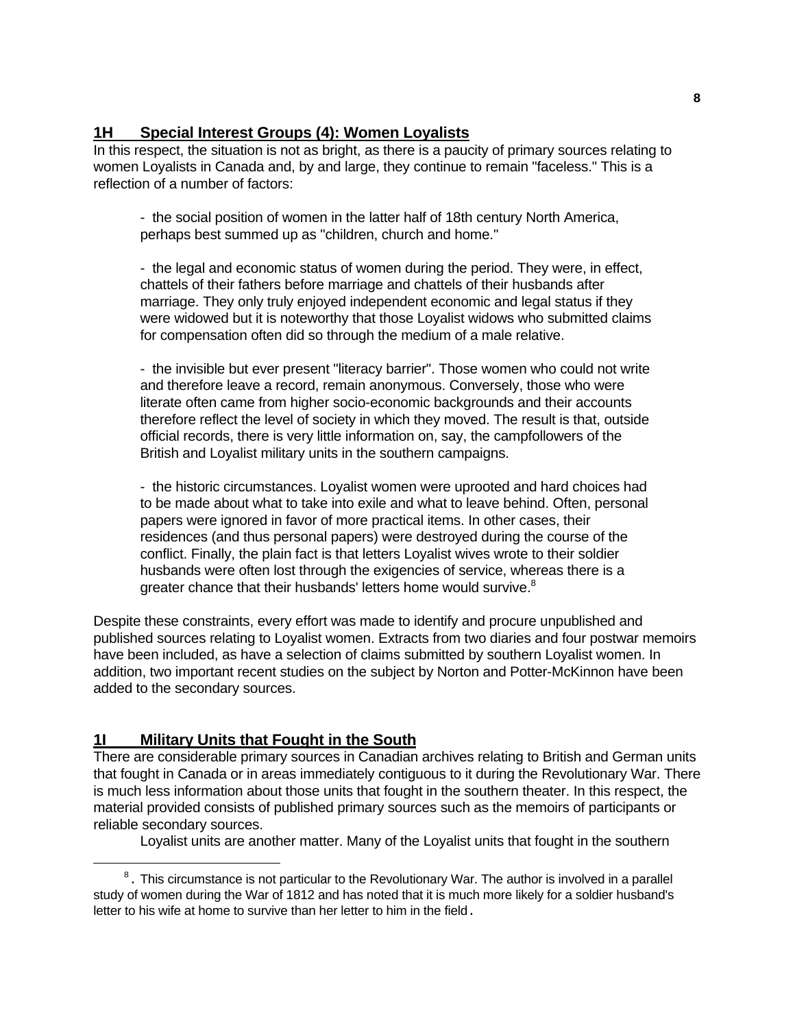## 1H Special Interest Groups (4): Women Loyalists

In this respect, the situation is not as bright, as there is a paucity of primary sources relating to women Loyalists in Canada and, by and large, they continue to remain "faceless." This is a reflection of a number of factors:

- the social position of women in the latter half of 18th century North America, perhaps best summed up as "children, church and home."

- the legal and economic status of women during the period. They were, in effect, chattels of their fathers before marriage and chattels of their husbands after marriage. They only truly enjoyed independent economic and legal status if they were widowed but it is noteworthy that those Loyalist widows who submitted claims for compensation often did so through the medium of a male relative.

- the invisible but ever present "literacy barrier". Those women who could not write and therefore leave a record, remain anonymous. Conversely, those who were literate often came from higher socio-economic backgrounds and their accounts therefore reflect the level of society in which they moved. The result is that, outside official records, there is very little information on, say, the campfollowers of the British and Loyalist military units in the southern campaigns.

- the historic circumstances. Loyalist women were uprooted and hard choices had to be made about what to take into exile and what to leave behind. Often, personal papers were ignored in favor of more practical items. In other cases, their residences (and thus personal papers) were destroyed during the course of the conflict. Finally, the plain fact is that letters Loyalist wives wrote to their soldier husbands were often lost through the exigencies of service, whereas there is a greater chance that their husbands' letters home would survive.[8]

Despite these constraints, every effort was made to identify and procure unpublished and published sources relating to Loyalist women. Extracts from two diaries and four postwar memoirs have been included, as have a selection of claims submitted by southern Loyalist women. In addition, two important recent studies on the subject by Norton and Potter-McKinnon have been added to the secondary sources.

## 1I Military Units that Fought in the South

There are considerable primary sources in Canadian archives relating to British and German units that fought in Canada or in areas immediately contiguous to it during the Revolutionary War. There is much less information about those units that fought in the southern theater. In this respect, the material provided consists of published primary sources such as the memoirs of participants or reliable secondary sources.

Loyalist units are another matter. Many of the Loyalist units that fought in the southern

---

[8]. This circumstance is not particular to the Revolutionary War. The author is involved in a parallel study of women during the War of 1812 and has noted that it is much more likely for a soldier husband's letter to his wife at home to survive than her letter to him in the field.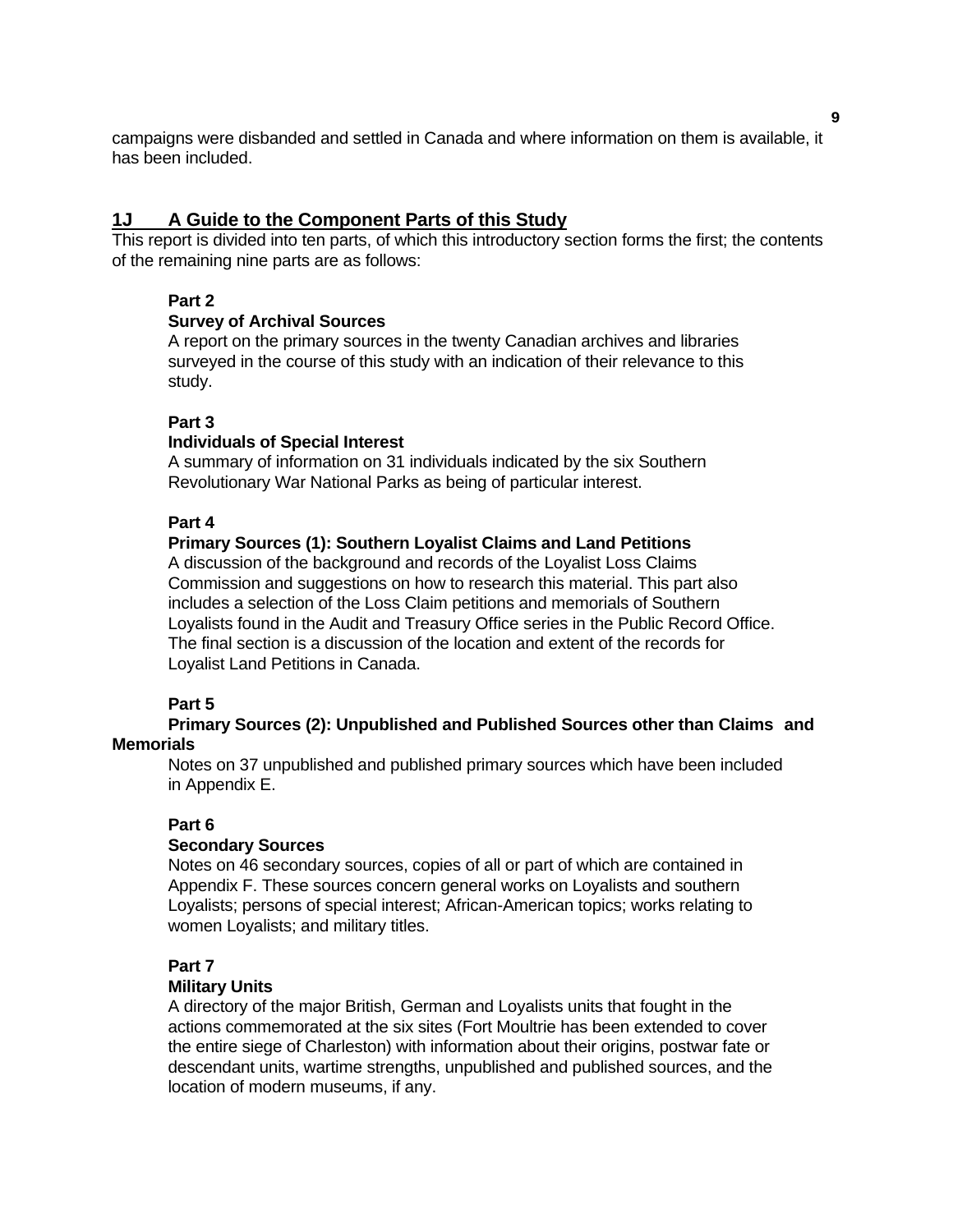campaigns were disbanded and settled in Canada and where information on them is available, it has been included.

## 1J A Guide to the Component Parts of this Study

This report is divided into ten parts, of which this introductory section forms the first; the contents of the remaining nine parts are as follows:

**Part 2**
**Survey of Archival Sources**
A report on the primary sources in the twenty Canadian archives and libraries surveyed in the course of this study with an indication of their relevance to this study.

**Part 3**
**Individuals of Special Interest**
A summary of information on 31 individuals indicated by the six Southern Revolutionary War National Parks as being of particular interest.

**Part 4**
**Primary Sources (1): Southern Loyalist Claims and Land Petitions**
A discussion of the background and records of the Loyalist Loss Claims Commission and suggestions on how to research this material. This part also includes a selection of the Loss Claim petitions and memorials of Southern Loyalists found in the Audit and Treasury Office series in the Public Record Office. The final section is a discussion of the location and extent of the records for Loyalist Land Petitions in Canada.

**Part 5**
**Primary Sources (2): Unpublished and Published Sources other than Claims and Memorials**
Notes on 37 unpublished and published primary sources which have been included in Appendix E.

**Part 6**
**Secondary Sources**
Notes on 46 secondary sources, copies of all or part of which are contained in Appendix F. These sources concern general works on Loyalists and southern Loyalists; persons of special interest; African-American topics; works relating to women Loyalists; and military titles.

**Part 7**
**Military Units**
A directory of the major British, German and Loyalists units that fought in the actions commemorated at the six sites (Fort Moultrie has been extended to cover the entire siege of Charleston) with information about their origins, postwar fate or descendant units, wartime strengths, unpublished and published sources, and the location of modern museums, if any.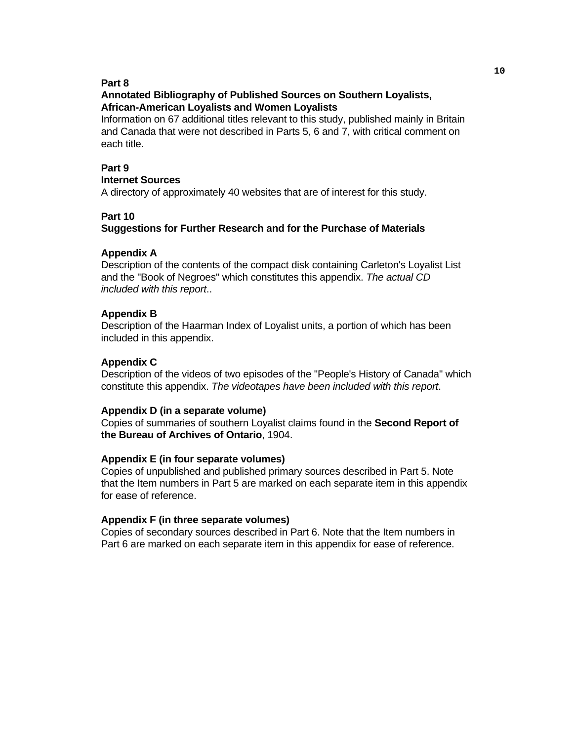**Part 8**
**Annotated Bibliography of Published Sources on Southern Loyalists, African-American Loyalists and Women Loyalists**
Information on 67 additional titles relevant to this study, published mainly in Britain and Canada that were not described in Parts 5, 6 and 7, with critical comment on each title.

**Part 9**
**Internet Sources**
A directory of approximately 40 websites that are of interest for this study.

**Part 10**
**Suggestions for Further Research and for the Purchase of Materials**

**Appendix A**
Description of the contents of the compact disk containing Carleton's Loyalist List and the "Book of Negroes" which constitutes this appendix. *The actual CD included with this report*..

**Appendix B**
Description of the Haarman Index of Loyalist units, a portion of which has been included in this appendix.

**Appendix C**
Description of the videos of two episodes of the "People's History of Canada" which constitute this appendix. *The videotapes have been included with this report*.

**Appendix D (in a separate volume)**
Copies of summaries of southern Loyalist claims found in the **Second Report of the Bureau of Archives of Ontario**, 1904.

**Appendix E (in four separate volumes)**
Copies of unpublished and published primary sources described in Part 5. Note that the Item numbers in Part 5 are marked on each separate item in this appendix for ease of reference.

**Appendix F (in three separate volumes)**
Copies of secondary sources described in Part 6. Note that the Item numbers in Part 6 are marked on each separate item in this appendix for ease of reference.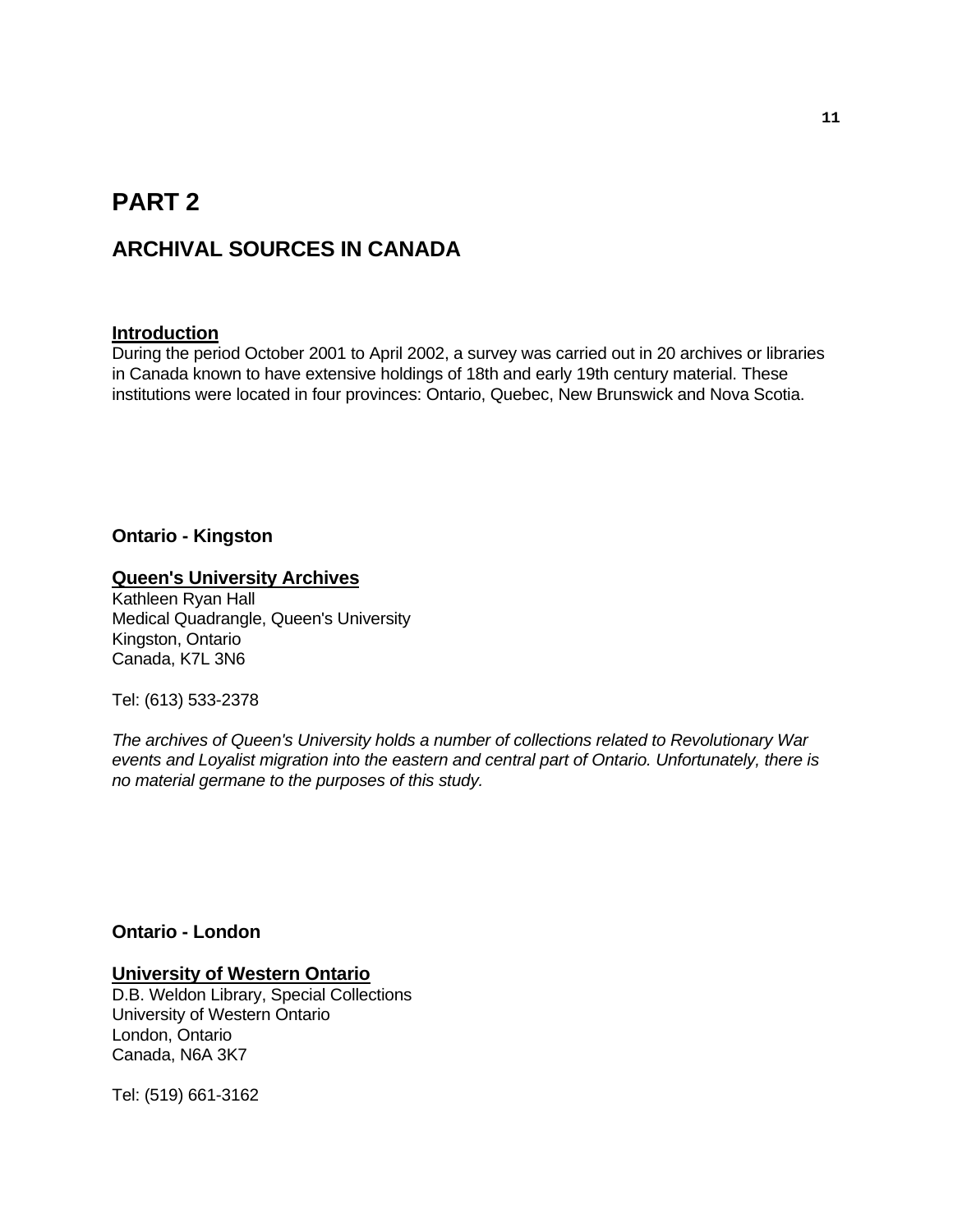# PART 2

## ARCHIVAL SOURCES IN CANADA

**Introduction**

During the period October 2001 to April 2002, a survey was carried out in 20 archives or libraries in Canada known to have extensive holdings of 18th and early 19th century material. These institutions were located in four provinces: Ontario, Quebec, New Brunswick and Nova Scotia.

### Ontario - Kingston

**Queen's University Archives**

Kathleen Ryan Hall
Medical Quadrangle, Queen's University
Kingston, Ontario
Canada, K7L 3N6

Tel: (613) 533-2378

*The archives of Queen's University holds a number of collections related to Revolutionary War events and Loyalist migration into the eastern and central part of Ontario. Unfortunately, there is no material germane to the purposes of this study.*

### Ontario - London

**University of Western Ontario**

D.B. Weldon Library, Special Collections
University of Western Ontario
London, Ontario
Canada, N6A 3K7

Tel: (519) 661-3162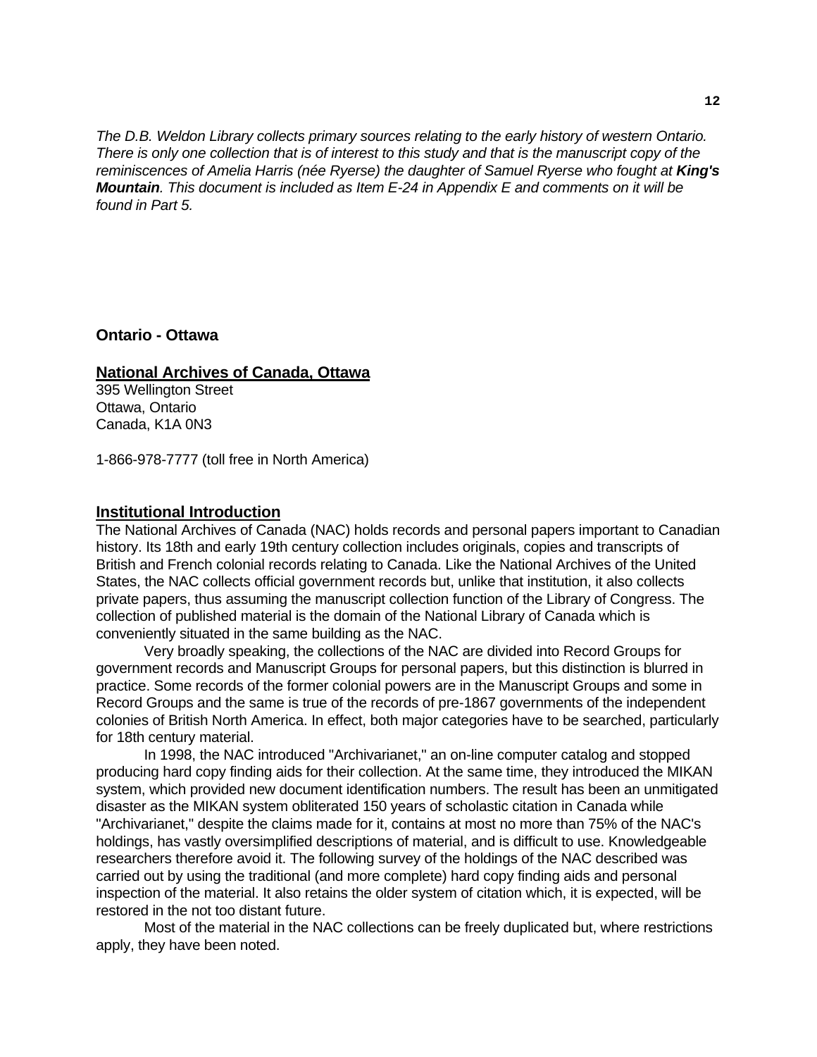*The D.B. Weldon Library collects primary sources relating to the early history of western Ontario. There is only one collection that is of interest to this study and that is the manuscript copy of the reminiscences of Amelia Harris (née Ryerse) the daughter of Samuel Ryerse who fought at **King's Mountain**. This document is included as Item E-24 in Appendix E and comments on it will be found in Part 5.*

## Ontario - Ottawa

### National Archives of Canada, Ottawa

395 Wellington Street
Ottawa, Ontario
Canada, K1A 0N3

1-866-978-7777 (toll free in North America)

### Institutional Introduction

The National Archives of Canada (NAC) holds records and personal papers important to Canadian history. Its 18th and early 19th century collection includes originals, copies and transcripts of British and French colonial records relating to Canada. Like the National Archives of the United States, the NAC collects official government records but, unlike that institution, it also collects private papers, thus assuming the manuscript collection function of the Library of Congress. The collection of published material is the domain of the National Library of Canada which is conveniently situated in the same building as the NAC.

Very broadly speaking, the collections of the NAC are divided into Record Groups for government records and Manuscript Groups for personal papers, but this distinction is blurred in practice. Some records of the former colonial powers are in the Manuscript Groups and some in Record Groups and the same is true of the records of pre-1867 governments of the independent colonies of British North America. In effect, both major categories have to be searched, particularly for 18th century material.

In 1998, the NAC introduced "Archivarianet," an on-line computer catalog and stopped producing hard copy finding aids for their collection. At the same time, they introduced the MIKAN system, which provided new document identification numbers. The result has been an unmitigated disaster as the MIKAN system obliterated 150 years of scholastic citation in Canada while "Archivarianet," despite the claims made for it, contains at most no more than 75% of the NAC's holdings, has vastly oversimplified descriptions of material, and is difficult to use. Knowledgeable researchers therefore avoid it. The following survey of the holdings of the NAC described was carried out by using the traditional (and more complete) hard copy finding aids and personal inspection of the material. It also retains the older system of citation which, it is expected, will be restored in the not too distant future.

Most of the material in the NAC collections can be freely duplicated but, where restrictions apply, they have been noted.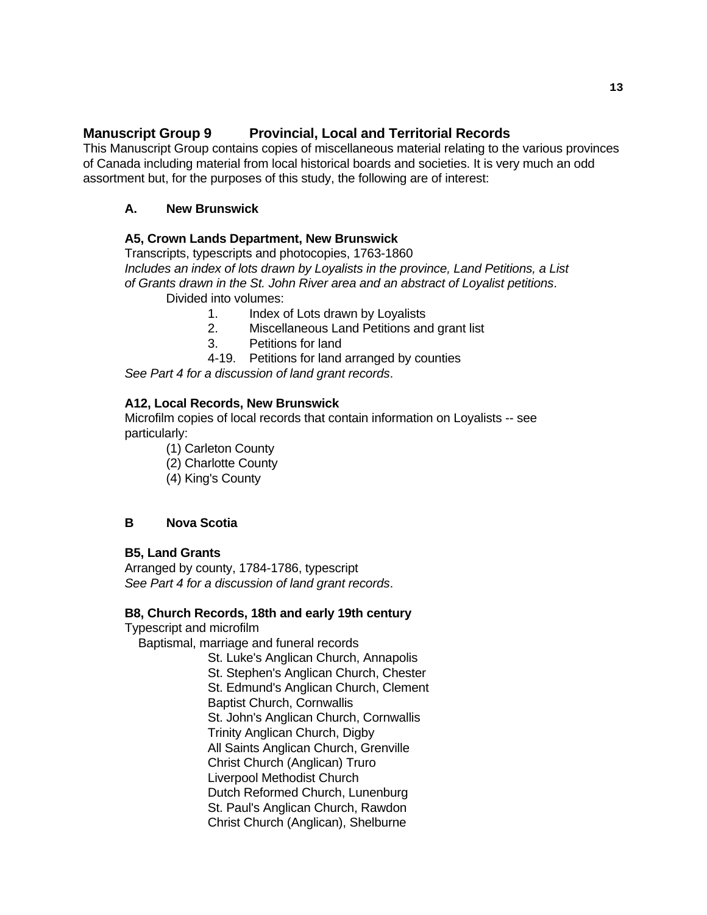## Manuscript Group 9 Provincial, Local and Territorial Records

This Manuscript Group contains copies of miscellaneous material relating to the various provinces of Canada including material from local historical boards and societies. It is very much an odd assortment but, for the purposes of this study, the following are of interest:

### A. New Brunswick

**A5, Crown Lands Department, New Brunswick**

Transcripts, typescripts and photocopies, 1763-1860

*Includes an index of lots drawn by Loyalists in the province, Land Petitions, a List of Grants drawn in the St. John River area and an abstract of Loyalist petitions*.

Divided into volumes:

1. Index of Lots drawn by Loyalists
2. Miscellaneous Land Petitions and grant list
3. Petitions for land

4-19. Petitions for land arranged by counties

*See Part 4 for a discussion of land grant records*.

**A12, Local Records, New Brunswick**

Microfilm copies of local records that contain information on Loyalists -- see particularly:

(1) Carleton County
(2) Charlotte County
(4) King's County

### B Nova Scotia

**B5, Land Grants**

Arranged by county, 1784-1786, typescript

*See Part 4 for a discussion of land grant records*.

**B8, Church Records, 18th and early 19th century**

Typescript and microfilm

Baptismal, marriage and funeral records

- St. Luke's Anglican Church, Annapolis
- St. Stephen's Anglican Church, Chester
- St. Edmund's Anglican Church, Clement
- Baptist Church, Cornwallis
- St. John's Anglican Church, Cornwallis
- Trinity Anglican Church, Digby
- All Saints Anglican Church, Grenville
- Christ Church (Anglican) Truro
- Liverpool Methodist Church
- Dutch Reformed Church, Lunenburg
- St. Paul's Anglican Church, Rawdon
- Christ Church (Anglican), Shelburne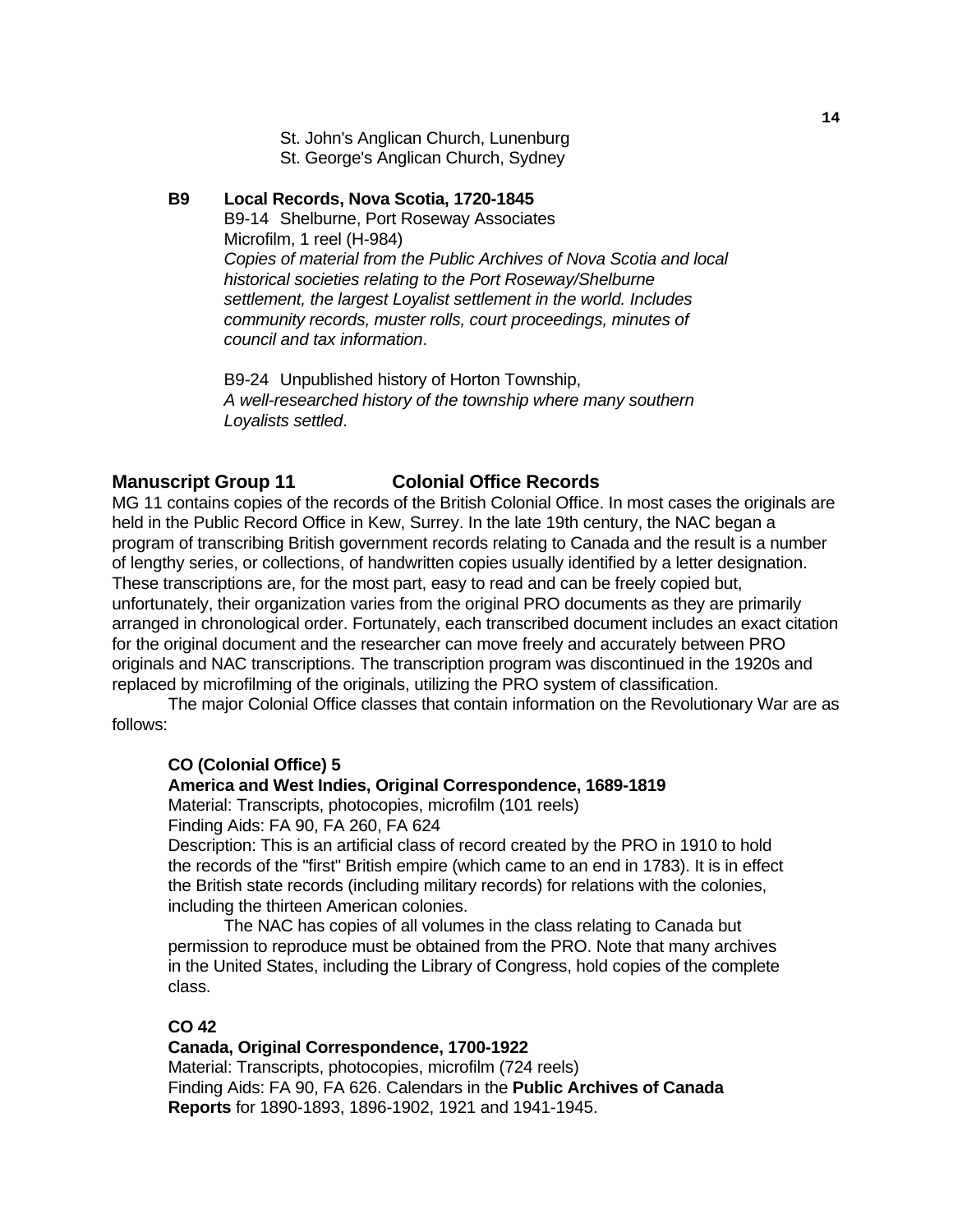St. John's Anglican Church, Lunenburg
St. George's Anglican Church, Sydney

**B9 Local Records, Nova Scotia, 1720-1845**

B9-14 Shelburne, Port Roseway Associates
Microfilm, 1 reel (H-984)
*Copies of material from the Public Archives of Nova Scotia and local historical societies relating to the Port Roseway/Shelburne settlement, the largest Loyalist settlement in the world. Includes community records, muster rolls, court proceedings, minutes of council and tax information*.

B9-24 Unpublished history of Horton Township,
*A well-researched history of the township where many southern Loyalists settled*.

## Manuscript Group 11 Colonial Office Records

MG 11 contains copies of the records of the British Colonial Office. In most cases the originals are held in the Public Record Office in Kew, Surrey. In the late 19th century, the NAC began a program of transcribing British government records relating to Canada and the result is a number of lengthy series, or collections, of handwritten copies usually identified by a letter designation. These transcriptions are, for the most part, easy to read and can be freely copied but, unfortunately, their organization varies from the original PRO documents as they are primarily arranged in chronological order. Fortunately, each transcribed document includes an exact citation for the original document and the researcher can move freely and accurately between PRO originals and NAC transcriptions. The transcription program was discontinued in the 1920s and replaced by microfilming of the originals, utilizing the PRO system of classification.

The major Colonial Office classes that contain information on the Revolutionary War are as follows:

**CO (Colonial Office) 5**
**America and West Indies, Original Correspondence, 1689-1819**
Material: Transcripts, photocopies, microfilm (101 reels)
Finding Aids: FA 90, FA 260, FA 624
Description: This is an artificial class of record created by the PRO in 1910 to hold the records of the "first" British empire (which came to an end in 1783). It is in effect the British state records (including military records) for relations with the colonies, including the thirteen American colonies.

The NAC has copies of all volumes in the class relating to Canada but permission to reproduce must be obtained from the PRO. Note that many archives in the United States, including the Library of Congress, hold copies of the complete class.

**CO 42**
**Canada, Original Correspondence, 1700-1922**
Material: Transcripts, photocopies, microfilm (724 reels)
Finding Aids: FA 90, FA 626. Calendars in the **Public Archives of Canada Reports** for 1890-1893, 1896-1902, 1921 and 1941-1945.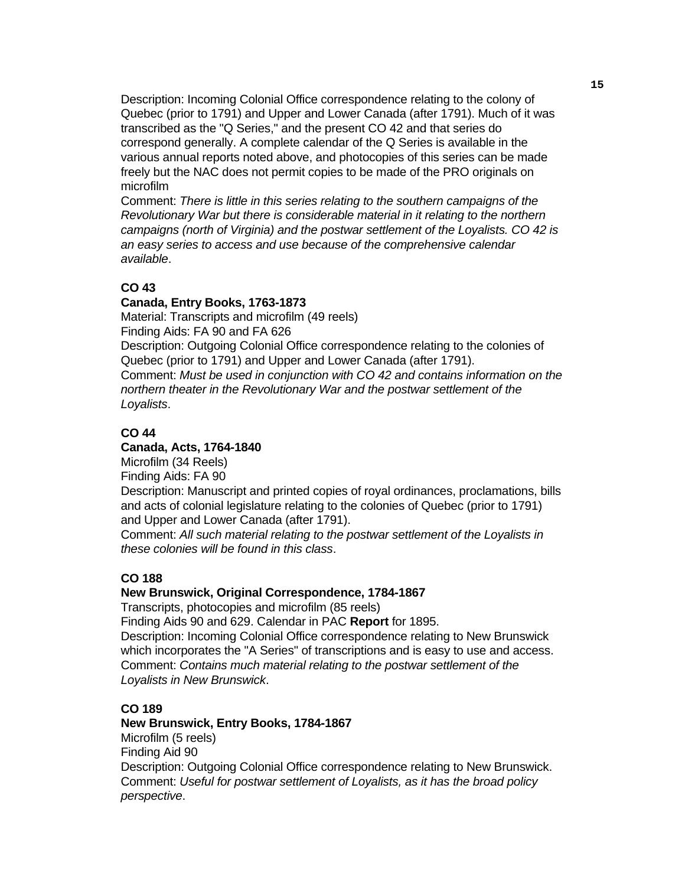Description: Incoming Colonial Office correspondence relating to the colony of Quebec (prior to 1791) and Upper and Lower Canada (after 1791). Much of it was transcribed as the "Q Series," and the present CO 42 and that series do correspond generally. A complete calendar of the Q Series is available in the various annual reports noted above, and photocopies of this series can be made freely but the NAC does not permit copies to be made of the PRO originals on microfilm

Comment: *There is little in this series relating to the southern campaigns of the Revolutionary War but there is considerable material in it relating to the northern campaigns (north of Virginia) and the postwar settlement of the Loyalists. CO 42 is an easy series to access and use because of the comprehensive calendar available*.

**CO 43**

**Canada, Entry Books, 1763-1873**

Material: Transcripts and microfilm (49 reels)

Finding Aids: FA 90 and FA 626

Description: Outgoing Colonial Office correspondence relating to the colonies of Quebec (prior to 1791) and Upper and Lower Canada (after 1791).

Comment: *Must be used in conjunction with CO 42 and contains information on the northern theater in the Revolutionary War and the postwar settlement of the Loyalists*.

**CO 44**

**Canada, Acts, 1764-1840**

Microfilm (34 Reels)

Finding Aids: FA 90

Description: Manuscript and printed copies of royal ordinances, proclamations, bills and acts of colonial legislature relating to the colonies of Quebec (prior to 1791) and Upper and Lower Canada (after 1791).

Comment: *All such material relating to the postwar settlement of the Loyalists in these colonies will be found in this class*.

**CO 188**

**New Brunswick, Original Correspondence, 1784-1867**

Transcripts, photocopies and microfilm (85 reels)

Finding Aids 90 and 629. Calendar in PAC **Report** for 1895.

Description: Incoming Colonial Office correspondence relating to New Brunswick which incorporates the "A Series" of transcriptions and is easy to use and access.

Comment: *Contains much material relating to the postwar settlement of the Loyalists in New Brunswick*.

**CO 189**

**New Brunswick, Entry Books, 1784-1867**

Microfilm (5 reels)

Finding Aid 90

Description: Outgoing Colonial Office correspondence relating to New Brunswick.

Comment: *Useful for postwar settlement of Loyalists, as it has the broad policy perspective*.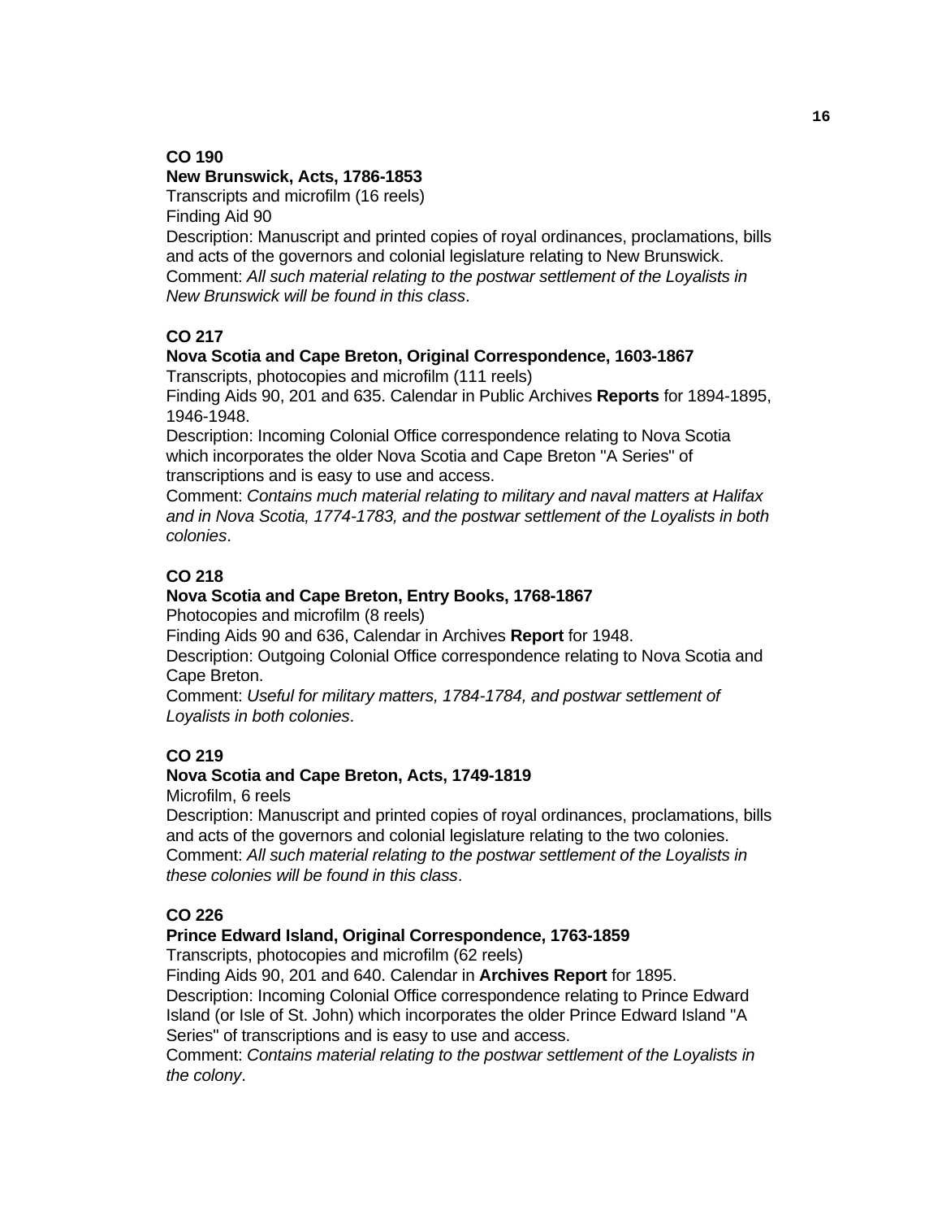**CO 190**

**New Brunswick, Acts, 1786-1853**

Transcripts and microfilm (16 reels)

Finding Aid 90

Description: Manuscript and printed copies of royal ordinances, proclamations, bills and acts of the governors and colonial legislature relating to New Brunswick.

Comment: *All such material relating to the postwar settlement of the Loyalists in New Brunswick will be found in this class*.

**CO 217**

**Nova Scotia and Cape Breton, Original Correspondence, 1603-1867**

Transcripts, photocopies and microfilm (111 reels)

Finding Aids 90, 201 and 635. Calendar in Public Archives **Reports** for 1894-1895, 1946-1948.

Description: Incoming Colonial Office correspondence relating to Nova Scotia which incorporates the older Nova Scotia and Cape Breton "A Series" of transcriptions and is easy to use and access.

Comment: *Contains much material relating to military and naval matters at Halifax and in Nova Scotia, 1774-1783, and the postwar settlement of the Loyalists in both colonies*.

**CO 218**

**Nova Scotia and Cape Breton, Entry Books, 1768-1867**

Photocopies and microfilm (8 reels)

Finding Aids 90 and 636, Calendar in Archives **Report** for 1948.

Description: Outgoing Colonial Office correspondence relating to Nova Scotia and Cape Breton.

Comment: *Useful for military matters, 1784-1784, and postwar settlement of Loyalists in both colonies*.

**CO 219**

**Nova Scotia and Cape Breton, Acts, 1749-1819**

Microfilm, 6 reels

Description: Manuscript and printed copies of royal ordinances, proclamations, bills and acts of the governors and colonial legislature relating to the two colonies.

Comment: *All such material relating to the postwar settlement of the Loyalists in these colonies will be found in this class*.

**CO 226**

**Prince Edward Island, Original Correspondence, 1763-1859**

Transcripts, photocopies and microfilm (62 reels)

Finding Aids 90, 201 and 640. Calendar in **Archives Report** for 1895.

Description: Incoming Colonial Office correspondence relating to Prince Edward Island (or Isle of St. John) which incorporates the older Prince Edward Island "A Series" of transcriptions and is easy to use and access.

Comment: *Contains material relating to the postwar settlement of the Loyalists in the colony*.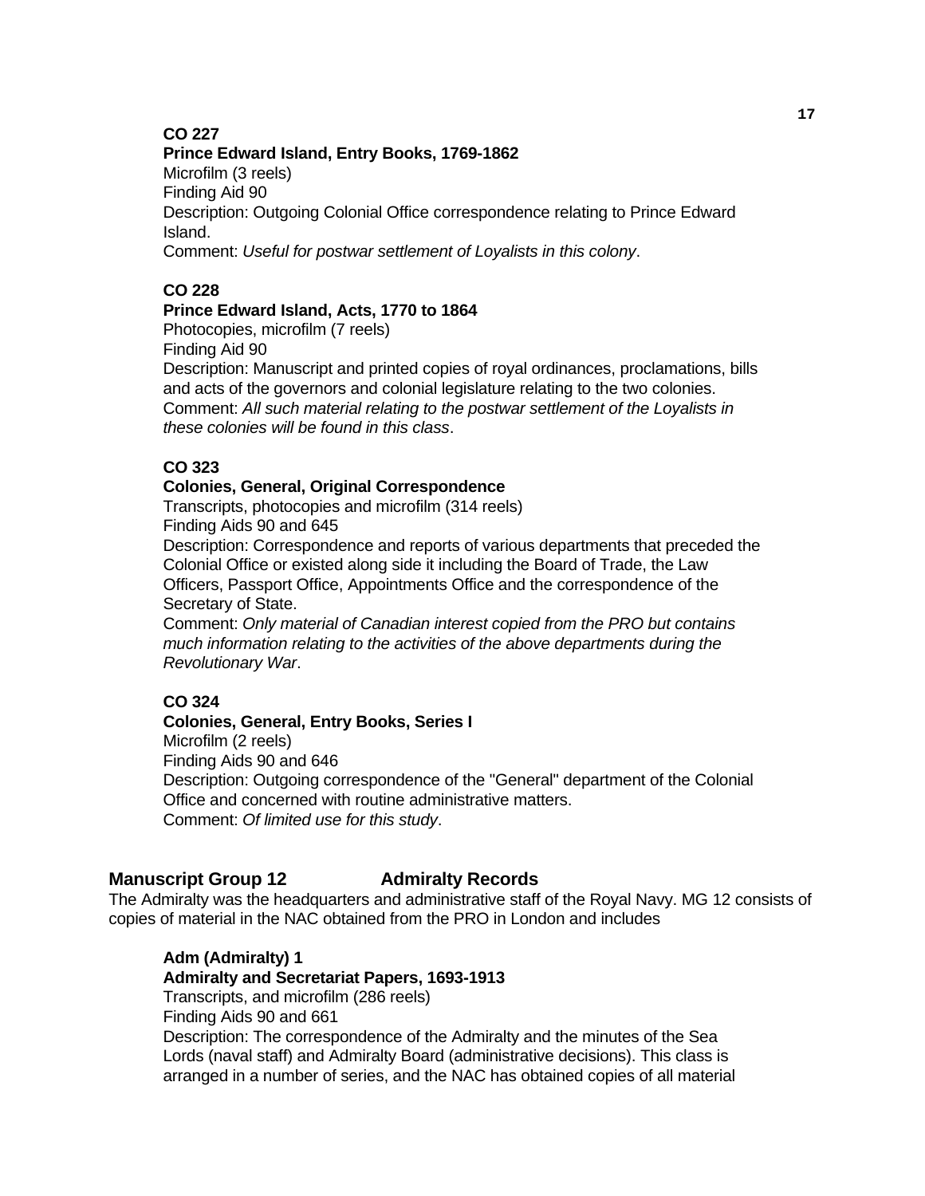**CO 227**
**Prince Edward Island, Entry Books, 1769-1862**
Microfilm (3 reels)
Finding Aid 90
Description: Outgoing Colonial Office correspondence relating to Prince Edward Island.
Comment: *Useful for postwar settlement of Loyalists in this colony*.

**CO 228**
**Prince Edward Island, Acts, 1770 to 1864**
Photocopies, microfilm (7 reels)
Finding Aid 90
Description: Manuscript and printed copies of royal ordinances, proclamations, bills and acts of the governors and colonial legislature relating to the two colonies.
Comment: *All such material relating to the postwar settlement of the Loyalists in these colonies will be found in this class*.

**CO 323**
**Colonies, General, Original Correspondence**
Transcripts, photocopies and microfilm (314 reels)
Finding Aids 90 and 645
Description: Correspondence and reports of various departments that preceded the Colonial Office or existed along side it including the Board of Trade, the Law Officers, Passport Office, Appointments Office and the correspondence of the Secretary of State.
Comment: *Only material of Canadian interest copied from the PRO but contains much information relating to the activities of the above departments during the Revolutionary War*.

**CO 324**
**Colonies, General, Entry Books, Series I**
Microfilm (2 reels)
Finding Aids 90 and 646
Description: Outgoing correspondence of the "General" department of the Colonial Office and concerned with routine administrative matters.
Comment: *Of limited use for this study*.

## Manuscript Group 12 Admiralty Records

The Admiralty was the headquarters and administrative staff of the Royal Navy. MG 12 consists of copies of material in the NAC obtained from the PRO in London and includes

**Adm (Admiralty) 1**
**Admiralty and Secretariat Papers, 1693-1913**
Transcripts, and microfilm (286 reels)
Finding Aids 90 and 661
Description: The correspondence of the Admiralty and the minutes of the Sea Lords (naval staff) and Admiralty Board (administrative decisions). This class is arranged in a number of series, and the NAC has obtained copies of all material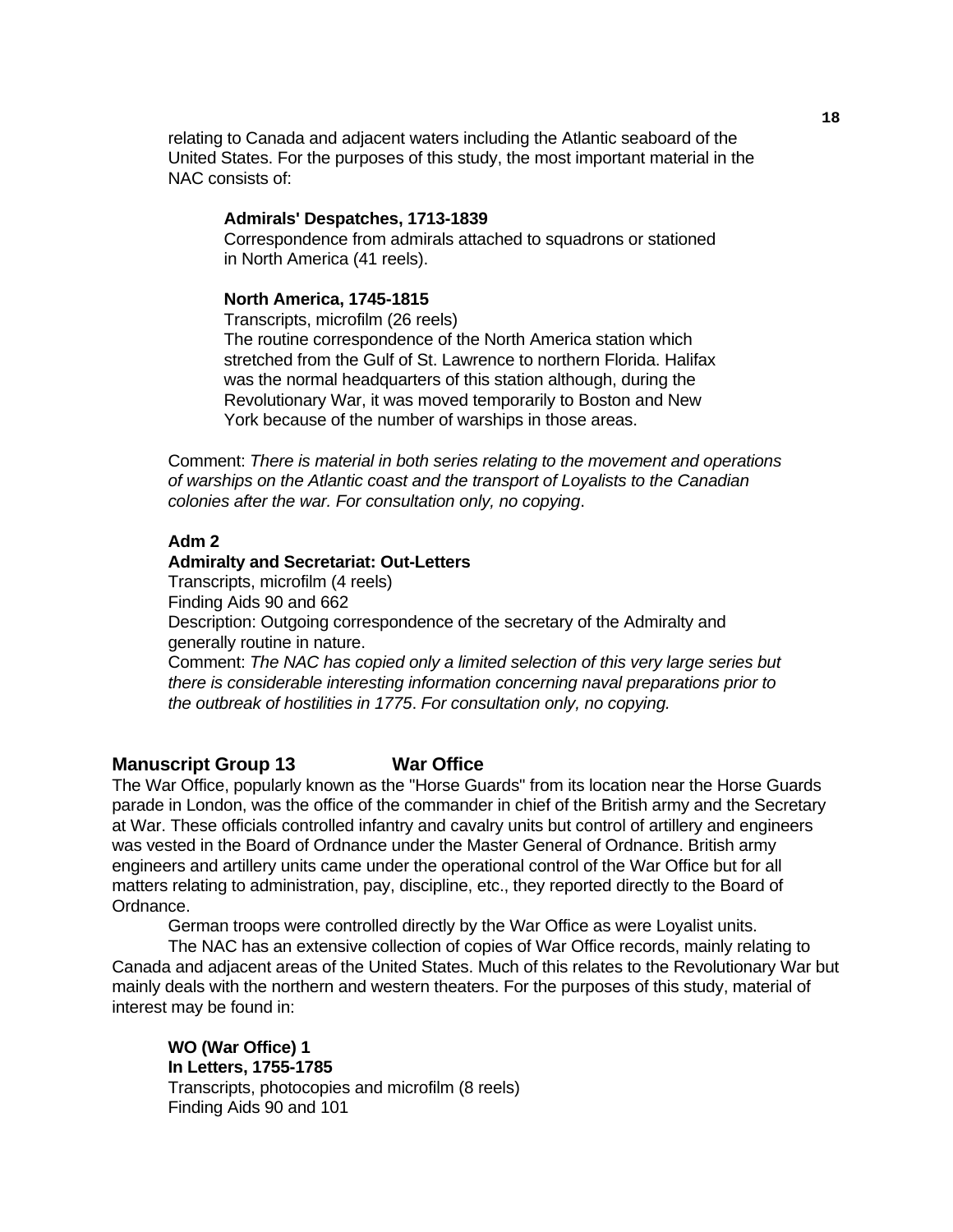relating to Canada and adjacent waters including the Atlantic seaboard of the United States. For the purposes of this study, the most important material in the NAC consists of:

**Admirals' Despatches, 1713-1839**
Correspondence from admirals attached to squadrons or stationed in North America (41 reels).

**North America, 1745-1815**
Transcripts, microfilm (26 reels)
The routine correspondence of the North America station which stretched from the Gulf of St. Lawrence to northern Florida. Halifax was the normal headquarters of this station although, during the Revolutionary War, it was moved temporarily to Boston and New York because of the number of warships in those areas.

Comment: *There is material in both series relating to the movement and operations of warships on the Atlantic coast and the transport of Loyalists to the Canadian colonies after the war. For consultation only, no copying*.

**Adm 2**
**Admiralty and Secretariat: Out-Letters**
Transcripts, microfilm (4 reels)
Finding Aids 90 and 662
Description: Outgoing correspondence of the secretary of the Admiralty and generally routine in nature.
Comment: *The NAC has copied only a limited selection of this very large series but there is considerable interesting information concerning naval preparations prior to the outbreak of hostilities in 1775*. *For consultation only, no copying.*

## Manuscript Group 13 War Office

The War Office, popularly known as the "Horse Guards" from its location near the Horse Guards parade in London, was the office of the commander in chief of the British army and the Secretary at War. These officials controlled infantry and cavalry units but control of artillery and engineers was vested in the Board of Ordnance under the Master General of Ordnance. British army engineers and artillery units came under the operational control of the War Office but for all matters relating to administration, pay, discipline, etc., they reported directly to the Board of Ordnance.

German troops were controlled directly by the War Office as were Loyalist units.

The NAC has an extensive collection of copies of War Office records, mainly relating to Canada and adjacent areas of the United States. Much of this relates to the Revolutionary War but mainly deals with the northern and western theaters. For the purposes of this study, material of interest may be found in:

**WO (War Office) 1**
**In Letters, 1755-1785**
Transcripts, photocopies and microfilm (8 reels)
Finding Aids 90 and 101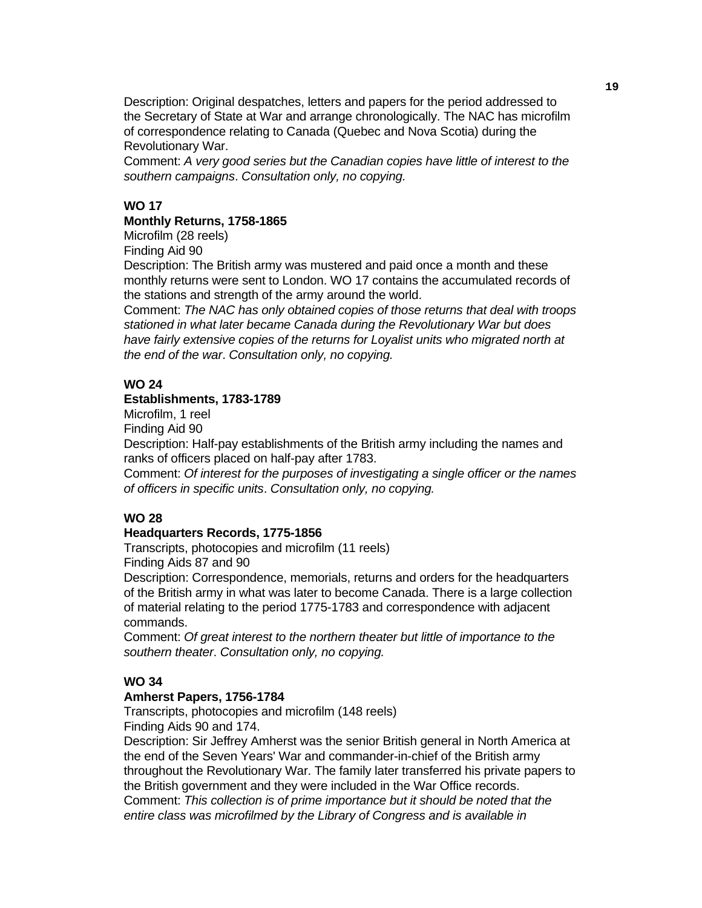Description: Original despatches, letters and papers for the period addressed to the Secretary of State at War and arrange chronologically. The NAC has microfilm of correspondence relating to Canada (Quebec and Nova Scotia) during the Revolutionary War.
Comment: *A very good series but the Canadian copies have little of interest to the southern campaigns*. *Consultation only, no copying.*

**WO 17**
**Monthly Returns, 1758-1865**
Microfilm (28 reels)
Finding Aid 90
Description: The British army was mustered and paid once a month and these monthly returns were sent to London. WO 17 contains the accumulated records of the stations and strength of the army around the world.
Comment: *The NAC has only obtained copies of those returns that deal with troops stationed in what later became Canada during the Revolutionary War but does have fairly extensive copies of the returns for Loyalist units who migrated north at the end of the war*. *Consultation only, no copying.*

**WO 24**
**Establishments, 1783-1789**
Microfilm, 1 reel
Finding Aid 90
Description: Half-pay establishments of the British army including the names and ranks of officers placed on half-pay after 1783.
Comment: *Of interest for the purposes of investigating a single officer or the names of officers in specific units*. *Consultation only, no copying.*

**WO 28**
**Headquarters Records, 1775-1856**
Transcripts, photocopies and microfilm (11 reels)
Finding Aids 87 and 90
Description: Correspondence, memorials, returns and orders for the headquarters of the British army in what was later to become Canada. There is a large collection of material relating to the period 1775-1783 and correspondence with adjacent commands.
Comment: *Of great interest to the northern theater but little of importance to the southern theater*. *Consultation only, no copying.*

**WO 34**
**Amherst Papers, 1756-1784**
Transcripts, photocopies and microfilm (148 reels)
Finding Aids 90 and 174.
Description: Sir Jeffrey Amherst was the senior British general in North America at the end of the Seven Years' War and commander-in-chief of the British army throughout the Revolutionary War. The family later transferred his private papers to the British government and they were included in the War Office records.
Comment: *This collection is of prime importance but it should be noted that the entire class was microfilmed by the Library of Congress and is available in*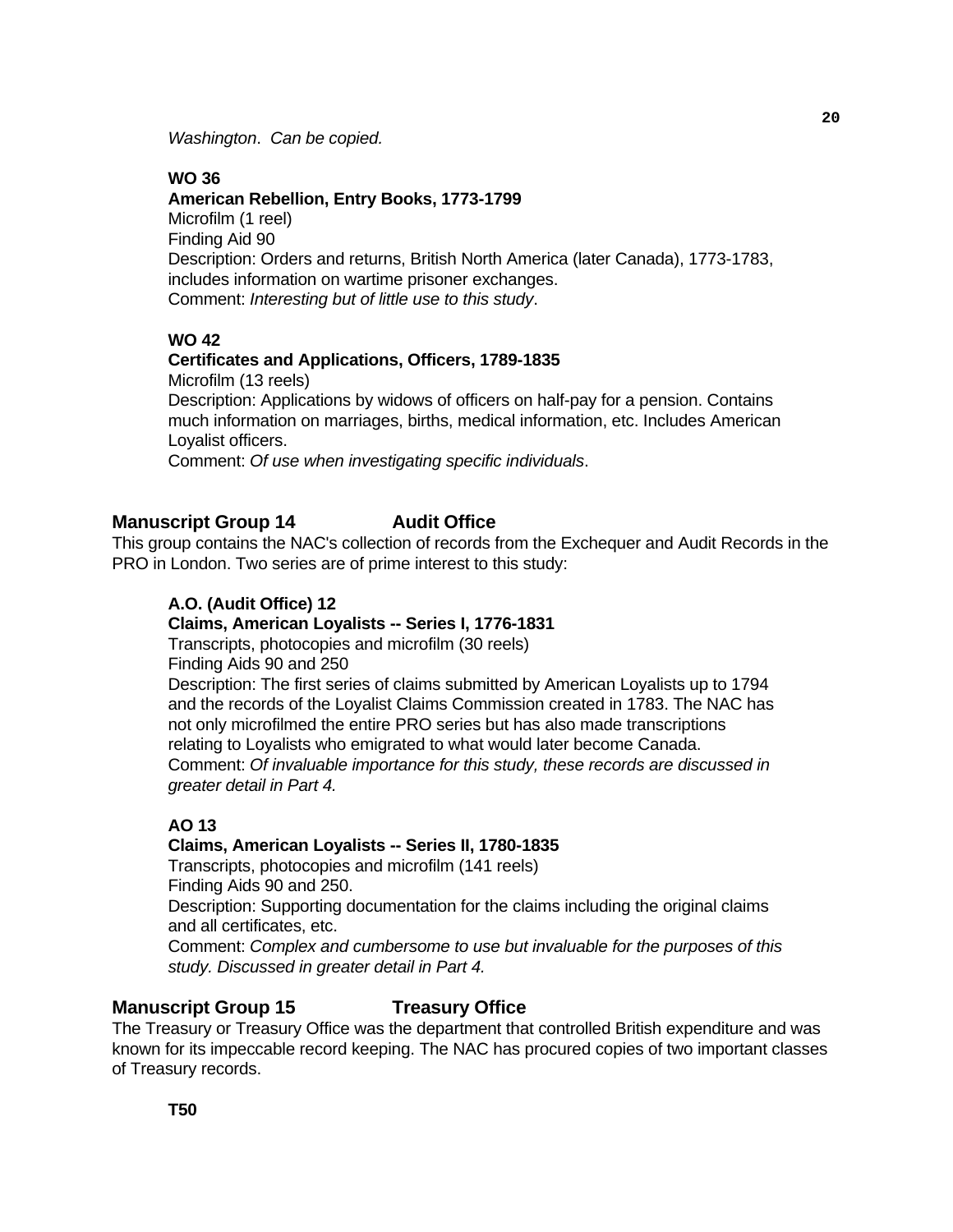*Washington*. *Can be copied.*

**WO 36**
**American Rebellion, Entry Books, 1773-1799**
Microfilm (1 reel)
Finding Aid 90
Description: Orders and returns, British North America (later Canada), 1773-1783, includes information on wartime prisoner exchanges.
Comment: *Interesting but of little use to this study*.

**WO 42**
**Certificates and Applications, Officers, 1789-1835**
Microfilm (13 reels)
Description: Applications by widows of officers on half-pay for a pension. Contains much information on marriages, births, medical information, etc. Includes American Loyalist officers.
Comment: *Of use when investigating specific individuals*.

## Manuscript Group 14 Audit Office

This group contains the NAC's collection of records from the Exchequer and Audit Records in the PRO in London. Two series are of prime interest to this study:

**A.O. (Audit Office) 12**
**Claims, American Loyalists -- Series I, 1776-1831**
Transcripts, photocopies and microfilm (30 reels)
Finding Aids 90 and 250
Description: The first series of claims submitted by American Loyalists up to 1794 and the records of the Loyalist Claims Commission created in 1783. The NAC has not only microfilmed the entire PRO series but has also made transcriptions relating to Loyalists who emigrated to what would later become Canada.
Comment: *Of invaluable importance for this study, these records are discussed in greater detail in Part 4.*

**AO 13**
**Claims, American Loyalists -- Series II, 1780-1835**
Transcripts, photocopies and microfilm (141 reels)
Finding Aids 90 and 250.
Description: Supporting documentation for the claims including the original claims and all certificates, etc.
Comment: *Complex and cumbersome to use but invaluable for the purposes of this study. Discussed in greater detail in Part 4.*

## Manuscript Group 15 Treasury Office

The Treasury or Treasury Office was the department that controlled British expenditure and was known for its impeccable record keeping. The NAC has procured copies of two important classes of Treasury records.

**T50**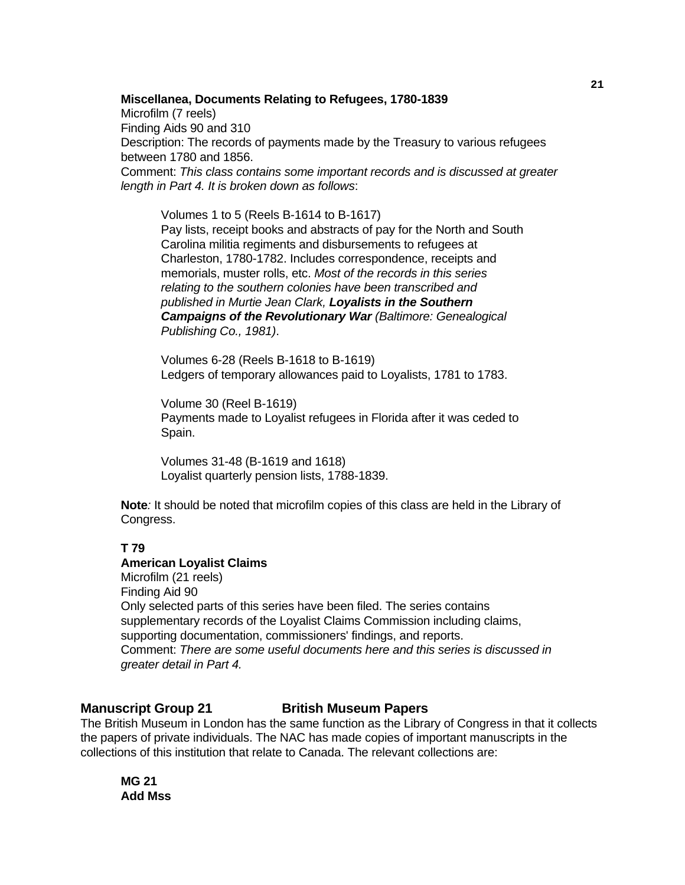**Miscellanea, Documents Relating to Refugees, 1780-1839**
Microfilm (7 reels)
Finding Aids 90 and 310
Description: The records of payments made by the Treasury to various refugees between 1780 and 1856.
Comment: *This class contains some important records and is discussed at greater length in Part 4. It is broken down as follows*:

> Volumes 1 to 5 (Reels B-1614 to B-1617)
> Pay lists, receipt books and abstracts of pay for the North and South Carolina militia regiments and disbursements to refugees at Charleston, 1780-1782. Includes correspondence, receipts and memorials, muster rolls, etc. *Most of the records in this series relating to the southern colonies have been transcribed and published in Murtie Jean Clark,* ***Loyalists in the Southern Campaigns of the Revolutionary War*** *(Baltimore: Genealogical Publishing Co., 1981)*.
>
> Volumes 6-28 (Reels B-1618 to B-1619)
> Ledgers of temporary allowances paid to Loyalists, 1781 to 1783.
>
> Volume 30 (Reel B-1619)
> Payments made to Loyalist refugees in Florida after it was ceded to Spain.
>
> Volumes 31-48 (B-1619 and 1618)
> Loyalist quarterly pension lists, 1788-1839.

**Note***:* It should be noted that microfilm copies of this class are held in the Library of Congress.

**T 79**
**American Loyalist Claims**
Microfilm (21 reels)
Finding Aid 90
Only selected parts of this series have been filed. The series contains supplementary records of the Loyalist Claims Commission including claims, supporting documentation, commissioners' findings, and reports.
Comment: *There are some useful documents here and this series is discussed in greater detail in Part 4.*

## Manuscript Group 21 British Museum Papers

The British Museum in London has the same function as the Library of Congress in that it collects the papers of private individuals. The NAC has made copies of important manuscripts in the collections of this institution that relate to Canada. The relevant collections are:

**MG 21**
**Add Mss**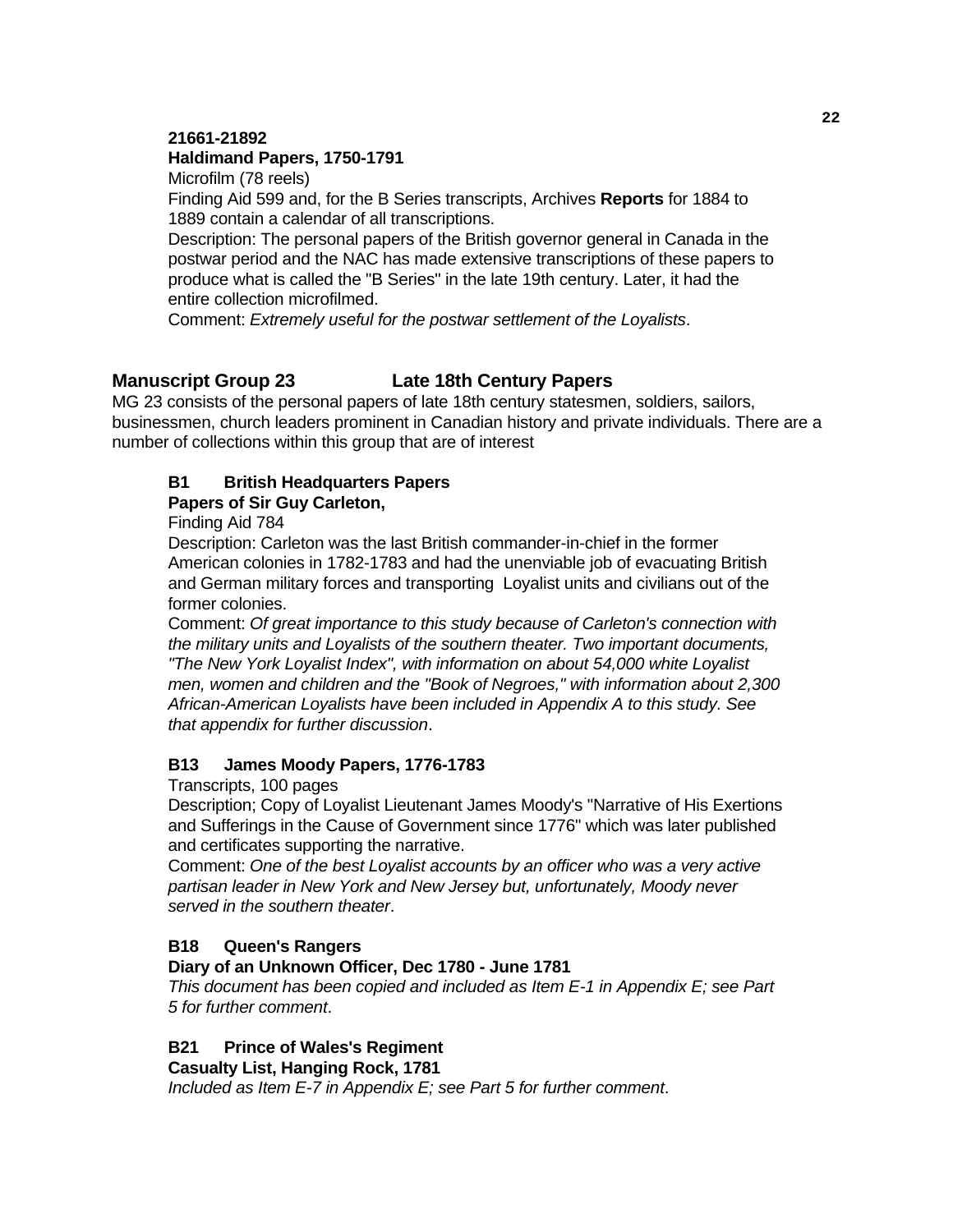**21661-21892**
**Haldimand Papers, 1750-1791**

Microfilm (78 reels)

Finding Aid 599 and, for the B Series transcripts, Archives **Reports** for 1884 to 1889 contain a calendar of all transcriptions.

Description: The personal papers of the British governor general in Canada in the postwar period and the NAC has made extensive transcriptions of these papers to produce what is called the "B Series" in the late 19th century. Later, it had the entire collection microfilmed.

Comment: *Extremely useful for the postwar settlement of the Loyalists*.

## Manuscript Group 23 Late 18th Century Papers

MG 23 consists of the personal papers of late 18th century statesmen, soldiers, sailors, businessmen, church leaders prominent in Canadian history and private individuals. There are a number of collections within this group that are of interest

### B1 British Headquarters Papers
**Papers of Sir Guy Carleton,**

Finding Aid 784

Description: Carleton was the last British commander-in-chief in the former American colonies in 1782-1783 and had the unenviable job of evacuating British and German military forces and transporting Loyalist units and civilians out of the former colonies.

Comment: *Of great importance to this study because of Carleton's connection with the military units and Loyalists of the southern theater. Two important documents, "The New York Loyalist Index", with information on about 54,000 white Loyalist men, women and children and the "Book of Negroes," with information about 2,300 African-American Loyalists have been included in Appendix A to this study. See that appendix for further discussion*.

### B13 James Moody Papers, 1776-1783

Transcripts, 100 pages

Description; Copy of Loyalist Lieutenant James Moody's "Narrative of His Exertions and Sufferings in the Cause of Government since 1776" which was later published and certificates supporting the narrative.

Comment: *One of the best Loyalist accounts by an officer who was a very active partisan leader in New York and New Jersey but, unfortunately, Moody never served in the southern theater*.

### B18 Queen's Rangers
**Diary of an Unknown Officer, Dec 1780 - June 1781**

*This document has been copied and included as Item E-1 in Appendix E; see Part 5 for further comment*.

### B21 Prince of Wales's Regiment
**Casualty List, Hanging Rock, 1781**

*Included as Item E-7 in Appendix E; see Part 5 for further comment*.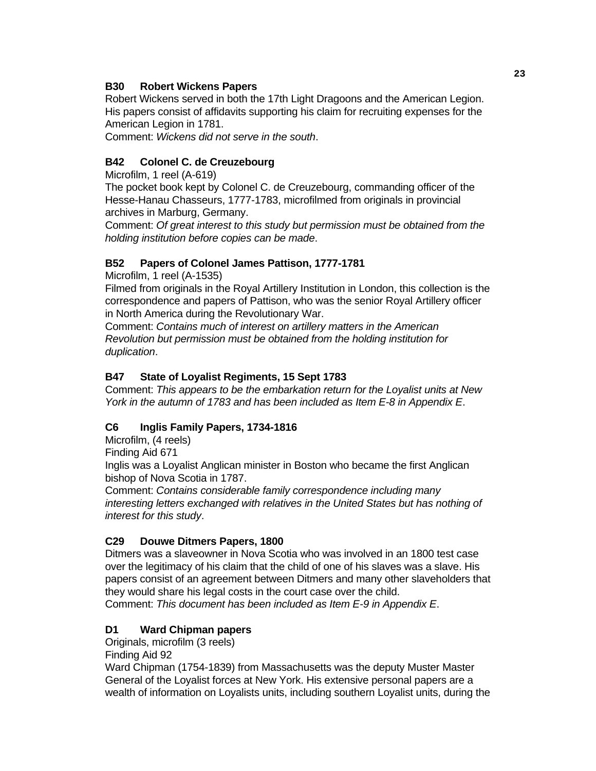**B30 Robert Wickens Papers**

Robert Wickens served in both the 17th Light Dragoons and the American Legion. His papers consist of affidavits supporting his claim for recruiting expenses for the American Legion in 1781.

Comment: *Wickens did not serve in the south*.

**B42 Colonel C. de Creuzebourg**

Microfilm, 1 reel (A-619)

The pocket book kept by Colonel C. de Creuzebourg, commanding officer of the Hesse-Hanau Chasseurs, 1777-1783, microfilmed from originals in provincial archives in Marburg, Germany.

Comment: *Of great interest to this study but permission must be obtained from the holding institution before copies can be made*.

**B52 Papers of Colonel James Pattison, 1777-1781**

Microfilm, 1 reel (A-1535)

Filmed from originals in the Royal Artillery Institution in London, this collection is the correspondence and papers of Pattison, who was the senior Royal Artillery officer in North America during the Revolutionary War.

Comment: *Contains much of interest on artillery matters in the American Revolution but permission must be obtained from the holding institution for duplication*.

**B47 State of Loyalist Regiments, 15 Sept 1783**

Comment: *This appears to be the embarkation return for the Loyalist units at New York in the autumn of 1783 and has been included as Item E-8 in Appendix E*.

**C6 Inglis Family Papers, 1734-1816**

Microfilm, (4 reels)

Finding Aid 671

Inglis was a Loyalist Anglican minister in Boston who became the first Anglican bishop of Nova Scotia in 1787.

Comment: *Contains considerable family correspondence including many interesting letters exchanged with relatives in the United States but has nothing of interest for this study*.

**C29 Douwe Ditmers Papers, 1800**

Ditmers was a slaveowner in Nova Scotia who was involved in an 1800 test case over the legitimacy of his claim that the child of one of his slaves was a slave. His papers consist of an agreement between Ditmers and many other slaveholders that they would share his legal costs in the court case over the child.

Comment: *This document has been included as Item E-9 in Appendix E*.

**D1 Ward Chipman papers**

Originals, microfilm (3 reels)

Finding Aid 92

Ward Chipman (1754-1839) from Massachusetts was the deputy Muster Master General of the Loyalist forces at New York. His extensive personal papers are a wealth of information on Loyalists units, including southern Loyalist units, during the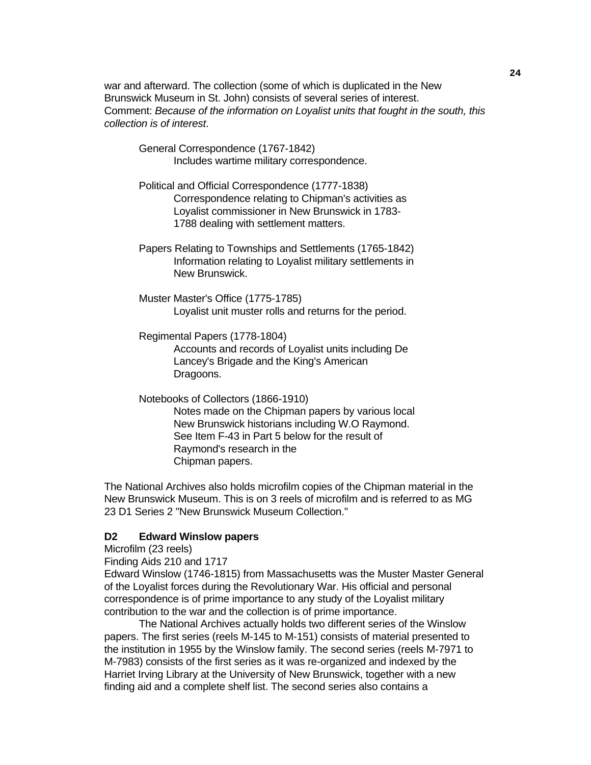war and afterward. The collection (some of which is duplicated in the New Brunswick Museum in St. John) consists of several series of interest.
Comment: *Because of the information on Loyalist units that fought in the south, this collection is of interest*.

General Correspondence (1767-1842)
Includes wartime military correspondence.

Political and Official Correspondence (1777-1838)
Correspondence relating to Chipman's activities as Loyalist commissioner in New Brunswick in 1783-1788 dealing with settlement matters.

Papers Relating to Townships and Settlements (1765-1842)
Information relating to Loyalist military settlements in New Brunswick.

Muster Master's Office (1775-1785)
Loyalist unit muster rolls and returns for the period.

Regimental Papers (1778-1804)
Accounts and records of Loyalist units including De Lancey's Brigade and the King's American Dragoons.

Notebooks of Collectors (1866-1910)
Notes made on the Chipman papers by various local New Brunswick historians including W.O Raymond. See Item F-43 in Part 5 below for the result of Raymond's research in the Chipman papers.

The National Archives also holds microfilm copies of the Chipman material in the New Brunswick Museum. This is on 3 reels of microfilm and is referred to as MG 23 D1 Series 2 "New Brunswick Museum Collection."

**D2 Edward Winslow papers**
Microfilm (23 reels)
Finding Aids 210 and 1717
Edward Winslow (1746-1815) from Massachusetts was the Muster Master General of the Loyalist forces during the Revolutionary War. His official and personal correspondence is of prime importance to any study of the Loyalist military contribution to the war and the collection is of prime importance.

The National Archives actually holds two different series of the Winslow papers. The first series (reels M-145 to M-151) consists of material presented to the institution in 1955 by the Winslow family. The second series (reels M-7971 to M-7983) consists of the first series as it was re-organized and indexed by the Harriet Irving Library at the University of New Brunswick, together with a new finding aid and a complete shelf list. The second series also contains a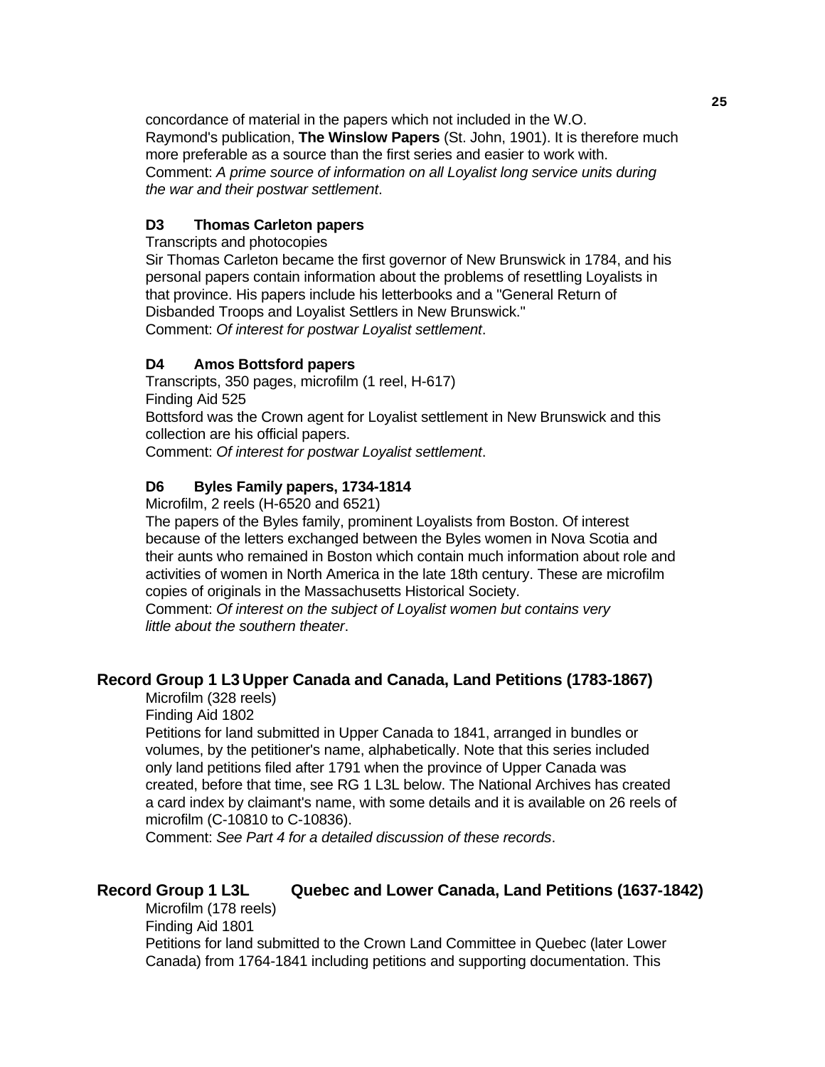concordance of material in the papers which not included in the W.O. Raymond's publication, **The Winslow Papers** (St. John, 1901). It is therefore much more preferable as a source than the first series and easier to work with.
Comment: *A prime source of information on all Loyalist long service units during the war and their postwar settlement*.

### D3 Thomas Carleton papers

Transcripts and photocopies
Sir Thomas Carleton became the first governor of New Brunswick in 1784, and his personal papers contain information about the problems of resettling Loyalists in that province. His papers include his letterbooks and a "General Return of Disbanded Troops and Loyalist Settlers in New Brunswick."
Comment: *Of interest for postwar Loyalist settlement*.

### D4 Amos Bottsford papers

Transcripts, 350 pages, microfilm (1 reel, H-617)
Finding Aid 525
Bottsford was the Crown agent for Loyalist settlement in New Brunswick and this collection are his official papers.
Comment: *Of interest for postwar Loyalist settlement*.

### D6 Byles Family papers, 1734-1814

Microfilm, 2 reels (H-6520 and 6521)
The papers of the Byles family, prominent Loyalists from Boston. Of interest because of the letters exchanged between the Byles women in Nova Scotia and their aunts who remained in Boston which contain much information about role and activities of women in North America in the late 18th century. These are microfilm copies of originals in the Massachusetts Historical Society.
Comment: *Of interest on the subject of Loyalist women but contains very little about the southern theater*.

## Record Group 1 L3 Upper Canada and Canada, Land Petitions (1783-1867)

Microfilm (328 reels)
Finding Aid 1802
Petitions for land submitted in Upper Canada to 1841, arranged in bundles or volumes, by the petitioner's name, alphabetically. Note that this series included only land petitions filed after 1791 when the province of Upper Canada was created, before that time, see RG 1 L3L below. The National Archives has created a card index by claimant's name, with some details and it is available on 26 reels of microfilm (C-10810 to C-10836).
Comment: *See Part 4 for a detailed discussion of these records*.

## Record Group 1 L3L Quebec and Lower Canada, Land Petitions (1637-1842)

Microfilm (178 reels)
Finding Aid 1801
Petitions for land submitted to the Crown Land Committee in Quebec (later Lower Canada) from 1764-1841 including petitions and supporting documentation. This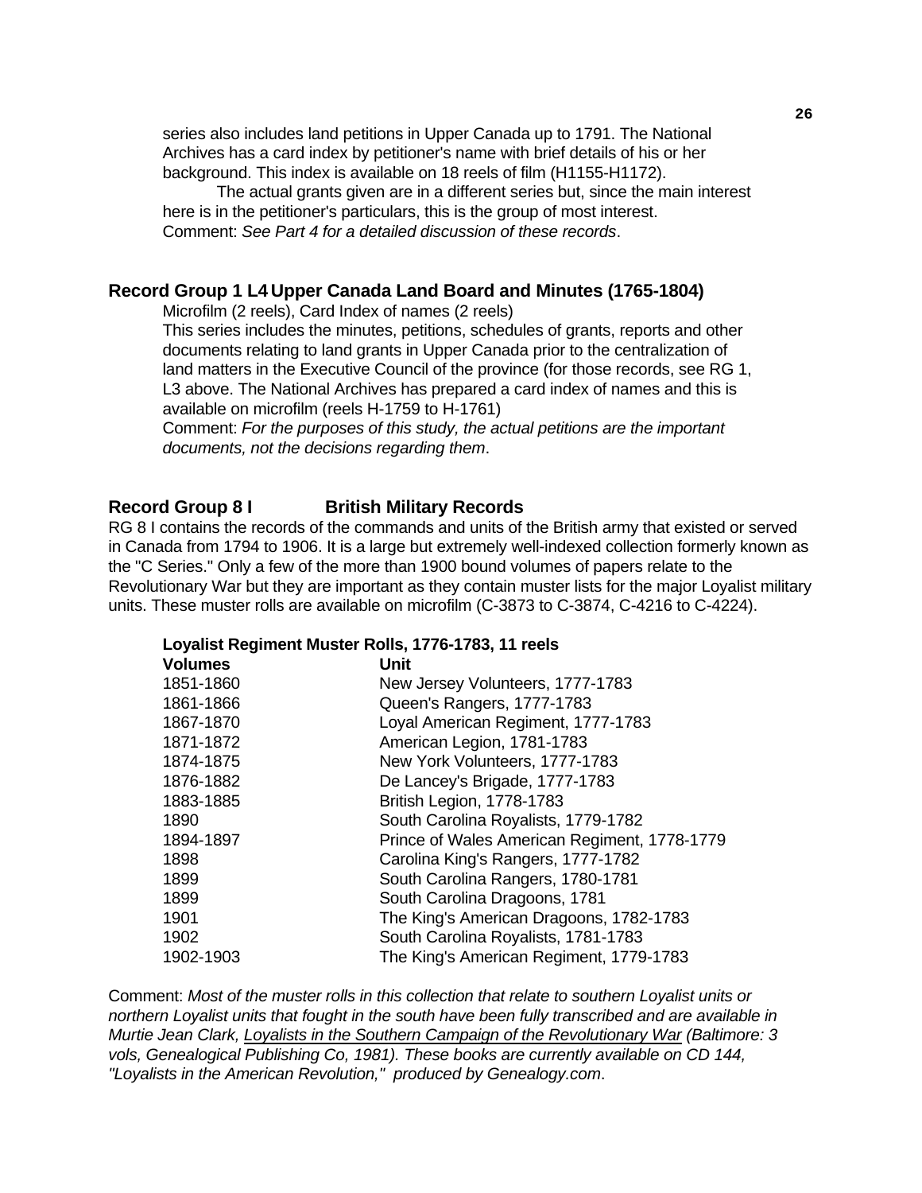series also includes land petitions in Upper Canada up to 1791. The National Archives has a card index by petitioner's name with brief details of his or her background. This index is available on 18 reels of film (H1155-H1172).

The actual grants given are in a different series but, since the main interest here is in the petitioner's particulars, this is the group of most interest.

Comment: *See Part 4 for a detailed discussion of these records*.

## Record Group 1 L4 Upper Canada Land Board and Minutes (1765-1804)

Microfilm (2 reels), Card Index of names (2 reels)

This series includes the minutes, petitions, schedules of grants, reports and other documents relating to land grants in Upper Canada prior to the centralization of land matters in the Executive Council of the province (for those records, see RG 1, L3 above. The National Archives has prepared a card index of names and this is available on microfilm (reels H-1759 to H-1761)

Comment: *For the purposes of this study, the actual petitions are the important documents, not the decisions regarding them*.

## Record Group 8 I British Military Records

RG 8 I contains the records of the commands and units of the British army that existed or served in Canada from 1794 to 1906. It is a large but extremely well-indexed collection formerly known as the "C Series." Only a few of the more than 1900 bound volumes of papers relate to the Revolutionary War but they are important as they contain muster lists for the major Loyalist military units. These muster rolls are available on microfilm (C-3873 to C-3874, C-4216 to C-4224).

**Loyalist Regiment Muster Rolls, 1776-1783, 11 reels**

| Volumes | Unit |
|---|---|
| 1851-1860 | New Jersey Volunteers, 1777-1783 |
| 1861-1866 | Queen's Rangers, 1777-1783 |
| 1867-1870 | Loyal American Regiment, 1777-1783 |
| 1871-1872 | American Legion, 1781-1783 |
| 1874-1875 | New York Volunteers, 1777-1783 |
| 1876-1882 | De Lancey's Brigade, 1777-1783 |
| 1883-1885 | British Legion, 1778-1783 |
| 1890 | South Carolina Royalists, 1779-1782 |
| 1894-1897 | Prince of Wales American Regiment, 1778-1779 |
| 1898 | Carolina King's Rangers, 1777-1782 |
| 1899 | South Carolina Rangers, 1780-1781 |
| 1899 | South Carolina Dragoons, 1781 |
| 1901 | The King's American Dragoons, 1782-1783 |
| 1902 | South Carolina Royalists, 1781-1783 |
| 1902-1903 | The King's American Regiment, 1779-1783 |

Comment: *Most of the muster rolls in this collection that relate to southern Loyalist units or northern Loyalist units that fought in the south have been fully transcribed and are available in Murtie Jean Clark, Loyalists in the Southern Campaign of the Revolutionary War (Baltimore: 3 vols, Genealogical Publishing Co, 1981). These books are currently available on CD 144, "Loyalists in the American Revolution," produced by Genealogy.com*.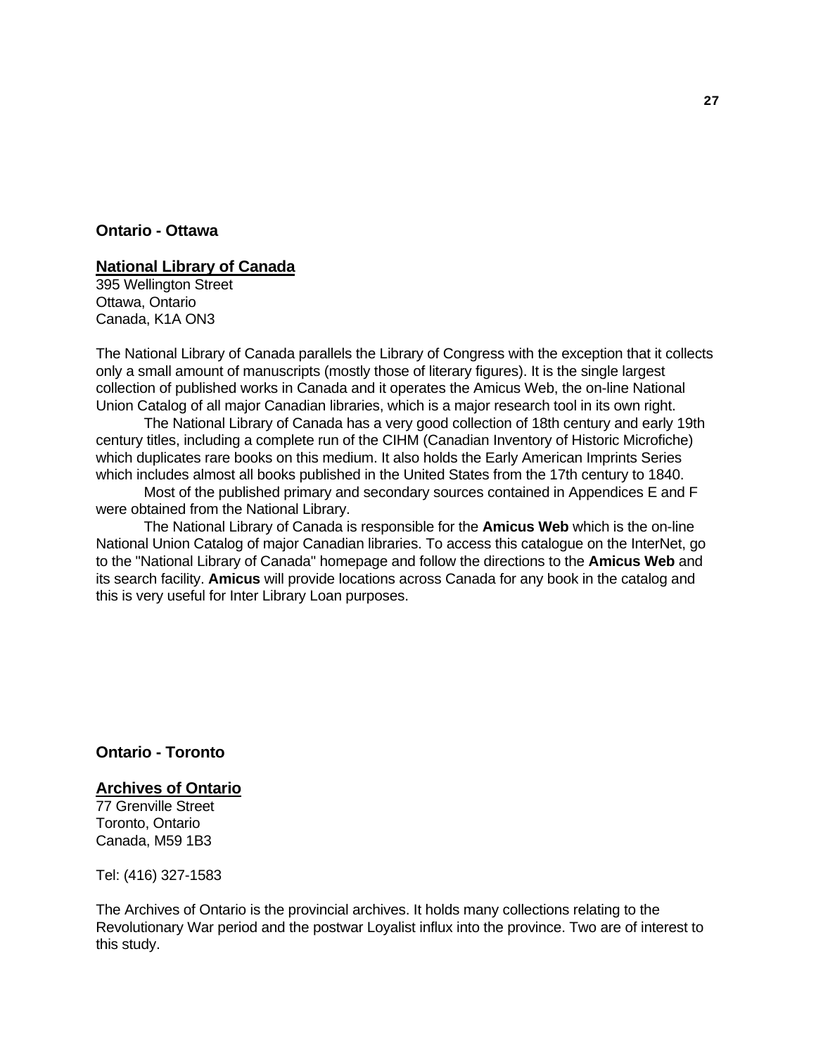## Ontario - Ottawa

### National Library of Canada

395 Wellington Street
Ottawa, Ontario
Canada, K1A ON3

The National Library of Canada parallels the Library of Congress with the exception that it collects only a small amount of manuscripts (mostly those of literary figures). It is the single largest collection of published works in Canada and it operates the Amicus Web, the on-line National Union Catalog of all major Canadian libraries, which is a major research tool in its own right.

The National Library of Canada has a very good collection of 18th century and early 19th century titles, including a complete run of the CIHM (Canadian Inventory of Historic Microfiche) which duplicates rare books on this medium. It also holds the Early American Imprints Series which includes almost all books published in the United States from the 17th century to 1840.

Most of the published primary and secondary sources contained in Appendices E and F were obtained from the National Library.

The National Library of Canada is responsible for the **Amicus Web** which is the on-line National Union Catalog of major Canadian libraries. To access this catalogue on the InterNet, go to the "National Library of Canada" homepage and follow the directions to the **Amicus Web** and its search facility. **Amicus** will provide locations across Canada for any book in the catalog and this is very useful for Inter Library Loan purposes.

## Ontario - Toronto

### Archives of Ontario

77 Grenville Street
Toronto, Ontario
Canada, M59 1B3

Tel: (416) 327-1583

The Archives of Ontario is the provincial archives. It holds many collections relating to the Revolutionary War period and the postwar Loyalist influx into the province. Two are of interest to this study.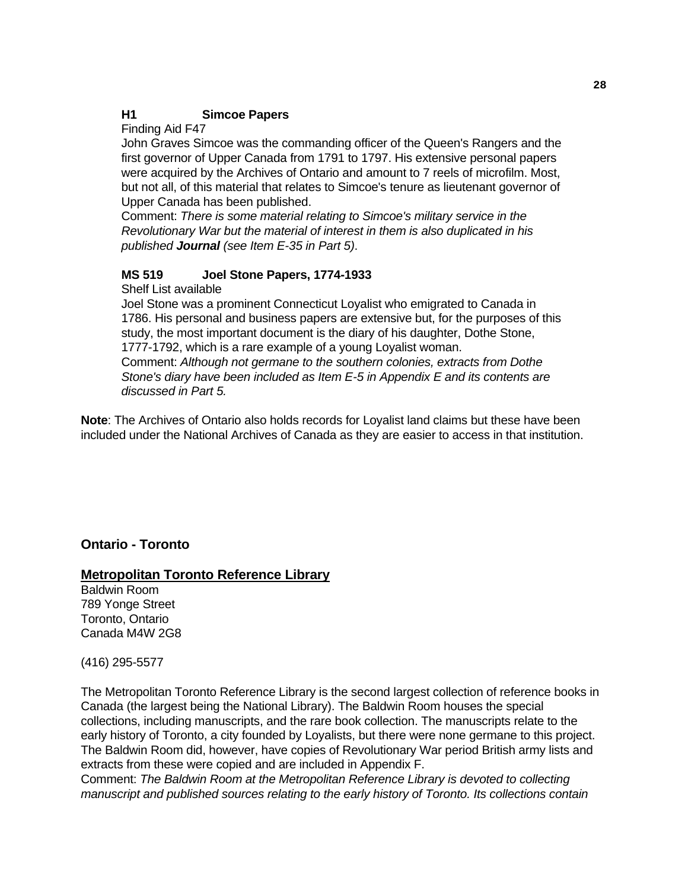**H1 Simcoe Papers**

Finding Aid F47

John Graves Simcoe was the commanding officer of the Queen's Rangers and the first governor of Upper Canada from 1791 to 1797. His extensive personal papers were acquired by the Archives of Ontario and amount to 7 reels of microfilm. Most, but not all, of this material that relates to Simcoe's tenure as lieutenant governor of Upper Canada has been published.

Comment: *There is some material relating to Simcoe's military service in the Revolutionary War but the material of interest in them is also duplicated in his published* ***Journal*** *(see Item E-35 in Part 5).*

**MS 519 Joel Stone Papers, 1774-1933**

Shelf List available

Joel Stone was a prominent Connecticut Loyalist who emigrated to Canada in 1786. His personal and business papers are extensive but, for the purposes of this study, the most important document is the diary of his daughter, Dothe Stone, 1777-1792, which is a rare example of a young Loyalist woman.

Comment: *Although not germane to the southern colonies, extracts from Dothe Stone's diary have been included as Item E-5 in Appendix E and its contents are discussed in Part 5.*

**Note**: The Archives of Ontario also holds records for Loyalist land claims but these have been included under the National Archives of Canada as they are easier to access in that institution.

### Ontario - Toronto

**Metropolitan Toronto Reference Library**

Baldwin Room
789 Yonge Street
Toronto, Ontario
Canada M4W 2G8

(416) 295-5577

The Metropolitan Toronto Reference Library is the second largest collection of reference books in Canada (the largest being the National Library). The Baldwin Room houses the special collections, including manuscripts, and the rare book collection. The manuscripts relate to the early history of Toronto, a city founded by Loyalists, but there were none germane to this project. The Baldwin Room did, however, have copies of Revolutionary War period British army lists and extracts from these were copied and are included in Appendix F.

Comment: *The Baldwin Room at the Metropolitan Reference Library is devoted to collecting manuscript and published sources relating to the early history of Toronto. Its collections contain*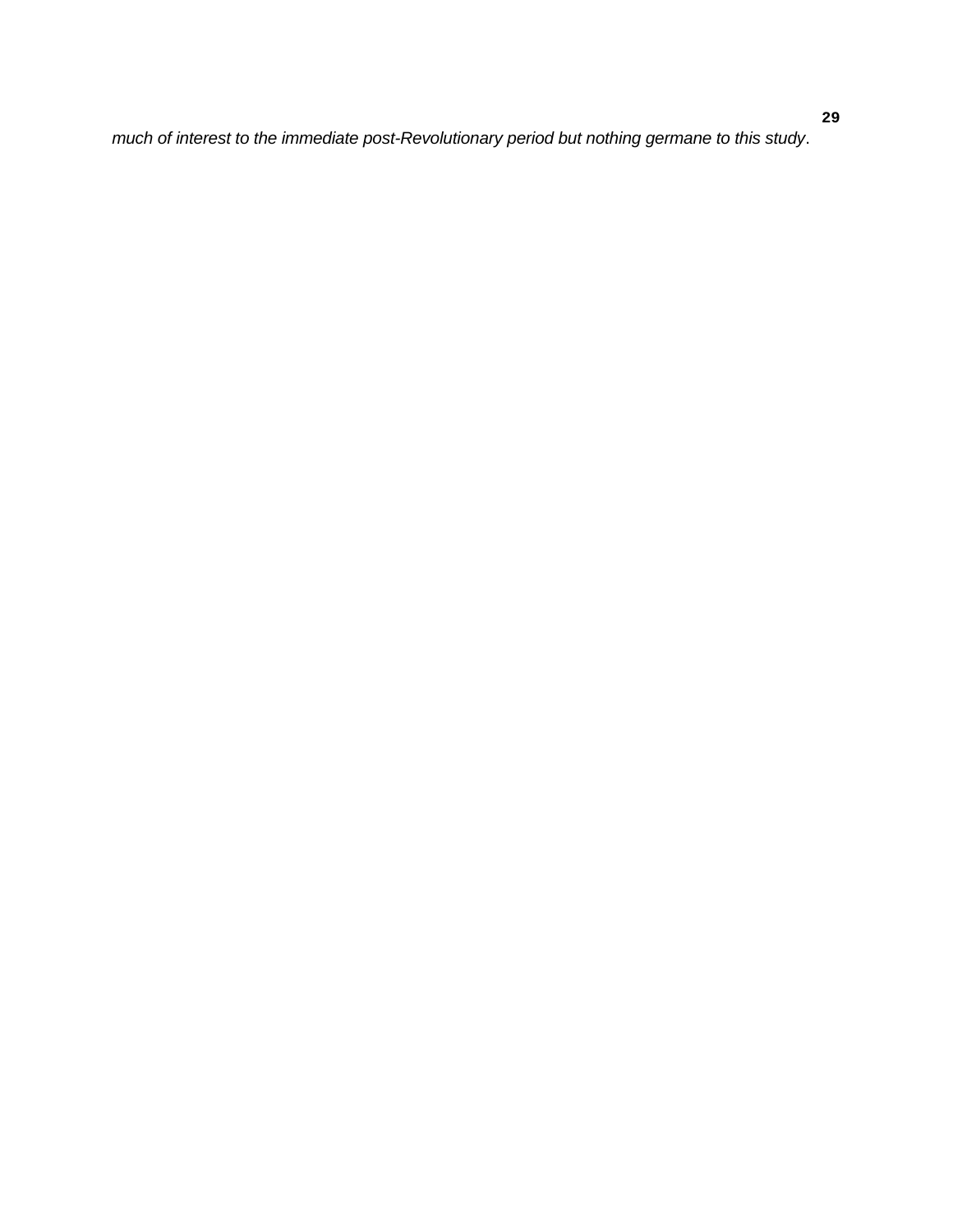*much of interest to the immediate post-Revolutionary period but nothing germane to this study*.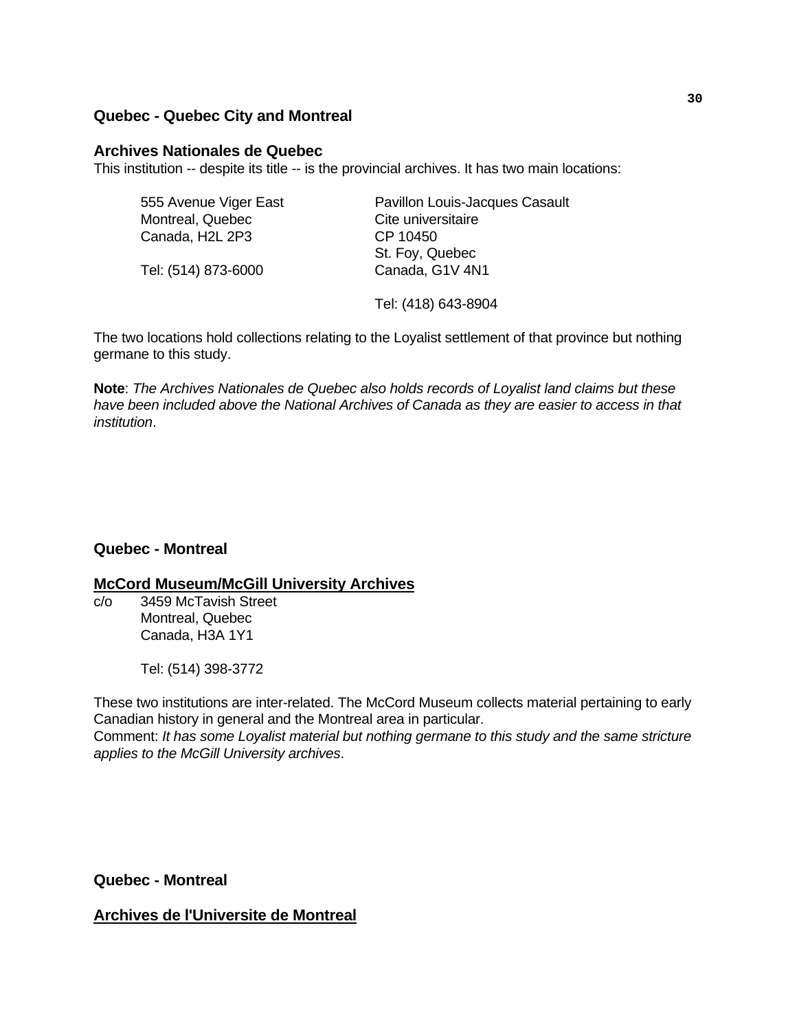### Quebec - Quebec City and Montreal

### Archives Nationales de Quebec

This institution -- despite its title -- is the provincial archives. It has two main locations:

555 Avenue Viger East
Montreal, Quebec
Canada, H2L 2P3

Tel: (514) 873-6000

Pavillon Louis-Jacques Casault
Cite universitaire
CP 10450
St. Foy, Quebec
Canada, G1V 4N1

Tel: (418) 643-8904

The two locations hold collections relating to the Loyalist settlement of that province but nothing germane to this study.

**Note**: *The Archives Nationales de Quebec also holds records of Loyalist land claims but these have been included above the National Archives of Canada as they are easier to access in that institution*.

### Quebec - Montreal

### <u>McCord Museum/McGill University Archives</u>

c/o 3459 McTavish Street
Montreal, Quebec
Canada, H3A 1Y1

Tel: (514) 398-3772

These two institutions are inter-related. The McCord Museum collects material pertaining to early Canadian history in general and the Montreal area in particular.
Comment: *It has some Loyalist material but nothing germane to this study and the same stricture applies to the McGill University archives*.

### Quebec - Montreal

### <u>Archives de l'Universite de Montreal</u>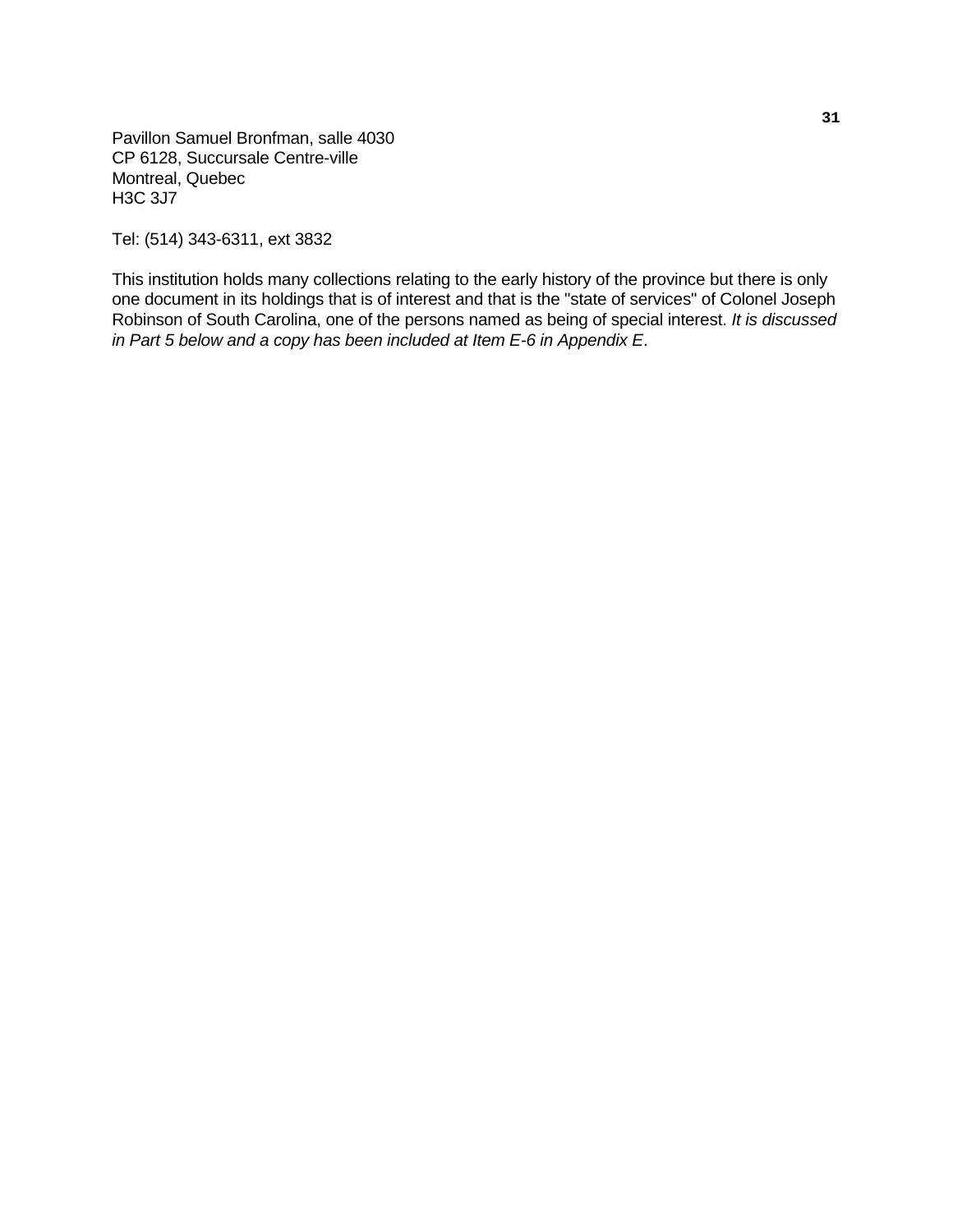Pavillon Samuel Bronfman, salle 4030
CP 6128, Succursale Centre-ville
Montreal, Quebec
H3C 3J7

Tel: (514) 343-6311, ext 3832

This institution holds many collections relating to the early history of the province but there is only one document in its holdings that is of interest and that is the "state of services" of Colonel Joseph Robinson of South Carolina, one of the persons named as being of special interest. *It is discussed in Part 5 below and a copy has been included at Item E-6 in Appendix E*.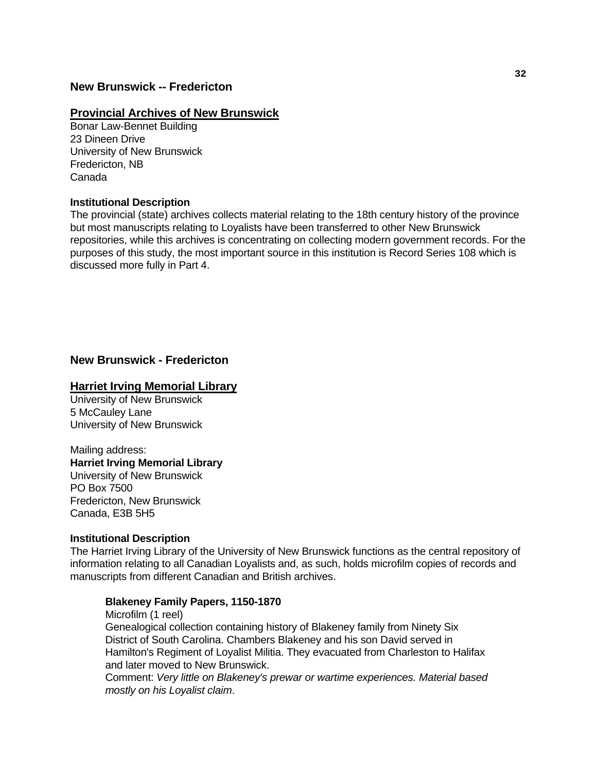## New Brunswick -- Fredericton

### Provincial Archives of New Brunswick

Bonar Law-Bennet Building
23 Dineen Drive
University of New Brunswick
Fredericton, NB
Canada

**Institutional Description**

The provincial (state) archives collects material relating to the 18th century history of the province but most manuscripts relating to Loyalists have been transferred to other New Brunswick repositories, while this archives is concentrating on collecting modern government records. For the purposes of this study, the most important source in this institution is Record Series 108 which is discussed more fully in Part 4.

## New Brunswick - Fredericton

### Harriet Irving Memorial Library

University of New Brunswick
5 McCauley Lane
University of New Brunswick

Mailing address:
**Harriet Irving Memorial Library**
University of New Brunswick
PO Box 7500
Fredericton, New Brunswick
Canada, E3B 5H5

**Institutional Description**

The Harriet Irving Library of the University of New Brunswick functions as the central repository of information relating to all Canadian Loyalists and, as such, holds microfilm copies of records and manuscripts from different Canadian and British archives.

> **Blakeney Family Papers, 1150-1870**
> Microfilm (1 reel)
> Genealogical collection containing history of Blakeney family from Ninety Six District of South Carolina. Chambers Blakeney and his son David served in Hamilton's Regiment of Loyalist Militia. They evacuated from Charleston to Halifax and later moved to New Brunswick.
> Comment: *Very little on Blakeney's prewar or wartime experiences. Material based mostly on his Loyalist claim*.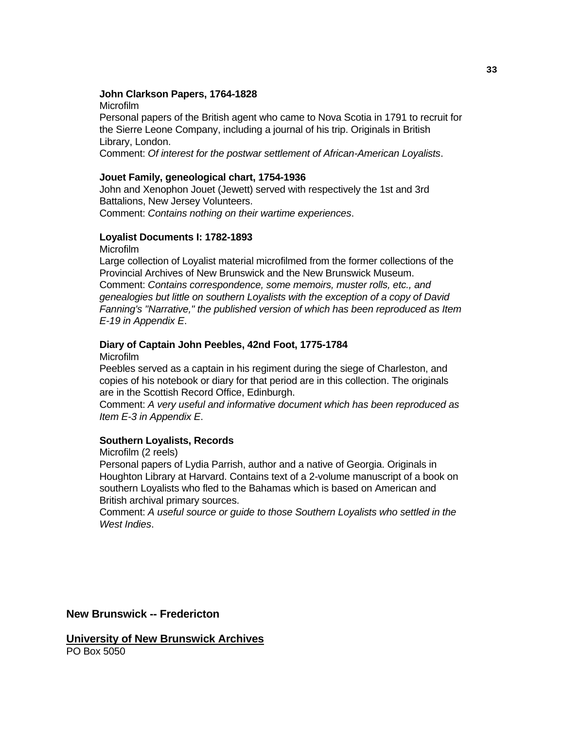**John Clarkson Papers, 1764-1828**
Microfilm
Personal papers of the British agent who came to Nova Scotia in 1791 to recruit for the Sierre Leone Company, including a journal of his trip. Originals in British Library, London.
Comment: *Of interest for the postwar settlement of African-American Loyalists*.

**Jouet Family, geneological chart, 1754-1936**
John and Xenophon Jouet (Jewett) served with respectively the 1st and 3rd Battalions, New Jersey Volunteers.
Comment: *Contains nothing on their wartime experiences*.

**Loyalist Documents I: 1782-1893**
Microfilm
Large collection of Loyalist material microfilmed from the former collections of the Provincial Archives of New Brunswick and the New Brunswick Museum.
Comment: *Contains correspondence, some memoirs, muster rolls, etc., and genealogies but little on southern Loyalists with the exception of a copy of David Fanning's "Narrative," the published version of which has been reproduced as Item E-19 in Appendix E*.

**Diary of Captain John Peebles, 42nd Foot, 1775-1784**
Microfilm
Peebles served as a captain in his regiment during the siege of Charleston, and copies of his notebook or diary for that period are in this collection. The originals are in the Scottish Record Office, Edinburgh.
Comment: *A very useful and informative document which has been reproduced as Item E-3 in Appendix E*.

**Southern Loyalists, Records**
Microfilm (2 reels)
Personal papers of Lydia Parrish, author and a native of Georgia. Originals in Houghton Library at Harvard. Contains text of a 2-volume manuscript of a book on southern Loyalists who fled to the Bahamas which is based on American and British archival primary sources.
Comment: *A useful source or guide to those Southern Loyalists who settled in the West Indies*.

## New Brunswick -- Fredericton

### University of New Brunswick Archives

PO Box 5050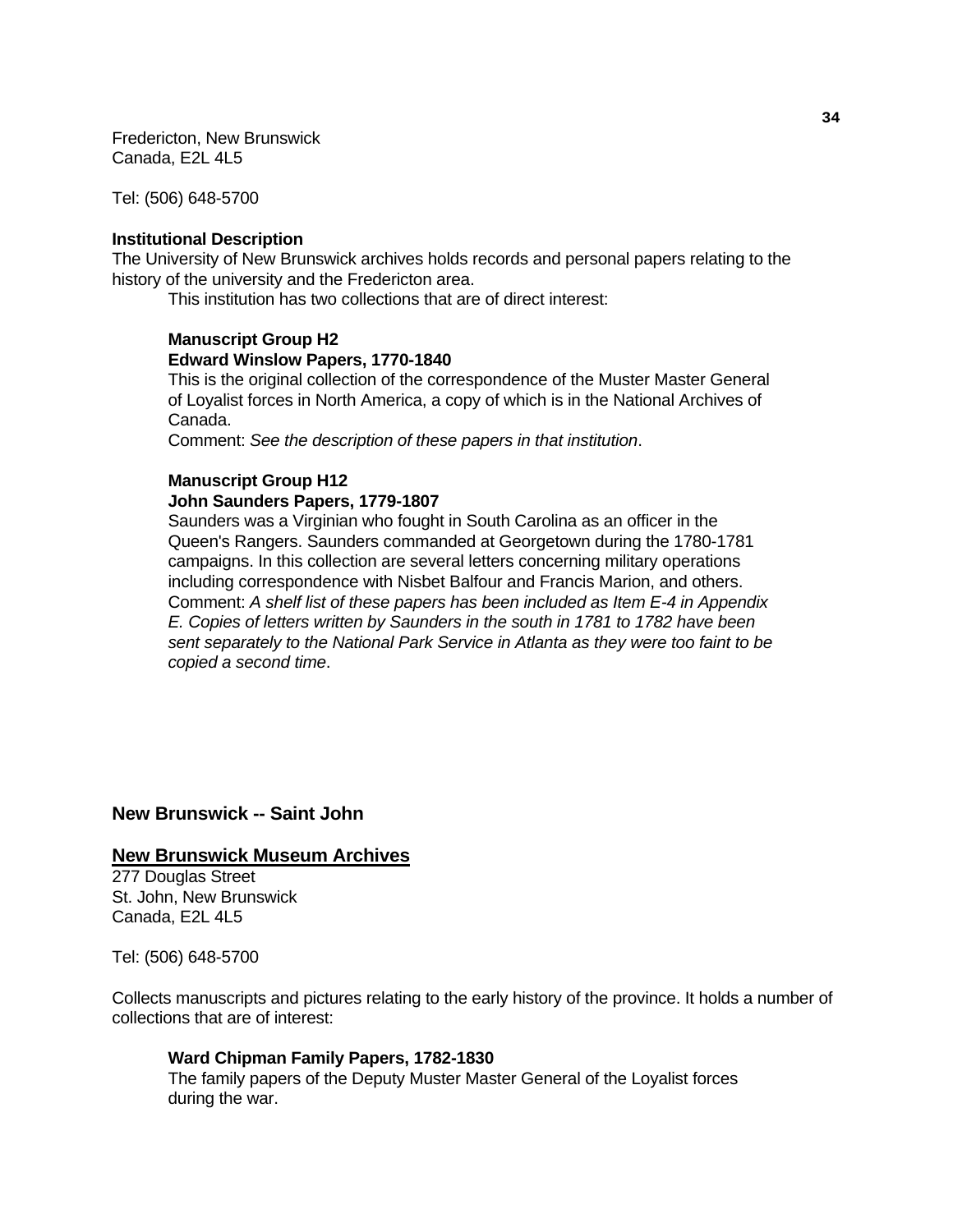Fredericton, New Brunswick
Canada, E2L 4L5

Tel: (506) 648-5700

**Institutional Description**
The University of New Brunswick archives holds records and personal papers relating to the history of the university and the Fredericton area.

This institution has two collections that are of direct interest:

**Manuscript Group H2**
**Edward Winslow Papers, 1770-1840**
This is the original collection of the correspondence of the Muster Master General of Loyalist forces in North America, a copy of which is in the National Archives of Canada.
Comment: *See the description of these papers in that institution*.

**Manuscript Group H12**
**John Saunders Papers, 1779-1807**
Saunders was a Virginian who fought in South Carolina as an officer in the Queen's Rangers. Saunders commanded at Georgetown during the 1780-1781 campaigns. In this collection are several letters concerning military operations including correspondence with Nisbet Balfour and Francis Marion, and others.
Comment: *A shelf list of these papers has been included as Item E-4 in Appendix E. Copies of letters written by Saunders in the south in 1781 to 1782 have been sent separately to the National Park Service in Atlanta as they were too faint to be copied a second time*.

## New Brunswick -- Saint John

### New Brunswick Museum Archives

277 Douglas Street
St. John, New Brunswick
Canada, E2L 4L5

Tel: (506) 648-5700

Collects manuscripts and pictures relating to the early history of the province. It holds a number of collections that are of interest:

**Ward Chipman Family Papers, 1782-1830**
The family papers of the Deputy Muster Master General of the Loyalist forces during the war.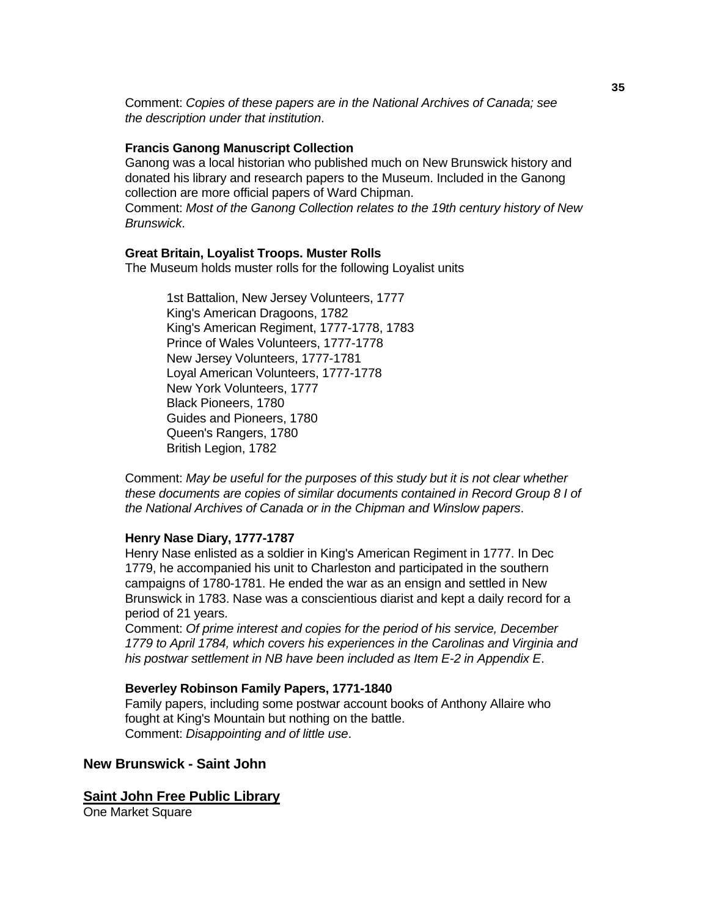Comment: *Copies of these papers are in the National Archives of Canada; see the description under that institution*.

**Francis Ganong Manuscript Collection**
Ganong was a local historian who published much on New Brunswick history and donated his library and research papers to the Museum. Included in the Ganong collection are more official papers of Ward Chipman.
Comment: *Most of the Ganong Collection relates to the 19th century history of New Brunswick*.

**Great Britain, Loyalist Troops. Muster Rolls**
The Museum holds muster rolls for the following Loyalist units

1st Battalion, New Jersey Volunteers, 1777
King's American Dragoons, 1782
King's American Regiment, 1777-1778, 1783
Prince of Wales Volunteers, 1777-1778
New Jersey Volunteers, 1777-1781
Loyal American Volunteers, 1777-1778
New York Volunteers, 1777
Black Pioneers, 1780
Guides and Pioneers, 1780
Queen's Rangers, 1780
British Legion, 1782

Comment: *May be useful for the purposes of this study but it is not clear whether these documents are copies of similar documents contained in Record Group 8 I of the National Archives of Canada or in the Chipman and Winslow papers*.

**Henry Nase Diary, 1777-1787**
Henry Nase enlisted as a soldier in King's American Regiment in 1777. In Dec 1779, he accompanied his unit to Charleston and participated in the southern campaigns of 1780-1781. He ended the war as an ensign and settled in New Brunswick in 1783. Nase was a conscientious diarist and kept a daily record for a period of 21 years.
Comment: *Of prime interest and copies for the period of his service, December 1779 to April 1784, which covers his experiences in the Carolinas and Virginia and his postwar settlement in NB have been included as Item E-2 in Appendix E*.

**Beverley Robinson Family Papers, 1771-1840**
Family papers, including some postwar account books of Anthony Allaire who fought at King's Mountain but nothing on the battle.
Comment: *Disappointing and of little use*.

## New Brunswick - Saint John

### Saint John Free Public Library

One Market Square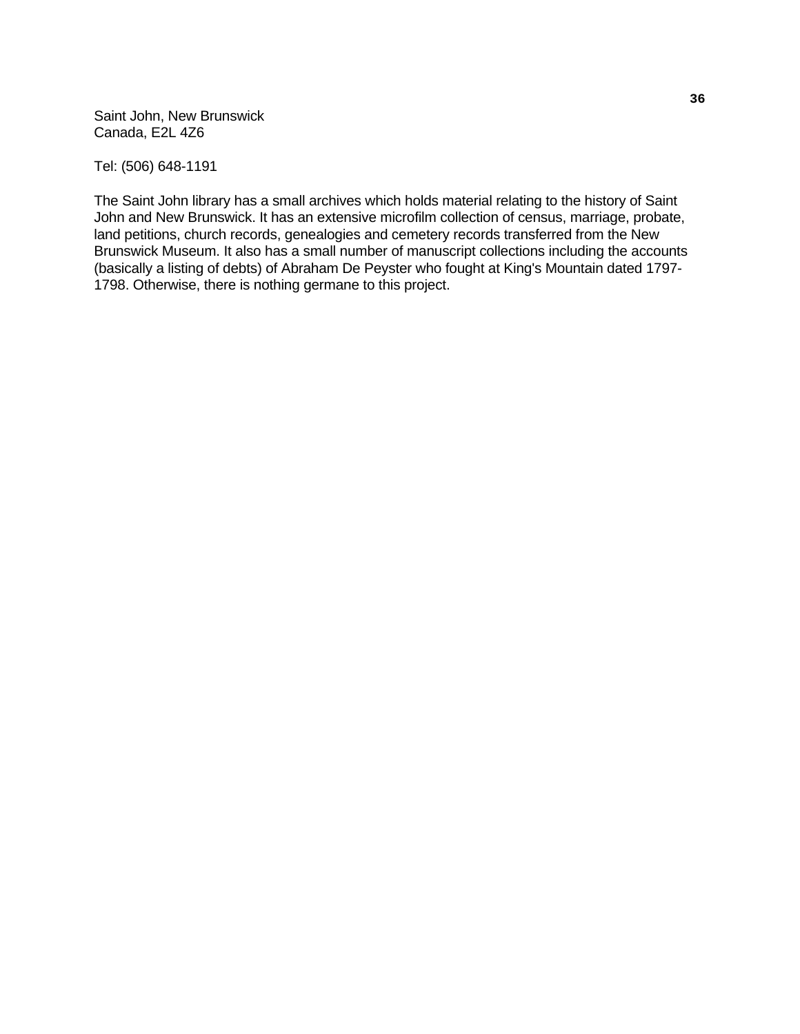Saint John, New Brunswick
Canada, E2L 4Z6

Tel: (506) 648-1191

The Saint John library has a small archives which holds material relating to the history of Saint John and New Brunswick. It has an extensive microfilm collection of census, marriage, probate, land petitions, church records, genealogies and cemetery records transferred from the New Brunswick Museum. It also has a small number of manuscript collections including the accounts (basically a listing of debts) of Abraham De Peyster who fought at King's Mountain dated 1797-1798. Otherwise, there is nothing germane to this project.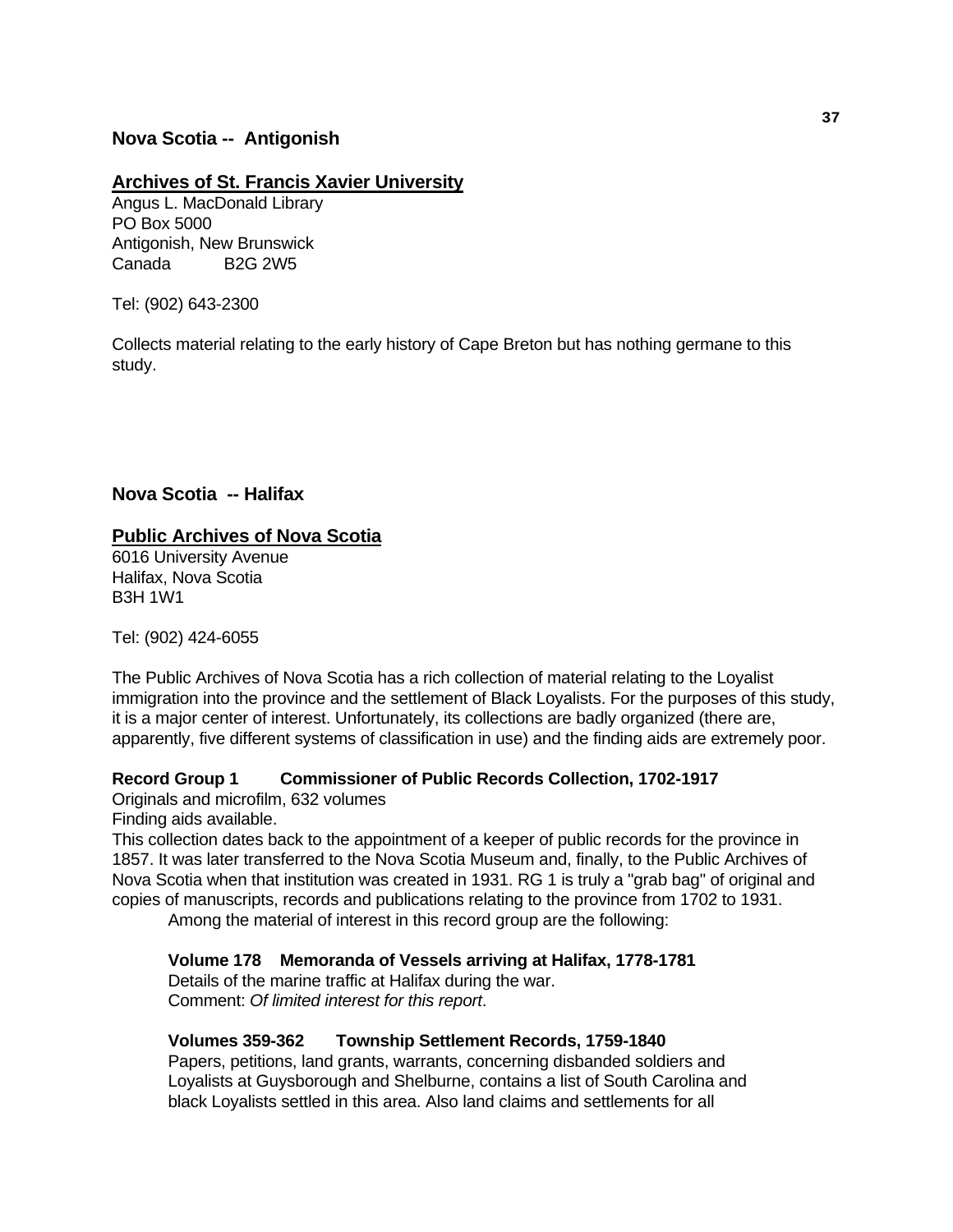## Nova Scotia -- Antigonish

### Archives of St. Francis Xavier University

Angus L. MacDonald Library
PO Box 5000
Antigonish, New Brunswick
Canada B2G 2W5

Tel: (902) 643-2300

Collects material relating to the early history of Cape Breton but has nothing germane to this study.

## Nova Scotia -- Halifax

### Public Archives of Nova Scotia

6016 University Avenue
Halifax, Nova Scotia
B3H 1W1

Tel: (902) 424-6055

The Public Archives of Nova Scotia has a rich collection of material relating to the Loyalist immigration into the province and the settlement of Black Loyalists. For the purposes of this study, it is a major center of interest. Unfortunately, its collections are badly organized (there are, apparently, five different systems of classification in use) and the finding aids are extremely poor.

**Record Group 1 Commissioner of Public Records Collection, 1702-1917**

Originals and microfilm, 632 volumes
Finding aids available.
This collection dates back to the appointment of a keeper of public records for the province in 1857. It was later transferred to the Nova Scotia Museum and, finally, to the Public Archives of Nova Scotia when that institution was created in 1931. RG 1 is truly a "grab bag" of original and copies of manuscripts, records and publications relating to the province from 1702 to 1931.

Among the material of interest in this record group are the following:

**Volume 178 Memoranda of Vessels arriving at Halifax, 1778-1781**
Details of the marine traffic at Halifax during the war.
Comment: *Of limited interest for this report*.

**Volumes 359-362 Township Settlement Records, 1759-1840**
Papers, petitions, land grants, warrants, concerning disbanded soldiers and Loyalists at Guysborough and Shelburne, contains a list of South Carolina and black Loyalists settled in this area. Also land claims and settlements for all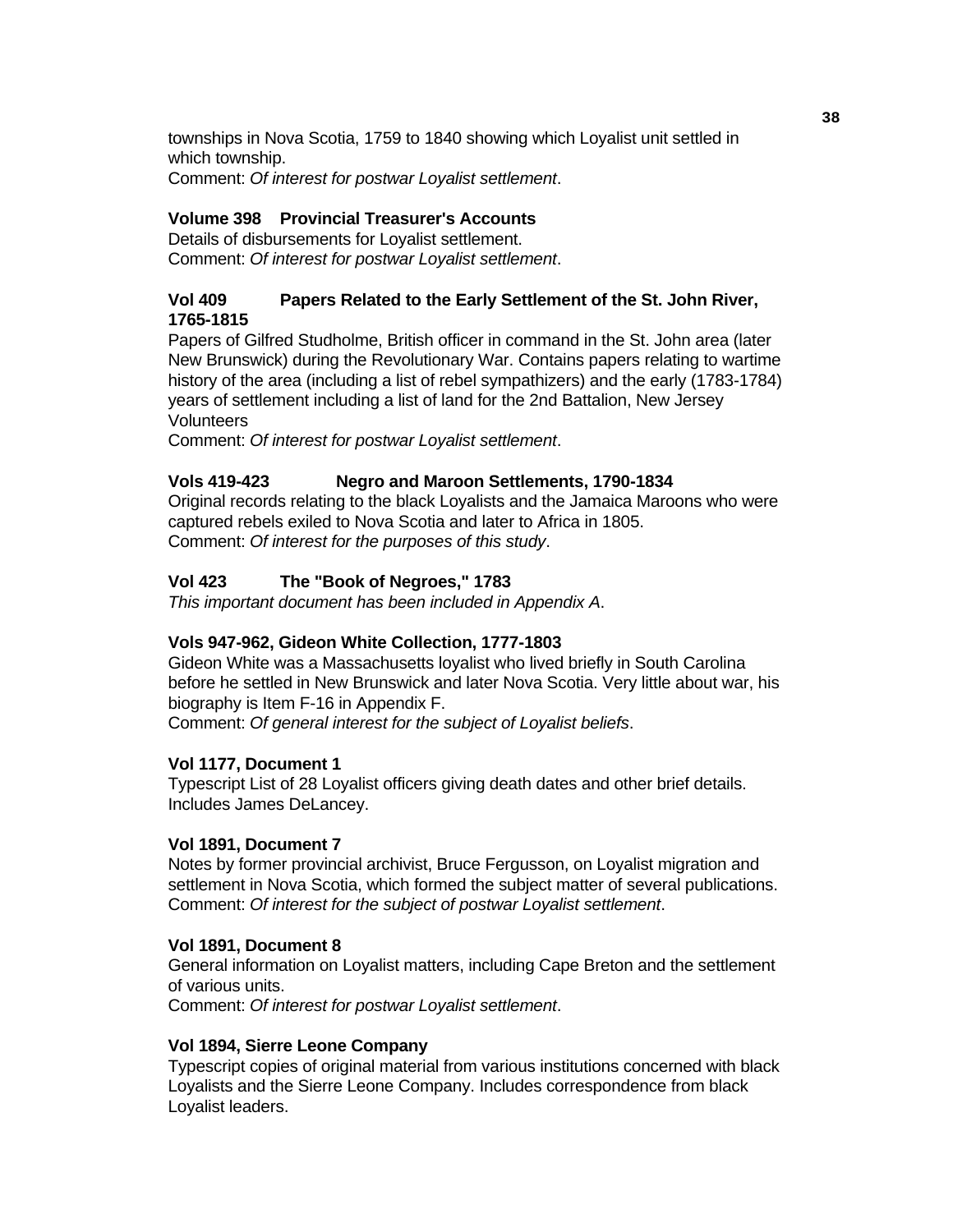townships in Nova Scotia, 1759 to 1840 showing which Loyalist unit settled in which township.
Comment: *Of interest for postwar Loyalist settlement*.

**Volume 398 Provincial Treasurer's Accounts**
Details of disbursements for Loyalist settlement.
Comment: *Of interest for postwar Loyalist settlement*.

**Vol 409 Papers Related to the Early Settlement of the St. John River, 1765-1815**
Papers of Gilfred Studholme, British officer in command in the St. John area (later New Brunswick) during the Revolutionary War. Contains papers relating to wartime history of the area (including a list of rebel sympathizers) and the early (1783-1784) years of settlement including a list of land for the 2nd Battalion, New Jersey Volunteers
Comment: *Of interest for postwar Loyalist settlement*.

**Vols 419-423 Negro and Maroon Settlements, 1790-1834**
Original records relating to the black Loyalists and the Jamaica Maroons who were captured rebels exiled to Nova Scotia and later to Africa in 1805.
Comment: *Of interest for the purposes of this study*.

**Vol 423 The "Book of Negroes," 1783**
*This important document has been included in Appendix A*.

**Vols 947-962, Gideon White Collection, 1777-1803**
Gideon White was a Massachusetts loyalist who lived briefly in South Carolina before he settled in New Brunswick and later Nova Scotia. Very little about war, his biography is Item F-16 in Appendix F.
Comment: *Of general interest for the subject of Loyalist beliefs*.

**Vol 1177, Document 1**
Typescript List of 28 Loyalist officers giving death dates and other brief details. Includes James DeLancey.

**Vol 1891, Document 7**
Notes by former provincial archivist, Bruce Fergusson, on Loyalist migration and settlement in Nova Scotia, which formed the subject matter of several publications.
Comment: *Of interest for the subject of postwar Loyalist settlement*.

**Vol 1891, Document 8**
General information on Loyalist matters, including Cape Breton and the settlement of various units.
Comment: *Of interest for postwar Loyalist settlement*.

**Vol 1894, Sierre Leone Company**
Typescript copies of original material from various institutions concerned with black Loyalists and the Sierre Leone Company. Includes correspondence from black Loyalist leaders.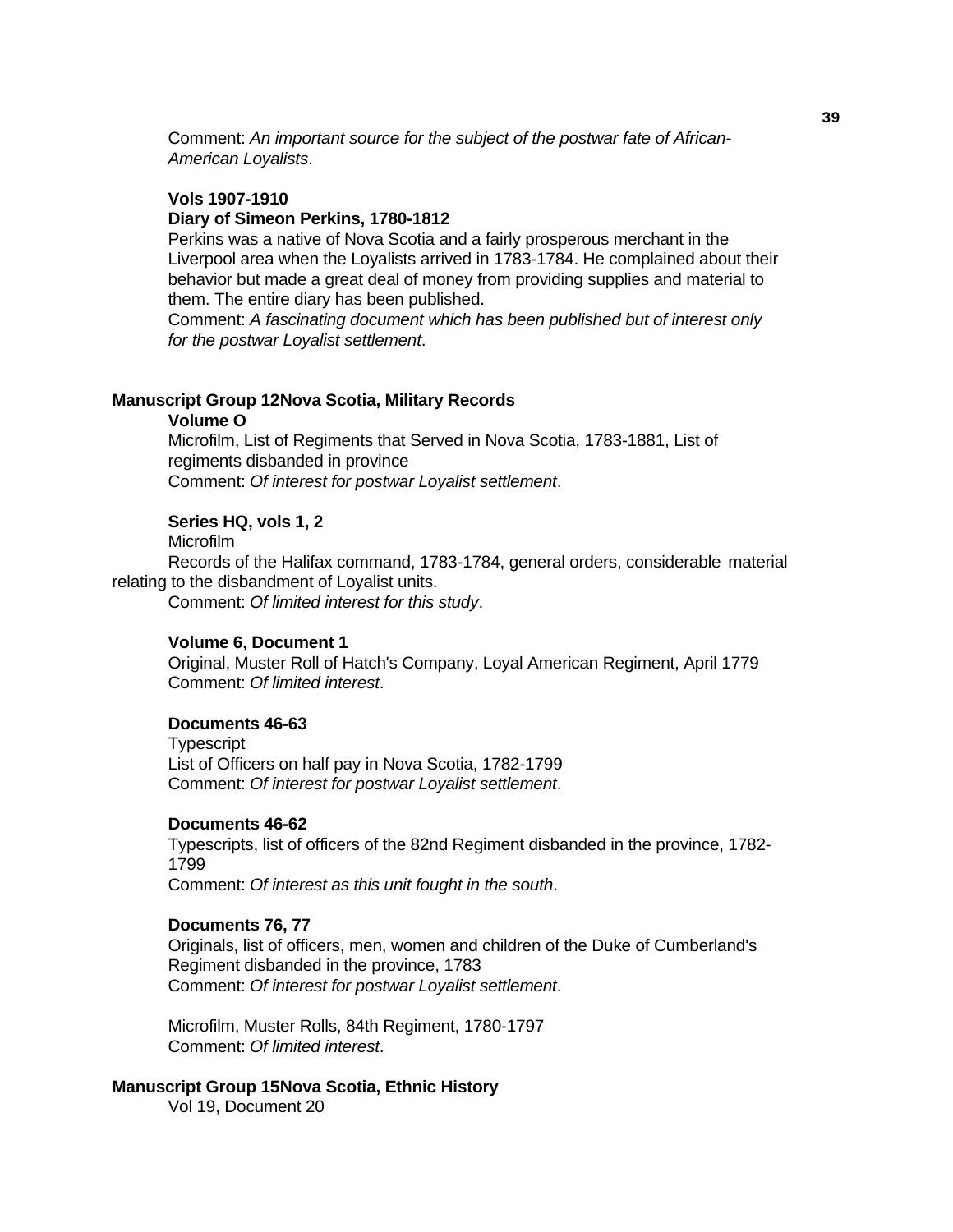Comment: *An important source for the subject of the postwar fate of African-American Loyalists*.

**Vols 1907-1910**

**Diary of Simeon Perkins, 1780-1812**

Perkins was a native of Nova Scotia and a fairly prosperous merchant in the Liverpool area when the Loyalists arrived in 1783-1784. He complained about their behavior but made a great deal of money from providing supplies and material to them. The entire diary has been published.

Comment: *A fascinating document which has been published but of interest only for the postwar Loyalist settlement*.

## Manuscript Group 12Nova Scotia, Military Records

**Volume O**

Microfilm, List of Regiments that Served in Nova Scotia, 1783-1881, List of regiments disbanded in province

Comment: *Of interest for postwar Loyalist settlement*.

**Series HQ, vols 1, 2**

Microfilm

Records of the Halifax command, 1783-1784, general orders, considerable material relating to the disbandment of Loyalist units.

Comment: *Of limited interest for this study*.

**Volume 6, Document 1**

Original, Muster Roll of Hatch's Company, Loyal American Regiment, April 1779

Comment: *Of limited interest*.

**Documents 46-63**

Typescript

List of Officers on half pay in Nova Scotia, 1782-1799

Comment: *Of interest for postwar Loyalist settlement*.

**Documents 46-62**

Typescripts, list of officers of the 82nd Regiment disbanded in the province, 1782-1799

Comment: *Of interest as this unit fought in the south*.

**Documents 76, 77**

Originals, list of officers, men, women and children of the Duke of Cumberland's Regiment disbanded in the province, 1783

Comment: *Of interest for postwar Loyalist settlement*.

Microfilm, Muster Rolls, 84th Regiment, 1780-1797

Comment: *Of limited interest*.

## Manuscript Group 15Nova Scotia, Ethnic History

Vol 19, Document 20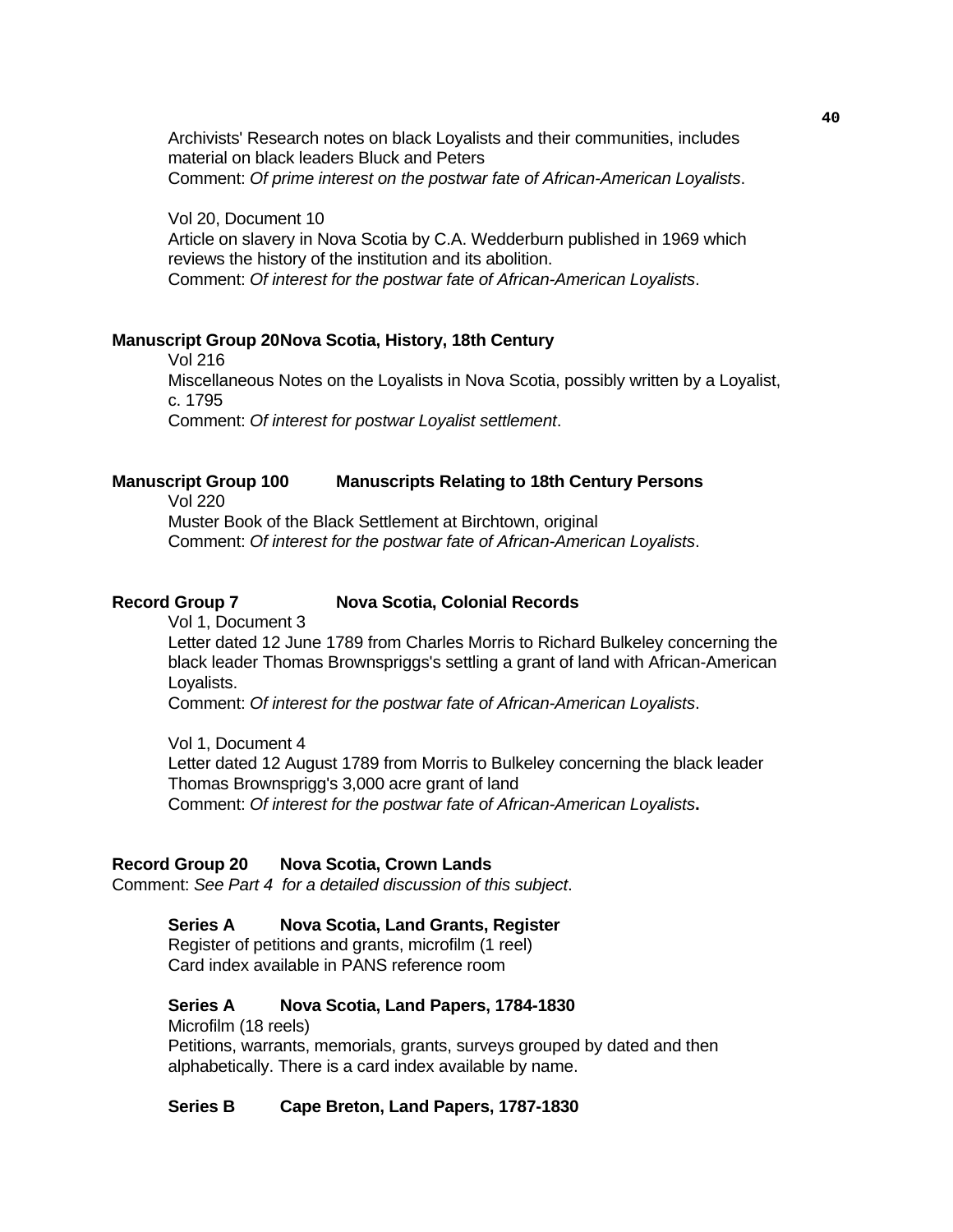Archivists' Research notes on black Loyalists and their communities, includes material on black leaders Bluck and Peters
Comment: *Of prime interest on the postwar fate of African-American Loyalists*.

Vol 20, Document 10
Article on slavery in Nova Scotia by C.A. Wedderburn published in 1969 which reviews the history of the institution and its abolition.
Comment: *Of interest for the postwar fate of African-American Loyalists*.

**Manuscript Group 20Nova Scotia, History, 18th Century**
Vol 216
Miscellaneous Notes on the Loyalists in Nova Scotia, possibly written by a Loyalist, c. 1795
Comment: *Of interest for postwar Loyalist settlement*.

**Manuscript Group 100 Manuscripts Relating to 18th Century Persons**
Vol 220
Muster Book of the Black Settlement at Birchtown, original
Comment: *Of interest for the postwar fate of African-American Loyalists*.

**Record Group 7 Nova Scotia, Colonial Records**
Vol 1, Document 3
Letter dated 12 June 1789 from Charles Morris to Richard Bulkeley concerning the black leader Thomas Brownspriggs's settling a grant of land with African-American Loyalists.
Comment: *Of interest for the postwar fate of African-American Loyalists*.

Vol 1, Document 4
Letter dated 12 August 1789 from Morris to Bulkeley concerning the black leader Thomas Brownsprigg's 3,000 acre grant of land
Comment: *Of interest for the postwar fate of African-American Loyalists***.**

**Record Group 20 Nova Scotia, Crown Lands**
Comment: *See Part 4 for a detailed discussion of this subject*.

**Series A Nova Scotia, Land Grants, Register**
Register of petitions and grants, microfilm (1 reel)
Card index available in PANS reference room

**Series A Nova Scotia, Land Papers, 1784-1830**
Microfilm (18 reels)
Petitions, warrants, memorials, grants, surveys grouped by dated and then alphabetically. There is a card index available by name.

**Series B Cape Breton, Land Papers, 1787-1830**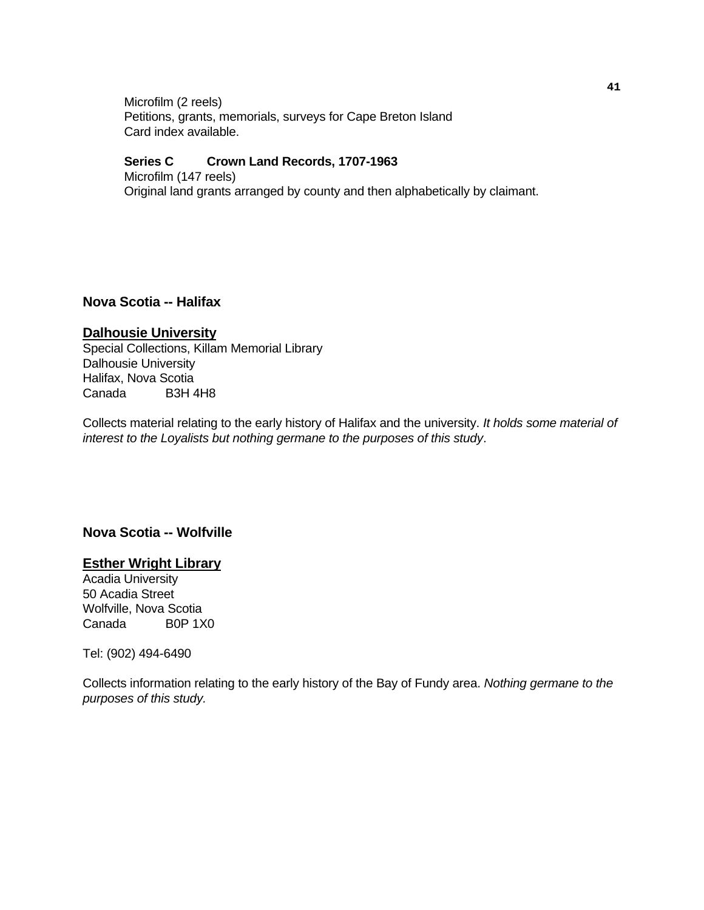Microfilm (2 reels)
Petitions, grants, memorials, surveys for Cape Breton Island
Card index available.

**Series C Crown Land Records, 1707-1963**
Microfilm (147 reels)
Original land grants arranged by county and then alphabetically by claimant.

## Nova Scotia -- Halifax

### Dalhousie University

Special Collections, Killam Memorial Library
Dalhousie University
Halifax, Nova Scotia
Canada B3H 4H8

Collects material relating to the early history of Halifax and the university. *It holds some material of interest to the Loyalists but nothing germane to the purposes of this study*.

## Nova Scotia -- Wolfville

### Esther Wright Library

Acadia University
50 Acadia Street
Wolfville, Nova Scotia
Canada B0P 1X0

Tel: (902) 494-6490

Collects information relating to the early history of the Bay of Fundy area. *Nothing germane to the purposes of this study.*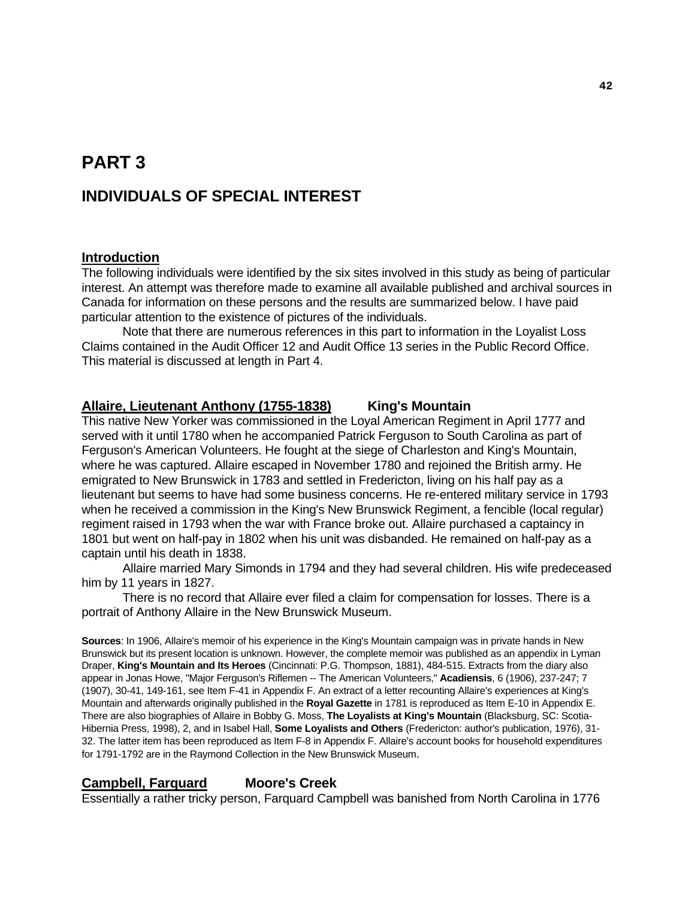# PART 3

## INDIVIDUALS OF SPECIAL INTEREST

### Introduction

The following individuals were identified by the six sites involved in this study as being of particular interest. An attempt was therefore made to examine all available published and archival sources in Canada for information on these persons and the results are summarized below. I have paid particular attention to the existence of pictures of the individuals.

Note that there are numerous references in this part to information in the Loyalist Loss Claims contained in the Audit Officer 12 and Audit Office 13 series in the Public Record Office. This material is discussed at length in Part 4.

### Allaire, Lieutenant Anthony (1755-1838) King's Mountain

This native New Yorker was commissioned in the Loyal American Regiment in April 1777 and served with it until 1780 when he accompanied Patrick Ferguson to South Carolina as part of Ferguson's American Volunteers. He fought at the siege of Charleston and King's Mountain, where he was captured. Allaire escaped in November 1780 and rejoined the British army. He emigrated to New Brunswick in 1783 and settled in Fredericton, living on his half pay as a lieutenant but seems to have had some business concerns. He re-entered military service in 1793 when he received a commission in the King's New Brunswick Regiment, a fencible (local regular) regiment raised in 1793 when the war with France broke out. Allaire purchased a captaincy in 1801 but went on half-pay in 1802 when his unit was disbanded. He remained on half-pay as a captain until his death in 1838.

Allaire married Mary Simonds in 1794 and they had several children. His wife predeceased him by 11 years in 1827.

There is no record that Allaire ever filed a claim for compensation for losses. There is a portrait of Anthony Allaire in the New Brunswick Museum.

**Sources**: In 1906, Allaire's memoir of his experience in the King's Mountain campaign was in private hands in New Brunswick but its present location is unknown. However, the complete memoir was published as an appendix in Lyman Draper, **King's Mountain and Its Heroes** (Cincinnati: P.G. Thompson, 1881), 484-515. Extracts from the diary also appear in Jonas Howe, "Major Ferguson's Riflemen -- The American Volunteers," **Acadiensis**, 6 (1906), 237-247; 7 (1907), 30-41, 149-161, see Item F-41 in Appendix F. An extract of a letter recounting Allaire's experiences at King's Mountain and afterwards originally published in the **Royal Gazette** in 1781 is reproduced as Item E-10 in Appendix E. There are also biographies of Allaire in Bobby G. Moss, **The Loyalists at King's Mountain** (Blacksburg, SC: Scotia-Hibernia Press, 1998), 2, and in Isabel Hall, **Some Loyalists and Others** (Fredericton: author's publication, 1976), 31-32. The latter item has been reproduced as Item F-8 in Appendix F. Allaire's account books for household expenditures for 1791-1792 are in the Raymond Collection in the New Brunswick Museum.

### Campbell, Farquard Moore's Creek

Essentially a rather tricky person, Farquard Campbell was banished from North Carolina in 1776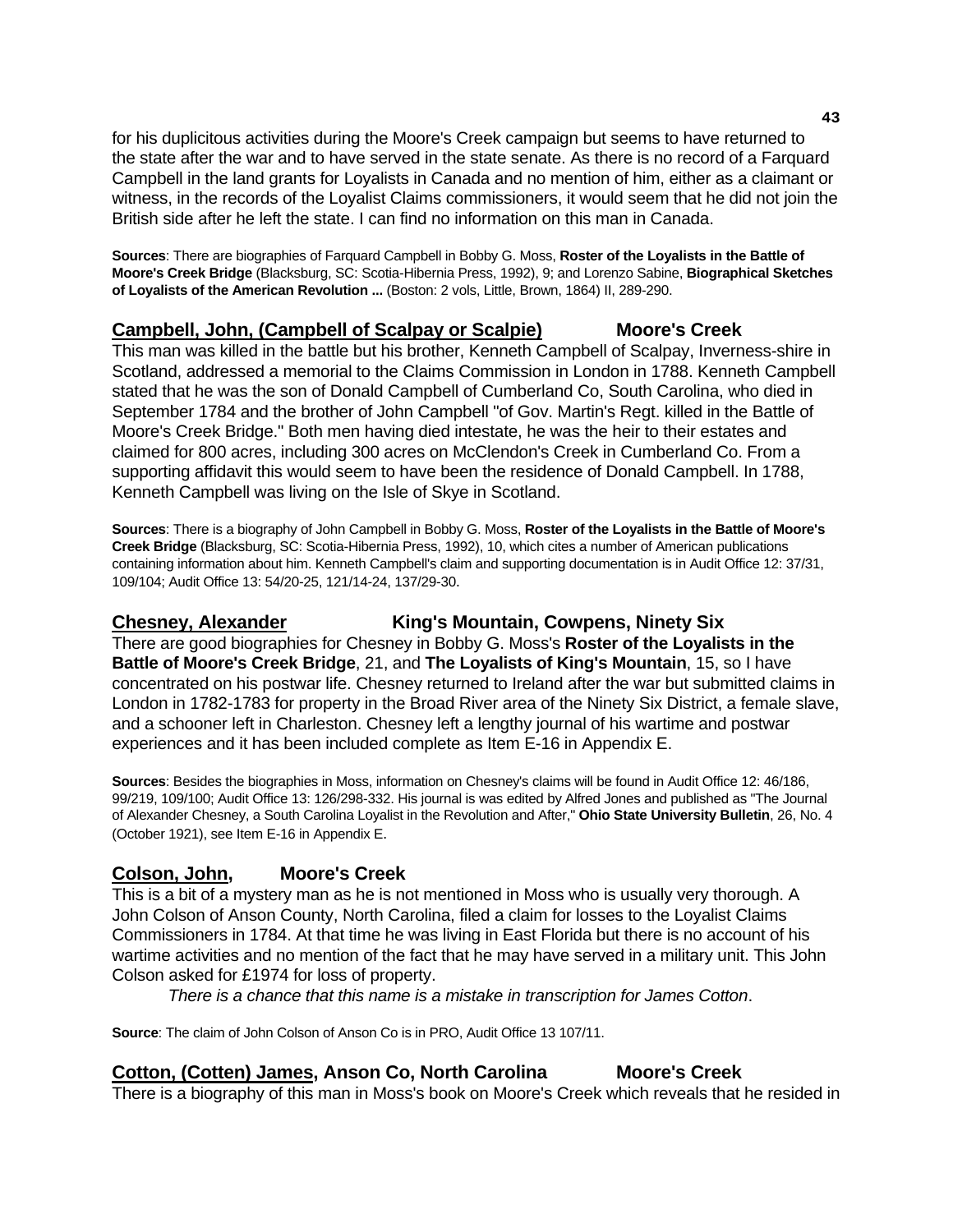for his duplicitous activities during the Moore's Creek campaign but seems to have returned to the state after the war and to have served in the state senate. As there is no record of a Farquard Campbell in the land grants for Loyalists in Canada and no mention of him, either as a claimant or witness, in the records of the Loyalist Claims commissioners, it would seem that he did not join the British side after he left the state. I can find no information on this man in Canada.

**Sources**: There are biographies of Farquard Campbell in Bobby G. Moss, **Roster of the Loyalists in the Battle of Moore's Creek Bridge** (Blacksburg, SC: Scotia-Hibernia Press, 1992), 9; and Lorenzo Sabine, **Biographical Sketches of Loyalists of the American Revolution ...** (Boston: 2 vols, Little, Brown, 1864) II, 289-290.

## **Campbell, John, (Campbell of Scalpay or Scalpie)** **Moore's Creek**

This man was killed in the battle but his brother, Kenneth Campbell of Scalpay, Inverness-shire in Scotland, addressed a memorial to the Claims Commission in London in 1788. Kenneth Campbell stated that he was the son of Donald Campbell of Cumberland Co, South Carolina, who died in September 1784 and the brother of John Campbell "of Gov. Martin's Regt. killed in the Battle of Moore's Creek Bridge." Both men having died intestate, he was the heir to their estates and claimed for 800 acres, including 300 acres on McClendon's Creek in Cumberland Co. From a supporting affidavit this would seem to have been the residence of Donald Campbell. In 1788, Kenneth Campbell was living on the Isle of Skye in Scotland.

**Sources**: There is a biography of John Campbell in Bobby G. Moss, **Roster of the Loyalists in the Battle of Moore's Creek Bridge** (Blacksburg, SC: Scotia-Hibernia Press, 1992), 10, which cites a number of American publications containing information about him. Kenneth Campbell's claim and supporting documentation is in Audit Office 12: 37/31, 109/104; Audit Office 13: 54/20-25, 121/14-24, 137/29-30.

## **Chesney, Alexander** **King's Mountain, Cowpens, Ninety Six**

There are good biographies for Chesney in Bobby G. Moss's **Roster of the Loyalists in the Battle of Moore's Creek Bridge**, 21, and **The Loyalists of King's Mountain**, 15, so I have concentrated on his postwar life. Chesney returned to Ireland after the war but submitted claims in London in 1782-1783 for property in the Broad River area of the Ninety Six District, a female slave, and a schooner left in Charleston. Chesney left a lengthy journal of his wartime and postwar experiences and it has been included complete as Item E-16 in Appendix E.

**Sources**: Besides the biographies in Moss, information on Chesney's claims will be found in Audit Office 12: 46/186, 99/219, 109/100; Audit Office 13: 126/298-332. His journal is was edited by Alfred Jones and published as "The Journal of Alexander Chesney, a South Carolina Loyalist in the Revolution and After," **Ohio State University Bulletin**, 26, No. 4 (October 1921), see Item E-16 in Appendix E.

## **Colson, John,** **Moore's Creek**

This is a bit of a mystery man as he is not mentioned in Moss who is usually very thorough. A John Colson of Anson County, North Carolina, filed a claim for losses to the Loyalist Claims Commissioners in 1784. At that time he was living in East Florida but there is no account of his wartime activities and no mention of the fact that he may have served in a military unit. This John Colson asked for £1974 for loss of property.

*There is a chance that this name is a mistake in transcription for James Cotton*.

**Source**: The claim of John Colson of Anson Co is in PRO, Audit Office 13 107/11.

## **Cotton, (Cotten) James, Anson Co, North Carolina** **Moore's Creek**

There is a biography of this man in Moss's book on Moore's Creek which reveals that he resided in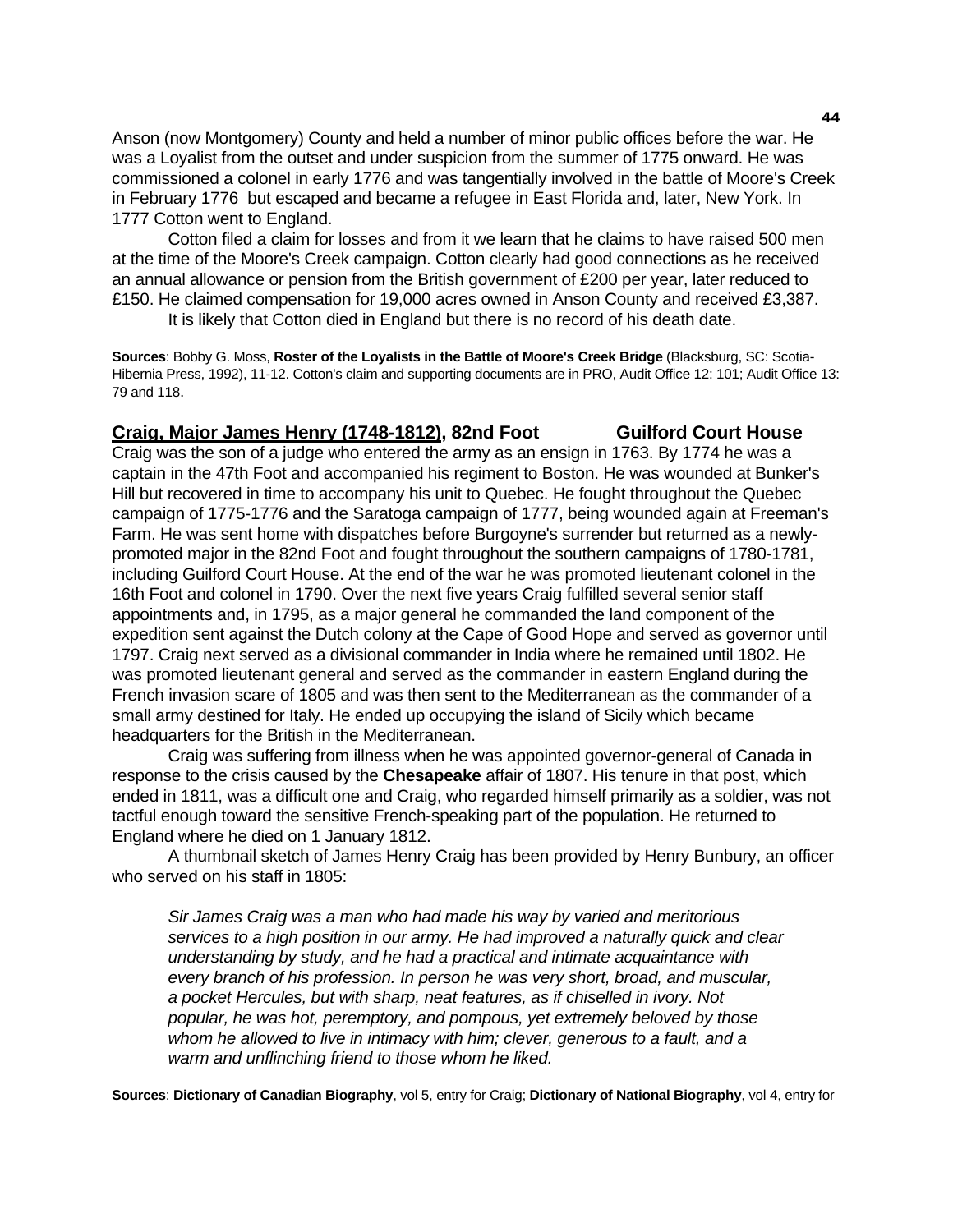Anson (now Montgomery) County and held a number of minor public offices before the war. He was a Loyalist from the outset and under suspicion from the summer of 1775 onward. He was commissioned a colonel in early 1776 and was tangentially involved in the battle of Moore's Creek in February 1776 but escaped and became a refugee in East Florida and, later, New York. In 1777 Cotton went to England.

Cotton filed a claim for losses and from it we learn that he claims to have raised 500 men at the time of the Moore's Creek campaign. Cotton clearly had good connections as he received an annual allowance or pension from the British government of £200 per year, later reduced to £150. He claimed compensation for 19,000 acres owned in Anson County and received £3,387.

It is likely that Cotton died in England but there is no record of his death date.

**Sources**: Bobby G. Moss, **Roster of the Loyalists in the Battle of Moore's Creek Bridge** (Blacksburg, SC: Scotia-Hibernia Press, 1992), 11-12. Cotton's claim and supporting documents are in PRO, Audit Office 12: 101; Audit Office 13: 79 and 118.

## **Craig, Major James Henry (1748-1812), 82nd Foot** **Guilford Court House**

Craig was the son of a judge who entered the army as an ensign in 1763. By 1774 he was a captain in the 47th Foot and accompanied his regiment to Boston. He was wounded at Bunker's Hill but recovered in time to accompany his unit to Quebec. He fought throughout the Quebec campaign of 1775-1776 and the Saratoga campaign of 1777, being wounded again at Freeman's Farm. He was sent home with dispatches before Burgoyne's surrender but returned as a newly-promoted major in the 82nd Foot and fought throughout the southern campaigns of 1780-1781, including Guilford Court House. At the end of the war he was promoted lieutenant colonel in the 16th Foot and colonel in 1790. Over the next five years Craig fulfilled several senior staff appointments and, in 1795, as a major general he commanded the land component of the expedition sent against the Dutch colony at the Cape of Good Hope and served as governor until 1797. Craig next served as a divisional commander in India where he remained until 1802. He was promoted lieutenant general and served as the commander in eastern England during the French invasion scare of 1805 and was then sent to the Mediterranean as the commander of a small army destined for Italy. He ended up occupying the island of Sicily which became headquarters for the British in the Mediterranean.

Craig was suffering from illness when he was appointed governor-general of Canada in response to the crisis caused by the **Chesapeake** affair of 1807. His tenure in that post, which ended in 1811, was a difficult one and Craig, who regarded himself primarily as a soldier, was not tactful enough toward the sensitive French-speaking part of the population. He returned to England where he died on 1 January 1812.

A thumbnail sketch of James Henry Craig has been provided by Henry Bunbury, an officer who served on his staff in 1805:

> *Sir James Craig was a man who had made his way by varied and meritorious services to a high position in our army. He had improved a naturally quick and clear understanding by study, and he had a practical and intimate acquaintance with every branch of his profession. In person he was very short, broad, and muscular, a pocket Hercules, but with sharp, neat features, as if chiselled in ivory. Not popular, he was hot, peremptory, and pompous, yet extremely beloved by those whom he allowed to live in intimacy with him; clever, generous to a fault, and a warm and unflinching friend to those whom he liked.*

**Sources**: **Dictionary of Canadian Biography**, vol 5, entry for Craig; **Dictionary of National Biography**, vol 4, entry for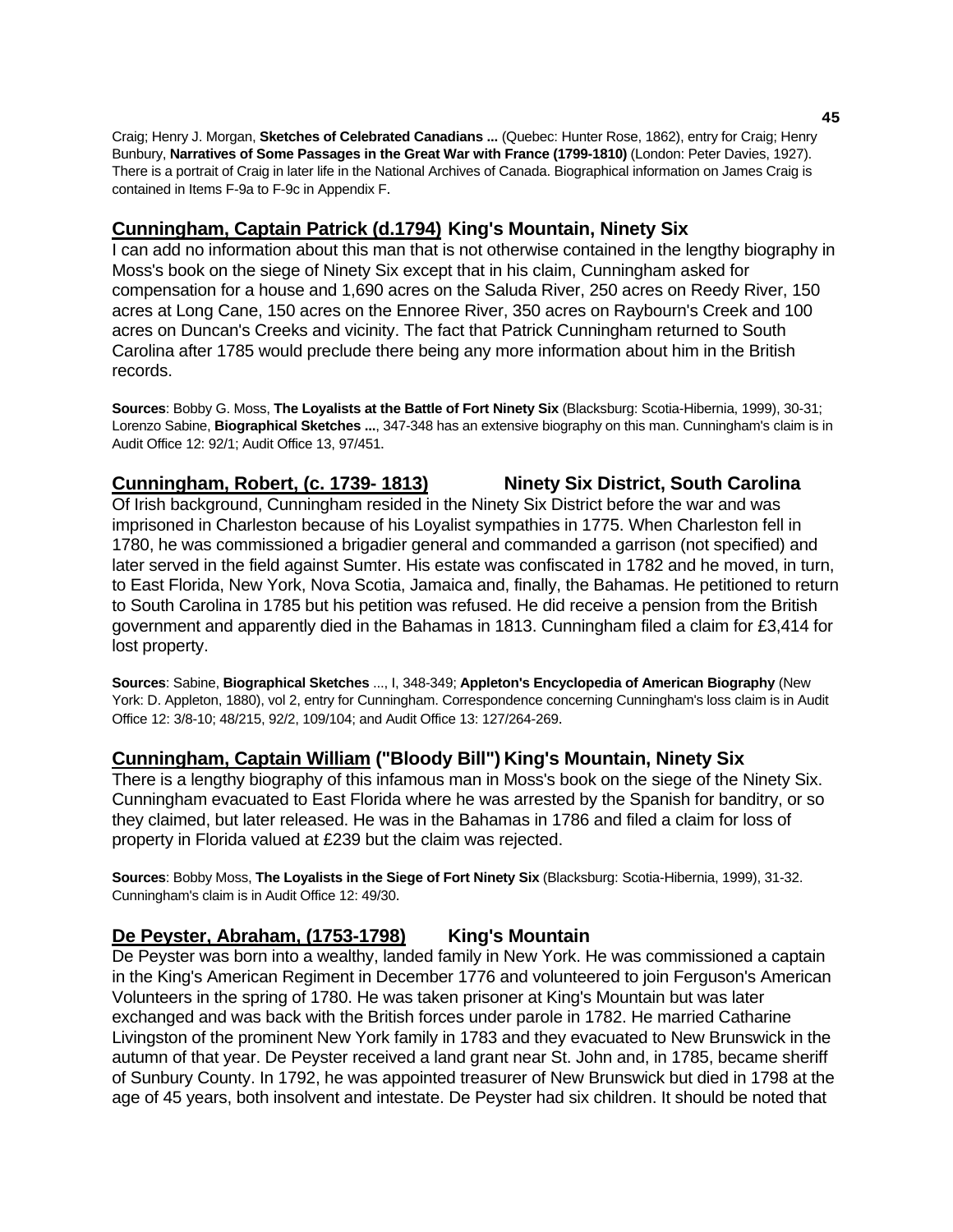Craig; Henry J. Morgan, **Sketches of Celebrated Canadians ...** (Quebec: Hunter Rose, 1862), entry for Craig; Henry Bunbury, **Narratives of Some Passages in the Great War with France (1799-1810)** (London: Peter Davies, 1927). There is a portrait of Craig in later life in the National Archives of Canada. Biographical information on James Craig is contained in Items F-9a to F-9c in Appendix F.

## Cunningham, Captain Patrick (d.1794) King's Mountain, Ninety Six

I can add no information about this man that is not otherwise contained in the lengthy biography in Moss's book on the siege of Ninety Six except that in his claim, Cunningham asked for compensation for a house and 1,690 acres on the Saluda River, 250 acres on Reedy River, 150 acres at Long Cane, 150 acres on the Ennoree River, 350 acres on Raybourn's Creek and 100 acres on Duncan's Creeks and vicinity. The fact that Patrick Cunningham returned to South Carolina after 1785 would preclude there being any more information about him in the British records.

**Sources**: Bobby G. Moss, **The Loyalists at the Battle of Fort Ninety Six** (Blacksburg: Scotia-Hibernia, 1999), 30-31; Lorenzo Sabine, **Biographical Sketches ...**, 347-348 has an extensive biography on this man. Cunningham's claim is in Audit Office 12: 92/1; Audit Office 13, 97/451.

## Cunningham, Robert, (c. 1739- 1813) Ninety Six District, South Carolina

Of Irish background, Cunningham resided in the Ninety Six District before the war and was imprisoned in Charleston because of his Loyalist sympathies in 1775. When Charleston fell in 1780, he was commissioned a brigadier general and commanded a garrison (not specified) and later served in the field against Sumter. His estate was confiscated in 1782 and he moved, in turn, to East Florida, New York, Nova Scotia, Jamaica and, finally, the Bahamas. He petitioned to return to South Carolina in 1785 but his petition was refused. He did receive a pension from the British government and apparently died in the Bahamas in 1813. Cunningham filed a claim for £3,414 for lost property.

**Sources**: Sabine, **Biographical Sketches** ..., I, 348-349; **Appleton's Encyclopedia of American Biography** (New York: D. Appleton, 1880), vol 2, entry for Cunningham. Correspondence concerning Cunningham's loss claim is in Audit Office 12: 3/8-10; 48/215, 92/2, 109/104; and Audit Office 13: 127/264-269.

## Cunningham, Captain William ("Bloody Bill") King's Mountain, Ninety Six

There is a lengthy biography of this infamous man in Moss's book on the siege of the Ninety Six. Cunningham evacuated to East Florida where he was arrested by the Spanish for banditry, or so they claimed, but later released. He was in the Bahamas in 1786 and filed a claim for loss of property in Florida valued at £239 but the claim was rejected.

**Sources**: Bobby Moss, **The Loyalists in the Siege of Fort Ninety Six** (Blacksburg: Scotia-Hibernia, 1999), 31-32. Cunningham's claim is in Audit Office 12: 49/30.

## De Peyster, Abraham, (1753-1798) King's Mountain

De Peyster was born into a wealthy, landed family in New York. He was commissioned a captain in the King's American Regiment in December 1776 and volunteered to join Ferguson's American Volunteers in the spring of 1780. He was taken prisoner at King's Mountain but was later exchanged and was back with the British forces under parole in 1782. He married Catharine Livingston of the prominent New York family in 1783 and they evacuated to New Brunswick in the autumn of that year. De Peyster received a land grant near St. John and, in 1785, became sheriff of Sunbury County. In 1792, he was appointed treasurer of New Brunswick but died in 1798 at the age of 45 years, both insolvent and intestate. De Peyster had six children. It should be noted that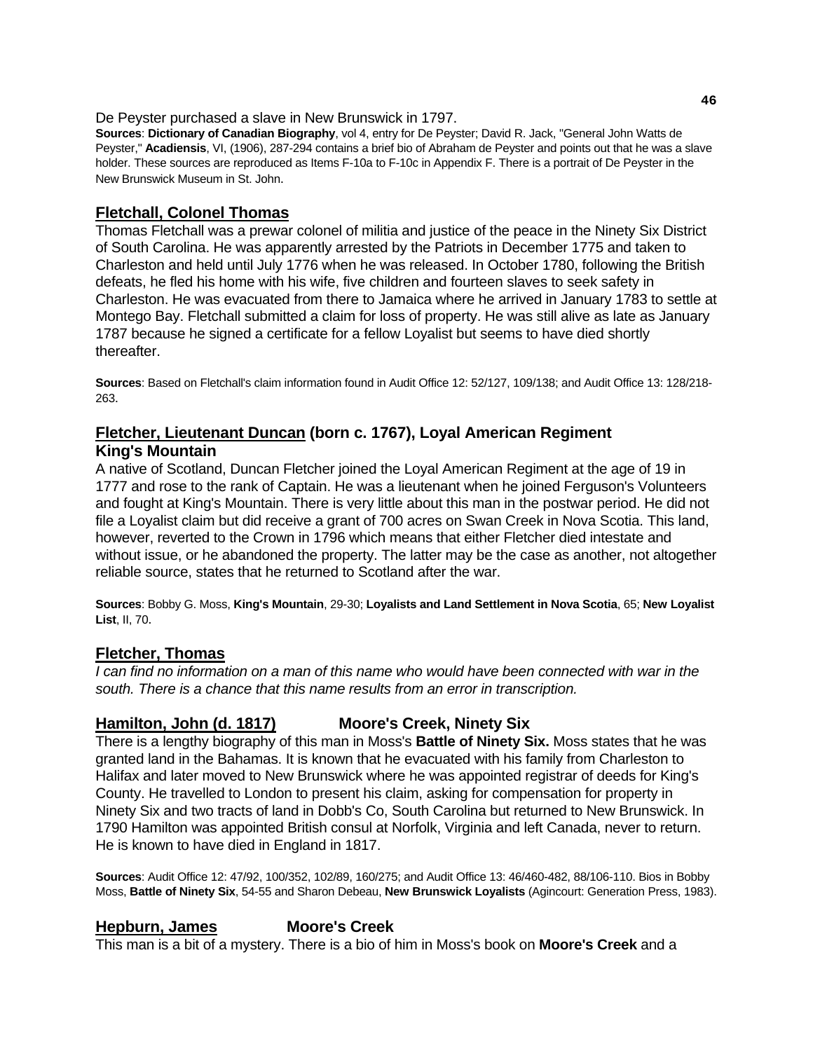De Peyster purchased a slave in New Brunswick in 1797.

**Sources**: **Dictionary of Canadian Biography**, vol 4, entry for De Peyster; David R. Jack, "General John Watts de Peyster," **Acadiensis**, VI, (1906), 287-294 contains a brief bio of Abraham de Peyster and points out that he was a slave holder. These sources are reproduced as Items F-10a to F-10c in Appendix F. There is a portrait of De Peyster in the New Brunswick Museum in St. John.

## Fletchall, Colonel Thomas

Thomas Fletchall was a prewar colonel of militia and justice of the peace in the Ninety Six District of South Carolina. He was apparently arrested by the Patriots in December 1775 and taken to Charleston and held until July 1776 when he was released. In October 1780, following the British defeats, he fled his home with his wife, five children and fourteen slaves to seek safety in Charleston. He was evacuated from there to Jamaica where he arrived in January 1783 to settle at Montego Bay. Fletchall submitted a claim for loss of property. He was still alive as late as January 1787 because he signed a certificate for a fellow Loyalist but seems to have died shortly thereafter.

**Sources**: Based on Fletchall's claim information found in Audit Office 12: 52/127, 109/138; and Audit Office 13: 128/218-263.

## Fletcher, Lieutenant Duncan (born c. 1767), Loyal American Regiment King's Mountain

A native of Scotland, Duncan Fletcher joined the Loyal American Regiment at the age of 19 in 1777 and rose to the rank of Captain. He was a lieutenant when he joined Ferguson's Volunteers and fought at King's Mountain. There is very little about this man in the postwar period. He did not file a Loyalist claim but did receive a grant of 700 acres on Swan Creek in Nova Scotia. This land, however, reverted to the Crown in 1796 which means that either Fletcher died intestate and without issue, or he abandoned the property. The latter may be the case as another, not altogether reliable source, states that he returned to Scotland after the war.

**Sources**: Bobby G. Moss, **King's Mountain**, 29-30; **Loyalists and Land Settlement in Nova Scotia**, 65; **New Loyalist List**, II, 70.

## Fletcher, Thomas

*I can find no information on a man of this name who would have been connected with war in the south. There is a chance that this name results from an error in transcription.*

## Hamilton, John (d. 1817) Moore's Creek, Ninety Six

There is a lengthy biography of this man in Moss's **Battle of Ninety Six.** Moss states that he was granted land in the Bahamas. It is known that he evacuated with his family from Charleston to Halifax and later moved to New Brunswick where he was appointed registrar of deeds for King's County. He travelled to London to present his claim, asking for compensation for property in Ninety Six and two tracts of land in Dobb's Co, South Carolina but returned to New Brunswick. In 1790 Hamilton was appointed British consul at Norfolk, Virginia and left Canada, never to return. He is known to have died in England in 1817.

**Sources**: Audit Office 12: 47/92, 100/352, 102/89, 160/275; and Audit Office 13: 46/460-482, 88/106-110. Bios in Bobby Moss, **Battle of Ninety Six**, 54-55 and Sharon Debeau, **New Brunswick Loyalists** (Agincourt: Generation Press, 1983).

## Hepburn, James Moore's Creek

This man is a bit of a mystery. There is a bio of him in Moss's book on **Moore's Creek** and a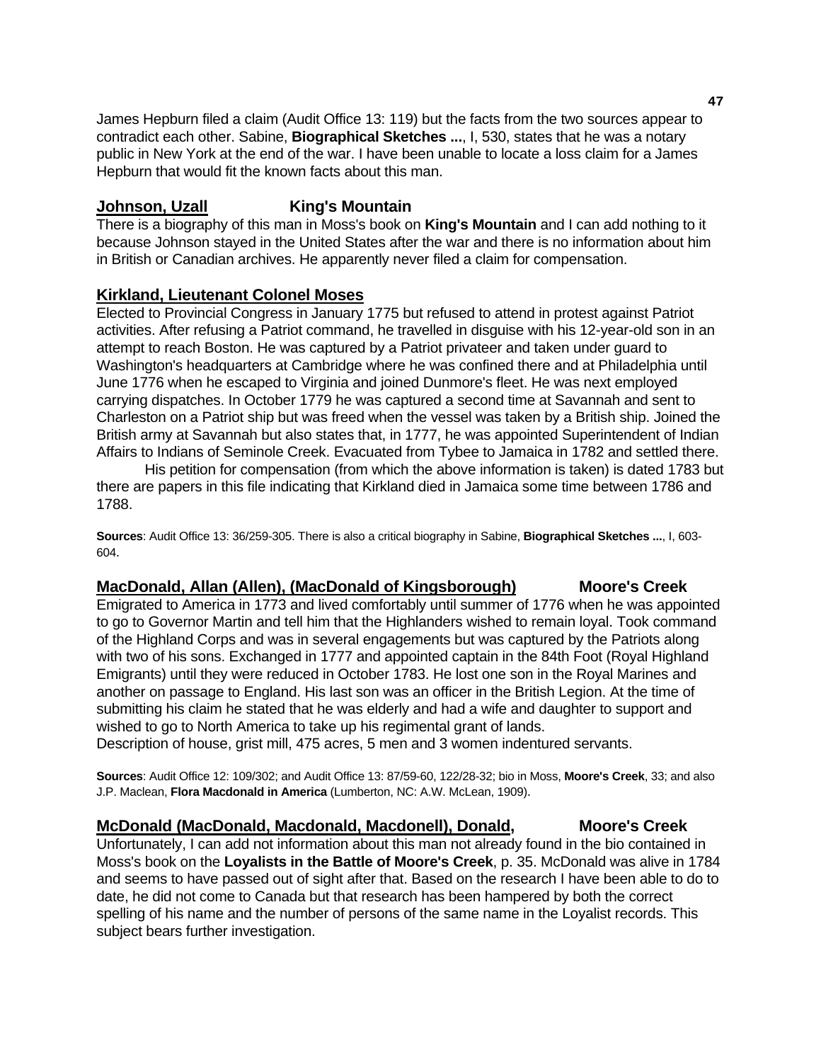James Hepburn filed a claim (Audit Office 13: 119) but the facts from the two sources appear to contradict each other. Sabine, **Biographical Sketches ...**, I, 530, states that he was a notary public in New York at the end of the war. I have been unable to locate a loss claim for a James Hepburn that would fit the known facts about this man.

## <u>Johnson, Uzall</u> King's Mountain

There is a biography of this man in Moss's book on **King's Mountain** and I can add nothing to it because Johnson stayed in the United States after the war and there is no information about him in British or Canadian archives. He apparently never filed a claim for compensation.

## <u>Kirkland, Lieutenant Colonel Moses</u>

Elected to Provincial Congress in January 1775 but refused to attend in protest against Patriot activities. After refusing a Patriot command, he travelled in disguise with his 12-year-old son in an attempt to reach Boston. He was captured by a Patriot privateer and taken under guard to Washington's headquarters at Cambridge where he was confined there and at Philadelphia until June 1776 when he escaped to Virginia and joined Dunmore's fleet. He was next employed carrying dispatches. In October 1779 he was captured a second time at Savannah and sent to Charleston on a Patriot ship but was freed when the vessel was taken by a British ship. Joined the British army at Savannah but also states that, in 1777, he was appointed Superintendent of Indian Affairs to Indians of Seminole Creek. Evacuated from Tybee to Jamaica in 1782 and settled there.

His petition for compensation (from which the above information is taken) is dated 1783 but there are papers in this file indicating that Kirkland died in Jamaica some time between 1786 and 1788.

**Sources**: Audit Office 13: 36/259-305. There is also a critical biography in Sabine, **Biographical Sketches ...**, I, 603-604.

## <u>MacDonald, Allan (Allen), (MacDonald of Kingsborough)</u> Moore's Creek

Emigrated to America in 1773 and lived comfortably until summer of 1776 when he was appointed to go to Governor Martin and tell him that the Highlanders wished to remain loyal. Took command of the Highland Corps and was in several engagements but was captured by the Patriots along with two of his sons. Exchanged in 1777 and appointed captain in the 84th Foot (Royal Highland Emigrants) until they were reduced in October 1783. He lost one son in the Royal Marines and another on passage to England. His last son was an officer in the British Legion. At the time of submitting his claim he stated that he was elderly and had a wife and daughter to support and wished to go to North America to take up his regimental grant of lands.
Description of house, grist mill, 475 acres, 5 men and 3 women indentured servants.

**Sources**: Audit Office 12: 109/302; and Audit Office 13: 87/59-60, 122/28-32; bio in Moss, **Moore's Creek**, 33; and also J.P. Maclean, **Flora Macdonald in America** (Lumberton, NC: A.W. McLean, 1909).

## <u>McDonald (MacDonald, Macdonald, Macdonell), Donald,</u> Moore's Creek

Unfortunately, I can add not information about this man not already found in the bio contained in Moss's book on the **Loyalists in the Battle of Moore's Creek**, p. 35. McDonald was alive in 1784 and seems to have passed out of sight after that. Based on the research I have been able to do to date, he did not come to Canada but that research has been hampered by both the correct spelling of his name and the number of persons of the same name in the Loyalist records. This subject bears further investigation.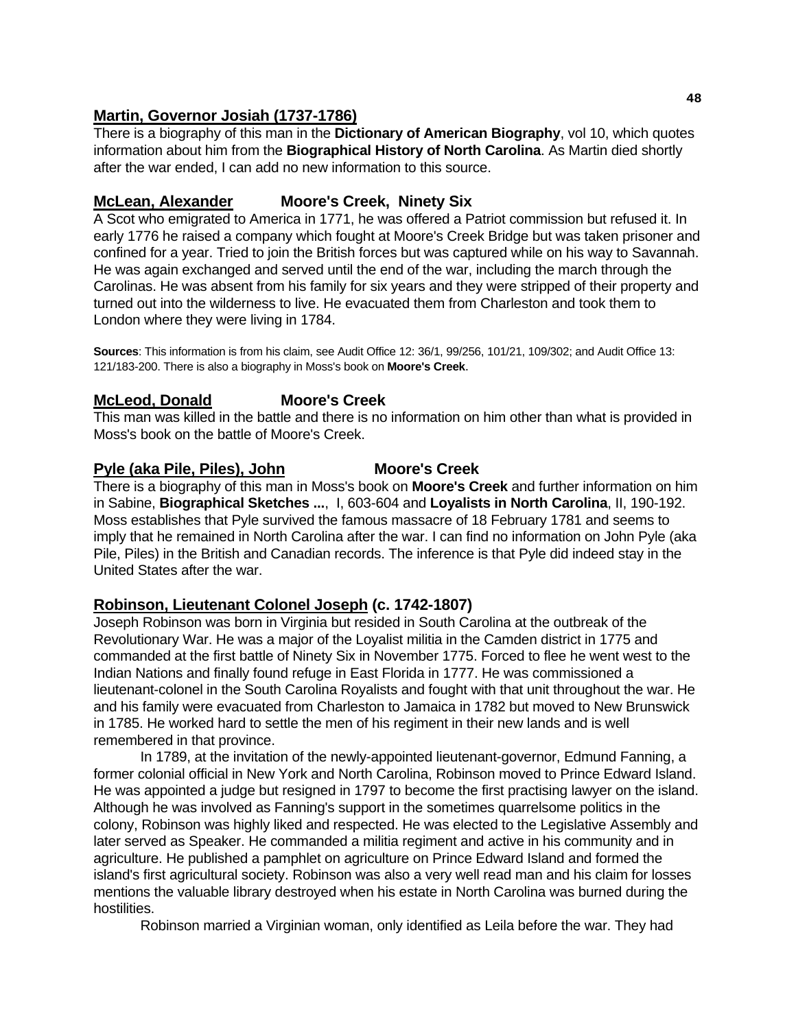## Martin, Governor Josiah (1737-1786)

There is a biography of this man in the **Dictionary of American Biography**, vol 10, which quotes information about him from the **Biographical History of North Carolina**. As Martin died shortly after the war ended, I can add no new information to this source.

## McLean, Alexander          Moore's Creek, Ninety Six

A Scot who emigrated to America in 1771, he was offered a Patriot commission but refused it. In early 1776 he raised a company which fought at Moore's Creek Bridge but was taken prisoner and confined for a year. Tried to join the British forces but was captured while on his way to Savannah. He was again exchanged and served until the end of the war, including the march through the Carolinas. He was absent from his family for six years and they were stripped of their property and turned out into the wilderness to live. He evacuated them from Charleston and took them to London where they were living in 1784.

**Sources**: This information is from his claim, see Audit Office 12: 36/1, 99/256, 101/21, 109/302; and Audit Office 13: 121/183-200. There is also a biography in Moss's book on **Moore's Creek**.

## McLeod, Donald          Moore's Creek

This man was killed in the battle and there is no information on him other than what is provided in Moss's book on the battle of Moore's Creek.

## Pyle (aka Pile, Piles), John          Moore's Creek

There is a biography of this man in Moss's book on **Moore's Creek** and further information on him in Sabine, **Biographical Sketches ...**, I, 603-604 and **Loyalists in North Carolina**, II, 190-192. Moss establishes that Pyle survived the famous massacre of 18 February 1781 and seems to imply that he remained in North Carolina after the war. I can find no information on John Pyle (aka Pile, Piles) in the British and Canadian records. The inference is that Pyle did indeed stay in the United States after the war.

## Robinson, Lieutenant Colonel Joseph (c. 1742-1807)

Joseph Robinson was born in Virginia but resided in South Carolina at the outbreak of the Revolutionary War. He was a major of the Loyalist militia in the Camden district in 1775 and commanded at the first battle of Ninety Six in November 1775. Forced to flee he went west to the Indian Nations and finally found refuge in East Florida in 1777. He was commissioned a lieutenant-colonel in the South Carolina Royalists and fought with that unit throughout the war. He and his family were evacuated from Charleston to Jamaica in 1782 but moved to New Brunswick in 1785. He worked hard to settle the men of his regiment in their new lands and is well remembered in that province.

In 1789, at the invitation of the newly-appointed lieutenant-governor, Edmund Fanning, a former colonial official in New York and North Carolina, Robinson moved to Prince Edward Island. He was appointed a judge but resigned in 1797 to become the first practising lawyer on the island. Although he was involved as Fanning's support in the sometimes quarrelsome politics in the colony, Robinson was highly liked and respected. He was elected to the Legislative Assembly and later served as Speaker. He commanded a militia regiment and active in his community and in agriculture. He published a pamphlet on agriculture on Prince Edward Island and formed the island's first agricultural society. Robinson was also a very well read man and his claim for losses mentions the valuable library destroyed when his estate in North Carolina was burned during the hostilities.

Robinson married a Virginian woman, only identified as Leila before the war. They had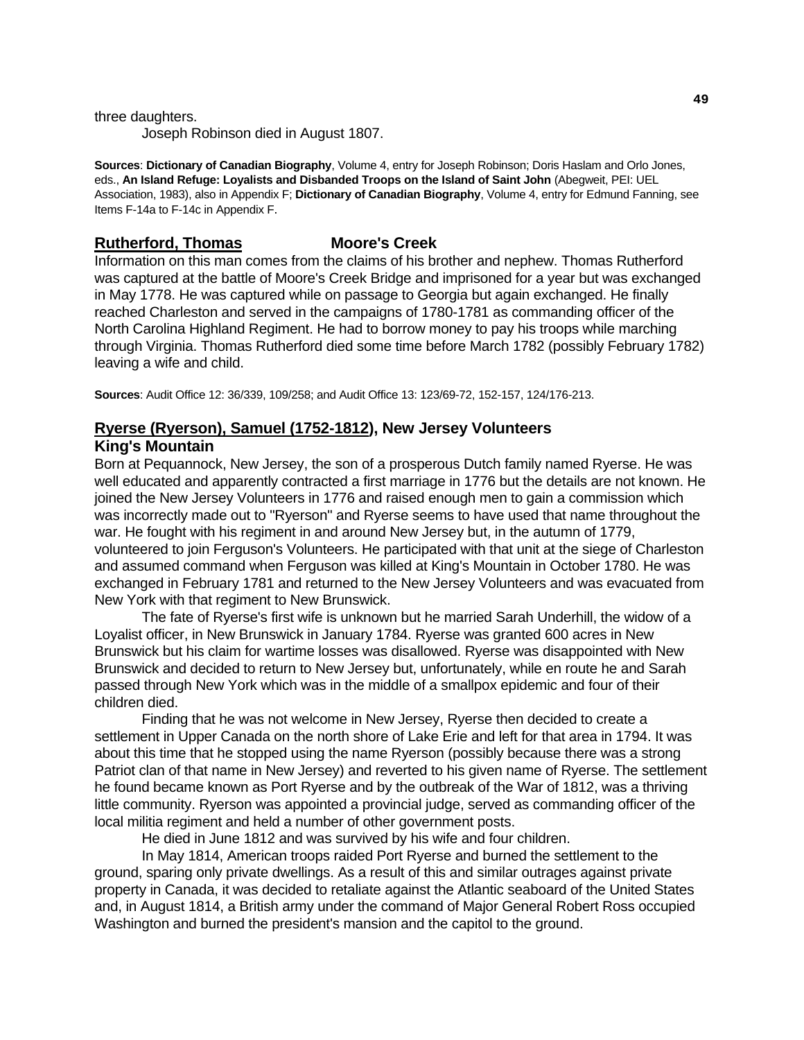three daughters.

Joseph Robinson died in August 1807.

**Sources**: **Dictionary of Canadian Biography**, Volume 4, entry for Joseph Robinson; Doris Haslam and Orlo Jones, eds., **An Island Refuge: Loyalists and Disbanded Troops on the Island of Saint John** (Abegweit, PEI: UEL Association, 1983), also in Appendix F; **Dictionary of Canadian Biography**, Volume 4, entry for Edmund Fanning, see Items F-14a to F-14c in Appendix F.

## Rutherford, Thomas Moore's Creek

Information on this man comes from the claims of his brother and nephew. Thomas Rutherford was captured at the battle of Moore's Creek Bridge and imprisoned for a year but was exchanged in May 1778. He was captured while on passage to Georgia but again exchanged. He finally reached Charleston and served in the campaigns of 1780-1781 as commanding officer of the North Carolina Highland Regiment. He had to borrow money to pay his troops while marching through Virginia. Thomas Rutherford died some time before March 1782 (possibly February 1782) leaving a wife and child.

**Sources**: Audit Office 12: 36/339, 109/258; and Audit Office 13: 123/69-72, 152-157, 124/176-213.

## Ryerse (Ryerson), Samuel (1752-1812), New Jersey Volunteers King's Mountain

Born at Pequannock, New Jersey, the son of a prosperous Dutch family named Ryerse. He was well educated and apparently contracted a first marriage in 1776 but the details are not known. He joined the New Jersey Volunteers in 1776 and raised enough men to gain a commission which was incorrectly made out to "Ryerson" and Ryerse seems to have used that name throughout the war. He fought with his regiment in and around New Jersey but, in the autumn of 1779, volunteered to join Ferguson's Volunteers. He participated with that unit at the siege of Charleston and assumed command when Ferguson was killed at King's Mountain in October 1780. He was exchanged in February 1781 and returned to the New Jersey Volunteers and was evacuated from New York with that regiment to New Brunswick.

The fate of Ryerse's first wife is unknown but he married Sarah Underhill, the widow of a Loyalist officer, in New Brunswick in January 1784. Ryerse was granted 600 acres in New Brunswick but his claim for wartime losses was disallowed. Ryerse was disappointed with New Brunswick and decided to return to New Jersey but, unfortunately, while en route he and Sarah passed through New York which was in the middle of a smallpox epidemic and four of their children died.

Finding that he was not welcome in New Jersey, Ryerse then decided to create a settlement in Upper Canada on the north shore of Lake Erie and left for that area in 1794. It was about this time that he stopped using the name Ryerson (possibly because there was a strong Patriot clan of that name in New Jersey) and reverted to his given name of Ryerse. The settlement he found became known as Port Ryerse and by the outbreak of the War of 1812, was a thriving little community. Ryerson was appointed a provincial judge, served as commanding officer of the local militia regiment and held a number of other government posts.

He died in June 1812 and was survived by his wife and four children.

In May 1814, American troops raided Port Ryerse and burned the settlement to the ground, sparing only private dwellings. As a result of this and similar outrages against private property in Canada, it was decided to retaliate against the Atlantic seaboard of the United States and, in August 1814, a British army under the command of Major General Robert Ross occupied Washington and burned the president's mansion and the capitol to the ground.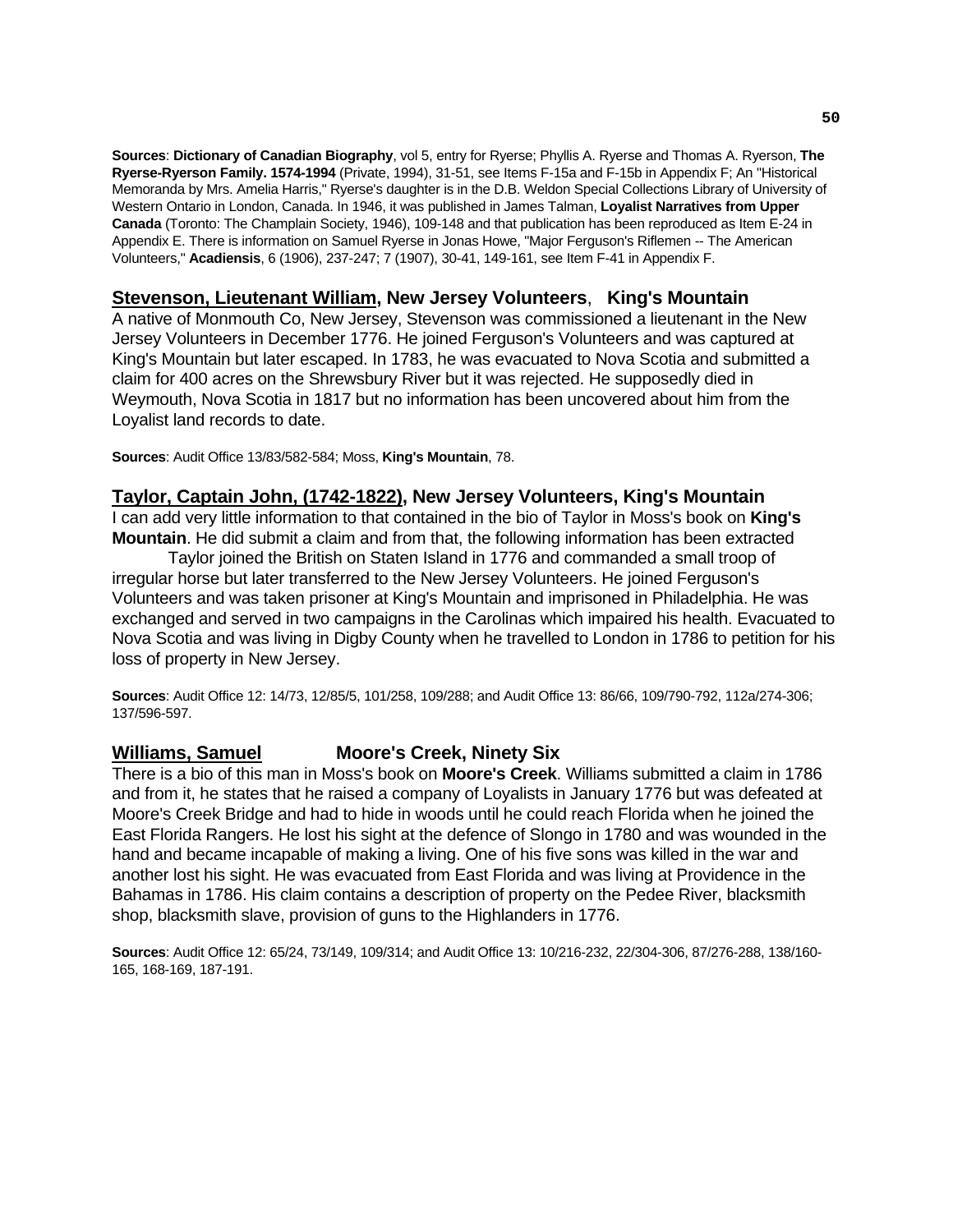**Sources**: **Dictionary of Canadian Biography**, vol 5, entry for Ryerse; Phyllis A. Ryerse and Thomas A. Ryerson, **The Ryerse-Ryerson Family. 1574-1994** (Private, 1994), 31-51, see Items F-15a and F-15b in Appendix F; An "Historical Memoranda by Mrs. Amelia Harris," Ryerse's daughter is in the D.B. Weldon Special Collections Library of University of Western Ontario in London, Canada. In 1946, it was published in James Talman, **Loyalist Narratives from Upper Canada** (Toronto: The Champlain Society, 1946), 109-148 and that publication has been reproduced as Item E-24 in Appendix E. There is information on Samuel Ryerse in Jonas Howe, "Major Ferguson's Riflemen -- The American Volunteers," **Acadiensis**, 6 (1906), 237-247; 7 (1907), 30-41, 149-161, see Item F-41 in Appendix F.

### **Stevenson, Lieutenant William, New Jersey Volunteers, King's Mountain**

A native of Monmouth Co, New Jersey, Stevenson was commissioned a lieutenant in the New Jersey Volunteers in December 1776. He joined Ferguson's Volunteers and was captured at King's Mountain but later escaped. In 1783, he was evacuated to Nova Scotia and submitted a claim for 400 acres on the Shrewsbury River but it was rejected. He supposedly died in Weymouth, Nova Scotia in 1817 but no information has been uncovered about him from the Loyalist land records to date.

**Sources**: Audit Office 13/83/582-584; Moss, **King's Mountain**, 78.

### **Taylor, Captain John, (1742-1822), New Jersey Volunteers, King's Mountain**

I can add very little information to that contained in the bio of Taylor in Moss's book on **King's Mountain**. He did submit a claim and from that, the following information has been extracted

Taylor joined the British on Staten Island in 1776 and commanded a small troop of irregular horse but later transferred to the New Jersey Volunteers. He joined Ferguson's Volunteers and was taken prisoner at King's Mountain and imprisoned in Philadelphia. He was exchanged and served in two campaigns in the Carolinas which impaired his health. Evacuated to Nova Scotia and was living in Digby County when he travelled to London in 1786 to petition for his loss of property in New Jersey.

**Sources**: Audit Office 12: 14/73, 12/85/5, 101/258, 109/288; and Audit Office 13: 86/66, 109/790-792, 112a/274-306; 137/596-597.

### **Williams, Samuel Moore's Creek, Ninety Six**

There is a bio of this man in Moss's book on **Moore's Creek**. Williams submitted a claim in 1786 and from it, he states that he raised a company of Loyalists in January 1776 but was defeated at Moore's Creek Bridge and had to hide in woods until he could reach Florida when he joined the East Florida Rangers. He lost his sight at the defence of Slongo in 1780 and was wounded in the hand and became incapable of making a living. One of his five sons was killed in the war and another lost his sight. He was evacuated from East Florida and was living at Providence in the Bahamas in 1786. His claim contains a description of property on the Pedee River, blacksmith shop, blacksmith slave, provision of guns to the Highlanders in 1776.

**Sources**: Audit Office 12: 65/24, 73/149, 109/314; and Audit Office 13: 10/216-232, 22/304-306, 87/276-288, 138/160-165, 168-169, 187-191.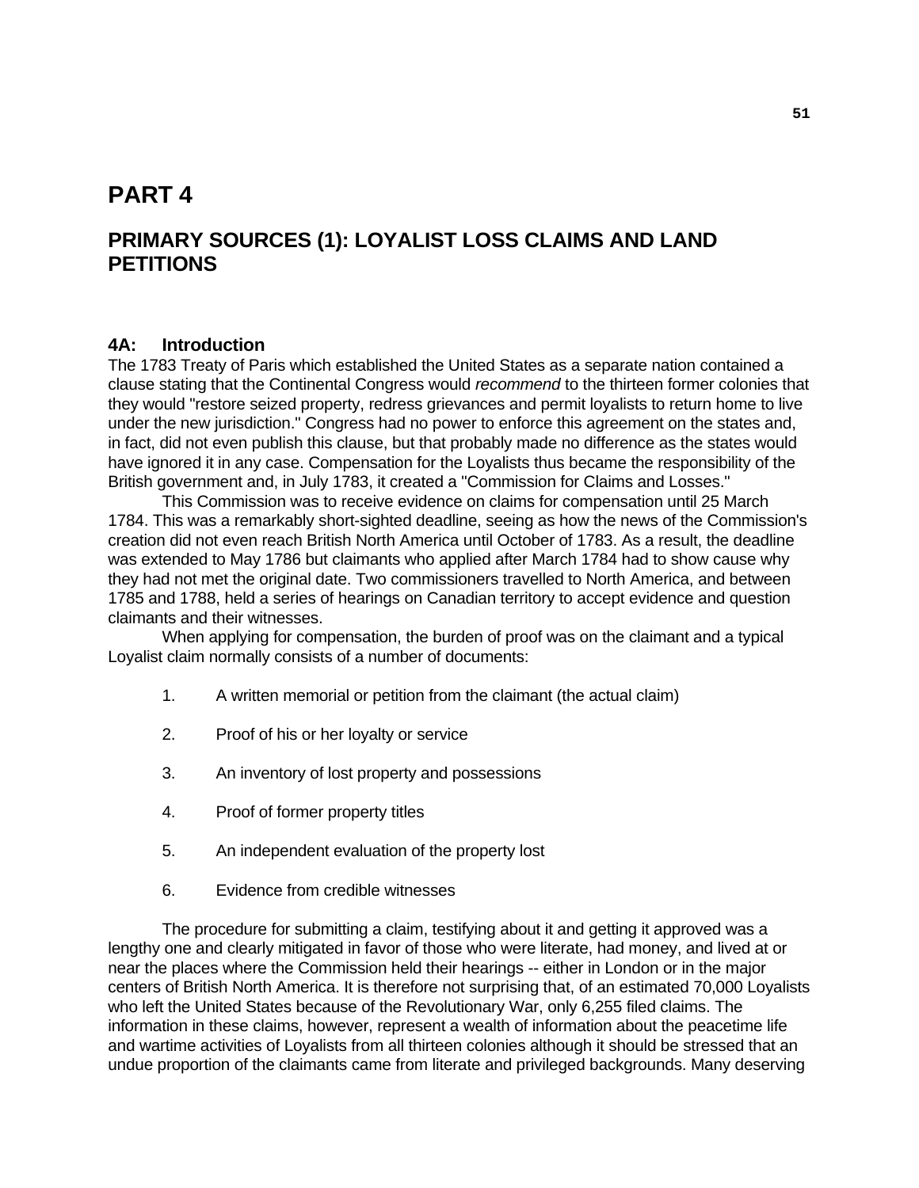# PART 4

## PRIMARY SOURCES (1): LOYALIST LOSS CLAIMS AND LAND PETITIONS

### 4A: Introduction

The 1783 Treaty of Paris which established the United States as a separate nation contained a clause stating that the Continental Congress would *recommend* to the thirteen former colonies that they would "restore seized property, redress grievances and permit loyalists to return home to live under the new jurisdiction." Congress had no power to enforce this agreement on the states and, in fact, did not even publish this clause, but that probably made no difference as the states would have ignored it in any case. Compensation for the Loyalists thus became the responsibility of the British government and, in July 1783, it created a "Commission for Claims and Losses."

This Commission was to receive evidence on claims for compensation until 25 March 1784. This was a remarkably short-sighted deadline, seeing as how the news of the Commission's creation did not even reach British North America until October of 1783. As a result, the deadline was extended to May 1786 but claimants who applied after March 1784 had to show cause why they had not met the original date. Two commissioners travelled to North America, and between 1785 and 1788, held a series of hearings on Canadian territory to accept evidence and question claimants and their witnesses.

When applying for compensation, the burden of proof was on the claimant and a typical Loyalist claim normally consists of a number of documents:

1. A written memorial or petition from the claimant (the actual claim)
2. Proof of his or her loyalty or service
3. An inventory of lost property and possessions
4. Proof of former property titles
5. An independent evaluation of the property lost
6. Evidence from credible witnesses

The procedure for submitting a claim, testifying about it and getting it approved was a lengthy one and clearly mitigated in favor of those who were literate, had money, and lived at or near the places where the Commission held their hearings -- either in London or in the major centers of British North America. It is therefore not surprising that, of an estimated 70,000 Loyalists who left the United States because of the Revolutionary War, only 6,255 filed claims. The information in these claims, however, represent a wealth of information about the peacetime life and wartime activities of Loyalists from all thirteen colonies although it should be stressed that an undue proportion of the claimants came from literate and privileged backgrounds. Many deserving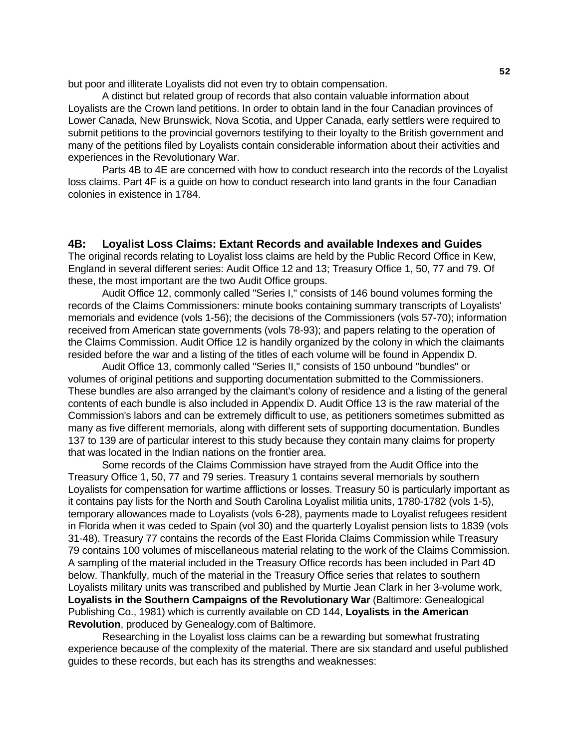but poor and illiterate Loyalists did not even try to obtain compensation.

A distinct but related group of records that also contain valuable information about Loyalists are the Crown land petitions. In order to obtain land in the four Canadian provinces of Lower Canada, New Brunswick, Nova Scotia, and Upper Canada, early settlers were required to submit petitions to the provincial governors testifying to their loyalty to the British government and many of the petitions filed by Loyalists contain considerable information about their activities and experiences in the Revolutionary War.

Parts 4B to 4E are concerned with how to conduct research into the records of the Loyalist loss claims. Part 4F is a guide on how to conduct research into land grants in the four Canadian colonies in existence in 1784.

## 4B: Loyalist Loss Claims: Extant Records and available Indexes and Guides

The original records relating to Loyalist loss claims are held by the Public Record Office in Kew, England in several different series: Audit Office 12 and 13; Treasury Office 1, 50, 77 and 79. Of these, the most important are the two Audit Office groups.

Audit Office 12, commonly called "Series I," consists of 146 bound volumes forming the records of the Claims Commissioners: minute books containing summary transcripts of Loyalists' memorials and evidence (vols 1-56); the decisions of the Commissioners (vols 57-70); information received from American state governments (vols 78-93); and papers relating to the operation of the Claims Commission. Audit Office 12 is handily organized by the colony in which the claimants resided before the war and a listing of the titles of each volume will be found in Appendix D.

Audit Office 13, commonly called "Series II," consists of 150 unbound "bundles" or volumes of original petitions and supporting documentation submitted to the Commissioners. These bundles are also arranged by the claimant's colony of residence and a listing of the general contents of each bundle is also included in Appendix D. Audit Office 13 is the raw material of the Commission's labors and can be extremely difficult to use, as petitioners sometimes submitted as many as five different memorials, along with different sets of supporting documentation. Bundles 137 to 139 are of particular interest to this study because they contain many claims for property that was located in the Indian nations on the frontier area.

Some records of the Claims Commission have strayed from the Audit Office into the Treasury Office 1, 50, 77 and 79 series. Treasury 1 contains several memorials by southern Loyalists for compensation for wartime afflictions or losses. Treasury 50 is particularly important as it contains pay lists for the North and South Carolina Loyalist militia units, 1780-1782 (vols 1-5), temporary allowances made to Loyalists (vols 6-28), payments made to Loyalist refugees resident in Florida when it was ceded to Spain (vol 30) and the quarterly Loyalist pension lists to 1839 (vols 31-48). Treasury 77 contains the records of the East Florida Claims Commission while Treasury 79 contains 100 volumes of miscellaneous material relating to the work of the Claims Commission. A sampling of the material included in the Treasury Office records has been included in Part 4D below. Thankfully, much of the material in the Treasury Office series that relates to southern Loyalists military units was transcribed and published by Murtie Jean Clark in her 3-volume work, **Loyalists in the Southern Campaigns of the Revolutionary War** (Baltimore: Genealogical Publishing Co., 1981) which is currently available on CD 144, **Loyalists in the American Revolution**, produced by Genealogy.com of Baltimore.

Researching in the Loyalist loss claims can be a rewarding but somewhat frustrating experience because of the complexity of the material. There are six standard and useful published guides to these records, but each has its strengths and weaknesses: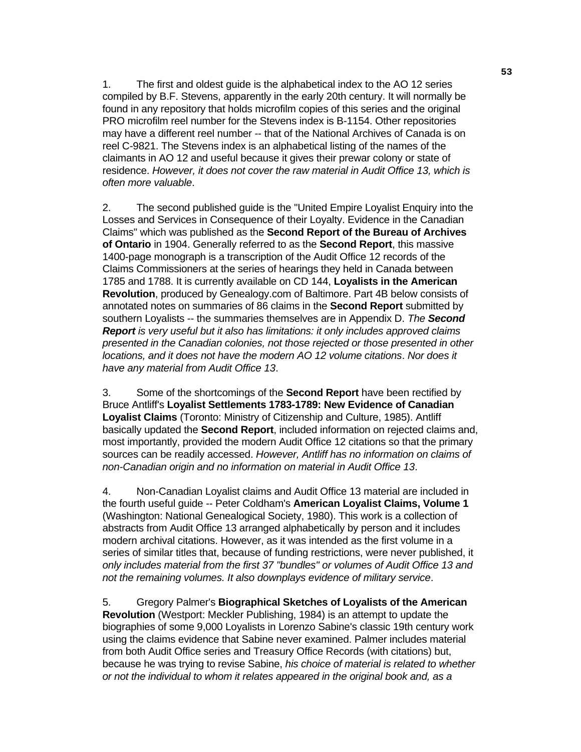1. The first and oldest guide is the alphabetical index to the AO 12 series compiled by B.F. Stevens, apparently in the early 20th century. It will normally be found in any repository that holds microfilm copies of this series and the original PRO microfilm reel number for the Stevens index is B-1154. Other repositories may have a different reel number -- that of the National Archives of Canada is on reel C-9821. The Stevens index is an alphabetical listing of the names of the claimants in AO 12 and useful because it gives their prewar colony or state of residence. *However, it does not cover the raw material in Audit Office 13, which is often more valuable*.

2. The second published guide is the "United Empire Loyalist Enquiry into the Losses and Services in Consequence of their Loyalty. Evidence in the Canadian Claims" which was published as the **Second Report of the Bureau of Archives of Ontario** in 1904. Generally referred to as the **Second Report**, this massive 1400-page monograph is a transcription of the Audit Office 12 records of the Claims Commissioners at the series of hearings they held in Canada between 1785 and 1788. It is currently available on CD 144, **Loyalists in the American Revolution**, produced by Genealogy.com of Baltimore. Part 4B below consists of annotated notes on summaries of 86 claims in the **Second Report** submitted by southern Loyalists -- the summaries themselves are in Appendix D. *The **Second Report** is very useful but it also has limitations: it only includes approved claims presented in the Canadian colonies, not those rejected or those presented in other locations, and it does not have the modern AO 12 volume citations*. *Nor does it have any material from Audit Office 13*.

3. Some of the shortcomings of the **Second Report** have been rectified by Bruce Antliff's **Loyalist Settlements 1783-1789: New Evidence of Canadian Loyalist Claims** (Toronto: Ministry of Citizenship and Culture, 1985). Antliff basically updated the **Second Report**, included information on rejected claims and, most importantly, provided the modern Audit Office 12 citations so that the primary sources can be readily accessed. *However, Antliff has no information on claims of non-Canadian origin and no information on material in Audit Office 13*.

4. Non-Canadian Loyalist claims and Audit Office 13 material are included in the fourth useful guide -- Peter Coldham's **American Loyalist Claims, Volume 1** (Washington: National Genealogical Society, 1980). This work is a collection of abstracts from Audit Office 13 arranged alphabetically by person and it includes modern archival citations. However, as it was intended as the first volume in a series of similar titles that, because of funding restrictions, were never published, it *only includes material from the first 37 "bundles" or volumes of Audit Office 13 and not the remaining volumes. It also downplays evidence of military service*.

5. Gregory Palmer's **Biographical Sketches of Loyalists of the American Revolution** (Westport: Meckler Publishing, 1984) is an attempt to update the biographies of some 9,000 Loyalists in Lorenzo Sabine's classic 19th century work using the claims evidence that Sabine never examined. Palmer includes material from both Audit Office series and Treasury Office Records (with citations) but, because he was trying to revise Sabine, *his choice of material is related to whether or not the individual to whom it relates appeared in the original book and, as a*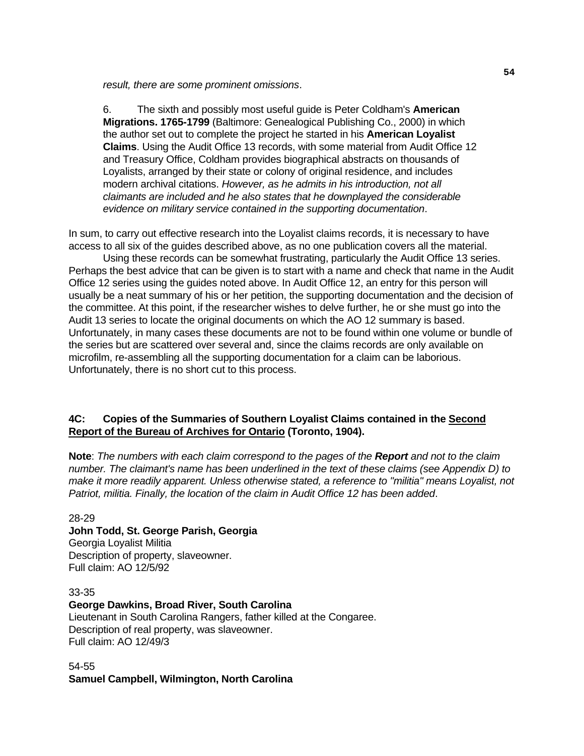*result, there are some prominent omissions*.

6. The sixth and possibly most useful guide is Peter Coldham's **American Migrations. 1765-1799** (Baltimore: Genealogical Publishing Co., 2000) in which the author set out to complete the project he started in his **American Loyalist Claims**. Using the Audit Office 13 records, with some material from Audit Office 12 and Treasury Office, Coldham provides biographical abstracts on thousands of Loyalists, arranged by their state or colony of original residence, and includes modern archival citations. *However, as he admits in his introduction, not all claimants are included and he also states that he downplayed the considerable evidence on military service contained in the supporting documentation*.

In sum, to carry out effective research into the Loyalist claims records, it is necessary to have access to all six of the guides described above, as no one publication covers all the material.

Using these records can be somewhat frustrating, particularly the Audit Office 13 series. Perhaps the best advice that can be given is to start with a name and check that name in the Audit Office 12 series using the guides noted above. In Audit Office 12, an entry for this person will usually be a neat summary of his or her petition, the supporting documentation and the decision of the committee. At this point, if the researcher wishes to delve further, he or she must go into the Audit 13 series to locate the original documents on which the AO 12 summary is based. Unfortunately, in many cases these documents are not to be found within one volume or bundle of the series but are scattered over several and, since the claims records are only available on microfilm, re-assembling all the supporting documentation for a claim can be laborious. Unfortunately, there is no short cut to this process.

### 4C: Copies of the Summaries of Southern Loyalist Claims contained in the Second Report of the Bureau of Archives for Ontario (Toronto, 1904).

**Note**: *The numbers with each claim correspond to the pages of the* ***Report*** *and not to the claim number. The claimant's name has been underlined in the text of these claims (see Appendix D) to make it more readily apparent. Unless otherwise stated, a reference to "militia" means Loyalist, not Patriot, militia. Finally, the location of the claim in Audit Office 12 has been added*.

28-29
**John Todd, St. George Parish, Georgia**
Georgia Loyalist Militia
Description of property, slaveowner.
Full claim: AO 12/5/92

33-35
**George Dawkins, Broad River, South Carolina**
Lieutenant in South Carolina Rangers, father killed at the Congaree.
Description of real property, was slaveowner.
Full claim: AO 12/49/3

54-55
**Samuel Campbell, Wilmington, North Carolina**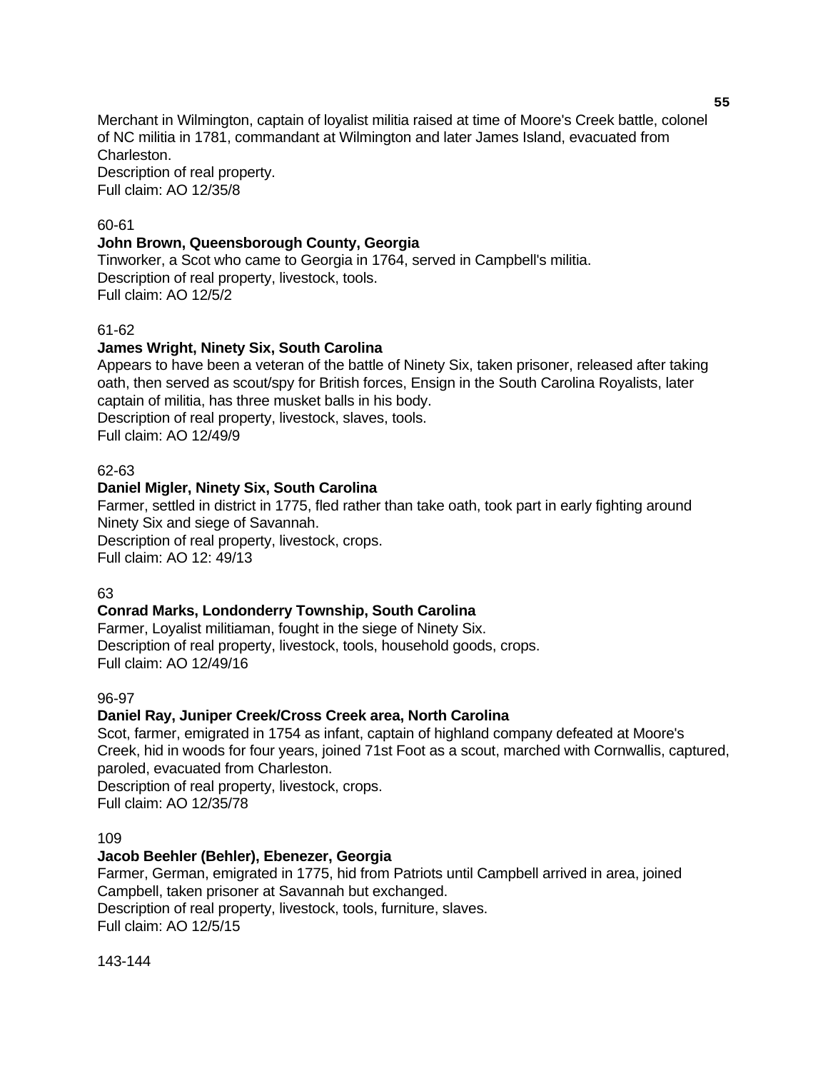Merchant in Wilmington, captain of loyalist militia raised at time of Moore's Creek battle, colonel of NC militia in 1781, commandant at Wilmington and later James Island, evacuated from Charleston.
Description of real property.
Full claim: AO 12/35/8

60-61

**John Brown, Queensborough County, Georgia**
Tinworker, a Scot who came to Georgia in 1764, served in Campbell's militia.
Description of real property, livestock, tools.
Full claim: AO 12/5/2

61-62

**James Wright, Ninety Six, South Carolina**
Appears to have been a veteran of the battle of Ninety Six, taken prisoner, released after taking oath, then served as scout/spy for British forces, Ensign in the South Carolina Royalists, later captain of militia, has three musket balls in his body.
Description of real property, livestock, slaves, tools.
Full claim: AO 12/49/9

62-63

**Daniel Migler, Ninety Six, South Carolina**
Farmer, settled in district in 1775, fled rather than take oath, took part in early fighting around Ninety Six and siege of Savannah.
Description of real property, livestock, crops.
Full claim: AO 12: 49/13

63

**Conrad Marks, Londonderry Township, South Carolina**
Farmer, Loyalist militiaman, fought in the siege of Ninety Six.
Description of real property, livestock, tools, household goods, crops.
Full claim: AO 12/49/16

96-97

**Daniel Ray, Juniper Creek/Cross Creek area, North Carolina**
Scot, farmer, emigrated in 1754 as infant, captain of highland company defeated at Moore's Creek, hid in woods for four years, joined 71st Foot as a scout, marched with Cornwallis, captured, paroled, evacuated from Charleston.
Description of real property, livestock, crops.
Full claim: AO 12/35/78

109

**Jacob Beehler (Behler), Ebenezer, Georgia**
Farmer, German, emigrated in 1775, hid from Patriots until Campbell arrived in area, joined Campbell, taken prisoner at Savannah but exchanged.
Description of real property, livestock, tools, furniture, slaves.
Full claim: AO 12/5/15

143-144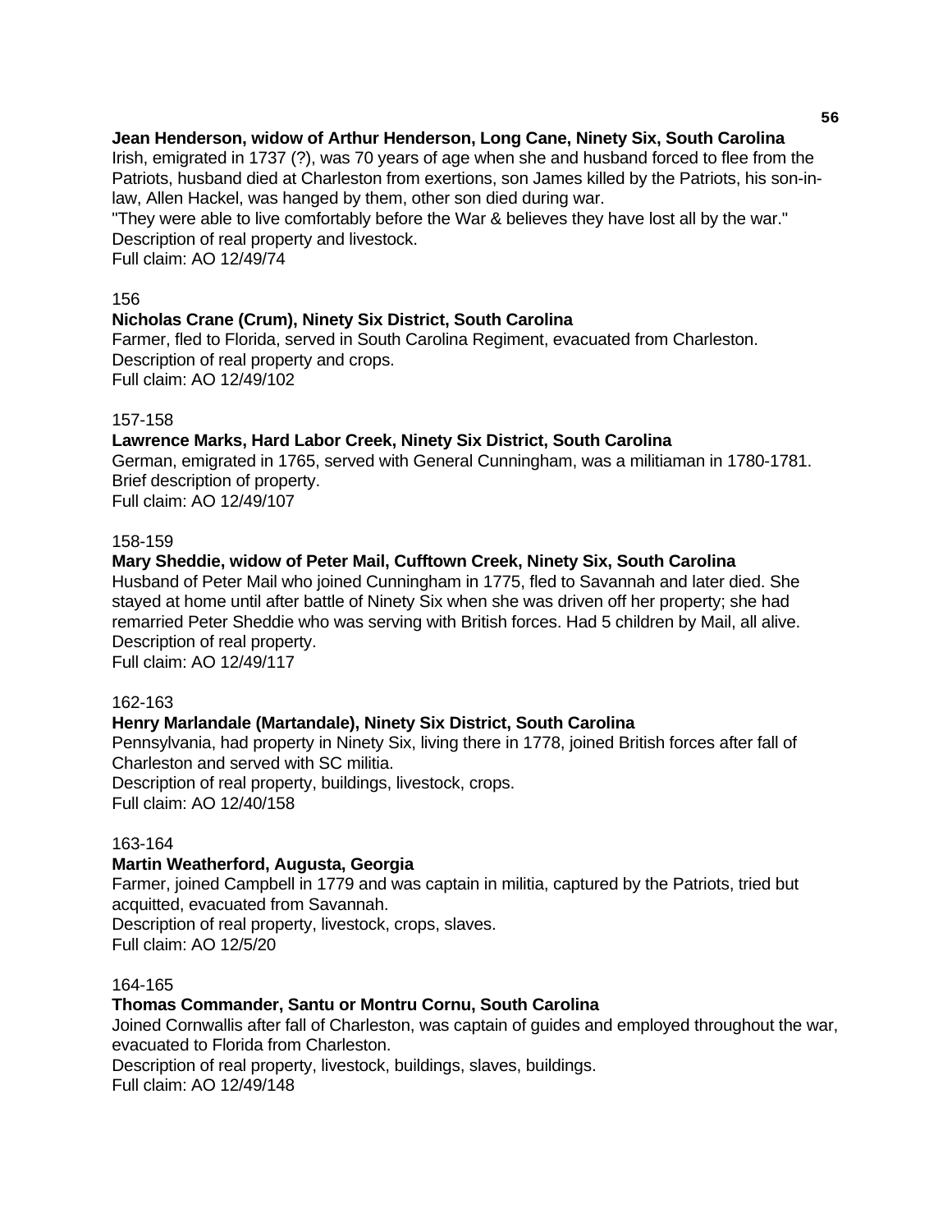**Jean Henderson, widow of Arthur Henderson, Long Cane, Ninety Six, South Carolina**
Irish, emigrated in 1737 (?), was 70 years of age when she and husband forced to flee from the Patriots, husband died at Charleston from exertions, son James killed by the Patriots, his son-in-law, Allen Hackel, was hanged by them, other son died during war.
"They were able to live comfortably before the War & believes they have lost all by the war."
Description of real property and livestock.
Full claim: AO 12/49/74

156

**Nicholas Crane (Crum), Ninety Six District, South Carolina**
Farmer, fled to Florida, served in South Carolina Regiment, evacuated from Charleston.
Description of real property and crops.
Full claim: AO 12/49/102

157-158

**Lawrence Marks, Hard Labor Creek, Ninety Six District, South Carolina**
German, emigrated in 1765, served with General Cunningham, was a militiaman in 1780-1781.
Brief description of property.
Full claim: AO 12/49/107

158-159

**Mary Sheddie, widow of Peter Mail, Cufftown Creek, Ninety Six, South Carolina**
Husband of Peter Mail who joined Cunningham in 1775, fled to Savannah and later died. She stayed at home until after battle of Ninety Six when she was driven off her property; she had remarried Peter Sheddie who was serving with British forces. Had 5 children by Mail, all alive.
Description of real property.
Full claim: AO 12/49/117

162-163

**Henry Marlandale (Martandale), Ninety Six District, South Carolina**
Pennsylvania, had property in Ninety Six, living there in 1778, joined British forces after fall of Charleston and served with SC militia.
Description of real property, buildings, livestock, crops.
Full claim: AO 12/40/158

163-164

**Martin Weatherford, Augusta, Georgia**
Farmer, joined Campbell in 1779 and was captain in militia, captured by the Patriots, tried but acquitted, evacuated from Savannah.
Description of real property, livestock, crops, slaves.
Full claim: AO 12/5/20

164-165

**Thomas Commander, Santu or Montru Cornu, South Carolina**
Joined Cornwallis after fall of Charleston, was captain of guides and employed throughout the war, evacuated to Florida from Charleston.
Description of real property, livestock, buildings, slaves, buildings.
Full claim: AO 12/49/148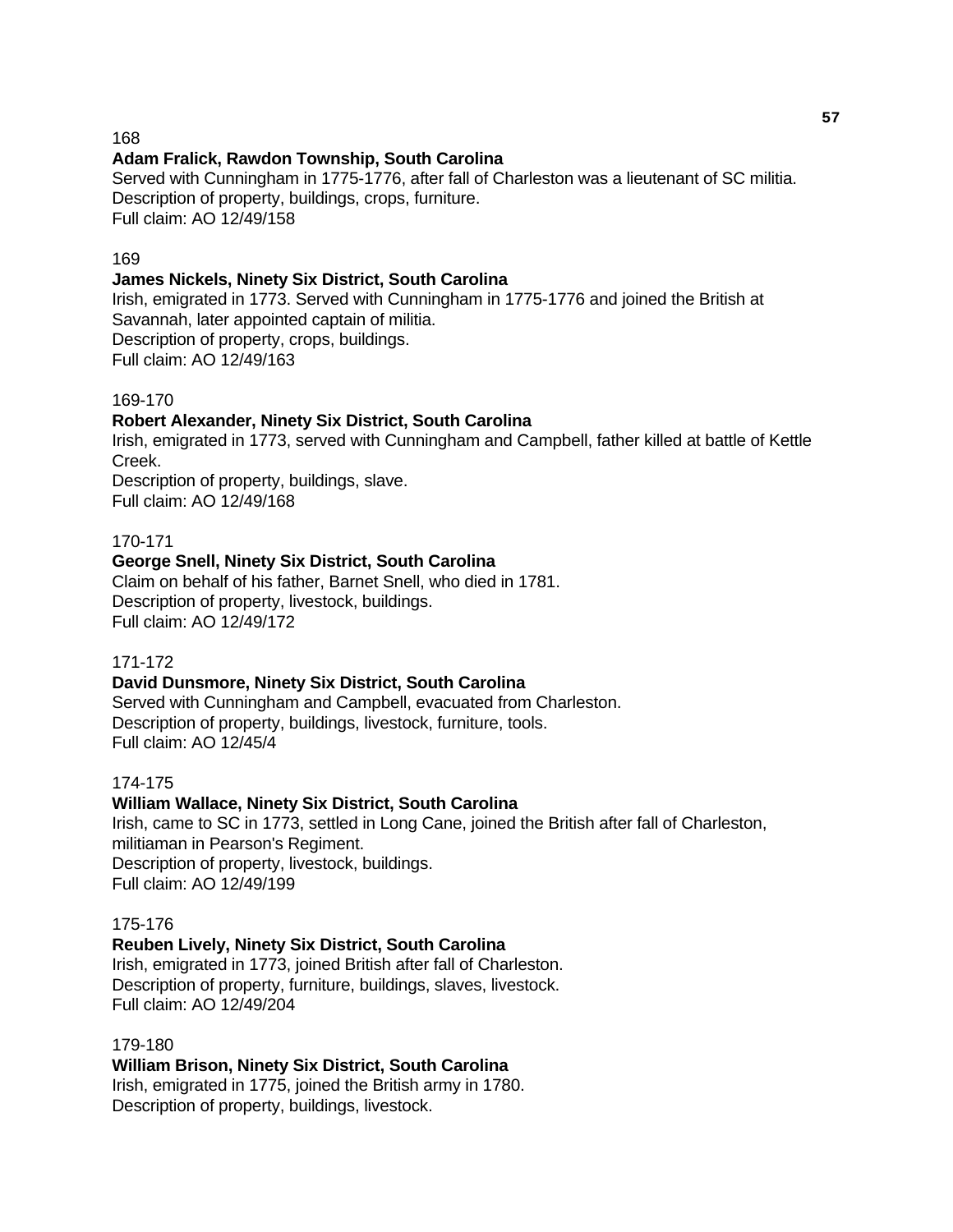168

**Adam Fralick, Rawdon Township, South Carolina**

Served with Cunningham in 1775-1776, after fall of Charleston was a lieutenant of SC militia.
Description of property, buildings, crops, furniture.
Full claim: AO 12/49/158

169

**James Nickels, Ninety Six District, South Carolina**

Irish, emigrated in 1773. Served with Cunningham in 1775-1776 and joined the British at Savannah, later appointed captain of militia.
Description of property, crops, buildings.
Full claim: AO 12/49/163

169-170

**Robert Alexander, Ninety Six District, South Carolina**

Irish, emigrated in 1773, served with Cunningham and Campbell, father killed at battle of Kettle Creek.
Description of property, buildings, slave.
Full claim: AO 12/49/168

170-171

**George Snell, Ninety Six District, South Carolina**

Claim on behalf of his father, Barnet Snell, who died in 1781.
Description of property, livestock, buildings.
Full claim: AO 12/49/172

171-172

**David Dunsmore, Ninety Six District, South Carolina**

Served with Cunningham and Campbell, evacuated from Charleston.
Description of property, buildings, livestock, furniture, tools.
Full claim: AO 12/45/4

174-175

**William Wallace, Ninety Six District, South Carolina**

Irish, came to SC in 1773, settled in Long Cane, joined the British after fall of Charleston, militiaman in Pearson's Regiment.
Description of property, livestock, buildings.
Full claim: AO 12/49/199

175-176

**Reuben Lively, Ninety Six District, South Carolina**

Irish, emigrated in 1773, joined British after fall of Charleston.
Description of property, furniture, buildings, slaves, livestock.
Full claim: AO 12/49/204

179-180

**William Brison, Ninety Six District, South Carolina**

Irish, emigrated in 1775, joined the British army in 1780.
Description of property, buildings, livestock.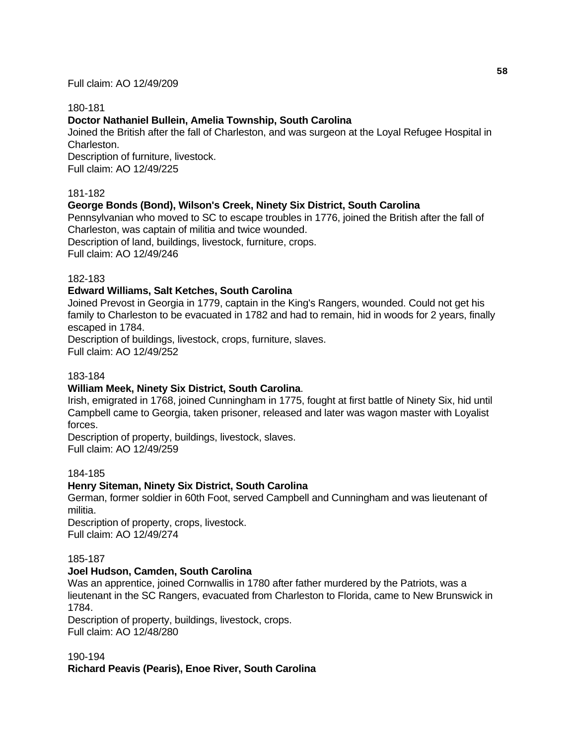Full claim: AO 12/49/209

180-181

**Doctor Nathaniel Bullein, Amelia Township, South Carolina**

Joined the British after the fall of Charleston, and was surgeon at the Loyal Refugee Hospital in Charleston.

Description of furniture, livestock.

Full claim: AO 12/49/225

181-182

**George Bonds (Bond), Wilson's Creek, Ninety Six District, South Carolina**

Pennsylvanian who moved to SC to escape troubles in 1776, joined the British after the fall of Charleston, was captain of militia and twice wounded.

Description of land, buildings, livestock, furniture, crops.

Full claim: AO 12/49/246

182-183

**Edward Williams, Salt Ketches, South Carolina**

Joined Prevost in Georgia in 1779, captain in the King's Rangers, wounded. Could not get his family to Charleston to be evacuated in 1782 and had to remain, hid in woods for 2 years, finally escaped in 1784.

Description of buildings, livestock, crops, furniture, slaves.

Full claim: AO 12/49/252

183-184

**William Meek, Ninety Six District, South Carolina**.

Irish, emigrated in 1768, joined Cunningham in 1775, fought at first battle of Ninety Six, hid until Campbell came to Georgia, taken prisoner, released and later was wagon master with Loyalist forces.

Description of property, buildings, livestock, slaves.

Full claim: AO 12/49/259

184-185

**Henry Siteman, Ninety Six District, South Carolina**

German, former soldier in 60th Foot, served Campbell and Cunningham and was lieutenant of militia.

Description of property, crops, livestock.

Full claim: AO 12/49/274

185-187

**Joel Hudson, Camden, South Carolina**

Was an apprentice, joined Cornwallis in 1780 after father murdered by the Patriots, was a lieutenant in the SC Rangers, evacuated from Charleston to Florida, came to New Brunswick in 1784.

Description of property, buildings, livestock, crops.

Full claim: AO 12/48/280

190-194

**Richard Peavis (Pearis), Enoe River, South Carolina**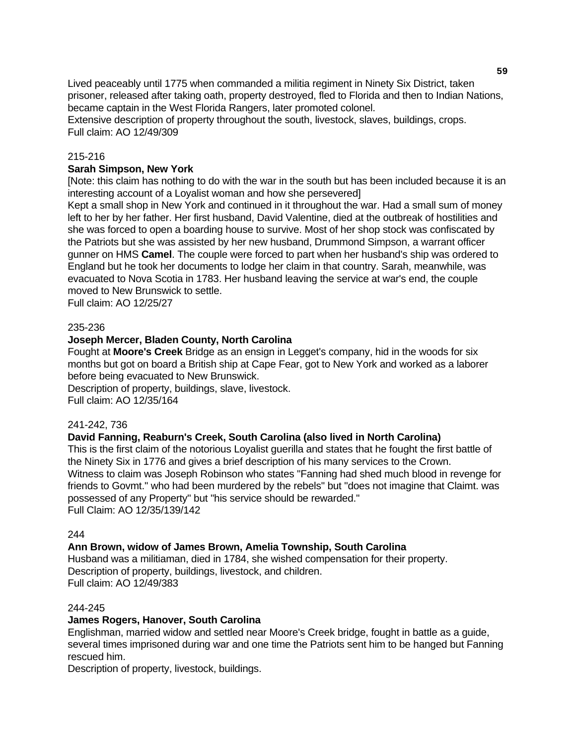Lived peaceably until 1775 when commanded a militia regiment in Ninety Six District, taken prisoner, released after taking oath, property destroyed, fled to Florida and then to Indian Nations, became captain in the West Florida Rangers, later promoted colonel.
Extensive description of property throughout the south, livestock, slaves, buildings, crops.
Full claim: AO 12/49/309

215-216

**Sarah Simpson, New York**

[Note: this claim has nothing to do with the war in the south but has been included because it is an interesting account of a Loyalist woman and how she persevered]
Kept a small shop in New York and continued in it throughout the war. Had a small sum of money left to her by her father. Her first husband, David Valentine, died at the outbreak of hostilities and she was forced to open a boarding house to survive. Most of her shop stock was confiscated by the Patriots but she was assisted by her new husband, Drummond Simpson, a warrant officer gunner on HMS **Camel**. The couple were forced to part when her husband's ship was ordered to England but he took her documents to lodge her claim in that country. Sarah, meanwhile, was evacuated to Nova Scotia in 1783. Her husband leaving the service at war's end, the couple moved to New Brunswick to settle.
Full claim: AO 12/25/27

235-236

**Joseph Mercer, Bladen County, North Carolina**

Fought at **Moore's Creek** Bridge as an ensign in Legget's company, hid in the woods for six months but got on board a British ship at Cape Fear, got to New York and worked as a laborer before being evacuated to New Brunswick.
Description of property, buildings, slave, livestock.
Full claim: AO 12/35/164

241-242, 736

**David Fanning, Reaburn's Creek, South Carolina (also lived in North Carolina)**

This is the first claim of the notorious Loyalist guerilla and states that he fought the first battle of the Ninety Six in 1776 and gives a brief description of his many services to the Crown.
Witness to claim was Joseph Robinson who states "Fanning had shed much blood in revenge for friends to Govmt." who had been murdered by the rebels" but "does not imagine that Claimt. was possessed of any Property" but "his service should be rewarded."
Full Claim: AO 12/35/139/142

244

**Ann Brown, widow of James Brown, Amelia Township, South Carolina**

Husband was a militiaman, died in 1784, she wished compensation for their property.
Description of property, buildings, livestock, and children.
Full claim: AO 12/49/383

244-245

**James Rogers, Hanover, South Carolina**

Englishman, married widow and settled near Moore's Creek bridge, fought in battle as a guide, several times imprisoned during war and one time the Patriots sent him to be hanged but Fanning rescued him.
Description of property, livestock, buildings.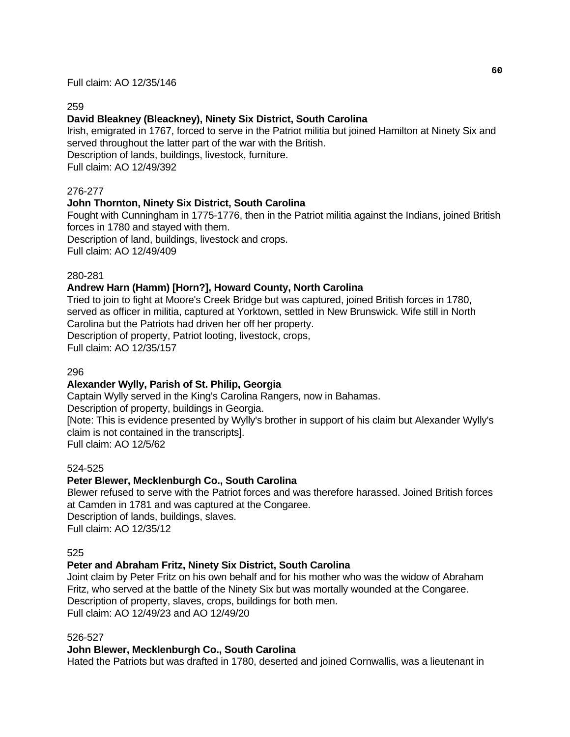Full claim: AO 12/35/146

259

**David Bleakney (Bleackney), Ninety Six District, South Carolina**
Irish, emigrated in 1767, forced to serve in the Patriot militia but joined Hamilton at Ninety Six and served throughout the latter part of the war with the British.
Description of lands, buildings, livestock, furniture.
Full claim: AO 12/49/392

276-277

**John Thornton, Ninety Six District, South Carolina**
Fought with Cunningham in 1775-1776, then in the Patriot militia against the Indians, joined British forces in 1780 and stayed with them.
Description of land, buildings, livestock and crops.
Full claim: AO 12/49/409

280-281

**Andrew Harn (Hamm) [Horn?], Howard County, North Carolina**
Tried to join to fight at Moore's Creek Bridge but was captured, joined British forces in 1780, served as officer in militia, captured at Yorktown, settled in New Brunswick. Wife still in North Carolina but the Patriots had driven her off her property.
Description of property, Patriot looting, livestock, crops,
Full claim: AO 12/35/157

296

**Alexander Wylly, Parish of St. Philip, Georgia**
Captain Wylly served in the King's Carolina Rangers, now in Bahamas.
Description of property, buildings in Georgia.
[Note: This is evidence presented by Wylly's brother in support of his claim but Alexander Wylly's claim is not contained in the transcripts].
Full claim: AO 12/5/62

524-525

**Peter Blewer, Mecklenburgh Co., South Carolina**
Blewer refused to serve with the Patriot forces and was therefore harassed. Joined British forces at Camden in 1781 and was captured at the Congaree.
Description of lands, buildings, slaves.
Full claim: AO 12/35/12

525

**Peter and Abraham Fritz, Ninety Six District, South Carolina**
Joint claim by Peter Fritz on his own behalf and for his mother who was the widow of Abraham Fritz, who served at the battle of the Ninety Six but was mortally wounded at the Congaree.
Description of property, slaves, crops, buildings for both men.
Full claim: AO 12/49/23 and AO 12/49/20

526-527

**John Blewer, Mecklenburgh Co., South Carolina**
Hated the Patriots but was drafted in 1780, deserted and joined Cornwallis, was a lieutenant in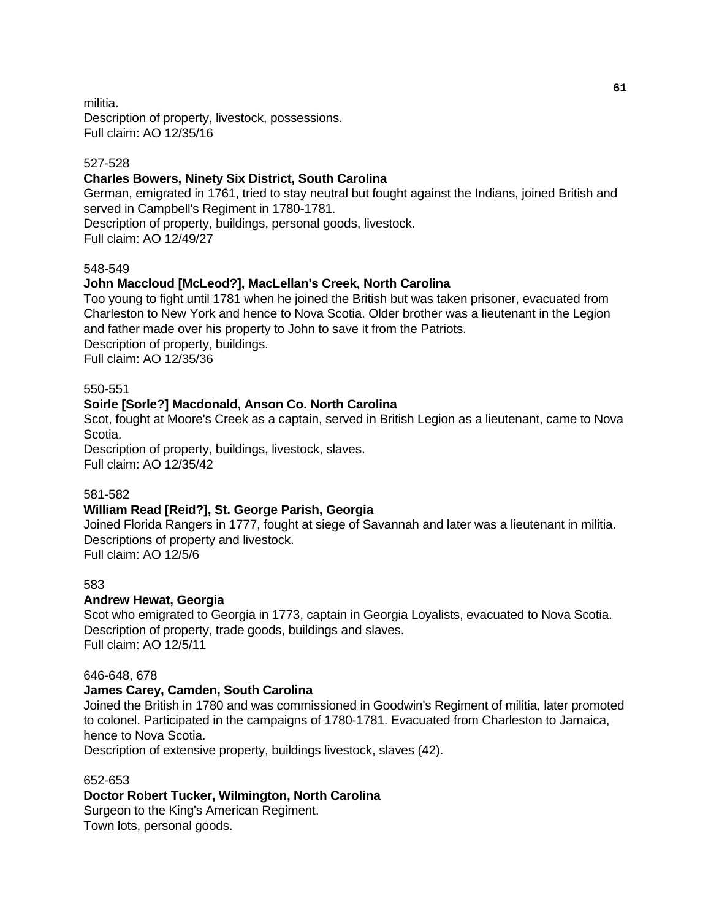militia.
Description of property, livestock, possessions.
Full claim: AO 12/35/16

527-528

**Charles Bowers, Ninety Six District, South Carolina**

German, emigrated in 1761, tried to stay neutral but fought against the Indians, joined British and served in Campbell's Regiment in 1780-1781.
Description of property, buildings, personal goods, livestock.
Full claim: AO 12/49/27

548-549

**John Maccloud [McLeod?], MacLellan's Creek, North Carolina**

Too young to fight until 1781 when he joined the British but was taken prisoner, evacuated from Charleston to New York and hence to Nova Scotia. Older brother was a lieutenant in the Legion and father made over his property to John to save it from the Patriots.
Description of property, buildings.
Full claim: AO 12/35/36

550-551

**Soirle [Sorle?] Macdonald, Anson Co. North Carolina**

Scot, fought at Moore's Creek as a captain, served in British Legion as a lieutenant, came to Nova Scotia.
Description of property, buildings, livestock, slaves.
Full claim: AO 12/35/42

581-582

**William Read [Reid?], St. George Parish, Georgia**

Joined Florida Rangers in 1777, fought at siege of Savannah and later was a lieutenant in militia.
Descriptions of property and livestock.
Full claim: AO 12/5/6

583

**Andrew Hewat, Georgia**

Scot who emigrated to Georgia in 1773, captain in Georgia Loyalists, evacuated to Nova Scotia.
Description of property, trade goods, buildings and slaves.
Full claim: AO 12/5/11

646-648, 678

**James Carey, Camden, South Carolina**

Joined the British in 1780 and was commissioned in Goodwin's Regiment of militia, later promoted to colonel. Participated in the campaigns of 1780-1781. Evacuated from Charleston to Jamaica, hence to Nova Scotia.
Description of extensive property, buildings livestock, slaves (42).

652-653

**Doctor Robert Tucker, Wilmington, North Carolina**

Surgeon to the King's American Regiment.
Town lots, personal goods.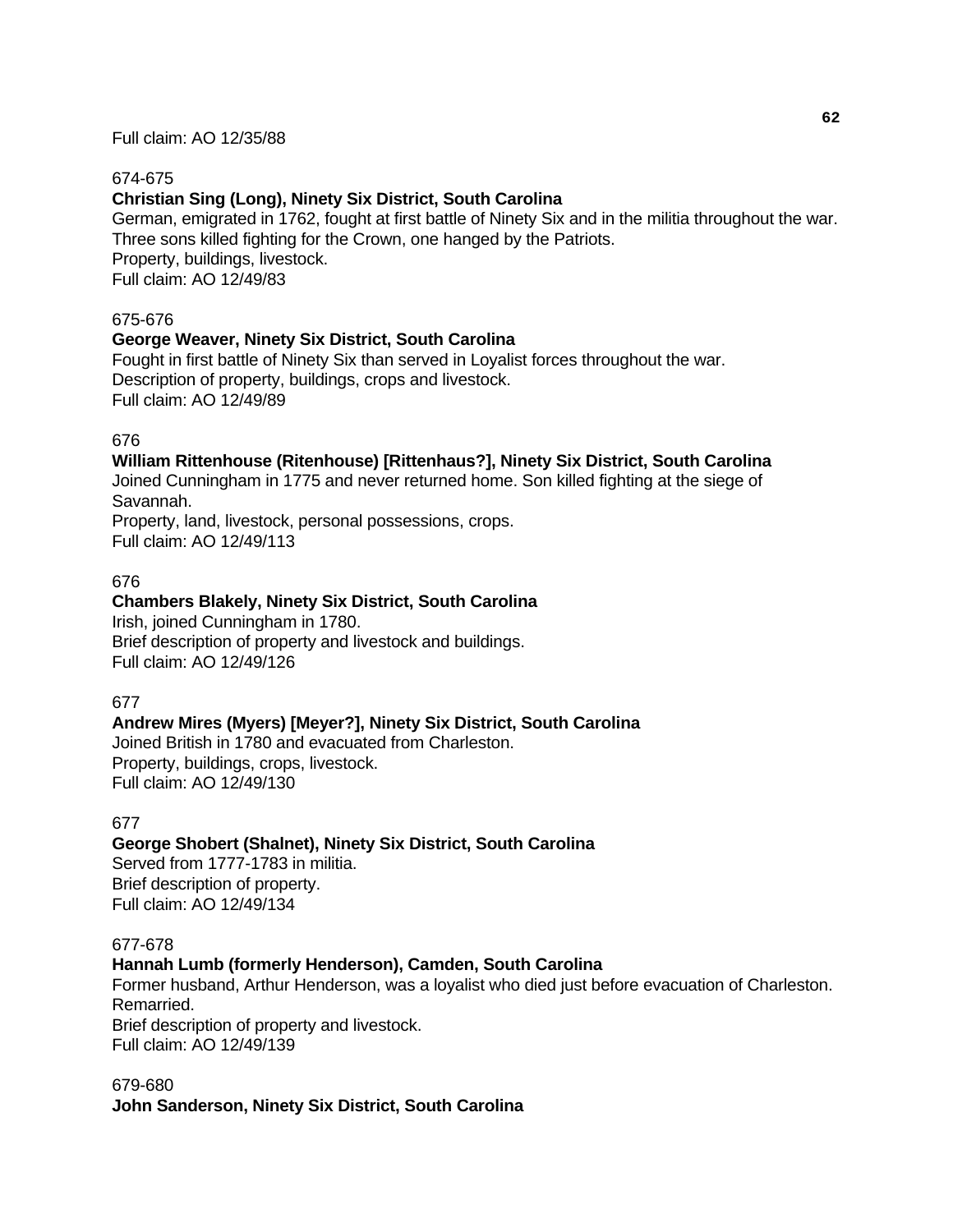Full claim: AO 12/35/88

674-675

**Christian Sing (Long), Ninety Six District, South Carolina**

German, emigrated in 1762, fought at first battle of Ninety Six and in the militia throughout the war. Three sons killed fighting for the Crown, one hanged by the Patriots.

Property, buildings, livestock.

Full claim: AO 12/49/83

675-676

**George Weaver, Ninety Six District, South Carolina**

Fought in first battle of Ninety Six than served in Loyalist forces throughout the war.

Description of property, buildings, crops and livestock.

Full claim: AO 12/49/89

676

**William Rittenhouse (Ritenhouse) [Rittenhaus?], Ninety Six District, South Carolina**

Joined Cunningham in 1775 and never returned home. Son killed fighting at the siege of Savannah.

Property, land, livestock, personal possessions, crops.

Full claim: AO 12/49/113

676

**Chambers Blakely, Ninety Six District, South Carolina**

Irish, joined Cunningham in 1780.

Brief description of property and livestock and buildings.

Full claim: AO 12/49/126

677

**Andrew Mires (Myers) [Meyer?], Ninety Six District, South Carolina**

Joined British in 1780 and evacuated from Charleston.

Property, buildings, crops, livestock.

Full claim: AO 12/49/130

677

**George Shobert (Shalnet), Ninety Six District, South Carolina**

Served from 1777-1783 in militia.

Brief description of property.

Full claim: AO 12/49/134

677-678

**Hannah Lumb (formerly Henderson), Camden, South Carolina**

Former husband, Arthur Henderson, was a loyalist who died just before evacuation of Charleston. Remarried.

Brief description of property and livestock.

Full claim: AO 12/49/139

679-680

**John Sanderson, Ninety Six District, South Carolina**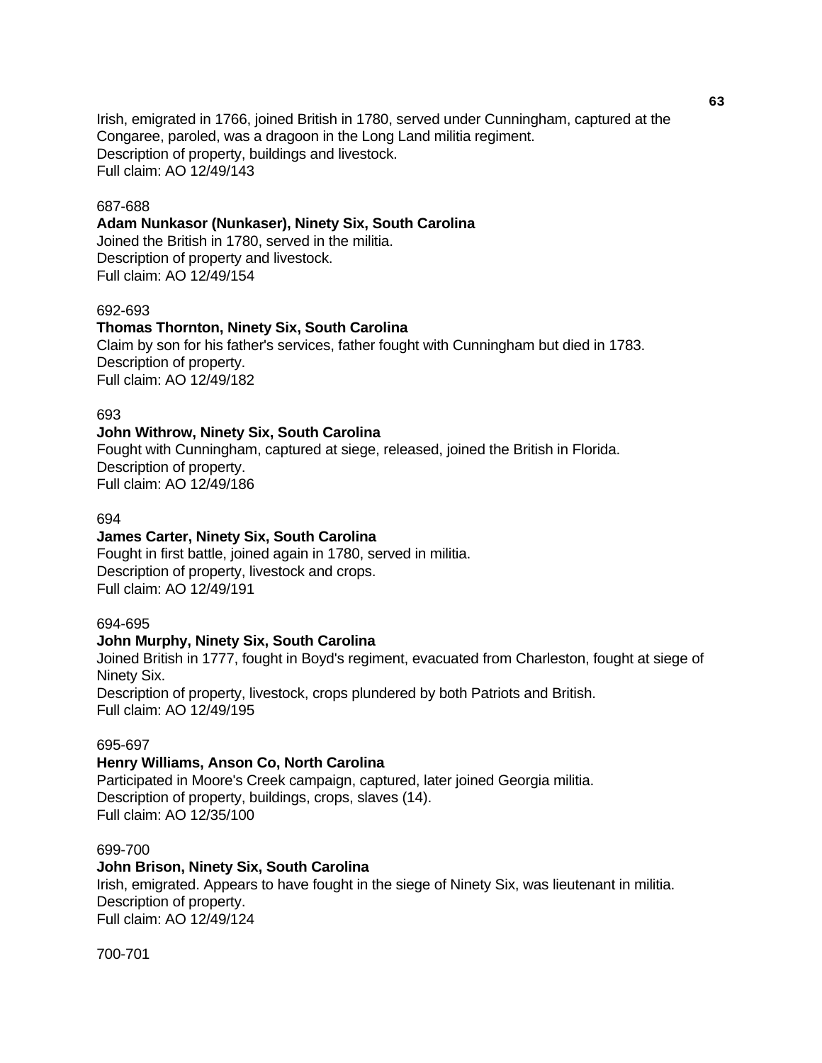Irish, emigrated in 1766, joined British in 1780, served under Cunningham, captured at the Congaree, paroled, was a dragoon in the Long Land militia regiment.
Description of property, buildings and livestock.
Full claim: AO 12/49/143

687-688
**Adam Nunkasor (Nunkaser), Ninety Six, South Carolina**
Joined the British in 1780, served in the militia.
Description of property and livestock.
Full claim: AO 12/49/154

692-693
**Thomas Thornton, Ninety Six, South Carolina**
Claim by son for his father's services, father fought with Cunningham but died in 1783.
Description of property.
Full claim: AO 12/49/182

693
**John Withrow, Ninety Six, South Carolina**
Fought with Cunningham, captured at siege, released, joined the British in Florida.
Description of property.
Full claim: AO 12/49/186

694
**James Carter, Ninety Six, South Carolina**
Fought in first battle, joined again in 1780, served in militia.
Description of property, livestock and crops.
Full claim: AO 12/49/191

694-695
**John Murphy, Ninety Six, South Carolina**
Joined British in 1777, fought in Boyd's regiment, evacuated from Charleston, fought at siege of Ninety Six.
Description of property, livestock, crops plundered by both Patriots and British.
Full claim: AO 12/49/195

695-697
**Henry Williams, Anson Co, North Carolina**
Participated in Moore's Creek campaign, captured, later joined Georgia militia.
Description of property, buildings, crops, slaves (14).
Full claim: AO 12/35/100

699-700
**John Brison, Ninety Six, South Carolina**
Irish, emigrated. Appears to have fought in the siege of Ninety Six, was lieutenant in militia.
Description of property.
Full claim: AO 12/49/124

700-701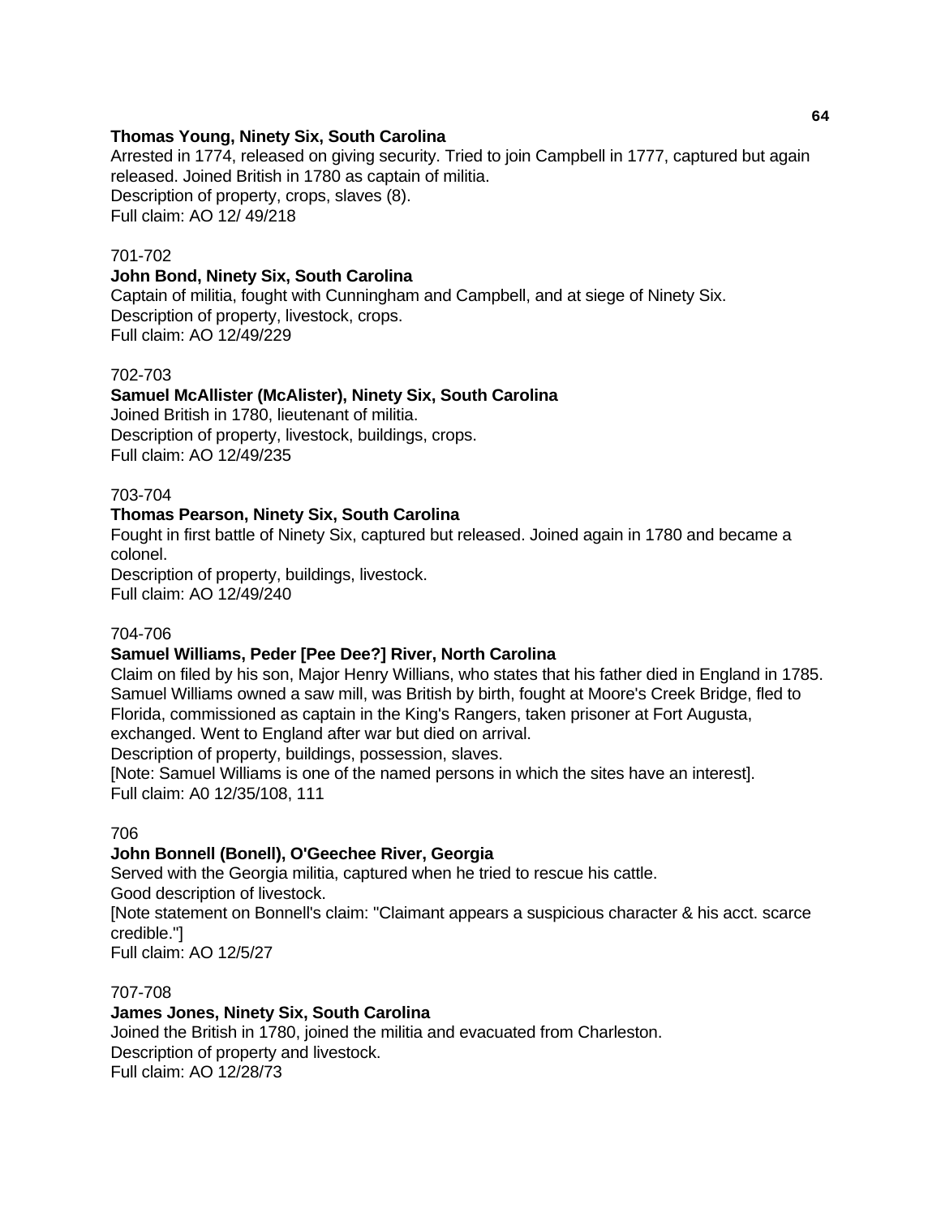**Thomas Young, Ninety Six, South Carolina**
Arrested in 1774, released on giving security. Tried to join Campbell in 1777, captured but again released. Joined British in 1780 as captain of militia.
Description of property, crops, slaves (8).
Full claim: AO 12/ 49/218

701-702
**John Bond, Ninety Six, South Carolina**
Captain of militia, fought with Cunningham and Campbell, and at siege of Ninety Six.
Description of property, livestock, crops.
Full claim: AO 12/49/229

702-703
**Samuel McAllister (McAlister), Ninety Six, South Carolina**
Joined British in 1780, lieutenant of militia.
Description of property, livestock, buildings, crops.
Full claim: AO 12/49/235

703-704
**Thomas Pearson, Ninety Six, South Carolina**
Fought in first battle of Ninety Six, captured but released. Joined again in 1780 and became a colonel.
Description of property, buildings, livestock.
Full claim: AO 12/49/240

704-706
**Samuel Williams, Peder [Pee Dee?] River, North Carolina**
Claim on filed by his son, Major Henry Willians, who states that his father died in England in 1785. Samuel Williams owned a saw mill, was British by birth, fought at Moore's Creek Bridge, fled to Florida, commissioned as captain in the King's Rangers, taken prisoner at Fort Augusta, exchanged. Went to England after war but died on arrival.
Description of property, buildings, possession, slaves.
[Note: Samuel Williams is one of the named persons in which the sites have an interest].
Full claim: A0 12/35/108, 111

706
**John Bonnell (Bonell), O'Geechee River, Georgia**
Served with the Georgia militia, captured when he tried to rescue his cattle.
Good description of livestock.
[Note statement on Bonnell's claim: "Claimant appears a suspicious character & his acct. scarce credible."]
Full claim: AO 12/5/27

707-708
**James Jones, Ninety Six, South Carolina**
Joined the British in 1780, joined the militia and evacuated from Charleston.
Description of property and livestock.
Full claim: AO 12/28/73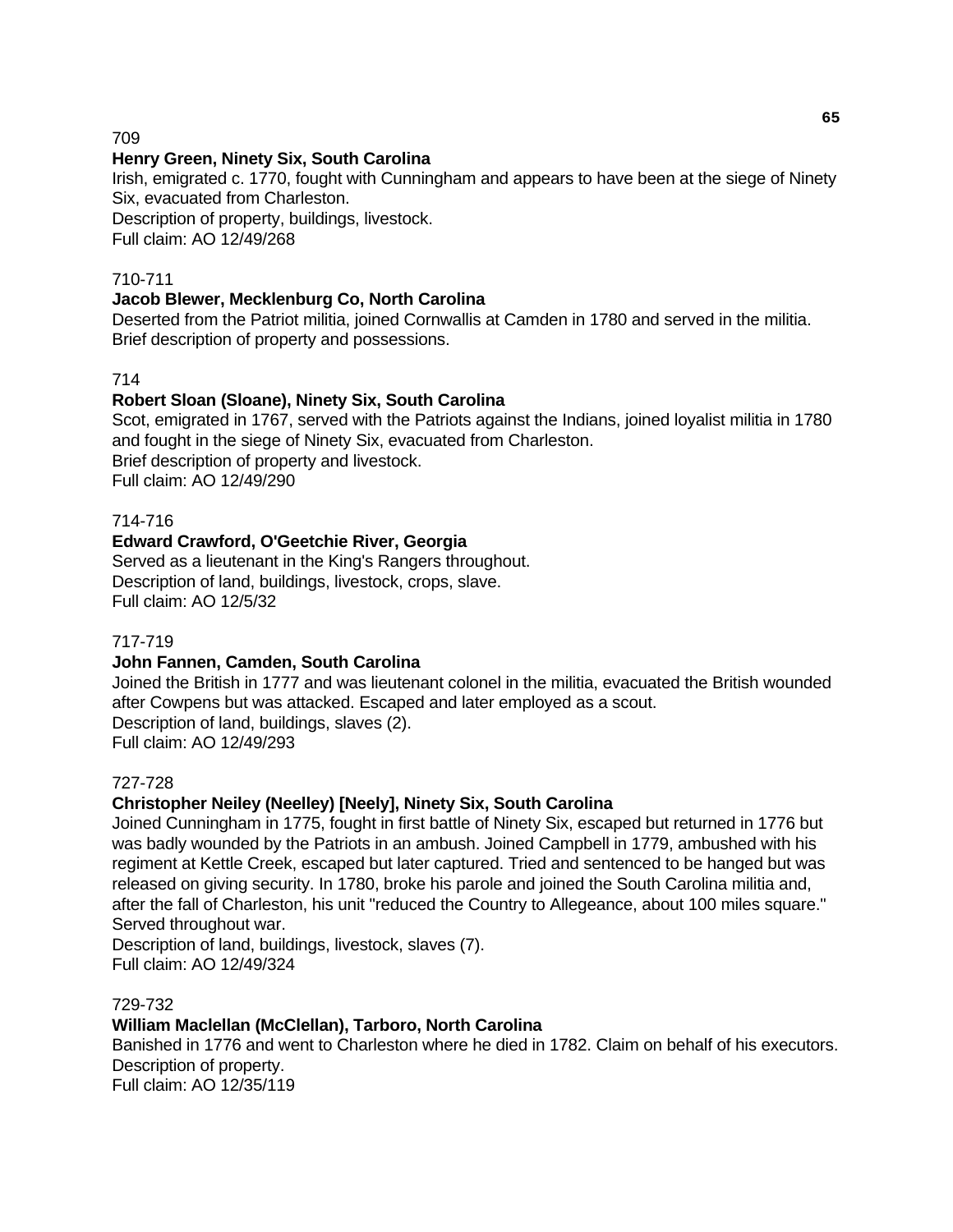709

**Henry Green, Ninety Six, South Carolina**

Irish, emigrated c. 1770, fought with Cunningham and appears to have been at the siege of Ninety Six, evacuated from Charleston.
Description of property, buildings, livestock.
Full claim: AO 12/49/268

710-711

**Jacob Blewer, Mecklenburg Co, North Carolina**

Deserted from the Patriot militia, joined Cornwallis at Camden in 1780 and served in the militia.
Brief description of property and possessions.

714

**Robert Sloan (Sloane), Ninety Six, South Carolina**

Scot, emigrated in 1767, served with the Patriots against the Indians, joined loyalist militia in 1780 and fought in the siege of Ninety Six, evacuated from Charleston.
Brief description of property and livestock.
Full claim: AO 12/49/290

714-716

**Edward Crawford, O'Geetchie River, Georgia**

Served as a lieutenant in the King's Rangers throughout.
Description of land, buildings, livestock, crops, slave.
Full claim: AO 12/5/32

717-719

**John Fannen, Camden, South Carolina**

Joined the British in 1777 and was lieutenant colonel in the militia, evacuated the British wounded after Cowpens but was attacked. Escaped and later employed as a scout.
Description of land, buildings, slaves (2).
Full claim: AO 12/49/293

727-728

**Christopher Neiley (Neelley) [Neely], Ninety Six, South Carolina**

Joined Cunningham in 1775, fought in first battle of Ninety Six, escaped but returned in 1776 but was badly wounded by the Patriots in an ambush. Joined Campbell in 1779, ambushed with his regiment at Kettle Creek, escaped but later captured. Tried and sentenced to be hanged but was released on giving security. In 1780, broke his parole and joined the South Carolina militia and, after the fall of Charleston, his unit "reduced the Country to Allegeance, about 100 miles square." Served throughout war.
Description of land, buildings, livestock, slaves (7).
Full claim: AO 12/49/324

729-732

**William Maclellan (McClellan), Tarboro, North Carolina**

Banished in 1776 and went to Charleston where he died in 1782. Claim on behalf of his executors.
Description of property.
Full claim: AO 12/35/119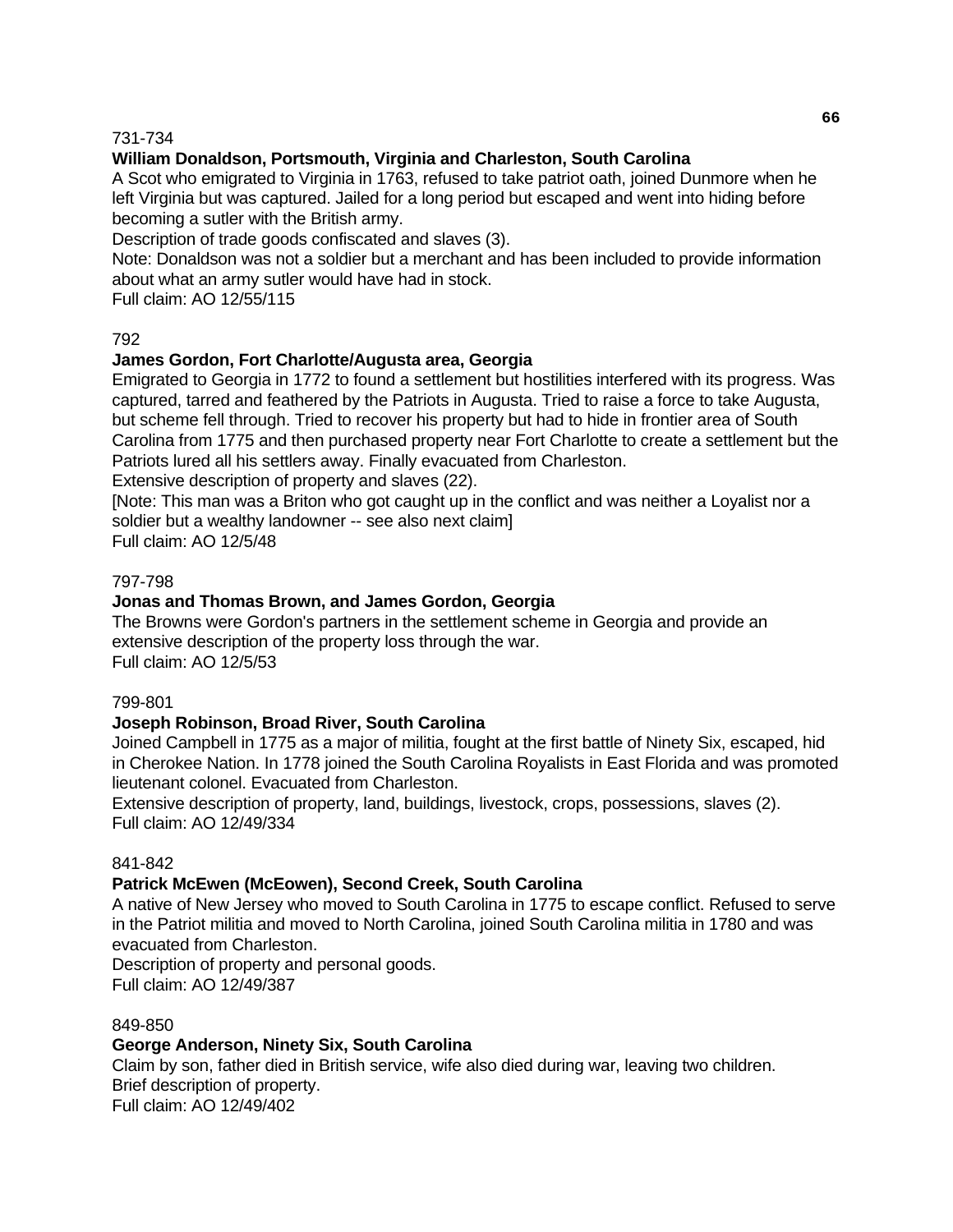731-734

**William Donaldson, Portsmouth, Virginia and Charleston, South Carolina**

A Scot who emigrated to Virginia in 1763, refused to take patriot oath, joined Dunmore when he left Virginia but was captured. Jailed for a long period but escaped and went into hiding before becoming a sutler with the British army.

Description of trade goods confiscated and slaves (3).

Note: Donaldson was not a soldier but a merchant and has been included to provide information about what an army sutler would have had in stock.

Full claim: AO 12/55/115

792

**James Gordon, Fort Charlotte/Augusta area, Georgia**

Emigrated to Georgia in 1772 to found a settlement but hostilities interfered with its progress. Was captured, tarred and feathered by the Patriots in Augusta. Tried to raise a force to take Augusta, but scheme fell through. Tried to recover his property but had to hide in frontier area of South Carolina from 1775 and then purchased property near Fort Charlotte to create a settlement but the Patriots lured all his settlers away. Finally evacuated from Charleston.

Extensive description of property and slaves (22).

[Note: This man was a Briton who got caught up in the conflict and was neither a Loyalist nor a soldier but a wealthy landowner -- see also next claim]

Full claim: AO 12/5/48

797-798

**Jonas and Thomas Brown, and James Gordon, Georgia**

The Browns were Gordon's partners in the settlement scheme in Georgia and provide an extensive description of the property loss through the war.

Full claim: AO 12/5/53

799-801

**Joseph Robinson, Broad River, South Carolina**

Joined Campbell in 1775 as a major of militia, fought at the first battle of Ninety Six, escaped, hid in Cherokee Nation. In 1778 joined the South Carolina Royalists in East Florida and was promoted lieutenant colonel. Evacuated from Charleston.

Extensive description of property, land, buildings, livestock, crops, possessions, slaves (2).

Full claim: AO 12/49/334

841-842

**Patrick McEwen (McEowen), Second Creek, South Carolina**

A native of New Jersey who moved to South Carolina in 1775 to escape conflict. Refused to serve in the Patriot militia and moved to North Carolina, joined South Carolina militia in 1780 and was evacuated from Charleston.

Description of property and personal goods.

Full claim: AO 12/49/387

849-850

**George Anderson, Ninety Six, South Carolina**

Claim by son, father died in British service, wife also died during war, leaving two children.

Brief description of property.

Full claim: AO 12/49/402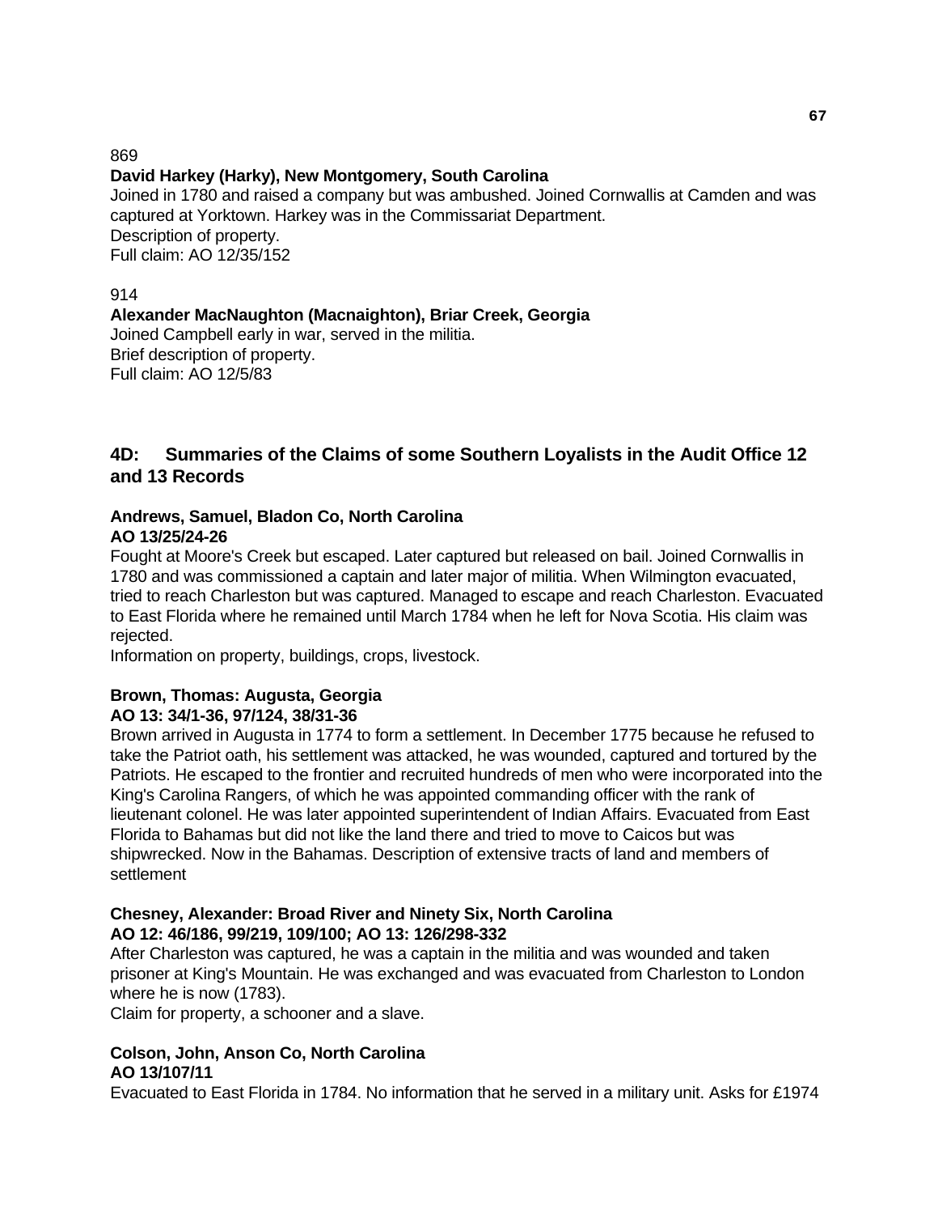869

**David Harkey (Harky), New Montgomery, South Carolina**

Joined in 1780 and raised a company but was ambushed. Joined Cornwallis at Camden and was captured at Yorktown. Harkey was in the Commissariat Department.
Description of property.
Full claim: AO 12/35/152

914

**Alexander MacNaughton (Macnaighton), Briar Creek, Georgia**

Joined Campbell early in war, served in the militia.
Brief description of property.
Full claim: AO 12/5/83

## 4D: Summaries of the Claims of some Southern Loyalists in the Audit Office 12 and 13 Records

**Andrews, Samuel, Bladon Co, North Carolina**
**AO 13/25/24-26**

Fought at Moore's Creek but escaped. Later captured but released on bail. Joined Cornwallis in 1780 and was commissioned a captain and later major of militia. When Wilmington evacuated, tried to reach Charleston but was captured. Managed to escape and reach Charleston. Evacuated to East Florida where he remained until March 1784 when he left for Nova Scotia. His claim was rejected.
Information on property, buildings, crops, livestock.

**Brown, Thomas: Augusta, Georgia**
**AO 13: 34/1-36, 97/124, 38/31-36**

Brown arrived in Augusta in 1774 to form a settlement. In December 1775 because he refused to take the Patriot oath, his settlement was attacked, he was wounded, captured and tortured by the Patriots. He escaped to the frontier and recruited hundreds of men who were incorporated into the King's Carolina Rangers, of which he was appointed commanding officer with the rank of lieutenant colonel. He was later appointed superintendent of Indian Affairs. Evacuated from East Florida to Bahamas but did not like the land there and tried to move to Caicos but was shipwrecked. Now in the Bahamas. Description of extensive tracts of land and members of settlement

**Chesney, Alexander: Broad River and Ninety Six, North Carolina**
**AO 12: 46/186, 99/219, 109/100; AO 13: 126/298-332**

After Charleston was captured, he was a captain in the militia and was wounded and taken prisoner at King's Mountain. He was exchanged and was evacuated from Charleston to London where he is now (1783).
Claim for property, a schooner and a slave.

**Colson, John, Anson Co, North Carolina**
**AO 13/107/11**

Evacuated to East Florida in 1784. No information that he served in a military unit. Asks for £1974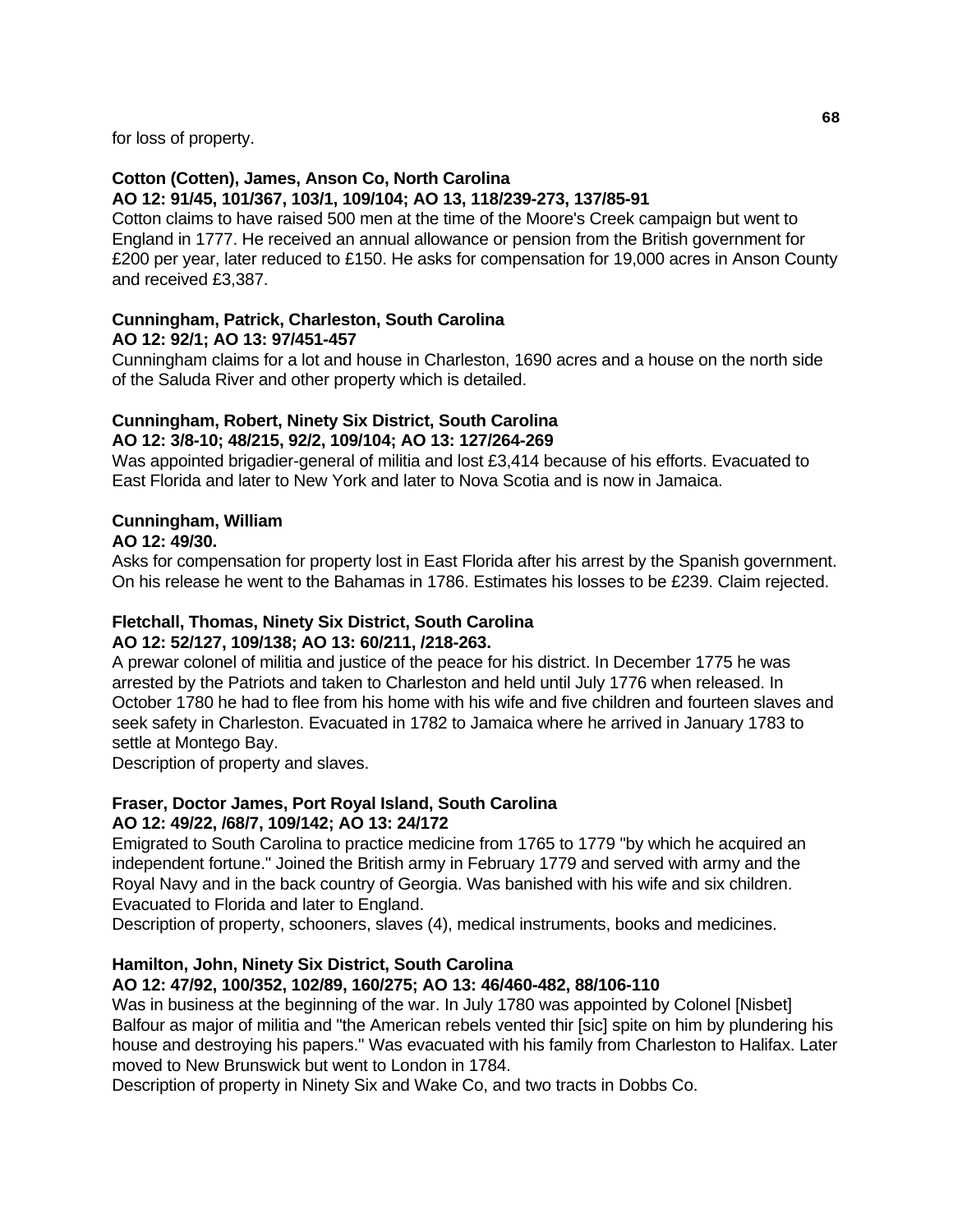for loss of property.

**Cotton (Cotten), James, Anson Co, North Carolina**
**AO 12: 91/45, 101/367, 103/1, 109/104; AO 13, 118/239-273, 137/85-91**
Cotton claims to have raised 500 men at the time of the Moore's Creek campaign but went to England in 1777. He received an annual allowance or pension from the British government for £200 per year, later reduced to £150. He asks for compensation for 19,000 acres in Anson County and received £3,387.

**Cunningham, Patrick, Charleston, South Carolina**
**AO 12: 92/1; AO 13: 97/451-457**
Cunningham claims for a lot and house in Charleston, 1690 acres and a house on the north side of the Saluda River and other property which is detailed.

**Cunningham, Robert, Ninety Six District, South Carolina**
**AO 12: 3/8-10; 48/215, 92/2, 109/104; AO 13: 127/264-269**
Was appointed brigadier-general of militia and lost £3,414 because of his efforts. Evacuated to East Florida and later to New York and later to Nova Scotia and is now in Jamaica.

**Cunningham, William**
**AO 12: 49/30.**
Asks for compensation for property lost in East Florida after his arrest by the Spanish government. On his release he went to the Bahamas in 1786. Estimates his losses to be £239. Claim rejected.

**Fletchall, Thomas, Ninety Six District, South Carolina**
**AO 12: 52/127, 109/138; AO 13: 60/211, /218-263.**
A prewar colonel of militia and justice of the peace for his district. In December 1775 he was arrested by the Patriots and taken to Charleston and held until July 1776 when released. In October 1780 he had to flee from his home with his wife and five children and fourteen slaves and seek safety in Charleston. Evacuated in 1782 to Jamaica where he arrived in January 1783 to settle at Montego Bay.
Description of property and slaves.

**Fraser, Doctor James, Port Royal Island, South Carolina**
**AO 12: 49/22, /68/7, 109/142; AO 13: 24/172**
Emigrated to South Carolina to practice medicine from 1765 to 1779 "by which he acquired an independent fortune." Joined the British army in February 1779 and served with army and the Royal Navy and in the back country of Georgia. Was banished with his wife and six children. Evacuated to Florida and later to England.
Description of property, schooners, slaves (4), medical instruments, books and medicines.

**Hamilton, John, Ninety Six District, South Carolina**
**AO 12: 47/92, 100/352, 102/89, 160/275; AO 13: 46/460-482, 88/106-110**
Was in business at the beginning of the war. In July 1780 was appointed by Colonel [Nisbet] Balfour as major of militia and "the American rebels vented thir [sic] spite on him by plundering his house and destroying his papers." Was evacuated with his family from Charleston to Halifax. Later moved to New Brunswick but went to London in 1784.
Description of property in Ninety Six and Wake Co, and two tracts in Dobbs Co.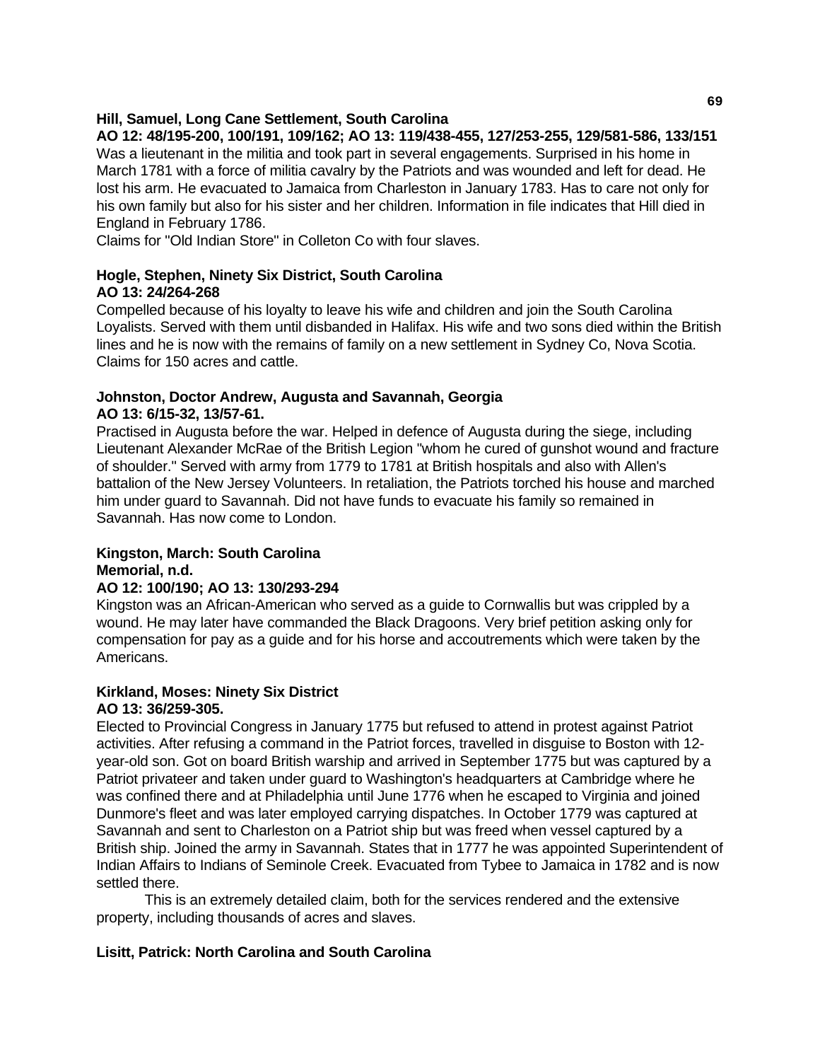**Hill, Samuel, Long Cane Settlement, South Carolina**
**AO 12: 48/195-200, 100/191, 109/162; AO 13: 119/438-455, 127/253-255, 129/581-586, 133/151**
Was a lieutenant in the militia and took part in several engagements. Surprised in his home in March 1781 with a force of militia cavalry by the Patriots and was wounded and left for dead. He lost his arm. He evacuated to Jamaica from Charleston in January 1783. Has to care not only for his own family but also for his sister and her children. Information in file indicates that Hill died in England in February 1786.
Claims for "Old Indian Store" in Colleton Co with four slaves.

**Hogle, Stephen, Ninety Six District, South Carolina**
**AO 13: 24/264-268**
Compelled because of his loyalty to leave his wife and children and join the South Carolina Loyalists. Served with them until disbanded in Halifax. His wife and two sons died within the British lines and he is now with the remains of family on a new settlement in Sydney Co, Nova Scotia. Claims for 150 acres and cattle.

**Johnston, Doctor Andrew, Augusta and Savannah, Georgia**
**AO 13: 6/15-32, 13/57-61.**
Practised in Augusta before the war. Helped in defence of Augusta during the siege, including Lieutenant Alexander McRae of the British Legion "whom he cured of gunshot wound and fracture of shoulder." Served with army from 1779 to 1781 at British hospitals and also with Allen's battalion of the New Jersey Volunteers. In retaliation, the Patriots torched his house and marched him under guard to Savannah. Did not have funds to evacuate his family so remained in Savannah. Has now come to London.

**Kingston, March: South Carolina**
**Memorial, n.d.**
**AO 12: 100/190; AO 13: 130/293-294**
Kingston was an African-American who served as a guide to Cornwallis but was crippled by a wound. He may later have commanded the Black Dragoons. Very brief petition asking only for compensation for pay as a guide and for his horse and accoutrements which were taken by the Americans.

**Kirkland, Moses: Ninety Six District**
**AO 13: 36/259-305.**
Elected to Provincial Congress in January 1775 but refused to attend in protest against Patriot activities. After refusing a command in the Patriot forces, travelled in disguise to Boston with 12-year-old son. Got on board British warship and arrived in September 1775 but was captured by a Patriot privateer and taken under guard to Washington's headquarters at Cambridge where he was confined there and at Philadelphia until June 1776 when he escaped to Virginia and joined Dunmore's fleet and was later employed carrying dispatches. In October 1779 was captured at Savannah and sent to Charleston on a Patriot ship but was freed when vessel captured by a British ship. Joined the army in Savannah. States that in 1777 he was appointed Superintendent of Indian Affairs to Indians of Seminole Creek. Evacuated from Tybee to Jamaica in 1782 and is now settled there.

This is an extremely detailed claim, both for the services rendered and the extensive property, including thousands of acres and slaves.

**Lisitt, Patrick: North Carolina and South Carolina**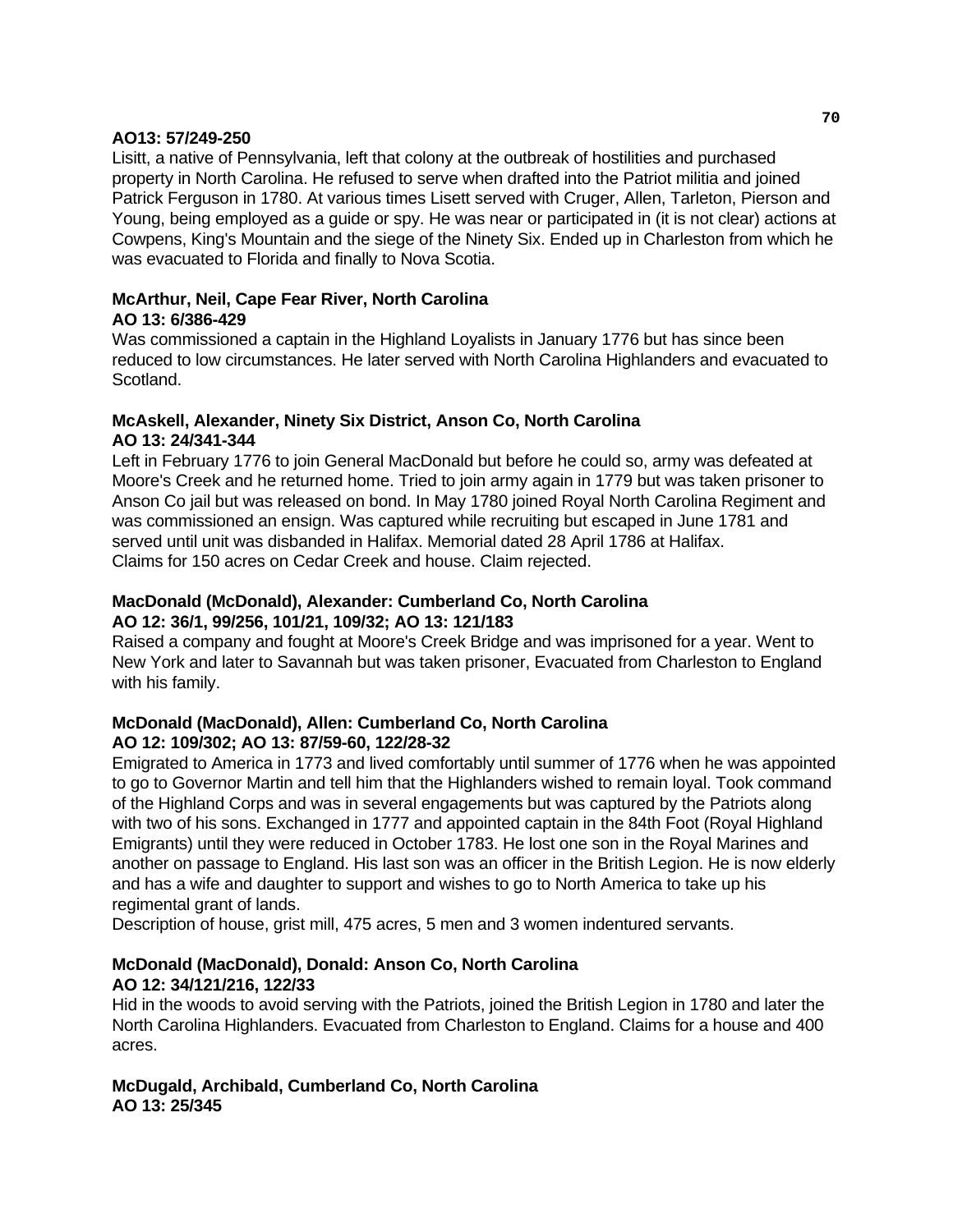**AO13: 57/249-250**

Lisitt, a native of Pennsylvania, left that colony at the outbreak of hostilities and purchased property in North Carolina. He refused to serve when drafted into the Patriot militia and joined Patrick Ferguson in 1780. At various times Lisett served with Cruger, Allen, Tarleton, Pierson and Young, being employed as a guide or spy. He was near or participated in (it is not clear) actions at Cowpens, King's Mountain and the siege of the Ninety Six. Ended up in Charleston from which he was evacuated to Florida and finally to Nova Scotia.

**McArthur, Neil, Cape Fear River, North Carolina**
**AO 13: 6/386-429**

Was commissioned a captain in the Highland Loyalists in January 1776 but has since been reduced to low circumstances. He later served with North Carolina Highlanders and evacuated to Scotland.

**McAskell, Alexander, Ninety Six District, Anson Co, North Carolina**
**AO 13: 24/341-344**

Left in February 1776 to join General MacDonald but before he could so, army was defeated at Moore's Creek and he returned home. Tried to join army again in 1779 but was taken prisoner to Anson Co jail but was released on bond. In May 1780 joined Royal North Carolina Regiment and was commissioned an ensign. Was captured while recruiting but escaped in June 1781 and served until unit was disbanded in Halifax. Memorial dated 28 April 1786 at Halifax.
Claims for 150 acres on Cedar Creek and house. Claim rejected.

**MacDonald (McDonald), Alexander: Cumberland Co, North Carolina**
**AO 12: 36/1, 99/256, 101/21, 109/32; AO 13: 121/183**

Raised a company and fought at Moore's Creek Bridge and was imprisoned for a year. Went to New York and later to Savannah but was taken prisoner, Evacuated from Charleston to England with his family.

**McDonald (MacDonald), Allen: Cumberland Co, North Carolina**
**AO 12: 109/302; AO 13: 87/59-60, 122/28-32**

Emigrated to America in 1773 and lived comfortably until summer of 1776 when he was appointed to go to Governor Martin and tell him that the Highlanders wished to remain loyal. Took command of the Highland Corps and was in several engagements but was captured by the Patriots along with two of his sons. Exchanged in 1777 and appointed captain in the 84th Foot (Royal Highland Emigrants) until they were reduced in October 1783. He lost one son in the Royal Marines and another on passage to England. His last son was an officer in the British Legion. He is now elderly and has a wife and daughter to support and wishes to go to North America to take up his regimental grant of lands.
Description of house, grist mill, 475 acres, 5 men and 3 women indentured servants.

**McDonald (MacDonald), Donald: Anson Co, North Carolina**
**AO 12: 34/121/216, 122/33**

Hid in the woods to avoid serving with the Patriots, joined the British Legion in 1780 and later the North Carolina Highlanders. Evacuated from Charleston to England. Claims for a house and 400 acres.

**McDugald, Archibald, Cumberland Co, North Carolina**
**AO 13: 25/345**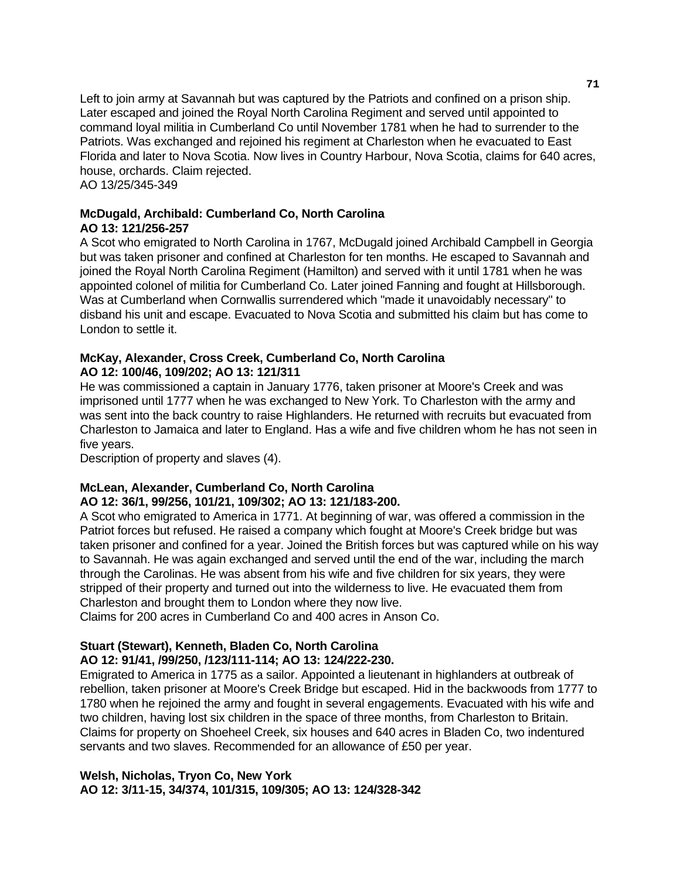Left to join army at Savannah but was captured by the Patriots and confined on a prison ship. Later escaped and joined the Royal North Carolina Regiment and served until appointed to command loyal militia in Cumberland Co until November 1781 when he had to surrender to the Patriots. Was exchanged and rejoined his regiment at Charleston when he evacuated to East Florida and later to Nova Scotia. Now lives in Country Harbour, Nova Scotia, claims for 640 acres, house, orchards. Claim rejected.
AO 13/25/345-349

**McDugald, Archibald: Cumberland Co, North Carolina**
**AO 13: 121/256-257**

A Scot who emigrated to North Carolina in 1767, McDugald joined Archibald Campbell in Georgia but was taken prisoner and confined at Charleston for ten months. He escaped to Savannah and joined the Royal North Carolina Regiment (Hamilton) and served with it until 1781 when he was appointed colonel of militia for Cumberland Co. Later joined Fanning and fought at Hillsborough. Was at Cumberland when Cornwallis surrendered which "made it unavoidably necessary" to disband his unit and escape. Evacuated to Nova Scotia and submitted his claim but has come to London to settle it.

**McKay, Alexander, Cross Creek, Cumberland Co, North Carolina**
**AO 12: 100/46, 109/202; AO 13: 121/311**

He was commissioned a captain in January 1776, taken prisoner at Moore's Creek and was imprisoned until 1777 when he was exchanged to New York. To Charleston with the army and was sent into the back country to raise Highlanders. He returned with recruits but evacuated from Charleston to Jamaica and later to England. Has a wife and five children whom he has not seen in five years.
Description of property and slaves (4).

**McLean, Alexander, Cumberland Co, North Carolina**
**AO 12: 36/1, 99/256, 101/21, 109/302; AO 13: 121/183-200.**

A Scot who emigrated to America in 1771. At beginning of war, was offered a commission in the Patriot forces but refused. He raised a company which fought at Moore's Creek bridge but was taken prisoner and confined for a year. Joined the British forces but was captured while on his way to Savannah. He was again exchanged and served until the end of the war, including the march through the Carolinas. He was absent from his wife and five children for six years, they were stripped of their property and turned out into the wilderness to live. He evacuated them from Charleston and brought them to London where they now live.
Claims for 200 acres in Cumberland Co and 400 acres in Anson Co.

**Stuart (Stewart), Kenneth, Bladen Co, North Carolina**
**AO 12: 91/41, /99/250, /123/111-114; AO 13: 124/222-230.**

Emigrated to America in 1775 as a sailor. Appointed a lieutenant in highlanders at outbreak of rebellion, taken prisoner at Moore's Creek Bridge but escaped. Hid in the backwoods from 1777 to 1780 when he rejoined the army and fought in several engagements. Evacuated with his wife and two children, having lost six children in the space of three months, from Charleston to Britain. Claims for property on Shoeheel Creek, six houses and 640 acres in Bladen Co, two indentured servants and two slaves. Recommended for an allowance of £50 per year.

**Welsh, Nicholas, Tryon Co, New York**
**AO 12: 3/11-15, 34/374, 101/315, 109/305; AO 13: 124/328-342**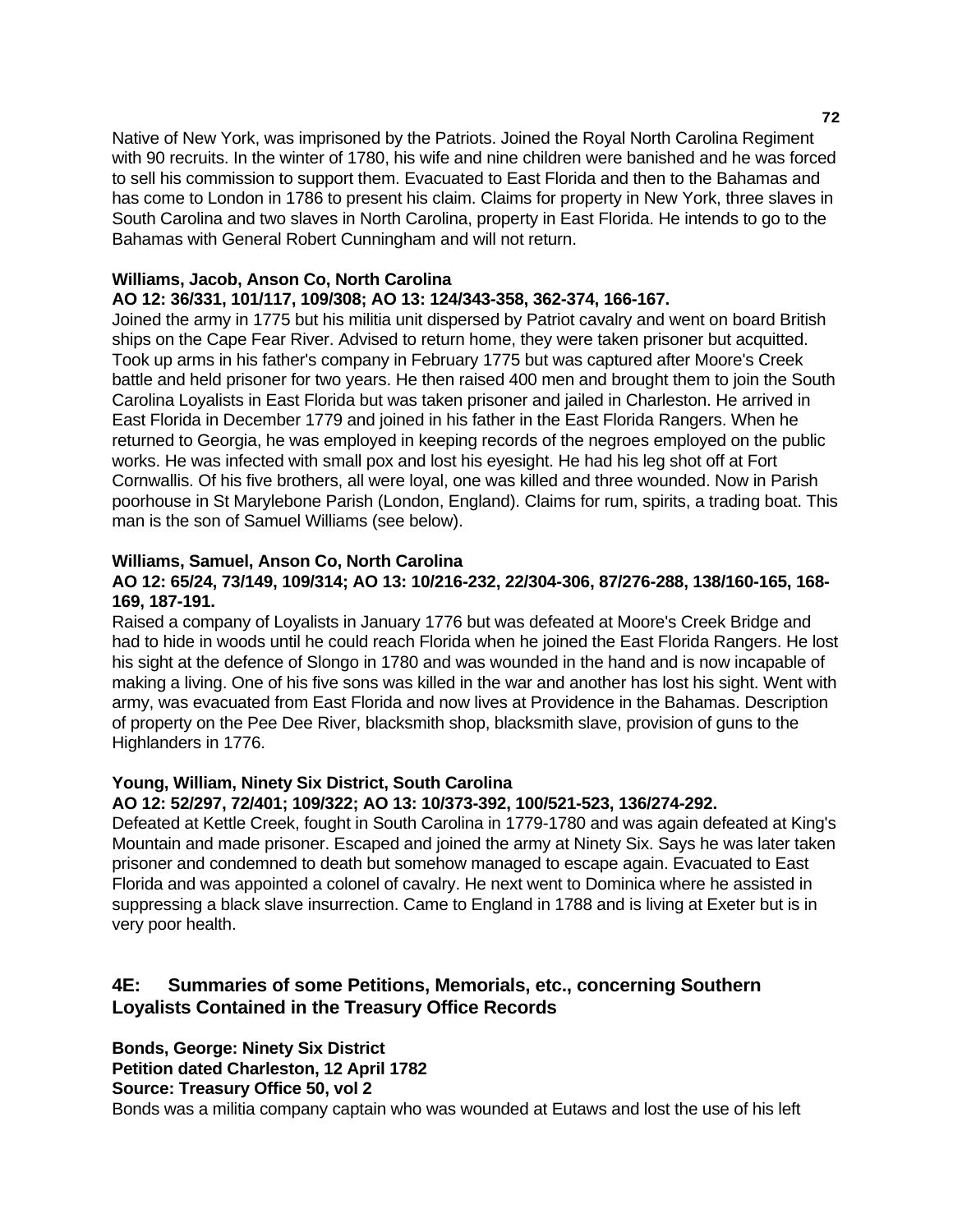Native of New York, was imprisoned by the Patriots. Joined the Royal North Carolina Regiment with 90 recruits. In the winter of 1780, his wife and nine children were banished and he was forced to sell his commission to support them. Evacuated to East Florida and then to the Bahamas and has come to London in 1786 to present his claim. Claims for property in New York, three slaves in South Carolina and two slaves in North Carolina, property in East Florida. He intends to go to the Bahamas with General Robert Cunningham and will not return.

**Williams, Jacob, Anson Co, North Carolina**
**AO 12: 36/331, 101/117, 109/308; AO 13: 124/343-358, 362-374, 166-167.**
Joined the army in 1775 but his militia unit dispersed by Patriot cavalry and went on board British ships on the Cape Fear River. Advised to return home, they were taken prisoner but acquitted. Took up arms in his father's company in February 1775 but was captured after Moore's Creek battle and held prisoner for two years. He then raised 400 men and brought them to join the South Carolina Loyalists in East Florida but was taken prisoner and jailed in Charleston. He arrived in East Florida in December 1779 and joined in his father in the East Florida Rangers. When he returned to Georgia, he was employed in keeping records of the negroes employed on the public works. He was infected with small pox and lost his eyesight. He had his leg shot off at Fort Cornwallis. Of his five brothers, all were loyal, one was killed and three wounded. Now in Parish poorhouse in St Marylebone Parish (London, England). Claims for rum, spirits, a trading boat. This man is the son of Samuel Williams (see below).

**Williams, Samuel, Anson Co, North Carolina**
**AO 12: 65/24, 73/149, 109/314; AO 13: 10/216-232, 22/304-306, 87/276-288, 138/160-165, 168-169, 187-191.**
Raised a company of Loyalists in January 1776 but was defeated at Moore's Creek Bridge and had to hide in woods until he could reach Florida when he joined the East Florida Rangers. He lost his sight at the defence of Slongo in 1780 and was wounded in the hand and is now incapable of making a living. One of his five sons was killed in the war and another has lost his sight. Went with army, was evacuated from East Florida and now lives at Providence in the Bahamas. Description of property on the Pee Dee River, blacksmith shop, blacksmith slave, provision of guns to the Highlanders in 1776.

**Young, William, Ninety Six District, South Carolina**
**AO 12: 52/297, 72/401; 109/322; AO 13: 10/373-392, 100/521-523, 136/274-292.**
Defeated at Kettle Creek, fought in South Carolina in 1779-1780 and was again defeated at King's Mountain and made prisoner. Escaped and joined the army at Ninety Six. Says he was later taken prisoner and condemned to death but somehow managed to escape again. Evacuated to East Florida and was appointed a colonel of cavalry. He next went to Dominica where he assisted in suppressing a black slave insurrection. Came to England in 1788 and is living at Exeter but is in very poor health.

## 4E: Summaries of some Petitions, Memorials, etc., concerning Southern Loyalists Contained in the Treasury Office Records

**Bonds, George: Ninety Six District**
**Petition dated Charleston, 12 April 1782**
**Source: Treasury Office 50, vol 2**
Bonds was a militia company captain who was wounded at Eutaws and lost the use of his left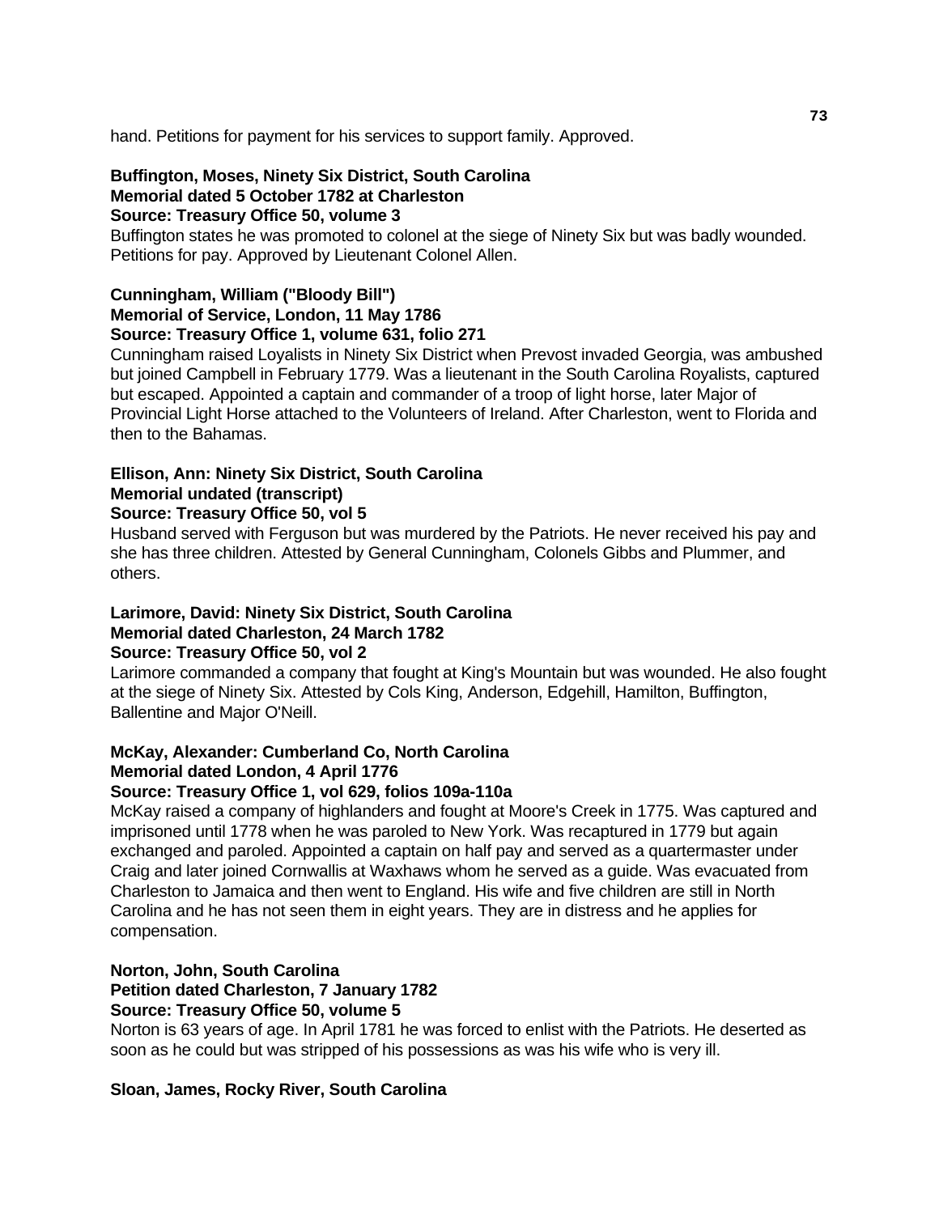hand. Petitions for payment for his services to support family. Approved.

**Buffington, Moses, Ninety Six District, South Carolina**
**Memorial dated 5 October 1782 at Charleston**
**Source: Treasury Office 50, volume 3**

Buffington states he was promoted to colonel at the siege of Ninety Six but was badly wounded. Petitions for pay. Approved by Lieutenant Colonel Allen.

**Cunningham, William ("Bloody Bill")**
**Memorial of Service, London, 11 May 1786**
**Source: Treasury Office 1, volume 631, folio 271**

Cunningham raised Loyalists in Ninety Six District when Prevost invaded Georgia, was ambushed but joined Campbell in February 1779. Was a lieutenant in the South Carolina Royalists, captured but escaped. Appointed a captain and commander of a troop of light horse, later Major of Provincial Light Horse attached to the Volunteers of Ireland. After Charleston, went to Florida and then to the Bahamas.

**Ellison, Ann: Ninety Six District, South Carolina**
**Memorial undated (transcript)**
**Source: Treasury Office 50, vol 5**

Husband served with Ferguson but was murdered by the Patriots. He never received his pay and she has three children. Attested by General Cunningham, Colonels Gibbs and Plummer, and others.

**Larimore, David: Ninety Six District, South Carolina**
**Memorial dated Charleston, 24 March 1782**
**Source: Treasury Office 50, vol 2**

Larimore commanded a company that fought at King's Mountain but was wounded. He also fought at the siege of Ninety Six. Attested by Cols King, Anderson, Edgehill, Hamilton, Buffington, Ballentine and Major O'Neill.

**McKay, Alexander: Cumberland Co, North Carolina**
**Memorial dated London, 4 April 1776**
**Source: Treasury Office 1, vol 629, folios 109a-110a**

McKay raised a company of highlanders and fought at Moore's Creek in 1775. Was captured and imprisoned until 1778 when he was paroled to New York. Was recaptured in 1779 but again exchanged and paroled. Appointed a captain on half pay and served as a quartermaster under Craig and later joined Cornwallis at Waxhaws whom he served as a guide. Was evacuated from Charleston to Jamaica and then went to England. His wife and five children are still in North Carolina and he has not seen them in eight years. They are in distress and he applies for compensation.

**Norton, John, South Carolina**
**Petition dated Charleston, 7 January 1782**
**Source: Treasury Office 50, volume 5**

Norton is 63 years of age. In April 1781 he was forced to enlist with the Patriots. He deserted as soon as he could but was stripped of his possessions as was his wife who is very ill.

**Sloan, James, Rocky River, South Carolina**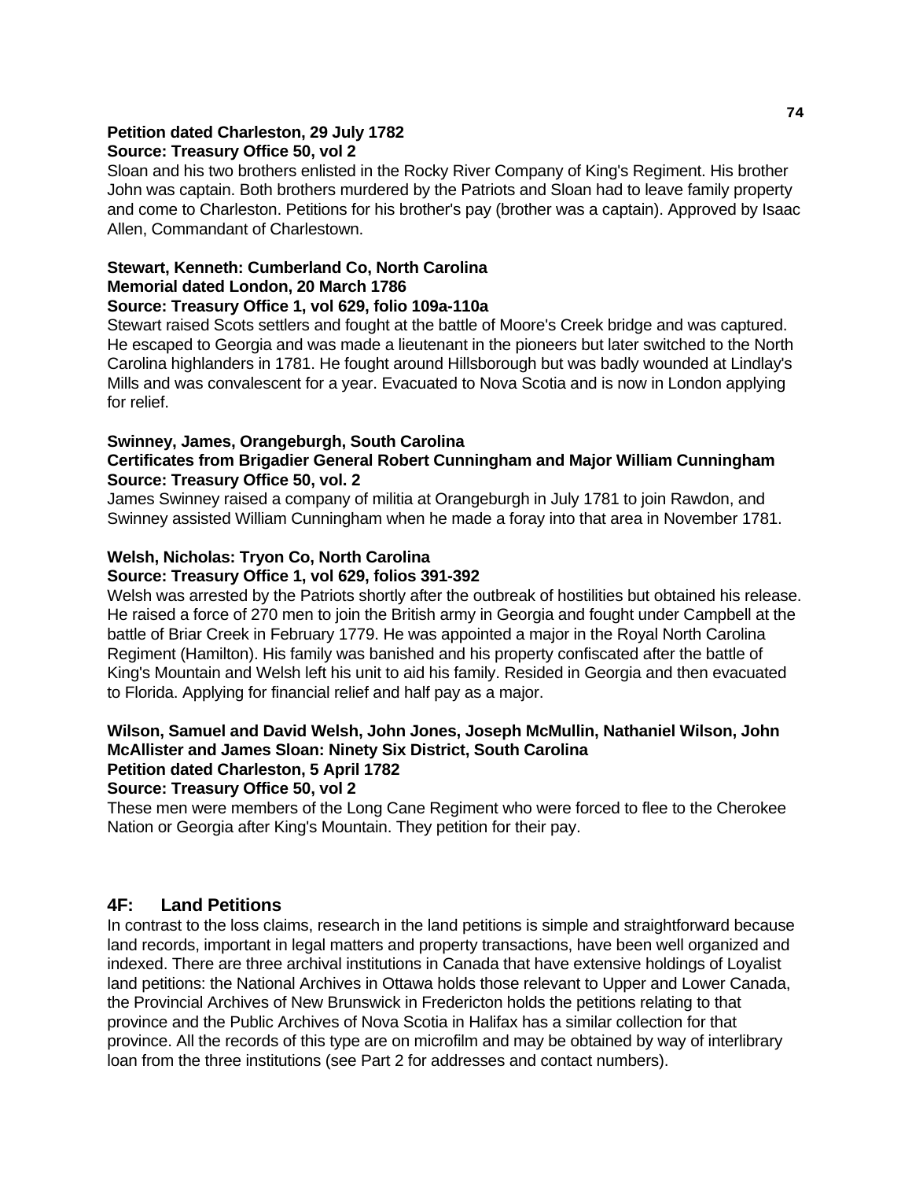**Petition dated Charleston, 29 July 1782**
**Source: Treasury Office 50, vol 2**
Sloan and his two brothers enlisted in the Rocky River Company of King's Regiment. His brother John was captain. Both brothers murdered by the Patriots and Sloan had to leave family property and come to Charleston. Petitions for his brother's pay (brother was a captain). Approved by Isaac Allen, Commandant of Charlestown.

**Stewart, Kenneth: Cumberland Co, North Carolina**
**Memorial dated London, 20 March 1786**
**Source: Treasury Office 1, vol 629, folio 109a-110a**
Stewart raised Scots settlers and fought at the battle of Moore's Creek bridge and was captured. He escaped to Georgia and was made a lieutenant in the pioneers but later switched to the North Carolina highlanders in 1781. He fought around Hillsborough but was badly wounded at Lindlay's Mills and was convalescent for a year. Evacuated to Nova Scotia and is now in London applying for relief.

**Swinney, James, Orangeburgh, South Carolina**
**Certificates from Brigadier General Robert Cunningham and Major William Cunningham**
**Source: Treasury Office 50, vol. 2**
James Swinney raised a company of militia at Orangeburgh in July 1781 to join Rawdon, and Swinney assisted William Cunningham when he made a foray into that area in November 1781.

**Welsh, Nicholas: Tryon Co, North Carolina**
**Source: Treasury Office 1, vol 629, folios 391-392**
Welsh was arrested by the Patriots shortly after the outbreak of hostilities but obtained his release. He raised a force of 270 men to join the British army in Georgia and fought under Campbell at the battle of Briar Creek in February 1779. He was appointed a major in the Royal North Carolina Regiment (Hamilton). His family was banished and his property confiscated after the battle of King's Mountain and Welsh left his unit to aid his family. Resided in Georgia and then evacuated to Florida. Applying for financial relief and half pay as a major.

**Wilson, Samuel and David Welsh, John Jones, Joseph McMullin, Nathaniel Wilson, John McAllister and James Sloan: Ninety Six District, South Carolina**
**Petition dated Charleston, 5 April 1782**
**Source: Treasury Office 50, vol 2**
These men were members of the Long Cane Regiment who were forced to flee to the Cherokee Nation or Georgia after King's Mountain. They petition for their pay.

## 4F: Land Petitions

In contrast to the loss claims, research in the land petitions is simple and straightforward because land records, important in legal matters and property transactions, have been well organized and indexed. There are three archival institutions in Canada that have extensive holdings of Loyalist land petitions: the National Archives in Ottawa holds those relevant to Upper and Lower Canada, the Provincial Archives of New Brunswick in Fredericton holds the petitions relating to that province and the Public Archives of Nova Scotia in Halifax has a similar collection for that province. All the records of this type are on microfilm and may be obtained by way of interlibrary loan from the three institutions (see Part 2 for addresses and contact numbers).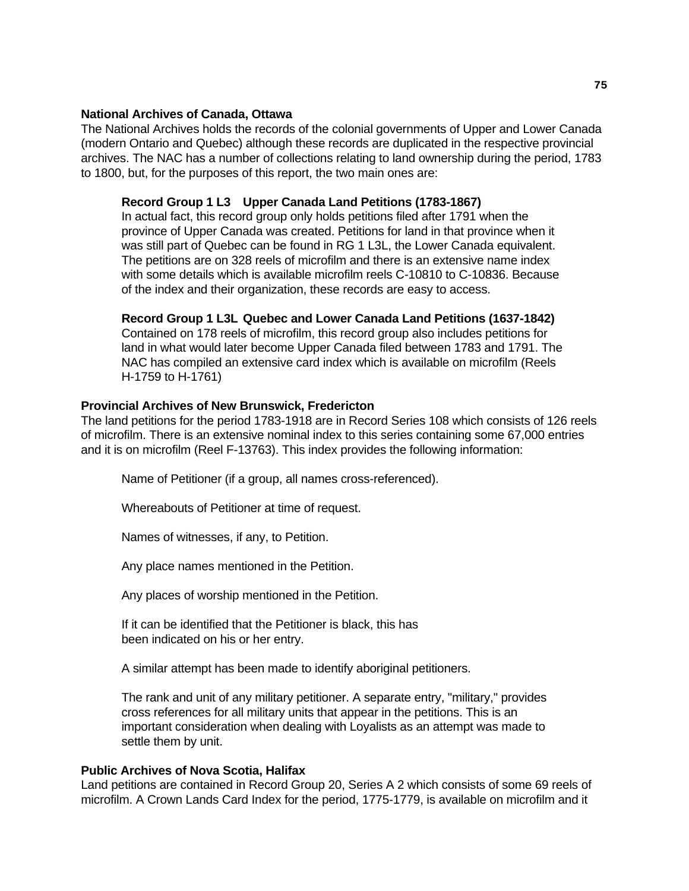**National Archives of Canada, Ottawa**

The National Archives holds the records of the colonial governments of Upper and Lower Canada (modern Ontario and Quebec) although these records are duplicated in the respective provincial archives. The NAC has a number of collections relating to land ownership during the period, 1783 to 1800, but, for the purposes of this report, the two main ones are:

> **Record Group 1 L3 Upper Canada Land Petitions (1783-1867)**
> In actual fact, this record group only holds petitions filed after 1791 when the province of Upper Canada was created. Petitions for land in that province when it was still part of Quebec can be found in RG 1 L3L, the Lower Canada equivalent. The petitions are on 328 reels of microfilm and there is an extensive name index with some details which is available microfilm reels C-10810 to C-10836. Because of the index and their organization, these records are easy to access.
>
> **Record Group 1 L3L Quebec and Lower Canada Land Petitions (1637-1842)**
> Contained on 178 reels of microfilm, this record group also includes petitions for land in what would later become Upper Canada filed between 1783 and 1791. The NAC has compiled an extensive card index which is available on microfilm (Reels H-1759 to H-1761)

**Provincial Archives of New Brunswick, Fredericton**

The land petitions for the period 1783-1918 are in Record Series 108 which consists of 126 reels of microfilm. There is an extensive nominal index to this series containing some 67,000 entries and it is on microfilm (Reel F-13763). This index provides the following information:

> Name of Petitioner (if a group, all names cross-referenced).
>
> Whereabouts of Petitioner at time of request.
>
> Names of witnesses, if any, to Petition.
>
> Any place names mentioned in the Petition.
>
> Any places of worship mentioned in the Petition.
>
> If it can be identified that the Petitioner is black, this has been indicated on his or her entry.
>
> A similar attempt has been made to identify aboriginal petitioners.
>
> The rank and unit of any military petitioner. A separate entry, "military," provides cross references for all military units that appear in the petitions. This is an important consideration when dealing with Loyalists as an attempt was made to settle them by unit.

**Public Archives of Nova Scotia, Halifax**

Land petitions are contained in Record Group 20, Series A 2 which consists of some 69 reels of microfilm. A Crown Lands Card Index for the period, 1775-1779, is available on microfilm and it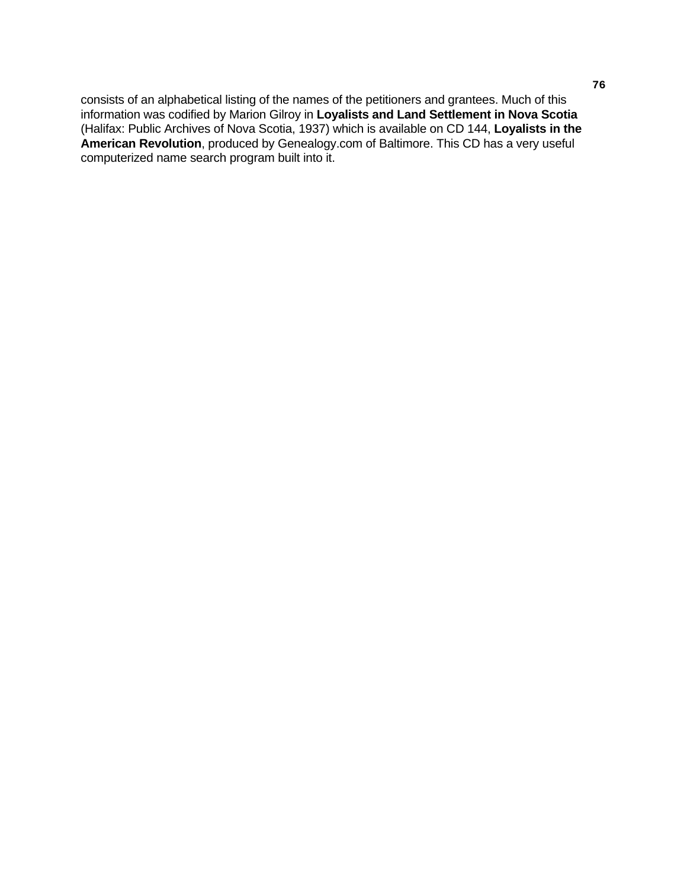consists of an alphabetical listing of the names of the petitioners and grantees. Much of this information was codified by Marion Gilroy in **Loyalists and Land Settlement in Nova Scotia** (Halifax: Public Archives of Nova Scotia, 1937) which is available on CD 144, **Loyalists in the American Revolution**, produced by Genealogy.com of Baltimore. This CD has a very useful computerized name search program built into it.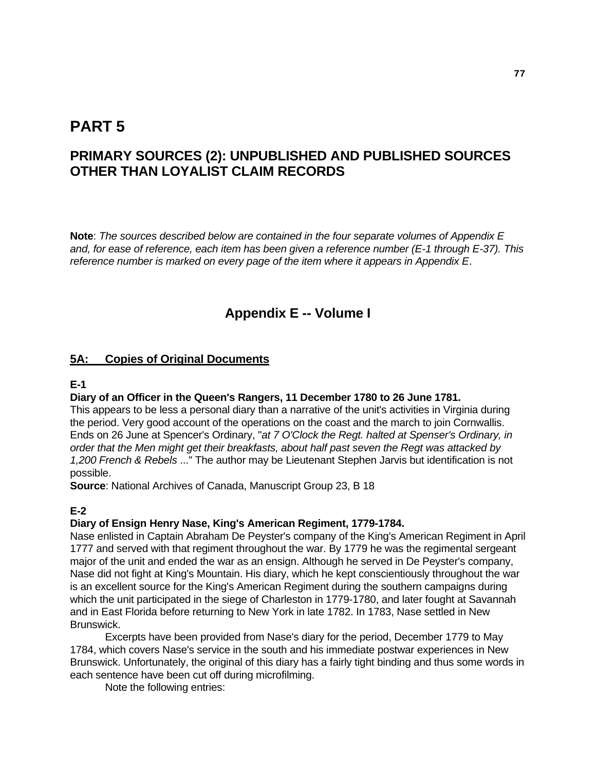# PART 5

## PRIMARY SOURCES (2): UNPUBLISHED AND PUBLISHED SOURCES OTHER THAN LOYALIST CLAIM RECORDS

**Note**: *The sources described below are contained in the four separate volumes of Appendix E and, for ease of reference, each item has been given a reference number (E-1 through E-37). This reference number is marked on every page of the item where it appears in Appendix E*.

## Appendix E -- Volume I

### 5A: Copies of Original Documents

**E-1**

**Diary of an Officer in the Queen's Rangers, 11 December 1780 to 26 June 1781.**
This appears to be less a personal diary than a narrative of the unit's activities in Virginia during the period. Very good account of the operations on the coast and the march to join Cornwallis. Ends on 26 June at Spencer's Ordinary, "*at 7 O'Clock the Regt. halted at Spenser's Ordinary, in order that the Men might get their breakfasts, about half past seven the Regt was attacked by 1,200 French & Rebels* ..." The author may be Lieutenant Stephen Jarvis but identification is not possible.
**Source**: National Archives of Canada, Manuscript Group 23, B 18

**E-2**

**Diary of Ensign Henry Nase, King's American Regiment, 1779-1784.**
Nase enlisted in Captain Abraham De Peyster's company of the King's American Regiment in April 1777 and served with that regiment throughout the war. By 1779 he was the regimental sergeant major of the unit and ended the war as an ensign. Although he served in De Peyster's company, Nase did not fight at King's Mountain. His diary, which he kept conscientiously throughout the war is an excellent source for the King's American Regiment during the southern campaigns during which the unit participated in the siege of Charleston in 1779-1780, and later fought at Savannah and in East Florida before returning to New York in late 1782. In 1783, Nase settled in New Brunswick.

Excerpts have been provided from Nase's diary for the period, December 1779 to May 1784, which covers Nase's service in the south and his immediate postwar experiences in New Brunswick. Unfortunately, the original of this diary has a fairly tight binding and thus some words in each sentence have been cut off during microfilming.

Note the following entries: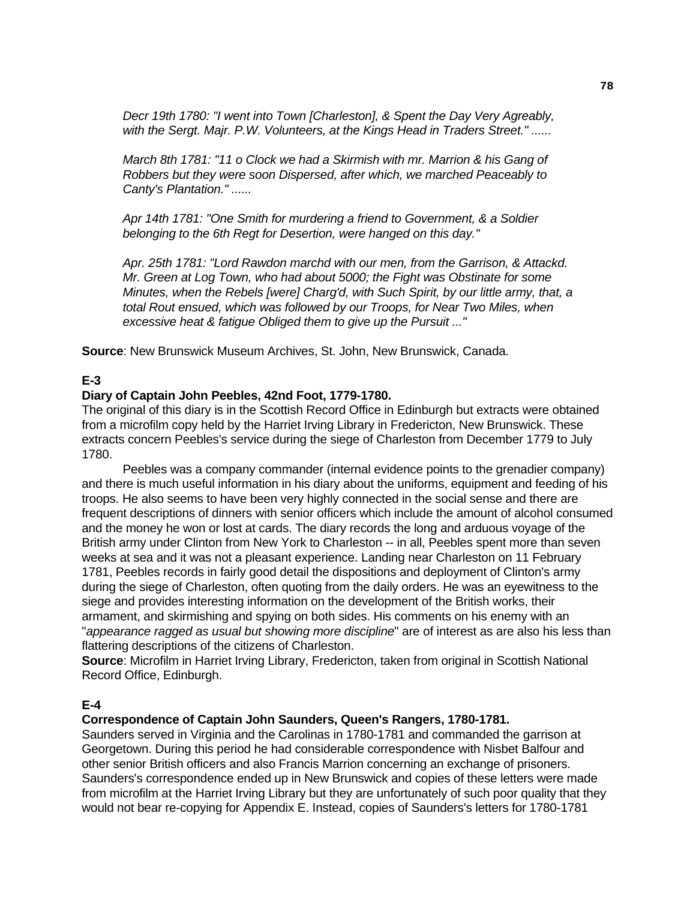*Decr 19th 1780: "I went into Town [Charleston], & Spent the Day Very Agreably, with the Sergt. Majr. P.W. Volunteers, at the Kings Head in Traders Street." ......*

*March 8th 1781: "11 o Clock we had a Skirmish with mr. Marrion & his Gang of Robbers but they were soon Dispersed, after which, we marched Peaceably to Canty's Plantation." ......*

*Apr 14th 1781: "One Smith for murdering a friend to Government, & a Soldier belonging to the 6th Regt for Desertion, were hanged on this day."*

*Apr. 25th 1781: "Lord Rawdon marchd with our men, from the Garrison, & Attackd. Mr. Green at Log Town, who had about 5000; the Fight was Obstinate for some Minutes, when the Rebels [were] Charg'd, with Such Spirit, by our little army, that, a total Rout ensued, which was followed by our Troops, for Near Two Miles, when excessive heat & fatigue Obliged them to give up the Pursuit ..."*

**Source**: New Brunswick Museum Archives, St. John, New Brunswick, Canada.

**E-3**

**Diary of Captain John Peebles, 42nd Foot, 1779-1780.**

The original of this diary is in the Scottish Record Office in Edinburgh but extracts were obtained from a microfilm copy held by the Harriet Irving Library in Fredericton, New Brunswick. These extracts concern Peebles's service during the siege of Charleston from December 1779 to July 1780.

Peebles was a company commander (internal evidence points to the grenadier company) and there is much useful information in his diary about the uniforms, equipment and feeding of his troops. He also seems to have been very highly connected in the social sense and there are frequent descriptions of dinners with senior officers which include the amount of alcohol consumed and the money he won or lost at cards. The diary records the long and arduous voyage of the British army under Clinton from New York to Charleston -- in all, Peebles spent more than seven weeks at sea and it was not a pleasant experience. Landing near Charleston on 11 February 1781, Peebles records in fairly good detail the dispositions and deployment of Clinton's army during the siege of Charleston, often quoting from the daily orders. He was an eyewitness to the siege and provides interesting information on the development of the British works, their armament, and skirmishing and spying on both sides. His comments on his enemy with an "*appearance ragged as usual but showing more discipline*" are of interest as are also his less than flattering descriptions of the citizens of Charleston.

**Source**: Microfilm in Harriet Irving Library, Fredericton, taken from original in Scottish National Record Office, Edinburgh.

**E-4**

**Correspondence of Captain John Saunders, Queen's Rangers, 1780-1781.**

Saunders served in Virginia and the Carolinas in 1780-1781 and commanded the garrison at Georgetown. During this period he had considerable correspondence with Nisbet Balfour and other senior British officers and also Francis Marrion concerning an exchange of prisoners. Saunders's correspondence ended up in New Brunswick and copies of these letters were made from microfilm at the Harriet Irving Library but they are unfortunately of such poor quality that they would not bear re-copying for Appendix E. Instead, copies of Saunders's letters for 1780-1781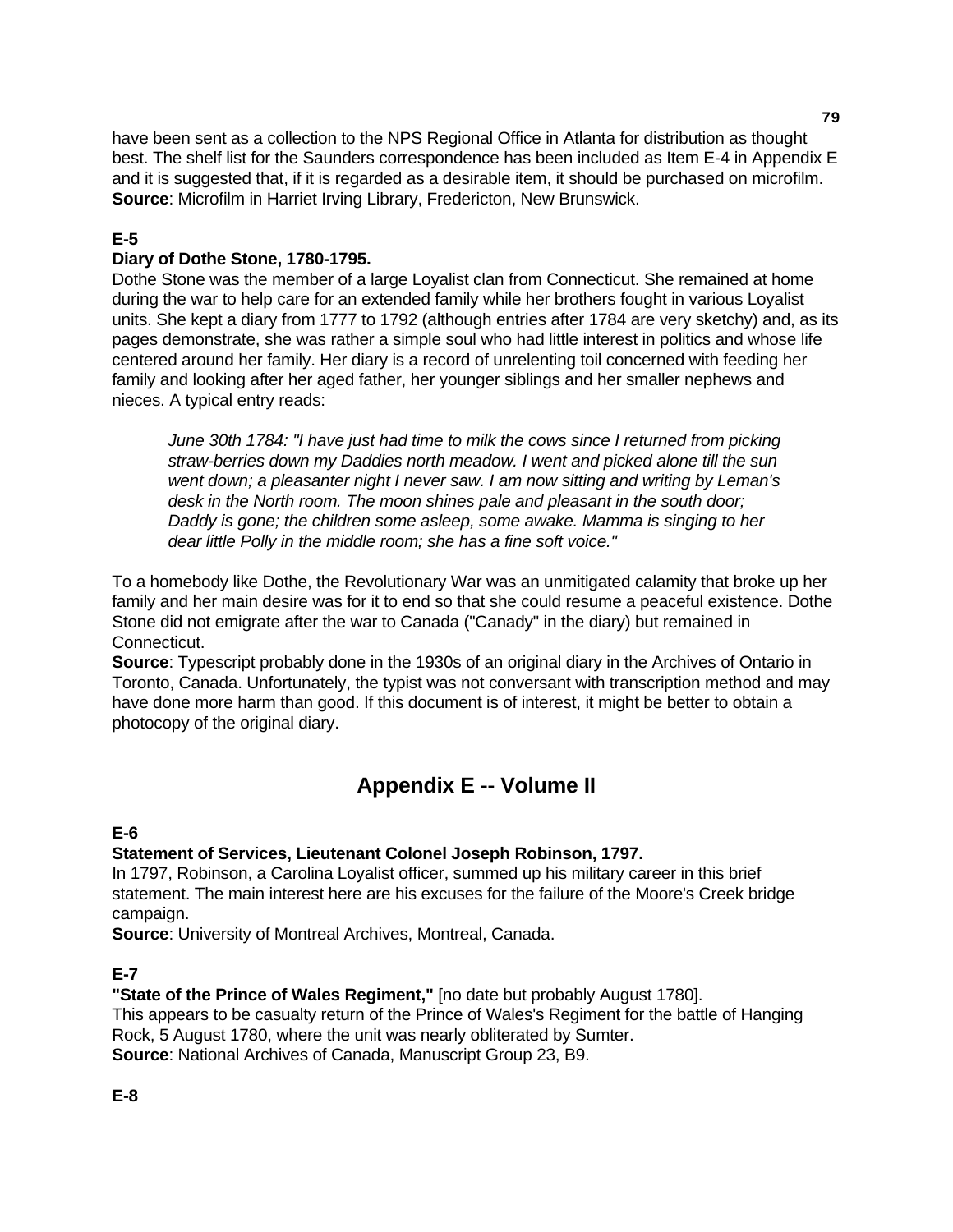have been sent as a collection to the NPS Regional Office in Atlanta for distribution as thought best. The shelf list for the Saunders correspondence has been included as Item E-4 in Appendix E and it is suggested that, if it is regarded as a desirable item, it should be purchased on microfilm.
**Source**: Microfilm in Harriet Irving Library, Fredericton, New Brunswick.

**E-5**

**Diary of Dothe Stone, 1780-1795.**

Dothe Stone was the member of a large Loyalist clan from Connecticut. She remained at home during the war to help care for an extended family while her brothers fought in various Loyalist units. She kept a diary from 1777 to 1792 (although entries after 1784 are very sketchy) and, as its pages demonstrate, she was rather a simple soul who had little interest in politics and whose life centered around her family. Her diary is a record of unrelenting toil concerned with feeding her family and looking after her aged father, her younger siblings and her smaller nephews and nieces. A typical entry reads:

> *June 30th 1784: "I have just had time to milk the cows since I returned from picking straw-berries down my Daddies north meadow. I went and picked alone till the sun went down; a pleasanter night I never saw. I am now sitting and writing by Leman's desk in the North room. The moon shines pale and pleasant in the south door; Daddy is gone; the children some asleep, some awake. Mamma is singing to her dear little Polly in the middle room; she has a fine soft voice."*

To a homebody like Dothe, the Revolutionary War was an unmitigated calamity that broke up her family and her main desire was for it to end so that she could resume a peaceful existence. Dothe Stone did not emigrate after the war to Canada ("Canady" in the diary) but remained in Connecticut.
**Source**: Typescript probably done in the 1930s of an original diary in the Archives of Ontario in Toronto, Canada. Unfortunately, the typist was not conversant with transcription method and may have done more harm than good. If this document is of interest, it might be better to obtain a photocopy of the original diary.

## Appendix E -- Volume II

**E-6**

**Statement of Services, Lieutenant Colonel Joseph Robinson, 1797.**

In 1797, Robinson, a Carolina Loyalist officer, summed up his military career in this brief statement. The main interest here are his excuses for the failure of the Moore's Creek bridge campaign.
**Source**: University of Montreal Archives, Montreal, Canada.

**E-7**

**"State of the Prince of Wales Regiment,"** [no date but probably August 1780].
This appears to be casualty return of the Prince of Wales's Regiment for the battle of Hanging Rock, 5 August 1780, where the unit was nearly obliterated by Sumter.
**Source**: National Archives of Canada, Manuscript Group 23, B9.

**E-8**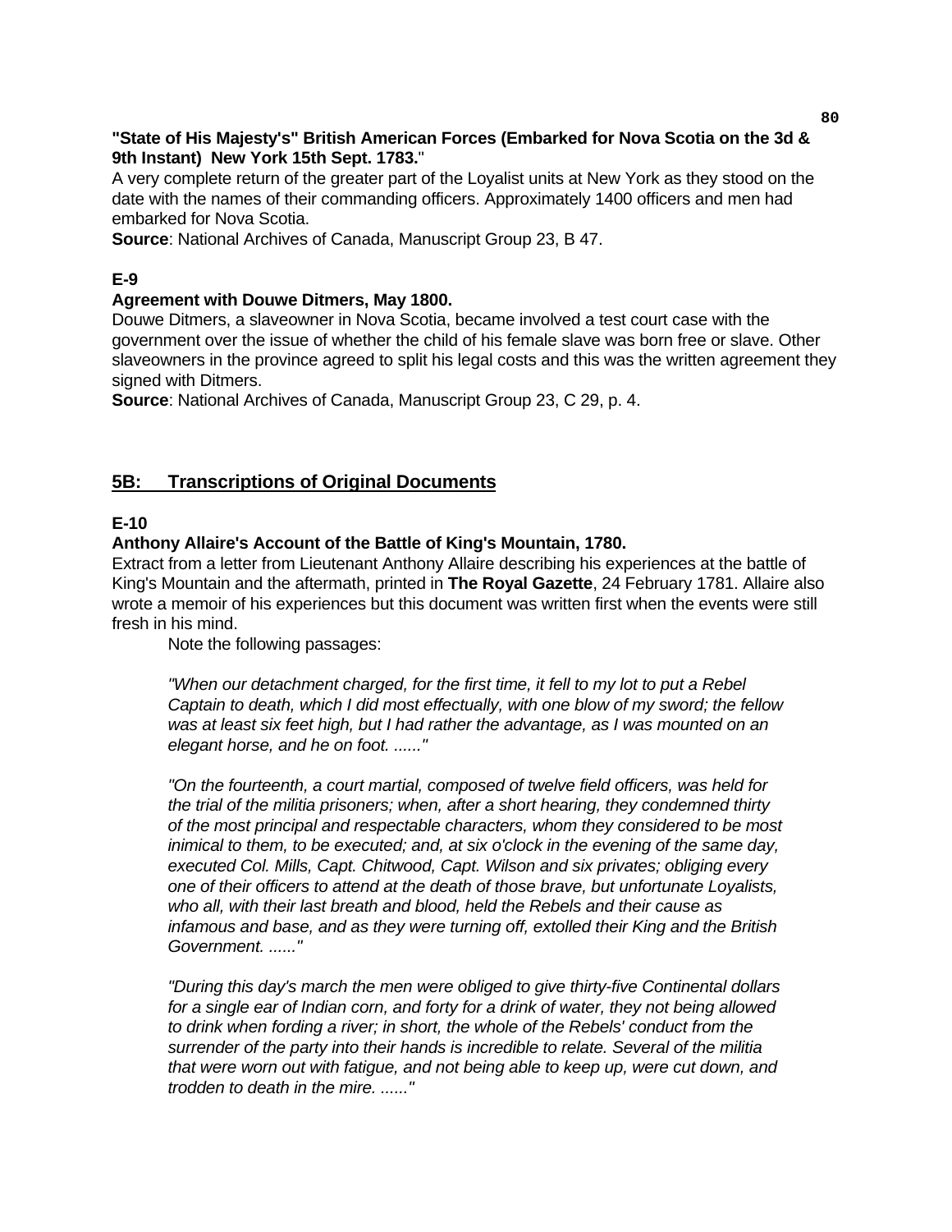**"State of His Majesty's" British American Forces (Embarked for Nova Scotia on the 3d & 9th Instant) New York 15th Sept. 1783.**"

A very complete return of the greater part of the Loyalist units at New York as they stood on the date with the names of their commanding officers. Approximately 1400 officers and men had embarked for Nova Scotia.

**Source**: National Archives of Canada, Manuscript Group 23, B 47.

**E-9**

**Agreement with Douwe Ditmers, May 1800.**

Douwe Ditmers, a slaveowner in Nova Scotia, became involved a test court case with the government over the issue of whether the child of his female slave was born free or slave. Other slaveowners in the province agreed to split his legal costs and this was the written agreement they signed with Ditmers.

**Source**: National Archives of Canada, Manuscript Group 23, C 29, p. 4.

## 5B: Transcriptions of Original Documents

**E-10**

**Anthony Allaire's Account of the Battle of King's Mountain, 1780.**

Extract from a letter from Lieutenant Anthony Allaire describing his experiences at the battle of King's Mountain and the aftermath, printed in **The Royal Gazette**, 24 February 1781. Allaire also wrote a memoir of his experiences but this document was written first when the events were still fresh in his mind.

Note the following passages:

*"When our detachment charged, for the first time, it fell to my lot to put a Rebel Captain to death, which I did most effectually, with one blow of my sword; the fellow was at least six feet high, but I had rather the advantage, as I was mounted on an elegant horse, and he on foot. ......"*

*"On the fourteenth, a court martial, composed of twelve field officers, was held for the trial of the militia prisoners; when, after a short hearing, they condemned thirty of the most principal and respectable characters, whom they considered to be most inimical to them, to be executed; and, at six o'clock in the evening of the same day, executed Col. Mills, Capt. Chitwood, Capt. Wilson and six privates; obliging every one of their officers to attend at the death of those brave, but unfortunate Loyalists, who all, with their last breath and blood, held the Rebels and their cause as infamous and base, and as they were turning off, extolled their King and the British Government. ......"*

*"During this day's march the men were obliged to give thirty-five Continental dollars for a single ear of Indian corn, and forty for a drink of water, they not being allowed to drink when fording a river; in short, the whole of the Rebels' conduct from the surrender of the party into their hands is incredible to relate. Several of the militia that were worn out with fatigue, and not being able to keep up, were cut down, and trodden to death in the mire. ......"*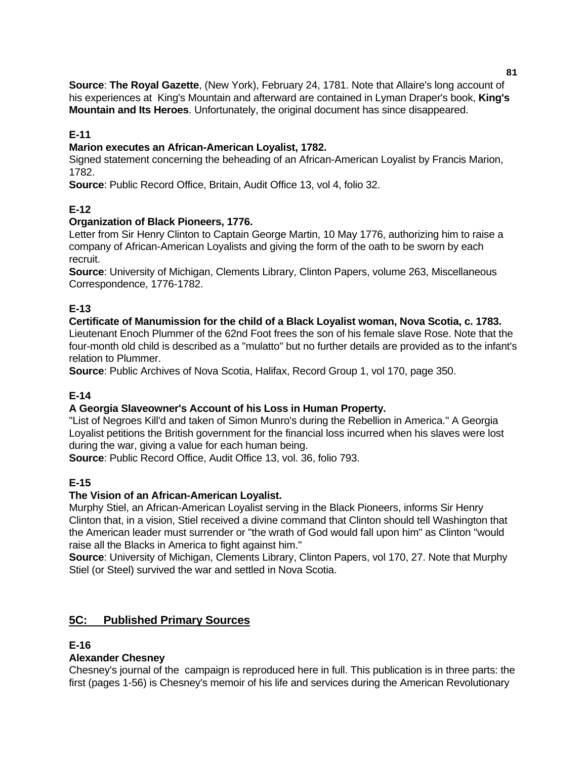**Source**: **The Royal Gazette**, (New York), February 24, 1781. Note that Allaire's long account of his experiences at King's Mountain and afterward are contained in Lyman Draper's book, **King's Mountain and Its Heroes**. Unfortunately, the original document has since disappeared.

**E-11**

**Marion executes an African-American Loyalist, 1782.**

Signed statement concerning the beheading of an African-American Loyalist by Francis Marion, 1782.

**Source**: Public Record Office, Britain, Audit Office 13, vol 4, folio 32.

**E-12**

**Organization of Black Pioneers, 1776.**

Letter from Sir Henry Clinton to Captain George Martin, 10 May 1776, authorizing him to raise a company of African-American Loyalists and giving the form of the oath to be sworn by each recruit.

**Source**: University of Michigan, Clements Library, Clinton Papers, volume 263, Miscellaneous Correspondence, 1776-1782.

**E-13**

**Certificate of Manumission for the child of a Black Loyalist woman, Nova Scotia, c. 1783.**

Lieutenant Enoch Plummer of the 62nd Foot frees the son of his female slave Rose. Note that the four-month old child is described as a "mulatto" but no further details are provided as to the infant's relation to Plummer.

**Source**: Public Archives of Nova Scotia, Halifax, Record Group 1, vol 170, page 350.

**E-14**

**A Georgia Slaveowner's Account of his Loss in Human Property.**

"List of Negroes Kill'd and taken of Simon Munro's during the Rebellion in America." A Georgia Loyalist petitions the British government for the financial loss incurred when his slaves were lost during the war, giving a value for each human being.

**Source**: Public Record Office, Audit Office 13, vol. 36, folio 793.

**E-15**

**The Vision of an African-American Loyalist.**

Murphy Stiel, an African-American Loyalist serving in the Black Pioneers, informs Sir Henry Clinton that, in a vision, Stiel received a divine command that Clinton should tell Washington that the American leader must surrender or "the wrath of God would fall upon him" as Clinton "would raise all the Blacks in America to fight against him."

**Source**: University of Michigan, Clements Library, Clinton Papers, vol 170, 27. Note that Murphy Stiel (or Steel) survived the war and settled in Nova Scotia.

## 5C: Published Primary Sources

**E-16**

**Alexander Chesney**

Chesney's journal of the campaign is reproduced here in full. This publication is in three parts: the first (pages 1-56) is Chesney's memoir of his life and services during the American Revolutionary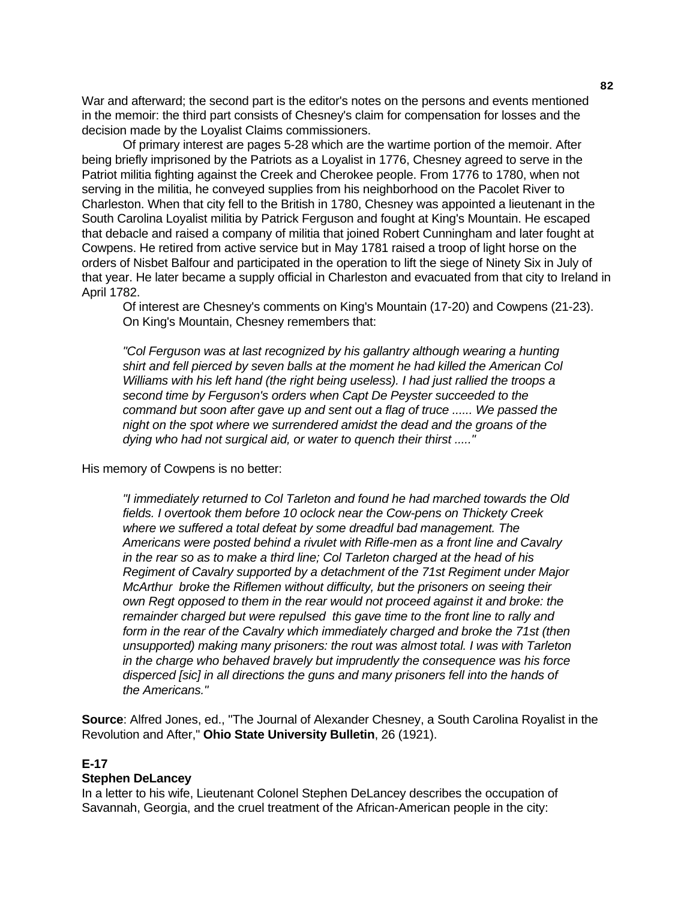War and afterward; the second part is the editor's notes on the persons and events mentioned in the memoir: the third part consists of Chesney's claim for compensation for losses and the decision made by the Loyalist Claims commissioners.

Of primary interest are pages 5-28 which are the wartime portion of the memoir. After being briefly imprisoned by the Patriots as a Loyalist in 1776, Chesney agreed to serve in the Patriot militia fighting against the Creek and Cherokee people. From 1776 to 1780, when not serving in the militia, he conveyed supplies from his neighborhood on the Pacolet River to Charleston. When that city fell to the British in 1780, Chesney was appointed a lieutenant in the South Carolina Loyalist militia by Patrick Ferguson and fought at King's Mountain. He escaped that debacle and raised a company of militia that joined Robert Cunningham and later fought at Cowpens. He retired from active service but in May 1781 raised a troop of light horse on the orders of Nisbet Balfour and participated in the operation to lift the siege of Ninety Six in July of that year. He later became a supply official in Charleston and evacuated from that city to Ireland in April 1782.

Of interest are Chesney's comments on King's Mountain (17-20) and Cowpens (21-23). On King's Mountain, Chesney remembers that:

> *"Col Ferguson was at last recognized by his gallantry although wearing a hunting shirt and fell pierced by seven balls at the moment he had killed the American Col Williams with his left hand (the right being useless). I had just rallied the troops a second time by Ferguson's orders when Capt De Peyster succeeded to the command but soon after gave up and sent out a flag of truce ...... We passed the night on the spot where we surrendered amidst the dead and the groans of the dying who had not surgical aid, or water to quench their thirst ....."*

His memory of Cowpens is no better:

> *"I immediately returned to Col Tarleton and found he had marched towards the Old fields. I overtook them before 10 oclock near the Cow-pens on Thickety Creek where we suffered a total defeat by some dreadful bad management. The Americans were posted behind a rivulet with Rifle-men as a front line and Cavalry in the rear so as to make a third line; Col Tarleton charged at the head of his Regiment of Cavalry supported by a detachment of the 71st Regiment under Major McArthur broke the Riflemen without difficulty, but the prisoners on seeing their own Regt opposed to them in the rear would not proceed against it and broke: the remainder charged but were repulsed this gave time to the front line to rally and form in the rear of the Cavalry which immediately charged and broke the 71st (then unsupported) making many prisoners: the rout was almost total. I was with Tarleton in the charge who behaved bravely but imprudently the consequence was his force disperced [sic] in all directions the guns and many prisoners fell into the hands of the Americans."*

**Source**: Alfred Jones, ed., "The Journal of Alexander Chesney, a South Carolina Royalist in the Revolution and After," **Ohio State University Bulletin**, 26 (1921).

### E-17
### Stephen DeLancey

In a letter to his wife, Lieutenant Colonel Stephen DeLancey describes the occupation of Savannah, Georgia, and the cruel treatment of the African-American people in the city: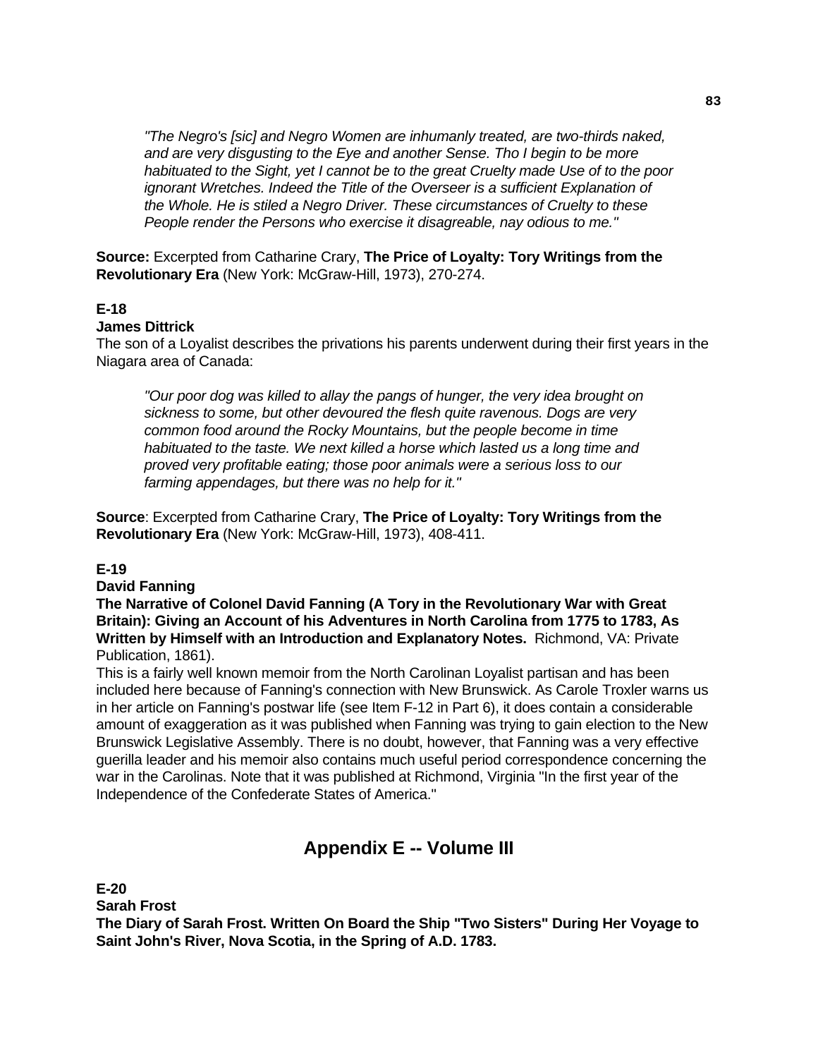> *"The Negro's [sic] and Negro Women are inhumanly treated, are two-thirds naked, and are very disgusting to the Eye and another Sense. Tho I begin to be more habituated to the Sight, yet I cannot be to the great Cruelty made Use of to the poor ignorant Wretches. Indeed the Title of the Overseer is a sufficient Explanation of the Whole. He is stiled a Negro Driver. These circumstances of Cruelty to these People render the Persons who exercise it disagreable, nay odious to me."*

**Source:** Excerpted from Catharine Crary, **The Price of Loyalty: Tory Writings from the Revolutionary Era** (New York: McGraw-Hill, 1973), 270-274.

**E-18**
**James Dittrick**
The son of a Loyalist describes the privations his parents underwent during their first years in the Niagara area of Canada:

> *"Our poor dog was killed to allay the pangs of hunger, the very idea brought on sickness to some, but other devoured the flesh quite ravenous. Dogs are very common food around the Rocky Mountains, but the people become in time habituated to the taste. We next killed a horse which lasted us a long time and proved very profitable eating; those poor animals were a serious loss to our farming appendages, but there was no help for it."*

**Source**: Excerpted from Catharine Crary, **The Price of Loyalty: Tory Writings from the Revolutionary Era** (New York: McGraw-Hill, 1973), 408-411.

**E-19**
**David Fanning**
**The Narrative of Colonel David Fanning (A Tory in the Revolutionary War with Great Britain): Giving an Account of his Adventures in North Carolina from 1775 to 1783, As Written by Himself with an Introduction and Explanatory Notes.** Richmond, VA: Private Publication, 1861).
This is a fairly well known memoir from the North Carolinan Loyalist partisan and has been included here because of Fanning's connection with New Brunswick. As Carole Troxler warns us in her article on Fanning's postwar life (see Item F-12 in Part 6), it does contain a considerable amount of exaggeration as it was published when Fanning was trying to gain election to the New Brunswick Legislative Assembly. There is no doubt, however, that Fanning was a very effective guerilla leader and his memoir also contains much useful period correspondence concerning the war in the Carolinas. Note that it was published at Richmond, Virginia "In the first year of the Independence of the Confederate States of America."

## Appendix E -- Volume III

**E-20**
**Sarah Frost**
**The Diary of Sarah Frost. Written On Board the Ship "Two Sisters" During Her Voyage to Saint John's River, Nova Scotia, in the Spring of A.D. 1783.**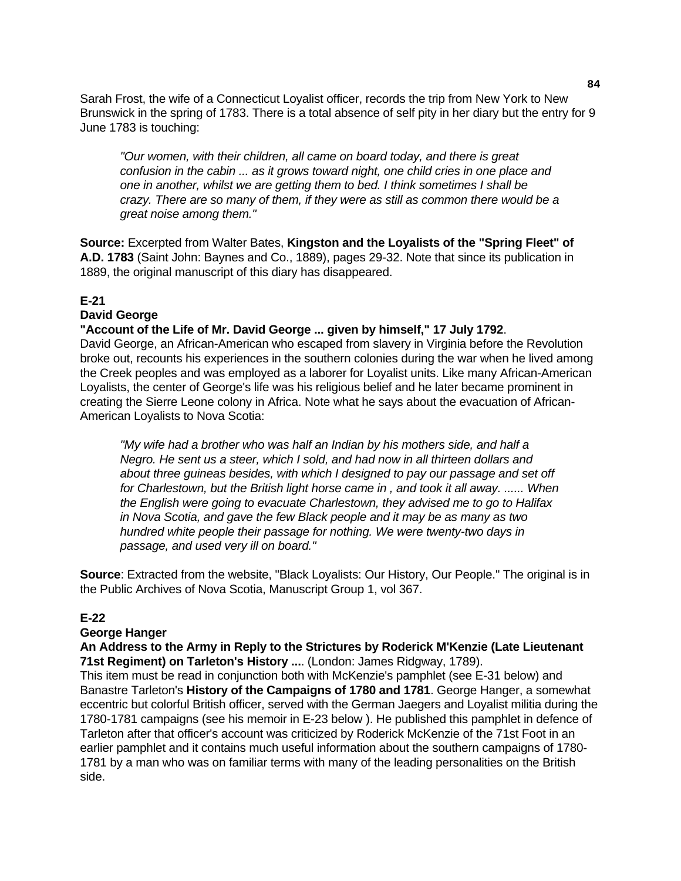Sarah Frost, the wife of a Connecticut Loyalist officer, records the trip from New York to New Brunswick in the spring of 1783. There is a total absence of self pity in her diary but the entry for 9 June 1783 is touching:

> *"Our women, with their children, all came on board today, and there is great confusion in the cabin ... as it grows toward night, one child cries in one place and one in another, whilst we are getting them to bed. I think sometimes I shall be crazy. There are so many of them, if they were as still as common there would be a great noise among them."*

**Source:** Excerpted from Walter Bates, **Kingston and the Loyalists of the "Spring Fleet" of A.D. 1783** (Saint John: Baynes and Co., 1889), pages 29-32. Note that since its publication in 1889, the original manuscript of this diary has disappeared.

**E-21**

**David George**

**"Account of the Life of Mr. David George ... given by himself," 17 July 1792**.

David George, an African-American who escaped from slavery in Virginia before the Revolution broke out, recounts his experiences in the southern colonies during the war when he lived among the Creek peoples and was employed as a laborer for Loyalist units. Like many African-American Loyalists, the center of George's life was his religious belief and he later became prominent in creating the Sierre Leone colony in Africa. Note what he says about the evacuation of African-American Loyalists to Nova Scotia:

> *"My wife had a brother who was half an Indian by his mothers side, and half a Negro. He sent us a steer, which I sold, and had now in all thirteen dollars and about three guineas besides, with which I designed to pay our passage and set off for Charlestown, but the British light horse came in , and took it all away. ...... When the English were going to evacuate Charlestown, they advised me to go to Halifax in Nova Scotia, and gave the few Black people and it may be as many as two hundred white people their passage for nothing. We were twenty-two days in passage, and used very ill on board."*

**Source**: Extracted from the website, "Black Loyalists: Our History, Our People." The original is in the Public Archives of Nova Scotia, Manuscript Group 1, vol 367.

**E-22**

**George Hanger**

**An Address to the Army in Reply to the Strictures by Roderick M'Kenzie (Late Lieutenant 71st Regiment) on Tarleton's History ...**. (London: James Ridgway, 1789).

This item must be read in conjunction both with McKenzie's pamphlet (see E-31 below) and Banastre Tarleton's **History of the Campaigns of 1780 and 1781**. George Hanger, a somewhat eccentric but colorful British officer, served with the German Jaegers and Loyalist militia during the 1780-1781 campaigns (see his memoir in E-23 below ). He published this pamphlet in defence of Tarleton after that officer's account was criticized by Roderick McKenzie of the 71st Foot in an earlier pamphlet and it contains much useful information about the southern campaigns of 1780-1781 by a man who was on familiar terms with many of the leading personalities on the British side.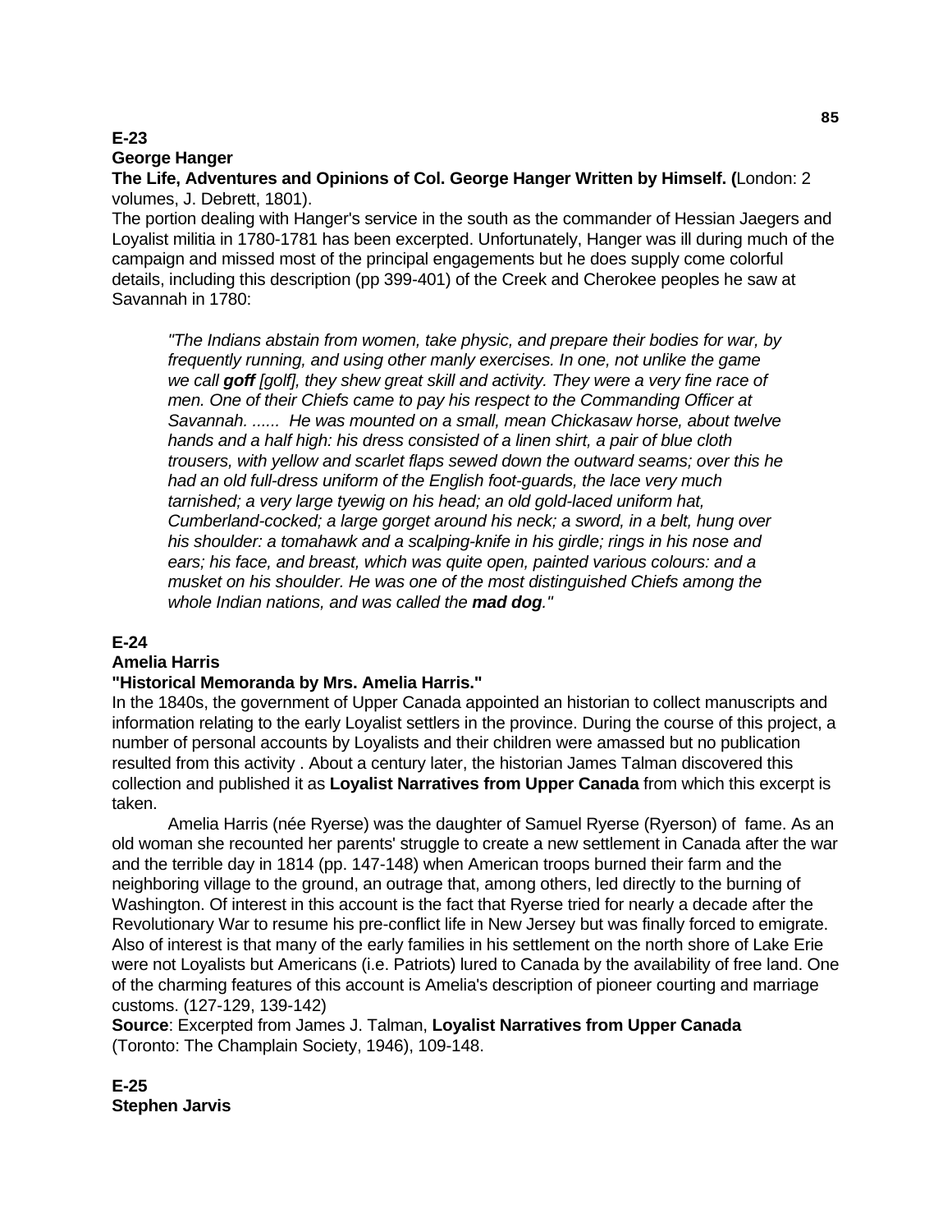**E-23**

**George Hanger**

**The Life, Adventures and Opinions of Col. George Hanger Written by Himself. (**London: 2 volumes, J. Debrett, 1801).

The portion dealing with Hanger's service in the south as the commander of Hessian Jaegers and Loyalist militia in 1780-1781 has been excerpted. Unfortunately, Hanger was ill during much of the campaign and missed most of the principal engagements but he does supply come colorful details, including this description (pp 399-401) of the Creek and Cherokee peoples he saw at Savannah in 1780:

> *"The Indians abstain from women, take physic, and prepare their bodies for war, by frequently running, and using other manly exercises. In one, not unlike the game we call **goff** [golf], they shew great skill and activity. They were a very fine race of men. One of their Chiefs came to pay his respect to the Commanding Officer at Savannah. ......  He was mounted on a small, mean Chickasaw horse, about twelve hands and a half high: his dress consisted of a linen shirt, a pair of blue cloth trousers, with yellow and scarlet flaps sewed down the outward seams; over this he had an old full-dress uniform of the English foot-guards, the lace very much tarnished; a very large tyewig on his head; an old gold-laced uniform hat, Cumberland-cocked; a large gorget around his neck; a sword, in a belt, hung over his shoulder: a tomahawk and a scalping-knife in his girdle; rings in his nose and ears; his face, and breast, which was quite open, painted various colours: and a musket on his shoulder. He was one of the most distinguished Chiefs among the whole Indian nations, and was called the **mad dog**."*

**E-24**

**Amelia Harris**

**"Historical Memoranda by Mrs. Amelia Harris."**

In the 1840s, the government of Upper Canada appointed an historian to collect manuscripts and information relating to the early Loyalist settlers in the province. During the course of this project, a number of personal accounts by Loyalists and their children were amassed but no publication resulted from this activity . About a century later, the historian James Talman discovered this collection and published it as **Loyalist Narratives from Upper Canada** from which this excerpt is taken.

Amelia Harris (née Ryerse) was the daughter of Samuel Ryerse (Ryerson) of  fame. As an old woman she recounted her parents' struggle to create a new settlement in Canada after the war and the terrible day in 1814 (pp. 147-148) when American troops burned their farm and the neighboring village to the ground, an outrage that, among others, led directly to the burning of Washington. Of interest in this account is the fact that Ryerse tried for nearly a decade after the Revolutionary War to resume his pre-conflict life in New Jersey but was finally forced to emigrate. Also of interest is that many of the early families in his settlement on the north shore of Lake Erie were not Loyalists but Americans (i.e. Patriots) lured to Canada by the availability of free land. One of the charming features of this account is Amelia's description of pioneer courting and marriage customs. (127-129, 139-142)

**Source**: Excerpted from James J. Talman, **Loyalist Narratives from Upper Canada** (Toronto: The Champlain Society, 1946), 109-148.

**E-25**

**Stephen Jarvis**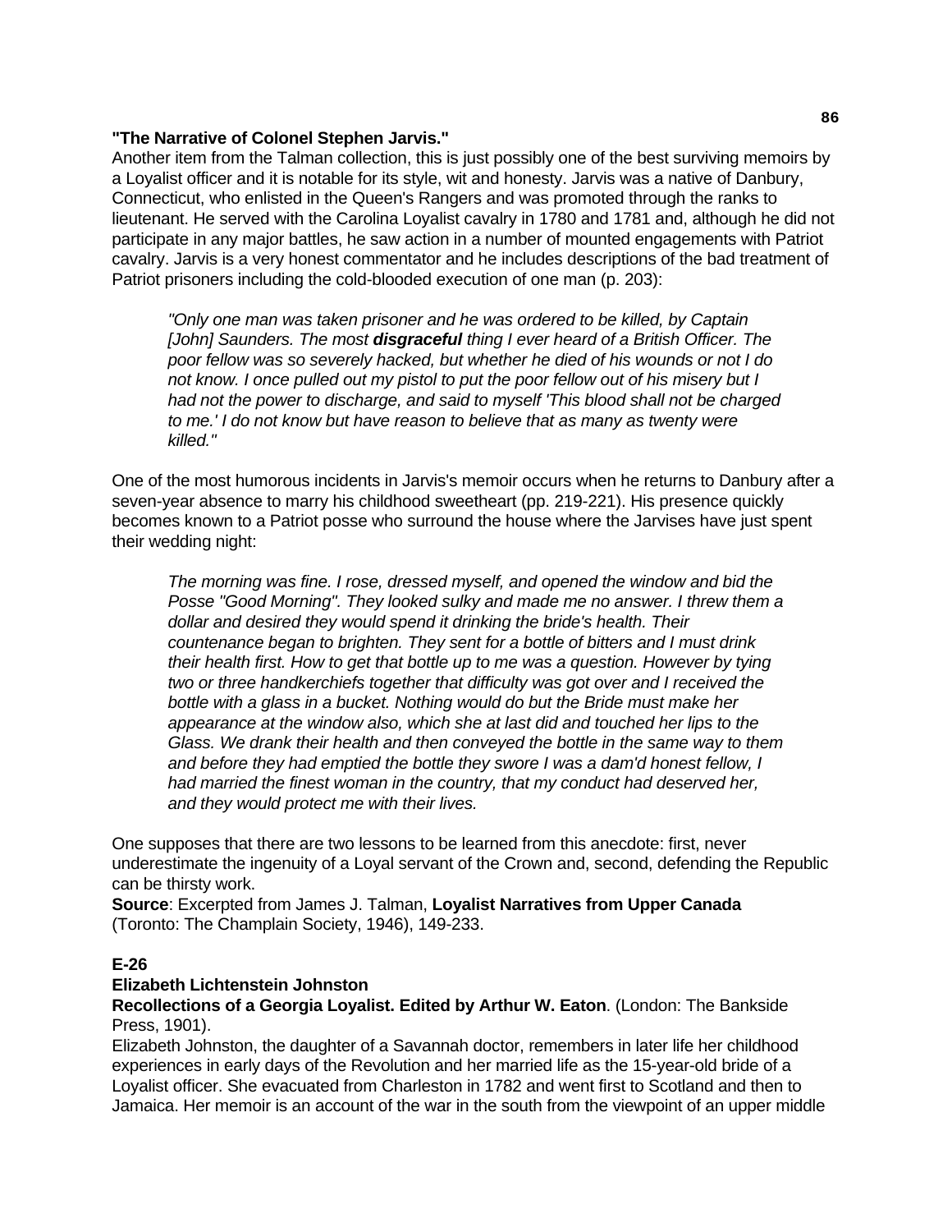**"The Narrative of Colonel Stephen Jarvis."**
Another item from the Talman collection, this is just possibly one of the best surviving memoirs by a Loyalist officer and it is notable for its style, wit and honesty. Jarvis was a native of Danbury, Connecticut, who enlisted in the Queen's Rangers and was promoted through the ranks to lieutenant. He served with the Carolina Loyalist cavalry in 1780 and 1781 and, although he did not participate in any major battles, he saw action in a number of mounted engagements with Patriot cavalry. Jarvis is a very honest commentator and he includes descriptions of the bad treatment of Patriot prisoners including the cold-blooded execution of one man (p. 203):

> *"Only one man was taken prisoner and he was ordered to be killed, by Captain [John] Saunders. The most **disgraceful** thing I ever heard of a British Officer. The poor fellow was so severely hacked, but whether he died of his wounds or not I do not know. I once pulled out my pistol to put the poor fellow out of his misery but I had not the power to discharge, and said to myself 'This blood shall not be charged to me.' I do not know but have reason to believe that as many as twenty were killed."*

One of the most humorous incidents in Jarvis's memoir occurs when he returns to Danbury after a seven-year absence to marry his childhood sweetheart (pp. 219-221). His presence quickly becomes known to a Patriot posse who surround the house where the Jarvises have just spent their wedding night:

> *The morning was fine. I rose, dressed myself, and opened the window and bid the Posse "Good Morning". They looked sulky and made me no answer. I threw them a dollar and desired they would spend it drinking the bride's health. Their countenance began to brighten. They sent for a bottle of bitters and I must drink their health first. How to get that bottle up to me was a question. However by tying two or three handkerchiefs together that difficulty was got over and I received the bottle with a glass in a bucket. Nothing would do but the Bride must make her appearance at the window also, which she at last did and touched her lips to the Glass. We drank their health and then conveyed the bottle in the same way to them and before they had emptied the bottle they swore I was a dam'd honest fellow, I had married the finest woman in the country, that my conduct had deserved her, and they would protect me with their lives.*

One supposes that there are two lessons to be learned from this anecdote: first, never underestimate the ingenuity of a Loyal servant of the Crown and, second, defending the Republic can be thirsty work.
**Source**: Excerpted from James J. Talman, **Loyalist Narratives from Upper Canada** (Toronto: The Champlain Society, 1946), 149-233.

**E-26**
**Elizabeth Lichtenstein Johnston**
**Recollections of a Georgia Loyalist. Edited by Arthur W. Eaton**. (London: The Bankside Press, 1901).
Elizabeth Johnston, the daughter of a Savannah doctor, remembers in later life her childhood experiences in early days of the Revolution and her married life as the 15-year-old bride of a Loyalist officer. She evacuated from Charleston in 1782 and went first to Scotland and then to Jamaica. Her memoir is an account of the war in the south from the viewpoint of an upper middle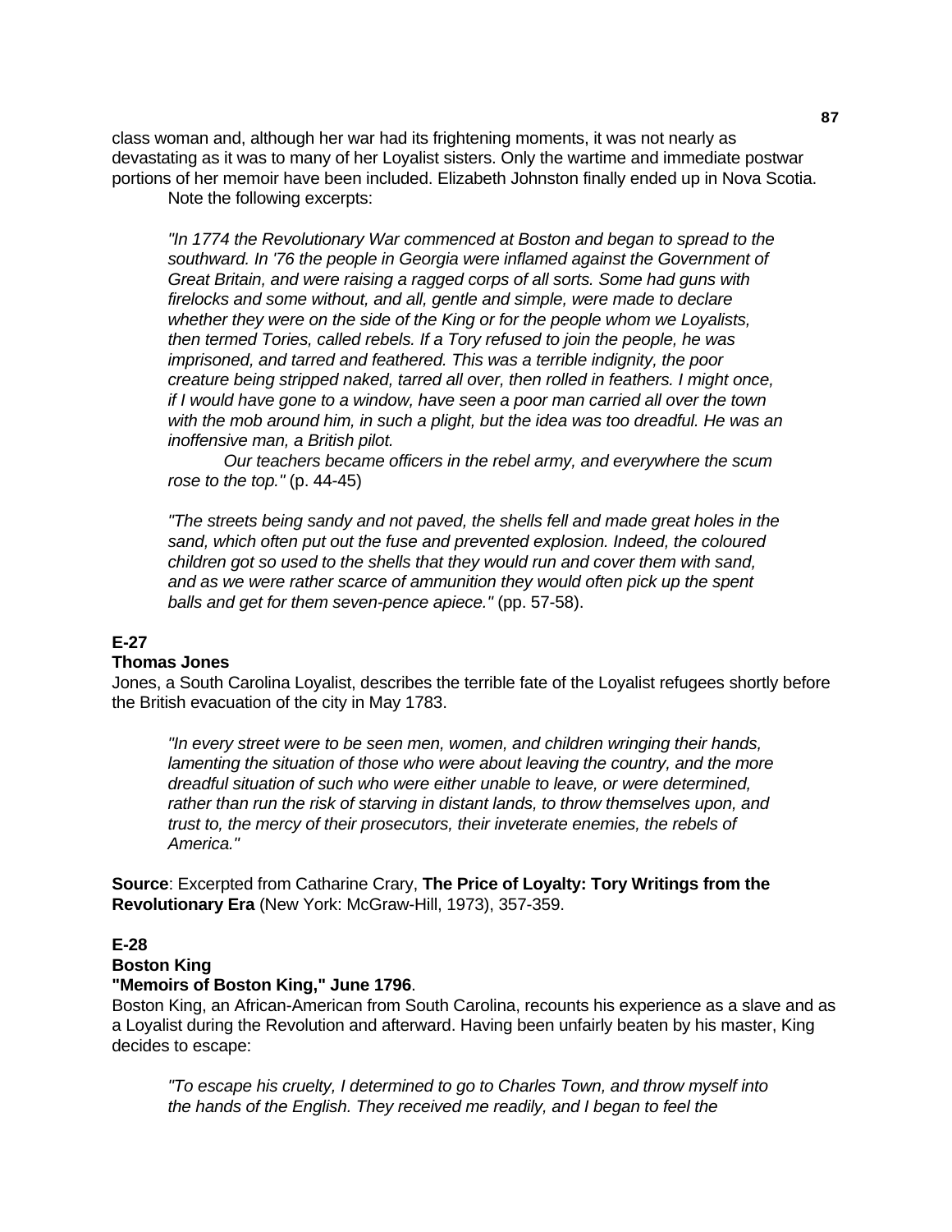class woman and, although her war had its frightening moments, it was not nearly as devastating as it was to many of her Loyalist sisters. Only the wartime and immediate postwar portions of her memoir have been included. Elizabeth Johnston finally ended up in Nova Scotia.

Note the following excerpts:

> *"In 1774 the Revolutionary War commenced at Boston and began to spread to the southward. In '76 the people in Georgia were inflamed against the Government of Great Britain, and were raising a ragged corps of all sorts. Some had guns with firelocks and some without, and all, gentle and simple, were made to declare whether they were on the side of the King or for the people whom we Loyalists, then termed Tories, called rebels. If a Tory refused to join the people, he was imprisoned, and tarred and feathered. This was a terrible indignity, the poor creature being stripped naked, tarred all over, then rolled in feathers. I might once, if I would have gone to a window, have seen a poor man carried all over the town with the mob around him, in such a plight, but the idea was too dreadful. He was an inoffensive man, a British pilot.*
>
> *Our teachers became officers in the rebel army, and everywhere the scum rose to the top."* (p. 44-45)

> *"The streets being sandy and not paved, the shells fell and made great holes in the sand, which often put out the fuse and prevented explosion. Indeed, the coloured children got so used to the shells that they would run and cover them with sand, and as we were rather scarce of ammunition they would often pick up the spent balls and get for them seven-pence apiece."* (pp. 57-58).

**E-27**

**Thomas Jones**

Jones, a South Carolina Loyalist, describes the terrible fate of the Loyalist refugees shortly before the British evacuation of the city in May 1783.

> *"In every street were to be seen men, women, and children wringing their hands, lamenting the situation of those who were about leaving the country, and the more dreadful situation of such who were either unable to leave, or were determined, rather than run the risk of starving in distant lands, to throw themselves upon, and trust to, the mercy of their prosecutors, their inveterate enemies, the rebels of America."*

**Source**: Excerpted from Catharine Crary, **The Price of Loyalty: Tory Writings from the Revolutionary Era** (New York: McGraw-Hill, 1973), 357-359.

**E-28**

**Boston King**

**"Memoirs of Boston King," June 1796**.

Boston King, an African-American from South Carolina, recounts his experience as a slave and as a Loyalist during the Revolution and afterward. Having been unfairly beaten by his master, King decides to escape:

> *"To escape his cruelty, I determined to go to Charles Town, and throw myself into the hands of the English. They received me readily, and I began to feel the*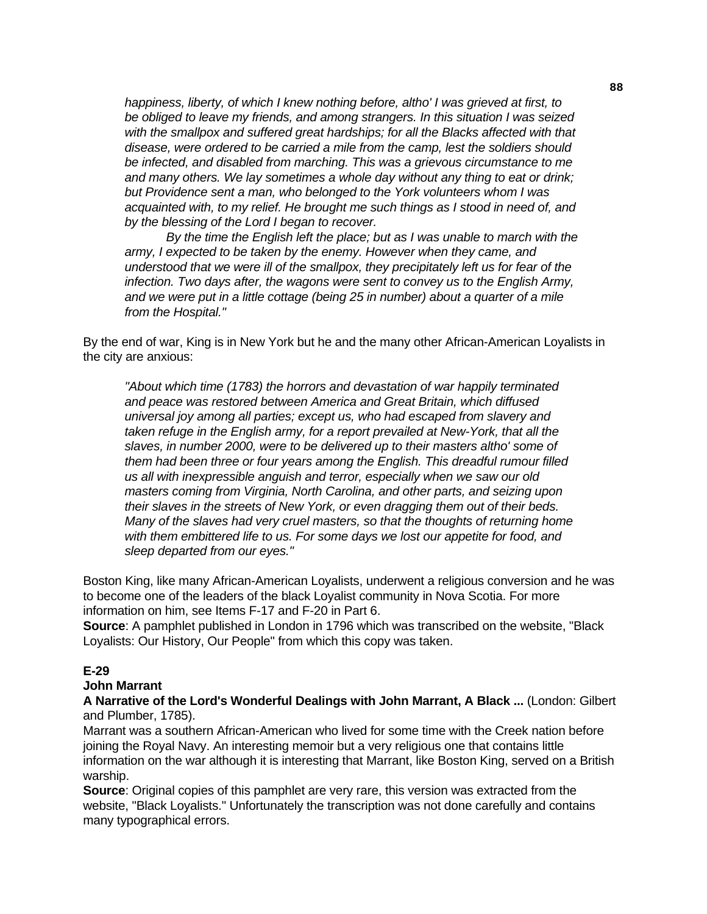*happiness, liberty, of which I knew nothing before, altho' I was grieved at first, to be obliged to leave my friends, and among strangers. In this situation I was seized with the smallpox and suffered great hardships; for all the Blacks affected with that disease, were ordered to be carried a mile from the camp, lest the soldiers should be infected, and disabled from marching. This was a grievous circumstance to me and many others. We lay sometimes a whole day without any thing to eat or drink; but Providence sent a man, who belonged to the York volunteers whom I was acquainted with, to my relief. He brought me such things as I stood in need of, and by the blessing of the Lord I began to recover.*

*By the time the English left the place; but as I was unable to march with the army, I expected to be taken by the enemy. However when they came, and understood that we were ill of the smallpox, they precipitately left us for fear of the infection. Two days after, the wagons were sent to convey us to the English Army, and we were put in a little cottage (being 25 in number) about a quarter of a mile from the Hospital."*

By the end of war, King is in New York but he and the many other African-American Loyalists in the city are anxious:

*"About which time (1783) the horrors and devastation of war happily terminated and peace was restored between America and Great Britain, which diffused universal joy among all parties; except us, who had escaped from slavery and taken refuge in the English army, for a report prevailed at New-York, that all the slaves, in number 2000, were to be delivered up to their masters altho' some of them had been three or four years among the English. This dreadful rumour filled us all with inexpressible anguish and terror, especially when we saw our old masters coming from Virginia, North Carolina, and other parts, and seizing upon their slaves in the streets of New York, or even dragging them out of their beds. Many of the slaves had very cruel masters, so that the thoughts of returning home with them embittered life to us. For some days we lost our appetite for food, and sleep departed from our eyes."*

Boston King, like many African-American Loyalists, underwent a religious conversion and he was to become one of the leaders of the black Loyalist community in Nova Scotia. For more information on him, see Items F-17 and F-20 in Part 6.
**Source**: A pamphlet published in London in 1796 which was transcribed on the website, "Black Loyalists: Our History, Our People" from which this copy was taken.

**E-29**
**John Marrant**
**A Narrative of the Lord's Wonderful Dealings with John Marrant, A Black ...** (London: Gilbert and Plumber, 1785).
Marrant was a southern African-American who lived for some time with the Creek nation before joining the Royal Navy. An interesting memoir but a very religious one that contains little information on the war although it is interesting that Marrant, like Boston King, served on a British warship.
**Source**: Original copies of this pamphlet are very rare, this version was extracted from the website, "Black Loyalists." Unfortunately the transcription was not done carefully and contains many typographical errors.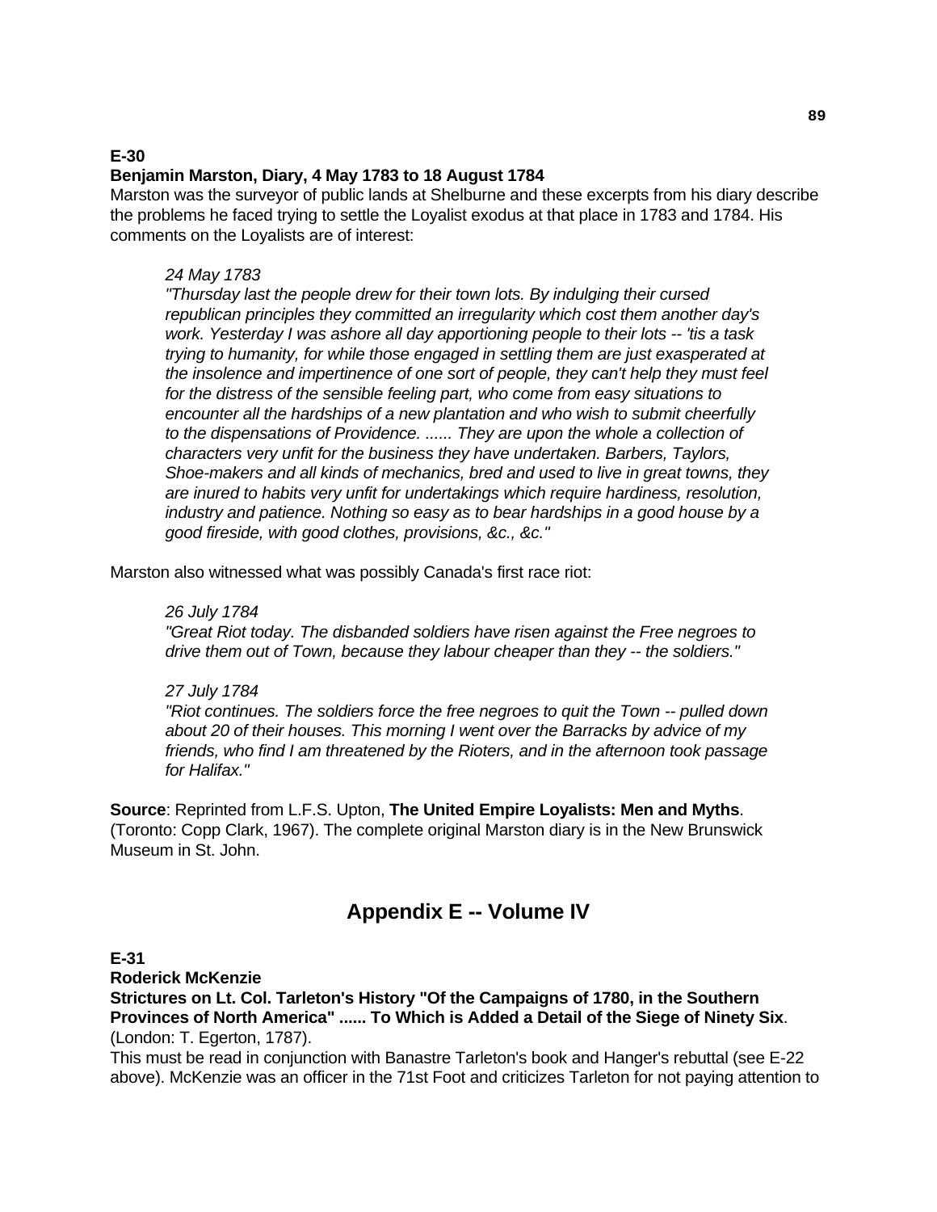**E-30**

**Benjamin Marston, Diary, 4 May 1783 to 18 August 1784**

Marston was the surveyor of public lands at Shelburne and these excerpts from his diary describe the problems he faced trying to settle the Loyalist exodus at that place in 1783 and 1784. His comments on the Loyalists are of interest:

> *24 May 1783*
>
> *"Thursday last the people drew for their town lots. By indulging their cursed republican principles they committed an irregularity which cost them another day's work. Yesterday I was ashore all day apportioning people to their lots -- 'tis a task trying to humanity, for while those engaged in settling them are just exasperated at the insolence and impertinence of one sort of people, they can't help they must feel for the distress of the sensible feeling part, who come from easy situations to encounter all the hardships of a new plantation and who wish to submit cheerfully to the dispensations of Providence. ...... They are upon the whole a collection of characters very unfit for the business they have undertaken. Barbers, Taylors, Shoe-makers and all kinds of mechanics, bred and used to live in great towns, they are inured to habits very unfit for undertakings which require hardiness, resolution, industry and patience. Nothing so easy as to bear hardships in a good house by a good fireside, with good clothes, provisions, &c., &c."*

Marston also witnessed what was possibly Canada's first race riot:

> *26 July 1784*
>
> *"Great Riot today. The disbanded soldiers have risen against the Free negroes to drive them out of Town, because they labour cheaper than they -- the soldiers."*
>
> *27 July 1784*
>
> *"Riot continues. The soldiers force the free negroes to quit the Town -- pulled down about 20 of their houses. This morning I went over the Barracks by advice of my friends, who find I am threatened by the Rioters, and in the afternoon took passage for Halifax."*

**Source**: Reprinted from L.F.S. Upton, **The United Empire Loyalists: Men and Myths**. (Toronto: Copp Clark, 1967). The complete original Marston diary is in the New Brunswick Museum in St. John.

## Appendix E -- Volume IV

**E-31**

**Roderick McKenzie**

**Strictures on Lt. Col. Tarleton's History "Of the Campaigns of 1780, in the Southern Provinces of North America" ...... To Which is Added a Detail of the Siege of Ninety Six**. (London: T. Egerton, 1787).

This must be read in conjunction with Banastre Tarleton's book and Hanger's rebuttal (see E-22 above). McKenzie was an officer in the 71st Foot and criticizes Tarleton for not paying attention to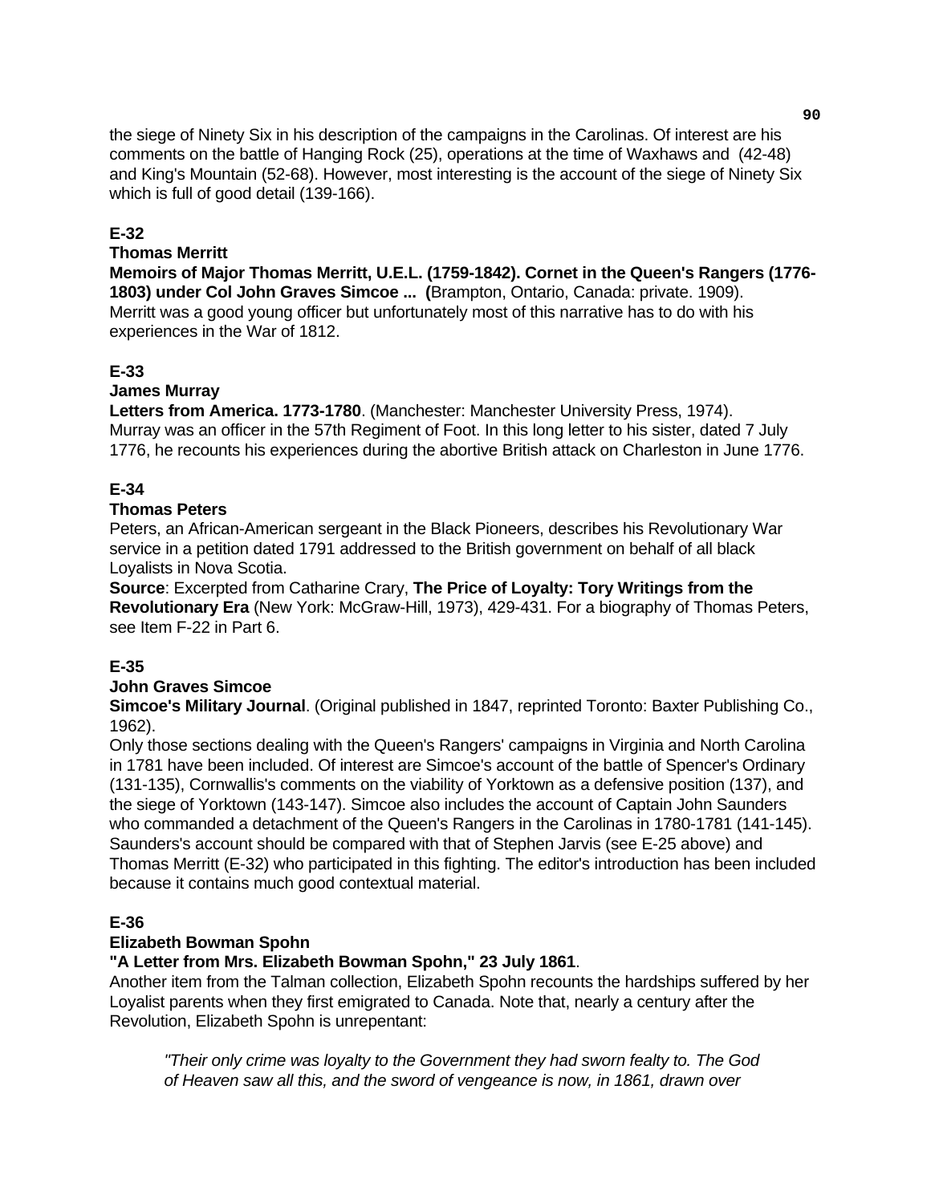the siege of Ninety Six in his description of the campaigns in the Carolinas. Of interest are his comments on the battle of Hanging Rock (25), operations at the time of Waxhaws and (42-48) and King's Mountain (52-68). However, most interesting is the account of the siege of Ninety Six which is full of good detail (139-166).

**E-32**

**Thomas Merritt**

**Memoirs of Major Thomas Merritt, U.E.L. (1759-1842). Cornet in the Queen's Rangers (1776-1803) under Col John Graves Simcoe ... (**Brampton, Ontario, Canada: private. 1909).
Merritt was a good young officer but unfortunately most of this narrative has to do with his experiences in the War of 1812.

**E-33**

**James Murray**

**Letters from America. 1773-1780**. (Manchester: Manchester University Press, 1974).
Murray was an officer in the 57th Regiment of Foot. In this long letter to his sister, dated 7 July 1776, he recounts his experiences during the abortive British attack on Charleston in June 1776.

**E-34**

**Thomas Peters**

Peters, an African-American sergeant in the Black Pioneers, describes his Revolutionary War service in a petition dated 1791 addressed to the British government on behalf of all black Loyalists in Nova Scotia.
**Source**: Excerpted from Catharine Crary, **The Price of Loyalty: Tory Writings from the Revolutionary Era** (New York: McGraw-Hill, 1973), 429-431. For a biography of Thomas Peters, see Item F-22 in Part 6.

**E-35**

**John Graves Simcoe**

**Simcoe's Military Journal**. (Original published in 1847, reprinted Toronto: Baxter Publishing Co., 1962).
Only those sections dealing with the Queen's Rangers' campaigns in Virginia and North Carolina in 1781 have been included. Of interest are Simcoe's account of the battle of Spencer's Ordinary (131-135), Cornwallis's comments on the viability of Yorktown as a defensive position (137), and the siege of Yorktown (143-147). Simcoe also includes the account of Captain John Saunders who commanded a detachment of the Queen's Rangers in the Carolinas in 1780-1781 (141-145). Saunders's account should be compared with that of Stephen Jarvis (see E-25 above) and Thomas Merritt (E-32) who participated in this fighting. The editor's introduction has been included because it contains much good contextual material.

**E-36**

**Elizabeth Bowman Spohn**

**"A Letter from Mrs. Elizabeth Bowman Spohn," 23 July 1861**.
Another item from the Talman collection, Elizabeth Spohn recounts the hardships suffered by her Loyalist parents when they first emigrated to Canada. Note that, nearly a century after the Revolution, Elizabeth Spohn is unrepentant:

> *"Their only crime was loyalty to the Government they had sworn fealty to. The God of Heaven saw all this, and the sword of vengeance is now, in 1861, drawn over*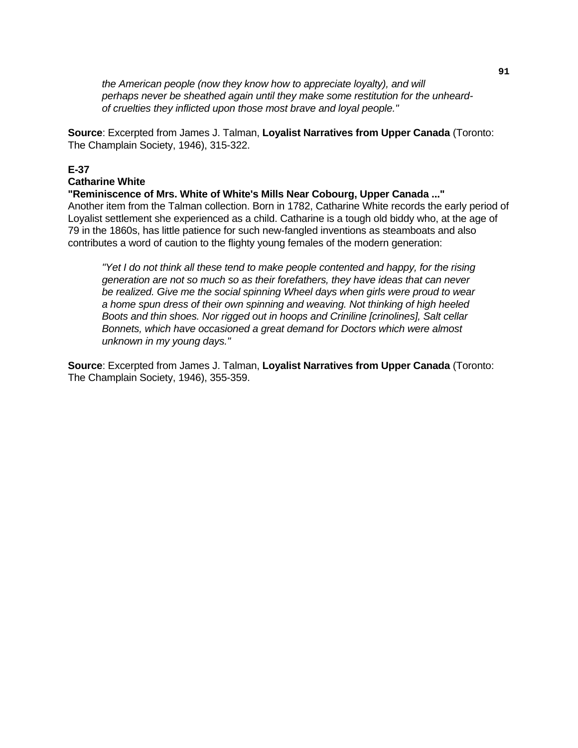> *the American people (now they know how to appreciate loyalty), and will perhaps never be sheathed again until they make some restitution for the unheard-of cruelties they inflicted upon those most brave and loyal people."*

**Source**: Excerpted from James J. Talman, **Loyalist Narratives from Upper Canada** (Toronto: The Champlain Society, 1946), 315-322.

**E-37**
**Catharine White**
**"Reminiscence of Mrs. White of White's Mills Near Cobourg, Upper Canada ..."**
Another item from the Talman collection. Born in 1782, Catharine White records the early period of Loyalist settlement she experienced as a child. Catharine is a tough old biddy who, at the age of 79 in the 1860s, has little patience for such new-fangled inventions as steamboats and also contributes a word of caution to the flighty young females of the modern generation:

> *"Yet I do not think all these tend to make people contented and happy, for the rising generation are not so much so as their forefathers, they have ideas that can never be realized. Give me the social spinning Wheel days when girls were proud to wear a home spun dress of their own spinning and weaving. Not thinking of high heeled Boots and thin shoes. Nor rigged out in hoops and Criniline [crinolines], Salt cellar Bonnets, which have occasioned a great demand for Doctors which were almost unknown in my young days."*

**Source**: Excerpted from James J. Talman, **Loyalist Narratives from Upper Canada** (Toronto: The Champlain Society, 1946), 355-359.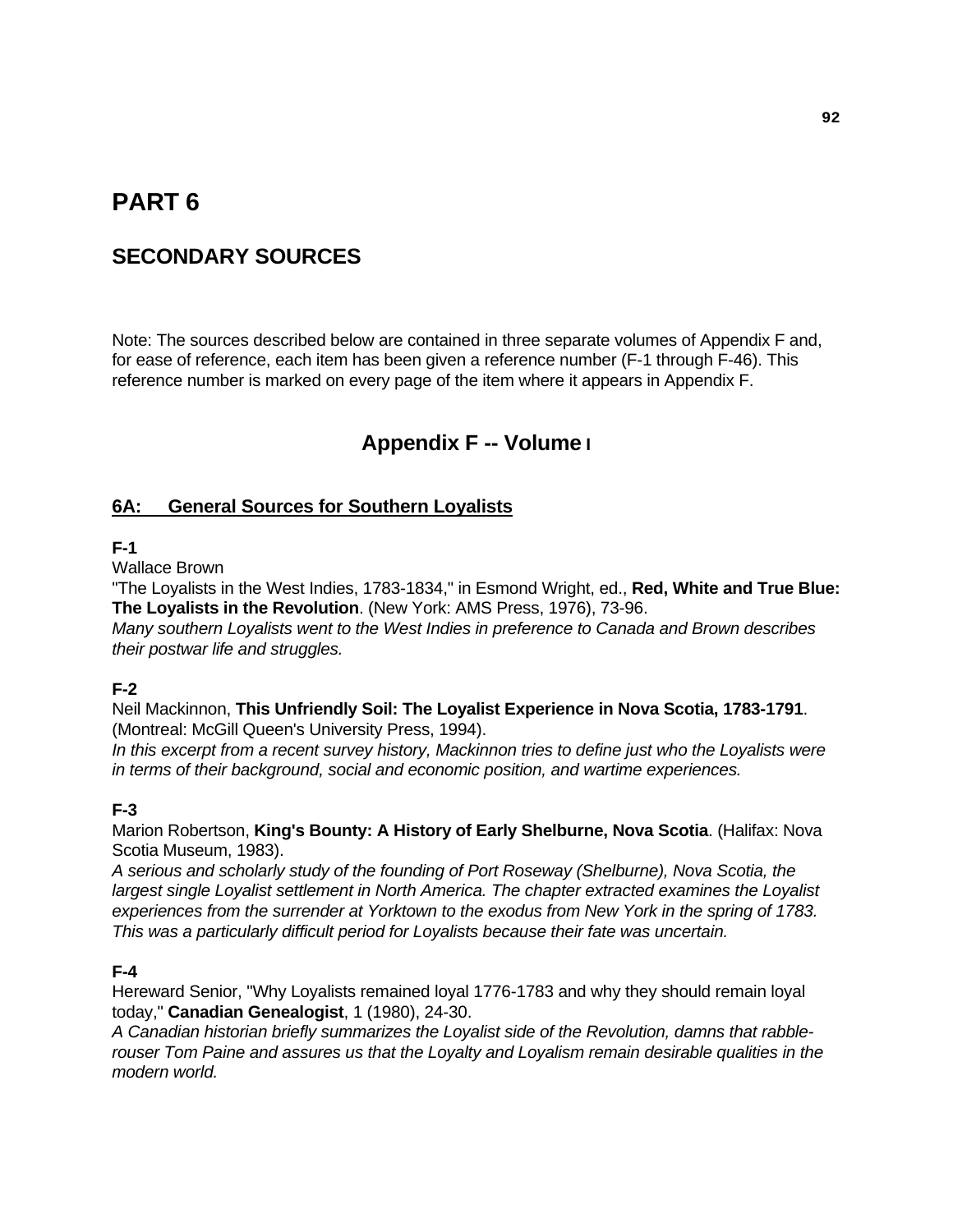# PART 6

## SECONDARY SOURCES

Note: The sources described below are contained in three separate volumes of Appendix F and, for ease of reference, each item has been given a reference number (F-1 through F-46). This reference number is marked on every page of the item where it appears in Appendix F.

## Appendix F -- Volume I

### 6A: General Sources for Southern Loyalists

**F-1**

Wallace Brown
"The Loyalists in the West Indies, 1783-1834," in Esmond Wright, ed., **Red, White and True Blue: The Loyalists in the Revolution**. (New York: AMS Press, 1976), 73-96.
*Many southern Loyalists went to the West Indies in preference to Canada and Brown describes their postwar life and struggles.*

**F-2**

Neil Mackinnon, **This Unfriendly Soil: The Loyalist Experience in Nova Scotia, 1783-1791**. (Montreal: McGill Queen's University Press, 1994).
*In this excerpt from a recent survey history, Mackinnon tries to define just who the Loyalists were in terms of their background, social and economic position, and wartime experiences.*

**F-3**

Marion Robertson, **King's Bounty: A History of Early Shelburne, Nova Scotia**. (Halifax: Nova Scotia Museum, 1983).
*A serious and scholarly study of the founding of Port Roseway (Shelburne), Nova Scotia, the largest single Loyalist settlement in North America. The chapter extracted examines the Loyalist experiences from the surrender at Yorktown to the exodus from New York in the spring of 1783. This was a particularly difficult period for Loyalists because their fate was uncertain.*

**F-4**

Hereward Senior, "Why Loyalists remained loyal 1776-1783 and why they should remain loyal today," **Canadian Genealogist**, 1 (1980), 24-30.
*A Canadian historian briefly summarizes the Loyalist side of the Revolution, damns that rabble-rouser Tom Paine and assures us that the Loyalty and Loyalism remain desirable qualities in the modern world.*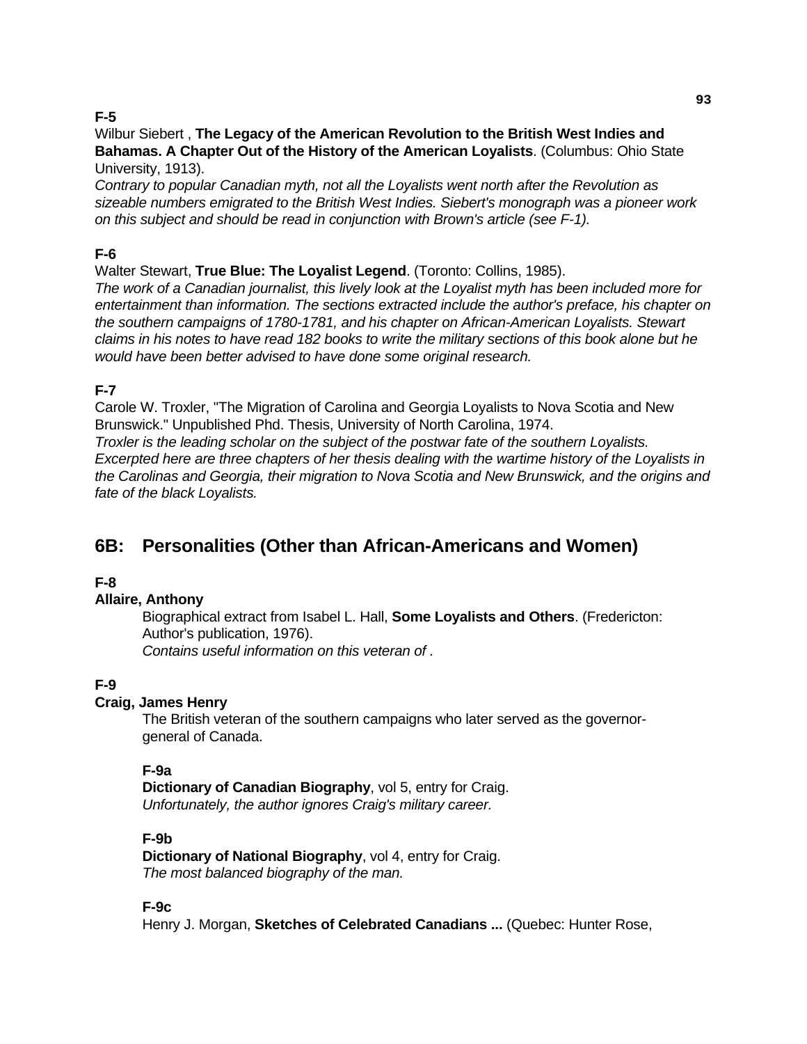**F-5**

Wilbur Siebert , **The Legacy of the American Revolution to the British West Indies and Bahamas. A Chapter Out of the History of the American Loyalists**. (Columbus: Ohio State University, 1913).

*Contrary to popular Canadian myth, not all the Loyalists went north after the Revolution as sizeable numbers emigrated to the British West Indies. Siebert's monograph was a pioneer work on this subject and should be read in conjunction with Brown's article (see F-1).*

**F-6**

Walter Stewart, **True Blue: The Loyalist Legend**. (Toronto: Collins, 1985).

*The work of a Canadian journalist, this lively look at the Loyalist myth has been included more for entertainment than information. The sections extracted include the author's preface, his chapter on the southern campaigns of 1780-1781, and his chapter on African-American Loyalists. Stewart claims in his notes to have read 182 books to write the military sections of this book alone but he would have been better advised to have done some original research.*

**F-7**

Carole W. Troxler, "The Migration of Carolina and Georgia Loyalists to Nova Scotia and New Brunswick." Unpublished Phd. Thesis, University of North Carolina, 1974.

*Troxler is the leading scholar on the subject of the postwar fate of the southern Loyalists. Excerpted here are three chapters of her thesis dealing with the wartime history of the Loyalists in the Carolinas and Georgia, their migration to Nova Scotia and New Brunswick, and the origins and fate of the black Loyalists.*

## 6B: Personalities (Other than African-Americans and Women)

**F-8**

**Allaire, Anthony**

Biographical extract from Isabel L. Hall, **Some Loyalists and Others**. (Fredericton: Author's publication, 1976).

*Contains useful information on this veteran of .*

**F-9**

**Craig, James Henry**

The British veteran of the southern campaigns who later served as the governor-general of Canada.

**F-9a**

**Dictionary of Canadian Biography**, vol 5, entry for Craig.

*Unfortunately, the author ignores Craig's military career.*

**F-9b**

**Dictionary of National Biography**, vol 4, entry for Craig.

*The most balanced biography of the man.*

**F-9c**

Henry J. Morgan, **Sketches of Celebrated Canadians ...** (Quebec: Hunter Rose,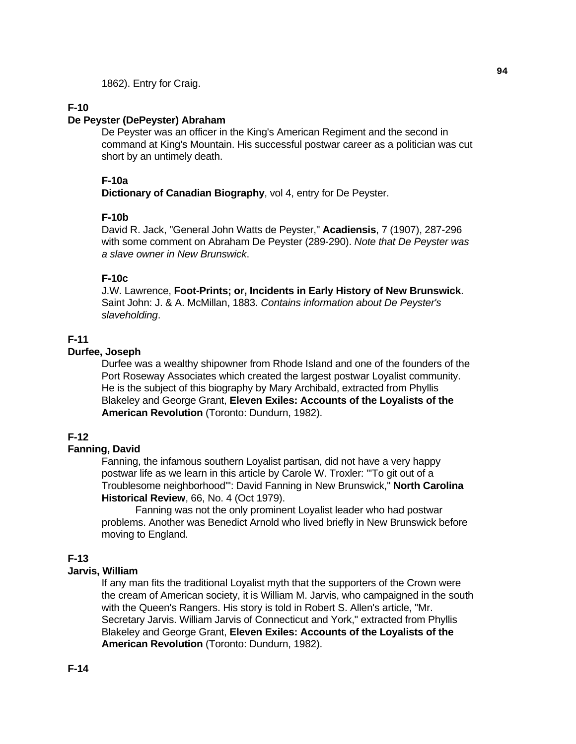1862). Entry for Craig.

**F-10**

**De Peyster (DePeyster) Abraham**

De Peyster was an officer in the King's American Regiment and the second in command at King's Mountain. His successful postwar career as a politician was cut short by an untimely death.

**F-10a**

**Dictionary of Canadian Biography**, vol 4, entry for De Peyster.

**F-10b**

David R. Jack, "General John Watts de Peyster," **Acadiensis**, 7 (1907), 287-296 with some comment on Abraham De Peyster (289-290). *Note that De Peyster was a slave owner in New Brunswick*.

**F-10c**

J.W. Lawrence, **Foot-Prints; or, Incidents in Early History of New Brunswick**. Saint John: J. & A. McMillan, 1883. *Contains information about De Peyster's slaveholding*.

**F-11**

**Durfee, Joseph**

Durfee was a wealthy shipowner from Rhode Island and one of the founders of the Port Roseway Associates which created the largest postwar Loyalist community. He is the subject of this biography by Mary Archibald, extracted from Phyllis Blakeley and George Grant, **Eleven Exiles: Accounts of the Loyalists of the American Revolution** (Toronto: Dundurn, 1982).

**F-12**

**Fanning, David**

Fanning, the infamous southern Loyalist partisan, did not have a very happy postwar life as we learn in this article by Carole W. Troxler: "'To git out of a Troublesome neighborhood'": David Fanning in New Brunswick," **North Carolina Historical Review**, 66, No. 4 (Oct 1979).

Fanning was not the only prominent Loyalist leader who had postwar problems. Another was Benedict Arnold who lived briefly in New Brunswick before moving to England.

**F-13**

**Jarvis, William**

If any man fits the traditional Loyalist myth that the supporters of the Crown were the cream of American society, it is William M. Jarvis, who campaigned in the south with the Queen's Rangers. His story is told in Robert S. Allen's article, "Mr. Secretary Jarvis. William Jarvis of Connecticut and York," extracted from Phyllis Blakeley and George Grant, **Eleven Exiles: Accounts of the Loyalists of the American Revolution** (Toronto: Dundurn, 1982).

**F-14**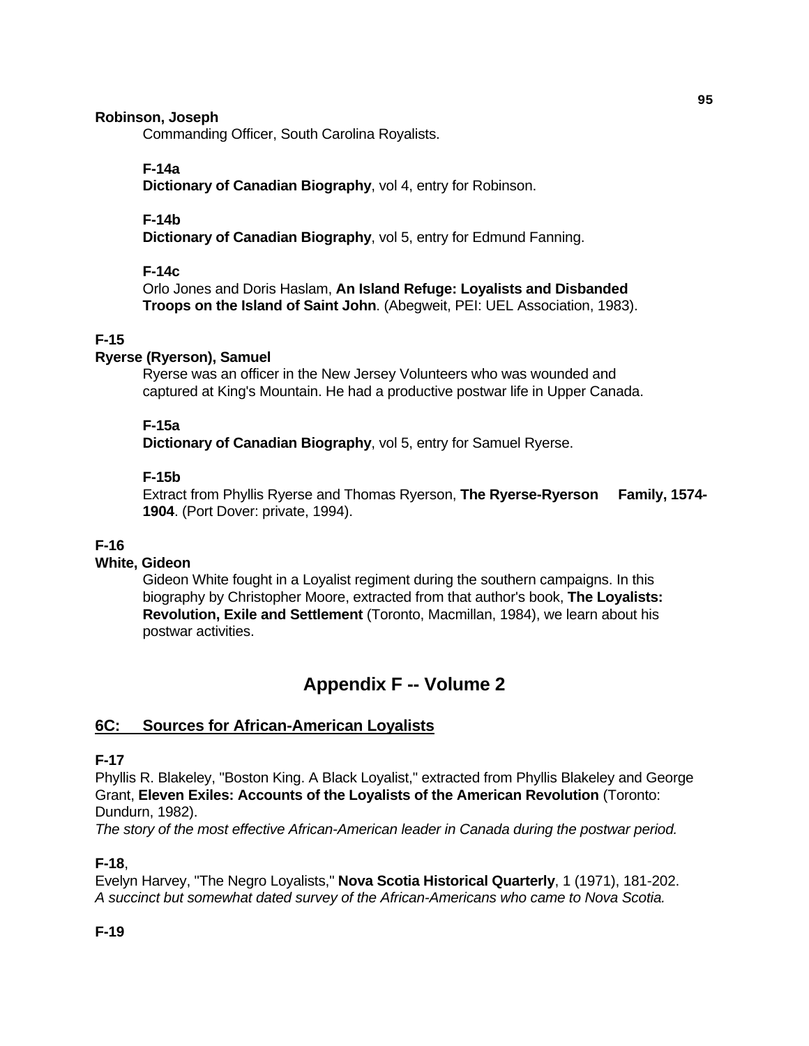**Robinson, Joseph**

Commanding Officer, South Carolina Royalists.

**F-14a**
**Dictionary of Canadian Biography**, vol 4, entry for Robinson.

**F-14b**
**Dictionary of Canadian Biography**, vol 5, entry for Edmund Fanning.

**F-14c**
Orlo Jones and Doris Haslam, **An Island Refuge: Loyalists and Disbanded Troops on the Island of Saint John**. (Abegweit, PEI: UEL Association, 1983).

**F-15**

**Ryerse (Ryerson), Samuel**

Ryerse was an officer in the New Jersey Volunteers who was wounded and captured at King's Mountain. He had a productive postwar life in Upper Canada.

**F-15a**
**Dictionary of Canadian Biography**, vol 5, entry for Samuel Ryerse.

**F-15b**
Extract from Phyllis Ryerse and Thomas Ryerson, **The Ryerse-Ryerson Family, 1574-1904**. (Port Dover: private, 1994).

**F-16**

**White, Gideon**

Gideon White fought in a Loyalist regiment during the southern campaigns. In this biography by Christopher Moore, extracted from that author's book, **The Loyalists: Revolution, Exile and Settlement** (Toronto, Macmillan, 1984), we learn about his postwar activities.

## Appendix F -- Volume 2

### 6C: Sources for African-American Loyalists

**F-17**
Phyllis R. Blakeley, "Boston King. A Black Loyalist," extracted from Phyllis Blakeley and George Grant, **Eleven Exiles: Accounts of the Loyalists of the American Revolution** (Toronto: Dundurn, 1982).
*The story of the most effective African-American leader in Canada during the postwar period.*

**F-18**,
Evelyn Harvey, "The Negro Loyalists," **Nova Scotia Historical Quarterly**, 1 (1971), 181-202.
*A succinct but somewhat dated survey of the African-Americans who came to Nova Scotia.*

**F-19**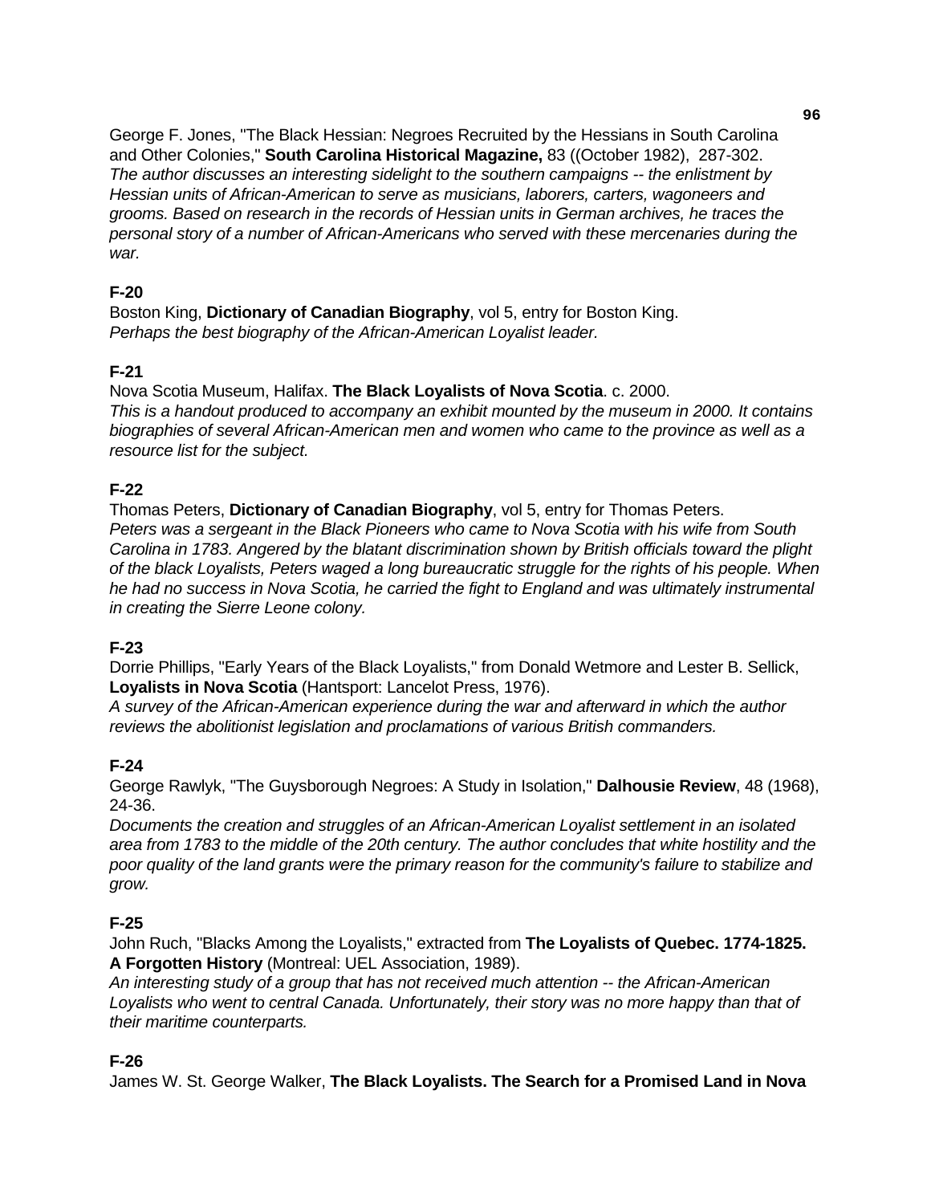George F. Jones, "The Black Hessian: Negroes Recruited by the Hessians in South Carolina and Other Colonies," **South Carolina Historical Magazine,** 83 ((October 1982), 287-302.
*The author discusses an interesting sidelight to the southern campaigns -- the enlistment by Hessian units of African-American to serve as musicians, laborers, carters, wagoneers and grooms. Based on research in the records of Hessian units in German archives, he traces the personal story of a number of African-Americans who served with these mercenaries during the war.*

**F-20**
Boston King, **Dictionary of Canadian Biography**, vol 5, entry for Boston King.
*Perhaps the best biography of the African-American Loyalist leader.*

**F-21**
Nova Scotia Museum, Halifax. **The Black Loyalists of Nova Scotia**. c. 2000.
*This is a handout produced to accompany an exhibit mounted by the museum in 2000. It contains biographies of several African-American men and women who came to the province as well as a resource list for the subject.*

**F-22**
Thomas Peters, **Dictionary of Canadian Biography**, vol 5, entry for Thomas Peters.
*Peters was a sergeant in the Black Pioneers who came to Nova Scotia with his wife from South Carolina in 1783. Angered by the blatant discrimination shown by British officials toward the plight of the black Loyalists, Peters waged a long bureaucratic struggle for the rights of his people. When he had no success in Nova Scotia, he carried the fight to England and was ultimately instrumental in creating the Sierre Leone colony.*

**F-23**
Dorrie Phillips, "Early Years of the Black Loyalists," from Donald Wetmore and Lester B. Sellick, **Loyalists in Nova Scotia** (Hantsport: Lancelot Press, 1976).
*A survey of the African-American experience during the war and afterward in which the author reviews the abolitionist legislation and proclamations of various British commanders.*

**F-24**
George Rawlyk, "The Guysborough Negroes: A Study in Isolation," **Dalhousie Review**, 48 (1968), 24-36.
*Documents the creation and struggles of an African-American Loyalist settlement in an isolated area from 1783 to the middle of the 20th century. The author concludes that white hostility and the poor quality of the land grants were the primary reason for the community's failure to stabilize and grow.*

**F-25**
John Ruch, "Blacks Among the Loyalists," extracted from **The Loyalists of Quebec. 1774-1825. A Forgotten History** (Montreal: UEL Association, 1989).
*An interesting study of a group that has not received much attention -- the African-American Loyalists who went to central Canada. Unfortunately, their story was no more happy than that of their maritime counterparts.*

**F-26**
James W. St. George Walker, **The Black Loyalists. The Search for a Promised Land in Nova**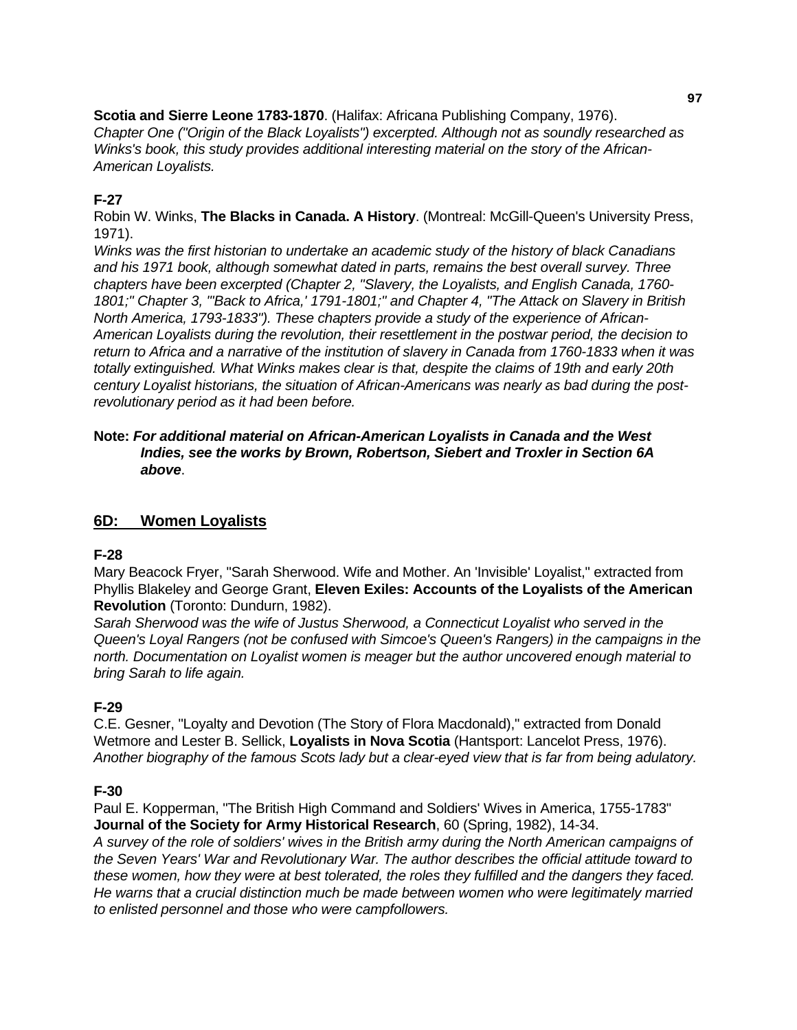**Scotia and Sierre Leone 1783-1870**. (Halifax: Africana Publishing Company, 1976).
*Chapter One ("Origin of the Black Loyalists") excerpted. Although not as soundly researched as Winks's book, this study provides additional interesting material on the story of the African-American Loyalists.*

**F-27**
Robin W. Winks, **The Blacks in Canada. A History**. (Montreal: McGill-Queen's University Press, 1971).
*Winks was the first historian to undertake an academic study of the history of black Canadians and his 1971 book, although somewhat dated in parts, remains the best overall survey. Three chapters have been excerpted (Chapter 2, "Slavery, the Loyalists, and English Canada, 1760-1801;" Chapter 3, "'Back to Africa,' 1791-1801;" and Chapter 4, "The Attack on Slavery in British North America, 1793-1833"). These chapters provide a study of the experience of African-American Loyalists during the revolution, their resettlement in the postwar period, the decision to return to Africa and a narrative of the institution of slavery in Canada from 1760-1833 when it was totally extinguished. What Winks makes clear is that, despite the claims of 19th and early 20th century Loyalist historians, the situation of African-Americans was nearly as bad during the post-revolutionary period as it had been before.*

**Note:** ***For additional material on African-American Loyalists in Canada and the West Indies, see the works by Brown, Robertson, Siebert and Troxler in Section 6A above***.

## 6D: Women Loyalists

**F-28**
Mary Beacock Fryer, "Sarah Sherwood. Wife and Mother. An 'Invisible' Loyalist," extracted from Phyllis Blakeley and George Grant, **Eleven Exiles: Accounts of the Loyalists of the American Revolution** (Toronto: Dundurn, 1982).
*Sarah Sherwood was the wife of Justus Sherwood, a Connecticut Loyalist who served in the Queen's Loyal Rangers (not be confused with Simcoe's Queen's Rangers) in the campaigns in the north. Documentation on Loyalist women is meager but the author uncovered enough material to bring Sarah to life again.*

**F-29**
C.E. Gesner, "Loyalty and Devotion (The Story of Flora Macdonald)," extracted from Donald Wetmore and Lester B. Sellick, **Loyalists in Nova Scotia** (Hantsport: Lancelot Press, 1976).
*Another biography of the famous Scots lady but a clear-eyed view that is far from being adulatory.*

**F-30**
Paul E. Kopperman, "The British High Command and Soldiers' Wives in America, 1755-1783" **Journal of the Society for Army Historical Research**, 60 (Spring, 1982), 14-34.
*A survey of the role of soldiers' wives in the British army during the North American campaigns of the Seven Years' War and Revolutionary War. The author describes the official attitude toward to these women, how they were at best tolerated, the roles they fulfilled and the dangers they faced. He warns that a crucial distinction much be made between women who were legitimately married to enlisted personnel and those who were campfollowers.*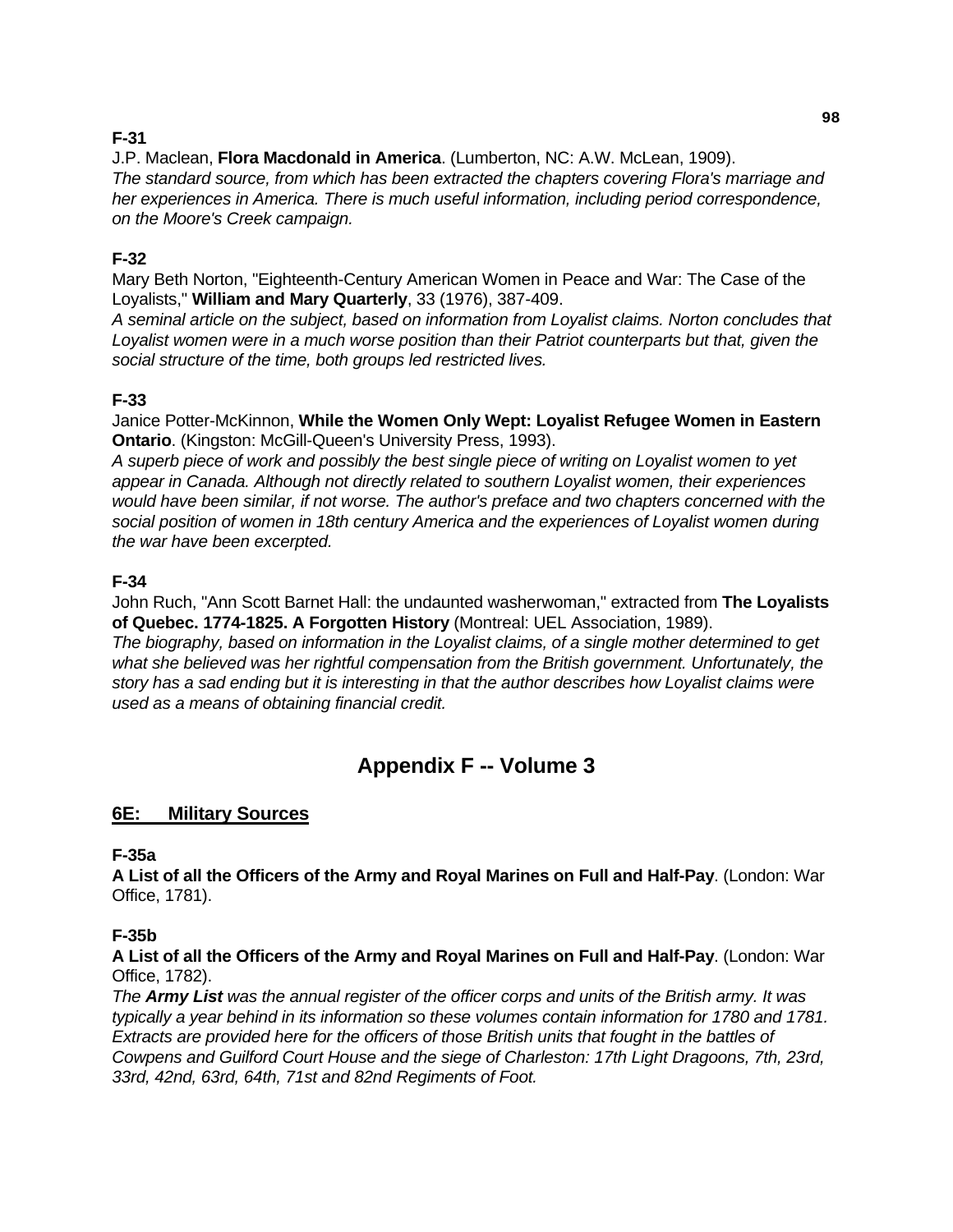### F-31

J.P. Maclean, **Flora Macdonald in America**. (Lumberton, NC: A.W. McLean, 1909).
*The standard source, from which has been extracted the chapters covering Flora's marriage and her experiences in America. There is much useful information, including period correspondence, on the Moore's Creek campaign.*

### F-32

Mary Beth Norton, "Eighteenth-Century American Women in Peace and War: The Case of the Loyalists," **William and Mary Quarterly**, 33 (1976), 387-409.
*A seminal article on the subject, based on information from Loyalist claims. Norton concludes that Loyalist women were in a much worse position than their Patriot counterparts but that, given the social structure of the time, both groups led restricted lives.*

### F-33

Janice Potter-McKinnon, **While the Women Only Wept: Loyalist Refugee Women in Eastern Ontario**. (Kingston: McGill-Queen's University Press, 1993).
*A superb piece of work and possibly the best single piece of writing on Loyalist women to yet appear in Canada. Although not directly related to southern Loyalist women, their experiences would have been similar, if not worse. The author's preface and two chapters concerned with the social position of women in 18th century America and the experiences of Loyalist women during the war have been excerpted.*

### F-34

John Ruch, "Ann Scott Barnet Hall: the undaunted washerwoman," extracted from **The Loyalists of Quebec. 1774-1825. A Forgotten History** (Montreal: UEL Association, 1989).
*The biography, based on information in the Loyalist claims, of a single mother determined to get what she believed was her rightful compensation from the British government. Unfortunately, the story has a sad ending but it is interesting in that the author describes how Loyalist claims were used as a means of obtaining financial credit.*

## Appendix F -- Volume 3

### 6E: Military Sources

### F-35a

**A List of all the Officers of the Army and Royal Marines on Full and Half-Pay**. (London: War Office, 1781).

### F-35b

**A List of all the Officers of the Army and Royal Marines on Full and Half-Pay**. (London: War Office, 1782).
*The* ***Army List*** *was the annual register of the officer corps and units of the British army. It was typically a year behind in its information so these volumes contain information for 1780 and 1781. Extracts are provided here for the officers of those British units that fought in the battles of Cowpens and Guilford Court House and the siege of Charleston: 17th Light Dragoons, 7th, 23rd, 33rd, 42nd, 63rd, 64th, 71st and 82nd Regiments of Foot.*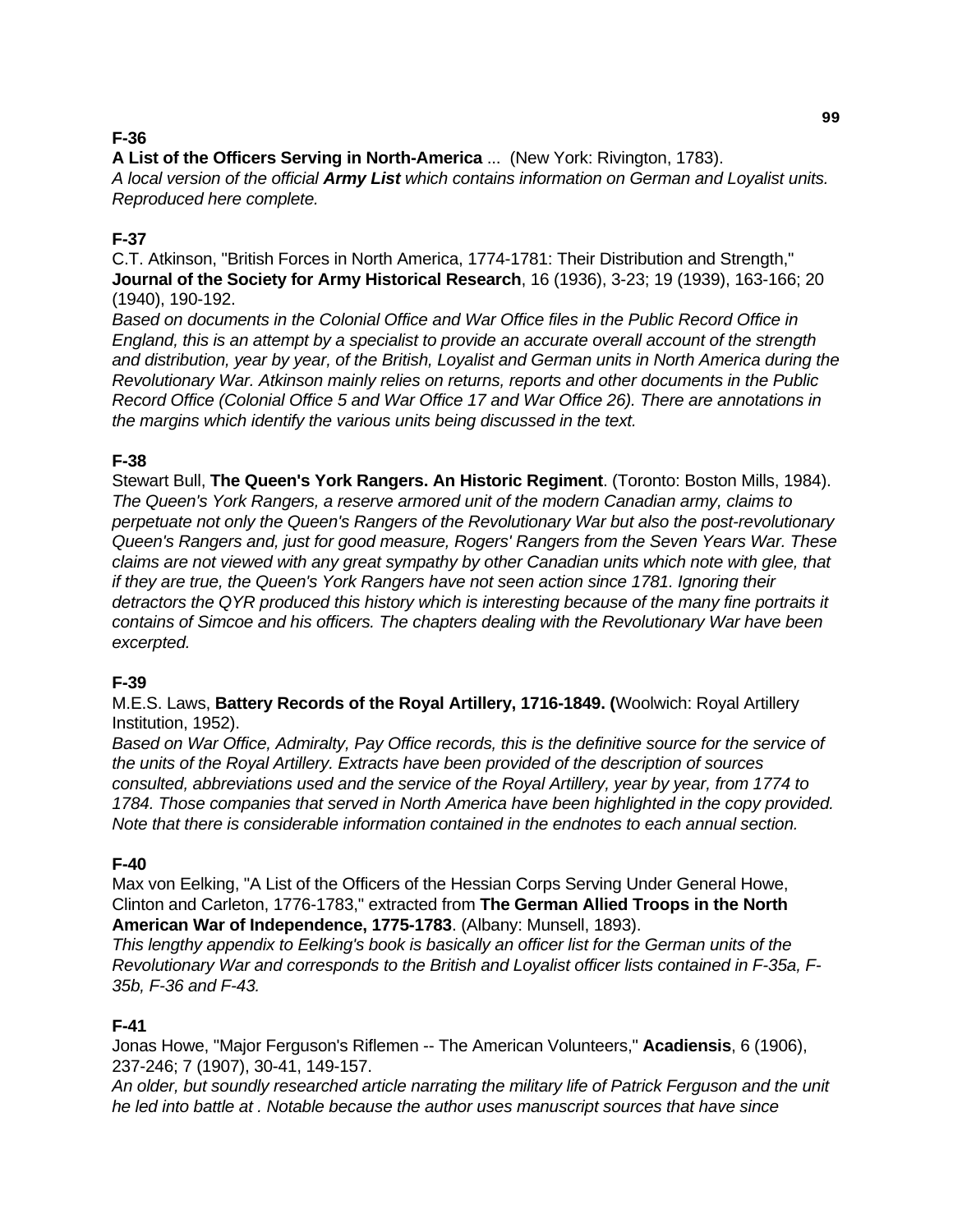**F-36**

**A List of the Officers Serving in North-America** ... (New York: Rivington, 1783).
*A local version of the official **Army List** which contains information on German and Loyalist units. Reproduced here complete.*

**F-37**

C.T. Atkinson, "British Forces in North America, 1774-1781: Their Distribution and Strength," **Journal of the Society for Army Historical Research**, 16 (1936), 3-23; 19 (1939), 163-166; 20 (1940), 190-192.
*Based on documents in the Colonial Office and War Office files in the Public Record Office in England, this is an attempt by a specialist to provide an accurate overall account of the strength and distribution, year by year, of the British, Loyalist and German units in North America during the Revolutionary War. Atkinson mainly relies on returns, reports and other documents in the Public Record Office (Colonial Office 5 and War Office 17 and War Office 26). There are annotations in the margins which identify the various units being discussed in the text.*

**F-38**

Stewart Bull, **The Queen's York Rangers. An Historic Regiment**. (Toronto: Boston Mills, 1984).
*The Queen's York Rangers, a reserve armored unit of the modern Canadian army, claims to perpetuate not only the Queen's Rangers of the Revolutionary War but also the post-revolutionary Queen's Rangers and, just for good measure, Rogers' Rangers from the Seven Years War. These claims are not viewed with any great sympathy by other Canadian units which note with glee, that if they are true, the Queen's York Rangers have not seen action since 1781. Ignoring their detractors the QYR produced this history which is interesting because of the many fine portraits it contains of Simcoe and his officers. The chapters dealing with the Revolutionary War have been excerpted.*

**F-39**

M.E.S. Laws, **Battery Records of the Royal Artillery, 1716-1849. (**Woolwich: Royal Artillery Institution, 1952).
*Based on War Office, Admiralty, Pay Office records, this is the definitive source for the service of the units of the Royal Artillery. Extracts have been provided of the description of sources consulted, abbreviations used and the service of the Royal Artillery, year by year, from 1774 to 1784. Those companies that served in North America have been highlighted in the copy provided. Note that there is considerable information contained in the endnotes to each annual section.*

**F-40**

Max von Eelking, "A List of the Officers of the Hessian Corps Serving Under General Howe, Clinton and Carleton, 1776-1783," extracted from **The German Allied Troops in the North American War of Independence, 1775-1783**. (Albany: Munsell, 1893).
*This lengthy appendix to Eelking's book is basically an officer list for the German units of the Revolutionary War and corresponds to the British and Loyalist officer lists contained in F-35a, F-35b, F-36 and F-43.*

**F-41**

Jonas Howe, "Major Ferguson's Riflemen -- The American Volunteers," **Acadiensis**, 6 (1906), 237-246; 7 (1907), 30-41, 149-157.
*An older, but soundly researched article narrating the military life of Patrick Ferguson and the unit he led into battle at . Notable because the author uses manuscript sources that have since*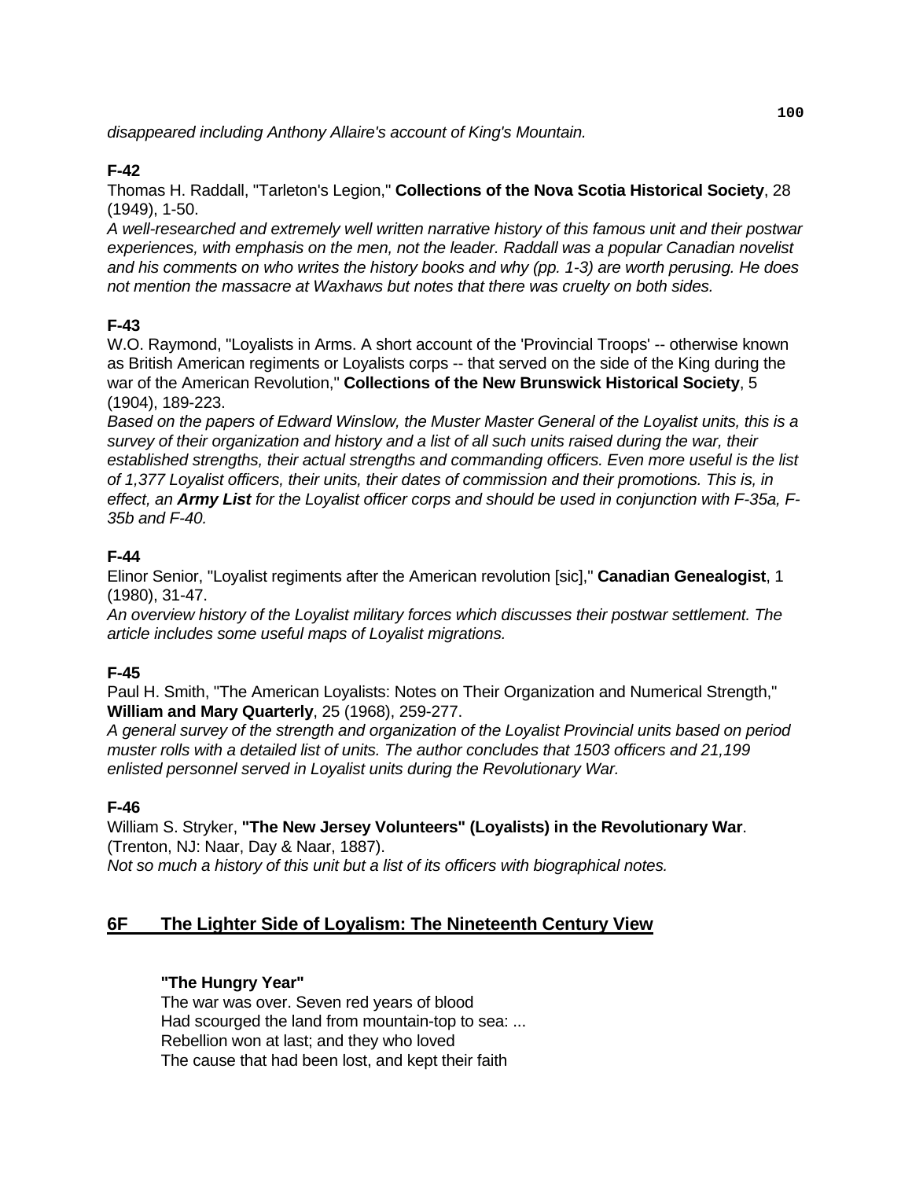*disappeared including Anthony Allaire's account of King's Mountain.*

**F-42**

Thomas H. Raddall, "Tarleton's Legion," **Collections of the Nova Scotia Historical Society**, 28 (1949), 1-50.

*A well-researched and extremely well written narrative history of this famous unit and their postwar experiences, with emphasis on the men, not the leader. Raddall was a popular Canadian novelist and his comments on who writes the history books and why (pp. 1-3) are worth perusing. He does not mention the massacre at Waxhaws but notes that there was cruelty on both sides.*

**F-43**

W.O. Raymond, "Loyalists in Arms. A short account of the 'Provincial Troops' -- otherwise known as British American regiments or Loyalists corps -- that served on the side of the King during the war of the American Revolution," **Collections of the New Brunswick Historical Society**, 5 (1904), 189-223.

*Based on the papers of Edward Winslow, the Muster Master General of the Loyalist units, this is a survey of their organization and history and a list of all such units raised during the war, their established strengths, their actual strengths and commanding officers. Even more useful is the list of 1,377 Loyalist officers, their units, their dates of commission and their promotions. This is, in effect, an **Army List** for the Loyalist officer corps and should be used in conjunction with F-35a, F-35b and F-40.*

**F-44**

Elinor Senior, "Loyalist regiments after the American revolution [sic]," **Canadian Genealogist**, 1 (1980), 31-47.

*An overview history of the Loyalist military forces which discusses their postwar settlement. The article includes some useful maps of Loyalist migrations.*

**F-45**

Paul H. Smith, "The American Loyalists: Notes on Their Organization and Numerical Strength," **William and Mary Quarterly**, 25 (1968), 259-277.

*A general survey of the strength and organization of the Loyalist Provincial units based on period muster rolls with a detailed list of units. The author concludes that 1503 officers and 21,199 enlisted personnel served in Loyalist units during the Revolutionary War.*

**F-46**

William S. Stryker, **"The New Jersey Volunteers" (Loyalists) in the Revolutionary War**. (Trenton, NJ: Naar, Day & Naar, 1887).

*Not so much a history of this unit but a list of its officers with biographical notes.*

## 6F The Lighter Side of Loyalism: The Nineteenth Century View

**"The Hungry Year"**

The war was over. Seven red years of blood
Had scourged the land from mountain-top to sea: ...
Rebellion won at last; and they who loved
The cause that had been lost, and kept their faith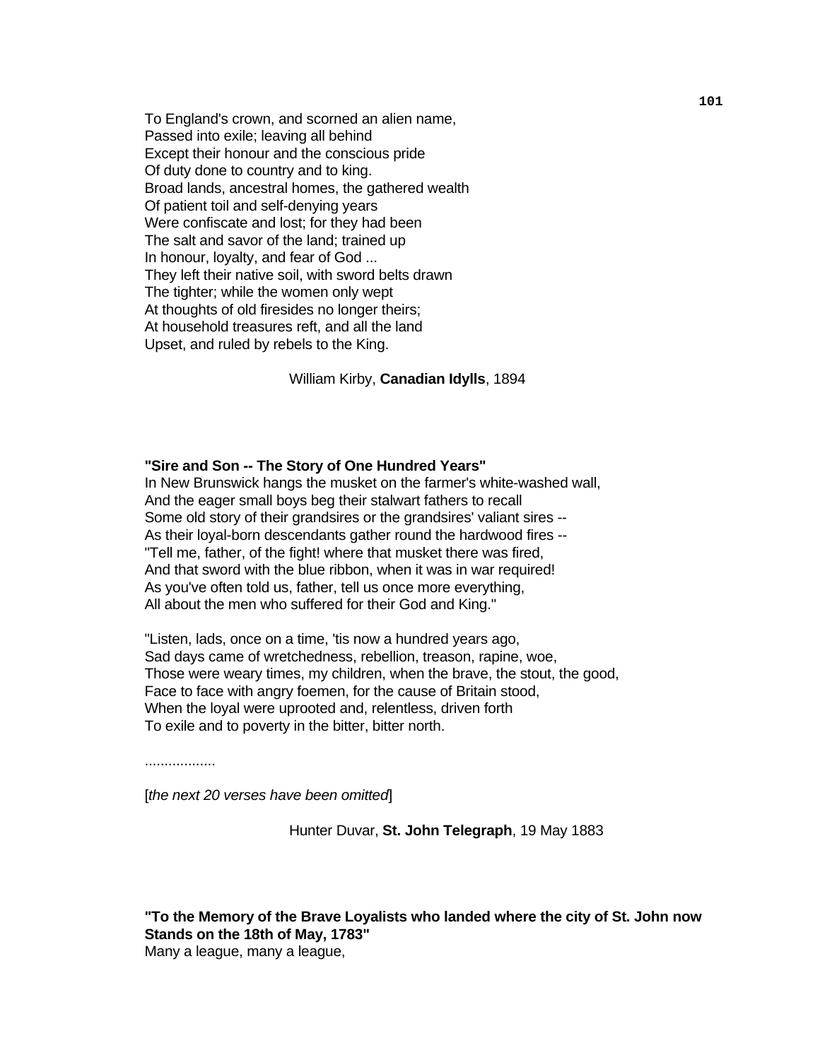To England's crown, and scorned an alien name,
Passed into exile; leaving all behind
Except their honour and the conscious pride
Of duty done to country and to king.
Broad lands, ancestral homes, the gathered wealth
Of patient toil and self-denying years
Were confiscate and lost; for they had been
The salt and savor of the land; trained up
In honour, loyalty, and fear of God ...
They left their native soil, with sword belts drawn
The tighter; while the women only wept
At thoughts of old firesides no longer theirs;
At household treasures reft, and all the land
Upset, and ruled by rebels to the King.

William Kirby, **Canadian Idylls**, 1894

**"Sire and Son -- The Story of One Hundred Years"**
In New Brunswick hangs the musket on the farmer's white-washed wall,
And the eager small boys beg their stalwart fathers to recall
Some old story of their grandsires or the grandsires' valiant sires --
As their loyal-born descendants gather round the hardwood fires --
"Tell me, father, of the fight! where that musket there was fired,
And that sword with the blue ribbon, when it was in war required!
As you've often told us, father, tell us once more everything,
All about the men who suffered for their God and King."

"Listen, lads, once on a time, 'tis now a hundred years ago,
Sad days came of wretchedness, rebellion, treason, rapine, woe,
Those were weary times, my children, when the brave, the stout, the good,
Face to face with angry foemen, for the cause of Britain stood,
When the loyal were uprooted and, relentless, driven forth
To exile and to poverty in the bitter, bitter north.

..................

[*the next 20 verses have been omitted*]

Hunter Duvar, **St. John Telegraph**, 19 May 1883

**"To the Memory of the Brave Loyalists who landed where the city of St. John now Stands on the 18th of May, 1783"**
Many a league, many a league,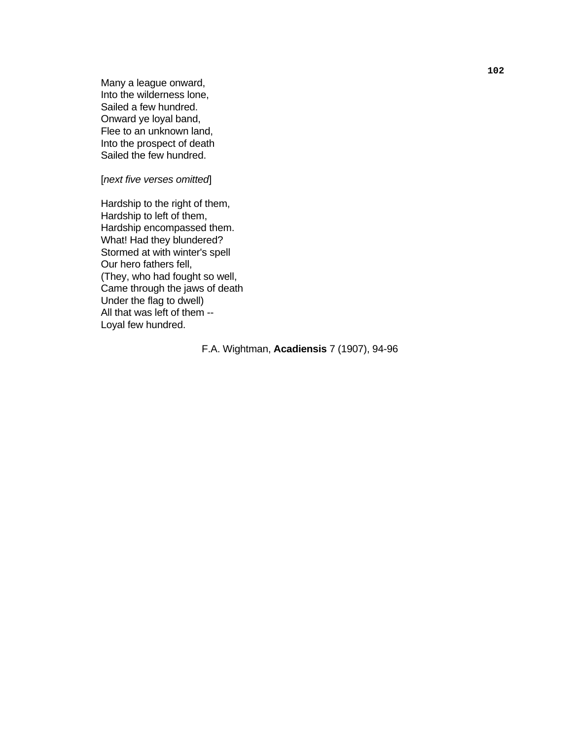Many a league onward,  
Into the wilderness lone,  
Sailed a few hundred.  
Onward ye loyal band,  
Flee to an unknown land,  
Into the prospect of death  
Sailed the few hundred.

[*next five verses omitted*]

Hardship to the right of them,  
Hardship to left of them,  
Hardship encompassed them.  
What! Had they blundered?  
Stormed at with winter's spell  
Our hero fathers fell,  
(They, who had fought so well,  
Came through the jaws of death  
Under the flag to dwell)  
All that was left of them --  
Loyal few hundred.

F.A. Wightman, **Acadiensis** 7 (1907), 94-96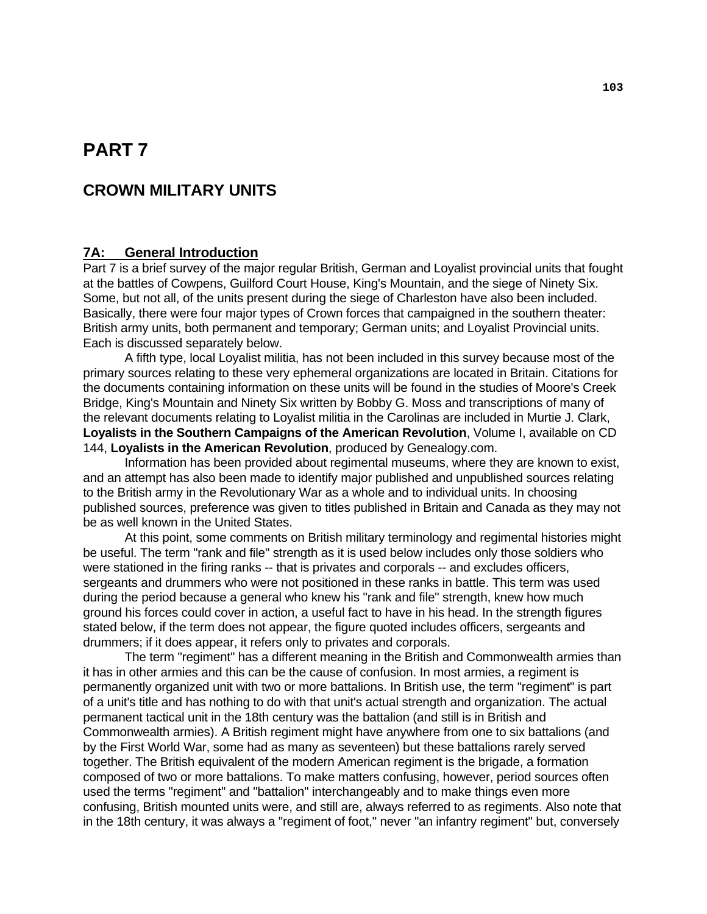# PART 7

## CROWN MILITARY UNITS

### 7A: General Introduction

Part 7 is a brief survey of the major regular British, German and Loyalist provincial units that fought at the battles of Cowpens, Guilford Court House, King's Mountain, and the siege of Ninety Six. Some, but not all, of the units present during the siege of Charleston have also been included. Basically, there were four major types of Crown forces that campaigned in the southern theater: British army units, both permanent and temporary; German units; and Loyalist Provincial units. Each is discussed separately below.

A fifth type, local Loyalist militia, has not been included in this survey because most of the primary sources relating to these very ephemeral organizations are located in Britain. Citations for the documents containing information on these units will be found in the studies of Moore's Creek Bridge, King's Mountain and Ninety Six written by Bobby G. Moss and transcriptions of many of the relevant documents relating to Loyalist militia in the Carolinas are included in Murtie J. Clark, **Loyalists in the Southern Campaigns of the American Revolution**, Volume I, available on CD 144, **Loyalists in the American Revolution**, produced by Genealogy.com.

Information has been provided about regimental museums, where they are known to exist, and an attempt has also been made to identify major published and unpublished sources relating to the British army in the Revolutionary War as a whole and to individual units. In choosing published sources, preference was given to titles published in Britain and Canada as they may not be as well known in the United States.

At this point, some comments on British military terminology and regimental histories might be useful. The term "rank and file" strength as it is used below includes only those soldiers who were stationed in the firing ranks -- that is privates and corporals -- and excludes officers, sergeants and drummers who were not positioned in these ranks in battle. This term was used during the period because a general who knew his "rank and file" strength, knew how much ground his forces could cover in action, a useful fact to have in his head. In the strength figures stated below, if the term does not appear, the figure quoted includes officers, sergeants and drummers; if it does appear, it refers only to privates and corporals.

The term "regiment" has a different meaning in the British and Commonwealth armies than it has in other armies and this can be the cause of confusion. In most armies, a regiment is permanently organized unit with two or more battalions. In British use, the term "regiment" is part of a unit's title and has nothing to do with that unit's actual strength and organization. The actual permanent tactical unit in the 18th century was the battalion (and still is in British and Commonwealth armies). A British regiment might have anywhere from one to six battalions (and by the First World War, some had as many as seventeen) but these battalions rarely served together. The British equivalent of the modern American regiment is the brigade, a formation composed of two or more battalions. To make matters confusing, however, period sources often used the terms "regiment" and "battalion" interchangeably and to make things even more confusing, British mounted units were, and still are, always referred to as regiments. Also note that in the 18th century, it was always a "regiment of foot," never "an infantry regiment" but, conversely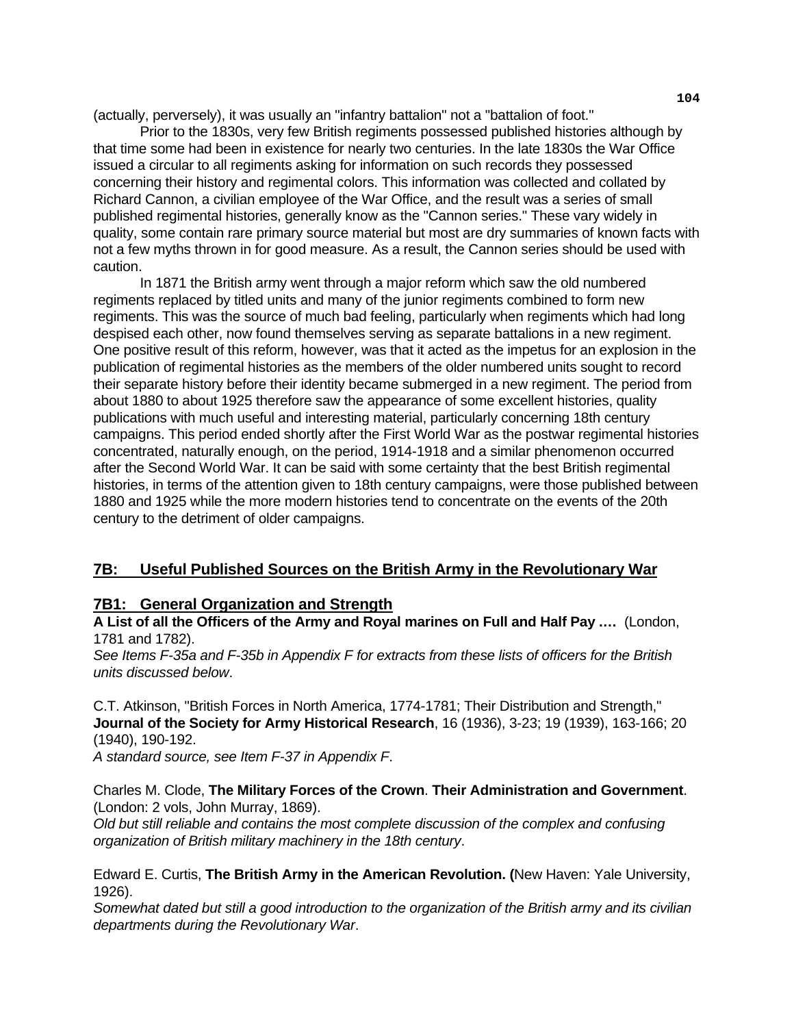(actually, perversely), it was usually an "infantry battalion" not a "battalion of foot."

Prior to the 1830s, very few British regiments possessed published histories although by that time some had been in existence for nearly two centuries. In the late 1830s the War Office issued a circular to all regiments asking for information on such records they possessed concerning their history and regimental colors. This information was collected and collated by Richard Cannon, a civilian employee of the War Office, and the result was a series of small published regimental histories, generally know as the "Cannon series." These vary widely in quality, some contain rare primary source material but most are dry summaries of known facts with not a few myths thrown in for good measure. As a result, the Cannon series should be used with caution.

In 1871 the British army went through a major reform which saw the old numbered regiments replaced by titled units and many of the junior regiments combined to form new regiments. This was the source of much bad feeling, particularly when regiments which had long despised each other, now found themselves serving as separate battalions in a new regiment. One positive result of this reform, however, was that it acted as the impetus for an explosion in the publication of regimental histories as the members of the older numbered units sought to record their separate history before their identity became submerged in a new regiment. The period from about 1880 to about 1925 therefore saw the appearance of some excellent histories, quality publications with much useful and interesting material, particularly concerning 18th century campaigns. This period ended shortly after the First World War as the postwar regimental histories concentrated, naturally enough, on the period, 1914-1918 and a similar phenomenon occurred after the Second World War. It can be said with some certainty that the best British regimental histories, in terms of the attention given to 18th century campaigns, were those published between 1880 and 1925 while the more modern histories tend to concentrate on the events of the 20th century to the detriment of older campaigns.

## 7B: Useful Published Sources on the British Army in the Revolutionary War

### 7B1: General Organization and Strength

**A List of all the Officers of the Army and Royal marines on Full and Half Pay ….** (London, 1781 and 1782).
*See Items F-35a and F-35b in Appendix F for extracts from these lists of officers for the British units discussed below*.

C.T. Atkinson, "British Forces in North America, 1774-1781; Their Distribution and Strength," **Journal of the Society for Army Historical Research**, 16 (1936), 3-23; 19 (1939), 163-166; 20 (1940), 190-192.
*A standard source, see Item F-37 in Appendix F*.

Charles M. Clode, **The Military Forces of the Crown**. **Their Administration and Government**. (London: 2 vols, John Murray, 1869).
*Old but still reliable and contains the most complete discussion of the complex and confusing organization of British military machinery in the 18th century*.

Edward E. Curtis, **The British Army in the American Revolution. (**New Haven: Yale University, 1926).
*Somewhat dated but still a good introduction to the organization of the British army and its civilian departments during the Revolutionary War*.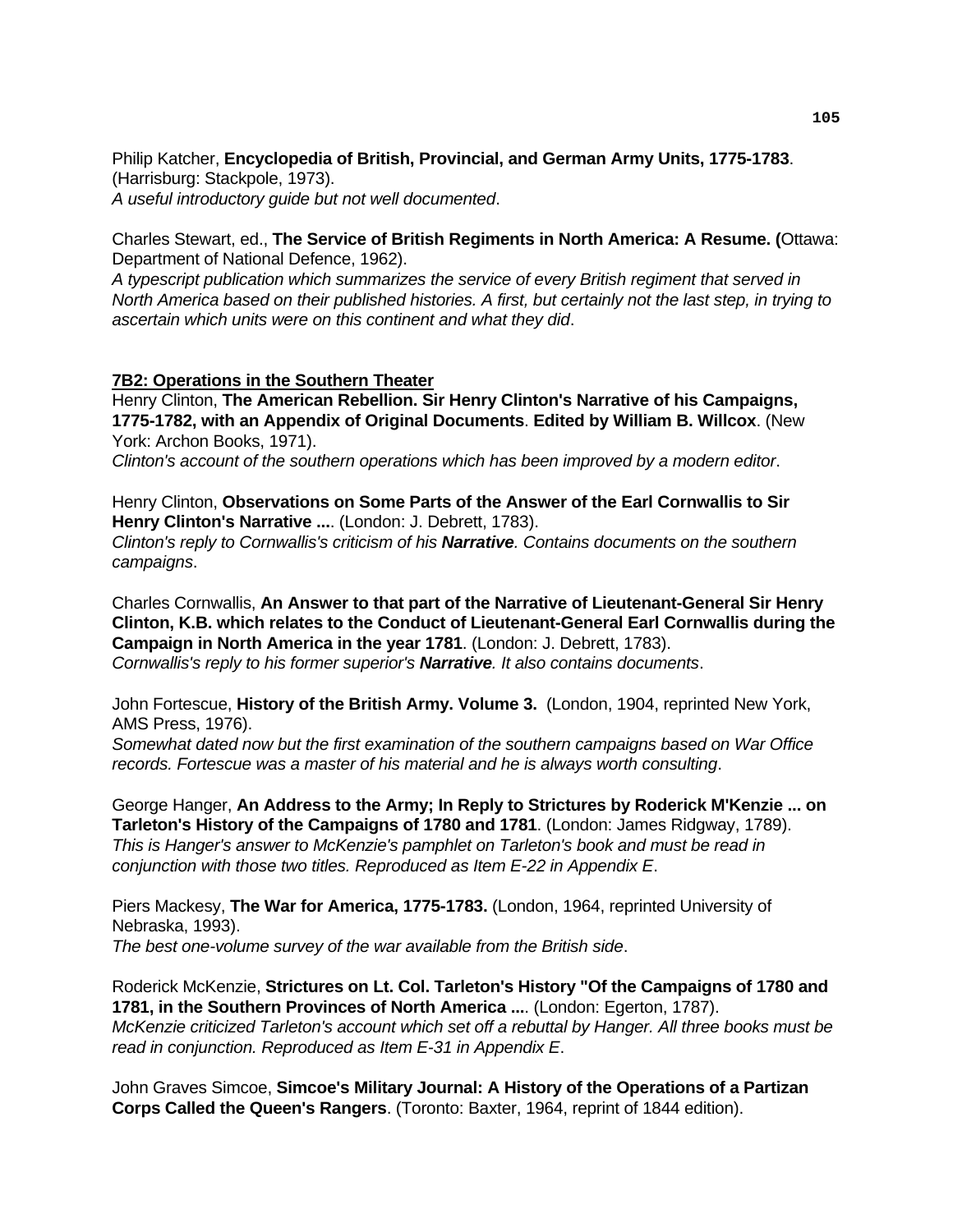Philip Katcher, **Encyclopedia of British, Provincial, and German Army Units, 1775-1783**. (Harrisburg: Stackpole, 1973).
*A useful introductory guide but not well documented*.

Charles Stewart, ed., **The Service of British Regiments in North America: A Resume. (**Ottawa: Department of National Defence, 1962).
*A typescript publication which summarizes the service of every British regiment that served in North America based on their published histories. A first, but certainly not the last step, in trying to ascertain which units were on this continent and what they did*.

**7B2: Operations in the Southern Theater**

Henry Clinton, **The American Rebellion. Sir Henry Clinton's Narrative of his Campaigns, 1775-1782, with an Appendix of Original Documents**. **Edited by William B. Willcox**. (New York: Archon Books, 1971).
*Clinton's account of the southern operations which has been improved by a modern editor*.

Henry Clinton, **Observations on Some Parts of the Answer of the Earl Cornwallis to Sir Henry Clinton's Narrative ...**. (London: J. Debrett, 1783).
*Clinton's reply to Cornwallis's criticism of his **Narrative**. Contains documents on the southern campaigns*.

Charles Cornwallis, **An Answer to that part of the Narrative of Lieutenant-General Sir Henry Clinton, K.B. which relates to the Conduct of Lieutenant-General Earl Cornwallis during the Campaign in North America in the year 1781**. (London: J. Debrett, 1783).
*Cornwallis's reply to his former superior's **Narrative**. It also contains documents*.

John Fortescue, **History of the British Army. Volume 3.** (London, 1904, reprinted New York, AMS Press, 1976).
*Somewhat dated now but the first examination of the southern campaigns based on War Office records. Fortescue was a master of his material and he is always worth consulting*.

George Hanger, **An Address to the Army; In Reply to Strictures by Roderick M'Kenzie ... on Tarleton's History of the Campaigns of 1780 and 1781**. (London: James Ridgway, 1789).
*This is Hanger's answer to McKenzie's pamphlet on Tarleton's book and must be read in conjunction with those two titles. Reproduced as Item E-22 in Appendix E*.

Piers Mackesy, **The War for America, 1775-1783.** (London, 1964, reprinted University of Nebraska, 1993).
*The best one-volume survey of the war available from the British side*.

Roderick McKenzie, **Strictures on Lt. Col. Tarleton's History "Of the Campaigns of 1780 and 1781, in the Southern Provinces of North America ...**. (London: Egerton, 1787).
*McKenzie criticized Tarleton's account which set off a rebuttal by Hanger. All three books must be read in conjunction. Reproduced as Item E-31 in Appendix E*.

John Graves Simcoe, **Simcoe's Military Journal: A History of the Operations of a Partizan Corps Called the Queen's Rangers**. (Toronto: Baxter, 1964, reprint of 1844 edition).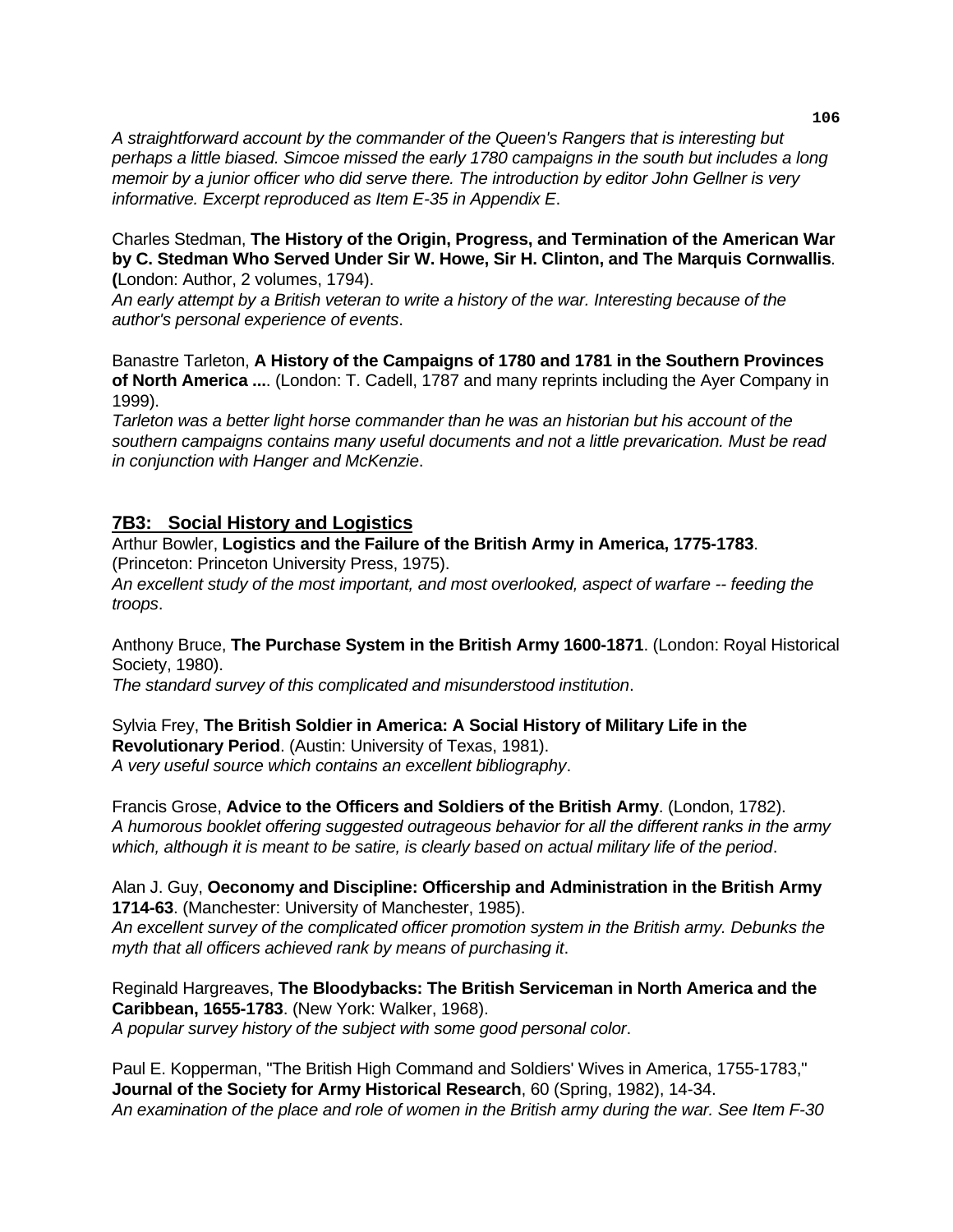*A straightforward account by the commander of the Queen's Rangers that is interesting but perhaps a little biased. Simcoe missed the early 1780 campaigns in the south but includes a long memoir by a junior officer who did serve there. The introduction by editor John Gellner is very informative. Excerpt reproduced as Item E-35 in Appendix E*.

Charles Stedman, **The History of the Origin, Progress, and Termination of the American War by C. Stedman Who Served Under Sir W. Howe, Sir H. Clinton, and The Marquis Cornwallis**. **(**London: Author, 2 volumes, 1794).
*An early attempt by a British veteran to write a history of the war. Interesting because of the author's personal experience of events*.

Banastre Tarleton, **A History of the Campaigns of 1780 and 1781 in the Southern Provinces of North America ...**. (London: T. Cadell, 1787 and many reprints including the Ayer Company in 1999).
*Tarleton was a better light horse commander than he was an historian but his account of the southern campaigns contains many useful documents and not a little prevarication. Must be read in conjunction with Hanger and McKenzie*.

## 7B3: Social History and Logistics

Arthur Bowler, **Logistics and the Failure of the British Army in America, 1775-1783**. (Princeton: Princeton University Press, 1975).
*An excellent study of the most important, and most overlooked, aspect of warfare -- feeding the troops*.

Anthony Bruce, **The Purchase System in the British Army 1600-1871**. (London: Royal Historical Society, 1980).
*The standard survey of this complicated and misunderstood institution*.

Sylvia Frey, **The British Soldier in America: A Social History of Military Life in the Revolutionary Period**. (Austin: University of Texas, 1981).
*A very useful source which contains an excellent bibliography*.

Francis Grose, **Advice to the Officers and Soldiers of the British Army**. (London, 1782).
*A humorous booklet offering suggested outrageous behavior for all the different ranks in the army which, although it is meant to be satire, is clearly based on actual military life of the period*.

Alan J. Guy, **Oeconomy and Discipline: Officership and Administration in the British Army 1714-63**. (Manchester: University of Manchester, 1985).
*An excellent survey of the complicated officer promotion system in the British army. Debunks the myth that all officers achieved rank by means of purchasing it*.

Reginald Hargreaves, **The Bloodybacks: The British Serviceman in North America and the Caribbean, 1655-1783**. (New York: Walker, 1968).
*A popular survey history of the subject with some good personal color*.

Paul E. Kopperman, "The British High Command and Soldiers' Wives in America, 1755-1783," **Journal of the Society for Army Historical Research**, 60 (Spring, 1982), 14-34.
*An examination of the place and role of women in the British army during the war. See Item F-30*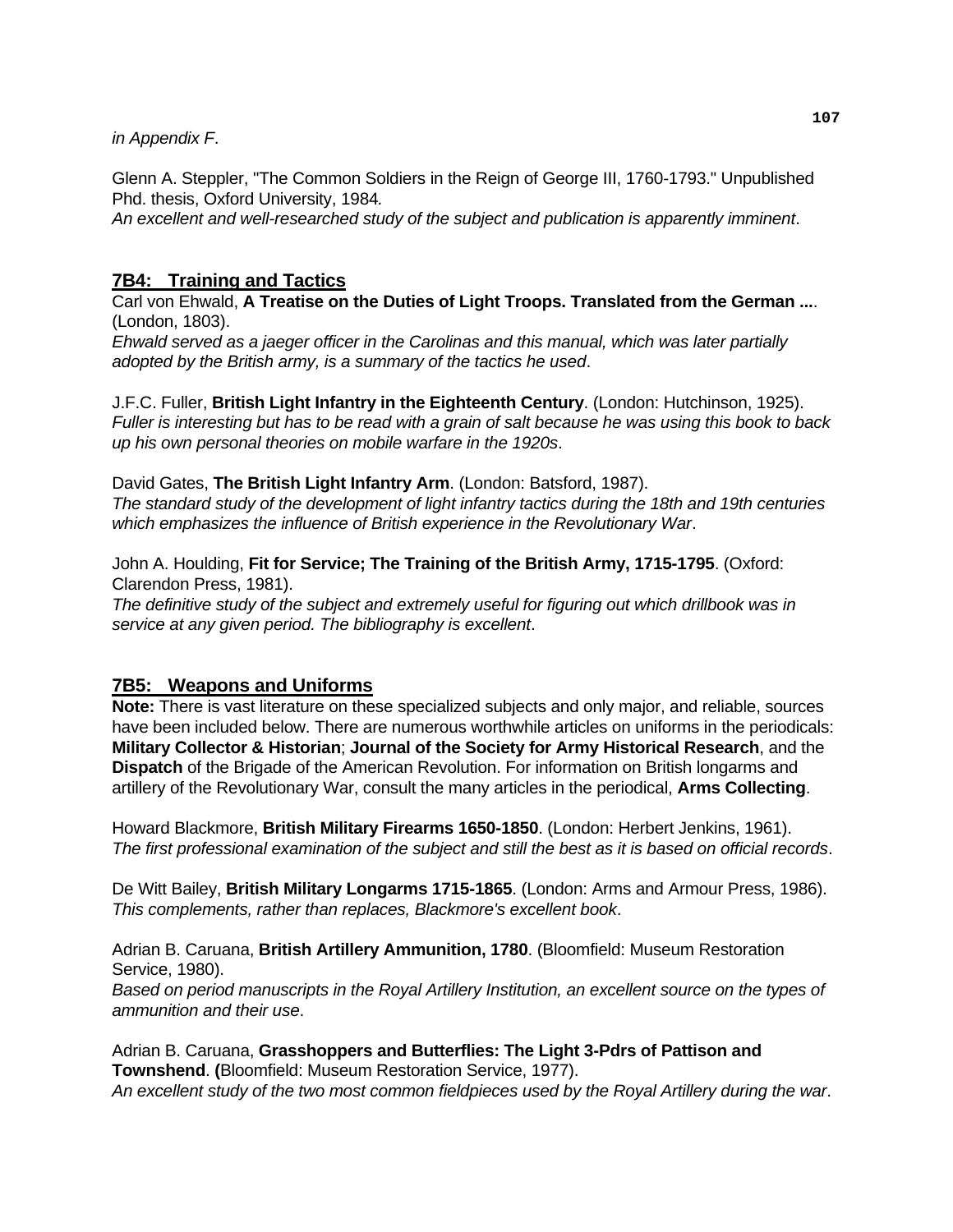*in Appendix F*.

Glenn A. Steppler, "The Common Soldiers in the Reign of George III, 1760-1793." Unpublished Phd. thesis, Oxford University, 1984*.*
*An excellent and well-researched study of the subject and publication is apparently imminent*.

## 7B4: Training and Tactics

Carl von Ehwald, **A Treatise on the Duties of Light Troops. Translated from the German ...**. (London, 1803).
*Ehwald served as a jaeger officer in the Carolinas and this manual, which was later partially adopted by the British army, is a summary of the tactics he used*.

J.F.C. Fuller, **British Light Infantry in the Eighteenth Century**. (London: Hutchinson, 1925).
*Fuller is interesting but has to be read with a grain of salt because he was using this book to back up his own personal theories on mobile warfare in the 1920s*.

David Gates, **The British Light Infantry Arm**. (London: Batsford, 1987).
*The standard study of the development of light infantry tactics during the 18th and 19th centuries which emphasizes the influence of British experience in the Revolutionary War*.

John A. Houlding, **Fit for Service; The Training of the British Army, 1715-1795**. (Oxford: Clarendon Press, 1981).
*The definitive study of the subject and extremely useful for figuring out which drillbook was in service at any given period. The bibliography is excellent*.

## 7B5: Weapons and Uniforms

**Note:** There is vast literature on these specialized subjects and only major, and reliable, sources have been included below. There are numerous worthwhile articles on uniforms in the periodicals: **Military Collector & Historian**; **Journal of the Society for Army Historical Research**, and the **Dispatch** of the Brigade of the American Revolution. For information on British longarms and artillery of the Revolutionary War, consult the many articles in the periodical, **Arms Collecting**.

Howard Blackmore, **British Military Firearms 1650-1850**. (London: Herbert Jenkins, 1961).
*The first professional examination of the subject and still the best as it is based on official records*.

De Witt Bailey, **British Military Longarms 1715-1865**. (London: Arms and Armour Press, 1986).
*This complements, rather than replaces, Blackmore's excellent book*.

Adrian B. Caruana, **British Artillery Ammunition, 1780**. (Bloomfield: Museum Restoration Service, 1980).
*Based on period manuscripts in the Royal Artillery Institution, an excellent source on the types of ammunition and their use*.

Adrian B. Caruana, **Grasshoppers and Butterflies: The Light 3-Pdrs of Pattison and Townshend**. **(**Bloomfield: Museum Restoration Service, 1977).
*An excellent study of the two most common fieldpieces used by the Royal Artillery during the war*.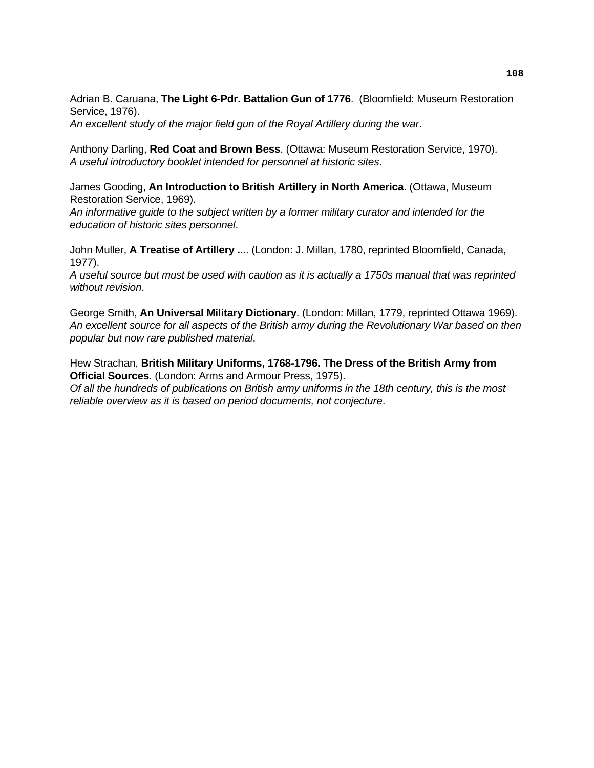Adrian B. Caruana, **The Light 6-Pdr. Battalion Gun of 1776**. (Bloomfield: Museum Restoration Service, 1976).
*An excellent study of the major field gun of the Royal Artillery during the war*.

Anthony Darling, **Red Coat and Brown Bess**. (Ottawa: Museum Restoration Service, 1970).
*A useful introductory booklet intended for personnel at historic sites*.

James Gooding, **An Introduction to British Artillery in North America**. (Ottawa, Museum Restoration Service, 1969).
*An informative guide to the subject written by a former military curator and intended for the education of historic sites personnel*.

John Muller, **A Treatise of Artillery ...**. (London: J. Millan, 1780, reprinted Bloomfield, Canada, 1977).
*A useful source but must be used with caution as it is actually a 1750s manual that was reprinted without revision*.

George Smith, **An Universal Military Dictionary**. (London: Millan, 1779, reprinted Ottawa 1969).
*An excellent source for all aspects of the British army during the Revolutionary War based on then popular but now rare published material*.

Hew Strachan, **British Military Uniforms, 1768-1796. The Dress of the British Army from Official Sources**. (London: Arms and Armour Press, 1975).
*Of all the hundreds of publications on British army uniforms in the 18th century, this is the most reliable overview as it is based on period documents, not conjecture*.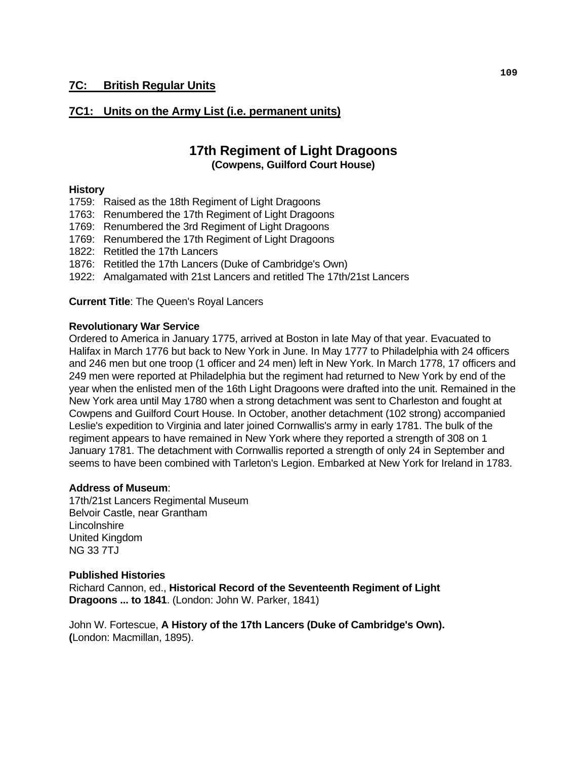## 7C: British Regular Units

## 7C1: Units on the Army List (i.e. permanent units)

# 17th Regiment of Light Dragoons

**(Cowpens, Guilford Court House)**

**History**

1759: Raised as the 18th Regiment of Light Dragoons
1763: Renumbered the 17th Regiment of Light Dragoons
1769: Renumbered the 3rd Regiment of Light Dragoons
1769: Renumbered the 17th Regiment of Light Dragoons
1822: Retitled the 17th Lancers
1876: Retitled the 17th Lancers (Duke of Cambridge's Own)
1922: Amalgamated with 21st Lancers and retitled The 17th/21st Lancers

**Current Title**: The Queen's Royal Lancers

**Revolutionary War Service**

Ordered to America in January 1775, arrived at Boston in late May of that year. Evacuated to Halifax in March 1776 but back to New York in June. In May 1777 to Philadelphia with 24 officers and 246 men but one troop (1 officer and 24 men) left in New York. In March 1778, 17 officers and 249 men were reported at Philadelphia but the regiment had returned to New York by end of the year when the enlisted men of the 16th Light Dragoons were drafted into the unit. Remained in the New York area until May 1780 when a strong detachment was sent to Charleston and fought at Cowpens and Guilford Court House. In October, another detachment (102 strong) accompanied Leslie's expedition to Virginia and later joined Cornwallis's army in early 1781. The bulk of the regiment appears to have remained in New York where they reported a strength of 308 on 1 January 1781. The detachment with Cornwallis reported a strength of only 24 in September and seems to have been combined with Tarleton's Legion. Embarked at New York for Ireland in 1783.

**Address of Museum**:

17th/21st Lancers Regimental Museum
Belvoir Castle, near Grantham
Lincolnshire
United Kingdom
NG 33 7TJ

**Published Histories**

Richard Cannon, ed., **Historical Record of the Seventeenth Regiment of Light Dragoons ... to 1841**. (London: John W. Parker, 1841)

John W. Fortescue, **A History of the 17th Lancers (Duke of Cambridge's Own).** **(**London: Macmillan, 1895).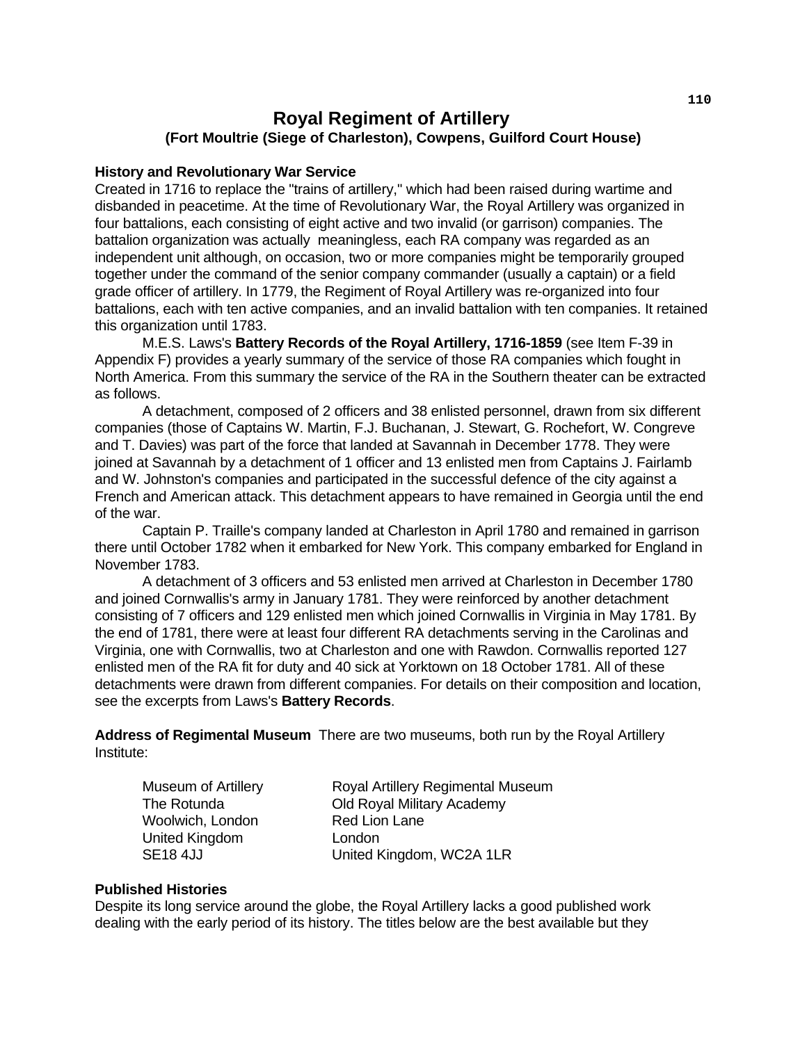# Royal Regiment of Artillery

### (Fort Moultrie (Siege of Charleston), Cowpens, Guilford Court House)

**History and Revolutionary War Service**

Created in 1716 to replace the "trains of artillery," which had been raised during wartime and disbanded in peacetime. At the time of Revolutionary War, the Royal Artillery was organized in four battalions, each consisting of eight active and two invalid (or garrison) companies. The battalion organization was actually meaningless, each RA company was regarded as an independent unit although, on occasion, two or more companies might be temporarily grouped together under the command of the senior company commander (usually a captain) or a field grade officer of artillery. In 1779, the Regiment of Royal Artillery was re-organized into four battalions, each with ten active companies, and an invalid battalion with ten companies. It retained this organization until 1783.

M.E.S. Laws's **Battery Records of the Royal Artillery, 1716-1859** (see Item F-39 in Appendix F) provides a yearly summary of the service of those RA companies which fought in North America. From this summary the service of the RA in the Southern theater can be extracted as follows.

A detachment, composed of 2 officers and 38 enlisted personnel, drawn from six different companies (those of Captains W. Martin, F.J. Buchanan, J. Stewart, G. Rochefort, W. Congreve and T. Davies) was part of the force that landed at Savannah in December 1778. They were joined at Savannah by a detachment of 1 officer and 13 enlisted men from Captains J. Fairlamb and W. Johnston's companies and participated in the successful defence of the city against a French and American attack. This detachment appears to have remained in Georgia until the end of the war.

Captain P. Traille's company landed at Charleston in April 1780 and remained in garrison there until October 1782 when it embarked for New York. This company embarked for England in November 1783.

A detachment of 3 officers and 53 enlisted men arrived at Charleston in December 1780 and joined Cornwallis's army in January 1781. They were reinforced by another detachment consisting of 7 officers and 129 enlisted men which joined Cornwallis in Virginia in May 1781. By the end of 1781, there were at least four different RA detachments serving in the Carolinas and Virginia, one with Cornwallis, two at Charleston and one with Rawdon. Cornwallis reported 127 enlisted men of the RA fit for duty and 40 sick at Yorktown on 18 October 1781. All of these detachments were drawn from different companies. For details on their composition and location, see the excerpts from Laws's **Battery Records**.

**Address of Regimental Museum** There are two museums, both run by the Royal Artillery Institute:

| | |
|---|---|
| Museum of Artillery | Royal Artillery Regimental Museum |
| The Rotunda | Old Royal Military Academy |
| Woolwich, London | Red Lion Lane |
| United Kingdom | London |
| SE18 4JJ | United Kingdom, WC2A 1LR |

**Published Histories**

Despite its long service around the globe, the Royal Artillery lacks a good published work dealing with the early period of its history. The titles below are the best available but they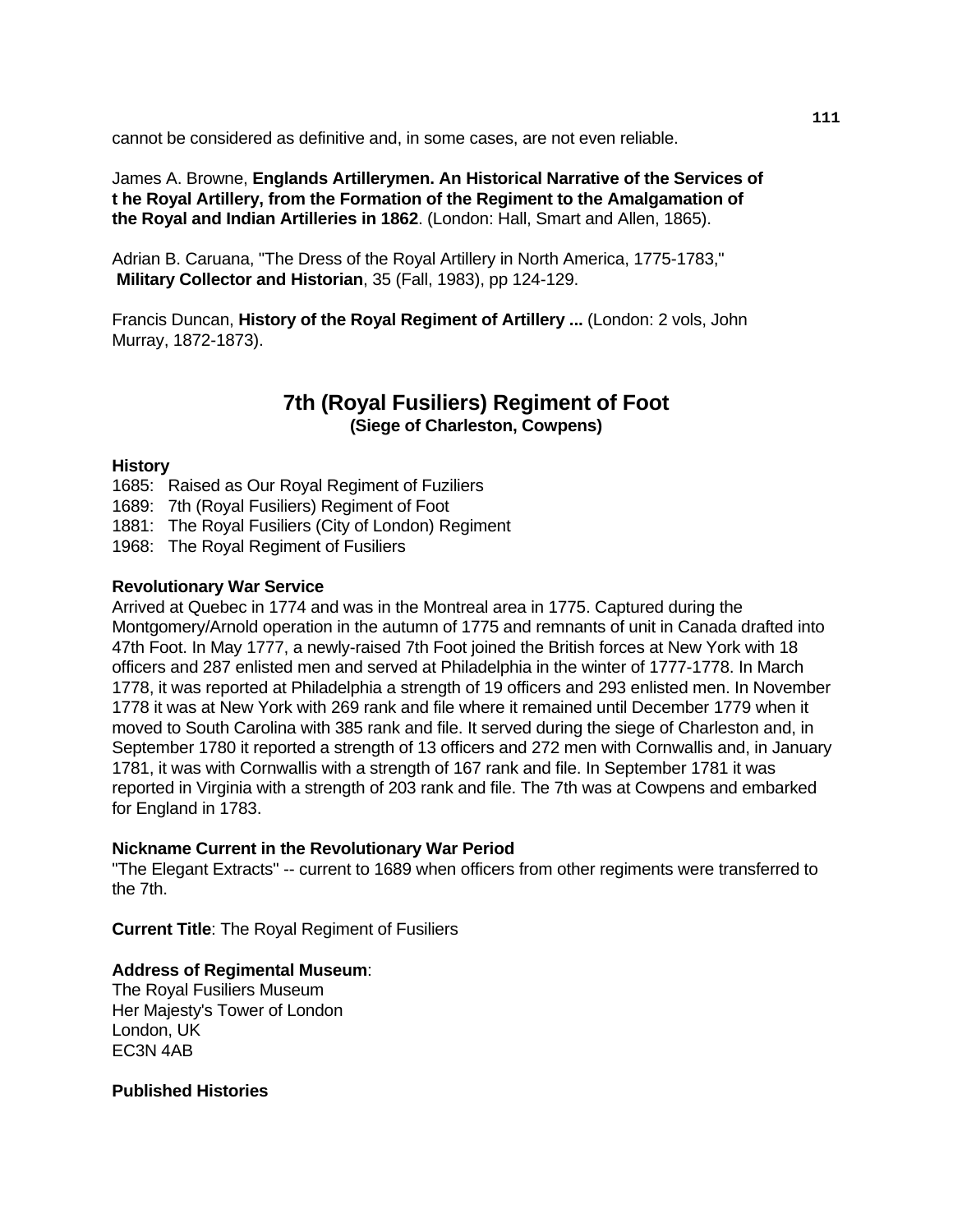cannot be considered as definitive and, in some cases, are not even reliable.

James A. Browne, **Englands Artillerymen. An Historical Narrative of the Services of t he Royal Artillery, from the Formation of the Regiment to the Amalgamation of the Royal and Indian Artilleries in 1862**. (London: Hall, Smart and Allen, 1865).

Adrian B. Caruana, "The Dress of the Royal Artillery in North America, 1775-1783," **Military Collector and Historian**, 35 (Fall, 1983), pp 124-129.

Francis Duncan, **History of the Royal Regiment of Artillery ...** (London: 2 vols, John Murray, 1872-1873).

## 7th (Royal Fusiliers) Regiment of Foot

**(Siege of Charleston, Cowpens)**

**History**

1685: Raised as Our Royal Regiment of Fuziliers
1689: 7th (Royal Fusiliers) Regiment of Foot
1881: The Royal Fusiliers (City of London) Regiment
1968: The Royal Regiment of Fusiliers

**Revolutionary War Service**

Arrived at Quebec in 1774 and was in the Montreal area in 1775. Captured during the Montgomery/Arnold operation in the autumn of 1775 and remnants of unit in Canada drafted into 47th Foot. In May 1777, a newly-raised 7th Foot joined the British forces at New York with 18 officers and 287 enlisted men and served at Philadelphia in the winter of 1777-1778. In March 1778, it was reported at Philadelphia a strength of 19 officers and 293 enlisted men. In November 1778 it was at New York with 269 rank and file where it remained until December 1779 when it moved to South Carolina with 385 rank and file. It served during the siege of Charleston and, in September 1780 it reported a strength of 13 officers and 272 men with Cornwallis and, in January 1781, it was with Cornwallis with a strength of 167 rank and file. In September 1781 it was reported in Virginia with a strength of 203 rank and file. The 7th was at Cowpens and embarked for England in 1783.

**Nickname Current in the Revolutionary War Period**

"The Elegant Extracts" -- current to 1689 when officers from other regiments were transferred to the 7th.

**Current Title**: The Royal Regiment of Fusiliers

**Address of Regimental Museum**:
The Royal Fusiliers Museum
Her Majesty's Tower of London
London, UK
EC3N 4AB

**Published Histories**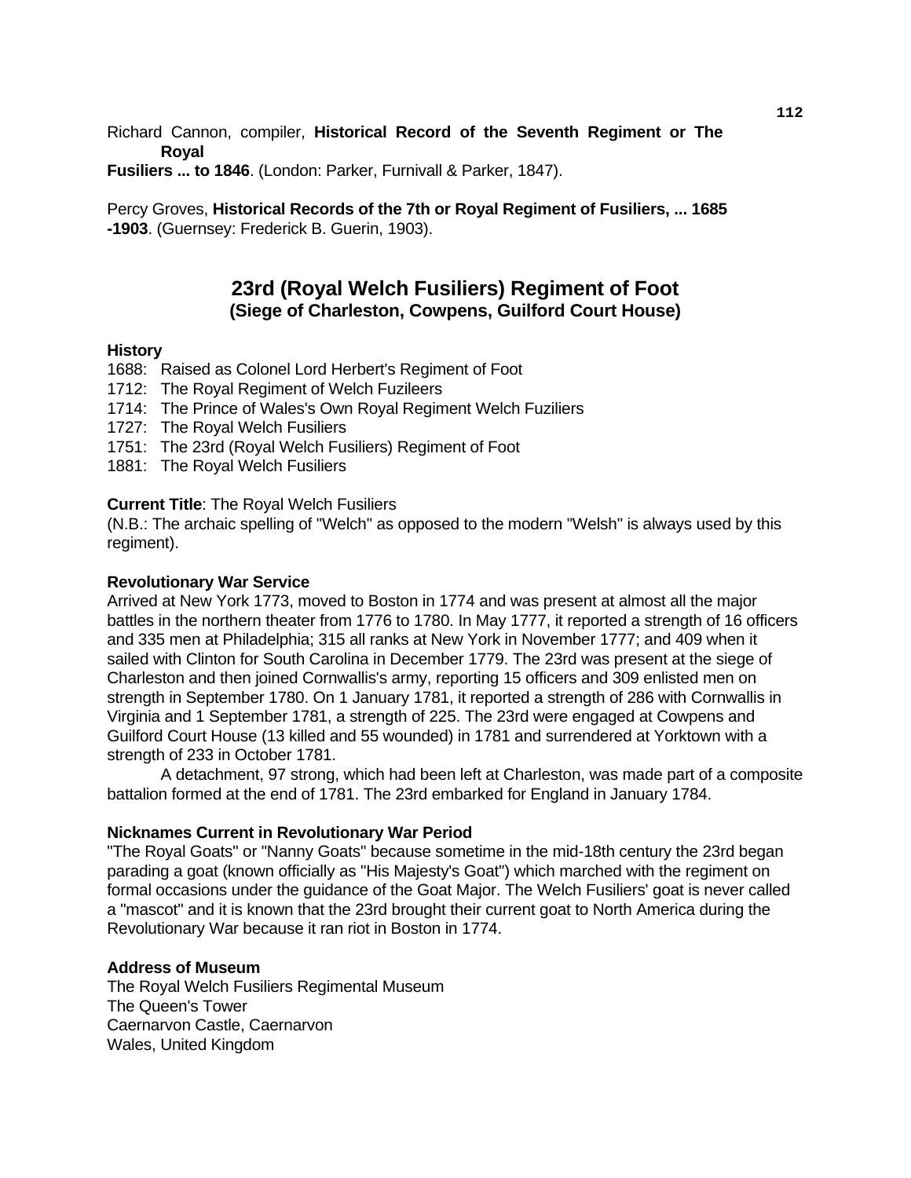Richard Cannon, compiler, **Historical Record of the Seventh Regiment or The Royal Fusiliers ... to 1846**. (London: Parker, Furnivall & Parker, 1847).

Percy Groves, **Historical Records of the 7th or Royal Regiment of Fusiliers, ... 1685 -1903**. (Guernsey: Frederick B. Guerin, 1903).

## 23rd (Royal Welch Fusiliers) Regiment of Foot
### (Siege of Charleston, Cowpens, Guilford Court House)

**History**

1688: Raised as Colonel Lord Herbert's Regiment of Foot
1712: The Royal Regiment of Welch Fuzileers
1714: The Prince of Wales's Own Royal Regiment Welch Fuziliers
1727: The Royal Welch Fusiliers
1751: The 23rd (Royal Welch Fusiliers) Regiment of Foot
1881: The Royal Welch Fusiliers

**Current Title**: The Royal Welch Fusiliers
(N.B.: The archaic spelling of "Welch" as opposed to the modern "Welsh" is always used by this regiment).

**Revolutionary War Service**

Arrived at New York 1773, moved to Boston in 1774 and was present at almost all the major battles in the northern theater from 1776 to 1780. In May 1777, it reported a strength of 16 officers and 335 men at Philadelphia; 315 all ranks at New York in November 1777; and 409 when it sailed with Clinton for South Carolina in December 1779. The 23rd was present at the siege of Charleston and then joined Cornwallis's army, reporting 15 officers and 309 enlisted men on strength in September 1780. On 1 January 1781, it reported a strength of 286 with Cornwallis in Virginia and 1 September 1781, a strength of 225. The 23rd were engaged at Cowpens and Guilford Court House (13 killed and 55 wounded) in 1781 and surrendered at Yorktown with a strength of 233 in October 1781.

A detachment, 97 strong, which had been left at Charleston, was made part of a composite battalion formed at the end of 1781. The 23rd embarked for England in January 1784.

**Nicknames Current in Revolutionary War Period**

"The Royal Goats" or "Nanny Goats" because sometime in the mid-18th century the 23rd began parading a goat (known officially as "His Majesty's Goat") which marched with the regiment on formal occasions under the guidance of the Goat Major. The Welch Fusiliers' goat is never called a "mascot" and it is known that the 23rd brought their current goat to North America during the Revolutionary War because it ran riot in Boston in 1774.

**Address of Museum**

The Royal Welch Fusiliers Regimental Museum
The Queen's Tower
Caernarvon Castle, Caernarvon
Wales, United Kingdom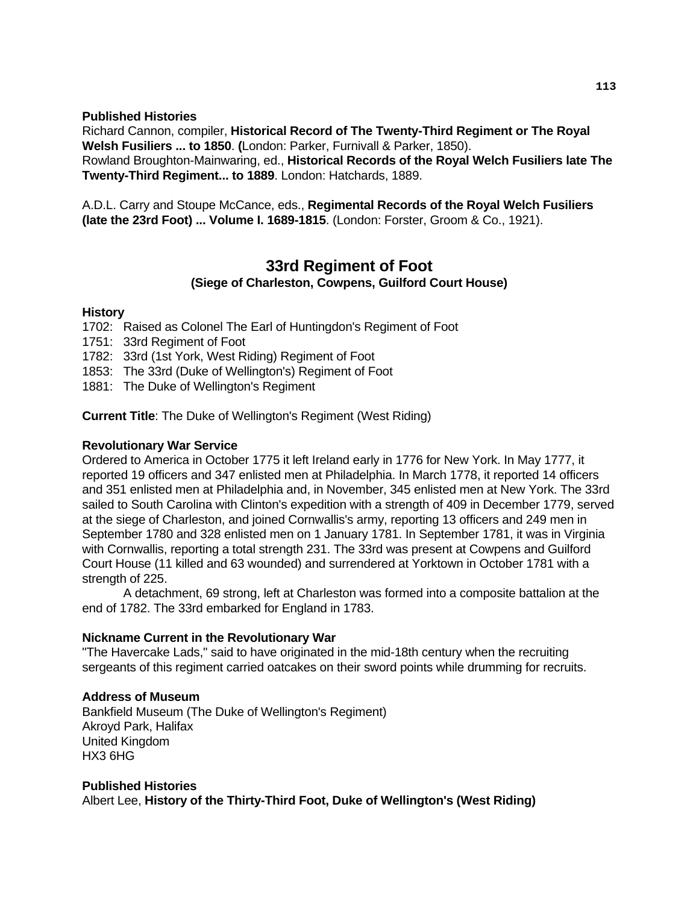**Published Histories**
Richard Cannon, compiler, **Historical Record of The Twenty-Third Regiment or The Royal Welsh Fusiliers ... to 1850**. **(**London: Parker, Furnivall & Parker, 1850).
Rowland Broughton-Mainwaring, ed., **Historical Records of the Royal Welch Fusiliers late The Twenty-Third Regiment... to 1889**. London: Hatchards, 1889.

A.D.L. Carry and Stoupe McCance, eds., **Regimental Records of the Royal Welch Fusiliers (late the 23rd Foot) ... Volume I. 1689-1815**. (London: Forster, Groom & Co., 1921).

## 33rd Regiment of Foot
### (Siege of Charleston, Cowpens, Guilford Court House)

**History**
1702: Raised as Colonel The Earl of Huntingdon's Regiment of Foot
1751: 33rd Regiment of Foot
1782: 33rd (1st York, West Riding) Regiment of Foot
1853: The 33rd (Duke of Wellington's) Regiment of Foot
1881: The Duke of Wellington's Regiment

**Current Title**: The Duke of Wellington's Regiment (West Riding)

**Revolutionary War Service**
Ordered to America in October 1775 it left Ireland early in 1776 for New York. In May 1777, it reported 19 officers and 347 enlisted men at Philadelphia. In March 1778, it reported 14 officers and 351 enlisted men at Philadelphia and, in November, 345 enlisted men at New York. The 33rd sailed to South Carolina with Clinton's expedition with a strength of 409 in December 1779, served at the siege of Charleston, and joined Cornwallis's army, reporting 13 officers and 249 men in September 1780 and 328 enlisted men on 1 January 1781. In September 1781, it was in Virginia with Cornwallis, reporting a total strength 231. The 33rd was present at Cowpens and Guilford Court House (11 killed and 63 wounded) and surrendered at Yorktown in October 1781 with a strength of 225.

A detachment, 69 strong, left at Charleston was formed into a composite battalion at the end of 1782. The 33rd embarked for England in 1783.

**Nickname Current in the Revolutionary War**
"The Havercake Lads," said to have originated in the mid-18th century when the recruiting sergeants of this regiment carried oatcakes on their sword points while drumming for recruits.

**Address of Museum**
Bankfield Museum (The Duke of Wellington's Regiment)
Akroyd Park, Halifax
United Kingdom
HX3 6HG

**Published Histories**
Albert Lee, **History of the Thirty-Third Foot, Duke of Wellington's (West Riding)**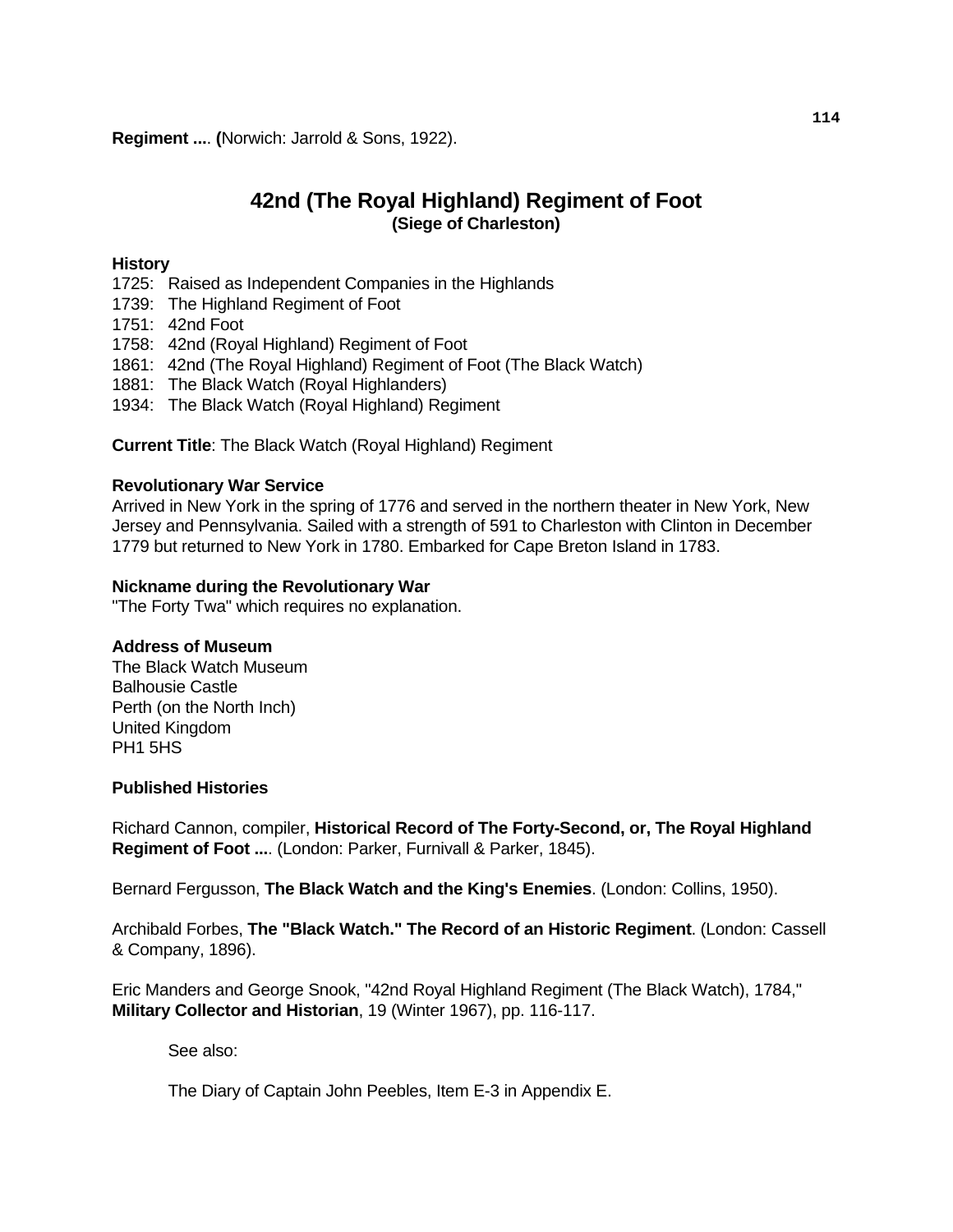**Regiment ...**. **(**Norwich: Jarrold & Sons, 1922).

## 42nd (The Royal Highland) Regiment of Foot
### (Siege of Charleston)

**History**

1725: Raised as Independent Companies in the Highlands
1739: The Highland Regiment of Foot
1751: 42nd Foot
1758: 42nd (Royal Highland) Regiment of Foot
1861: 42nd (The Royal Highland) Regiment of Foot (The Black Watch)
1881: The Black Watch (Royal Highlanders)
1934: The Black Watch (Royal Highland) Regiment

**Current Title**: The Black Watch (Royal Highland) Regiment

**Revolutionary War Service**

Arrived in New York in the spring of 1776 and served in the northern theater in New York, New Jersey and Pennsylvania. Sailed with a strength of 591 to Charleston with Clinton in December 1779 but returned to New York in 1780. Embarked for Cape Breton Island in 1783.

**Nickname during the Revolutionary War**

"The Forty Twa" which requires no explanation.

**Address of Museum**

The Black Watch Museum
Balhousie Castle
Perth (on the North Inch)
United Kingdom
PH1 5HS

**Published Histories**

Richard Cannon, compiler, **Historical Record of The Forty-Second, or, The Royal Highland Regiment of Foot ...**. (London: Parker, Furnivall & Parker, 1845).

Bernard Fergusson, **The Black Watch and the King's Enemies**. (London: Collins, 1950).

Archibald Forbes, **The "Black Watch." The Record of an Historic Regiment**. (London: Cassell & Company, 1896).

Eric Manders and George Snook, "42nd Royal Highland Regiment (The Black Watch), 1784," **Military Collector and Historian**, 19 (Winter 1967), pp. 116-117.

See also:

The Diary of Captain John Peebles, Item E-3 in Appendix E.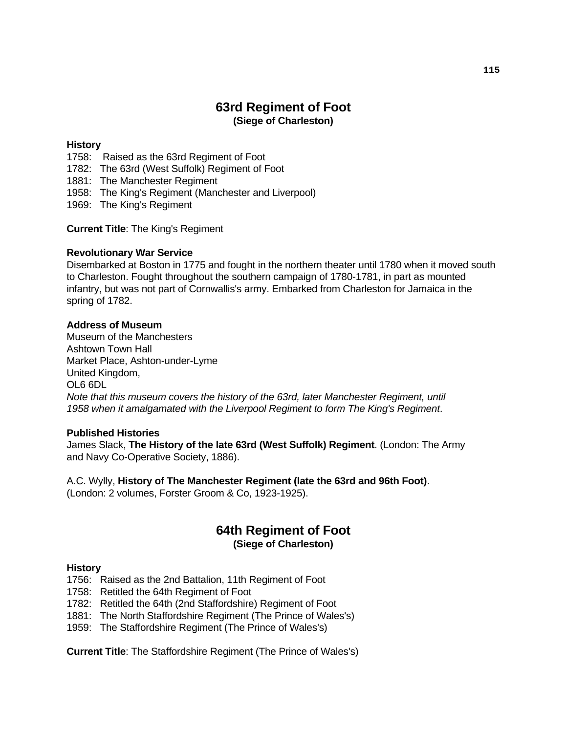## 63rd Regiment of Foot
**(Siege of Charleston)**

**History**

1758: Raised as the 63rd Regiment of Foot
1782: The 63rd (West Suffolk) Regiment of Foot
1881: The Manchester Regiment
1958: The King's Regiment (Manchester and Liverpool)
1969: The King's Regiment

**Current Title**: The King's Regiment

**Revolutionary War Service**

Disembarked at Boston in 1775 and fought in the northern theater until 1780 when it moved south to Charleston. Fought throughout the southern campaign of 1780-1781, in part as mounted infantry, but was not part of Cornwallis's army. Embarked from Charleston for Jamaica in the spring of 1782.

**Address of Museum**

Museum of the Manchesters
Ashtown Town Hall
Market Place, Ashton-under-Lyme
United Kingdom,
OL6 6DL
*Note that this museum covers the history of the 63rd, later Manchester Regiment, until 1958 when it amalgamated with the Liverpool Regiment to form The King's Regiment*.

**Published Histories**

James Slack, **The History of the late 63rd (West Suffolk) Regiment**. (London: The Army and Navy Co-Operative Society, 1886).

A.C. Wylly, **History of The Manchester Regiment (late the 63rd and 96th Foot)**. (London: 2 volumes, Forster Groom & Co, 1923-1925).

## 64th Regiment of Foot
**(Siege of Charleston)**

**History**

1756: Raised as the 2nd Battalion, 11th Regiment of Foot
1758: Retitled the 64th Regiment of Foot
1782: Retitled the 64th (2nd Staffordshire) Regiment of Foot
1881: The North Staffordshire Regiment (The Prince of Wales's)
1959: The Staffordshire Regiment (The Prince of Wales's)

**Current Title**: The Staffordshire Regiment (The Prince of Wales's)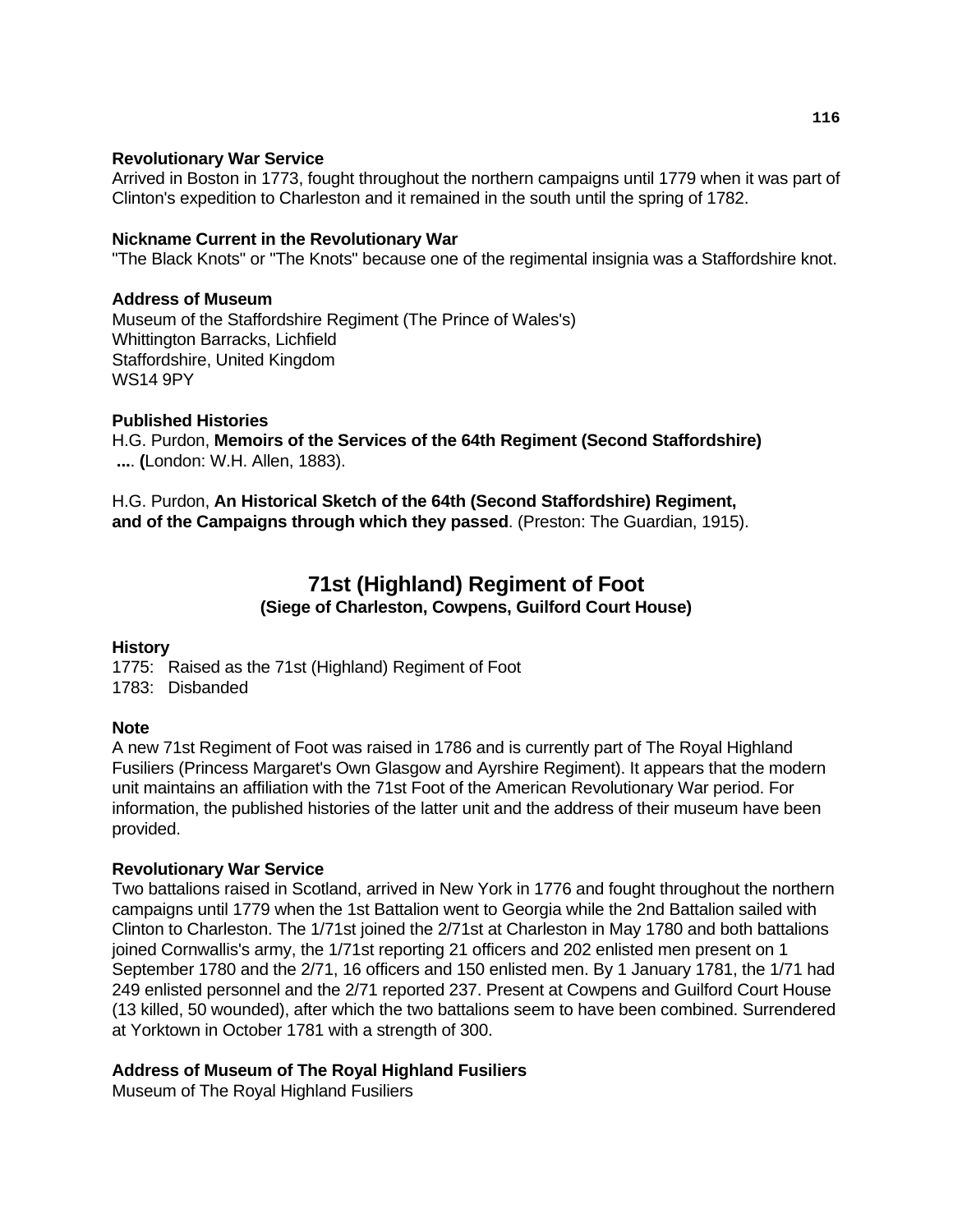### Revolutionary War Service

Arrived in Boston in 1773, fought throughout the northern campaigns until 1779 when it was part of Clinton's expedition to Charleston and it remained in the south until the spring of 1782.

### Nickname Current in the Revolutionary War

"The Black Knots" or "The Knots" because one of the regimental insignia was a Staffordshire knot.

### Address of Museum

Museum of the Staffordshire Regiment (The Prince of Wales's)
Whittington Barracks, Lichfield
Staffordshire, United Kingdom
WS14 9PY

### Published Histories

H.G. Purdon, **Memoirs of the Services of the 64th Regiment (Second Staffordshire) ....** (London: W.H. Allen, 1883).

H.G. Purdon, **An Historical Sketch of the 64th (Second Staffordshire) Regiment, and of the Campaigns through which they passed**. (Preston: The Guardian, 1915).

## 71st (Highland) Regiment of Foot

**(Siege of Charleston, Cowpens, Guilford Court House)**

### History

1775: Raised as the 71st (Highland) Regiment of Foot
1783: Disbanded

### Note

A new 71st Regiment of Foot was raised in 1786 and is currently part of The Royal Highland Fusiliers (Princess Margaret's Own Glasgow and Ayrshire Regiment). It appears that the modern unit maintains an affiliation with the 71st Foot of the American Revolutionary War period. For information, the published histories of the latter unit and the address of their museum have been provided.

### Revolutionary War Service

Two battalions raised in Scotland, arrived in New York in 1776 and fought throughout the northern campaigns until 1779 when the 1st Battalion went to Georgia while the 2nd Battalion sailed with Clinton to Charleston. The 1/71st joined the 2/71st at Charleston in May 1780 and both battalions joined Cornwallis's army, the 1/71st reporting 21 officers and 202 enlisted men present on 1 September 1780 and the 2/71, 16 officers and 150 enlisted men. By 1 January 1781, the 1/71 had 249 enlisted personnel and the 2/71 reported 237. Present at Cowpens and Guilford Court House (13 killed, 50 wounded), after which the two battalions seem to have been combined. Surrendered at Yorktown in October 1781 with a strength of 300.

### Address of Museum of The Royal Highland Fusiliers

Museum of The Royal Highland Fusiliers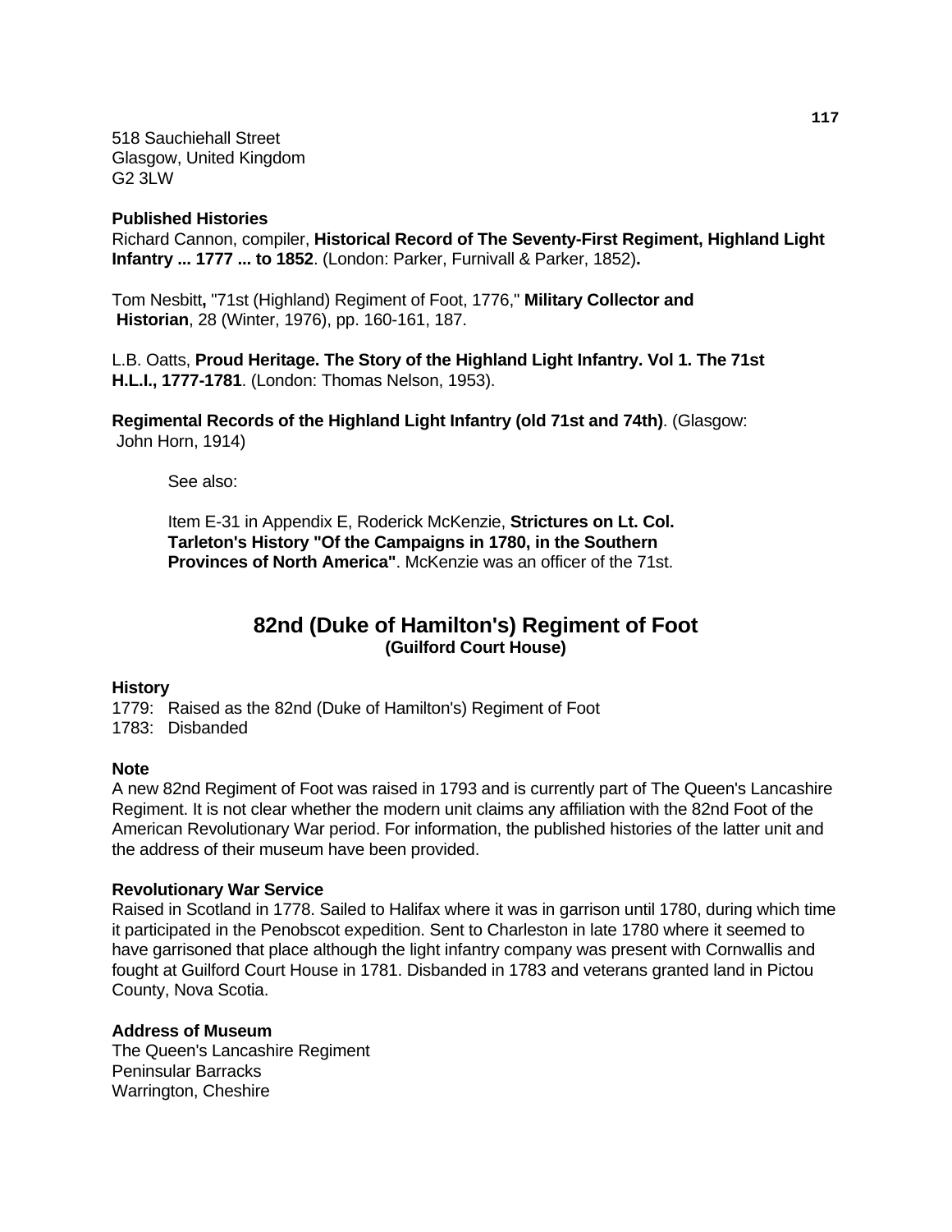518 Sauchiehall Street
Glasgow, United Kingdom
G2 3LW

**Published Histories**

Richard Cannon, compiler, **Historical Record of The Seventy-First Regiment, Highland Light Infantry ... 1777 ... to 1852**. (London: Parker, Furnivall & Parker, 1852)**.**

Tom Nesbitt**,** "71st (Highland) Regiment of Foot, 1776," **Military Collector and Historian**, 28 (Winter, 1976), pp. 160-161, 187.

L.B. Oatts, **Proud Heritage. The Story of the Highland Light Infantry. Vol 1. The 71st H.L.I., 1777-1781**. (London: Thomas Nelson, 1953).

**Regimental Records of the Highland Light Infantry (old 71st and 74th)**. (Glasgow: John Horn, 1914)

> See also:
>
> Item E-31 in Appendix E, Roderick McKenzie, **Strictures on Lt. Col. Tarleton's History "Of the Campaigns in 1780, in the Southern Provinces of North America"**. McKenzie was an officer of the 71st.

## 82nd (Duke of Hamilton's) Regiment of Foot

**(Guilford Court House)**

**History**

1779: Raised as the 82nd (Duke of Hamilton's) Regiment of Foot
1783: Disbanded

**Note**

A new 82nd Regiment of Foot was raised in 1793 and is currently part of The Queen's Lancashire Regiment. It is not clear whether the modern unit claims any affiliation with the 82nd Foot of the American Revolutionary War period. For information, the published histories of the latter unit and the address of their museum have been provided.

**Revolutionary War Service**

Raised in Scotland in 1778. Sailed to Halifax where it was in garrison until 1780, during which time it participated in the Penobscot expedition. Sent to Charleston in late 1780 where it seemed to have garrisoned that place although the light infantry company was present with Cornwallis and fought at Guilford Court House in 1781. Disbanded in 1783 and veterans granted land in Pictou County, Nova Scotia.

**Address of Museum**

The Queen's Lancashire Regiment
Peninsular Barracks
Warrington, Cheshire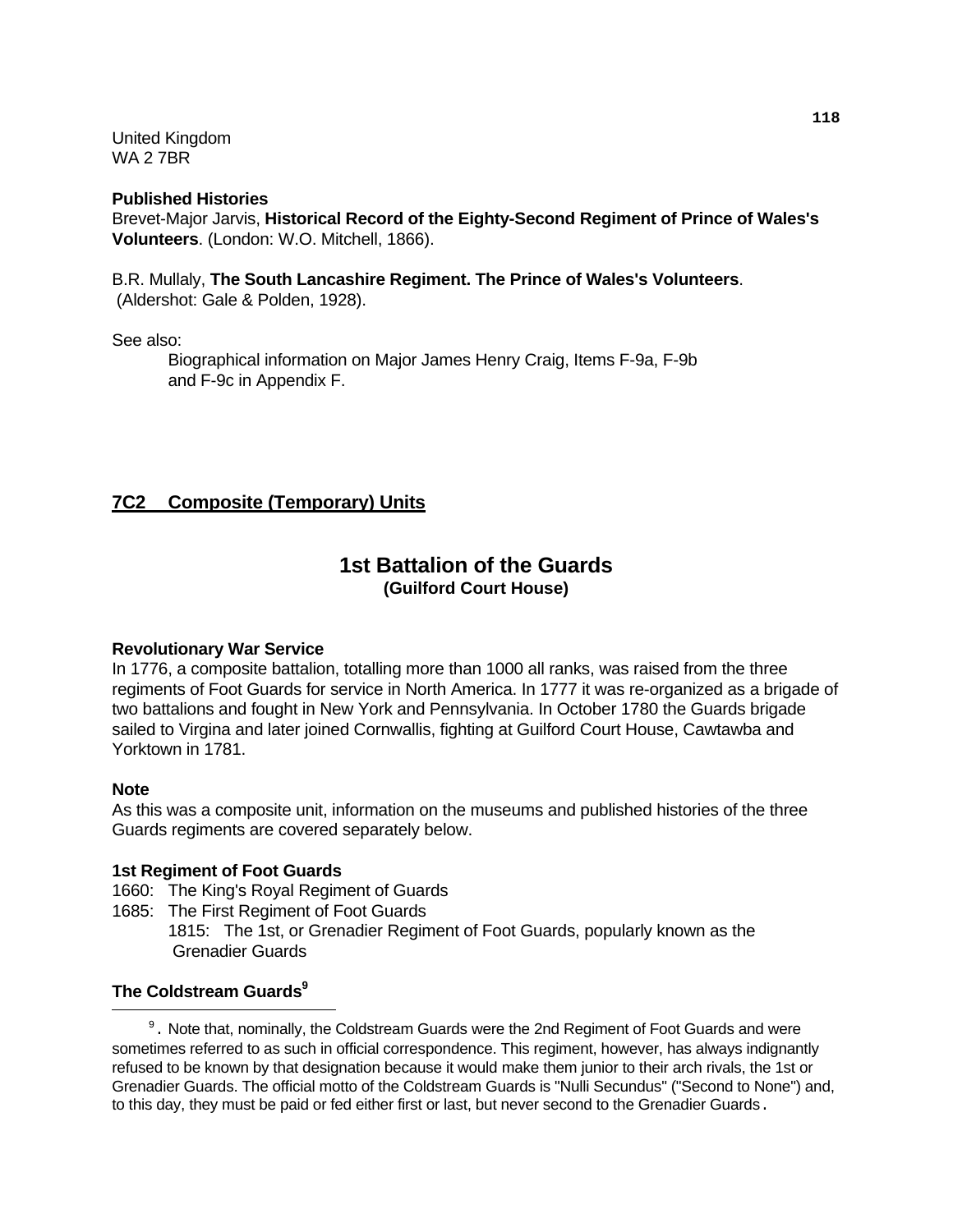United Kingdom
WA 2 7BR

**Published Histories**
Brevet-Major Jarvis, **Historical Record of the Eighty-Second Regiment of Prince of Wales's Volunteers**. (London: W.O. Mitchell, 1866).

B.R. Mullaly, **The South Lancashire Regiment. The Prince of Wales's Volunteers**. (Aldershot: Gale & Polden, 1928).

See also:

> Biographical information on Major James Henry Craig, Items F-9a, F-9b and F-9c in Appendix F.

## 7C2 Composite (Temporary) Units

### 1st Battalion of the Guards
**(Guilford Court House)**

**Revolutionary War Service**
In 1776, a composite battalion, totalling more than 1000 all ranks, was raised from the three regiments of Foot Guards for service in North America. In 1777 it was re-organized as a brigade of two battalions and fought in New York and Pennsylvania. In October 1780 the Guards brigade sailed to Virgina and later joined Cornwallis, fighting at Guilford Court House, Cawtawba and Yorktown in 1781.

**Note**
As this was a composite unit, information on the museums and published histories of the three Guards regiments are covered separately below.

**1st Regiment of Foot Guards**
1660: The King's Royal Regiment of Guards
1685: The First Regiment of Foot Guards
> 1815: The 1st, or Grenadier Regiment of Foot Guards, popularly known as the Grenadier Guards

**The Coldstream Guards**[9]

[9]. Note that, nominally, the Coldstream Guards were the 2nd Regiment of Foot Guards and were sometimes referred to as such in official correspondence. This regiment, however, has always indignantly refused to be known by that designation because it would make them junior to their arch rivals, the 1st or Grenadier Guards. The official motto of the Coldstream Guards is "Nulli Secundus" ("Second to None") and, to this day, they must be paid or fed either first or last, but never second to the Grenadier Guards.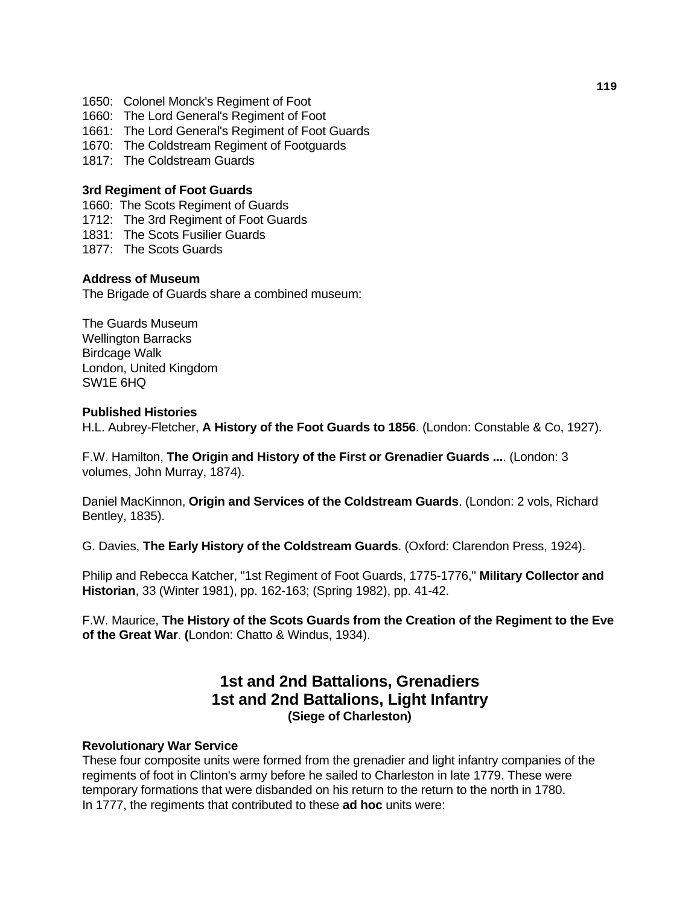1650: Colonel Monck's Regiment of Foot
1660: The Lord General's Regiment of Foot
1661: The Lord General's Regiment of Foot Guards
1670: The Coldstream Regiment of Footguards
1817: The Coldstream Guards

**3rd Regiment of Foot Guards**
1660: The Scots Regiment of Guards
1712: The 3rd Regiment of Foot Guards
1831: The Scots Fusilier Guards
1877: The Scots Guards

**Address of Museum**
The Brigade of Guards share a combined museum:

The Guards Museum
Wellington Barracks
Birdcage Walk
London, United Kingdom
SW1E 6HQ

**Published Histories**
H.L. Aubrey-Fletcher, **A History of the Foot Guards to 1856**. (London: Constable & Co, 1927).

F.W. Hamilton, **The Origin and History of the First or Grenadier Guards ...**. (London: 3 volumes, John Murray, 1874).

Daniel MacKinnon, **Origin and Services of the Coldstream Guards**. (London: 2 vols, Richard Bentley, 1835).

G. Davies, **The Early History of the Coldstream Guards**. (Oxford: Clarendon Press, 1924).

Philip and Rebecca Katcher, "1st Regiment of Foot Guards, 1775-1776," **Military Collector and Historian**, 33 (Winter 1981), pp. 162-163; (Spring 1982), pp. 41-42.

F.W. Maurice, **The History of the Scots Guards from the Creation of the Regiment to the Eve of the Great War**. (London: Chatto & Windus, 1934).

## 1st and 2nd Battalions, Grenadiers
## 1st and 2nd Battalions, Light Infantry
### (Siege of Charleston)

**Revolutionary War Service**
These four composite units were formed from the grenadier and light infantry companies of the regiments of foot in Clinton's army before he sailed to Charleston in late 1779. These were temporary formations that were disbanded on his return to the return to the north in 1780.
In 1777, the regiments that contributed to these **ad hoc** units were: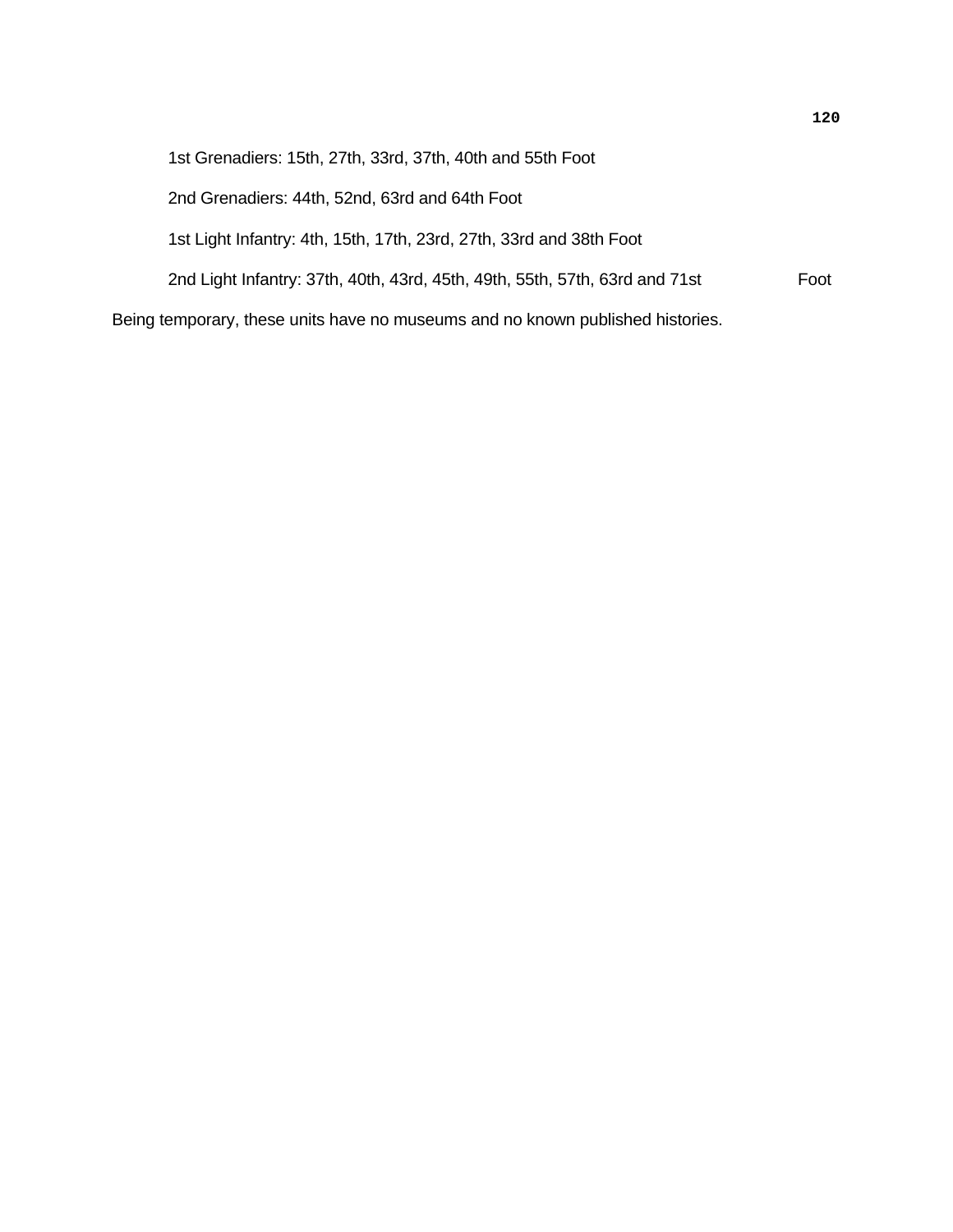1st Grenadiers: 15th, 27th, 33rd, 37th, 40th and 55th Foot

2nd Grenadiers: 44th, 52nd, 63rd and 64th Foot

1st Light Infantry: 4th, 15th, 17th, 23rd, 27th, 33rd and 38th Foot

2nd Light Infantry: 37th, 40th, 43rd, 45th, 49th, 55th, 57th, 63rd and 71st Foot

Being temporary, these units have no museums and no known published histories.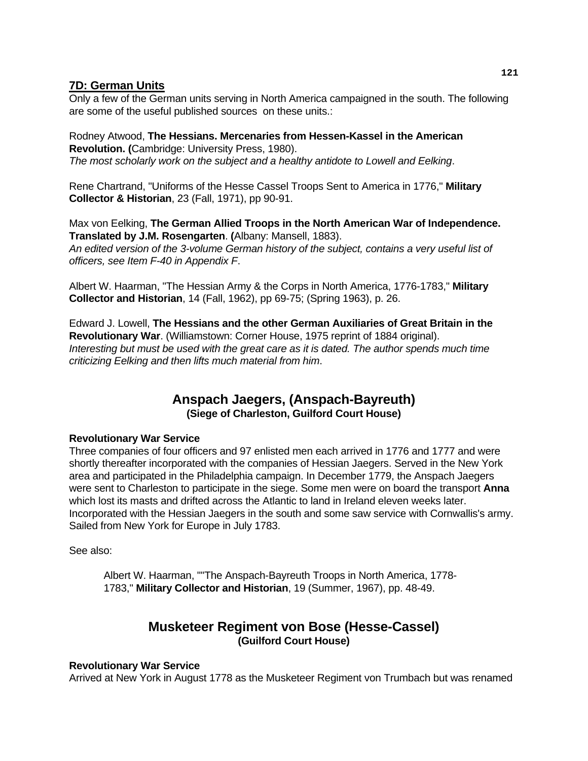## 7D: German Units

Only a few of the German units serving in North America campaigned in the south. The following are some of the useful published sources  on these units.:

Rodney Atwood, **The Hessians. Mercenaries from Hessen-Kassel in the American Revolution. (**Cambridge: University Press, 1980).
*The most scholarly work on the subject and a healthy antidote to Lowell and Eelking*.

Rene Chartrand, "Uniforms of the Hesse Cassel Troops Sent to America in 1776," **Military Collector & Historian**, 23 (Fall, 1971), pp 90-91.

Max von Eelking, **The German Allied Troops in the North American War of Independence. Translated by J.M. Rosengarten**. **(**Albany: Mansell, 1883).
*An edited version of the 3-volume German history of the subject, contains a very useful list of officers, see Item F-40 in Appendix F*.

Albert W. Haarman, "The Hessian Army & the Corps in North America, 1776-1783," **Military Collector and Historian**, 14 (Fall, 1962), pp 69-75; (Spring 1963), p. 26.

Edward J. Lowell, **The Hessians and the other German Auxiliaries of Great Britain in the Revolutionary War**. (Williamstown: Corner House, 1975 reprint of 1884 original).
*Interesting but must be used with the great care as it is dated. The author spends much time criticizing Eelking and then lifts much material from him*.

## Anspach Jaegers, (Anspach-Bayreuth)
**(Siege of Charleston, Guilford Court House)**

**Revolutionary War Service**

Three companies of four officers and 97 enlisted men each arrived in 1776 and 1777 and were shortly thereafter incorporated with the companies of Hessian Jaegers. Served in the New York area and participated in the Philadelphia campaign. In December 1779, the Anspach Jaegers were sent to Charleston to participate in the siege. Some men were on board the transport **Anna** which lost its masts and drifted across the Atlantic to land in Ireland eleven weeks later. Incorporated with the Hessian Jaegers in the south and some saw service with Cornwallis's army. Sailed from New York for Europe in July 1783.

See also:

> Albert W. Haarman, ""The Anspach-Bayreuth Troops in North America, 1778-1783," **Military Collector and Historian**, 19 (Summer, 1967), pp. 48-49.

## Musketeer Regiment von Bose (Hesse-Cassel)
**(Guilford Court House)**

**Revolutionary War Service**

Arrived at New York in August 1778 as the Musketeer Regiment von Trumbach but was renamed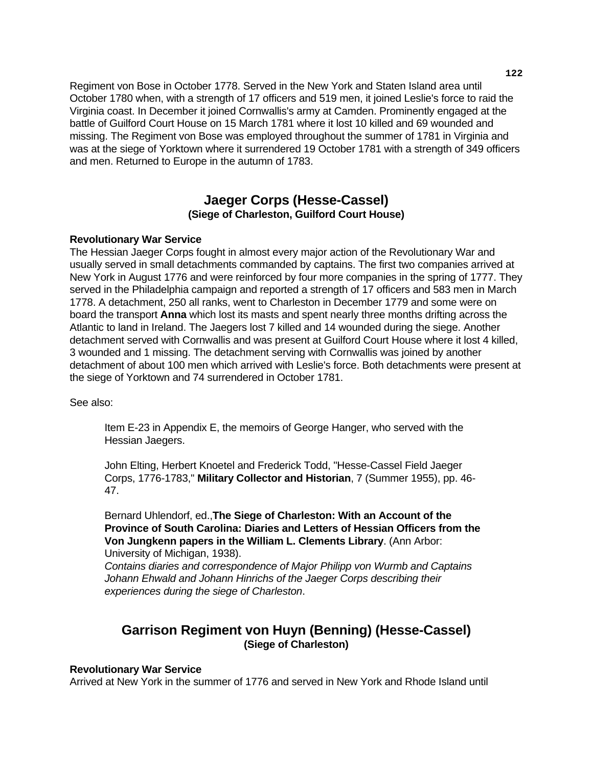Regiment von Bose in October 1778. Served in the New York and Staten Island area until October 1780 when, with a strength of 17 officers and 519 men, it joined Leslie's force to raid the Virginia coast. In December it joined Cornwallis's army at Camden. Prominently engaged at the battle of Guilford Court House on 15 March 1781 where it lost 10 killed and 69 wounded and missing. The Regiment von Bose was employed throughout the summer of 1781 in Virginia and was at the siege of Yorktown where it surrendered 19 October 1781 with a strength of 349 officers and men. Returned to Europe in the autumn of 1783.

## Jaeger Corps (Hesse-Cassel)
### (Siege of Charleston, Guilford Court House)

**Revolutionary War Service**

The Hessian Jaeger Corps fought in almost every major action of the Revolutionary War and usually served in small detachments commanded by captains. The first two companies arrived at New York in August 1776 and were reinforced by four more companies in the spring of 1777. They served in the Philadelphia campaign and reported a strength of 17 officers and 583 men in March 1778. A detachment, 250 all ranks, went to Charleston in December 1779 and some were on board the transport **Anna** which lost its masts and spent nearly three months drifting across the Atlantic to land in Ireland. The Jaegers lost 7 killed and 14 wounded during the siege. Another detachment served with Cornwallis and was present at Guilford Court House where it lost 4 killed, 3 wounded and 1 missing. The detachment serving with Cornwallis was joined by another detachment of about 100 men which arrived with Leslie's force. Both detachments were present at the siege of Yorktown and 74 surrendered in October 1781.

See also:

> Item E-23 in Appendix E, the memoirs of George Hanger, who served with the Hessian Jaegers.
>
> John Elting, Herbert Knoetel and Frederick Todd, "Hesse-Cassel Field Jaeger Corps, 1776-1783," **Military Collector and Historian**, 7 (Summer 1955), pp. 46-47.
>
> Bernard Uhlendorf, ed.,**The Siege of Charleston: With an Account of the Province of South Carolina: Diaries and Letters of Hessian Officers from the Von Jungkenn papers in the William L. Clements Library**. (Ann Arbor: University of Michigan, 1938).
> *Contains diaries and correspondence of Major Philipp von Wurmb and Captains Johann Ehwald and Johann Hinrichs of the Jaeger Corps describing their experiences during the siege of Charleston*.

## Garrison Regiment von Huyn (Benning) (Hesse-Cassel)
### (Siege of Charleston)

**Revolutionary War Service**

Arrived at New York in the summer of 1776 and served in New York and Rhode Island until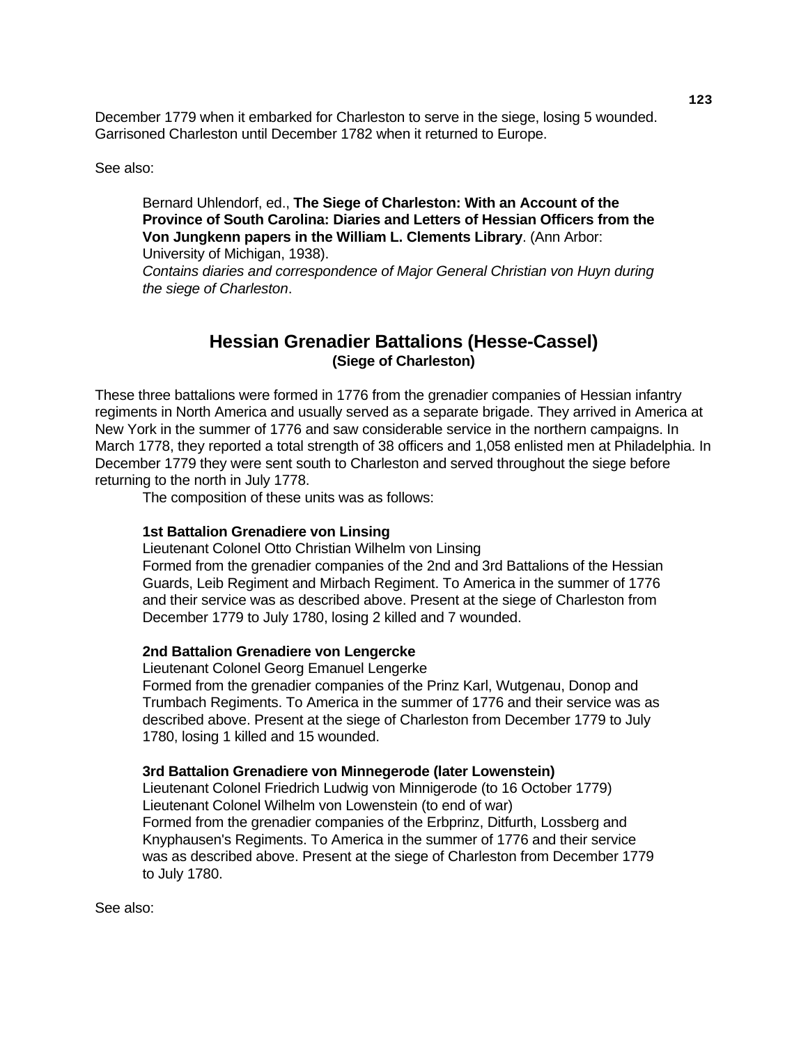December 1779 when it embarked for Charleston to serve in the siege, losing 5 wounded. Garrisoned Charleston until December 1782 when it returned to Europe.

See also:

> Bernard Uhlendorf, ed., **The Siege of Charleston: With an Account of the Province of South Carolina: Diaries and Letters of Hessian Officers from the Von Jungkenn papers in the William L. Clements Library**. (Ann Arbor: University of Michigan, 1938).
> *Contains diaries and correspondence of Major General Christian von Huyn during the siege of Charleston*.

## Hessian Grenadier Battalions (Hesse-Cassel)
### (Siege of Charleston)

These three battalions were formed in 1776 from the grenadier companies of Hessian infantry regiments in North America and usually served as a separate brigade. They arrived in America at New York in the summer of 1776 and saw considerable service in the northern campaigns. In March 1778, they reported a total strength of 38 officers and 1,058 enlisted men at Philadelphia. In December 1779 they were sent south to Charleston and served throughout the siege before returning to the north in July 1778.

The composition of these units was as follows:

**1st Battalion Grenadiere von Linsing**
Lieutenant Colonel Otto Christian Wilhelm von Linsing
Formed from the grenadier companies of the 2nd and 3rd Battalions of the Hessian Guards, Leib Regiment and Mirbach Regiment. To America in the summer of 1776 and their service was as described above. Present at the siege of Charleston from December 1779 to July 1780, losing 2 killed and 7 wounded.

**2nd Battalion Grenadiere von Lengercke**
Lieutenant Colonel Georg Emanuel Lengerke
Formed from the grenadier companies of the Prinz Karl, Wutgenau, Donop and Trumbach Regiments. To America in the summer of 1776 and their service was as described above. Present at the siege of Charleston from December 1779 to July 1780, losing 1 killed and 15 wounded.

**3rd Battalion Grenadiere von Minnegerode (later Lowenstein)**
Lieutenant Colonel Friedrich Ludwig von Minnigerode (to 16 October 1779)
Lieutenant Colonel Wilhelm von Lowenstein (to end of war)
Formed from the grenadier companies of the Erbprinz, Ditfurth, Lossberg and Knyphausen's Regiments. To America in the summer of 1776 and their service was as described above. Present at the siege of Charleston from December 1779 to July 1780.

See also: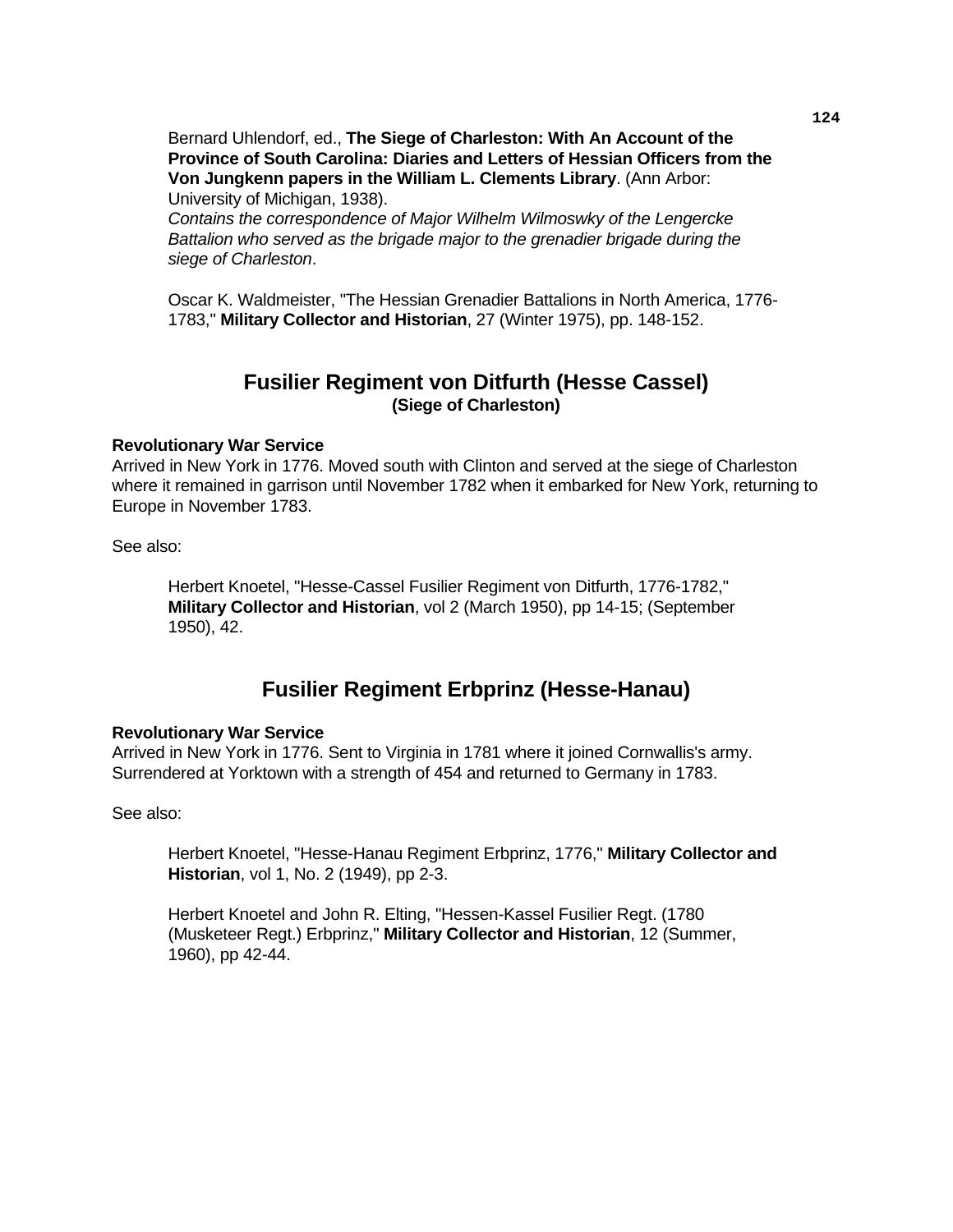Bernard Uhlendorf, ed., **The Siege of Charleston: With An Account of the Province of South Carolina: Diaries and Letters of Hessian Officers from the Von Jungkenn papers in the William L. Clements Library**. (Ann Arbor: University of Michigan, 1938).
*Contains the correspondence of Major Wilhelm Wilmoswky of the Lengercke Battalion who served as the brigade major to the grenadier brigade during the siege of Charleston*.

Oscar K. Waldmeister, "The Hessian Grenadier Battalions in North America, 1776-1783," **Military Collector and Historian**, 27 (Winter 1975), pp. 148-152.

## Fusilier Regiment von Ditfurth (Hesse Cassel)
### (Siege of Charleston)

**Revolutionary War Service**
Arrived in New York in 1776. Moved south with Clinton and served at the siege of Charleston where it remained in garrison until November 1782 when it embarked for New York, returning to Europe in November 1783.

See also:

Herbert Knoetel, "Hesse-Cassel Fusilier Regiment von Ditfurth, 1776-1782," **Military Collector and Historian**, vol 2 (March 1950), pp 14-15; (September 1950), 42.

## Fusilier Regiment Erbprinz (Hesse-Hanau)

**Revolutionary War Service**
Arrived in New York in 1776. Sent to Virginia in 1781 where it joined Cornwallis's army. Surrendered at Yorktown with a strength of 454 and returned to Germany in 1783.

See also:

Herbert Knoetel, "Hesse-Hanau Regiment Erbprinz, 1776," **Military Collector and Historian**, vol 1, No. 2 (1949), pp 2-3.

Herbert Knoetel and John R. Elting, "Hessen-Kassel Fusilier Regt. (1780 (Musketeer Regt.) Erbprinz," **Military Collector and Historian**, 12 (Summer, 1960), pp 42-44.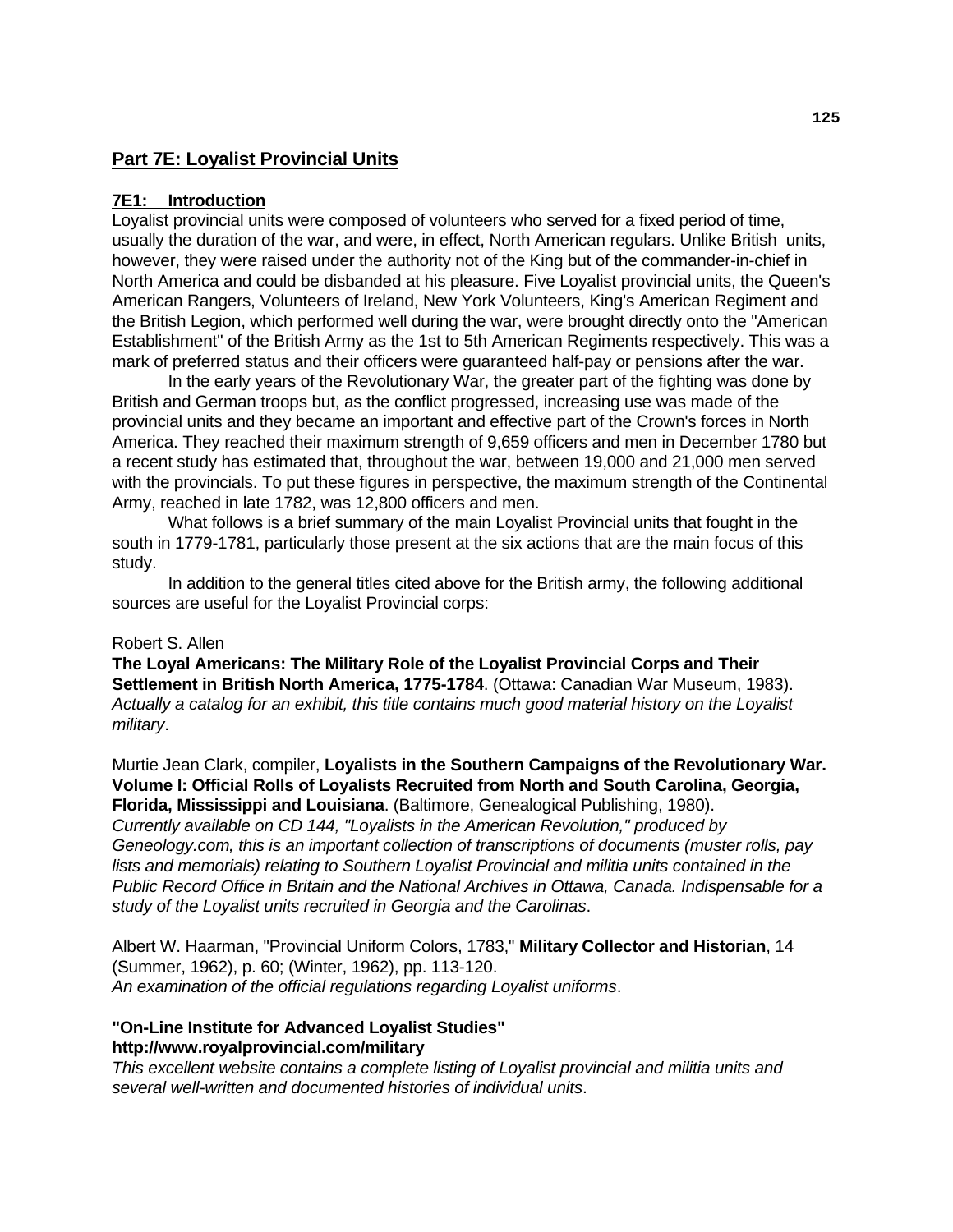## Part 7E: Loyalist Provincial Units

### 7E1: Introduction

Loyalist provincial units were composed of volunteers who served for a fixed period of time, usually the duration of the war, and were, in effect, North American regulars. Unlike British units, however, they were raised under the authority not of the King but of the commander-in-chief in North America and could be disbanded at his pleasure. Five Loyalist provincial units, the Queen's American Rangers, Volunteers of Ireland, New York Volunteers, King's American Regiment and the British Legion, which performed well during the war, were brought directly onto the "American Establishment" of the British Army as the 1st to 5th American Regiments respectively. This was a mark of preferred status and their officers were guaranteed half-pay or pensions after the war.

In the early years of the Revolutionary War, the greater part of the fighting was done by British and German troops but, as the conflict progressed, increasing use was made of the provincial units and they became an important and effective part of the Crown's forces in North America. They reached their maximum strength of 9,659 officers and men in December 1780 but a recent study has estimated that, throughout the war, between 19,000 and 21,000 men served with the provincials. To put these figures in perspective, the maximum strength of the Continental Army, reached in late 1782, was 12,800 officers and men.

What follows is a brief summary of the main Loyalist Provincial units that fought in the south in 1779-1781, particularly those present at the six actions that are the main focus of this study.

In addition to the general titles cited above for the British army, the following additional sources are useful for the Loyalist Provincial corps:

Robert S. Allen
**The Loyal Americans: The Military Role of the Loyalist Provincial Corps and Their Settlement in British North America, 1775-1784**. (Ottawa: Canadian War Museum, 1983).
*Actually a catalog for an exhibit, this title contains much good material history on the Loyalist military*.

Murtie Jean Clark, compiler, **Loyalists in the Southern Campaigns of the Revolutionary War. Volume I: Official Rolls of Loyalists Recruited from North and South Carolina, Georgia, Florida, Mississippi and Louisiana**. (Baltimore, Genealogical Publishing, 1980).
*Currently available on CD 144, "Loyalists in the American Revolution," produced by Geneology.com, this is an important collection of transcriptions of documents (muster rolls, pay lists and memorials) relating to Southern Loyalist Provincial and militia units contained in the Public Record Office in Britain and the National Archives in Ottawa, Canada. Indispensable for a study of the Loyalist units recruited in Georgia and the Carolinas*.

Albert W. Haarman, "Provincial Uniform Colors, 1783," **Military Collector and Historian**, 14 (Summer, 1962), p. 60; (Winter, 1962), pp. 113-120.
*An examination of the official regulations regarding Loyalist uniforms*.

**"On-Line Institute for Advanced Loyalist Studies"**
**http://www.royalprovincial.com/military**
*This excellent website contains a complete listing of Loyalist provincial and militia units and several well-written and documented histories of individual units*.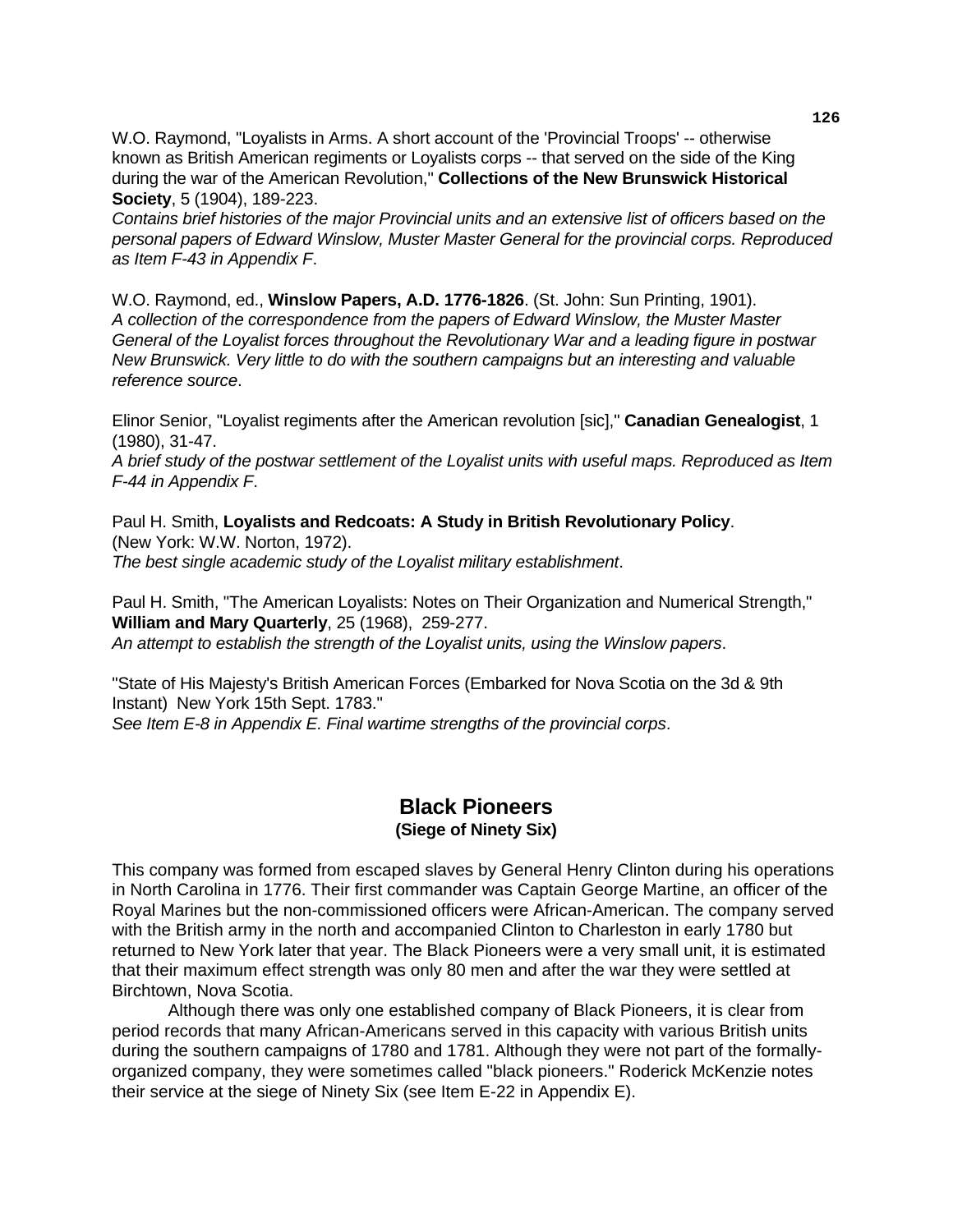W.O. Raymond, "Loyalists in Arms. A short account of the 'Provincial Troops' -- otherwise known as British American regiments or Loyalists corps -- that served on the side of the King during the war of the American Revolution," **Collections of the New Brunswick Historical Society**, 5 (1904), 189-223.
*Contains brief histories of the major Provincial units and an extensive list of officers based on the personal papers of Edward Winslow, Muster Master General for the provincial corps. Reproduced as Item F-43 in Appendix F*.

W.O. Raymond, ed., **Winslow Papers, A.D. 1776-1826**. (St. John: Sun Printing, 1901).
*A collection of the correspondence from the papers of Edward Winslow, the Muster Master General of the Loyalist forces throughout the Revolutionary War and a leading figure in postwar New Brunswick. Very little to do with the southern campaigns but an interesting and valuable reference source*.

Elinor Senior, "Loyalist regiments after the American revolution [sic]," **Canadian Genealogist**, 1 (1980), 31-47.
*A brief study of the postwar settlement of the Loyalist units with useful maps. Reproduced as Item F-44 in Appendix F*.

Paul H. Smith, **Loyalists and Redcoats: A Study in British Revolutionary Policy**. (New York: W.W. Norton, 1972).
*The best single academic study of the Loyalist military establishment*.

Paul H. Smith, "The American Loyalists: Notes on Their Organization and Numerical Strength," **William and Mary Quarterly**, 25 (1968), 259-277.
*An attempt to establish the strength of the Loyalist units, using the Winslow papers*.

"State of His Majesty's British American Forces (Embarked for Nova Scotia on the 3d & 9th Instant) New York 15th Sept. 1783."
*See Item E-8 in Appendix E. Final wartime strengths of the provincial corps*.

## Black Pioneers
**(Siege of Ninety Six)**

This company was formed from escaped slaves by General Henry Clinton during his operations in North Carolina in 1776. Their first commander was Captain George Martine, an officer of the Royal Marines but the non-commissioned officers were African-American. The company served with the British army in the north and accompanied Clinton to Charleston in early 1780 but returned to New York later that year. The Black Pioneers were a very small unit, it is estimated that their maximum effect strength was only 80 men and after the war they were settled at Birchtown, Nova Scotia.

Although there was only one established company of Black Pioneers, it is clear from period records that many African-Americans served in this capacity with various British units during the southern campaigns of 1780 and 1781. Although they were not part of the formally-organized company, they were sometimes called "black pioneers." Roderick McKenzie notes their service at the siege of Ninety Six (see Item E-22 in Appendix E).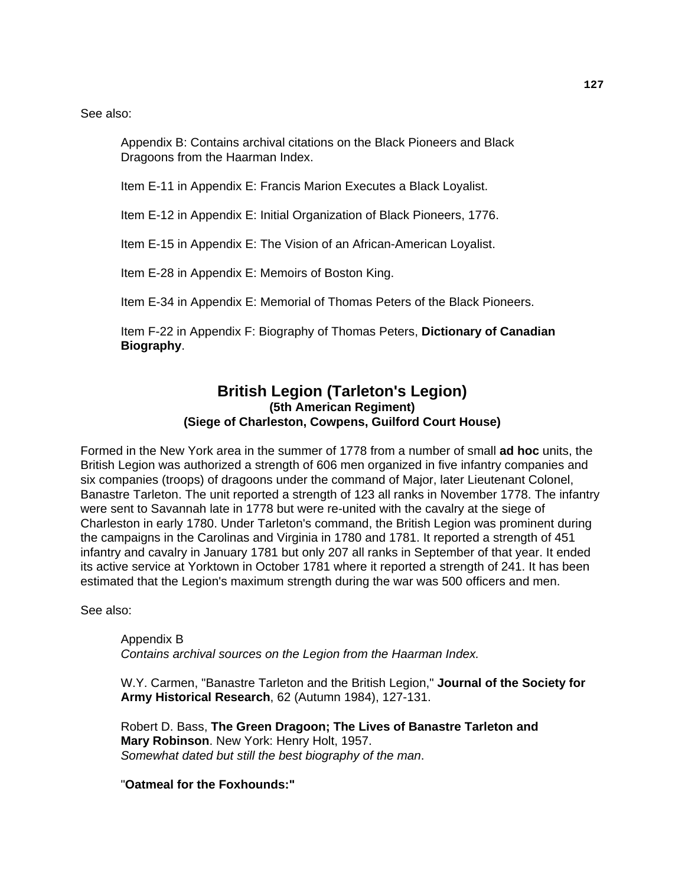See also:

Appendix B: Contains archival citations on the Black Pioneers and Black Dragoons from the Haarman Index.

Item E-11 in Appendix E: Francis Marion Executes a Black Loyalist.

Item E-12 in Appendix E: Initial Organization of Black Pioneers, 1776.

Item E-15 in Appendix E: The Vision of an African-American Loyalist.

Item E-28 in Appendix E: Memoirs of Boston King.

Item E-34 in Appendix E: Memorial of Thomas Peters of the Black Pioneers.

Item F-22 in Appendix F: Biography of Thomas Peters, **Dictionary of Canadian Biography**.

## British Legion (Tarleton's Legion)
### (5th American Regiment)
### (Siege of Charleston, Cowpens, Guilford Court House)

Formed in the New York area in the summer of 1778 from a number of small **ad hoc** units, the British Legion was authorized a strength of 606 men organized in five infantry companies and six companies (troops) of dragoons under the command of Major, later Lieutenant Colonel, Banastre Tarleton. The unit reported a strength of 123 all ranks in November 1778. The infantry were sent to Savannah late in 1778 but were re-united with the cavalry at the siege of Charleston in early 1780. Under Tarleton's command, the British Legion was prominent during the campaigns in the Carolinas and Virginia in 1780 and 1781. It reported a strength of 451 infantry and cavalry in January 1781 but only 207 all ranks in September of that year. It ended its active service at Yorktown in October 1781 where it reported a strength of 241. It has been estimated that the Legion's maximum strength during the war was 500 officers and men.

See also:

Appendix B
*Contains archival sources on the Legion from the Haarman Index.*

W.Y. Carmen, "Banastre Tarleton and the British Legion," **Journal of the Society for Army Historical Research**, 62 (Autumn 1984), 127-131.

Robert D. Bass, **The Green Dragoon; The Lives of Banastre Tarleton and Mary Robinson**. New York: Henry Holt, 1957.
*Somewhat dated but still the best biography of the man*.

"**Oatmeal for the Foxhounds:"**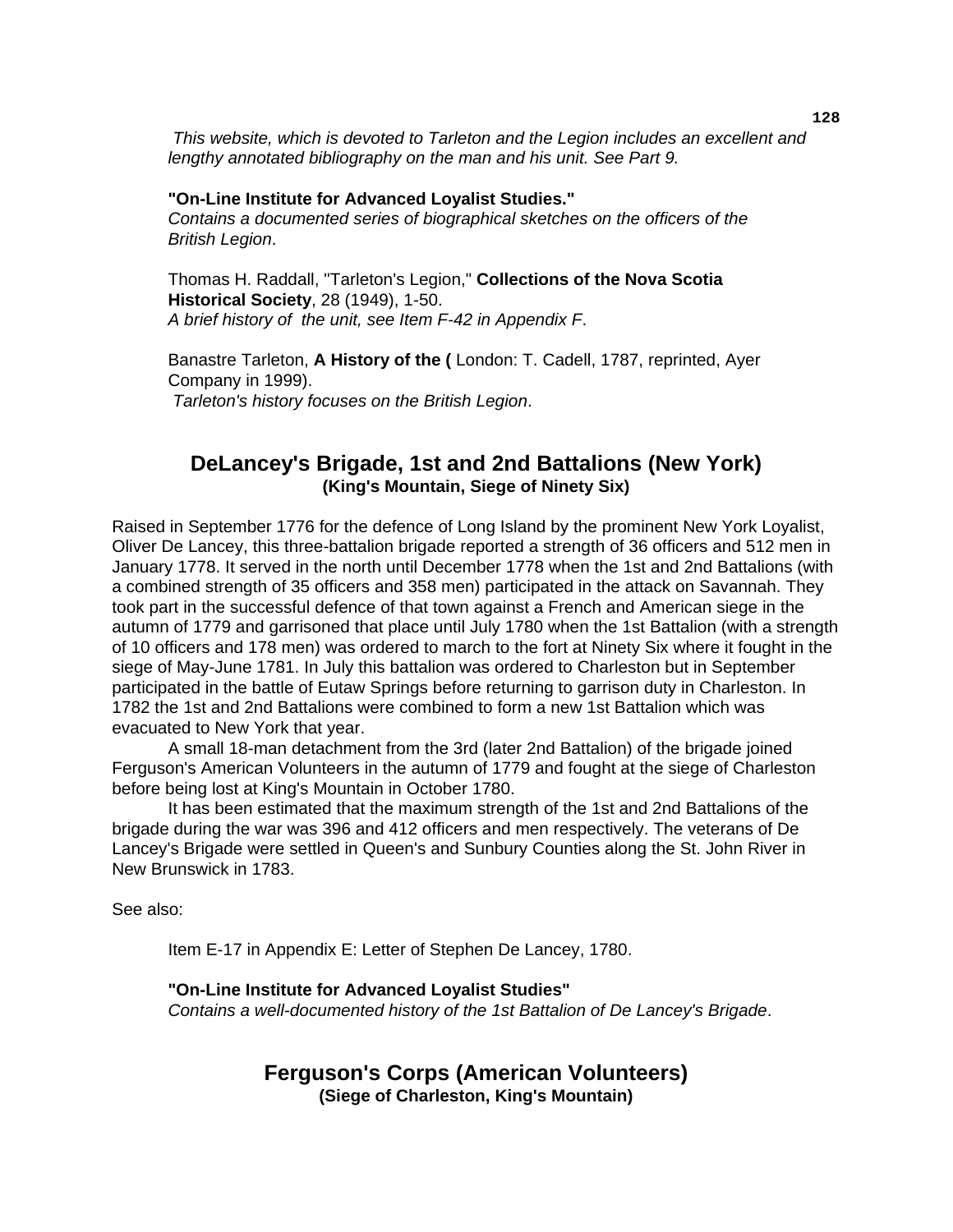*This website, which is devoted to Tarleton and the Legion includes an excellent and lengthy annotated bibliography on the man and his unit. See Part 9.*

**"On-Line Institute for Advanced Loyalist Studies."**
*Contains a documented series of biographical sketches on the officers of the British Legion*.

Thomas H. Raddall, "Tarleton's Legion," **Collections of the Nova Scotia Historical Society**, 28 (1949), 1-50.
*A brief history of the unit, see Item F-42 in Appendix F*.

Banastre Tarleton, **A History of the (** London: T. Cadell, 1787, reprinted, Ayer Company in 1999).
*Tarleton's history focuses on the British Legion*.

## DeLancey's Brigade, 1st and 2nd Battalions (New York)
**(King's Mountain, Siege of Ninety Six)**

Raised in September 1776 for the defence of Long Island by the prominent New York Loyalist, Oliver De Lancey, this three-battalion brigade reported a strength of 36 officers and 512 men in January 1778. It served in the north until December 1778 when the 1st and 2nd Battalions (with a combined strength of 35 officers and 358 men) participated in the attack on Savannah. They took part in the successful defence of that town against a French and American siege in the autumn of 1779 and garrisoned that place until July 1780 when the 1st Battalion (with a strength of 10 officers and 178 men) was ordered to march to the fort at Ninety Six where it fought in the siege of May-June 1781. In July this battalion was ordered to Charleston but in September participated in the battle of Eutaw Springs before returning to garrison duty in Charleston. In 1782 the 1st and 2nd Battalions were combined to form a new 1st Battalion which was evacuated to New York that year.

A small 18-man detachment from the 3rd (later 2nd Battalion) of the brigade joined Ferguson's American Volunteers in the autumn of 1779 and fought at the siege of Charleston before being lost at King's Mountain in October 1780.

It has been estimated that the maximum strength of the 1st and 2nd Battalions of the brigade during the war was 396 and 412 officers and men respectively. The veterans of De Lancey's Brigade were settled in Queen's and Sunbury Counties along the St. John River in New Brunswick in 1783.

See also:

Item E-17 in Appendix E: Letter of Stephen De Lancey, 1780.

**"On-Line Institute for Advanced Loyalist Studies"**
*Contains a well-documented history of the 1st Battalion of De Lancey's Brigade*.

## Ferguson's Corps (American Volunteers)
**(Siege of Charleston, King's Mountain)**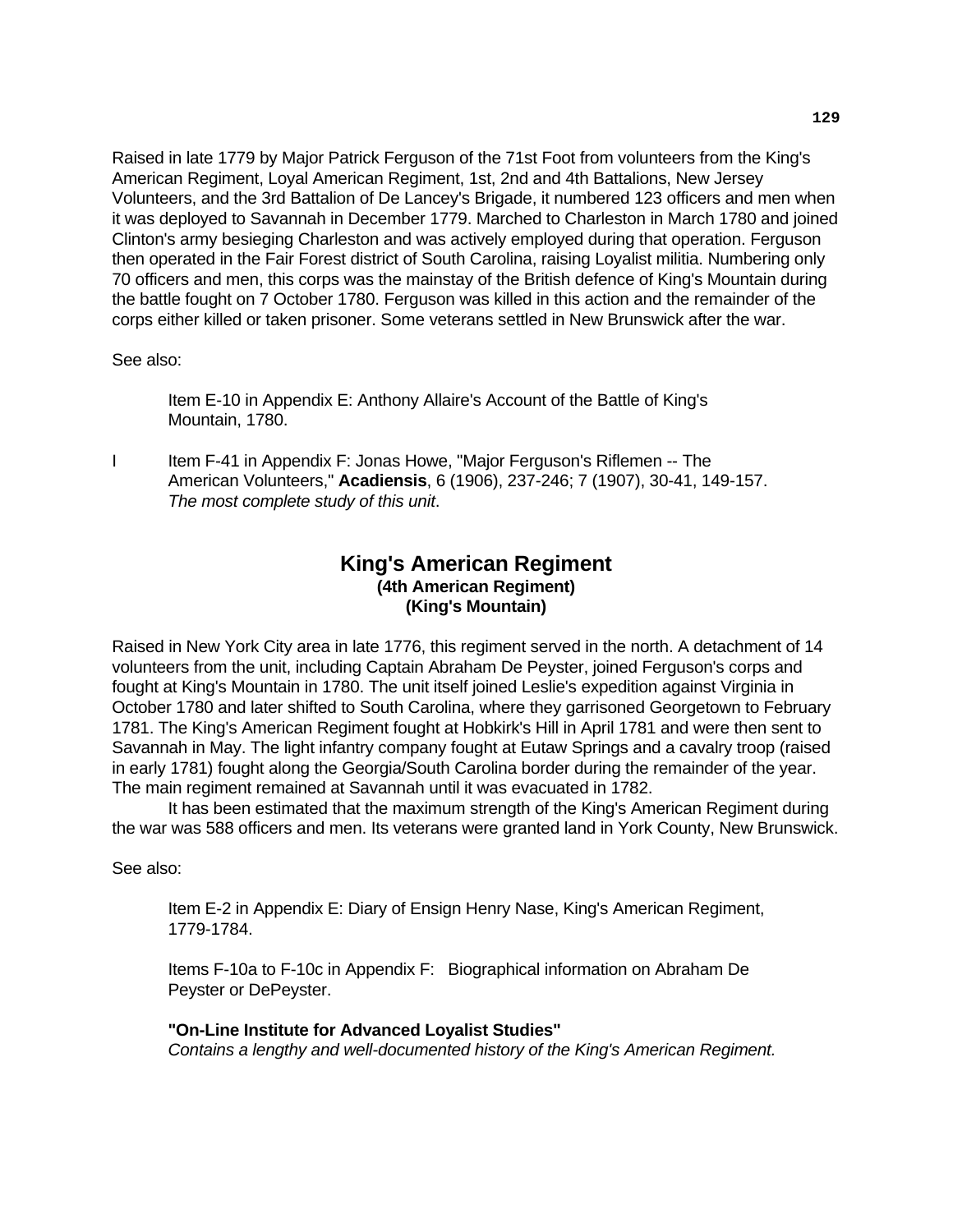Raised in late 1779 by Major Patrick Ferguson of the 71st Foot from volunteers from the King's American Regiment, Loyal American Regiment, 1st, 2nd and 4th Battalions, New Jersey Volunteers, and the 3rd Battalion of De Lancey's Brigade, it numbered 123 officers and men when it was deployed to Savannah in December 1779. Marched to Charleston in March 1780 and joined Clinton's army besieging Charleston and was actively employed during that operation. Ferguson then operated in the Fair Forest district of South Carolina, raising Loyalist militia. Numbering only 70 officers and men, this corps was the mainstay of the British defence of King's Mountain during the battle fought on 7 October 1780. Ferguson was killed in this action and the remainder of the corps either killed or taken prisoner. Some veterans settled in New Brunswick after the war.

See also:

> Item E-10 in Appendix E: Anthony Allaire's Account of the Battle of King's Mountain, 1780.

I Item F-41 in Appendix F: Jonas Howe, "Major Ferguson's Riflemen -- The American Volunteers," **Acadiensis**, 6 (1906), 237-246; 7 (1907), 30-41, 149-157. *The most complete study of this unit*.

## King's American Regiment
### (4th American Regiment)
### (King's Mountain)

Raised in New York City area in late 1776, this regiment served in the north. A detachment of 14 volunteers from the unit, including Captain Abraham De Peyster, joined Ferguson's corps and fought at King's Mountain in 1780. The unit itself joined Leslie's expedition against Virginia in October 1780 and later shifted to South Carolina, where they garrisoned Georgetown to February 1781. The King's American Regiment fought at Hobkirk's Hill in April 1781 and were then sent to Savannah in May. The light infantry company fought at Eutaw Springs and a cavalry troop (raised in early 1781) fought along the Georgia/South Carolina border during the remainder of the year. The main regiment remained at Savannah until it was evacuated in 1782.

It has been estimated that the maximum strength of the King's American Regiment during the war was 588 officers and men. Its veterans were granted land in York County, New Brunswick.

See also:

> Item E-2 in Appendix E: Diary of Ensign Henry Nase, King's American Regiment, 1779-1784.
>
> Items F-10a to F-10c in Appendix F: Biographical information on Abraham De Peyster or DePeyster.
>
> **"On-Line Institute for Advanced Loyalist Studies"**
> *Contains a lengthy and well-documented history of the King's American Regiment.*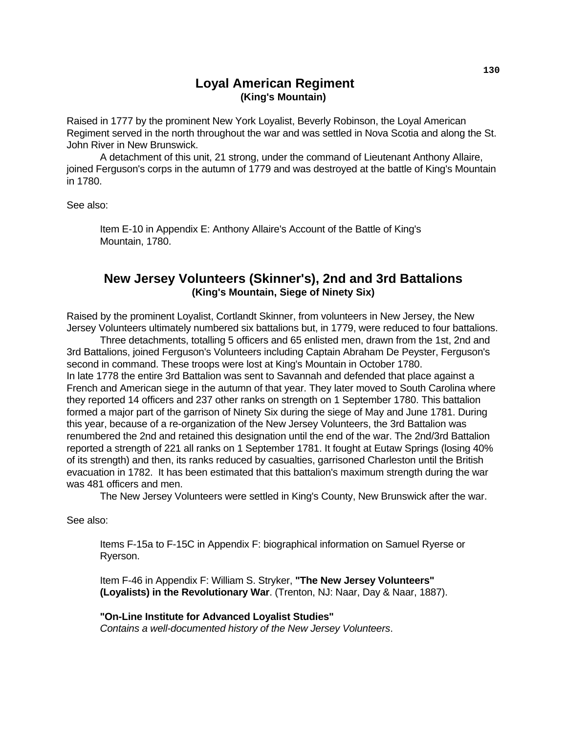## Loyal American Regiment
**(King's Mountain)**

Raised in 1777 by the prominent New York Loyalist, Beverly Robinson, the Loyal American Regiment served in the north throughout the war and was settled in Nova Scotia and along the St. John River in New Brunswick.

A detachment of this unit, 21 strong, under the command of Lieutenant Anthony Allaire, joined Ferguson's corps in the autumn of 1779 and was destroyed at the battle of King's Mountain in 1780.

See also:

> Item E-10 in Appendix E: Anthony Allaire's Account of the Battle of King's Mountain, 1780.

## New Jersey Volunteers (Skinner's), 2nd and 3rd Battalions
**(King's Mountain, Siege of Ninety Six)**

Raised by the prominent Loyalist, Cortlandt Skinner, from volunteers in New Jersey, the New Jersey Volunteers ultimately numbered six battalions but, in 1779, were reduced to four battalions.

Three detachments, totalling 5 officers and 65 enlisted men, drawn from the 1st, 2nd and 3rd Battalions, joined Ferguson's Volunteers including Captain Abraham De Peyster, Ferguson's second in command. These troops were lost at King's Mountain in October 1780.

In late 1778 the entire 3rd Battalion was sent to Savannah and defended that place against a French and American siege in the autumn of that year. They later moved to South Carolina where they reported 14 officers and 237 other ranks on strength on 1 September 1780. This battalion formed a major part of the garrison of Ninety Six during the siege of May and June 1781. During this year, because of a re-organization of the New Jersey Volunteers, the 3rd Battalion was renumbered the 2nd and retained this designation until the end of the war. The 2nd/3rd Battalion reported a strength of 221 all ranks on 1 September 1781. It fought at Eutaw Springs (losing 40% of its strength) and then, its ranks reduced by casualties, garrisoned Charleston until the British evacuation in 1782. It has been estimated that this battalion's maximum strength during the war was 481 officers and men.

The New Jersey Volunteers were settled in King's County, New Brunswick after the war.

See also:

> Items F-15a to F-15C in Appendix F: biographical information on Samuel Ryerse or Ryerson.
>
> Item F-46 in Appendix F: William S. Stryker, **"The New Jersey Volunteers" (Loyalists) in the Revolutionary War**. (Trenton, NJ: Naar, Day & Naar, 1887).
>
> **"On-Line Institute for Advanced Loyalist Studies"**
> *Contains a well-documented history of the New Jersey Volunteers*.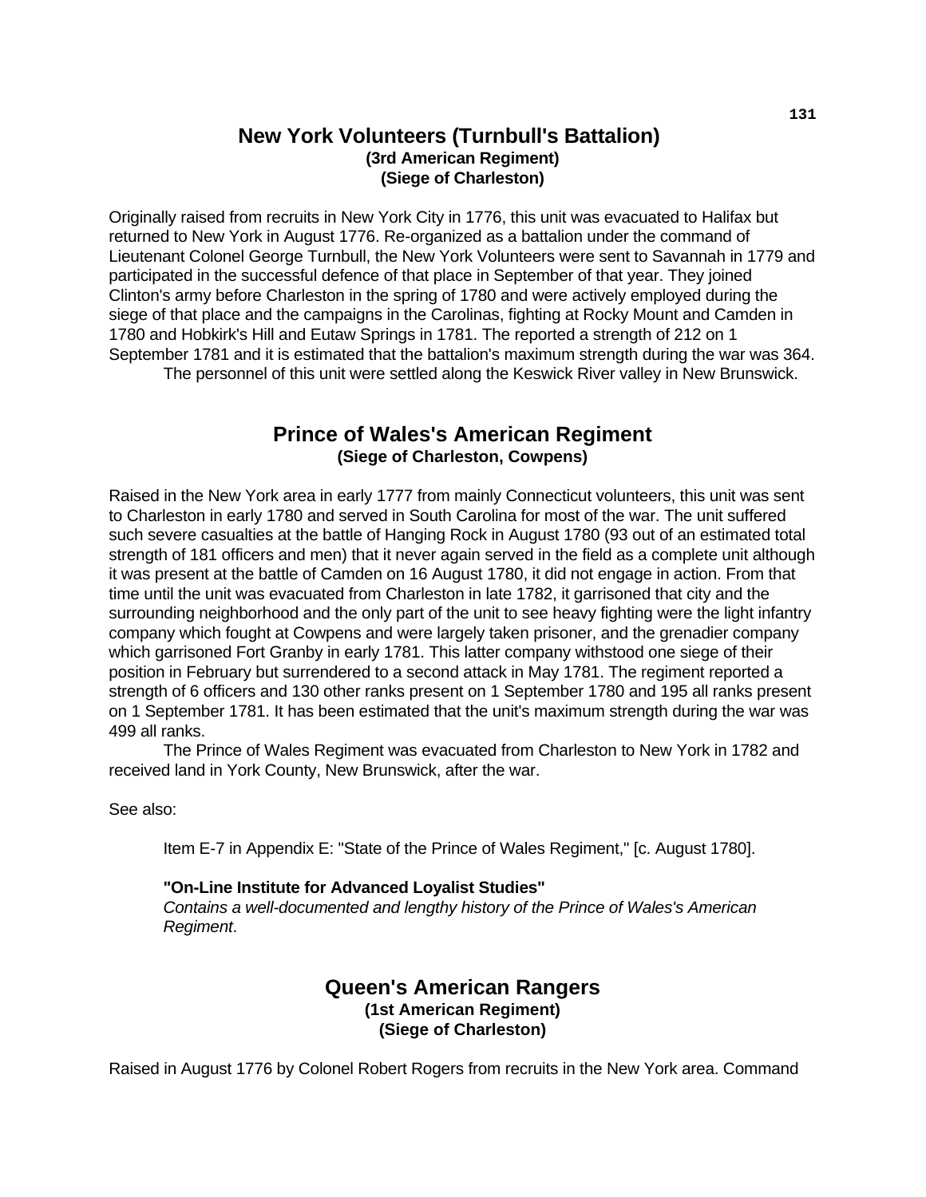## New York Volunteers (Turnbull's Battalion)
### (3rd American Regiment)
### (Siege of Charleston)

Originally raised from recruits in New York City in 1776, this unit was evacuated to Halifax but returned to New York in August 1776. Re-organized as a battalion under the command of Lieutenant Colonel George Turnbull, the New York Volunteers were sent to Savannah in 1779 and participated in the successful defence of that place in September of that year. They joined Clinton's army before Charleston in the spring of 1780 and were actively employed during the siege of that place and the campaigns in the Carolinas, fighting at Rocky Mount and Camden in 1780 and Hobkirk's Hill and Eutaw Springs in 1781. The reported a strength of 212 on 1 September 1781 and it is estimated that the battalion's maximum strength during the war was 364.

The personnel of this unit were settled along the Keswick River valley in New Brunswick.

## Prince of Wales's American Regiment
### (Siege of Charleston, Cowpens)

Raised in the New York area in early 1777 from mainly Connecticut volunteers, this unit was sent to Charleston in early 1780 and served in South Carolina for most of the war. The unit suffered such severe casualties at the battle of Hanging Rock in August 1780 (93 out of an estimated total strength of 181 officers and men) that it never again served in the field as a complete unit although it was present at the battle of Camden on 16 August 1780, it did not engage in action. From that time until the unit was evacuated from Charleston in late 1782, it garrisoned that city and the surrounding neighborhood and the only part of the unit to see heavy fighting were the light infantry company which fought at Cowpens and were largely taken prisoner, and the grenadier company which garrisoned Fort Granby in early 1781. This latter company withstood one siege of their position in February but surrendered to a second attack in May 1781. The regiment reported a strength of 6 officers and 130 other ranks present on 1 September 1780 and 195 all ranks present on 1 September 1781. It has been estimated that the unit's maximum strength during the war was 499 all ranks.

The Prince of Wales Regiment was evacuated from Charleston to New York in 1782 and received land in York County, New Brunswick, after the war.

See also:

> Item E-7 in Appendix E: "State of the Prince of Wales Regiment," [c. August 1780].
>
> **"On-Line Institute for Advanced Loyalist Studies"**
> *Contains a well-documented and lengthy history of the Prince of Wales's American Regiment*.

## Queen's American Rangers
### (1st American Regiment)
### (Siege of Charleston)

Raised in August 1776 by Colonel Robert Rogers from recruits in the New York area. Command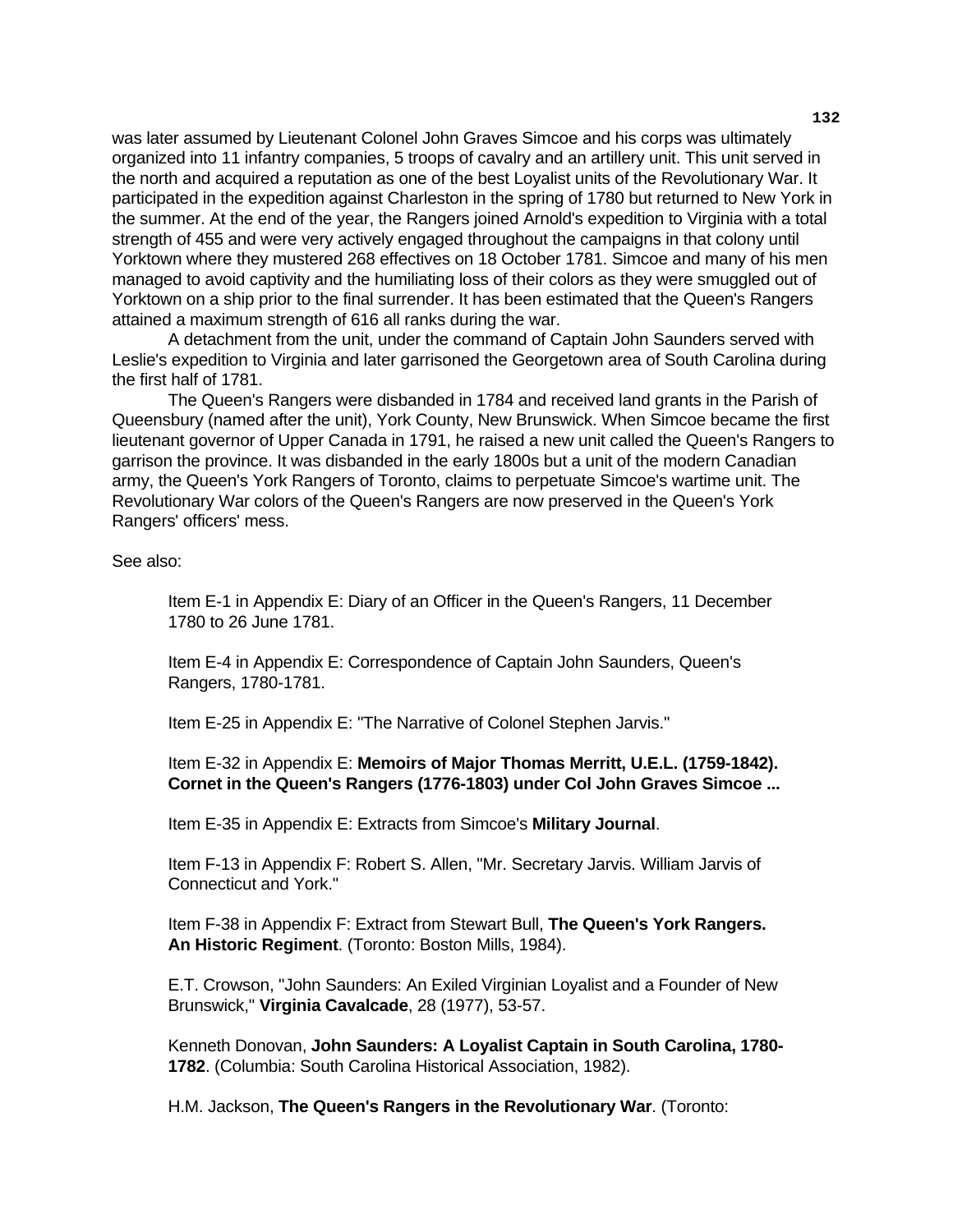was later assumed by Lieutenant Colonel John Graves Simcoe and his corps was ultimately organized into 11 infantry companies, 5 troops of cavalry and an artillery unit. This unit served in the north and acquired a reputation as one of the best Loyalist units of the Revolutionary War. It participated in the expedition against Charleston in the spring of 1780 but returned to New York in the summer. At the end of the year, the Rangers joined Arnold's expedition to Virginia with a total strength of 455 and were very actively engaged throughout the campaigns in that colony until Yorktown where they mustered 268 effectives on 18 October 1781. Simcoe and many of his men managed to avoid captivity and the humiliating loss of their colors as they were smuggled out of Yorktown on a ship prior to the final surrender. It has been estimated that the Queen's Rangers attained a maximum strength of 616 all ranks during the war.

A detachment from the unit, under the command of Captain John Saunders served with Leslie's expedition to Virginia and later garrisoned the Georgetown area of South Carolina during the first half of 1781.

The Queen's Rangers were disbanded in 1784 and received land grants in the Parish of Queensbury (named after the unit), York County, New Brunswick. When Simcoe became the first lieutenant governor of Upper Canada in 1791, he raised a new unit called the Queen's Rangers to garrison the province. It was disbanded in the early 1800s but a unit of the modern Canadian army, the Queen's York Rangers of Toronto, claims to perpetuate Simcoe's wartime unit. The Revolutionary War colors of the Queen's Rangers are now preserved in the Queen's York Rangers' officers' mess.

See also:

Item E-1 in Appendix E: Diary of an Officer in the Queen's Rangers, 11 December 1780 to 26 June 1781.

Item E-4 in Appendix E: Correspondence of Captain John Saunders, Queen's Rangers, 1780-1781.

Item E-25 in Appendix E: "The Narrative of Colonel Stephen Jarvis."

Item E-32 in Appendix E: **Memoirs of Major Thomas Merritt, U.E.L. (1759-1842). Cornet in the Queen's Rangers (1776-1803) under Col John Graves Simcoe ...**

Item E-35 in Appendix E: Extracts from Simcoe's **Military Journal**.

Item F-13 in Appendix F: Robert S. Allen, "Mr. Secretary Jarvis. William Jarvis of Connecticut and York."

Item F-38 in Appendix F: Extract from Stewart Bull, **The Queen's York Rangers. An Historic Regiment**. (Toronto: Boston Mills, 1984).

E.T. Crowson, "John Saunders: An Exiled Virginian Loyalist and a Founder of New Brunswick," **Virginia Cavalcade**, 28 (1977), 53-57.

Kenneth Donovan, **John Saunders: A Loyalist Captain in South Carolina, 1780-1782**. (Columbia: South Carolina Historical Association, 1982).

H.M. Jackson, **The Queen's Rangers in the Revolutionary War**. (Toronto: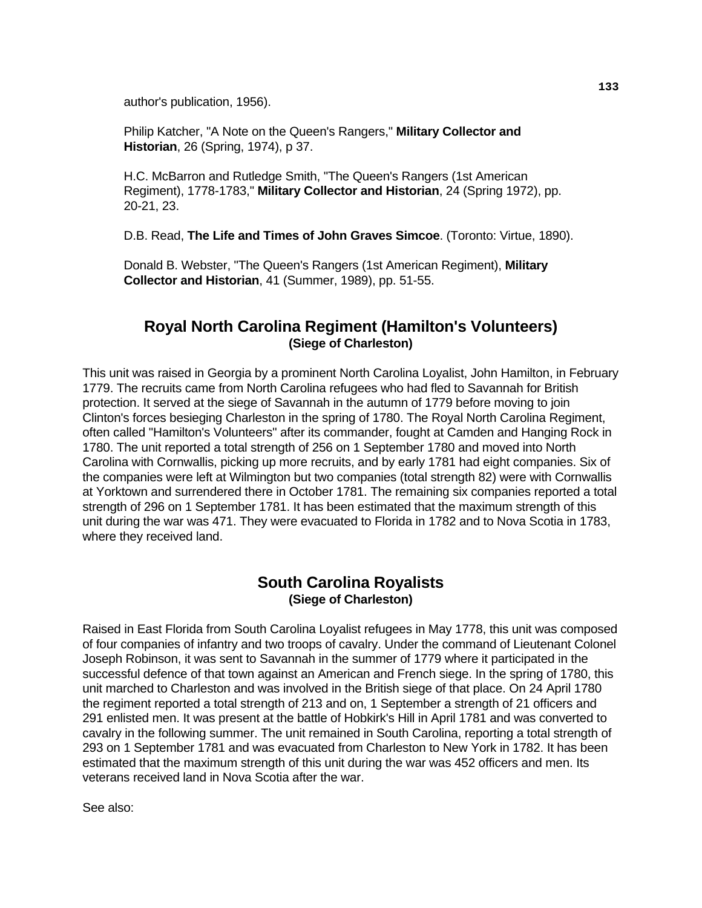author's publication, 1956).

Philip Katcher, "A Note on the Queen's Rangers," **Military Collector and Historian**, 26 (Spring, 1974), p 37.

H.C. McBarron and Rutledge Smith, "The Queen's Rangers (1st American Regiment), 1778-1783," **Military Collector and Historian**, 24 (Spring 1972), pp. 20-21, 23.

D.B. Read, **The Life and Times of John Graves Simcoe**. (Toronto: Virtue, 1890).

Donald B. Webster, "The Queen's Rangers (1st American Regiment), **Military Collector and Historian**, 41 (Summer, 1989), pp. 51-55.

## Royal North Carolina Regiment (Hamilton's Volunteers)
### (Siege of Charleston)

This unit was raised in Georgia by a prominent North Carolina Loyalist, John Hamilton, in February 1779. The recruits came from North Carolina refugees who had fled to Savannah for British protection. It served at the siege of Savannah in the autumn of 1779 before moving to join Clinton's forces besieging Charleston in the spring of 1780. The Royal North Carolina Regiment, often called "Hamilton's Volunteers" after its commander, fought at Camden and Hanging Rock in 1780. The unit reported a total strength of 256 on 1 September 1780 and moved into North Carolina with Cornwallis, picking up more recruits, and by early 1781 had eight companies. Six of the companies were left at Wilmington but two companies (total strength 82) were with Cornwallis at Yorktown and surrendered there in October 1781. The remaining six companies reported a total strength of 296 on 1 September 1781. It has been estimated that the maximum strength of this unit during the war was 471. They were evacuated to Florida in 1782 and to Nova Scotia in 1783, where they received land.

## South Carolina Royalists
### (Siege of Charleston)

Raised in East Florida from South Carolina Loyalist refugees in May 1778, this unit was composed of four companies of infantry and two troops of cavalry. Under the command of Lieutenant Colonel Joseph Robinson, it was sent to Savannah in the summer of 1779 where it participated in the successful defence of that town against an American and French siege. In the spring of 1780, this unit marched to Charleston and was involved in the British siege of that place. On 24 April 1780 the regiment reported a total strength of 213 and on, 1 September a strength of 21 officers and 291 enlisted men. It was present at the battle of Hobkirk's Hill in April 1781 and was converted to cavalry in the following summer. The unit remained in South Carolina, reporting a total strength of 293 on 1 September 1781 and was evacuated from Charleston to New York in 1782. It has been estimated that the maximum strength of this unit during the war was 452 officers and men. Its veterans received land in Nova Scotia after the war.

See also: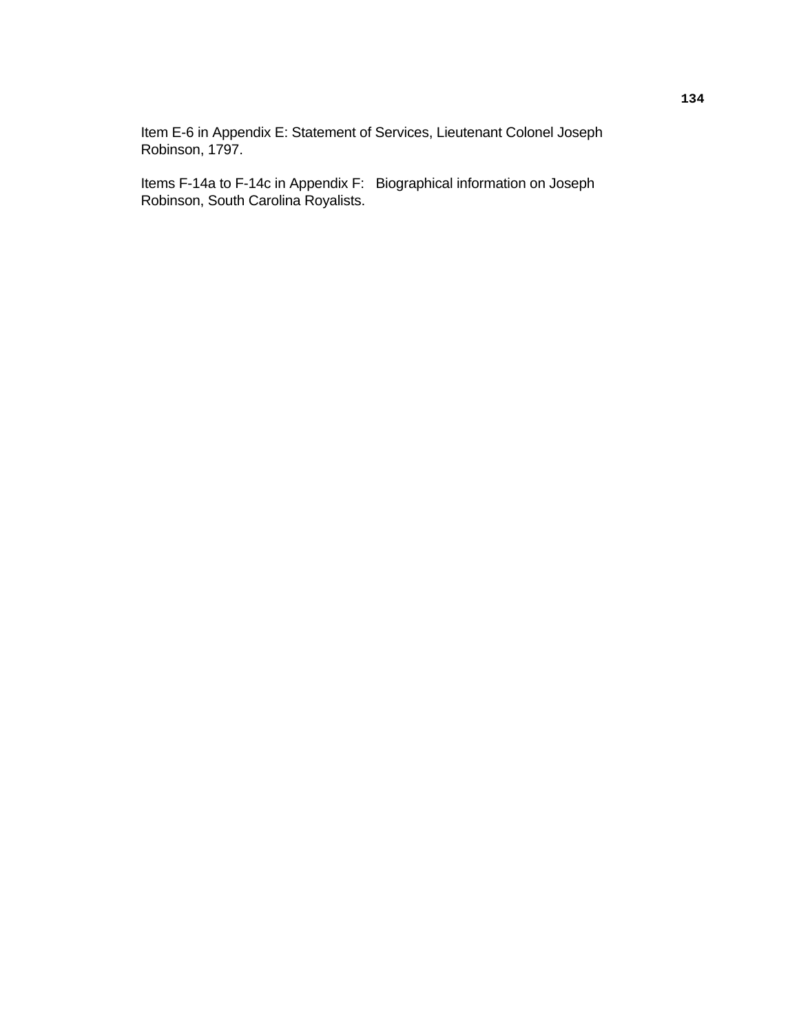Item E-6 in Appendix E: Statement of Services, Lieutenant Colonel Joseph Robinson, 1797.

Items F-14a to F-14c in Appendix F: Biographical information on Joseph Robinson, South Carolina Royalists.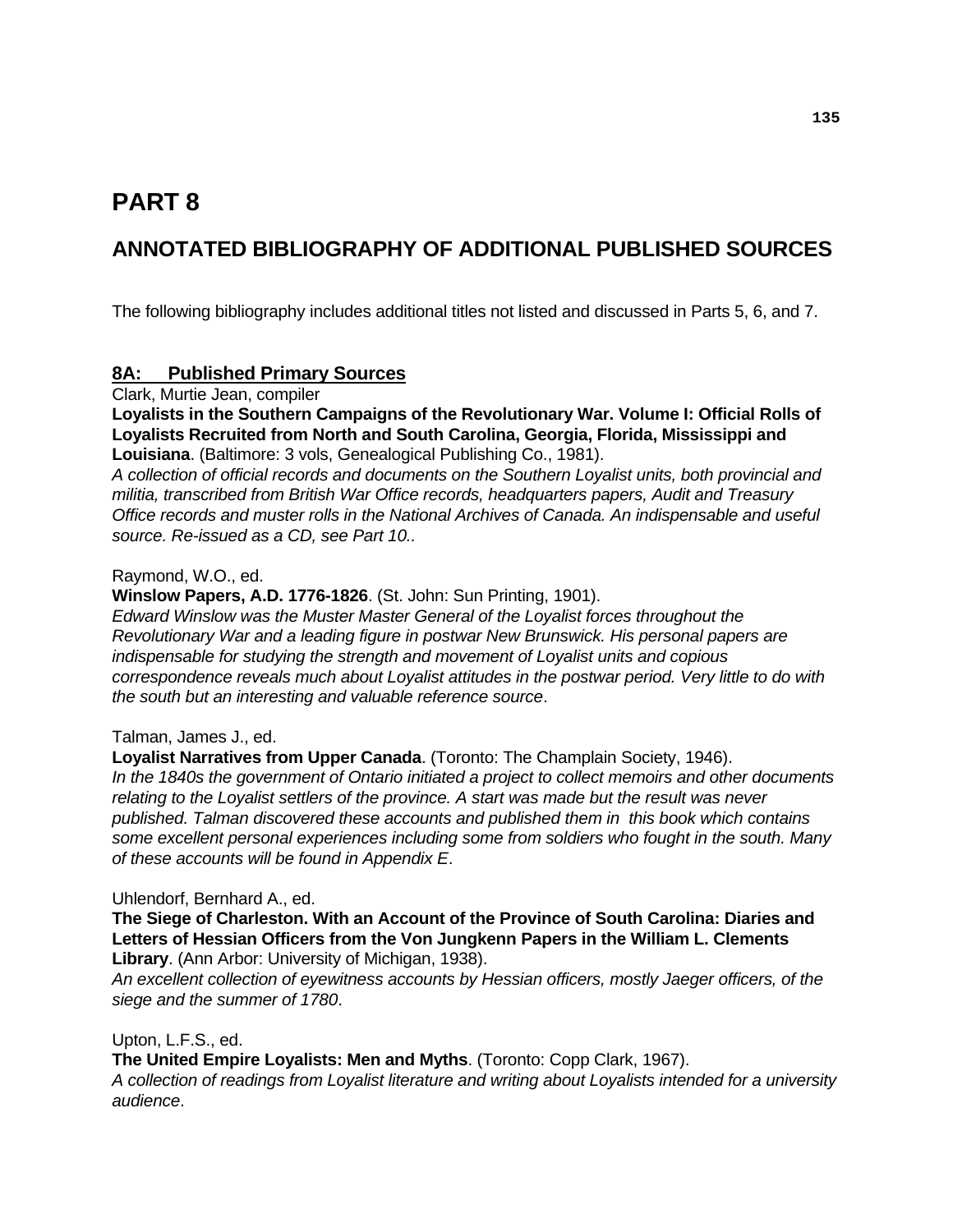# PART 8

## ANNOTATED BIBLIOGRAPHY OF ADDITIONAL PUBLISHED SOURCES

The following bibliography includes additional titles not listed and discussed in Parts 5, 6, and 7.

### 8A: Published Primary Sources

Clark, Murtie Jean, compiler

**Loyalists in the Southern Campaigns of the Revolutionary War. Volume I: Official Rolls of Loyalists Recruited from North and South Carolina, Georgia, Florida, Mississippi and Louisiana**. (Baltimore: 3 vols, Genealogical Publishing Co., 1981).

*A collection of official records and documents on the Southern Loyalist units, both provincial and militia, transcribed from British War Office records, headquarters papers, Audit and Treasury Office records and muster rolls in the National Archives of Canada. An indispensable and useful source. Re-issued as a CD, see Part 10..*

Raymond, W.O., ed.

**Winslow Papers, A.D. 1776-1826**. (St. John: Sun Printing, 1901).

*Edward Winslow was the Muster Master General of the Loyalist forces throughout the Revolutionary War and a leading figure in postwar New Brunswick. His personal papers are indispensable for studying the strength and movement of Loyalist units and copious correspondence reveals much about Loyalist attitudes in the postwar period. Very little to do with the south but an interesting and valuable reference source*.

Talman, James J., ed.

**Loyalist Narratives from Upper Canada**. (Toronto: The Champlain Society, 1946).

*In the 1840s the government of Ontario initiated a project to collect memoirs and other documents relating to the Loyalist settlers of the province. A start was made but the result was never published. Talman discovered these accounts and published them in this book which contains some excellent personal experiences including some from soldiers who fought in the south. Many of these accounts will be found in Appendix E*.

Uhlendorf, Bernhard A., ed.

**The Siege of Charleston. With an Account of the Province of South Carolina: Diaries and Letters of Hessian Officers from the Von Jungkenn Papers in the William L. Clements Library**. (Ann Arbor: University of Michigan, 1938).

*An excellent collection of eyewitness accounts by Hessian officers, mostly Jaeger officers, of the siege and the summer of 1780*.

Upton, L.F.S., ed.

**The United Empire Loyalists: Men and Myths**. (Toronto: Copp Clark, 1967).

*A collection of readings from Loyalist literature and writing about Loyalists intended for a university audience*.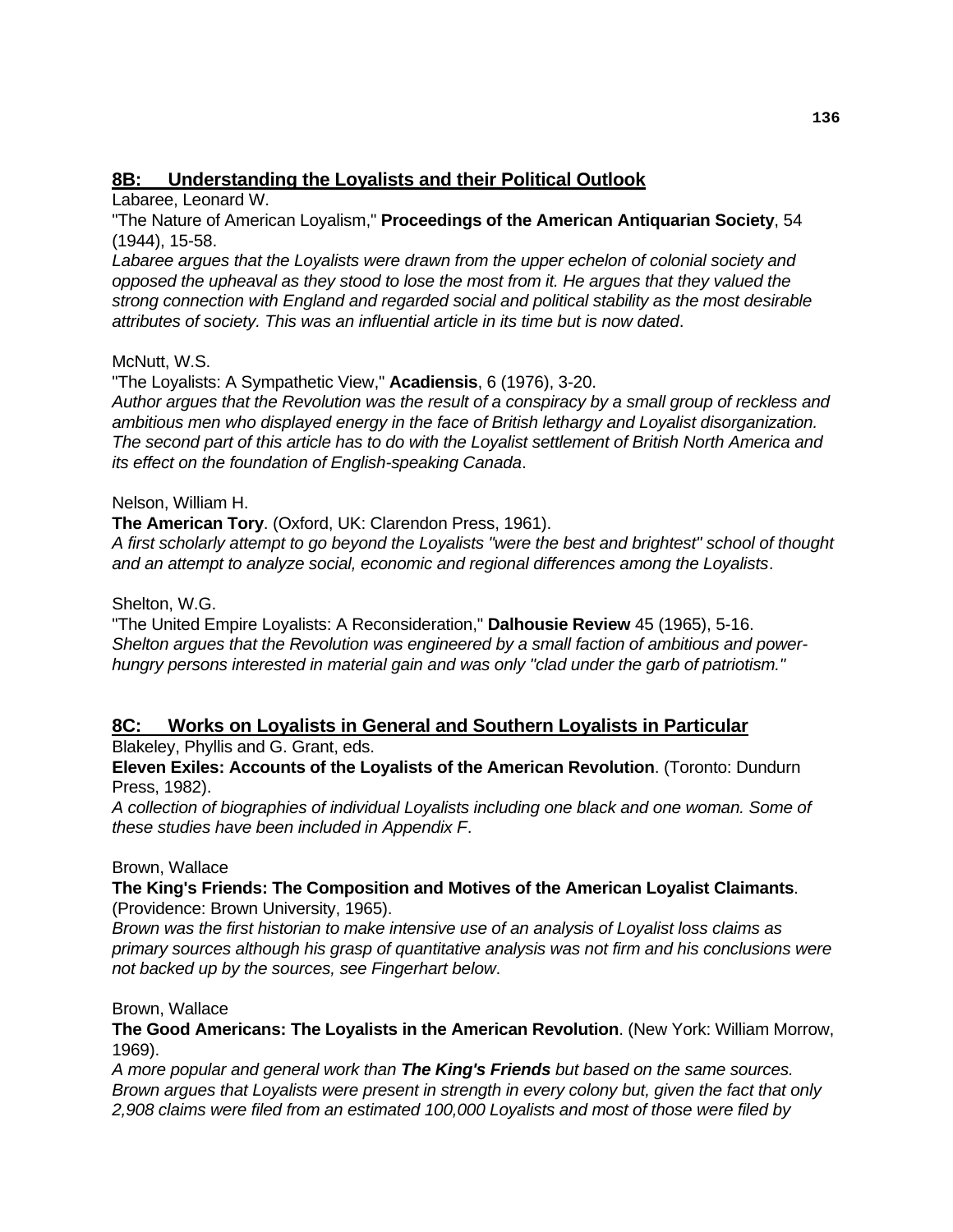## 8B: Understanding the Loyalists and their Political Outlook

Labaree, Leonard W.

"The Nature of American Loyalism," **Proceedings of the American Antiquarian Society**, 54 (1944), 15-58.

*Labaree argues that the Loyalists were drawn from the upper echelon of colonial society and opposed the upheaval as they stood to lose the most from it. He argues that they valued the strong connection with England and regarded social and political stability as the most desirable attributes of society. This was an influential article in its time but is now dated*.

McNutt, W.S.

"The Loyalists: A Sympathetic View," **Acadiensis**, 6 (1976), 3-20.

*Author argues that the Revolution was the result of a conspiracy by a small group of reckless and ambitious men who displayed energy in the face of British lethargy and Loyalist disorganization. The second part of this article has to do with the Loyalist settlement of British North America and its effect on the foundation of English-speaking Canada*.

Nelson, William H.

**The American Tory**. (Oxford, UK: Clarendon Press, 1961).

*A first scholarly attempt to go beyond the Loyalists "were the best and brightest" school of thought and an attempt to analyze social, economic and regional differences among the Loyalists*.

Shelton, W.G.

"The United Empire Loyalists: A Reconsideration," **Dalhousie Review** 45 (1965), 5-16.

*Shelton argues that the Revolution was engineered by a small faction of ambitious and power-hungry persons interested in material gain and was only "clad under the garb of patriotism."*

## 8C: Works on Loyalists in General and Southern Loyalists in Particular

Blakeley, Phyllis and G. Grant, eds.

**Eleven Exiles: Accounts of the Loyalists of the American Revolution**. (Toronto: Dundurn Press, 1982).

*A collection of biographies of individual Loyalists including one black and one woman. Some of these studies have been included in Appendix F*.

Brown, Wallace

**The King's Friends: The Composition and Motives of the American Loyalist Claimants**. (Providence: Brown University, 1965).

*Brown was the first historian to make intensive use of an analysis of Loyalist loss claims as primary sources although his grasp of quantitative analysis was not firm and his conclusions were not backed up by the sources, see Fingerhart below*.

Brown, Wallace

**The Good Americans: The Loyalists in the American Revolution**. (New York: William Morrow, 1969).

*A more popular and general work than **The King's Friends** but based on the same sources. Brown argues that Loyalists were present in strength in every colony but, given the fact that only 2,908 claims were filed from an estimated 100,000 Loyalists and most of those were filed by*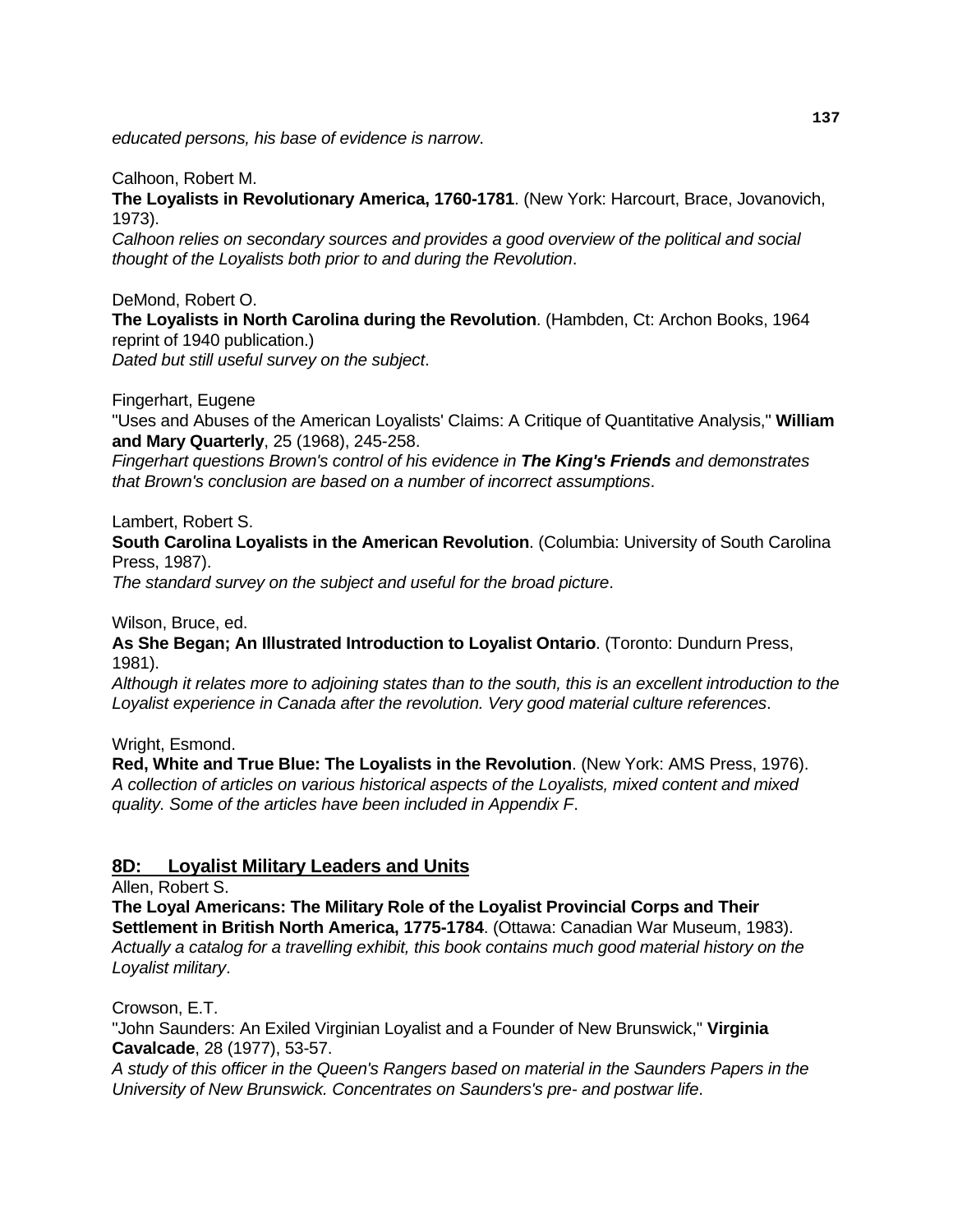*educated persons, his base of evidence is narrow*.

Calhoon, Robert M.
**The Loyalists in Revolutionary America, 1760-1781**. (New York: Harcourt, Brace, Jovanovich, 1973).
*Calhoon relies on secondary sources and provides a good overview of the political and social thought of the Loyalists both prior to and during the Revolution*.

DeMond, Robert O.
**The Loyalists in North Carolina during the Revolution**. (Hambden, Ct: Archon Books, 1964 reprint of 1940 publication.)
*Dated but still useful survey on the subject*.

Fingerhart, Eugene
"Uses and Abuses of the American Loyalists' Claims: A Critique of Quantitative Analysis," **William and Mary Quarterly**, 25 (1968), 245-258.
*Fingerhart questions Brown's control of his evidence in* ***The King's Friends*** *and demonstrates that Brown's conclusion are based on a number of incorrect assumptions*.

Lambert, Robert S.
**South Carolina Loyalists in the American Revolution**. (Columbia: University of South Carolina Press, 1987).
*The standard survey on the subject and useful for the broad picture*.

Wilson, Bruce, ed.
**As She Began; An Illustrated Introduction to Loyalist Ontario**. (Toronto: Dundurn Press, 1981).
*Although it relates more to adjoining states than to the south, this is an excellent introduction to the Loyalist experience in Canada after the revolution. Very good material culture references*.

Wright, Esmond.
**Red, White and True Blue: The Loyalists in the Revolution**. (New York: AMS Press, 1976).
*A collection of articles on various historical aspects of the Loyalists, mixed content and mixed quality. Some of the articles have been included in Appendix F*.

## 8D: Loyalist Military Leaders and Units

Allen, Robert S.
**The Loyal Americans: The Military Role of the Loyalist Provincial Corps and Their Settlement in British North America, 1775-1784**. (Ottawa: Canadian War Museum, 1983).
*Actually a catalog for a travelling exhibit, this book contains much good material history on the Loyalist military*.

Crowson, E.T.
"John Saunders: An Exiled Virginian Loyalist and a Founder of New Brunswick," **Virginia Cavalcade**, 28 (1977), 53-57.
*A study of this officer in the Queen's Rangers based on material in the Saunders Papers in the University of New Brunswick. Concentrates on Saunders's pre- and postwar life*.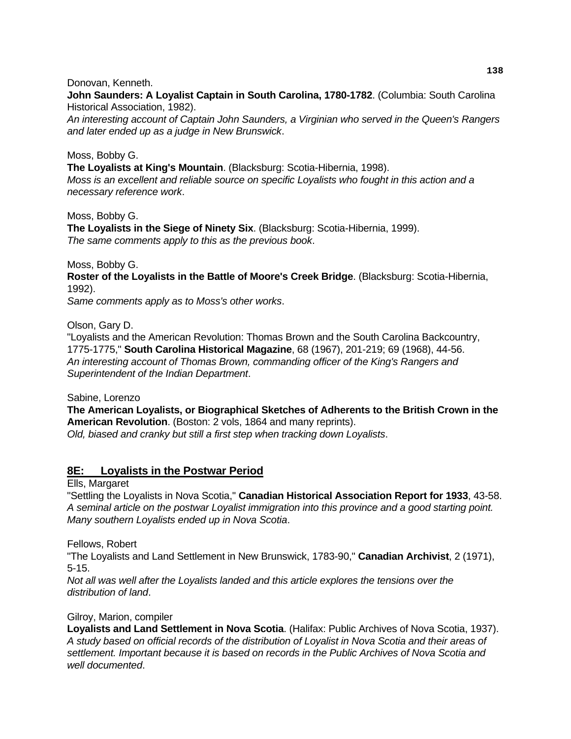Donovan, Kenneth.
**John Saunders: A Loyalist Captain in South Carolina, 1780-1782**. (Columbia: South Carolina Historical Association, 1982).
*An interesting account of Captain John Saunders, a Virginian who served in the Queen's Rangers and later ended up as a judge in New Brunswick*.

Moss, Bobby G.
**The Loyalists at King's Mountain**. (Blacksburg: Scotia-Hibernia, 1998).
*Moss is an excellent and reliable source on specific Loyalists who fought in this action and a necessary reference work*.

Moss, Bobby G.
**The Loyalists in the Siege of Ninety Six**. (Blacksburg: Scotia-Hibernia, 1999).
*The same comments apply to this as the previous book*.

Moss, Bobby G.
**Roster of the Loyalists in the Battle of Moore's Creek Bridge**. (Blacksburg: Scotia-Hibernia, 1992).
*Same comments apply as to Moss's other works*.

Olson, Gary D.
"Loyalists and the American Revolution: Thomas Brown and the South Carolina Backcountry, 1775-1775," **South Carolina Historical Magazine**, 68 (1967), 201-219; 69 (1968), 44-56.
*An interesting account of Thomas Brown, commanding officer of the King's Rangers and Superintendent of the Indian Department*.

Sabine, Lorenzo
**The American Loyalists, or Biographical Sketches of Adherents to the British Crown in the American Revolution**. (Boston: 2 vols, 1864 and many reprints).
*Old, biased and cranky but still a first step when tracking down Loyalists*.

## 8E: Loyalists in the Postwar Period

Ells, Margaret
"Settling the Loyalists in Nova Scotia," **Canadian Historical Association Report for 1933**, 43-58.
*A seminal article on the postwar Loyalist immigration into this province and a good starting point. Many southern Loyalists ended up in Nova Scotia*.

Fellows, Robert
"The Loyalists and Land Settlement in New Brunswick, 1783-90," **Canadian Archivist**, 2 (1971), 5-15.
*Not all was well after the Loyalists landed and this article explores the tensions over the distribution of land*.

Gilroy, Marion, compiler
**Loyalists and Land Settlement in Nova Scotia**. (Halifax: Public Archives of Nova Scotia, 1937).
*A study based on official records of the distribution of Loyalist in Nova Scotia and their areas of settlement. Important because it is based on records in the Public Archives of Nova Scotia and well documented*.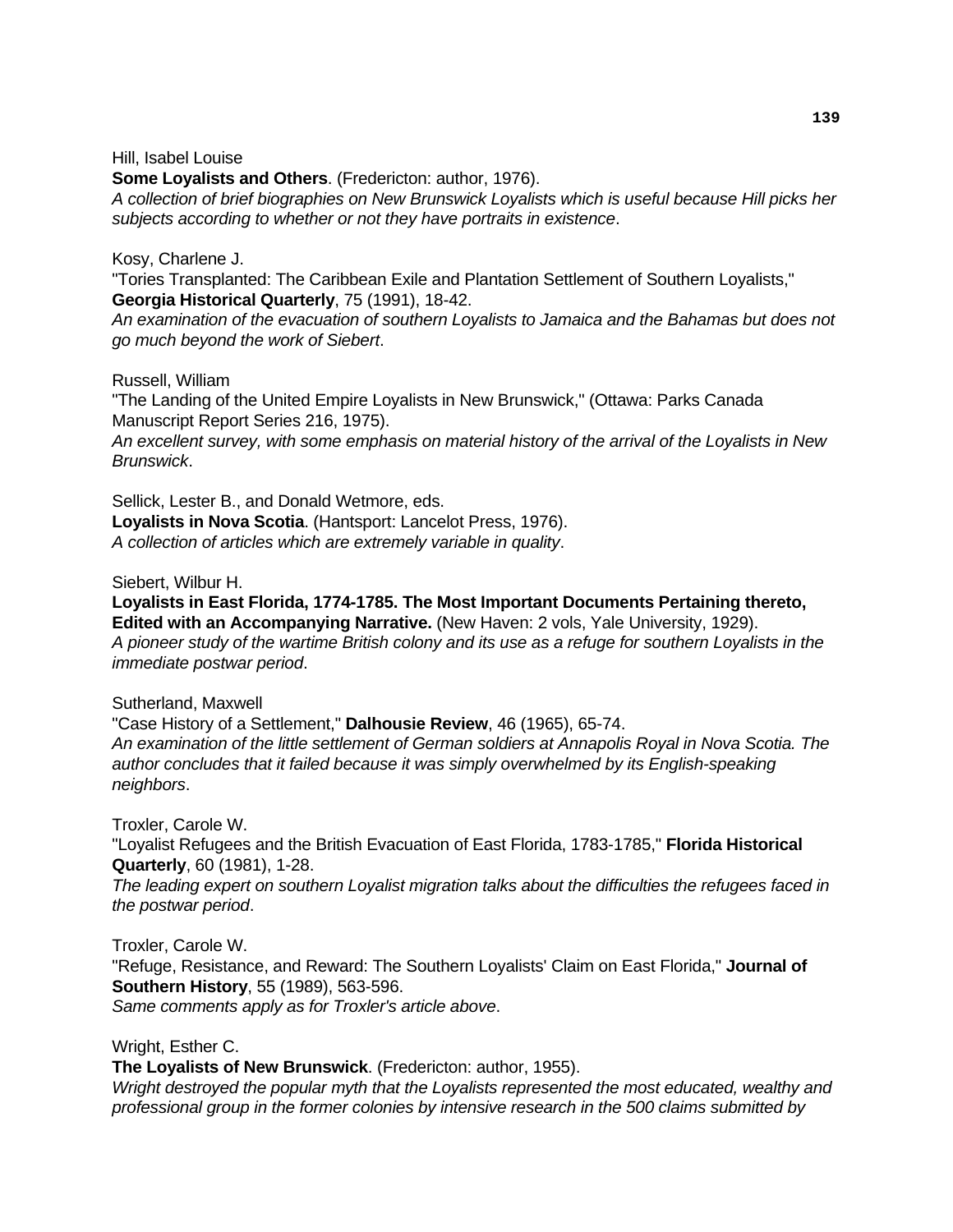Hill, Isabel Louise
**Some Loyalists and Others**. (Fredericton: author, 1976).
*A collection of brief biographies on New Brunswick Loyalists which is useful because Hill picks her subjects according to whether or not they have portraits in existence*.

Kosy, Charlene J.
"Tories Transplanted: The Caribbean Exile and Plantation Settlement of Southern Loyalists," **Georgia Historical Quarterly**, 75 (1991), 18-42.
*An examination of the evacuation of southern Loyalists to Jamaica and the Bahamas but does not go much beyond the work of Siebert*.

Russell, William
"The Landing of the United Empire Loyalists in New Brunswick," (Ottawa: Parks Canada Manuscript Report Series 216, 1975).
*An excellent survey, with some emphasis on material history of the arrival of the Loyalists in New Brunswick*.

Sellick, Lester B., and Donald Wetmore, eds.
**Loyalists in Nova Scotia**. (Hantsport: Lancelot Press, 1976).
*A collection of articles which are extremely variable in quality*.

Siebert, Wilbur H.
**Loyalists in East Florida, 1774-1785. The Most Important Documents Pertaining thereto, Edited with an Accompanying Narrative.** (New Haven: 2 vols, Yale University, 1929).
*A pioneer study of the wartime British colony and its use as a refuge for southern Loyalists in the immediate postwar period*.

Sutherland, Maxwell
"Case History of a Settlement," **Dalhousie Review**, 46 (1965), 65-74.
*An examination of the little settlement of German soldiers at Annapolis Royal in Nova Scotia. The author concludes that it failed because it was simply overwhelmed by its English-speaking neighbors*.

Troxler, Carole W.
"Loyalist Refugees and the British Evacuation of East Florida, 1783-1785," **Florida Historical Quarterly**, 60 (1981), 1-28.
*The leading expert on southern Loyalist migration talks about the difficulties the refugees faced in the postwar period*.

Troxler, Carole W.
"Refuge, Resistance, and Reward: The Southern Loyalists' Claim on East Florida," **Journal of Southern History**, 55 (1989), 563-596.
*Same comments apply as for Troxler's article above*.

Wright, Esther C.
**The Loyalists of New Brunswick**. (Fredericton: author, 1955).
*Wright destroyed the popular myth that the Loyalists represented the most educated, wealthy and professional group in the former colonies by intensive research in the 500 claims submitted by*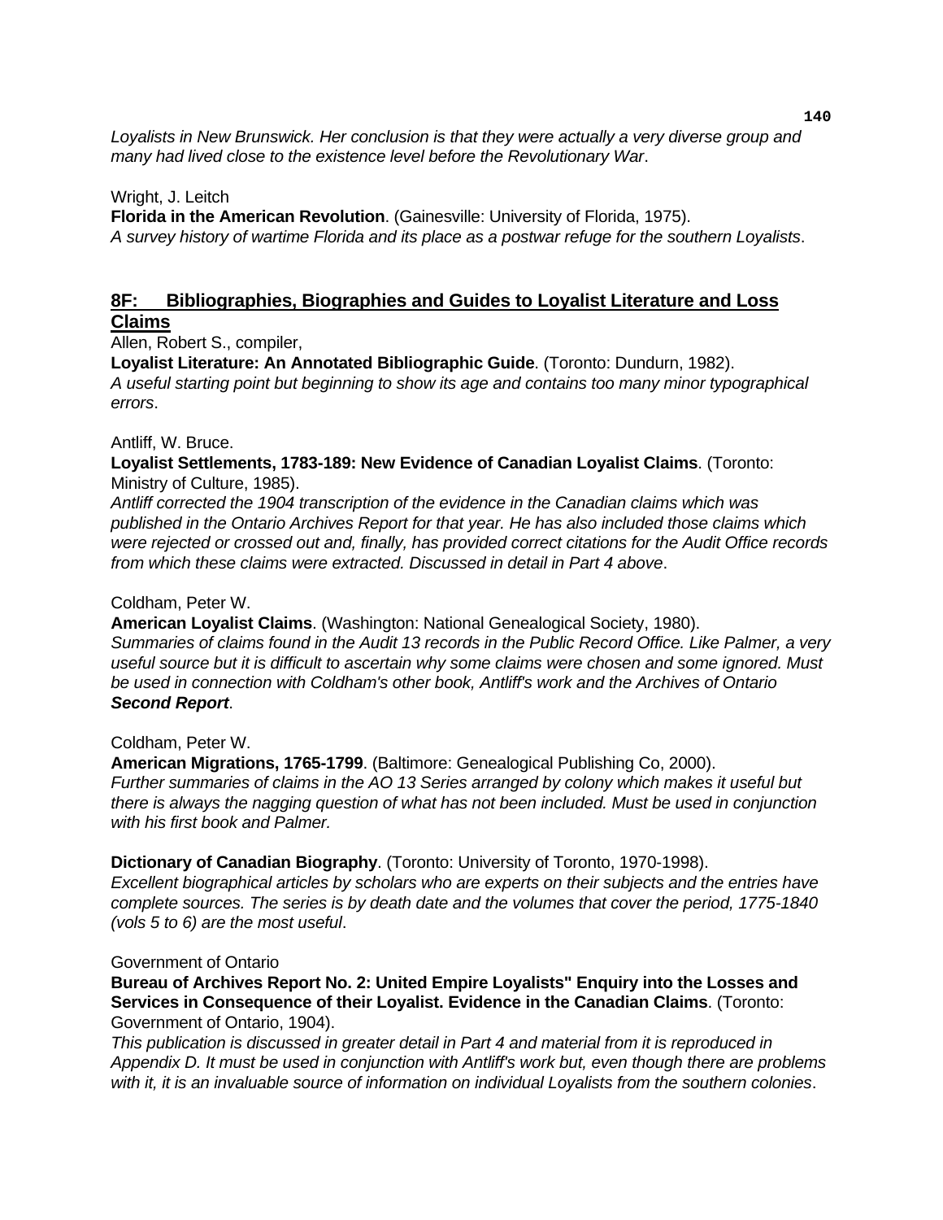*Loyalists in New Brunswick. Her conclusion is that they were actually a very diverse group and many had lived close to the existence level before the Revolutionary War*.

Wright, J. Leitch

**Florida in the American Revolution**. (Gainesville: University of Florida, 1975).

*A survey history of wartime Florida and its place as a postwar refuge for the southern Loyalists*.

## 8F: Bibliographies, Biographies and Guides to Loyalist Literature and Loss Claims

Allen, Robert S., compiler,

**Loyalist Literature: An Annotated Bibliographic Guide**. (Toronto: Dundurn, 1982).

*A useful starting point but beginning to show its age and contains too many minor typographical errors*.

Antliff, W. Bruce.

**Loyalist Settlements, 1783-189: New Evidence of Canadian Loyalist Claims**. (Toronto: Ministry of Culture, 1985).

*Antliff corrected the 1904 transcription of the evidence in the Canadian claims which was published in the Ontario Archives Report for that year. He has also included those claims which were rejected or crossed out and, finally, has provided correct citations for the Audit Office records from which these claims were extracted. Discussed in detail in Part 4 above*.

Coldham, Peter W.

**American Loyalist Claims**. (Washington: National Genealogical Society, 1980).

*Summaries of claims found in the Audit 13 records in the Public Record Office. Like Palmer, a very useful source but it is difficult to ascertain why some claims were chosen and some ignored. Must be used in connection with Coldham's other book, Antliff's work and the Archives of Ontario **Second Report***.

Coldham, Peter W.

**American Migrations, 1765-1799**. (Baltimore: Genealogical Publishing Co, 2000).

*Further summaries of claims in the AO 13 Series arranged by colony which makes it useful but there is always the nagging question of what has not been included. Must be used in conjunction with his first book and Palmer.*

**Dictionary of Canadian Biography**. (Toronto: University of Toronto, 1970-1998).

*Excellent biographical articles by scholars who are experts on their subjects and the entries have complete sources. The series is by death date and the volumes that cover the period, 1775-1840 (vols 5 to 6) are the most useful*.

Government of Ontario

**Bureau of Archives Report No. 2: United Empire Loyalists" Enquiry into the Losses and Services in Consequence of their Loyalist. Evidence in the Canadian Claims**. (Toronto: Government of Ontario, 1904).

*This publication is discussed in greater detail in Part 4 and material from it is reproduced in Appendix D. It must be used in conjunction with Antliff's work but, even though there are problems with it, it is an invaluable source of information on individual Loyalists from the southern colonies*.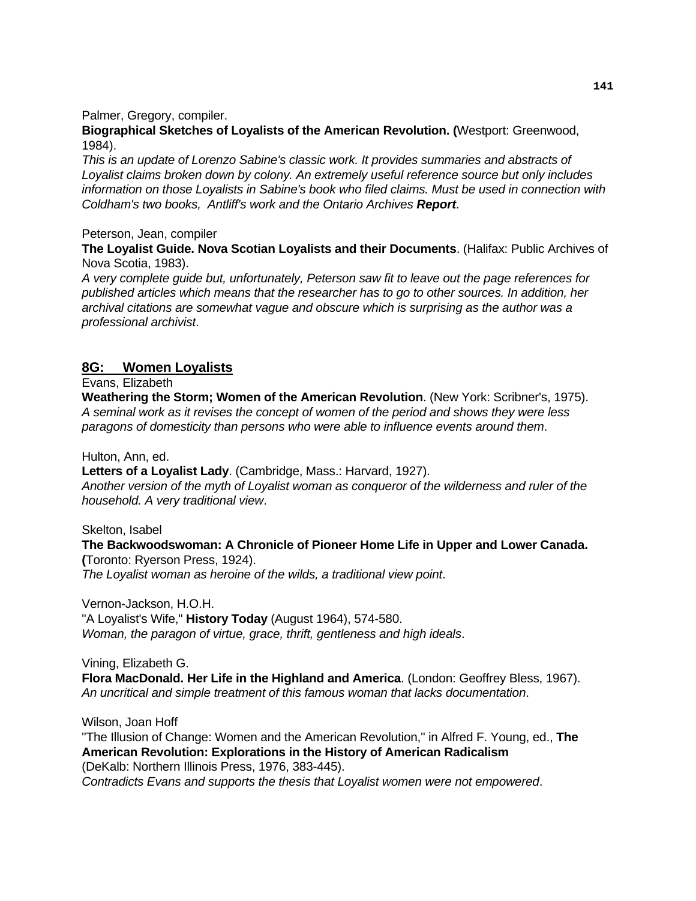Palmer, Gregory, compiler.

**Biographical Sketches of Loyalists of the American Revolution. (**Westport: Greenwood, 1984).

*This is an update of Lorenzo Sabine's classic work. It provides summaries and abstracts of Loyalist claims broken down by colony. An extremely useful reference source but only includes information on those Loyalists in Sabine's book who filed claims. Must be used in connection with Coldham's two books, Antliff's work and the Ontario Archives* ***Report***.

Peterson, Jean, compiler

**The Loyalist Guide. Nova Scotian Loyalists and their Documents**. (Halifax: Public Archives of Nova Scotia, 1983).

*A very complete guide but, unfortunately, Peterson saw fit to leave out the page references for published articles which means that the researcher has to go to other sources. In addition, her archival citations are somewhat vague and obscure which is surprising as the author was a professional archivist*.

## 8G: Women Loyalists

Evans, Elizabeth

**Weathering the Storm; Women of the American Revolution**. (New York: Scribner's, 1975).

*A seminal work as it revises the concept of women of the period and shows they were less paragons of domesticity than persons who were able to influence events around them*.

Hulton, Ann, ed.

**Letters of a Loyalist Lady**. (Cambridge, Mass.: Harvard, 1927).

*Another version of the myth of Loyalist woman as conqueror of the wilderness and ruler of the household. A very traditional view*.

Skelton, Isabel

**The Backwoodswoman: A Chronicle of Pioneer Home Life in Upper and Lower Canada. (**Toronto: Ryerson Press, 1924).

*The Loyalist woman as heroine of the wilds, a traditional view point*.

Vernon-Jackson, H.O.H.

"A Loyalist's Wife," **History Today** (August 1964), 574-580.

*Woman, the paragon of virtue, grace, thrift, gentleness and high ideals*.

Vining, Elizabeth G.

**Flora MacDonald. Her Life in the Highland and America**. (London: Geoffrey Bless, 1967).

*An uncritical and simple treatment of this famous woman that lacks documentation*.

Wilson, Joan Hoff

"The Illusion of Change: Women and the American Revolution," in Alfred F. Young, ed., **The American Revolution: Explorations in the History of American Radicalism** (DeKalb: Northern Illinois Press, 1976, 383-445).

*Contradicts Evans and supports the thesis that Loyalist women were not empowered*.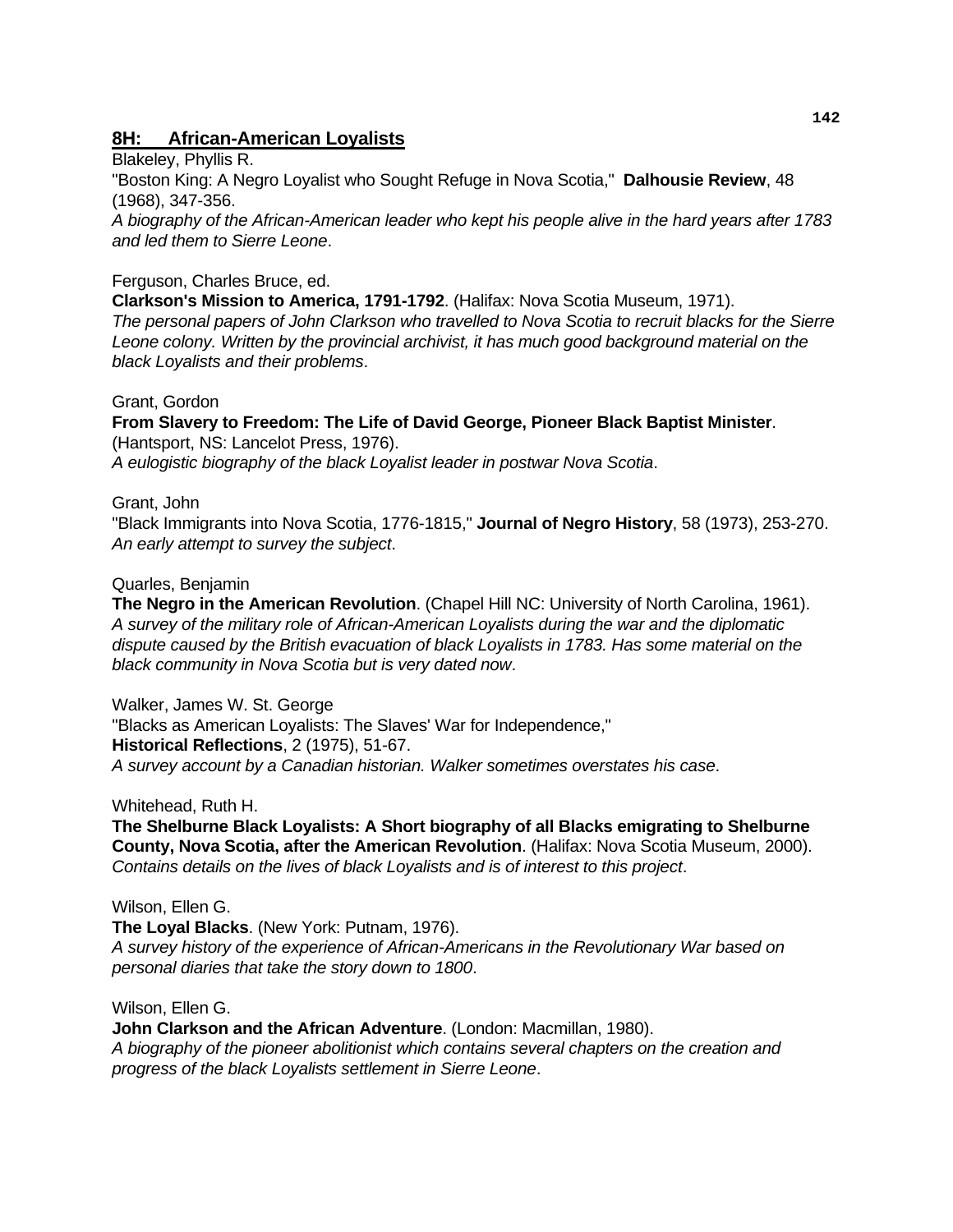## 8H: African-American Loyalists

Blakeley, Phyllis R.
"Boston King: A Negro Loyalist who Sought Refuge in Nova Scotia," **Dalhousie Review**, 48 (1968), 347-356.
*A biography of the African-American leader who kept his people alive in the hard years after 1783 and led them to Sierre Leone*.

Ferguson, Charles Bruce, ed.
**Clarkson's Mission to America, 1791-1792**. (Halifax: Nova Scotia Museum, 1971).
*The personal papers of John Clarkson who travelled to Nova Scotia to recruit blacks for the Sierre Leone colony. Written by the provincial archivist, it has much good background material on the black Loyalists and their problems*.

Grant, Gordon
**From Slavery to Freedom: The Life of David George, Pioneer Black Baptist Minister**. (Hantsport, NS: Lancelot Press, 1976).
*A eulogistic biography of the black Loyalist leader in postwar Nova Scotia*.

Grant, John
"Black Immigrants into Nova Scotia, 1776-1815," **Journal of Negro History**, 58 (1973), 253-270.
*An early attempt to survey the subject*.

Quarles, Benjamin
**The Negro in the American Revolution**. (Chapel Hill NC: University of North Carolina, 1961).
*A survey of the military role of African-American Loyalists during the war and the diplomatic dispute caused by the British evacuation of black Loyalists in 1783. Has some material on the black community in Nova Scotia but is very dated now*.

Walker, James W. St. George
"Blacks as American Loyalists: The Slaves' War for Independence,"
**Historical Reflections**, 2 (1975), 51-67.
*A survey account by a Canadian historian. Walker sometimes overstates his case*.

Whitehead, Ruth H.
**The Shelburne Black Loyalists: A Short biography of all Blacks emigrating to Shelburne County, Nova Scotia, after the American Revolution**. (Halifax: Nova Scotia Museum, 2000).
*Contains details on the lives of black Loyalists and is of interest to this project*.

Wilson, Ellen G.
**The Loyal Blacks**. (New York: Putnam, 1976).
*A survey history of the experience of African-Americans in the Revolutionary War based on personal diaries that take the story down to 1800*.

Wilson, Ellen G.
**John Clarkson and the African Adventure**. (London: Macmillan, 1980).
*A biography of the pioneer abolitionist which contains several chapters on the creation and progress of the black Loyalists settlement in Sierre Leone*.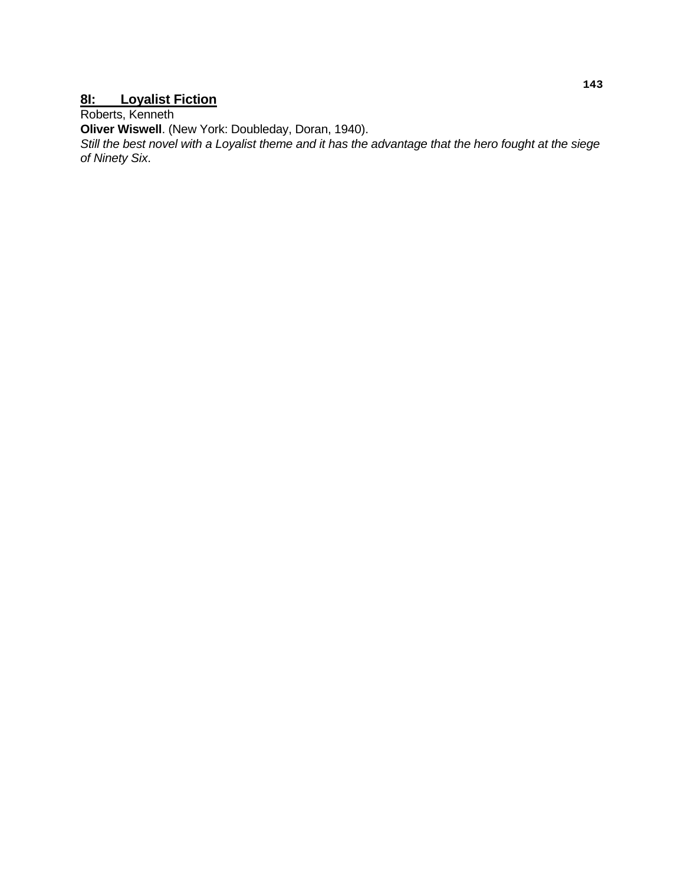## 8I: Loyalist Fiction

Roberts, Kenneth

**Oliver Wiswell**. (New York: Doubleday, Doran, 1940).

*Still the best novel with a Loyalist theme and it has the advantage that the hero fought at the siege of Ninety Six*.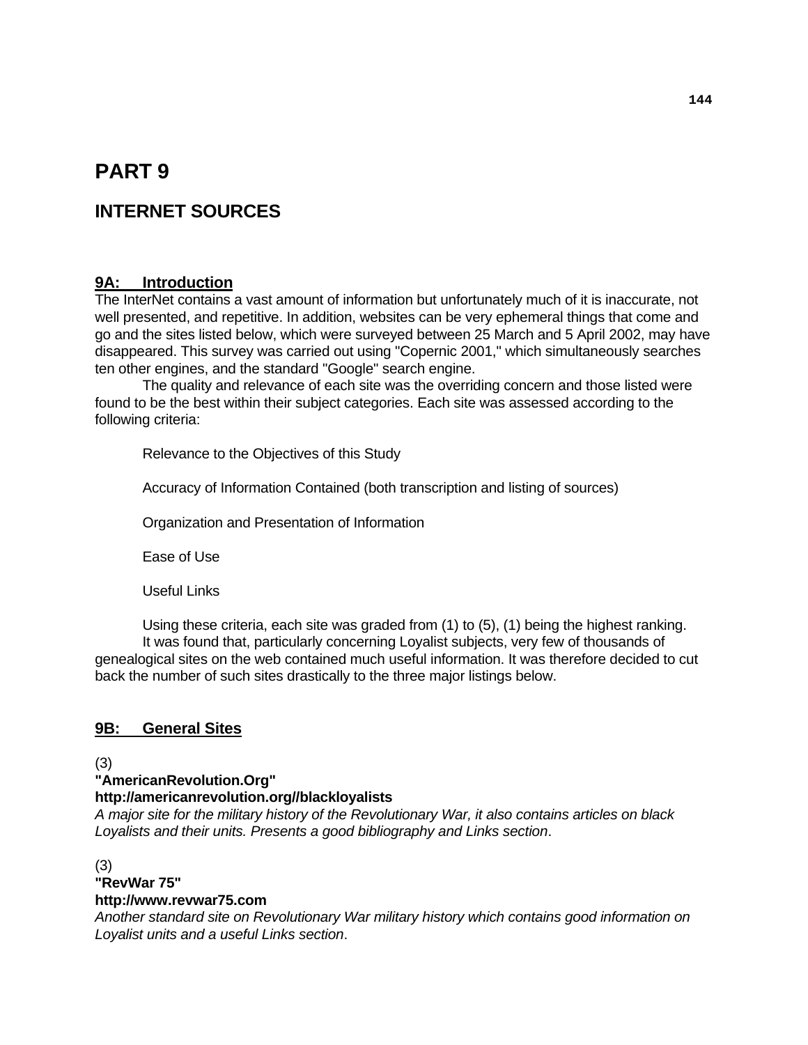# PART 9

## INTERNET SOURCES

### 9A: Introduction

The InterNet contains a vast amount of information but unfortunately much of it is inaccurate, not well presented, and repetitive. In addition, websites can be very ephemeral things that come and go and the sites listed below, which were surveyed between 25 March and 5 April 2002, may have disappeared. This survey was carried out using "Copernic 2001," which simultaneously searches ten other engines, and the standard "Google" search engine.

The quality and relevance of each site was the overriding concern and those listed were found to be the best within their subject categories. Each site was assessed according to the following criteria:

Relevance to the Objectives of this Study

Accuracy of Information Contained (both transcription and listing of sources)

Organization and Presentation of Information

Ease of Use

Useful Links

Using these criteria, each site was graded from (1) to (5), (1) being the highest ranking.

It was found that, particularly concerning Loyalist subjects, very few of thousands of genealogical sites on the web contained much useful information. It was therefore decided to cut back the number of such sites drastically to the three major listings below.

### 9B: General Sites

(3)
**"AmericanRevolution.Org"**
**http://americanrevolution.org//blackloyalists**
*A major site for the military history of the Revolutionary War, it also contains articles on black Loyalists and their units. Presents a good bibliography and Links section*.

(3)
**"RevWar 75"**
**http://www.revwar75.com**
*Another standard site on Revolutionary War military history which contains good information on Loyalist units and a useful Links section*.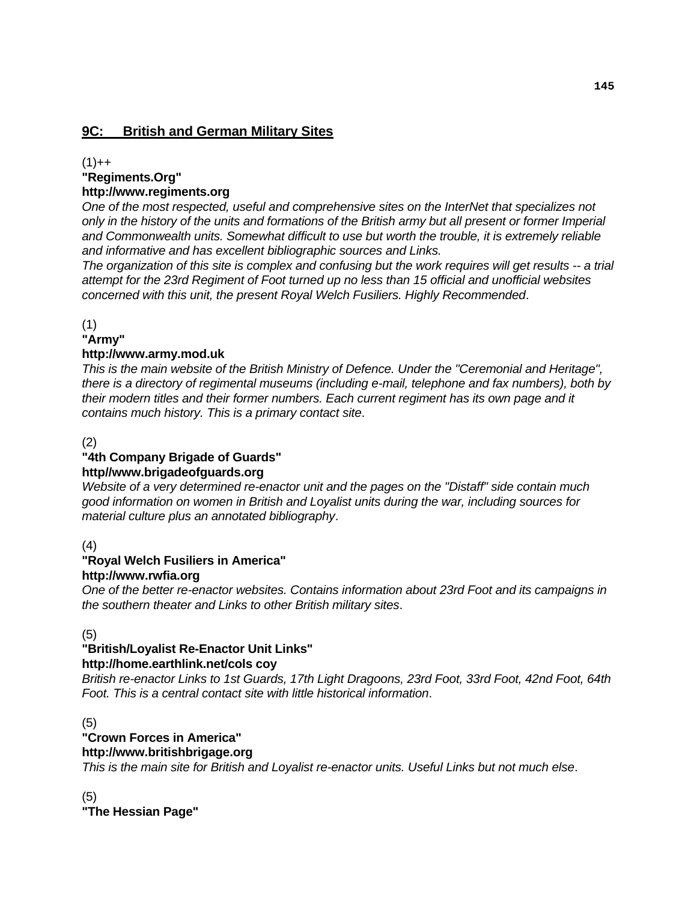## 9C:    British and German Military Sites

(1)++
**"Regiments.Org"**
**http://www.regiments.org**
*One of the most respected, useful and comprehensive sites on the InterNet that specializes not only in the history of the units and formations of the British army but all present or former Imperial and Commonwealth units. Somewhat difficult to use but worth the trouble, it is extremely reliable and informative and has excellent bibliographic sources and Links.*
*The organization of this site is complex and confusing but the work requires will get results -- a trial attempt for the 23rd Regiment of Foot turned up no less than 15 official and unofficial websites concerned with this unit, the present Royal Welch Fusiliers. Highly Recommended*.

(1)
**"Army"**
**http://www.army.mod.uk**
*This is the main website of the British Ministry of Defence. Under the "Ceremonial and Heritage", there is a directory of regimental museums (including e-mail, telephone and fax numbers), both by their modern titles and their former numbers. Each current regiment has its own page and it contains much history. This is a primary contact site*.

(2)
**"4th Company Brigade of Guards"**
**http//www.brigadeofguards.org**
*Website of a very determined re-enactor unit and the pages on the "Distaff" side contain much good information on women in British and Loyalist units during the war, including sources for material culture plus an annotated bibliography*.

(4)
**"Royal Welch Fusiliers in America"**
**http://www.rwfia.org**
*One of the better re-enactor websites. Contains information about 23rd Foot and its campaigns in the southern theater and Links to other British military sites*.

(5)
**"British/Loyalist Re-Enactor Unit Links"**
**http://home.earthlink.net/cols coy**
*British re-enactor Links to 1st Guards, 17th Light Dragoons, 23rd Foot, 33rd Foot, 42nd Foot, 64th Foot. This is a central contact site with little historical information*.

(5)
**"Crown Forces in America"**
**http://www.britishbrigage.org**
*This is the main site for British and Loyalist re-enactor units. Useful Links but not much else*.

(5)
**"The Hessian Page"**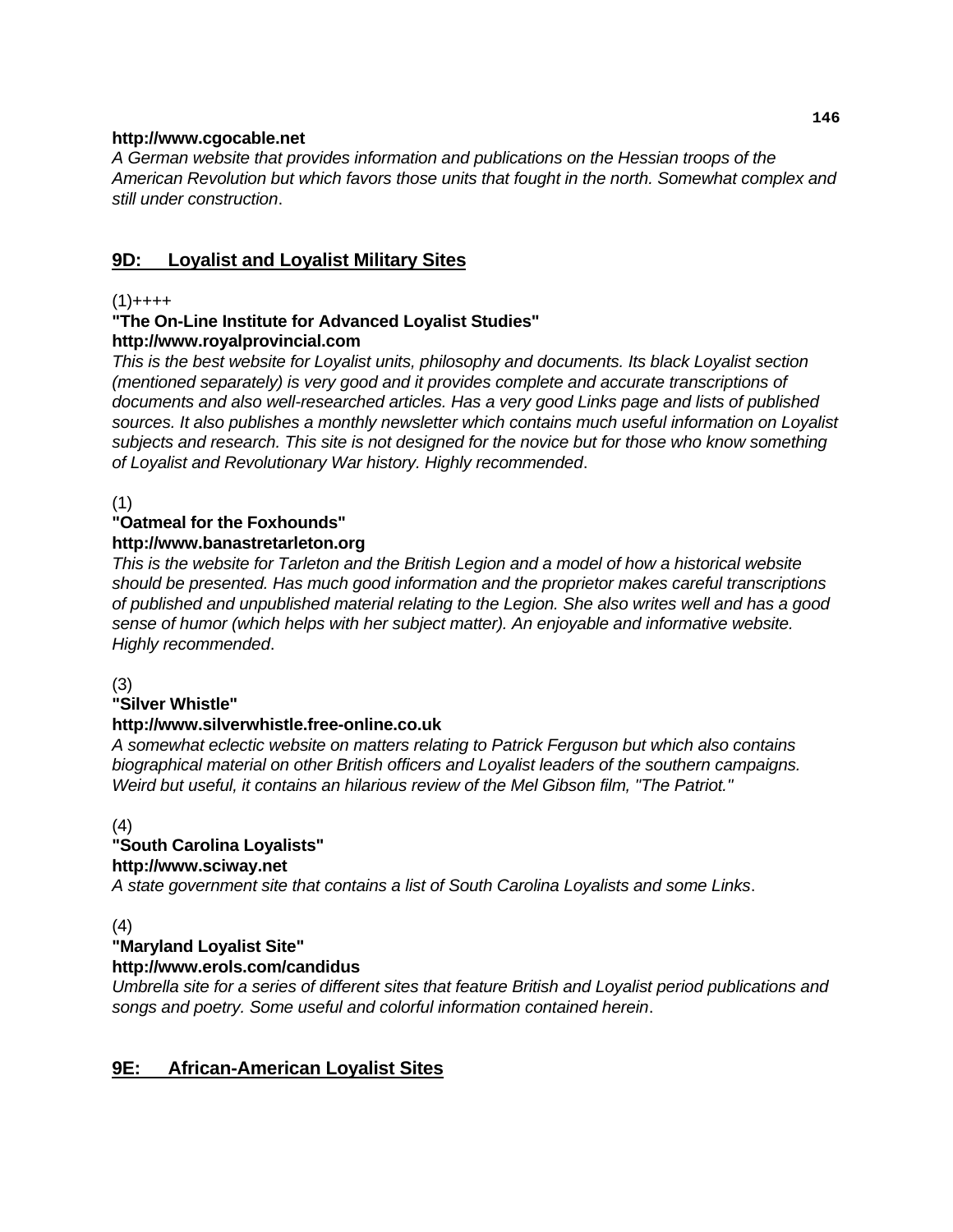**http://www.cgocable.net**

*A German website that provides information and publications on the Hessian troops of the American Revolution but which favors those units that fought in the north. Somewhat complex and still under construction*.

## 9D: Loyalist and Loyalist Military Sites

(1)++++

**"The On-Line Institute for Advanced Loyalist Studies"**
**http://www.royalprovincial.com**

*This is the best website for Loyalist units, philosophy and documents. Its black Loyalist section (mentioned separately) is very good and it provides complete and accurate transcriptions of documents and also well-researched articles. Has a very good Links page and lists of published sources. It also publishes a monthly newsletter which contains much useful information on Loyalist subjects and research. This site is not designed for the novice but for those who know something of Loyalist and Revolutionary War history. Highly recommended*.

(1)

**"Oatmeal for the Foxhounds"**
**http://www.banastretarleton.org**

*This is the website for Tarleton and the British Legion and a model of how a historical website should be presented. Has much good information and the proprietor makes careful transcriptions of published and unpublished material relating to the Legion. She also writes well and has a good sense of humor (which helps with her subject matter). An enjoyable and informative website. Highly recommended*.

(3)

**"Silver Whistle"**
**http://www.silverwhistle.free-online.co.uk**

*A somewhat eclectic website on matters relating to Patrick Ferguson but which also contains biographical material on other British officers and Loyalist leaders of the southern campaigns. Weird but useful, it contains an hilarious review of the Mel Gibson film, "The Patriot."*

(4)

**"South Carolina Loyalists"**
**http://www.sciway.net**

*A state government site that contains a list of South Carolina Loyalists and some Links*.

(4)

**"Maryland Loyalist Site"**
**http://www.erols.com/candidus**

*Umbrella site for a series of different sites that feature British and Loyalist period publications and songs and poetry. Some useful and colorful information contained herein*.

## 9E: African-American Loyalist Sites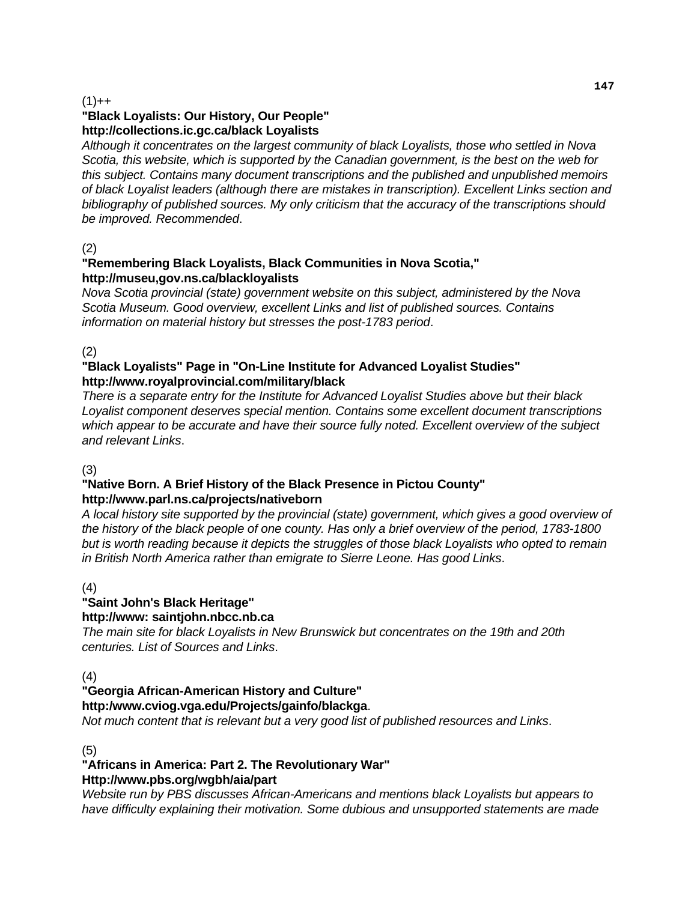(1)++

**"Black Loyalists: Our History, Our People"**
**http://collections.ic.gc.ca/black Loyalists**

*Although it concentrates on the largest community of black Loyalists, those who settled in Nova Scotia, this website, which is supported by the Canadian government, is the best on the web for this subject. Contains many document transcriptions and the published and unpublished memoirs of black Loyalist leaders (although there are mistakes in transcription). Excellent Links section and bibliography of published sources. My only criticism that the accuracy of the transcriptions should be improved. Recommended*.

(2)

**"Remembering Black Loyalists, Black Communities in Nova Scotia,"**
**http://museu,gov.ns.ca/blackloyalists**

*Nova Scotia provincial (state) government website on this subject, administered by the Nova Scotia Museum. Good overview, excellent Links and list of published sources. Contains information on material history but stresses the post-1783 period*.

(2)

**"Black Loyalists" Page in "On-Line Institute for Advanced Loyalist Studies"**
**http://www.royalprovincial.com/military/black**

*There is a separate entry for the Institute for Advanced Loyalist Studies above but their black Loyalist component deserves special mention. Contains some excellent document transcriptions which appear to be accurate and have their source fully noted. Excellent overview of the subject and relevant Links*.

(3)

**"Native Born. A Brief History of the Black Presence in Pictou County"**
**http://www.parl.ns.ca/projects/nativeborn**

*A local history site supported by the provincial (state) government, which gives a good overview of the history of the black people of one county. Has only a brief overview of the period, 1783-1800 but is worth reading because it depicts the struggles of those black Loyalists who opted to remain in British North America rather than emigrate to Sierre Leone. Has good Links*.

(4)

**"Saint John's Black Heritage"**
**http://www: saintjohn.nbcc.nb.ca**

*The main site for black Loyalists in New Brunswick but concentrates on the 19th and 20th centuries. List of Sources and Links*.

(4)

**"Georgia African-American History and Culture"**
**http:/www.cviog.vga.edu/Projects/gainfo/blackga**.

*Not much content that is relevant but a very good list of published resources and Links*.

(5)

**"Africans in America: Part 2. The Revolutionary War"**
**Http://www.pbs.org/wgbh/aia/part**

*Website run by PBS discusses African-Americans and mentions black Loyalists but appears to have difficulty explaining their motivation. Some dubious and unsupported statements are made*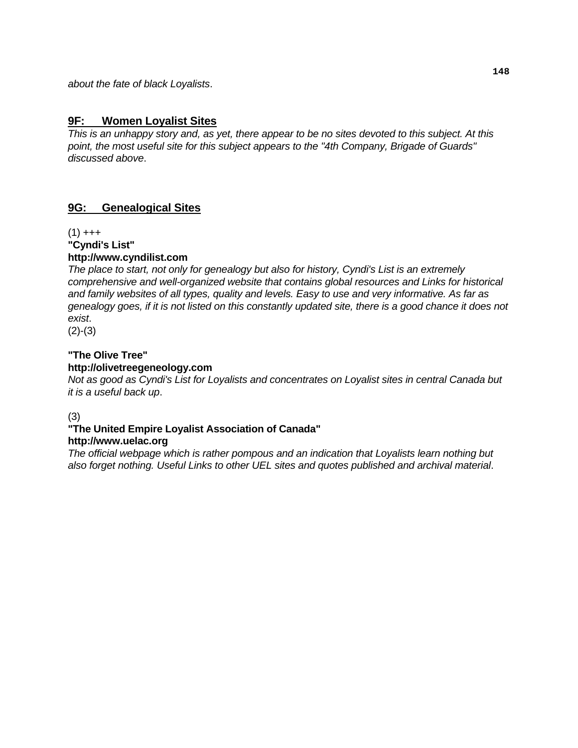*about the fate of black Loyalists*.

## 9F: Women Loyalist Sites

*This is an unhappy story and, as yet, there appear to be no sites devoted to this subject. At this point, the most useful site for this subject appears to the "4th Company, Brigade of Guards" discussed above*.

## 9G: Genealogical Sites

(1) +++

**"Cyndi's List"**

**http://www.cyndilist.com**

*The place to start, not only for genealogy but also for history, Cyndi's List is an extremely comprehensive and well-organized website that contains global resources and Links for historical and family websites of all types, quality and levels. Easy to use and very informative. As far as genealogy goes, if it is not listed on this constantly updated site, there is a good chance it does not exist*.

(2)-(3)

**"The Olive Tree"**

**http://olivetreegeneology.com**

*Not as good as Cyndi's List for Loyalists and concentrates on Loyalist sites in central Canada but it is a useful back up*.

(3)

**"The United Empire Loyalist Association of Canada"**

**http://www.uelac.org**

*The official webpage which is rather pompous and an indication that Loyalists learn nothing but also forget nothing. Useful Links to other UEL sites and quotes published and archival material*.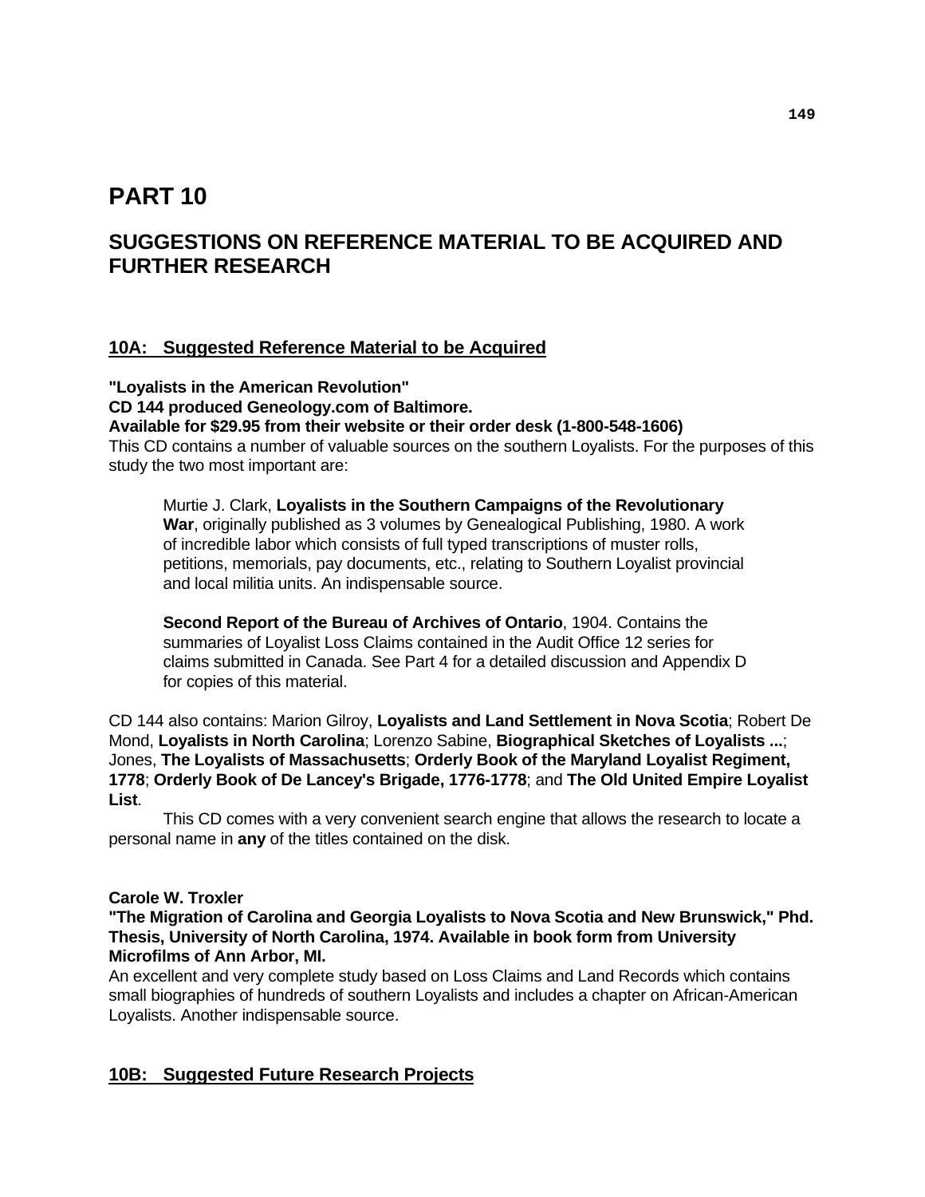# PART 10

## SUGGESTIONS ON REFERENCE MATERIAL TO BE ACQUIRED AND FURTHER RESEARCH

### 10A: Suggested Reference Material to be Acquired

**"Loyalists in the American Revolution"**
**CD 144 produced Geneology.com of Baltimore.**
**Available for $29.95 from their website or their order desk (1-800-548-1606)**
This CD contains a number of valuable sources on the southern Loyalists. For the purposes of this study the two most important are:

> Murtie J. Clark, **Loyalists in the Southern Campaigns of the Revolutionary War**, originally published as 3 volumes by Genealogical Publishing, 1980. A work of incredible labor which consists of full typed transcriptions of muster rolls, petitions, memorials, pay documents, etc., relating to Southern Loyalist provincial and local militia units. An indispensable source.
>
> **Second Report of the Bureau of Archives of Ontario**, 1904. Contains the summaries of Loyalist Loss Claims contained in the Audit Office 12 series for claims submitted in Canada. See Part 4 for a detailed discussion and Appendix D for copies of this material.

CD 144 also contains: Marion Gilroy, **Loyalists and Land Settlement in Nova Scotia**; Robert De Mond, **Loyalists in North Carolina**; Lorenzo Sabine, **Biographical Sketches of Loyalists ...**; Jones, **The Loyalists of Massachusetts**; **Orderly Book of the Maryland Loyalist Regiment, 1778**; **Orderly Book of De Lancey's Brigade, 1776-1778**; and **The Old United Empire Loyalist List**.

This CD comes with a very convenient search engine that allows the research to locate a personal name in **any** of the titles contained on the disk.

**Carole W. Troxler**
**"The Migration of Carolina and Georgia Loyalists to Nova Scotia and New Brunswick," Phd. Thesis, University of North Carolina, 1974. Available in book form from University Microfilms of Ann Arbor, MI.**
An excellent and very complete study based on Loss Claims and Land Records which contains small biographies of hundreds of southern Loyalists and includes a chapter on African-American Loyalists. Another indispensable source.

### 10B: Suggested Future Research Projects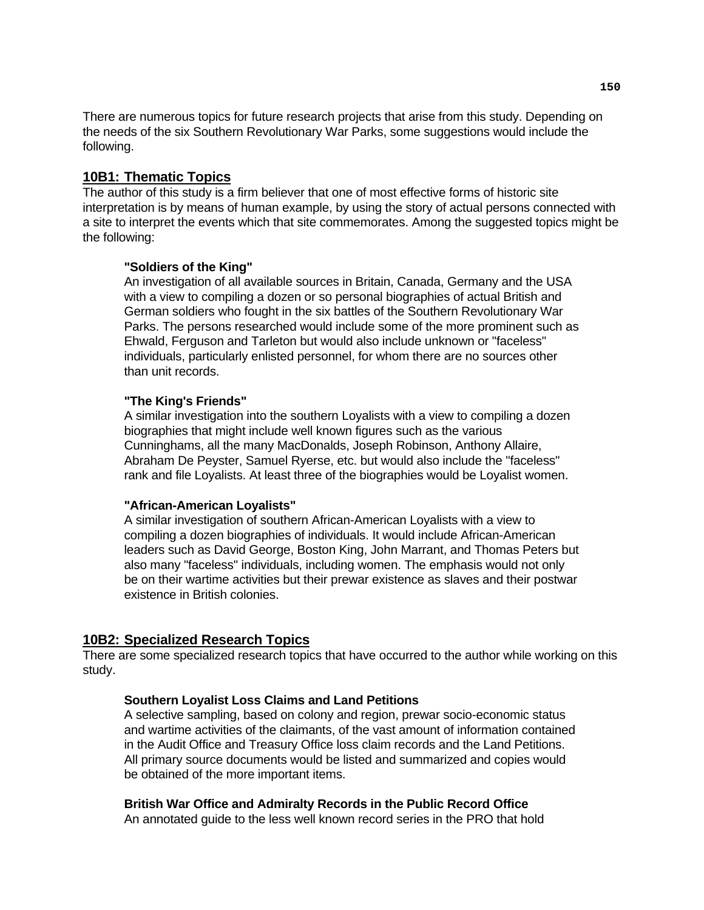There are numerous topics for future research projects that arise from this study. Depending on the needs of the six Southern Revolutionary War Parks, some suggestions would include the following.

## 10B1: Thematic Topics

The author of this study is a firm believer that one of most effective forms of historic site interpretation is by means of human example, by using the story of actual persons connected with a site to interpret the events which that site commemorates. Among the suggested topics might be the following:

**"Soldiers of the King"**
An investigation of all available sources in Britain, Canada, Germany and the USA with a view to compiling a dozen or so personal biographies of actual British and German soldiers who fought in the six battles of the Southern Revolutionary War Parks. The persons researched would include some of the more prominent such as Ehwald, Ferguson and Tarleton but would also include unknown or "faceless" individuals, particularly enlisted personnel, for whom there are no sources other than unit records.

**"The King's Friends"**
A similar investigation into the southern Loyalists with a view to compiling a dozen biographies that might include well known figures such as the various Cunninghams, all the many MacDonalds, Joseph Robinson, Anthony Allaire, Abraham De Peyster, Samuel Ryerse, etc. but would also include the "faceless" rank and file Loyalists. At least three of the biographies would be Loyalist women.

**"African-American Loyalists"**
A similar investigation of southern African-American Loyalists with a view to compiling a dozen biographies of individuals. It would include African-American leaders such as David George, Boston King, John Marrant, and Thomas Peters but also many "faceless" individuals, including women. The emphasis would not only be on their wartime activities but their prewar existence as slaves and their postwar existence in British colonies.

## 10B2: Specialized Research Topics

There are some specialized research topics that have occurred to the author while working on this study.

**Southern Loyalist Loss Claims and Land Petitions**
A selective sampling, based on colony and region, prewar socio-economic status and wartime activities of the claimants, of the vast amount of information contained in the Audit Office and Treasury Office loss claim records and the Land Petitions. All primary source documents would be listed and summarized and copies would be obtained of the more important items.

**British War Office and Admiralty Records in the Public Record Office**
An annotated guide to the less well known record series in the PRO that hold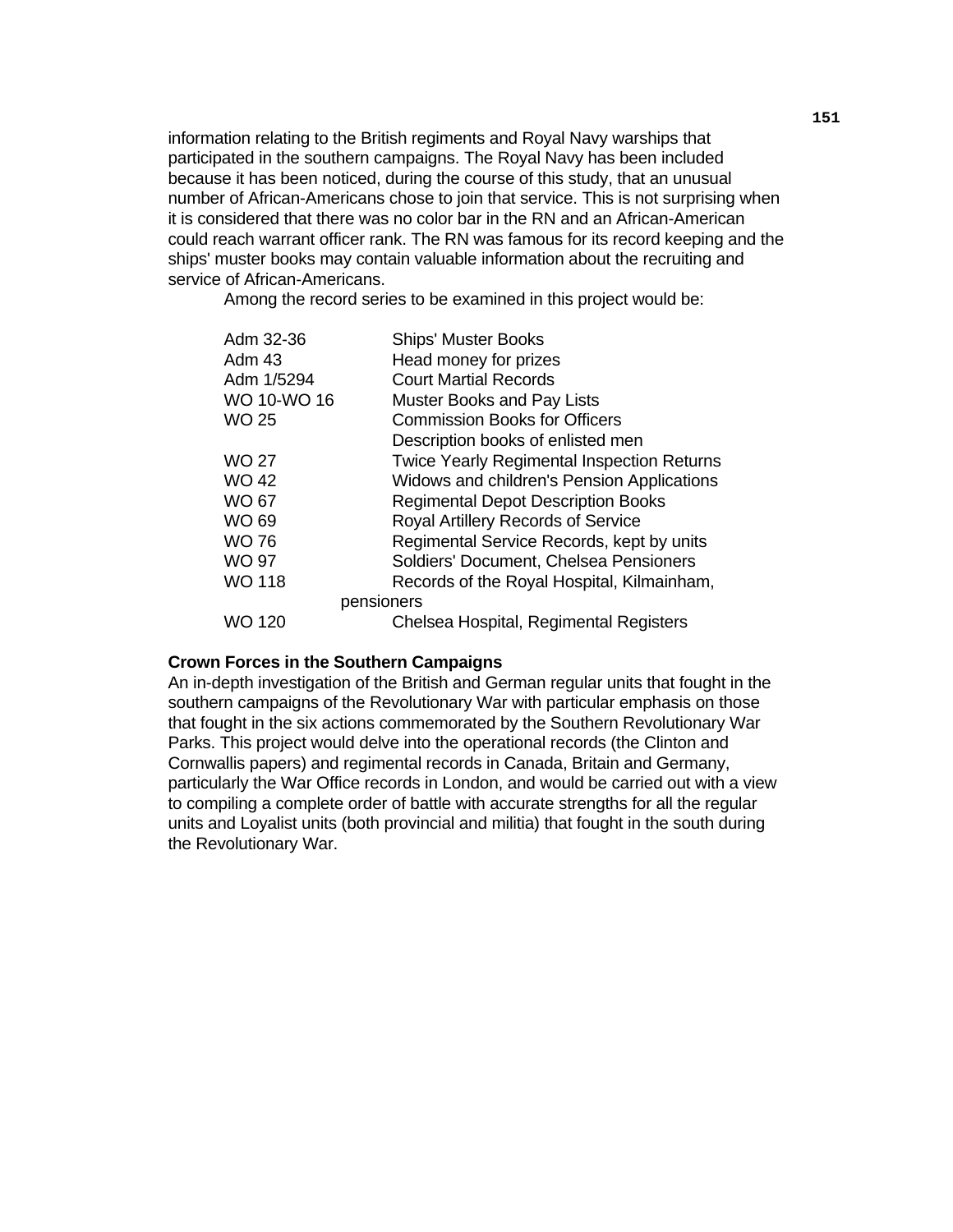information relating to the British regiments and Royal Navy warships that participated in the southern campaigns. The Royal Navy has been included because it has been noticed, during the course of this study, that an unusual number of African-Americans chose to join that service. This is not surprising when it is considered that there was no color bar in the RN and an African-American could reach warrant officer rank. The RN was famous for its record keeping and the ships' muster books may contain valuable information about the recruiting and service of African-Americans.

Among the record series to be examined in this project would be:

| | |
|---|---|
| Adm 32-36 | Ships' Muster Books |
| Adm 43 | Head money for prizes |
| Adm 1/5294 | Court Martial Records |
| WO 10-WO 16 | Muster Books and Pay Lists |
| WO 25 | Commission Books for Officers<br>Description books of enlisted men |
| WO 27 | Twice Yearly Regimental Inspection Returns |
| WO 42 | Widows and children's Pension Applications |
| WO 67 | Regimental Depot Description Books |
| WO 69 | Royal Artillery Records of Service |
| WO 76 | Regimental Service Records, kept by units |
| WO 97 | Soldiers' Document, Chelsea Pensioners |
| WO 118 | Records of the Royal Hospital, Kilmainham, pensioners |
| WO 120 | Chelsea Hospital, Regimental Registers |

**Crown Forces in the Southern Campaigns**

An in-depth investigation of the British and German regular units that fought in the southern campaigns of the Revolutionary War with particular emphasis on those that fought in the six actions commemorated by the Southern Revolutionary War Parks. This project would delve into the operational records (the Clinton and Cornwallis papers) and regimental records in Canada, Britain and Germany, particularly the War Office records in London, and would be carried out with a view to compiling a complete order of battle with accurate strengths for all the regular units and Loyalist units (both provincial and militia) that fought in the south during the Revolutionary War.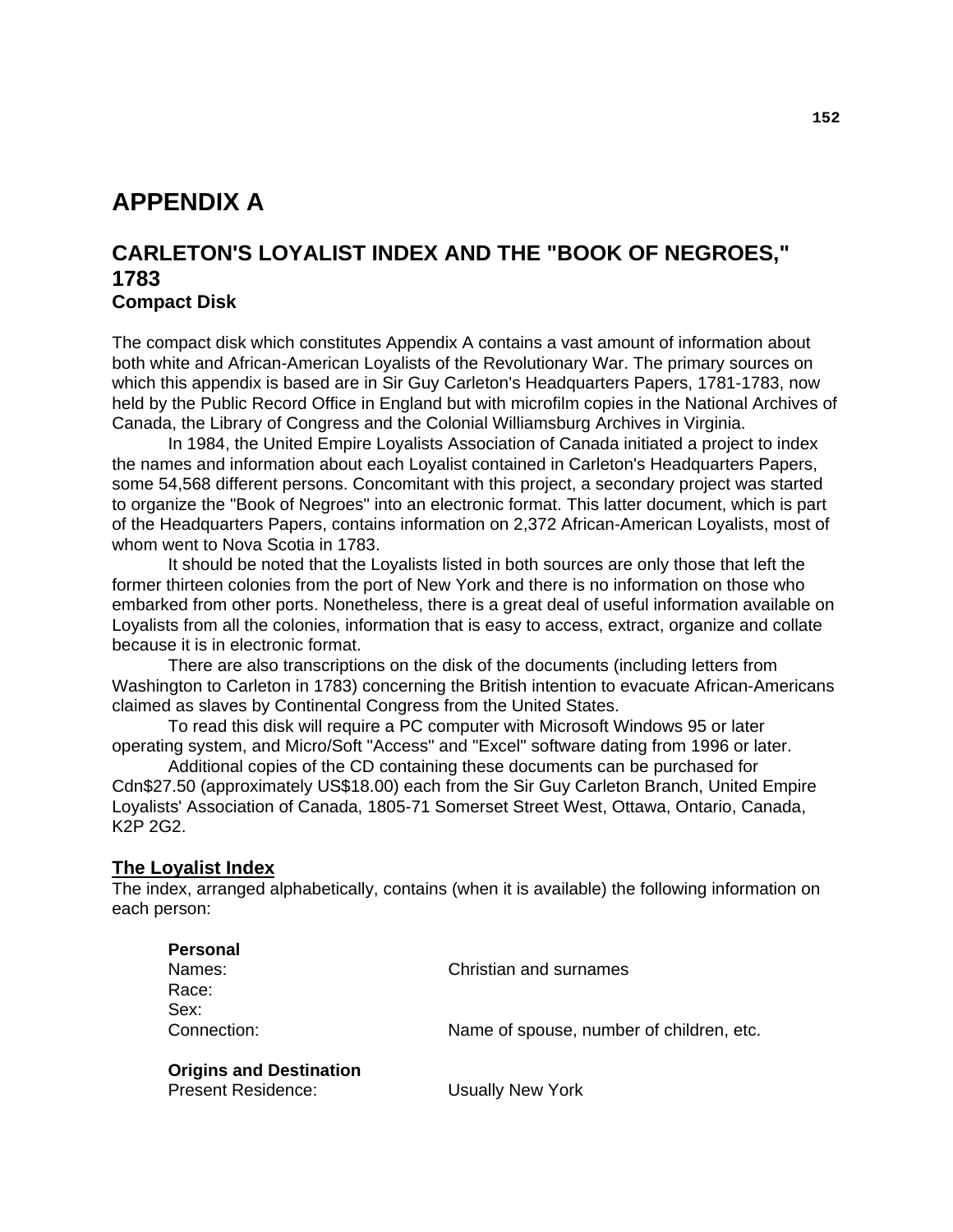# APPENDIX A

## CARLETON'S LOYALIST INDEX AND THE "BOOK OF NEGROES," 1783

### Compact Disk

The compact disk which constitutes Appendix A contains a vast amount of information about both white and African-American Loyalists of the Revolutionary War. The primary sources on which this appendix is based are in Sir Guy Carleton's Headquarters Papers, 1781-1783, now held by the Public Record Office in England but with microfilm copies in the National Archives of Canada, the Library of Congress and the Colonial Williamsburg Archives in Virginia.

In 1984, the United Empire Loyalists Association of Canada initiated a project to index the names and information about each Loyalist contained in Carleton's Headquarters Papers, some 54,568 different persons. Concomitant with this project, a secondary project was started to organize the "Book of Negroes" into an electronic format. This latter document, which is part of the Headquarters Papers, contains information on 2,372 African-American Loyalists, most of whom went to Nova Scotia in 1783.

It should be noted that the Loyalists listed in both sources are only those that left the former thirteen colonies from the port of New York and there is no information on those who embarked from other ports. Nonetheless, there is a great deal of useful information available on Loyalists from all the colonies, information that is easy to access, extract, organize and collate because it is in electronic format.

There are also transcriptions on the disk of the documents (including letters from Washington to Carleton in 1783) concerning the British intention to evacuate African-Americans claimed as slaves by Continental Congress from the United States.

To read this disk will require a PC computer with Microsoft Windows 95 or later operating system, and Micro/Soft "Access" and "Excel" software dating from 1996 or later.

Additional copies of the CD containing these documents can be purchased for Cdn$27.50 (approximately US$18.00) each from the Sir Guy Carleton Branch, United Empire Loyalists' Association of Canada, 1805-71 Somerset Street West, Ottawa, Ontario, Canada, K2P 2G2.

**The Loyalist Index**

The index, arranged alphabetically, contains (when it is available) the following information on each person:

**Personal**

| | |
|---|---|
| Names: | Christian and surnames |
| Race: | |
| Sex: | |
| Connection: | Name of spouse, number of children, etc. |

**Origins and Destination**

| | |
|---|---|
| Present Residence: | Usually New York |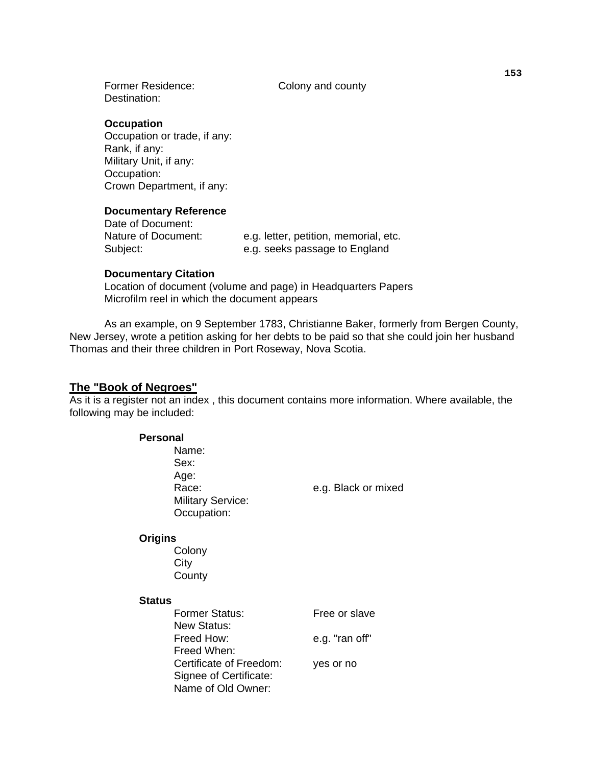Former Residence: Colony and county
Destination:

**Occupation**
Occupation or trade, if any:
Rank, if any:
Military Unit, if any:
Occupation:
Crown Department, if any:

**Documentary Reference**
Date of Document:
Nature of Document: e.g. letter, petition, memorial, etc.
Subject: e.g. seeks passage to England

**Documentary Citation**
Location of document (volume and page) in Headquarters Papers
Microfilm reel in which the document appears

As an example, on 9 September 1783, Christianne Baker, formerly from Bergen County, New Jersey, wrote a petition asking for her debts to be paid so that she could join her husband Thomas and their three children in Port Roseway, Nova Scotia.

## The "Book of Negroes"

As it is a register not an index , this document contains more information. Where available, the following may be included:

**Personal**
Name:
Sex:
Age:
Race: e.g. Black or mixed
Military Service:
Occupation:

**Origins**
Colony
City
County

**Status**
Former Status: Free or slave
New Status:
Freed How: e.g. "ran off"
Freed When:
Certificate of Freedom: yes or no
Signee of Certificate:
Name of Old Owner: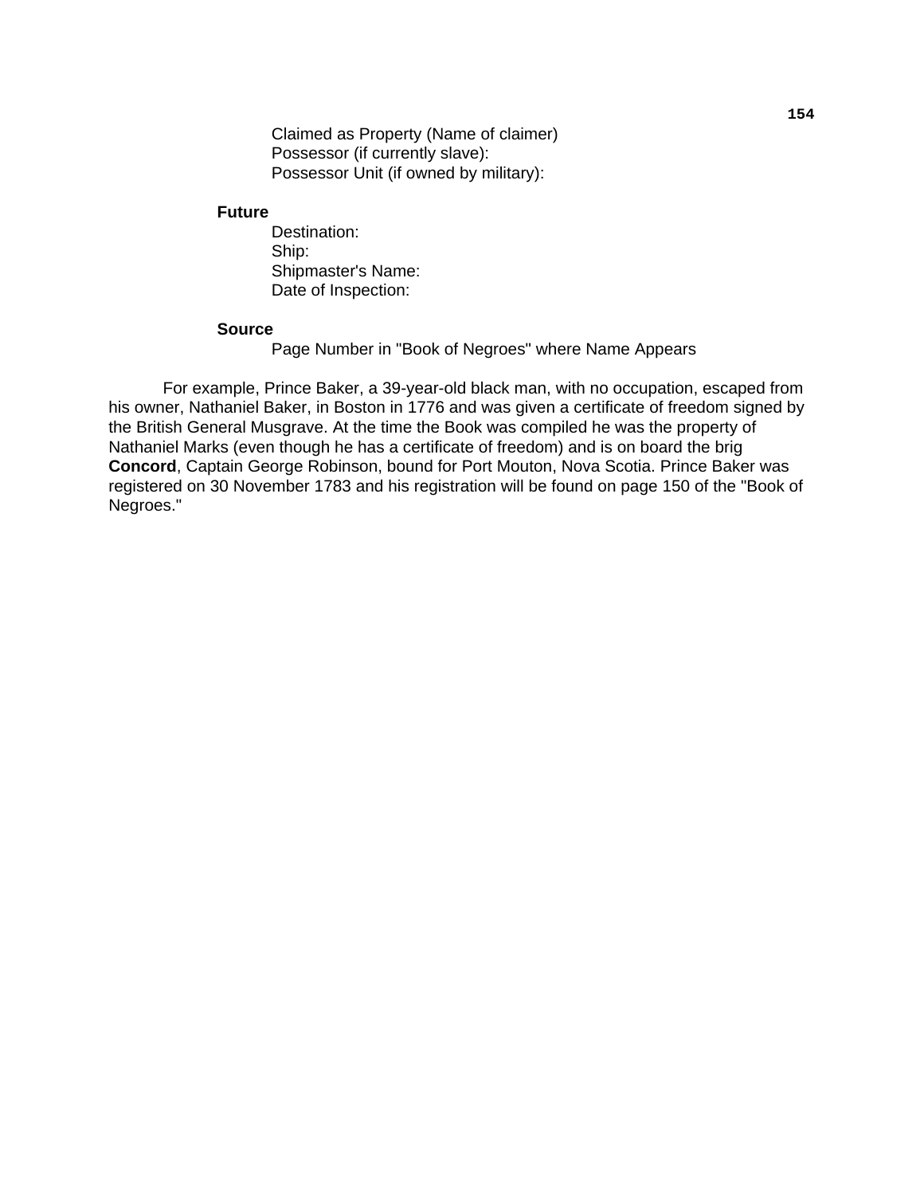Claimed as Property (Name of claimer)
Possessor (if currently slave):
Possessor Unit (if owned by military):

**Future**

Destination:
Ship:
Shipmaster's Name:
Date of Inspection:

**Source**

Page Number in "Book of Negroes" where Name Appears

For example, Prince Baker, a 39-year-old black man, with no occupation, escaped from his owner, Nathaniel Baker, in Boston in 1776 and was given a certificate of freedom signed by the British General Musgrave. At the time the Book was compiled he was the property of Nathaniel Marks (even though he has a certificate of freedom) and is on board the brig **Concord**, Captain George Robinson, bound for Port Mouton, Nova Scotia. Prince Baker was registered on 30 November 1783 and his registration will be found on page 150 of the "Book of Negroes."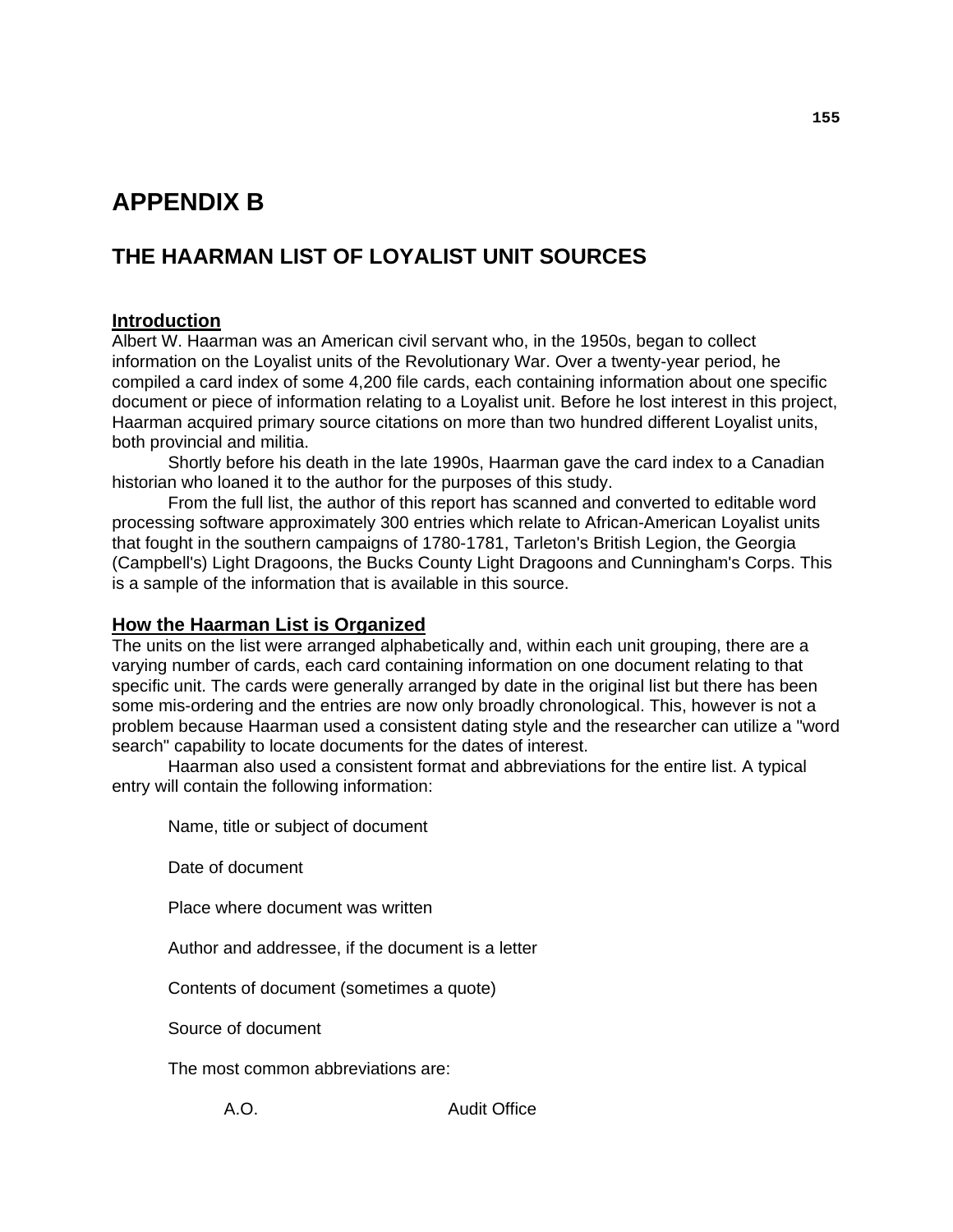# APPENDIX B

## THE HAARMAN LIST OF LOYALIST UNIT SOURCES

### Introduction

Albert W. Haarman was an American civil servant who, in the 1950s, began to collect information on the Loyalist units of the Revolutionary War. Over a twenty-year period, he compiled a card index of some 4,200 file cards, each containing information about one specific document or piece of information relating to a Loyalist unit. Before he lost interest in this project, Haarman acquired primary source citations on more than two hundred different Loyalist units, both provincial and militia.

Shortly before his death in the late 1990s, Haarman gave the card index to a Canadian historian who loaned it to the author for the purposes of this study.

From the full list, the author of this report has scanned and converted to editable word processing software approximately 300 entries which relate to African-American Loyalist units that fought in the southern campaigns of 1780-1781, Tarleton's British Legion, the Georgia (Campbell's) Light Dragoons, the Bucks County Light Dragoons and Cunningham's Corps. This is a sample of the information that is available in this source.

### How the Haarman List is Organized

The units on the list were arranged alphabetically and, within each unit grouping, there are a varying number of cards, each card containing information on one document relating to that specific unit. The cards were generally arranged by date in the original list but there has been some mis-ordering and the entries are now only broadly chronological. This, however is not a problem because Haarman used a consistent dating style and the researcher can utilize a "word search" capability to locate documents for the dates of interest.

Haarman also used a consistent format and abbreviations for the entire list. A typical entry will contain the following information:

Name, title or subject of document

Date of document

Place where document was written

Author and addressee, if the document is a letter

Contents of document (sometimes a quote)

Source of document

The most common abbreviations are:

| | |
|---|---|
| A.O. | Audit Office |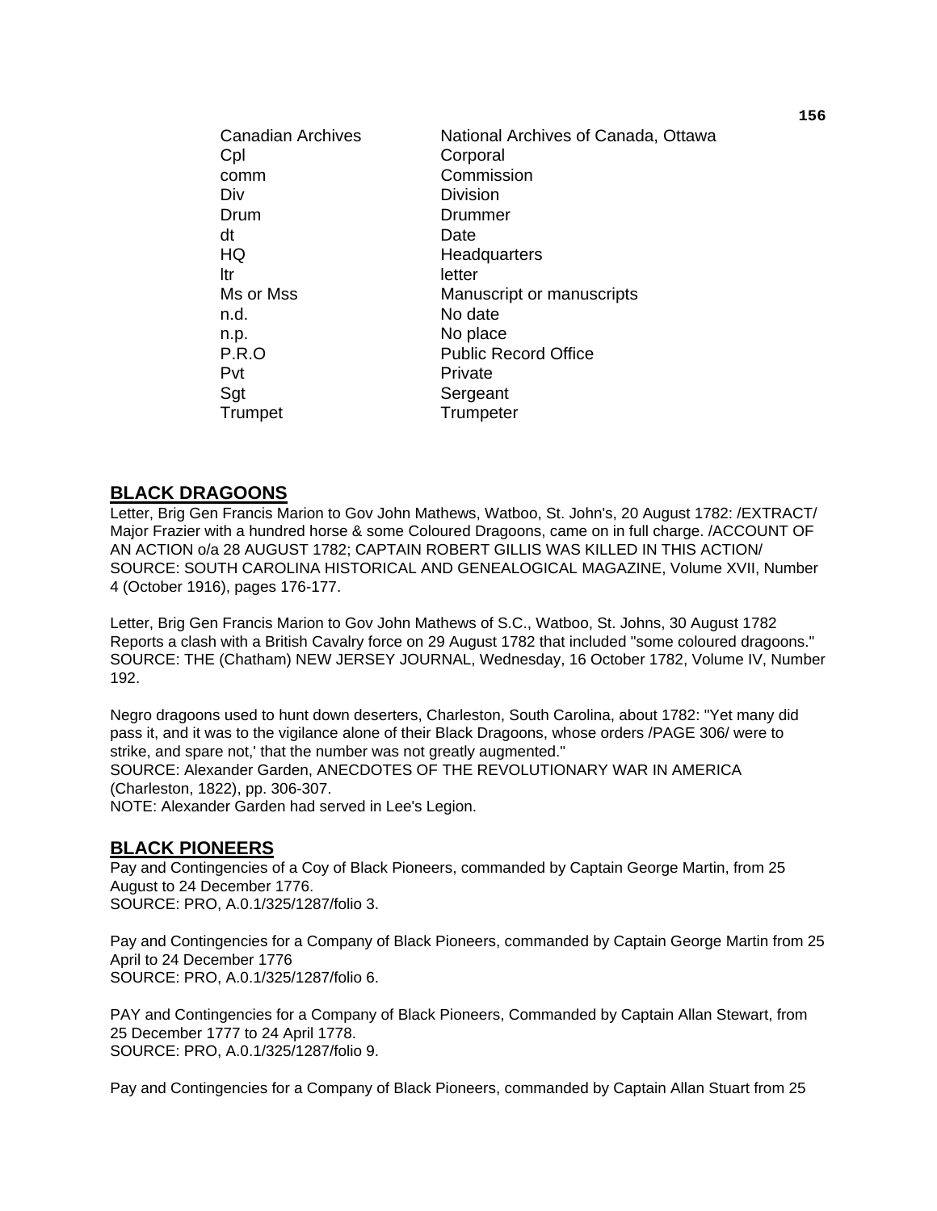| | |
|---|---|
| Canadian Archives | National Archives of Canada, Ottawa |
| Cpl | Corporal |
| comm | Commission |
| Div | Division |
| Drum | Drummer |
| dt | Date |
| HQ | Headquarters |
| ltr | letter |
| Ms or Mss | Manuscript or manuscripts |
| n.d. | No date |
| n.p. | No place |
| P.R.O | Public Record Office |
| Pvt | Private |
| Sgt | Sergeant |
| Trumpet | Trumpeter |

## BLACK DRAGOONS

Letter, Brig Gen Francis Marion to Gov John Mathews, Watboo, St. John's, 20 August 1782: /EXTRACT/ Major Frazier with a hundred horse & some Coloured Dragoons, came on in full charge. /ACCOUNT OF AN ACTION o/a 28 AUGUST 1782; CAPTAIN ROBERT GILLIS WAS KILLED IN THIS ACTION/
SOURCE: SOUTH CAROLINA HISTORICAL AND GENEALOGICAL MAGAZINE, Volume XVII, Number 4 (October 1916), pages 176-177.

Letter, Brig Gen Francis Marion to Gov John Mathews of S.C., Watboo, St. Johns, 30 August 1782 Reports a clash with a British Cavalry force on 29 August 1782 that included "some coloured dragoons."
SOURCE: THE (Chatham) NEW JERSEY JOURNAL, Wednesday, 16 October 1782, Volume IV, Number 192.

Negro dragoons used to hunt down deserters, Charleston, South Carolina, about 1782: "Yet many did pass it, and it was to the vigilance alone of their Black Dragoons, whose orders /PAGE 306/ were to strike, and spare not,' that the number was not greatly augmented."
SOURCE: Alexander Garden, ANECDOTES OF THE REVOLUTIONARY WAR IN AMERICA (Charleston, 1822), pp. 306-307.
NOTE: Alexander Garden had served in Lee's Legion.

## BLACK PIONEERS

Pay and Contingencies of a Coy of Black Pioneers, commanded by Captain George Martin, from 25 August to 24 December 1776.
SOURCE: PRO, A.0.1/325/1287/folio 3.

Pay and Contingencies for a Company of Black Pioneers, commanded by Captain George Martin from 25 April to 24 December 1776
SOURCE: PRO, A.0.1/325/1287/folio 6.

PAY and Contingencies for a Company of Black Pioneers, Commanded by Captain Allan Stewart, from 25 December 1777 to 24 April 1778.
SOURCE: PRO, A.0.1/325/1287/folio 9.

Pay and Contingencies for a Company of Black Pioneers, commanded by Captain Allan Stuart from 25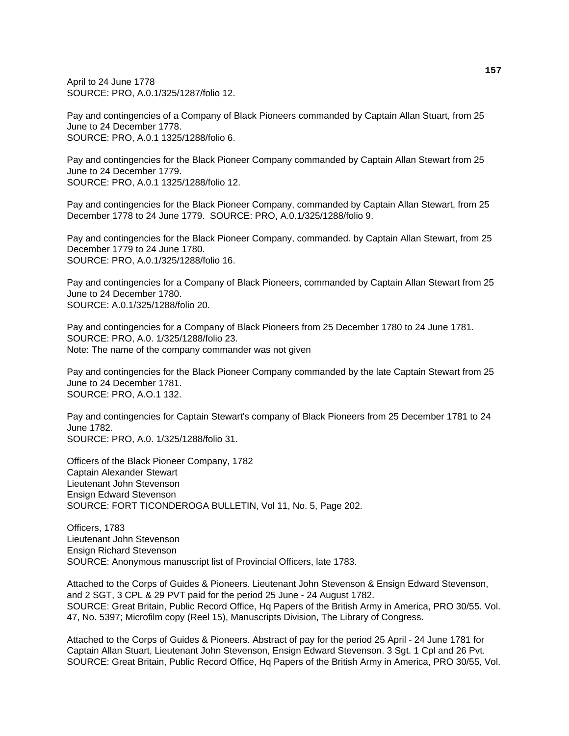April to 24 June 1778
SOURCE: PRO, A.0.1/325/1287/folio 12.

Pay and contingencies of a Company of Black Pioneers commanded by Captain Allan Stuart, from 25 June to 24 December 1778.
SOURCE: PRO, A.0.1 1325/1288/folio 6.

Pay and contingencies for the Black Pioneer Company commanded by Captain Allan Stewart from 25 June to 24 December 1779.
SOURCE: PRO, A.0.1 1325/1288/folio 12.

Pay and contingencies for the Black Pioneer Company, commanded by Captain Allan Stewart, from 25 December 1778 to 24 June 1779. SOURCE: PRO, A.0.1/325/1288/folio 9.

Pay and contingencies for the Black Pioneer Company, commanded. by Captain Allan Stewart, from 25 December 1779 to 24 June 1780.
SOURCE: PRO, A.0.1/325/1288/folio 16.

Pay and contingencies for a Company of Black Pioneers, commanded by Captain Allan Stewart from 25 June to 24 December 1780.
SOURCE: A.0.1/325/1288/folio 20.

Pay and contingencies for a Company of Black Pioneers from 25 December 1780 to 24 June 1781.
SOURCE: PRO, A.0. 1/325/1288/folio 23.
Note: The name of the company commander was not given

Pay and contingencies for the Black Pioneer Company commanded by the late Captain Stewart from 25 June to 24 December 1781.
SOURCE: PRO, A.O.1 132.

Pay and contingencies for Captain Stewart's company of Black Pioneers from 25 December 1781 to 24 June 1782.
SOURCE: PRO, A.0. 1/325/1288/folio 31.

Officers of the Black Pioneer Company, 1782
Captain Alexander Stewart
Lieutenant John Stevenson
Ensign Edward Stevenson
SOURCE: FORT TICONDEROGA BULLETIN, Vol 11, No. 5, Page 202.

Officers, 1783
Lieutenant John Stevenson
Ensign Richard Stevenson
SOURCE: Anonymous manuscript list of Provincial Officers, late 1783.

Attached to the Corps of Guides & Pioneers. Lieutenant John Stevenson & Ensign Edward Stevenson, and 2 SGT, 3 CPL & 29 PVT paid for the period 25 June - 24 August 1782.
SOURCE: Great Britain, Public Record Office, Hq Papers of the British Army in America, PRO 30/55. Vol. 47, No. 5397; Microfilm copy (Reel 15), Manuscripts Division, The Library of Congress.

Attached to the Corps of Guides & Pioneers. Abstract of pay for the period 25 April - 24 June 1781 for Captain Allan Stuart, Lieutenant John Stevenson, Ensign Edward Stevenson. 3 Sgt. 1 Cpl and 26 Pvt.
SOURCE: Great Britain, Public Record Office, Hq Papers of the British Army in America, PRO 30/55, Vol.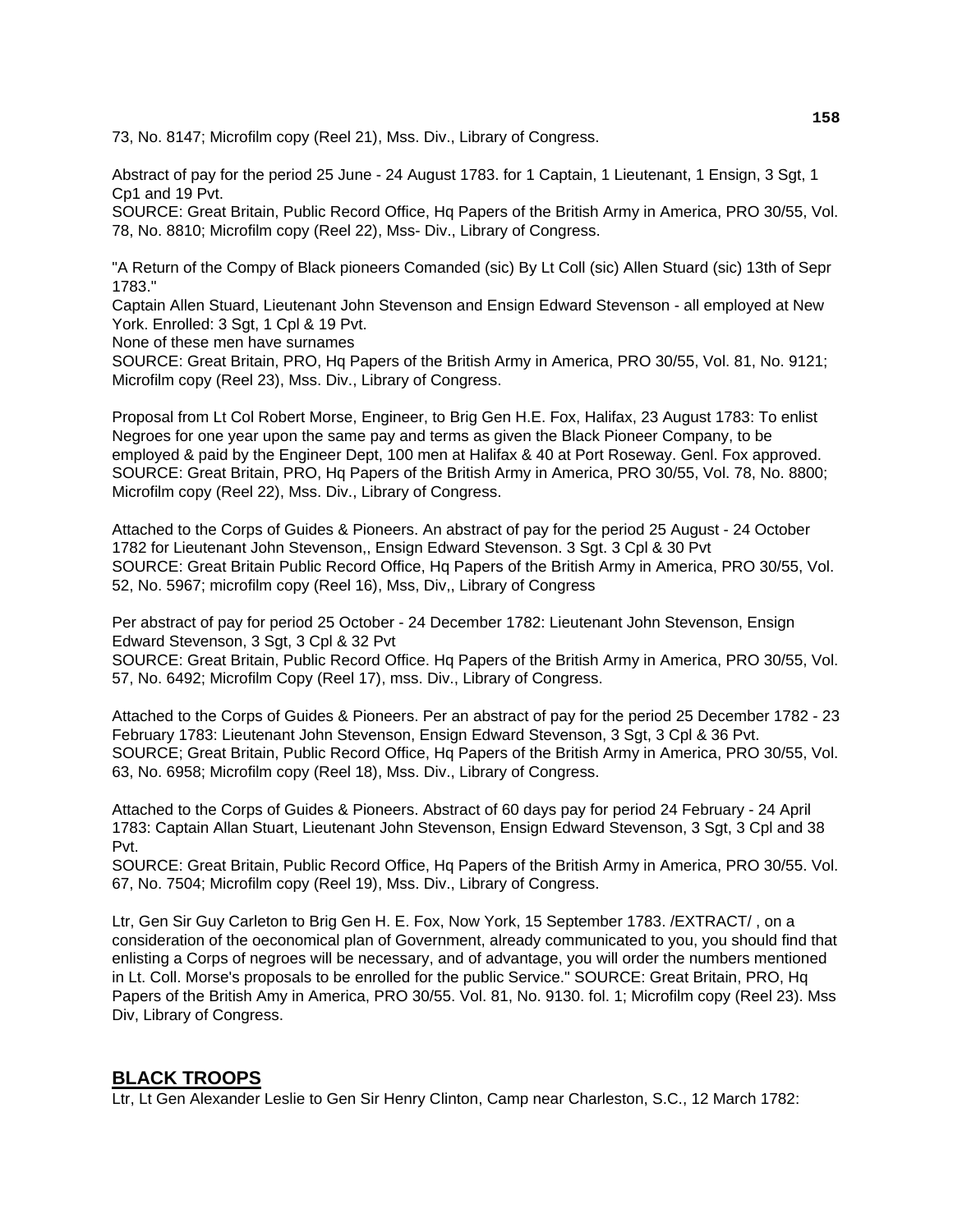73, No. 8147; Microfilm copy (Reel 21), Mss. Div., Library of Congress.

Abstract of pay for the period 25 June - 24 August 1783. for 1 Captain, 1 Lieutenant, 1 Ensign, 3 Sgt, 1 Cp1 and 19 Pvt.
SOURCE: Great Britain, Public Record Office, Hq Papers of the British Army in America, PRO 30/55, Vol. 78, No. 8810; Microfilm copy (Reel 22), Mss- Div., Library of Congress.

"A Return of the Compy of Black pioneers Comanded (sic) By Lt Coll (sic) Allen Stuard (sic) 13th of Sepr 1783."
Captain Allen Stuard, Lieutenant John Stevenson and Ensign Edward Stevenson - all employed at New York. Enrolled: 3 Sgt, 1 Cpl & 19 Pvt.
None of these men have surnames
SOURCE: Great Britain, PRO, Hq Papers of the British Army in America, PRO 30/55, Vol. 81, No. 9121; Microfilm copy (Reel 23), Mss. Div., Library of Congress.

Proposal from Lt Col Robert Morse, Engineer, to Brig Gen H.E. Fox, Halifax, 23 August 1783: To enlist Negroes for one year upon the same pay and terms as given the Black Pioneer Company, to be employed & paid by the Engineer Dept, 100 men at Halifax & 40 at Port Roseway. Genl. Fox approved.
SOURCE: Great Britain, PRO, Hq Papers of the British Army in America, PRO 30/55, Vol. 78, No. 8800; Microfilm copy (Reel 22), Mss. Div., Library of Congress.

Attached to the Corps of Guides & Pioneers. An abstract of pay for the period 25 August - 24 October 1782 for Lieutenant John Stevenson,, Ensign Edward Stevenson. 3 Sgt. 3 Cpl & 30 Pvt
SOURCE: Great Britain Public Record Office, Hq Papers of the British Army in America, PRO 30/55, Vol. 52, No. 5967; microfilm copy (Reel 16), Mss, Div,, Library of Congress

Per abstract of pay for period 25 October - 24 December 1782: Lieutenant John Stevenson, Ensign Edward Stevenson, 3 Sgt, 3 Cpl & 32 Pvt
SOURCE: Great Britain, Public Record Office. Hq Papers of the British Army in America, PRO 30/55, Vol. 57, No. 6492; Microfilm Copy (Reel 17), mss. Div., Library of Congress.

Attached to the Corps of Guides & Pioneers. Per an abstract of pay for the period 25 December 1782 - 23 February 1783: Lieutenant John Stevenson, Ensign Edward Stevenson, 3 Sgt, 3 Cpl & 36 Pvt.
SOURCE; Great Britain, Public Record Office, Hq Papers of the British Army in America, PRO 30/55, Vol. 63, No. 6958; Microfilm copy (Reel 18), Mss. Div., Library of Congress.

Attached to the Corps of Guides & Pioneers. Abstract of 60 days pay for period 24 February - 24 April 1783: Captain Allan Stuart, Lieutenant John Stevenson, Ensign Edward Stevenson, 3 Sgt, 3 Cpl and 38 Pvt.
SOURCE: Great Britain, Public Record Office, Hq Papers of the British Army in America, PRO 30/55. Vol. 67, No. 7504; Microfilm copy (Reel 19), Mss. Div., Library of Congress.

Ltr, Gen Sir Guy Carleton to Brig Gen H. E. Fox, Now York, 15 September 1783. /EXTRACT/ , on a consideration of the oeconomical plan of Government, already communicated to you, you should find that enlisting a Corps of negroes will be necessary, and of advantage, you will order the numbers mentioned in Lt. Coll. Morse's proposals to be enrolled for the public Service." SOURCE: Great Britain, PRO, Hq Papers of the British Amy in America, PRO 30/55. Vol. 81, No. 9130. fol. 1; Microfilm copy (Reel 23). Mss Div, Library of Congress.

## BLACK TROOPS

Ltr, Lt Gen Alexander Leslie to Gen Sir Henry Clinton, Camp near Charleston, S.C., 12 March 1782: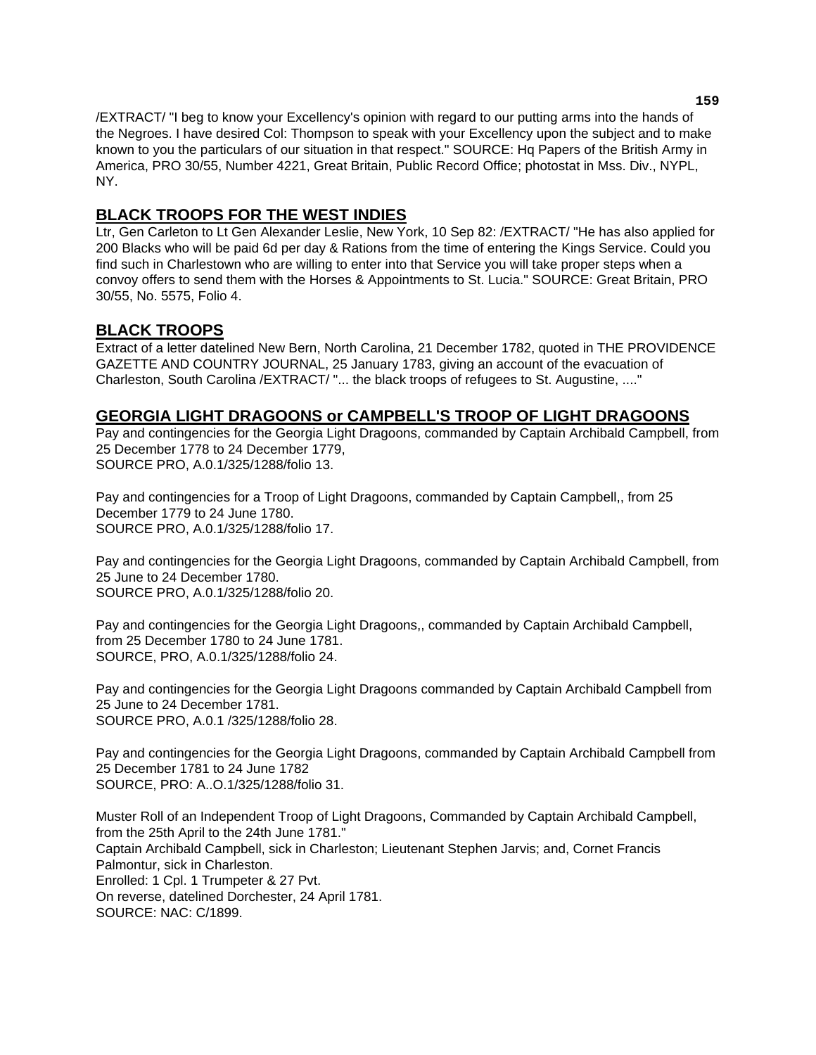/EXTRACT/ "I beg to know your Excellency's opinion with regard to our putting arms into the hands of the Negroes. I have desired Col: Thompson to speak with your Excellency upon the subject and to make known to you the particulars of our situation in that respect." SOURCE: Hq Papers of the British Army in America, PRO 30/55, Number 4221, Great Britain, Public Record Office; photostat in Mss. Div., NYPL, NY.

## BLACK TROOPS FOR THE WEST INDIES

Ltr, Gen Carleton to Lt Gen Alexander Leslie, New York, 10 Sep 82: /EXTRACT/ "He has also applied for 200 Blacks who will be paid 6d per day & Rations from the time of entering the Kings Service. Could you find such in Charlestown who are willing to enter into that Service you will take proper steps when a convoy offers to send them with the Horses & Appointments to St. Lucia." SOURCE: Great Britain, PRO 30/55, No. 5575, Folio 4.

## BLACK TROOPS

Extract of a letter datelined New Bern, North Carolina, 21 December 1782, quoted in THE PROVIDENCE GAZETTE AND COUNTRY JOURNAL, 25 January 1783, giving an account of the evacuation of Charleston, South Carolina /EXTRACT/ "... the black troops of refugees to St. Augustine, ...."

## GEORGIA LIGHT DRAGOONS or CAMPBELL'S TROOP OF LIGHT DRAGOONS

Pay and contingencies for the Georgia Light Dragoons, commanded by Captain Archibald Campbell, from 25 December 1778 to 24 December 1779,
SOURCE PRO, A.0.1/325/1288/folio 13.

Pay and contingencies for a Troop of Light Dragoons, commanded by Captain Campbell,, from 25 December 1779 to 24 June 1780.
SOURCE PRO, A.0.1/325/1288/folio 17.

Pay and contingencies for the Georgia Light Dragoons, commanded by Captain Archibald Campbell, from 25 June to 24 December 1780.
SOURCE PRO, A.0.1/325/1288/folio 20.

Pay and contingencies for the Georgia Light Dragoons,, commanded by Captain Archibald Campbell, from 25 December 1780 to 24 June 1781.
SOURCE, PRO, A.0.1/325/1288/folio 24.

Pay and contingencies for the Georgia Light Dragoons commanded by Captain Archibald Campbell from 25 June to 24 December 1781.
SOURCE PRO, A.0.1 /325/1288/folio 28.

Pay and contingencies for the Georgia Light Dragoons, commanded by Captain Archibald Campbell from 25 December 1781 to 24 June 1782
SOURCE, PRO: A..O.1/325/1288/folio 31.

Muster Roll of an Independent Troop of Light Dragoons, Commanded by Captain Archibald Campbell, from the 25th April to the 24th June 1781."
Captain Archibald Campbell, sick in Charleston; Lieutenant Stephen Jarvis; and, Cornet Francis Palmontur, sick in Charleston.
Enrolled: 1 Cpl. 1 Trumpeter & 27 Pvt.
On reverse, datelined Dorchester, 24 April 1781.
SOURCE: NAC: C/1899.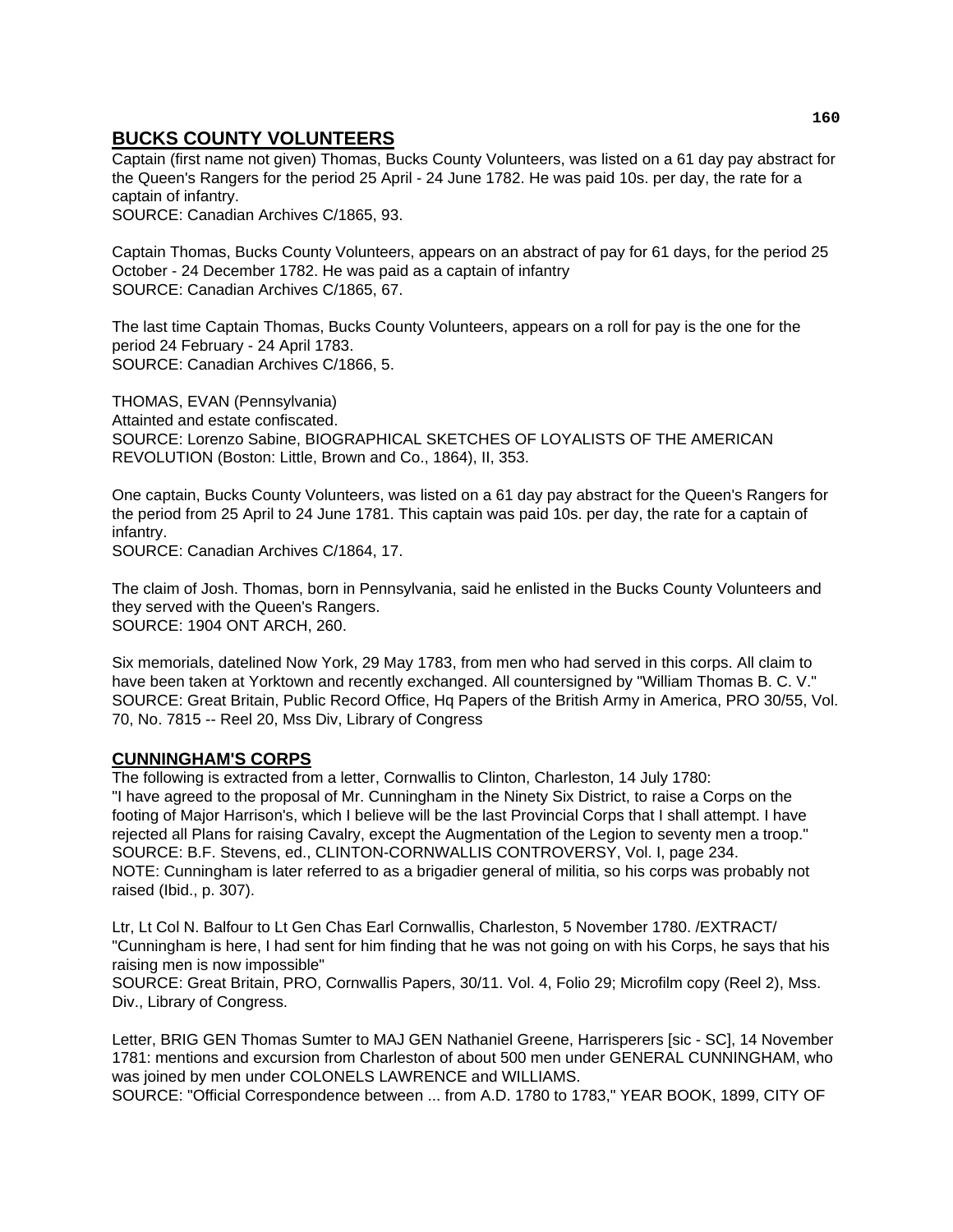## BUCKS COUNTY VOLUNTEERS

Captain (first name not given) Thomas, Bucks County Volunteers, was listed on a 61 day pay abstract for the Queen's Rangers for the period 25 April - 24 June 1782. He was paid 10s. per day, the rate for a captain of infantry.
SOURCE: Canadian Archives C/1865, 93.

Captain Thomas, Bucks County Volunteers, appears on an abstract of pay for 61 days, for the period 25 October - 24 December 1782. He was paid as a captain of infantry
SOURCE: Canadian Archives C/1865, 67.

The last time Captain Thomas, Bucks County Volunteers, appears on a roll for pay is the one for the period 24 February - 24 April 1783.
SOURCE: Canadian Archives C/1866, 5.

THOMAS, EVAN (Pennsylvania)
Attainted and estate confiscated.
SOURCE: Lorenzo Sabine, BIOGRAPHICAL SKETCHES OF LOYALISTS OF THE AMERICAN REVOLUTION (Boston: Little, Brown and Co., 1864), II, 353.

One captain, Bucks County Volunteers, was listed on a 61 day pay abstract for the Queen's Rangers for the period from 25 April to 24 June 1781. This captain was paid 10s. per day, the rate for a captain of infantry.
SOURCE: Canadian Archives C/1864, 17.

The claim of Josh. Thomas, born in Pennsylvania, said he enlisted in the Bucks County Volunteers and they served with the Queen's Rangers.
SOURCE: 1904 ONT ARCH, 260.

Six memorials, datelined Now York, 29 May 1783, from men who had served in this corps. All claim to have been taken at Yorktown and recently exchanged. All countersigned by "William Thomas B. C. V."
SOURCE: Great Britain, Public Record Office, Hq Papers of the British Army in America, PRO 30/55, Vol. 70, No. 7815 -- Reel 20, Mss Div, Library of Congress

## CUNNINGHAM'S CORPS

The following is extracted from a letter, Cornwallis to Clinton, Charleston, 14 July 1780:
"I have agreed to the proposal of Mr. Cunningham in the Ninety Six District, to raise a Corps on the footing of Major Harrison's, which I believe will be the last Provincial Corps that I shall attempt. I have rejected all Plans for raising Cavalry, except the Augmentation of the Legion to seventy men a troop."
SOURCE: B.F. Stevens, ed., CLINTON-CORNWALLIS CONTROVERSY, Vol. I, page 234.
NOTE: Cunningham is later referred to as a brigadier general of militia, so his corps was probably not raised (Ibid., p. 307).

Ltr, Lt Col N. Balfour to Lt Gen Chas Earl Cornwallis, Charleston, 5 November 1780. /EXTRACT/
"Cunningham is here, I had sent for him finding that he was not going on with his Corps, he says that his raising men is now impossible"
SOURCE: Great Britain, PRO, Cornwallis Papers, 30/11. Vol. 4, Folio 29; Microfilm copy (Reel 2), Mss. Div., Library of Congress.

Letter, BRIG GEN Thomas Sumter to MAJ GEN Nathaniel Greene, Harrisperers [sic - SC], 14 November 1781: mentions and excursion from Charleston of about 500 men under GENERAL CUNNINGHAM, who was joined by men under COLONELS LAWRENCE and WILLIAMS.
SOURCE: "Official Correspondence between ... from A.D. 1780 to 1783," YEAR BOOK, 1899, CITY OF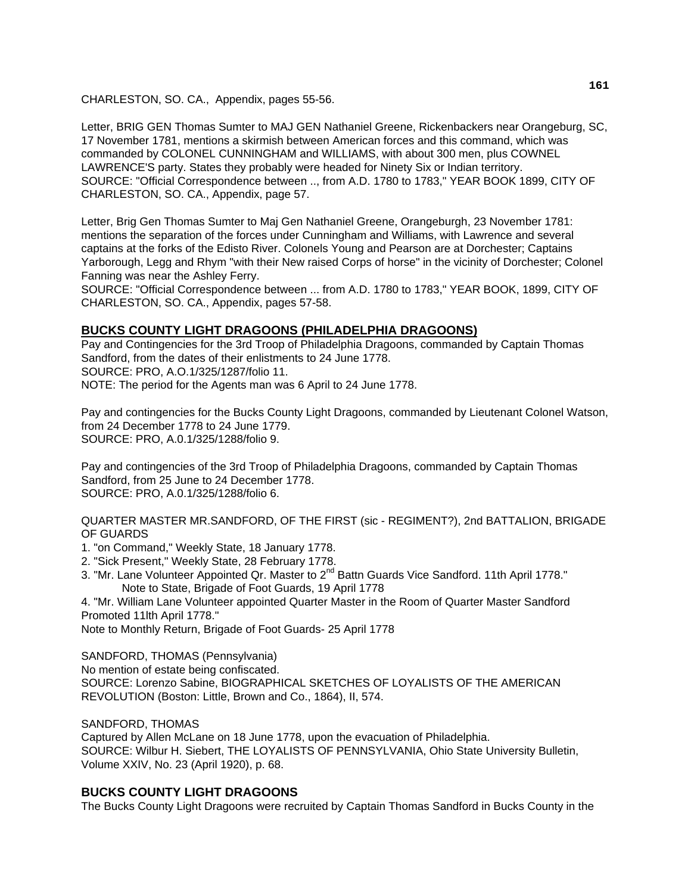CHARLESTON, SO. CA., Appendix, pages 55-56.

Letter, BRIG GEN Thomas Sumter to MAJ GEN Nathaniel Greene, Rickenbackers near Orangeburg, SC, 17 November 1781, mentions a skirmish between American forces and this command, which was commanded by COLONEL CUNNINGHAM and WILLIAMS, with about 300 men, plus COWNEL LAWRENCE'S party. States they probably were headed for Ninety Six or Indian territory.
SOURCE: "Official Correspondence between .., from A.D. 1780 to 1783," YEAR BOOK 1899, CITY OF CHARLESTON, SO. CA., Appendix, page 57.

Letter, Brig Gen Thomas Sumter to Maj Gen Nathaniel Greene, Orangeburgh, 23 November 1781: mentions the separation of the forces under Cunningham and Williams, with Lawrence and several captains at the forks of the Edisto River. Colonels Young and Pearson are at Dorchester; Captains Yarborough, Legg and Rhym "with their New raised Corps of horse" in the vicinity of Dorchester; Colonel Fanning was near the Ashley Ferry.
SOURCE: "Official Correspondence between ... from A.D. 1780 to 1783," YEAR BOOK, 1899, CITY OF CHARLESTON, SO. CA., Appendix, pages 57-58.

## BUCKS COUNTY LIGHT DRAGOONS (PHILADELPHIA DRAGOONS)

Pay and Contingencies for the 3rd Troop of Philadelphia Dragoons, commanded by Captain Thomas Sandford, from the dates of their enlistments to 24 June 1778.
SOURCE: PRO, A.O.1/325/1287/folio 11.
NOTE: The period for the Agents man was 6 April to 24 June 1778.

Pay and contingencies for the Bucks County Light Dragoons, commanded by Lieutenant Colonel Watson, from 24 December 1778 to 24 June 1779.
SOURCE: PRO, A.0.1/325/1288/folio 9.

Pay and contingencies of the 3rd Troop of Philadelphia Dragoons, commanded by Captain Thomas Sandford, from 25 June to 24 December 1778.
SOURCE: PRO, A.0.1/325/1288/folio 6.

QUARTER MASTER MR.SANDFORD, OF THE FIRST (sic - REGIMENT?), 2nd BATTALION, BRIGADE OF GUARDS

1. "on Command," Weekly State, 18 January 1778.
2. "Sick Present," Weekly State, 28 February 1778.
3. "Mr. Lane Volunteer Appointed Qr. Master to 2nd Battn Guards Vice Sandford. 11th April 1778."
   Note to State, Brigade of Foot Guards, 19 April 1778
4. "Mr. William Lane Volunteer appointed Quarter Master in the Room of Quarter Master Sandford Promoted 11lth April 1778."

Note to Monthly Return, Brigade of Foot Guards- 25 April 1778

SANDFORD, THOMAS (Pennsylvania)
No mention of estate being confiscated.
SOURCE: Lorenzo Sabine, BIOGRAPHICAL SKETCHES OF LOYALISTS OF THE AMERICAN REVOLUTION (Boston: Little, Brown and Co., 1864), II, 574.

SANDFORD, THOMAS
Captured by Allen McLane on 18 June 1778, upon the evacuation of Philadelphia.
SOURCE: Wilbur H. Siebert, THE LOYALISTS OF PENNSYLVANIA, Ohio State University Bulletin, Volume XXIV, No. 23 (April 1920), p. 68.

## BUCKS COUNTY LIGHT DRAGOONS

The Bucks County Light Dragoons were recruited by Captain Thomas Sandford in Bucks County in the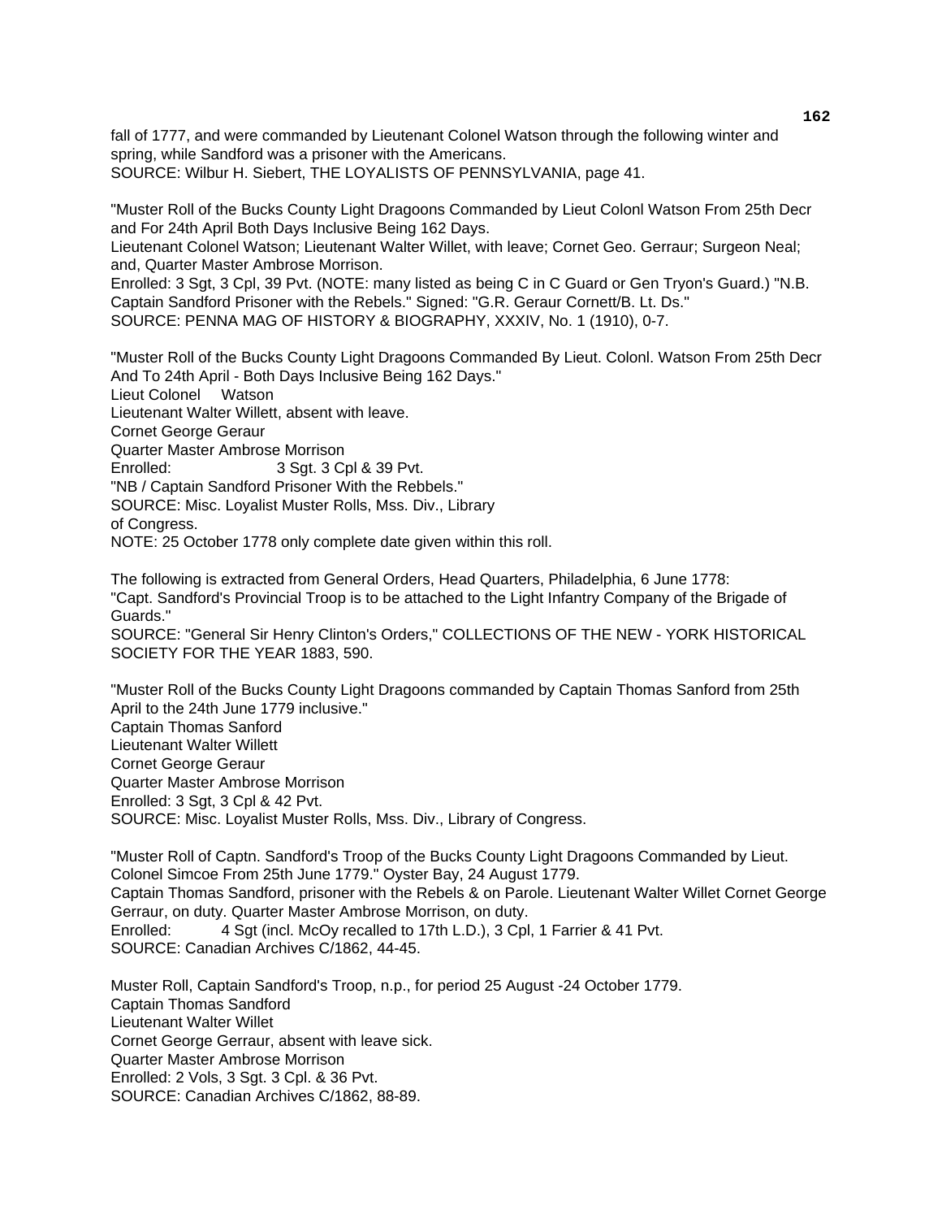fall of 1777, and were commanded by Lieutenant Colonel Watson through the following winter and spring, while Sandford was a prisoner with the Americans.
SOURCE: Wilbur H. Siebert, THE LOYALISTS OF PENNSYLVANIA, page 41.

"Muster Roll of the Bucks County Light Dragoons Commanded by Lieut Colonl Watson From 25th Decr and For 24th April Both Days Inclusive Being 162 Days.
Lieutenant Colonel Watson; Lieutenant Walter Willet, with leave; Cornet Geo. Gerraur; Surgeon Neal; and, Quarter Master Ambrose Morrison.
Enrolled: 3 Sgt, 3 Cpl, 39 Pvt. (NOTE: many listed as being C in C Guard or Gen Tryon's Guard.) "N.B. Captain Sandford Prisoner with the Rebels." Signed: "G.R. Geraur Cornett/B. Lt. Ds."
SOURCE: PENNA MAG OF HISTORY & BIOGRAPHY, XXXIV, No. 1 (1910), 0-7.

"Muster Roll of the Bucks County Light Dragoons Commanded By Lieut. Colonl. Watson From 25th Decr And To 24th April - Both Days Inclusive Being 162 Days."
Lieut Colonel Watson
Lieutenant Walter Willett, absent with leave.
Cornet George Geraur
Quarter Master Ambrose Morrison
Enrolled: 3 Sgt. 3 Cpl & 39 Pvt.
"NB / Captain Sandford Prisoner With the Rebbels."
SOURCE: Misc. Loyalist Muster Rolls, Mss. Div., Library of Congress.
NOTE: 25 October 1778 only complete date given within this roll.

The following is extracted from General Orders, Head Quarters, Philadelphia, 6 June 1778:
"Capt. Sandford's Provincial Troop is to be attached to the Light Infantry Company of the Brigade of Guards."
SOURCE: "General Sir Henry Clinton's Orders," COLLECTIONS OF THE NEW - YORK HISTORICAL SOCIETY FOR THE YEAR 1883, 590.

"Muster Roll of the Bucks County Light Dragoons commanded by Captain Thomas Sanford from 25th April to the 24th June 1779 inclusive."
Captain Thomas Sanford
Lieutenant Walter Willett
Cornet George Geraur
Quarter Master Ambrose Morrison
Enrolled: 3 Sgt, 3 Cpl & 42 Pvt.
SOURCE: Misc. Loyalist Muster Rolls, Mss. Div., Library of Congress.

"Muster Roll of Captn. Sandford's Troop of the Bucks County Light Dragoons Commanded by Lieut. Colonel Simcoe From 25th June 1779." Oyster Bay, 24 August 1779.
Captain Thomas Sandford, prisoner with the Rebels & on Parole. Lieutenant Walter Willet Cornet George Gerraur, on duty. Quarter Master Ambrose Morrison, on duty.
Enrolled: 4 Sgt (incl. McOy recalled to 17th L.D.), 3 Cpl, 1 Farrier & 41 Pvt.
SOURCE: Canadian Archives C/1862, 44-45.

Muster Roll, Captain Sandford's Troop, n.p., for period 25 August -24 October 1779.
Captain Thomas Sandford
Lieutenant Walter Willet
Cornet George Gerraur, absent with leave sick.
Quarter Master Ambrose Morrison
Enrolled: 2 Vols, 3 Sgt. 3 Cpl. & 36 Pvt.
SOURCE: Canadian Archives C/1862, 88-89.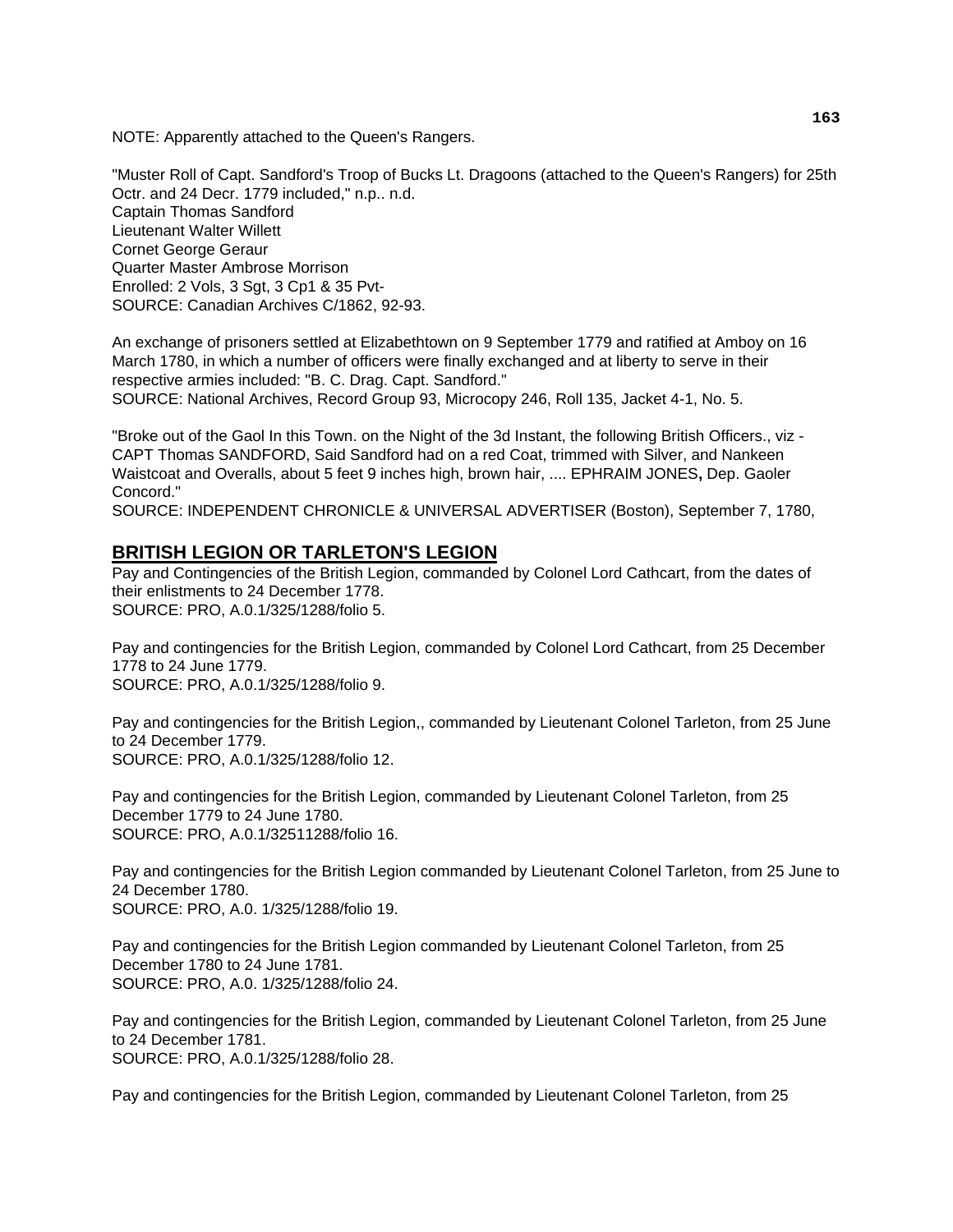NOTE: Apparently attached to the Queen's Rangers.

"Muster Roll of Capt. Sandford's Troop of Bucks Lt. Dragoons (attached to the Queen's Rangers) for 25th Octr. and 24 Decr. 1779 included," n.p.. n.d.
Captain Thomas Sandford
Lieutenant Walter Willett
Cornet George Geraur
Quarter Master Ambrose Morrison
Enrolled: 2 Vols, 3 Sgt, 3 Cp1 & 35 Pvt-
SOURCE: Canadian Archives C/1862, 92-93.

An exchange of prisoners settled at Elizabethtown on 9 September 1779 and ratified at Amboy on 16 March 1780, in which a number of officers were finally exchanged and at liberty to serve in their respective armies included: "B. C. Drag. Capt. Sandford."
SOURCE: National Archives, Record Group 93, Microcopy 246, Roll 135, Jacket 4-1, No. 5.

"Broke out of the Gaol In this Town. on the Night of the 3d Instant, the following British Officers., viz - CAPT Thomas SANDFORD, Said Sandford had on a red Coat, trimmed with Silver, and Nankeen Waistcoat and Overalls, about 5 feet 9 inches high, brown hair, .... EPHRAIM JONES**,** Dep. Gaoler Concord."
SOURCE: INDEPENDENT CHRONICLE & UNIVERSAL ADVERTISER (Boston), September 7, 1780,

## BRITISH LEGION OR TARLETON'S LEGION

Pay and Contingencies of the British Legion, commanded by Colonel Lord Cathcart, from the dates of their enlistments to 24 December 1778.
SOURCE: PRO, A.0.1/325/1288/folio 5.

Pay and contingencies for the British Legion, commanded by Colonel Lord Cathcart, from 25 December 1778 to 24 June 1779.
SOURCE: PRO, A.0.1/325/1288/folio 9.

Pay and contingencies for the British Legion,, commanded by Lieutenant Colonel Tarleton, from 25 June to 24 December 1779.
SOURCE: PRO, A.0.1/325/1288/folio 12.

Pay and contingencies for the British Legion, commanded by Lieutenant Colonel Tarleton, from 25 December 1779 to 24 June 1780.
SOURCE: PRO, A.0.1/32511288/folio 16.

Pay and contingencies for the British Legion commanded by Lieutenant Colonel Tarleton, from 25 June to 24 December 1780.
SOURCE: PRO, A.0. 1/325/1288/folio 19.

Pay and contingencies for the British Legion commanded by Lieutenant Colonel Tarleton, from 25 December 1780 to 24 June 1781.
SOURCE: PRO, A.0. 1/325/1288/folio 24.

Pay and contingencies for the British Legion, commanded by Lieutenant Colonel Tarleton, from 25 June to 24 December 1781.
SOURCE: PRO, A.0.1/325/1288/folio 28.

Pay and contingencies for the British Legion, commanded by Lieutenant Colonel Tarleton, from 25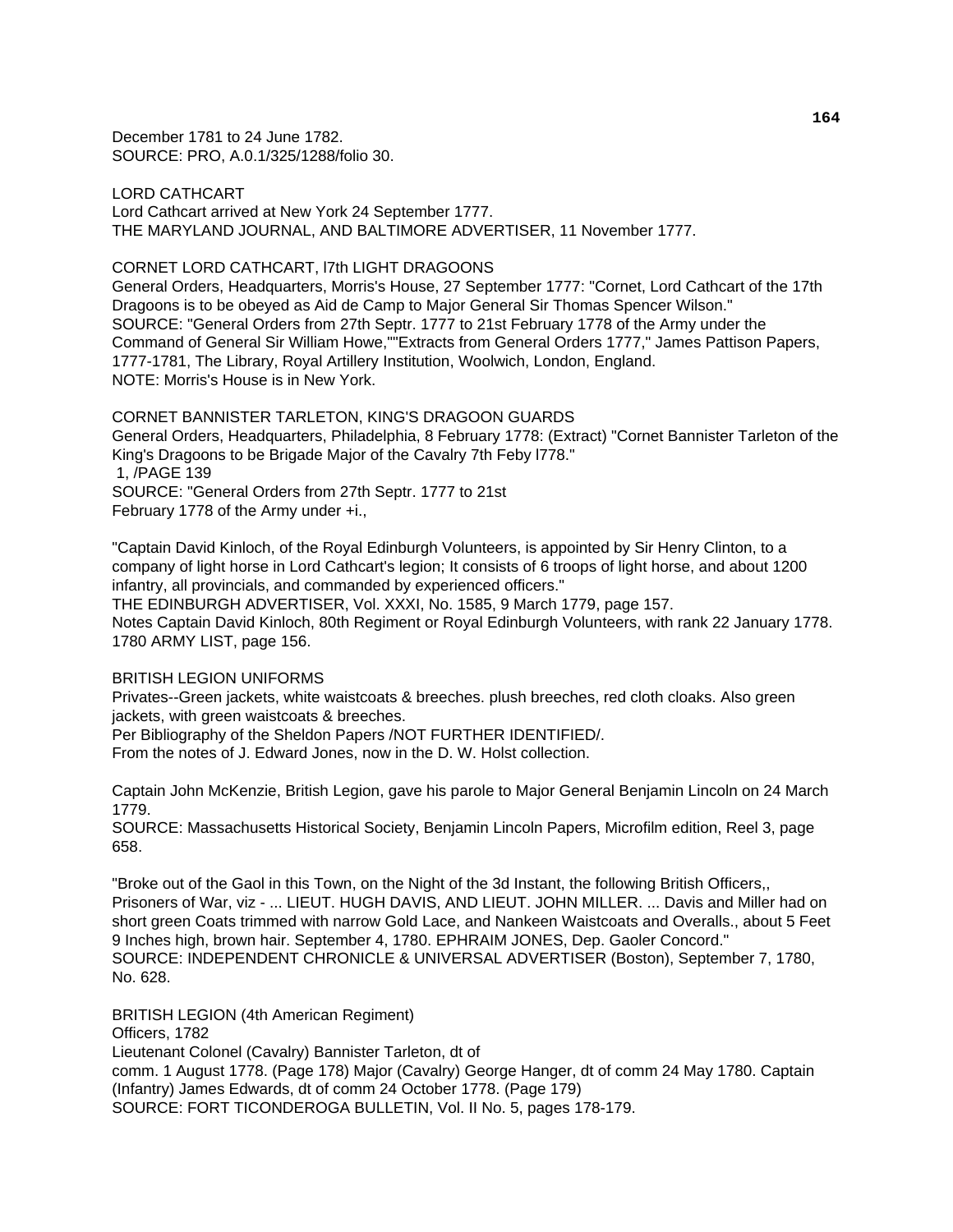December 1781 to 24 June 1782.
SOURCE: PRO, A.0.1/325/1288/folio 30.

LORD CATHCART
Lord Cathcart arrived at New York 24 September 1777.
THE MARYLAND JOURNAL, AND BALTIMORE ADVERTISER, 11 November 1777.

CORNET LORD CATHCART, l7th LIGHT DRAGOONS
General Orders, Headquarters, Morris's House, 27 September 1777: "Cornet, Lord Cathcart of the 17th Dragoons is to be obeyed as Aid de Camp to Major General Sir Thomas Spencer Wilson."
SOURCE: "General Orders from 27th Septr. 1777 to 21st February 1778 of the Army under the Command of General Sir William Howe,""Extracts from General Orders 1777," James Pattison Papers, 1777-1781, The Library, Royal Artillery Institution, Woolwich, London, England.
NOTE: Morris's House is in New York.

CORNET BANNISTER TARLETON, KING'S DRAGOON GUARDS
General Orders, Headquarters, Philadelphia, 8 February 1778: (Extract) "Cornet Bannister Tarleton of the King's Dragoons to be Brigade Major of the Cavalry 7th Feby l778."
1, /PAGE 139
SOURCE: "General Orders from 27th Septr. 1777 to 21st
February 1778 of the Army under +i.,

"Captain David Kinloch, of the Royal Edinburgh Volunteers, is appointed by Sir Henry Clinton, to a company of light horse in Lord Cathcart's legion; It consists of 6 troops of light horse, and about 1200 infantry, all provincials, and commanded by experienced officers."
THE EDINBURGH ADVERTISER, Vol. XXXI, No. 1585, 9 March 1779, page 157.
Notes Captain David Kinloch, 80th Regiment or Royal Edinburgh Volunteers, with rank 22 January 1778.
1780 ARMY LIST, page 156.

BRITISH LEGION UNIFORMS
Privates--Green jackets, white waistcoats & breeches. plush breeches, red cloth cloaks. Also green jackets, with green waistcoats & breeches.
Per Bibliography of the Sheldon Papers /NOT FURTHER IDENTIFIED/.
From the notes of J. Edward Jones, now in the D. W. Holst collection.

Captain John McKenzie, British Legion, gave his parole to Major General Benjamin Lincoln on 24 March 1779.
SOURCE: Massachusetts Historical Society, Benjamin Lincoln Papers, Microfilm edition, Reel 3, page 658.

"Broke out of the Gaol in this Town, on the Night of the 3d Instant, the following British Officers,, Prisoners of War, viz - ... LIEUT. HUGH DAVIS, AND LIEUT. JOHN MILLER. ... Davis and Miller had on short green Coats trimmed with narrow Gold Lace, and Nankeen Waistcoats and Overalls., about 5 Feet 9 Inches high, brown hair. September 4, 1780. EPHRAIM JONES, Dep. Gaoler Concord."
SOURCE: INDEPENDENT CHRONICLE & UNIVERSAL ADVERTISER (Boston), September 7, 1780, No. 628.

BRITISH LEGION (4th American Regiment)
Officers, 1782
Lieutenant Colonel (Cavalry) Bannister Tarleton, dt of
comm. 1 August 1778. (Page 178) Major (Cavalry) George Hanger, dt of comm 24 May 1780. Captain (Infantry) James Edwards, dt of comm 24 October 1778. (Page 179)
SOURCE: FORT TICONDEROGA BULLETIN, Vol. II No. 5, pages 178-179.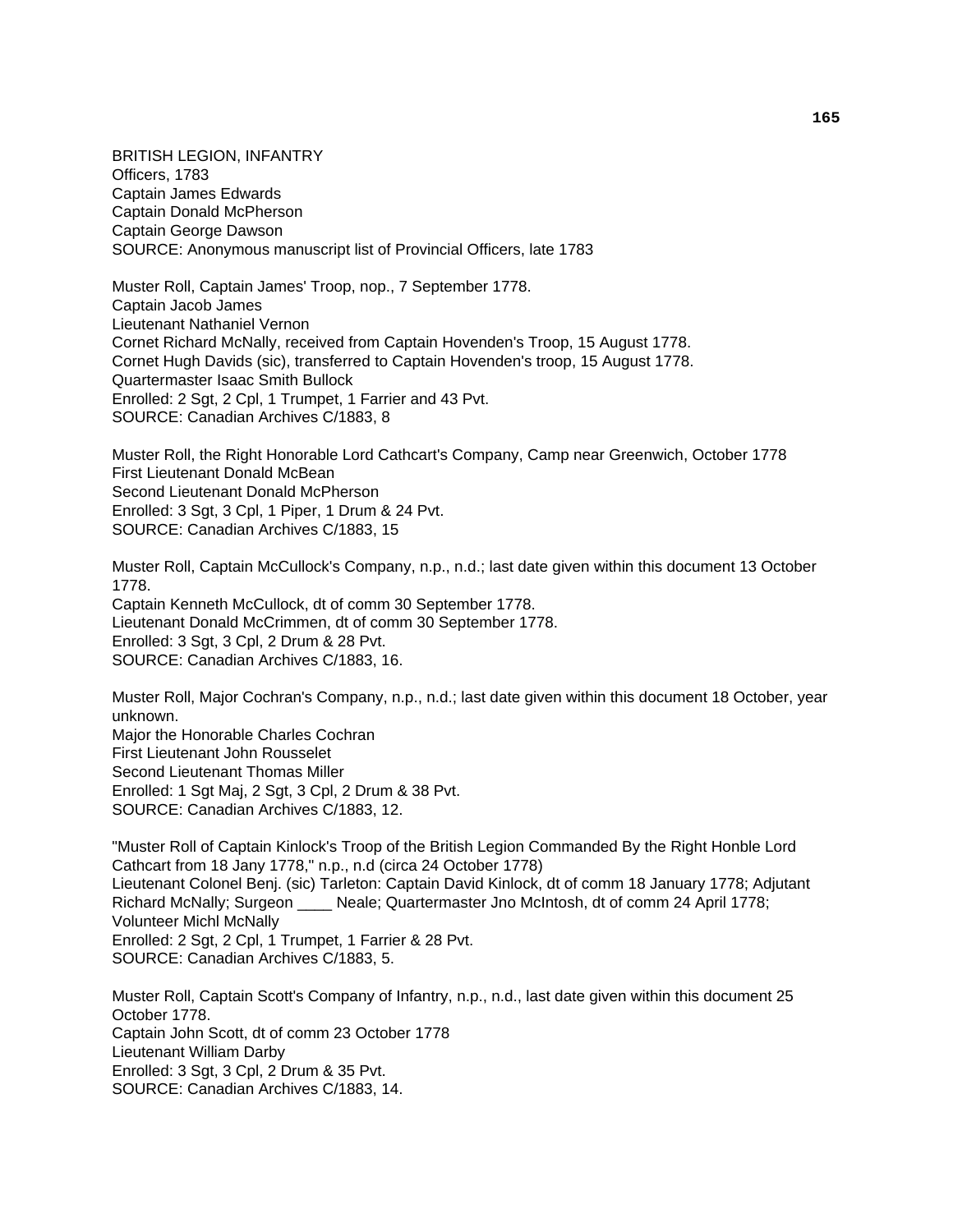BRITISH LEGION, INFANTRY
Officers, 1783
Captain James Edwards
Captain Donald McPherson
Captain George Dawson
SOURCE: Anonymous manuscript list of Provincial Officers, late 1783

Muster Roll, Captain James' Troop, nop., 7 September 1778.
Captain Jacob James
Lieutenant Nathaniel Vernon
Cornet Richard McNally, received from Captain Hovenden's Troop, 15 August 1778.
Cornet Hugh Davids (sic), transferred to Captain Hovenden's troop, 15 August 1778.
Quartermaster Isaac Smith Bullock
Enrolled: 2 Sgt, 2 Cpl, 1 Trumpet, 1 Farrier and 43 Pvt.
SOURCE: Canadian Archives C/1883, 8

Muster Roll, the Right Honorable Lord Cathcart's Company, Camp near Greenwich, October 1778
First Lieutenant Donald McBean
Second Lieutenant Donald McPherson
Enrolled: 3 Sgt, 3 Cpl, 1 Piper, 1 Drum & 24 Pvt.
SOURCE: Canadian Archives C/1883, 15

Muster Roll, Captain McCullock's Company, n.p., n.d.; last date given within this document 13 October 1778.
Captain Kenneth McCullock, dt of comm 30 September 1778.
Lieutenant Donald McCrimmen, dt of comm 30 September 1778.
Enrolled: 3 Sgt, 3 Cpl, 2 Drum & 28 Pvt.
SOURCE: Canadian Archives C/1883, 16.

Muster Roll, Major Cochran's Company, n.p., n.d.; last date given within this document 18 October, year unknown.
Major the Honorable Charles Cochran
First Lieutenant John Rousselet
Second Lieutenant Thomas Miller
Enrolled: 1 Sgt Maj, 2 Sgt, 3 Cpl, 2 Drum & 38 Pvt.
SOURCE: Canadian Archives C/1883, 12.

"Muster Roll of Captain Kinlock's Troop of the British Legion Commanded By the Right Honble Lord Cathcart from 18 Jany 1778," n.p., n.d (circa 24 October 1778)
Lieutenant Colonel Benj. (sic) Tarleton: Captain David Kinlock, dt of comm 18 January 1778; Adjutant Richard McNally; Surgeon ____ Neale; Quartermaster Jno McIntosh, dt of comm 24 April 1778; Volunteer Michl McNally
Enrolled: 2 Sgt, 2 Cpl, 1 Trumpet, 1 Farrier & 28 Pvt.
SOURCE: Canadian Archives C/1883, 5.

Muster Roll, Captain Scott's Company of Infantry, n.p., n.d., last date given within this document 25 October 1778.
Captain John Scott, dt of comm 23 October 1778
Lieutenant William Darby
Enrolled: 3 Sgt, 3 Cpl, 2 Drum & 35 Pvt.
SOURCE: Canadian Archives C/1883, 14.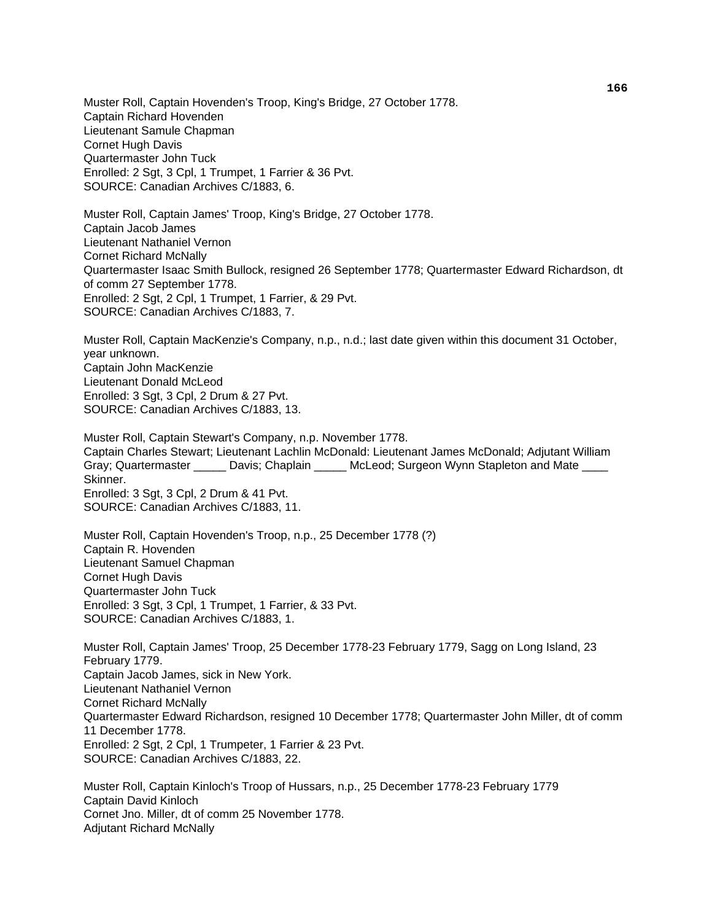Muster Roll, Captain Hovenden's Troop, King's Bridge, 27 October 1778.
Captain Richard Hovenden
Lieutenant Samule Chapman
Cornet Hugh Davis
Quartermaster John Tuck
Enrolled: 2 Sgt, 3 Cpl, 1 Trumpet, 1 Farrier & 36 Pvt.
SOURCE: Canadian Archives C/1883, 6.

Muster Roll, Captain James' Troop, King's Bridge, 27 October 1778.
Captain Jacob James
Lieutenant Nathaniel Vernon
Cornet Richard McNally
Quartermaster Isaac Smith Bullock, resigned 26 September 1778; Quartermaster Edward Richardson, dt of comm 27 September 1778.
Enrolled: 2 Sgt, 2 Cpl, 1 Trumpet, 1 Farrier, & 29 Pvt.
SOURCE: Canadian Archives C/1883, 7.

Muster Roll, Captain MacKenzie's Company, n.p., n.d.; last date given within this document 31 October, year unknown.
Captain John MacKenzie
Lieutenant Donald McLeod
Enrolled: 3 Sgt, 3 Cpl, 2 Drum & 27 Pvt.
SOURCE: Canadian Archives C/1883, 13.

Muster Roll, Captain Stewart's Company, n.p. November 1778.
Captain Charles Stewart; Lieutenant Lachlin McDonald: Lieutenant James McDonald; Adjutant William Gray; Quartermaster _____ Davis; Chaplain _____ McLeod; Surgeon Wynn Stapleton and Mate ____ Skinner.
Enrolled: 3 Sgt, 3 Cpl, 2 Drum & 41 Pvt.
SOURCE: Canadian Archives C/1883, 11.

Muster Roll, Captain Hovenden's Troop, n.p., 25 December 1778 (?)
Captain R. Hovenden
Lieutenant Samuel Chapman
Cornet Hugh Davis
Quartermaster John Tuck
Enrolled: 3 Sgt, 3 Cpl, 1 Trumpet, 1 Farrier, & 33 Pvt.
SOURCE: Canadian Archives C/1883, 1.

Muster Roll, Captain James' Troop, 25 December 1778-23 February 1779, Sagg on Long Island, 23 February 1779.
Captain Jacob James, sick in New York.
Lieutenant Nathaniel Vernon
Cornet Richard McNally
Quartermaster Edward Richardson, resigned 10 December 1778; Quartermaster John Miller, dt of comm 11 December 1778.
Enrolled: 2 Sgt, 2 Cpl, 1 Trumpeter, 1 Farrier & 23 Pvt.
SOURCE: Canadian Archives C/1883, 22.

Muster Roll, Captain Kinloch's Troop of Hussars, n.p., 25 December 1778-23 February 1779
Captain David Kinloch
Cornet Jno. Miller, dt of comm 25 November 1778.
Adjutant Richard McNally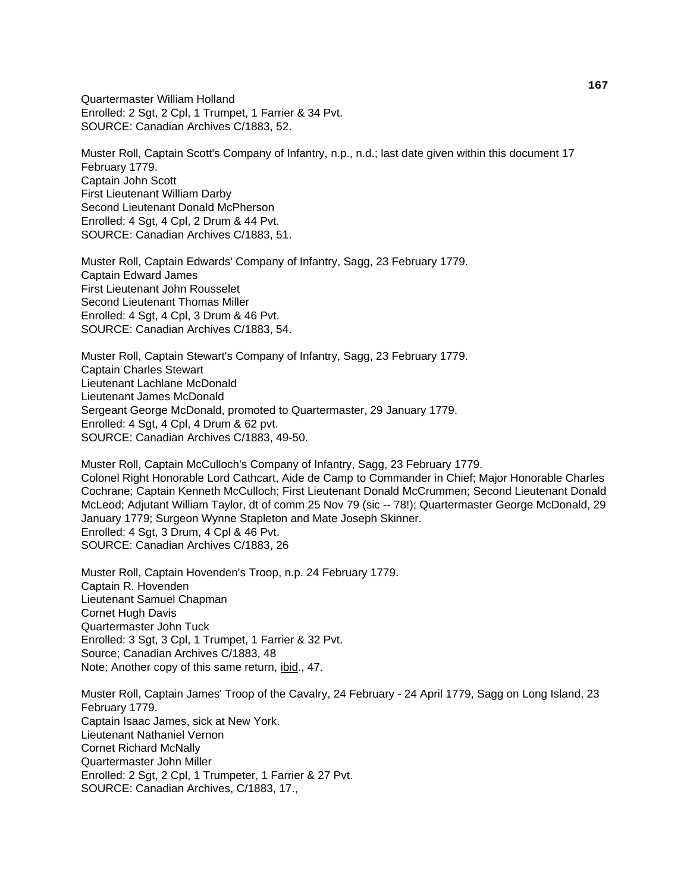Quartermaster William Holland
Enrolled: 2 Sgt, 2 Cpl, 1 Trumpet, 1 Farrier & 34 Pvt.
SOURCE: Canadian Archives C/1883, 52.

Muster Roll, Captain Scott's Company of Infantry, n.p., n.d.; last date given within this document 17 February 1779.
Captain John Scott
First Lieutenant William Darby
Second Lieutenant Donald McPherson
Enrolled: 4 Sgt, 4 Cpl, 2 Drum & 44 Pvt.
SOURCE: Canadian Archives C/1883, 51.

Muster Roll, Captain Edwards' Company of Infantry, Sagg, 23 February 1779.
Captain Edward James
First Lieutenant John Rousselet
Second Lieutenant Thomas Miller
Enrolled: 4 Sgt, 4 Cpl, 3 Drum & 46 Pvt.
SOURCE: Canadian Archives C/1883, 54.

Muster Roll, Captain Stewart's Company of Infantry, Sagg, 23 February 1779.
Captain Charles Stewart
Lieutenant Lachlane McDonald
Lieutenant James McDonald
Sergeant George McDonald, promoted to Quartermaster, 29 January 1779.
Enrolled: 4 Sgt, 4 Cpl, 4 Drum & 62 pvt.
SOURCE: Canadian Archives C/1883, 49-50.

Muster Roll, Captain McCulloch's Company of Infantry, Sagg, 23 February 1779.
Colonel Right Honorable Lord Cathcart, Aide de Camp to Commander in Chief; Major Honorable Charles Cochrane; Captain Kenneth McCulloch; First Lieutenant Donald McCrummen; Second Lieutenant Donald McLeod; Adjutant William Taylor, dt of comm 25 Nov 79 (sic -- 78!); Quartermaster George McDonald, 29 January 1779; Surgeon Wynne Stapleton and Mate Joseph Skinner.
Enrolled: 4 Sgt, 3 Drum, 4 Cpl & 46 Pvt.
SOURCE: Canadian Archives C/1883, 26

Muster Roll, Captain Hovenden's Troop, n.p. 24 February 1779.
Captain R. Hovenden
Lieutenant Samuel Chapman
Cornet Hugh Davis
Quartermaster John Tuck
Enrolled: 3 Sgt, 3 Cpl, 1 Trumpet, 1 Farrier & 32 Pvt.
Source; Canadian Archives C/1883, 48
Note; Another copy of this same return, ibid., 47.

Muster Roll, Captain James' Troop of the Cavalry, 24 February - 24 April 1779, Sagg on Long Island, 23 February 1779.
Captain Isaac James, sick at New York.
Lieutenant Nathaniel Vernon
Cornet Richard McNally
Quartermaster John Miller
Enrolled: 2 Sgt, 2 Cpl, 1 Trumpeter, 1 Farrier & 27 Pvt.
SOURCE: Canadian Archives, C/1883, 17.,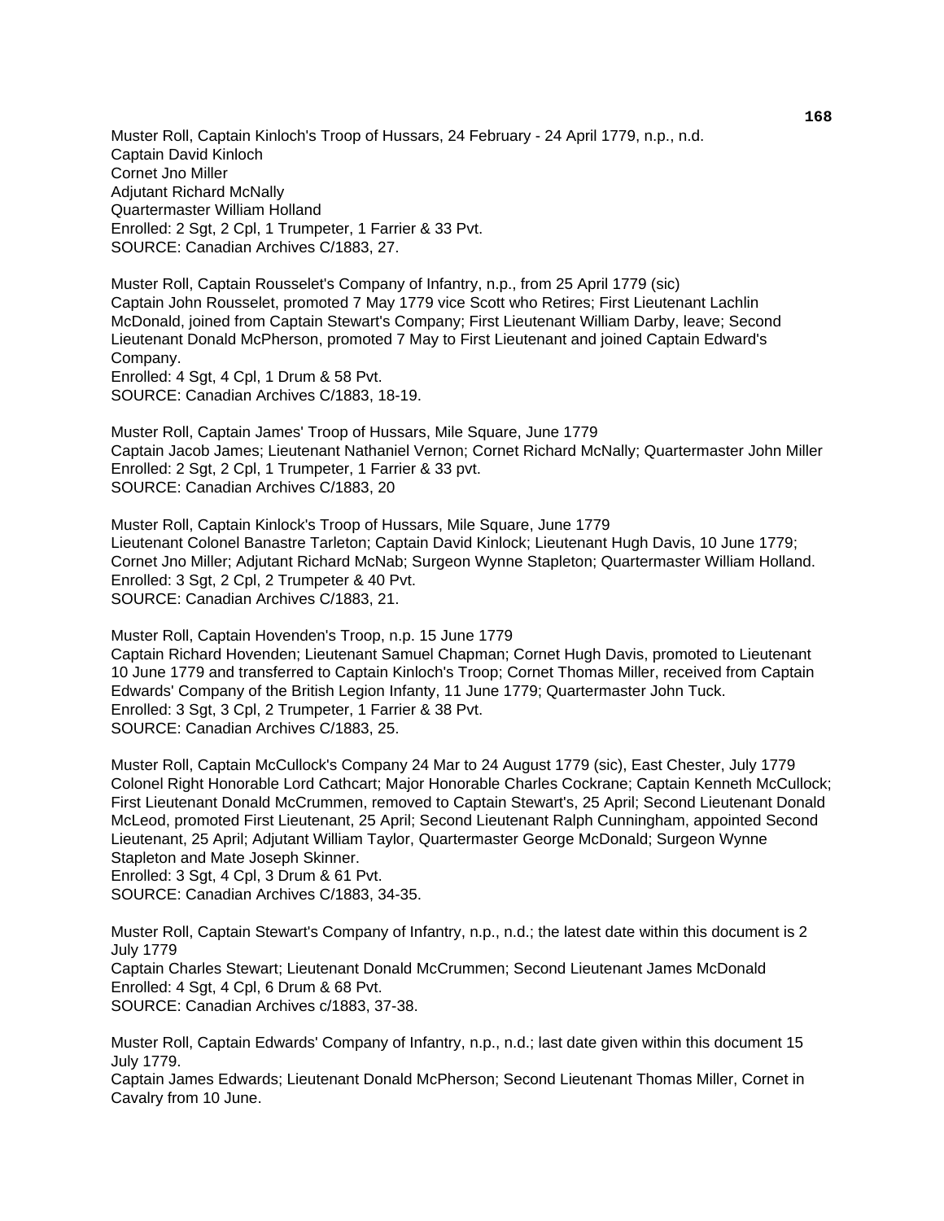Muster Roll, Captain Kinloch's Troop of Hussars, 24 February - 24 April 1779, n.p., n.d.
Captain David Kinloch
Cornet Jno Miller
Adjutant Richard McNally
Quartermaster William Holland
Enrolled: 2 Sgt, 2 Cpl, 1 Trumpeter, 1 Farrier & 33 Pvt.
SOURCE: Canadian Archives C/1883, 27.

Muster Roll, Captain Rousselet's Company of Infantry, n.p., from 25 April 1779 (sic)
Captain John Rousselet, promoted 7 May 1779 vice Scott who Retires; First Lieutenant Lachlin McDonald, joined from Captain Stewart's Company; First Lieutenant William Darby, leave; Second Lieutenant Donald McPherson, promoted 7 May to First Lieutenant and joined Captain Edward's Company.
Enrolled: 4 Sgt, 4 Cpl, 1 Drum & 58 Pvt.
SOURCE: Canadian Archives C/1883, 18-19.

Muster Roll, Captain James' Troop of Hussars, Mile Square, June 1779
Captain Jacob James; Lieutenant Nathaniel Vernon; Cornet Richard McNally; Quartermaster John Miller
Enrolled: 2 Sgt, 2 Cpl, 1 Trumpeter, 1 Farrier & 33 pvt.
SOURCE: Canadian Archives C/1883, 20

Muster Roll, Captain Kinlock's Troop of Hussars, Mile Square, June 1779
Lieutenant Colonel Banastre Tarleton; Captain David Kinlock; Lieutenant Hugh Davis, 10 June 1779; Cornet Jno Miller; Adjutant Richard McNab; Surgeon Wynne Stapleton; Quartermaster William Holland.
Enrolled: 3 Sgt, 2 Cpl, 2 Trumpeter & 40 Pvt.
SOURCE: Canadian Archives C/1883, 21.

Muster Roll, Captain Hovenden's Troop, n.p. 15 June 1779
Captain Richard Hovenden; Lieutenant Samuel Chapman; Cornet Hugh Davis, promoted to Lieutenant 10 June 1779 and transferred to Captain Kinloch's Troop; Cornet Thomas Miller, received from Captain Edwards' Company of the British Legion Infanty, 11 June 1779; Quartermaster John Tuck.
Enrolled: 3 Sgt, 3 Cpl, 2 Trumpeter, 1 Farrier & 38 Pvt.
SOURCE: Canadian Archives C/1883, 25.

Muster Roll, Captain McCullock's Company 24 Mar to 24 August 1779 (sic), East Chester, July 1779
Colonel Right Honorable Lord Cathcart; Major Honorable Charles Cockrane; Captain Kenneth McCullock; First Lieutenant Donald McCrummen, removed to Captain Stewart's, 25 April; Second Lieutenant Donald McLeod, promoted First Lieutenant, 25 April; Second Lieutenant Ralph Cunningham, appointed Second Lieutenant, 25 April; Adjutant William Taylor, Quartermaster George McDonald; Surgeon Wynne Stapleton and Mate Joseph Skinner.
Enrolled: 3 Sgt, 4 Cpl, 3 Drum & 61 Pvt.
SOURCE: Canadian Archives C/1883, 34-35.

Muster Roll, Captain Stewart's Company of Infantry, n.p., n.d.; the latest date within this document is 2 July 1779
Captain Charles Stewart; Lieutenant Donald McCrummen; Second Lieutenant James McDonald
Enrolled: 4 Sgt, 4 Cpl, 6 Drum & 68 Pvt.
SOURCE: Canadian Archives c/1883, 37-38.

Muster Roll, Captain Edwards' Company of Infantry, n.p., n.d.; last date given within this document 15 July 1779.
Captain James Edwards; Lieutenant Donald McPherson; Second Lieutenant Thomas Miller, Cornet in Cavalry from 10 June.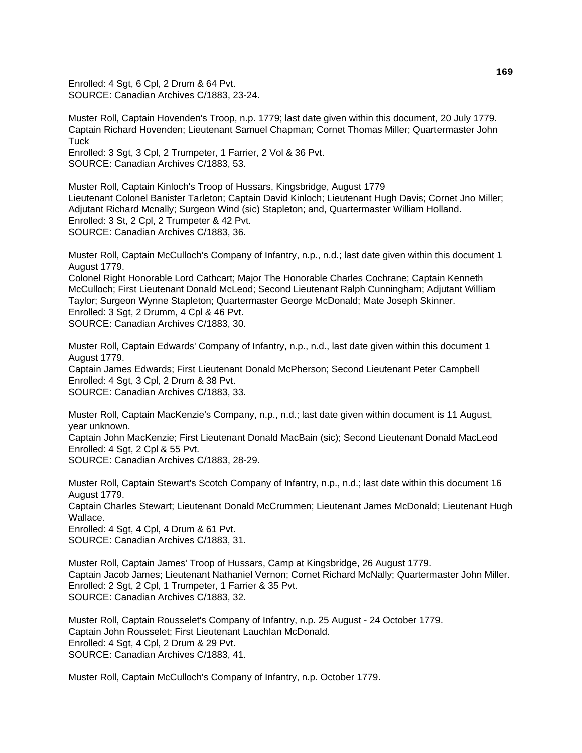Enrolled: 4 Sgt, 6 Cpl, 2 Drum & 64 Pvt.
SOURCE: Canadian Archives C/1883, 23-24.

Muster Roll, Captain Hovenden's Troop, n.p. 1779; last date given within this document, 20 July 1779.
Captain Richard Hovenden; Lieutenant Samuel Chapman; Cornet Thomas Miller; Quartermaster John Tuck
Enrolled: 3 Sgt, 3 Cpl, 2 Trumpeter, 1 Farrier, 2 Vol & 36 Pvt.
SOURCE: Canadian Archives C/1883, 53.

Muster Roll, Captain Kinloch's Troop of Hussars, Kingsbridge, August 1779
Lieutenant Colonel Banister Tarleton; Captain David Kinloch; Lieutenant Hugh Davis; Cornet Jno Miller; Adjutant Richard Mcnally; Surgeon Wind (sic) Stapleton; and, Quartermaster William Holland.
Enrolled: 3 St, 2 Cpl, 2 Trumpeter & 42 Pvt.
SOURCE: Canadian Archives C/1883, 36.

Muster Roll, Captain McCulloch's Company of Infantry, n.p., n.d.; last date given within this document 1 August 1779.
Colonel Right Honorable Lord Cathcart; Major The Honorable Charles Cochrane; Captain Kenneth McCulloch; First Lieutenant Donald McLeod; Second Lieutenant Ralph Cunningham; Adjutant William Taylor; Surgeon Wynne Stapleton; Quartermaster George McDonald; Mate Joseph Skinner.
Enrolled: 3 Sgt, 2 Drumm, 4 Cpl & 46 Pvt.
SOURCE: Canadian Archives C/1883, 30.

Muster Roll, Captain Edwards' Company of Infantry, n.p., n.d., last date given within this document 1 August 1779.
Captain James Edwards; First Lieutenant Donald McPherson; Second Lieutenant Peter Campbell
Enrolled: 4 Sgt, 3 Cpl, 2 Drum & 38 Pvt.
SOURCE: Canadian Archives C/1883, 33.

Muster Roll, Captain MacKenzie's Company, n.p., n.d.; last date given within document is 11 August, year unknown.
Captain John MacKenzie; First Lieutenant Donald MacBain (sic); Second Lieutenant Donald MacLeod
Enrolled: 4 Sgt, 2 Cpl & 55 Pvt.
SOURCE: Canadian Archives C/1883, 28-29.

Muster Roll, Captain Stewart's Scotch Company of Infantry, n.p., n.d.; last date within this document 16 August 1779.
Captain Charles Stewart; Lieutenant Donald McCrummen; Lieutenant James McDonald; Lieutenant Hugh Wallace.
Enrolled: 4 Sgt, 4 Cpl, 4 Drum & 61 Pvt.
SOURCE: Canadian Archives C/1883, 31.

Muster Roll, Captain James' Troop of Hussars, Camp at Kingsbridge, 26 August 1779.
Captain Jacob James; Lieutenant Nathaniel Vernon; Cornet Richard McNally; Quartermaster John Miller.
Enrolled: 2 Sgt, 2 Cpl, 1 Trumpeter, 1 Farrier & 35 Pvt.
SOURCE: Canadian Archives C/1883, 32.

Muster Roll, Captain Rousselet's Company of Infantry, n.p. 25 August - 24 October 1779.
Captain John Rousselet; First Lieutenant Lauchlan McDonald.
Enrolled: 4 Sgt, 4 Cpl, 2 Drum & 29 Pvt.
SOURCE: Canadian Archives C/1883, 41.

Muster Roll, Captain McCulloch's Company of Infantry, n.p. October 1779.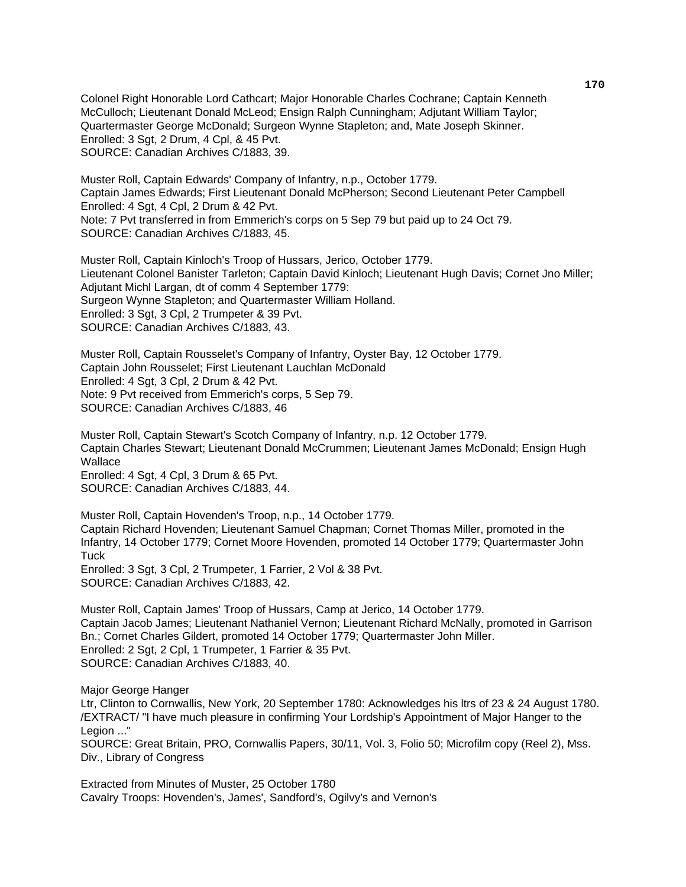Colonel Right Honorable Lord Cathcart; Major Honorable Charles Cochrane; Captain Kenneth McCulloch; Lieutenant Donald McLeod; Ensign Ralph Cunningham; Adjutant William Taylor; Quartermaster George McDonald; Surgeon Wynne Stapleton; and, Mate Joseph Skinner.
Enrolled: 3 Sgt, 2 Drum, 4 Cpl, & 45 Pvt.
SOURCE: Canadian Archives C/1883, 39.

Muster Roll, Captain Edwards' Company of Infantry, n.p., October 1779.
Captain James Edwards; First Lieutenant Donald McPherson; Second Lieutenant Peter Campbell
Enrolled: 4 Sgt, 4 Cpl, 2 Drum & 42 Pvt.
Note: 7 Pvt transferred in from Emmerich's corps on 5 Sep 79 but paid up to 24 Oct 79.
SOURCE: Canadian Archives C/1883, 45.

Muster Roll, Captain Kinloch's Troop of Hussars, Jerico, October 1779.
Lieutenant Colonel Banister Tarleton; Captain David Kinloch; Lieutenant Hugh Davis; Cornet Jno Miller; Adjutant Michl Largan, dt of comm 4 September 1779:
Surgeon Wynne Stapleton; and Quartermaster William Holland.
Enrolled: 3 Sgt, 3 Cpl, 2 Trumpeter & 39 Pvt.
SOURCE: Canadian Archives C/1883, 43.

Muster Roll, Captain Rousselet's Company of Infantry, Oyster Bay, 12 October 1779.
Captain John Rousselet; First Lieutenant Lauchlan McDonald
Enrolled: 4 Sgt, 3 Cpl, 2 Drum & 42 Pvt.
Note: 9 Pvt received from Emmerich's corps, 5 Sep 79.
SOURCE: Canadian Archives C/1883, 46

Muster Roll, Captain Stewart's Scotch Company of Infantry, n.p. 12 October 1779.
Captain Charles Stewart; Lieutenant Donald McCrummen; Lieutenant James McDonald; Ensign Hugh Wallace
Enrolled: 4 Sgt, 4 Cpl, 3 Drum & 65 Pvt.
SOURCE: Canadian Archives C/1883, 44.

Muster Roll, Captain Hovenden's Troop, n.p., 14 October 1779.
Captain Richard Hovenden; Lieutenant Samuel Chapman; Cornet Thomas Miller, promoted in the Infantry, 14 October 1779; Cornet Moore Hovenden, promoted 14 October 1779; Quartermaster John Tuck
Enrolled: 3 Sgt, 3 Cpl, 2 Trumpeter, 1 Farrier, 2 Vol & 38 Pvt.
SOURCE: Canadian Archives C/1883, 42.

Muster Roll, Captain James' Troop of Hussars, Camp at Jerico, 14 October 1779.
Captain Jacob James; Lieutenant Nathaniel Vernon; Lieutenant Richard McNally, promoted in Garrison Bn.; Cornet Charles Gildert, promoted 14 October 1779; Quartermaster John Miller.
Enrolled: 2 Sgt, 2 Cpl, 1 Trumpeter, 1 Farrier & 35 Pvt.
SOURCE: Canadian Archives C/1883, 40.

Major George Hanger
Ltr, Clinton to Cornwallis, New York, 20 September 1780: Acknowledges his ltrs of 23 & 24 August 1780. /EXTRACT/ "I have much pleasure in confirming Your Lordship's Appointment of Major Hanger to the Legion ..."
SOURCE: Great Britain, PRO, Cornwallis Papers, 30/11, Vol. 3, Folio 50; Microfilm copy (Reel 2), Mss. Div., Library of Congress

Extracted from Minutes of Muster, 25 October 1780
Cavalry Troops: Hovenden's, James', Sandford's, Ogilvy's and Vernon's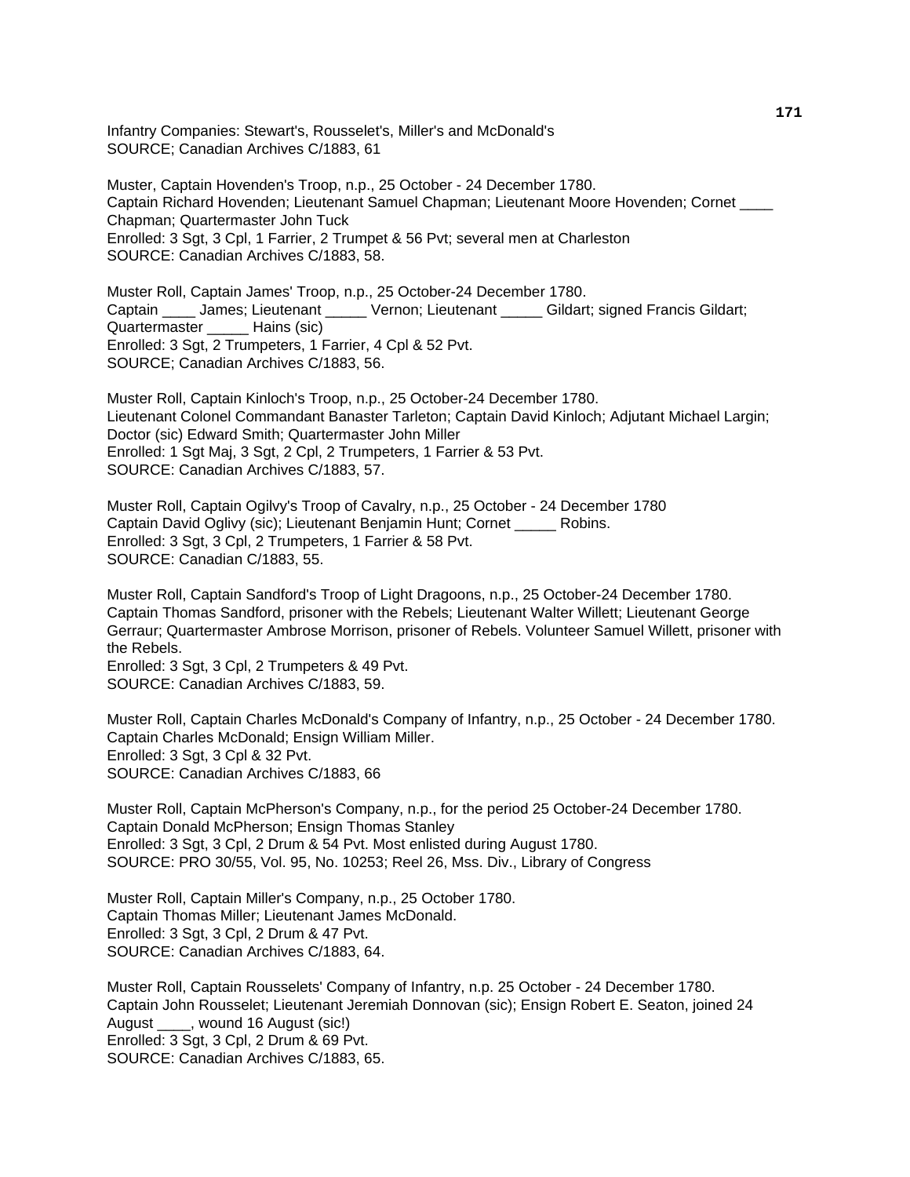Infantry Companies: Stewart's, Rousselet's, Miller's and McDonald's
SOURCE; Canadian Archives C/1883, 61

Muster, Captain Hovenden's Troop, n.p., 25 October - 24 December 1780.
Captain Richard Hovenden; Lieutenant Samuel Chapman; Lieutenant Moore Hovenden; Cornet ____ Chapman; Quartermaster John Tuck
Enrolled: 3 Sgt, 3 Cpl, 1 Farrier, 2 Trumpet & 56 Pvt; several men at Charleston
SOURCE: Canadian Archives C/1883, 58.

Muster Roll, Captain James' Troop, n.p., 25 October-24 December 1780.
Captain ____ James; Lieutenant _____ Vernon; Lieutenant _____ Gildart; signed Francis Gildart; Quartermaster _____ Hains (sic)
Enrolled: 3 Sgt, 2 Trumpeters, 1 Farrier, 4 Cpl & 52 Pvt.
SOURCE; Canadian Archives C/1883, 56.

Muster Roll, Captain Kinloch's Troop, n.p., 25 October-24 December 1780.
Lieutenant Colonel Commandant Banaster Tarleton; Captain David Kinloch; Adjutant Michael Largin; Doctor (sic) Edward Smith; Quartermaster John Miller
Enrolled: 1 Sgt Maj, 3 Sgt, 2 Cpl, 2 Trumpeters, 1 Farrier & 53 Pvt.
SOURCE: Canadian Archives C/1883, 57.

Muster Roll, Captain Ogilvy's Troop of Cavalry, n.p., 25 October - 24 December 1780
Captain David Oglivy (sic); Lieutenant Benjamin Hunt; Cornet _____ Robins.
Enrolled: 3 Sgt, 3 Cpl, 2 Trumpeters, 1 Farrier & 58 Pvt.
SOURCE: Canadian C/1883, 55.

Muster Roll, Captain Sandford's Troop of Light Dragoons, n.p., 25 October-24 December 1780.
Captain Thomas Sandford, prisoner with the Rebels; Lieutenant Walter Willett; Lieutenant George Gerraur; Quartermaster Ambrose Morrison, prisoner of Rebels. Volunteer Samuel Willett, prisoner with the Rebels.
Enrolled: 3 Sgt, 3 Cpl, 2 Trumpeters & 49 Pvt.
SOURCE: Canadian Archives C/1883, 59.

Muster Roll, Captain Charles McDonald's Company of Infantry, n.p., 25 October - 24 December 1780.
Captain Charles McDonald; Ensign William Miller.
Enrolled: 3 Sgt, 3 Cpl & 32 Pvt.
SOURCE: Canadian Archives C/1883, 66

Muster Roll, Captain McPherson's Company, n.p., for the period 25 October-24 December 1780.
Captain Donald McPherson; Ensign Thomas Stanley
Enrolled: 3 Sgt, 3 Cpl, 2 Drum & 54 Pvt. Most enlisted during August 1780.
SOURCE: PRO 30/55, Vol. 95, No. 10253; Reel 26, Mss. Div., Library of Congress

Muster Roll, Captain Miller's Company, n.p., 25 October 1780.
Captain Thomas Miller; Lieutenant James McDonald.
Enrolled: 3 Sgt, 3 Cpl, 2 Drum & 47 Pvt.
SOURCE: Canadian Archives C/1883, 64.

Muster Roll, Captain Rousselets' Company of Infantry, n.p. 25 October - 24 December 1780.
Captain John Rousselet; Lieutenant Jeremiah Donnovan (sic); Ensign Robert E. Seaton, joined 24 August ____, wound 16 August (sic!)
Enrolled: 3 Sgt, 3 Cpl, 2 Drum & 69 Pvt.
SOURCE: Canadian Archives C/1883, 65.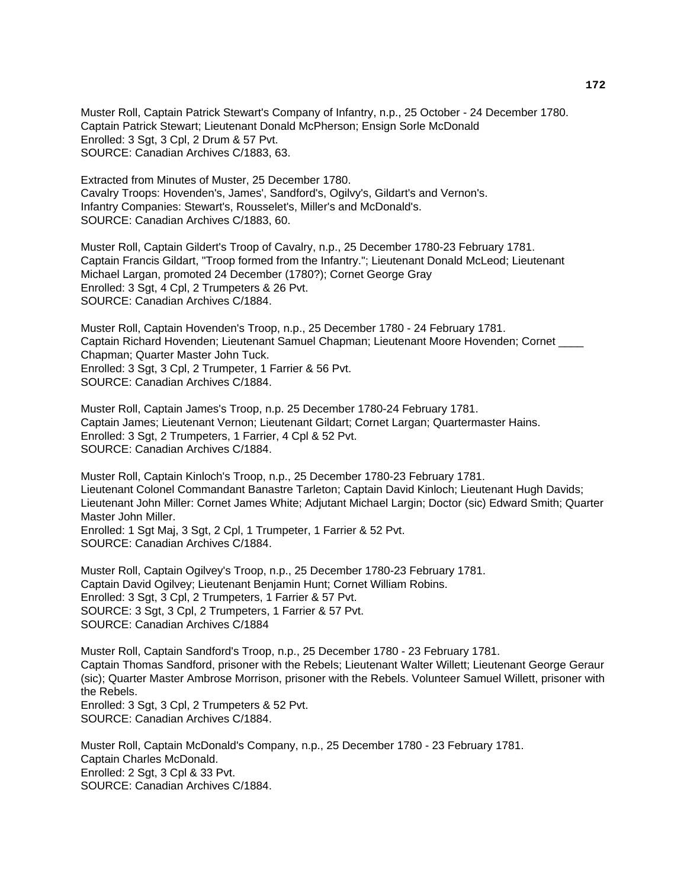Muster Roll, Captain Patrick Stewart's Company of Infantry, n.p., 25 October - 24 December 1780.
Captain Patrick Stewart; Lieutenant Donald McPherson; Ensign Sorle McDonald
Enrolled: 3 Sgt, 3 Cpl, 2 Drum & 57 Pvt.
SOURCE: Canadian Archives C/1883, 63.

Extracted from Minutes of Muster, 25 December 1780.
Cavalry Troops: Hovenden's, James', Sandford's, Ogilvy's, Gildart's and Vernon's.
Infantry Companies: Stewart's, Rousselet's, Miller's and McDonald's.
SOURCE: Canadian Archives C/1883, 60.

Muster Roll, Captain Gildert's Troop of Cavalry, n.p., 25 December 1780-23 February 1781.
Captain Francis Gildart, "Troop formed from the Infantry."; Lieutenant Donald McLeod; Lieutenant Michael Largan, promoted 24 December (1780?); Cornet George Gray
Enrolled: 3 Sgt, 4 Cpl, 2 Trumpeters & 26 Pvt.
SOURCE: Canadian Archives C/1884.

Muster Roll, Captain Hovenden's Troop, n.p., 25 December 1780 - 24 February 1781.
Captain Richard Hovenden; Lieutenant Samuel Chapman; Lieutenant Moore Hovenden; Cornet ____ Chapman; Quarter Master John Tuck.
Enrolled: 3 Sgt, 3 Cpl, 2 Trumpeter, 1 Farrier & 56 Pvt.
SOURCE: Canadian Archives C/1884.

Muster Roll, Captain James's Troop, n.p. 25 December 1780-24 February 1781.
Captain James; Lieutenant Vernon; Lieutenant Gildart; Cornet Largan; Quartermaster Hains.
Enrolled: 3 Sgt, 2 Trumpeters, 1 Farrier, 4 Cpl & 52 Pvt.
SOURCE: Canadian Archives C/1884.

Muster Roll, Captain Kinloch's Troop, n.p., 25 December 1780-23 February 1781.
Lieutenant Colonel Commandant Banastre Tarleton; Captain David Kinloch; Lieutenant Hugh Davids; Lieutenant John Miller: Cornet James White; Adjutant Michael Largin; Doctor (sic) Edward Smith; Quarter Master John Miller.
Enrolled: 1 Sgt Maj, 3 Sgt, 2 Cpl, 1 Trumpeter, 1 Farrier & 52 Pvt.
SOURCE: Canadian Archives C/1884.

Muster Roll, Captain Ogilvey's Troop, n.p., 25 December 1780-23 February 1781.
Captain David Ogilvey; Lieutenant Benjamin Hunt; Cornet William Robins.
Enrolled: 3 Sgt, 3 Cpl, 2 Trumpeters, 1 Farrier & 57 Pvt.
SOURCE: 3 Sgt, 3 Cpl, 2 Trumpeters, 1 Farrier & 57 Pvt.
SOURCE: Canadian Archives C/1884

Muster Roll, Captain Sandford's Troop, n.p., 25 December 1780 - 23 February 1781.
Captain Thomas Sandford, prisoner with the Rebels; Lieutenant Walter Willett; Lieutenant George Geraur (sic); Quarter Master Ambrose Morrison, prisoner with the Rebels. Volunteer Samuel Willett, prisoner with the Rebels.
Enrolled: 3 Sgt, 3 Cpl, 2 Trumpeters & 52 Pvt.
SOURCE: Canadian Archives C/1884.

Muster Roll, Captain McDonald's Company, n.p., 25 December 1780 - 23 February 1781.
Captain Charles McDonald.
Enrolled: 2 Sgt, 3 Cpl & 33 Pvt.
SOURCE: Canadian Archives C/1884.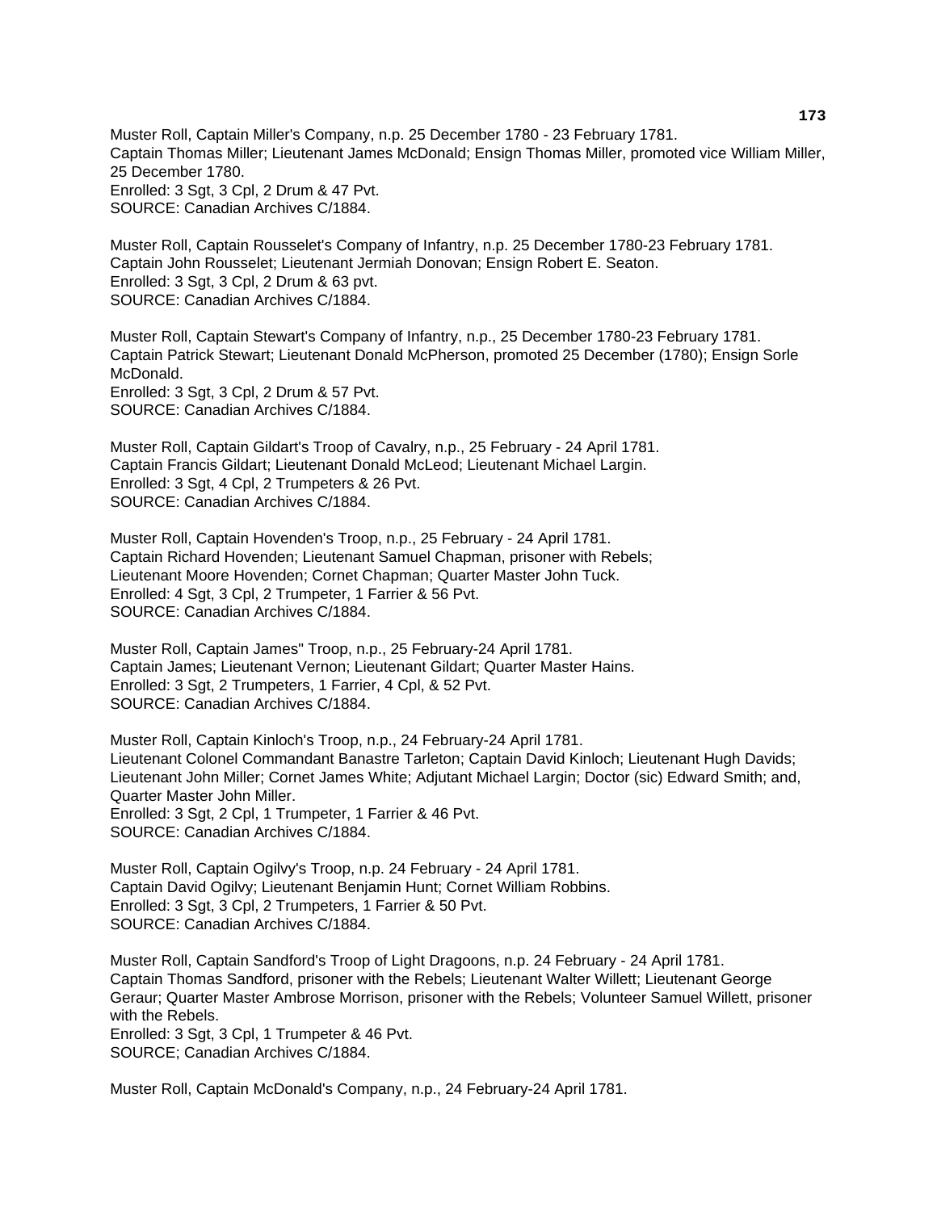Muster Roll, Captain Miller's Company, n.p. 25 December 1780 - 23 February 1781.
Captain Thomas Miller; Lieutenant James McDonald; Ensign Thomas Miller, promoted vice William Miller, 25 December 1780.
Enrolled: 3 Sgt, 3 Cpl, 2 Drum & 47 Pvt.
SOURCE: Canadian Archives C/1884.

Muster Roll, Captain Rousselet's Company of Infantry, n.p. 25 December 1780-23 February 1781.
Captain John Rousselet; Lieutenant Jermiah Donovan; Ensign Robert E. Seaton.
Enrolled: 3 Sgt, 3 Cpl, 2 Drum & 63 pvt.
SOURCE: Canadian Archives C/1884.

Muster Roll, Captain Stewart's Company of Infantry, n.p., 25 December 1780-23 February 1781.
Captain Patrick Stewart; Lieutenant Donald McPherson, promoted 25 December (1780); Ensign Sorle McDonald.
Enrolled: 3 Sgt, 3 Cpl, 2 Drum & 57 Pvt.
SOURCE: Canadian Archives C/1884.

Muster Roll, Captain Gildart's Troop of Cavalry, n.p., 25 February - 24 April 1781.
Captain Francis Gildart; Lieutenant Donald McLeod; Lieutenant Michael Largin.
Enrolled: 3 Sgt, 4 Cpl, 2 Trumpeters & 26 Pvt.
SOURCE: Canadian Archives C/1884.

Muster Roll, Captain Hovenden's Troop, n.p., 25 February - 24 April 1781.
Captain Richard Hovenden; Lieutenant Samuel Chapman, prisoner with Rebels;
Lieutenant Moore Hovenden; Cornet Chapman; Quarter Master John Tuck.
Enrolled: 4 Sgt, 3 Cpl, 2 Trumpeter, 1 Farrier & 56 Pvt.
SOURCE: Canadian Archives C/1884.

Muster Roll, Captain James" Troop, n.p., 25 February-24 April 1781.
Captain James; Lieutenant Vernon; Lieutenant Gildart; Quarter Master Hains.
Enrolled: 3 Sgt, 2 Trumpeters, 1 Farrier, 4 Cpl, & 52 Pvt.
SOURCE: Canadian Archives C/1884.

Muster Roll, Captain Kinloch's Troop, n.p., 24 February-24 April 1781.
Lieutenant Colonel Commandant Banastre Tarleton; Captain David Kinloch; Lieutenant Hugh Davids; Lieutenant John Miller; Cornet James White; Adjutant Michael Largin; Doctor (sic) Edward Smith; and, Quarter Master John Miller.
Enrolled: 3 Sgt, 2 Cpl, 1 Trumpeter, 1 Farrier & 46 Pvt.
SOURCE: Canadian Archives C/1884.

Muster Roll, Captain Ogilvy's Troop, n.p. 24 February - 24 April 1781.
Captain David Ogilvy; Lieutenant Benjamin Hunt; Cornet William Robbins.
Enrolled: 3 Sgt, 3 Cpl, 2 Trumpeters, 1 Farrier & 50 Pvt.
SOURCE: Canadian Archives C/1884.

Muster Roll, Captain Sandford's Troop of Light Dragoons, n.p. 24 February - 24 April 1781.
Captain Thomas Sandford, prisoner with the Rebels; Lieutenant Walter Willett; Lieutenant George Geraur; Quarter Master Ambrose Morrison, prisoner with the Rebels; Volunteer Samuel Willett, prisoner with the Rebels.
Enrolled: 3 Sgt, 3 Cpl, 1 Trumpeter & 46 Pvt.
SOURCE; Canadian Archives C/1884.

Muster Roll, Captain McDonald's Company, n.p., 24 February-24 April 1781.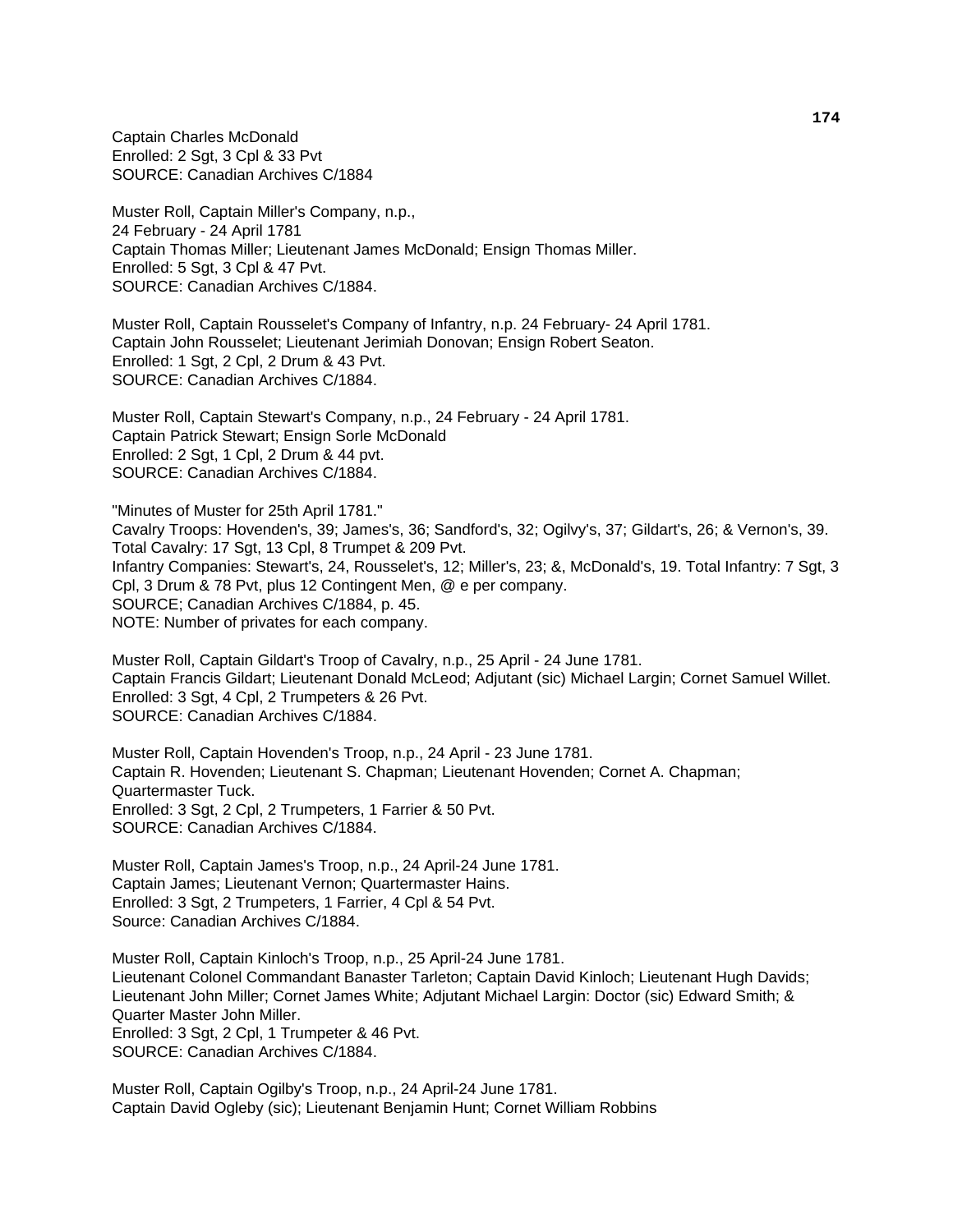Captain Charles McDonald
Enrolled: 2 Sgt, 3 Cpl & 33 Pvt
SOURCE: Canadian Archives C/1884

Muster Roll, Captain Miller's Company, n.p.,
24 February - 24 April 1781
Captain Thomas Miller; Lieutenant James McDonald; Ensign Thomas Miller.
Enrolled: 5 Sgt, 3 Cpl & 47 Pvt.
SOURCE: Canadian Archives C/1884.

Muster Roll, Captain Rousselet's Company of Infantry, n.p. 24 February- 24 April 1781.
Captain John Rousselet; Lieutenant Jerimiah Donovan; Ensign Robert Seaton.
Enrolled: 1 Sgt, 2 Cpl, 2 Drum & 43 Pvt.
SOURCE: Canadian Archives C/1884.

Muster Roll, Captain Stewart's Company, n.p., 24 February - 24 April 1781.
Captain Patrick Stewart; Ensign Sorle McDonald
Enrolled: 2 Sgt, 1 Cpl, 2 Drum & 44 pvt.
SOURCE: Canadian Archives C/1884.

"Minutes of Muster for 25th April 1781."
Cavalry Troops: Hovenden's, 39; James's, 36; Sandford's, 32; Ogilvy's, 37; Gildart's, 26; & Vernon's, 39.
Total Cavalry: 17 Sgt, 13 Cpl, 8 Trumpet & 209 Pvt.
Infantry Companies: Stewart's, 24, Rousselet's, 12; Miller's, 23; &, McDonald's, 19. Total Infantry: 7 Sgt, 3 Cpl, 3 Drum & 78 Pvt, plus 12 Contingent Men, @ e per company.
SOURCE; Canadian Archives C/1884, p. 45.
NOTE: Number of privates for each company.

Muster Roll, Captain Gildart's Troop of Cavalry, n.p., 25 April - 24 June 1781.
Captain Francis Gildart; Lieutenant Donald McLeod; Adjutant (sic) Michael Largin; Cornet Samuel Willet.
Enrolled: 3 Sgt, 4 Cpl, 2 Trumpeters & 26 Pvt.
SOURCE: Canadian Archives C/1884.

Muster Roll, Captain Hovenden's Troop, n.p., 24 April - 23 June 1781.
Captain R. Hovenden; Lieutenant S. Chapman; Lieutenant Hovenden; Cornet A. Chapman; Quartermaster Tuck.
Enrolled: 3 Sgt, 2 Cpl, 2 Trumpeters, 1 Farrier & 50 Pvt.
SOURCE: Canadian Archives C/1884.

Muster Roll, Captain James's Troop, n.p., 24 April-24 June 1781.
Captain James; Lieutenant Vernon; Quartermaster Hains.
Enrolled: 3 Sgt, 2 Trumpeters, 1 Farrier, 4 Cpl & 54 Pvt.
Source: Canadian Archives C/1884.

Muster Roll, Captain Kinloch's Troop, n.p., 25 April-24 June 1781.
Lieutenant Colonel Commandant Banaster Tarleton; Captain David Kinloch; Lieutenant Hugh Davids; Lieutenant John Miller; Cornet James White; Adjutant Michael Largin: Doctor (sic) Edward Smith; & Quarter Master John Miller.
Enrolled: 3 Sgt, 2 Cpl, 1 Trumpeter & 46 Pvt.
SOURCE: Canadian Archives C/1884.

Muster Roll, Captain Ogilby's Troop, n.p., 24 April-24 June 1781.
Captain David Ogleby (sic); Lieutenant Benjamin Hunt; Cornet William Robbins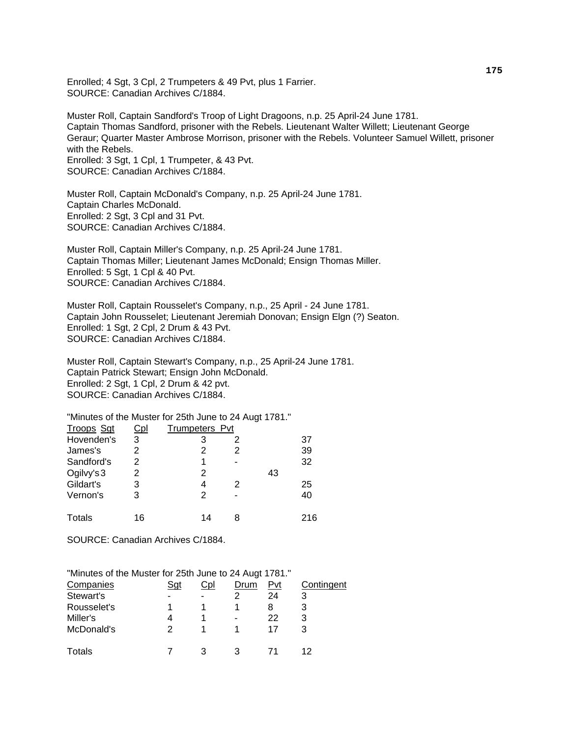Enrolled; 4 Sgt, 3 Cpl, 2 Trumpeters & 49 Pvt, plus 1 Farrier.
SOURCE: Canadian Archives C/1884.

Muster Roll, Captain Sandford's Troop of Light Dragoons, n.p. 25 April-24 June 1781.
Captain Thomas Sandford, prisoner with the Rebels. Lieutenant Walter Willett; Lieutenant George Geraur; Quarter Master Ambrose Morrison, prisoner with the Rebels. Volunteer Samuel Willett, prisoner with the Rebels.
Enrolled: 3 Sgt, 1 Cpl, 1 Trumpeter, & 43 Pvt.
SOURCE: Canadian Archives C/1884.

Muster Roll, Captain McDonald's Company, n.p. 25 April-24 June 1781.
Captain Charles McDonald.
Enrolled: 2 Sgt, 3 Cpl and 31 Pvt.
SOURCE: Canadian Archives C/1884.

Muster Roll, Captain Miller's Company, n.p. 25 April-24 June 1781.
Captain Thomas Miller; Lieutenant James McDonald; Ensign Thomas Miller.
Enrolled: 5 Sgt, 1 Cpl & 40 Pvt.
SOURCE: Canadian Archives C/1884.

Muster Roll, Captain Rousselet's Company, n.p., 25 April - 24 June 1781.
Captain John Rousselet; Lieutenant Jeremiah Donovan; Ensign Elgn (?) Seaton.
Enrolled: 1 Sgt, 2 Cpl, 2 Drum & 43 Pvt.
SOURCE: Canadian Archives C/1884.

Muster Roll, Captain Stewart's Company, n.p., 25 April-24 June 1781.
Captain Patrick Stewart; Ensign John McDonald.
Enrolled: 2 Sgt, 1 Cpl, 2 Drum & 42 pvt.
SOURCE: Canadian Archives C/1884.

"Minutes of the Muster for 25th June to 24 Augt 1781."

| Troops | Sgt | Cpl | Trumpeters | Pvt |
|---|---|---|---|---|
| Hovenden's | 3 | 3 | 2 | 37 |
| James's | 2 | 2 | 2 | 39 |
| Sandford's | 2 | 1 | - | 32 |
| Ogilvy's | 3 | 2 | 2 | 43 |
| Gildart's | 3 | 4 | 2 | 25 |
| Vernon's | 3 | 2 | - | 40 |
| Totals | 16 | 14 | 8 | 216 |

SOURCE: Canadian Archives C/1884.

"Minutes of the Muster for 25th June to 24 Augt 1781."

| Companies | Sgt | Cpl | Drum | Pvt | Contingent |
|---|---|---|---|---|---|
| Stewart's | - | - | 2 | 24 | 3 |
| Rousselet's | 1 | 1 | 1 | 8 | 3 |
| Miller's | 4 | 1 | - | 22 | 3 |
| McDonald's | 2 | 1 | 1 | 17 | 3 |
| Totals | 7 | 3 | 3 | 71 | 12 |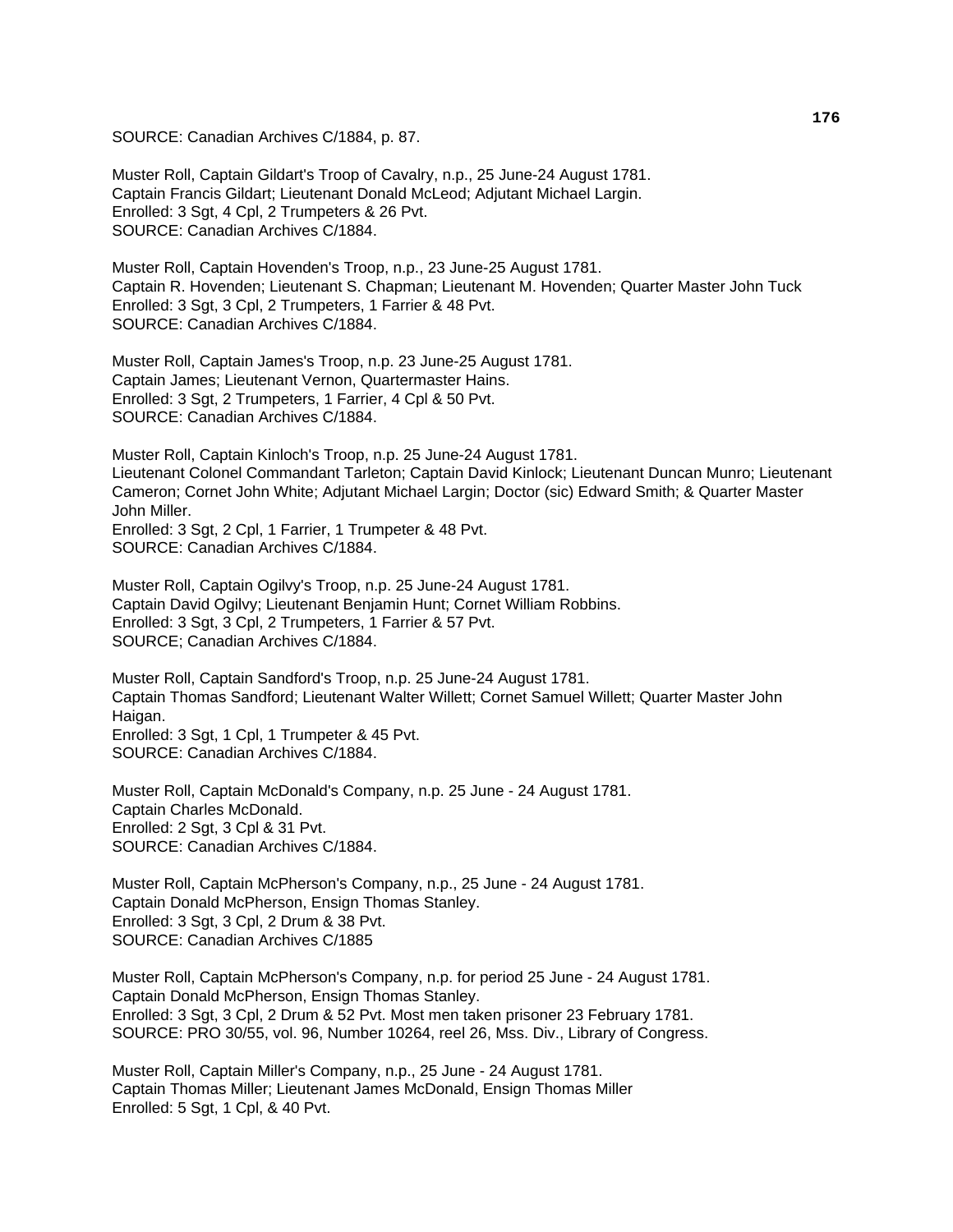SOURCE: Canadian Archives C/1884, p. 87.

Muster Roll, Captain Gildart's Troop of Cavalry, n.p., 25 June-24 August 1781.
Captain Francis Gildart; Lieutenant Donald McLeod; Adjutant Michael Largin.
Enrolled: 3 Sgt, 4 Cpl, 2 Trumpeters & 26 Pvt.
SOURCE: Canadian Archives C/1884.

Muster Roll, Captain Hovenden's Troop, n.p., 23 June-25 August 1781.
Captain R. Hovenden; Lieutenant S. Chapman; Lieutenant M. Hovenden; Quarter Master John Tuck
Enrolled: 3 Sgt, 3 Cpl, 2 Trumpeters, 1 Farrier & 48 Pvt.
SOURCE: Canadian Archives C/1884.

Muster Roll, Captain James's Troop, n.p. 23 June-25 August 1781.
Captain James; Lieutenant Vernon, Quartermaster Hains.
Enrolled: 3 Sgt, 2 Trumpeters, 1 Farrier, 4 Cpl & 50 Pvt.
SOURCE: Canadian Archives C/1884.

Muster Roll, Captain Kinloch's Troop, n.p. 25 June-24 August 1781.
Lieutenant Colonel Commandant Tarleton; Captain David Kinlock; Lieutenant Duncan Munro; Lieutenant Cameron; Cornet John White; Adjutant Michael Largin; Doctor (sic) Edward Smith; & Quarter Master John Miller.
Enrolled: 3 Sgt, 2 Cpl, 1 Farrier, 1 Trumpeter & 48 Pvt.
SOURCE: Canadian Archives C/1884.

Muster Roll, Captain Ogilvy's Troop, n.p. 25 June-24 August 1781.
Captain David Ogilvy; Lieutenant Benjamin Hunt; Cornet William Robbins.
Enrolled: 3 Sgt, 3 Cpl, 2 Trumpeters, 1 Farrier & 57 Pvt.
SOURCE; Canadian Archives C/1884.

Muster Roll, Captain Sandford's Troop, n.p. 25 June-24 August 1781.
Captain Thomas Sandford; Lieutenant Walter Willett; Cornet Samuel Willett; Quarter Master John Haigan.
Enrolled: 3 Sgt, 1 Cpl, 1 Trumpeter & 45 Pvt.
SOURCE: Canadian Archives C/1884.

Muster Roll, Captain McDonald's Company, n.p. 25 June - 24 August 1781.
Captain Charles McDonald.
Enrolled: 2 Sgt, 3 Cpl & 31 Pvt.
SOURCE: Canadian Archives C/1884.

Muster Roll, Captain McPherson's Company, n.p., 25 June - 24 August 1781.
Captain Donald McPherson, Ensign Thomas Stanley.
Enrolled: 3 Sgt, 3 Cpl, 2 Drum & 38 Pvt.
SOURCE: Canadian Archives C/1885

Muster Roll, Captain McPherson's Company, n.p. for period 25 June - 24 August 1781.
Captain Donald McPherson, Ensign Thomas Stanley.
Enrolled: 3 Sgt, 3 Cpl, 2 Drum & 52 Pvt. Most men taken prisoner 23 February 1781.
SOURCE: PRO 30/55, vol. 96, Number 10264, reel 26, Mss. Div., Library of Congress.

Muster Roll, Captain Miller's Company, n.p., 25 June - 24 August 1781.
Captain Thomas Miller; Lieutenant James McDonald, Ensign Thomas Miller
Enrolled: 5 Sgt, 1 Cpl, & 40 Pvt.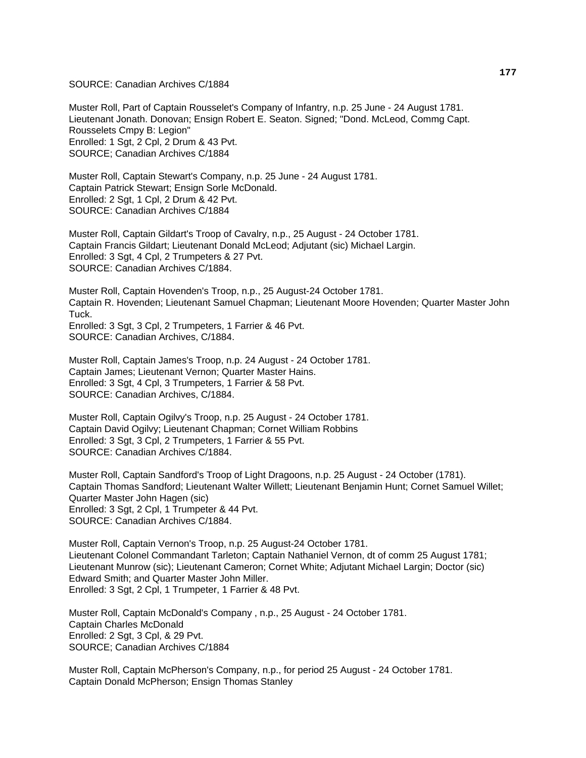SOURCE: Canadian Archives C/1884

Muster Roll, Part of Captain Rousselet's Company of Infantry, n.p. 25 June - 24 August 1781.
Lieutenant Jonath. Donovan; Ensign Robert E. Seaton. Signed; "Dond. McLeod, Commg Capt. Rousselets Cmpy B: Legion"
Enrolled: 1 Sgt, 2 Cpl, 2 Drum & 43 Pvt.
SOURCE; Canadian Archives C/1884

Muster Roll, Captain Stewart's Company, n.p. 25 June - 24 August 1781.
Captain Patrick Stewart; Ensign Sorle McDonald.
Enrolled: 2 Sgt, 1 Cpl, 2 Drum & 42 Pvt.
SOURCE: Canadian Archives C/1884

Muster Roll, Captain Gildart's Troop of Cavalry, n.p., 25 August - 24 October 1781.
Captain Francis Gildart; Lieutenant Donald McLeod; Adjutant (sic) Michael Largin.
Enrolled: 3 Sgt, 4 Cpl, 2 Trumpeters & 27 Pvt.
SOURCE: Canadian Archives C/1884.

Muster Roll, Captain Hovenden's Troop, n.p., 25 August-24 October 1781.
Captain R. Hovenden; Lieutenant Samuel Chapman; Lieutenant Moore Hovenden; Quarter Master John Tuck.
Enrolled: 3 Sgt, 3 Cpl, 2 Trumpeters, 1 Farrier & 46 Pvt.
SOURCE: Canadian Archives, C/1884.

Muster Roll, Captain James's Troop, n.p. 24 August - 24 October 1781.
Captain James; Lieutenant Vernon; Quarter Master Hains.
Enrolled: 3 Sgt, 4 Cpl, 3 Trumpeters, 1 Farrier & 58 Pvt.
SOURCE: Canadian Archives, C/1884.

Muster Roll, Captain Ogilvy's Troop, n.p. 25 August - 24 October 1781.
Captain David Ogilvy; Lieutenant Chapman; Cornet William Robbins
Enrolled: 3 Sgt, 3 Cpl, 2 Trumpeters, 1 Farrier & 55 Pvt.
SOURCE: Canadian Archives C/1884.

Muster Roll, Captain Sandford's Troop of Light Dragoons, n.p. 25 August - 24 October (1781).
Captain Thomas Sandford; Lieutenant Walter Willett; Lieutenant Benjamin Hunt; Cornet Samuel Willet; Quarter Master John Hagen (sic)
Enrolled: 3 Sgt, 2 Cpl, 1 Trumpeter & 44 Pvt.
SOURCE: Canadian Archives C/1884.

Muster Roll, Captain Vernon's Troop, n.p. 25 August-24 October 1781.
Lieutenant Colonel Commandant Tarleton; Captain Nathaniel Vernon, dt of comm 25 August 1781; Lieutenant Munrow (sic); Lieutenant Cameron; Cornet White; Adjutant Michael Largin; Doctor (sic) Edward Smith; and Quarter Master John Miller.
Enrolled: 3 Sgt, 2 Cpl, 1 Trumpeter, 1 Farrier & 48 Pvt.

Muster Roll, Captain McDonald's Company , n.p., 25 August - 24 October 1781.
Captain Charles McDonald
Enrolled: 2 Sgt, 3 Cpl, & 29 Pvt.
SOURCE; Canadian Archives C/1884

Muster Roll, Captain McPherson's Company, n.p., for period 25 August - 24 October 1781.
Captain Donald McPherson; Ensign Thomas Stanley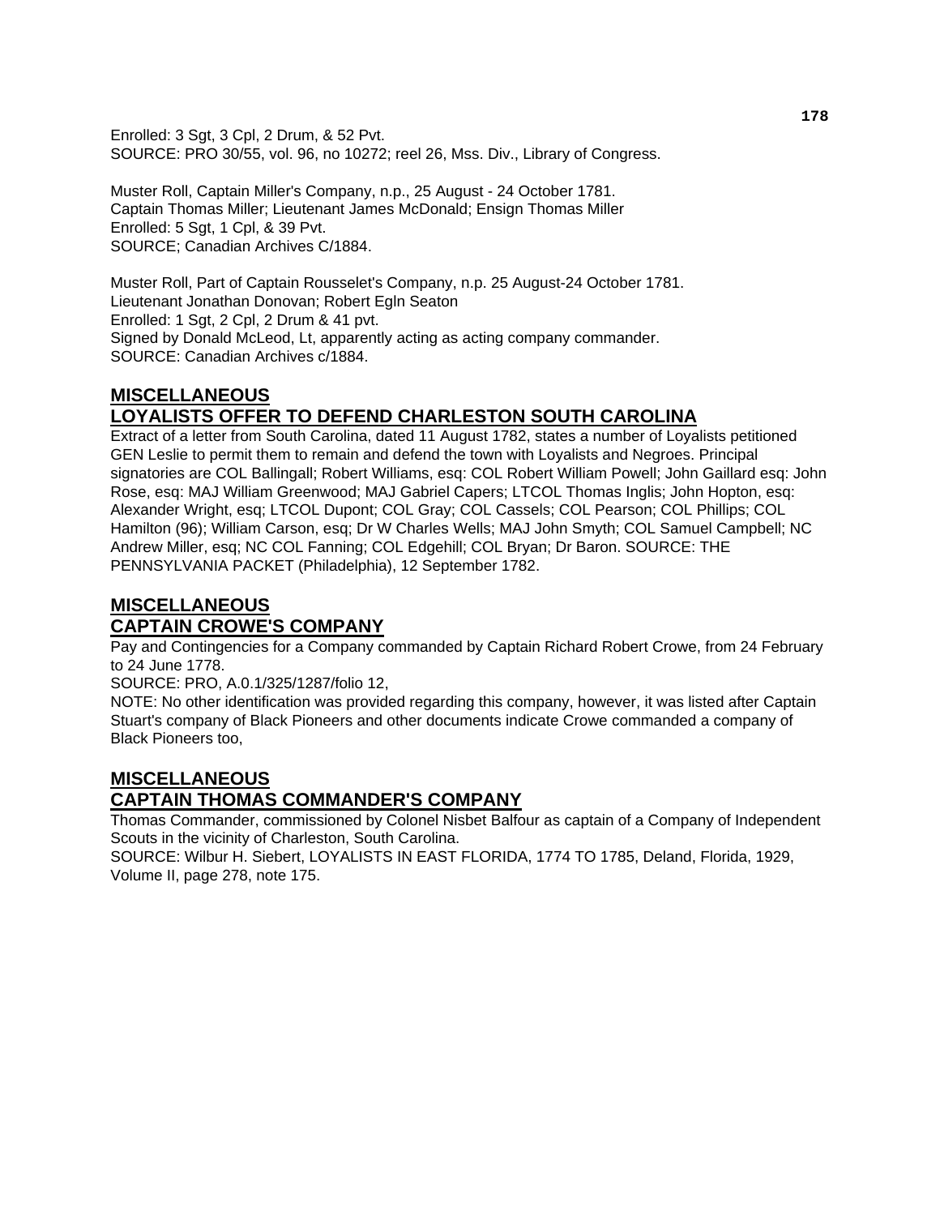Enrolled: 3 Sgt, 3 Cpl, 2 Drum, & 52 Pvt.
SOURCE: PRO 30/55, vol. 96, no 10272; reel 26, Mss. Div., Library of Congress.

Muster Roll, Captain Miller's Company, n.p., 25 August - 24 October 1781.
Captain Thomas Miller; Lieutenant James McDonald; Ensign Thomas Miller
Enrolled: 5 Sgt, 1 Cpl, & 39 Pvt.
SOURCE; Canadian Archives C/1884.

Muster Roll, Part of Captain Rousselet's Company, n.p. 25 August-24 October 1781.
Lieutenant Jonathan Donovan; Robert Egln Seaton
Enrolled: 1 Sgt, 2 Cpl, 2 Drum & 41 pvt.
Signed by Donald McLeod, Lt, apparently acting as acting company commander.
SOURCE: Canadian Archives c/1884.

## MISCELLANEOUS
## LOYALISTS OFFER TO DEFEND CHARLESTON SOUTH CAROLINA

Extract of a letter from South Carolina, dated 11 August 1782, states a number of Loyalists petitioned GEN Leslie to permit them to remain and defend the town with Loyalists and Negroes. Principal signatories are COL Ballingall; Robert Williams, esq: COL Robert William Powell; John Gaillard esq: John Rose, esq: MAJ William Greenwood; MAJ Gabriel Capers; LTCOL Thomas Inglis; John Hopton, esq: Alexander Wright, esq; LTCOL Dupont; COL Gray; COL Cassels; COL Pearson; COL Phillips; COL Hamilton (96); William Carson, esq; Dr W Charles Wells; MAJ John Smyth; COL Samuel Campbell; NC Andrew Miller, esq; NC COL Fanning; COL Edgehill; COL Bryan; Dr Baron. SOURCE: THE PENNSYLVANIA PACKET (Philadelphia), 12 September 1782.

## MISCELLANEOUS
## CAPTAIN CROWE'S COMPANY

Pay and Contingencies for a Company commanded by Captain Richard Robert Crowe, from 24 February to 24 June 1778.
SOURCE: PRO, A.0.1/325/1287/folio 12,
NOTE: No other identification was provided regarding this company, however, it was listed after Captain Stuart's company of Black Pioneers and other documents indicate Crowe commanded a company of Black Pioneers too,

## MISCELLANEOUS
## CAPTAIN THOMAS COMMANDER'S COMPANY

Thomas Commander, commissioned by Colonel Nisbet Balfour as captain of a Company of Independent Scouts in the vicinity of Charleston, South Carolina.
SOURCE: Wilbur H. Siebert, LOYALISTS IN EAST FLORIDA, 1774 TO 1785, Deland, Florida, 1929, Volume II, page 278, note 175.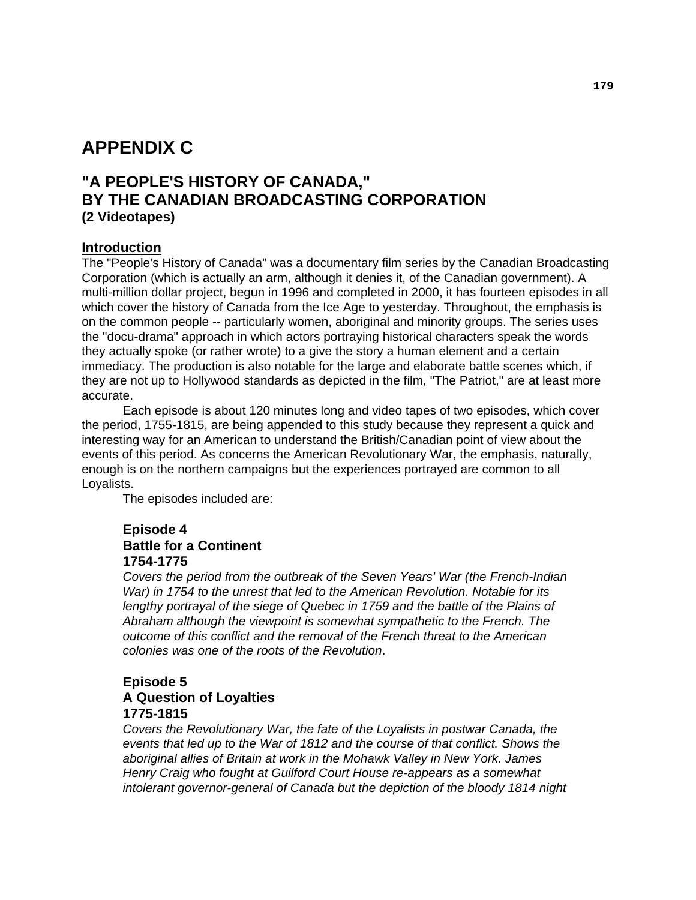# APPENDIX C

## "A PEOPLE'S HISTORY OF CANADA," BY THE CANADIAN BROADCASTING CORPORATION
### (2 Videotapes)

**Introduction**

The "People's History of Canada" was a documentary film series by the Canadian Broadcasting Corporation (which is actually an arm, although it denies it, of the Canadian government). A multi-million dollar project, begun in 1996 and completed in 2000, it has fourteen episodes in all which cover the history of Canada from the Ice Age to yesterday. Throughout, the emphasis is on the common people -- particularly women, aboriginal and minority groups. The series uses the "docu-drama" approach in which actors portraying historical characters speak the words they actually spoke (or rather wrote) to a give the story a human element and a certain immediacy. The production is also notable for the large and elaborate battle scenes which, if they are not up to Hollywood standards as depicted in the film, "The Patriot," are at least more accurate.

Each episode is about 120 minutes long and video tapes of two episodes, which cover the period, 1755-1815, are being appended to this study because they represent a quick and interesting way for an American to understand the British/Canadian point of view about the events of this period. As concerns the American Revolutionary War, the emphasis, naturally, enough is on the northern campaigns but the experiences portrayed are common to all Loyalists.

The episodes included are:

**Episode 4**
**Battle for a Continent**
**1754-1775**

*Covers the period from the outbreak of the Seven Years' War (the French-Indian War) in 1754 to the unrest that led to the American Revolution. Notable for its lengthy portrayal of the siege of Quebec in 1759 and the battle of the Plains of Abraham although the viewpoint is somewhat sympathetic to the French. The outcome of this conflict and the removal of the French threat to the American colonies was one of the roots of the Revolution*.

**Episode 5**
**A Question of Loyalties**
**1775-1815**

*Covers the Revolutionary War, the fate of the Loyalists in postwar Canada, the events that led up to the War of 1812 and the course of that conflict. Shows the aboriginal allies of Britain at work in the Mohawk Valley in New York. James Henry Craig who fought at Guilford Court House re-appears as a somewhat intolerant governor-general of Canada but the depiction of the bloody 1814 night*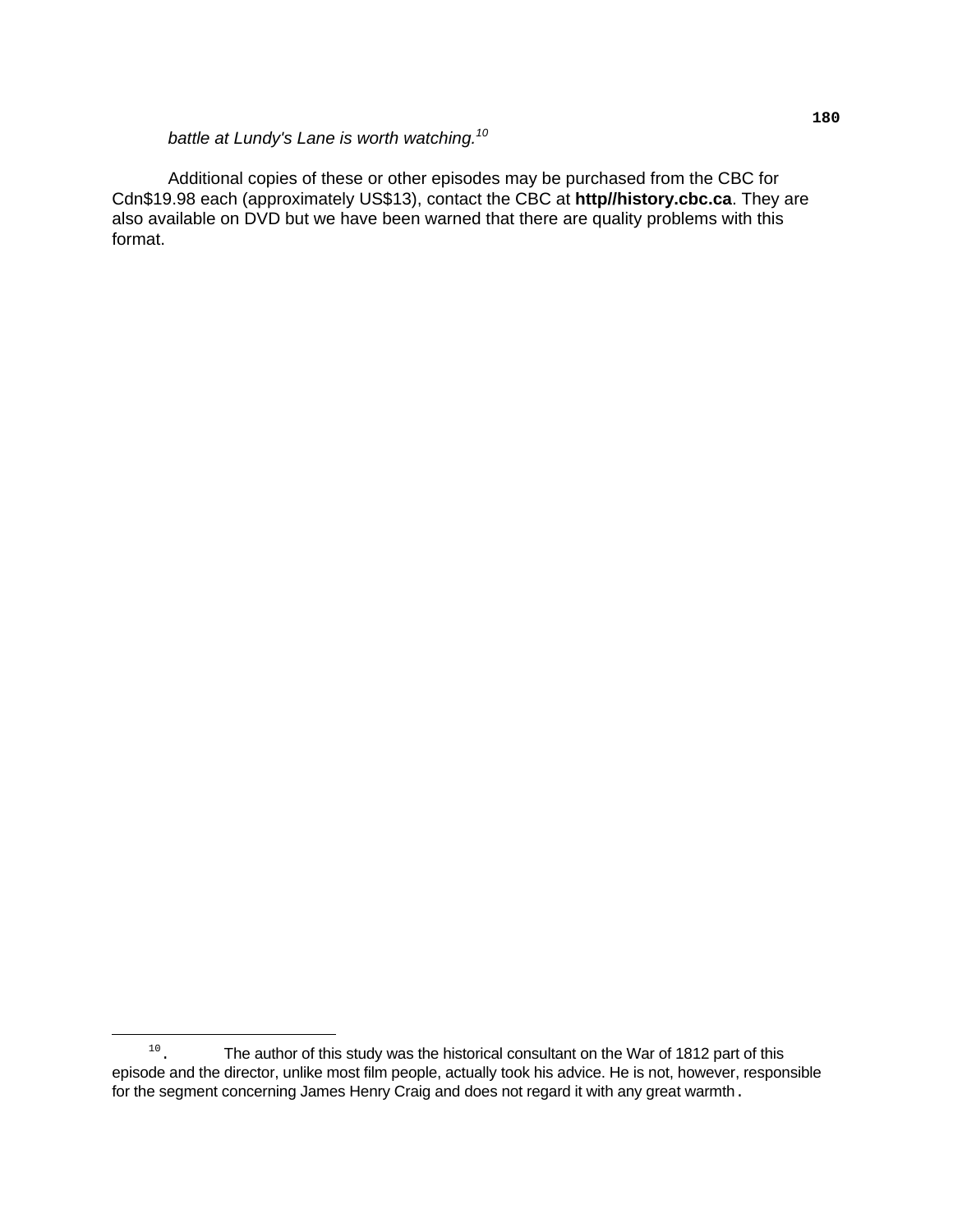*battle at Lundy's Lane is worth watching.*[10]

Additional copies of these or other episodes may be purchased from the CBC for Cdn$19.98 each (approximately US$13), contact the CBC at **http//history.cbc.ca**. They are also available on DVD but we have been warned that there are quality problems with this format.

---

[10]. The author of this study was the historical consultant on the War of 1812 part of this episode and the director, unlike most film people, actually took his advice. He is not, however, responsible for the segment concerning James Henry Craig and does not regard it with any great warmth.